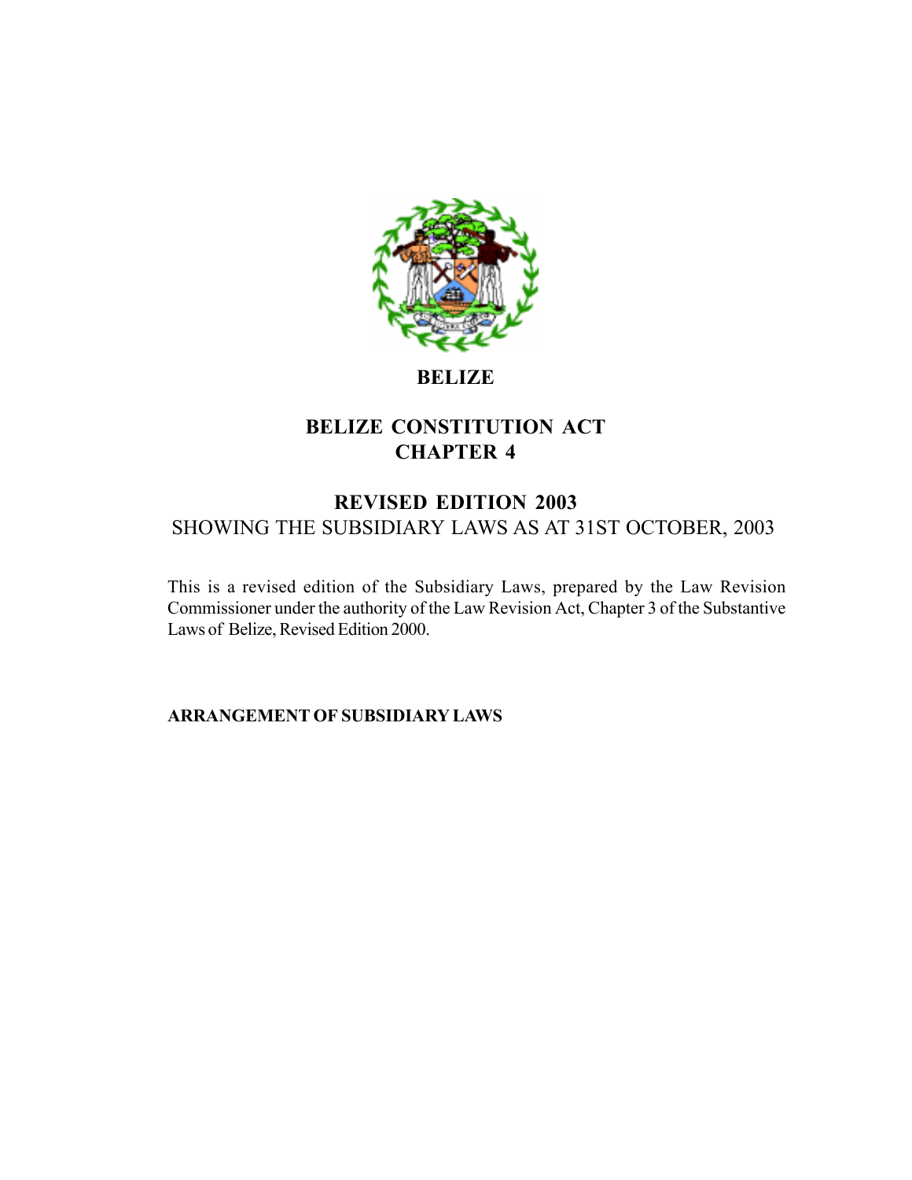**BELIZE**

# BELIZE CONSTITUTION ACT
# CHAPTER 4

## REVISED EDITION 2003

SHOWING THE SUBSIDIARY LAWS AS AT 31ST OCTOBER, 2003

This is a revised edition of the Subsidiary Laws, prepared by the Law Revision Commissioner under the authority of the Law Revision Act, Chapter 3 of the Substantive Laws of Belize, Revised Edition 2000.

**ARRANGEMENT OF SUBSIDIARY LAWS**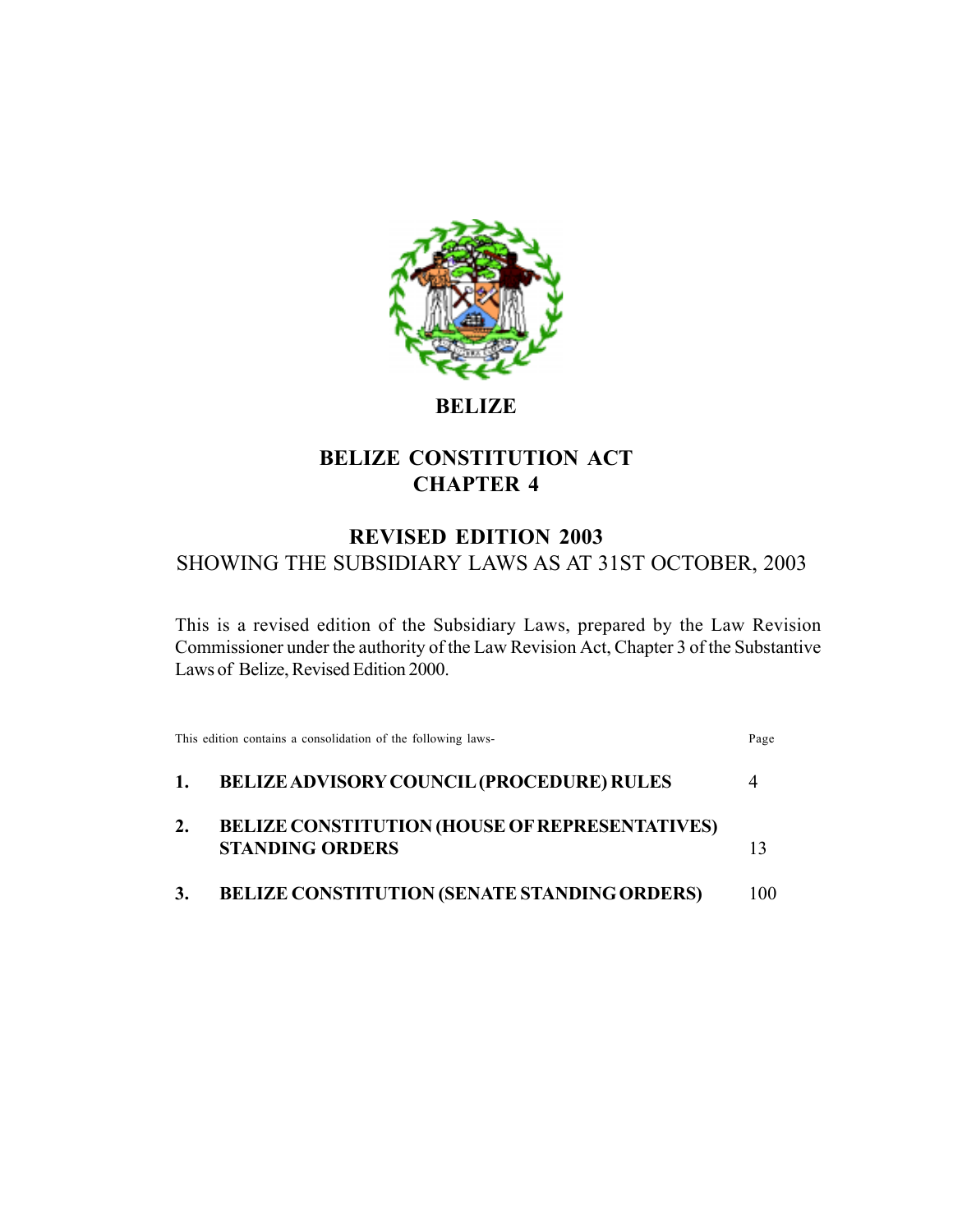# BELIZE

## BELIZE CONSTITUTION ACT
## CHAPTER 4

## REVISED EDITION 2003

SHOWING THE SUBSIDIARY LAWS AS AT 31ST OCTOBER, 2003

This is a revised edition of the Subsidiary Laws, prepared by the Law Revision Commissioner under the authority of the Law Revision Act, Chapter 3 of the Substantive Laws of Belize, Revised Edition 2000.

| This edition contains a consolidation of the following laws- | | Page |
|---|---|---|
| **1.** | **BELIZE ADVISORY COUNCIL (PROCEDURE) RULES** | 4 |
| **2.** | **BELIZE CONSTITUTION (HOUSE OF REPRESENTATIVES) STANDING ORDERS** | 13 |
| **3.** | **BELIZE CONSTITUTION (SENATE STANDING ORDERS)** | 100 |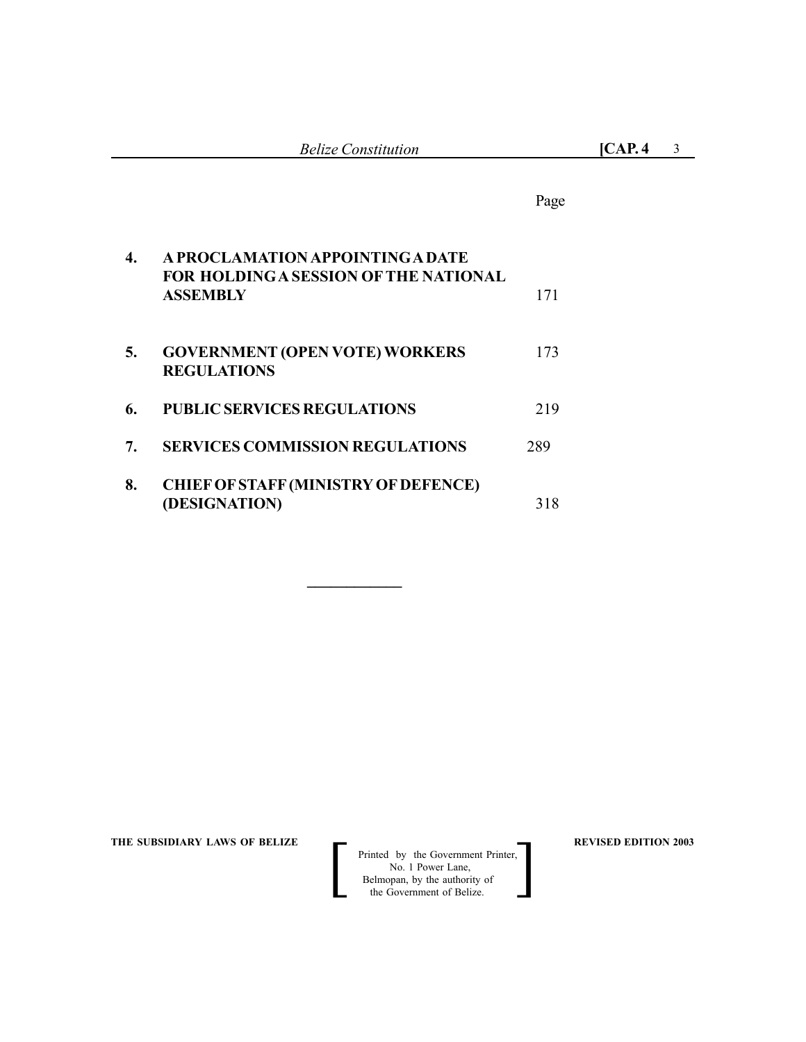| | | Page |
|---|---|---|
| **4.** | **A PROCLAMATION APPOINTING A DATE FOR HOLDING A SESSION OF THE NATIONAL ASSEMBLY** | 171 |
| **5.** | **GOVERNMENT (OPEN VOTE) WORKERS REGULATIONS** | 173 |
| **6.** | **PUBLIC SERVICES REGULATIONS** | 219 |
| **7.** | **SERVICES COMMISSION REGULATIONS** | 289 |
| **8.** | **CHIEF OF STAFF (MINISTRY OF DEFENCE) (DESIGNATION)** | 318 |

---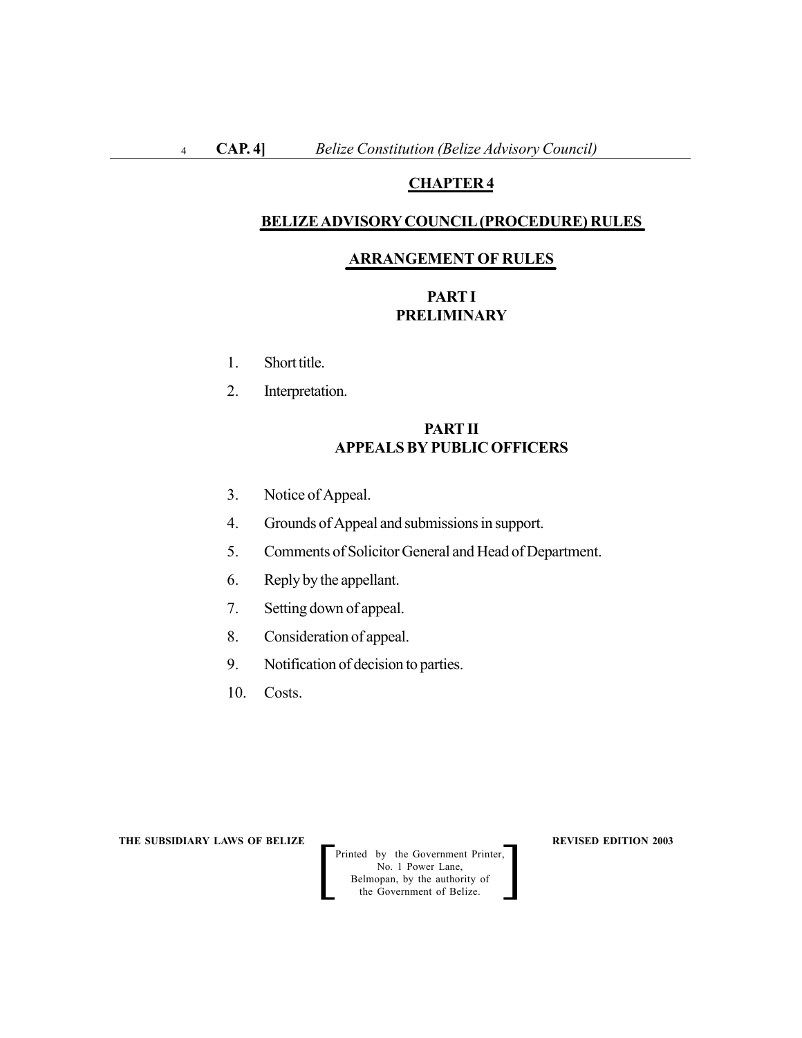# CHAPTER 4

## BELIZE ADVISORY COUNCIL (PROCEDURE) RULES

## ARRANGEMENT OF RULES

### PART I
### PRELIMINARY

1. Short title.
2. Interpretation.

### PART II
### APPEALS BY PUBLIC OFFICERS

3. Notice of Appeal.
4. Grounds of Appeal and submissions in support.
5. Comments of Solicitor General and Head of Department.
6. Reply by the appellant.
7. Setting down of appeal.
8. Consideration of appeal.
9. Notification of decision to parties.
10. Costs.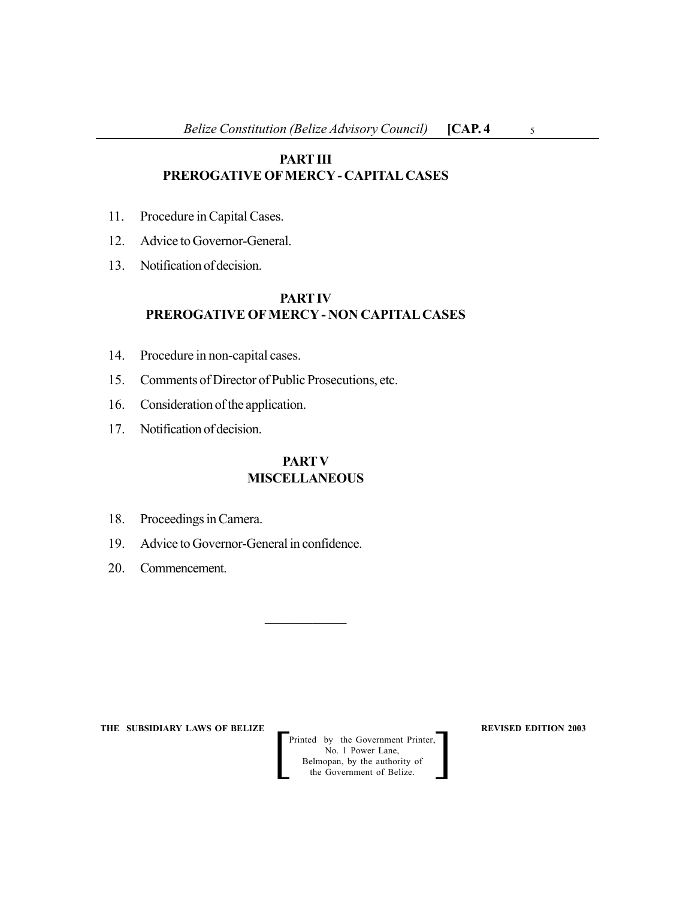## PART III
## PREROGATIVE OF MERCY - CAPITAL CASES

11. Procedure in Capital Cases.
12. Advice to Governor-General.
13. Notification of decision.

## PART IV
## PREROGATIVE OF MERCY - NON CAPITAL CASES

14. Procedure in non-capital cases.
15. Comments of Director of Public Prosecutions, etc.
16. Consideration of the application.
17. Notification of decision.

## PART V
## MISCELLANEOUS

18. Proceedings in Camera.
19. Advice to Governor-General in confidence.
20. Commencement.

---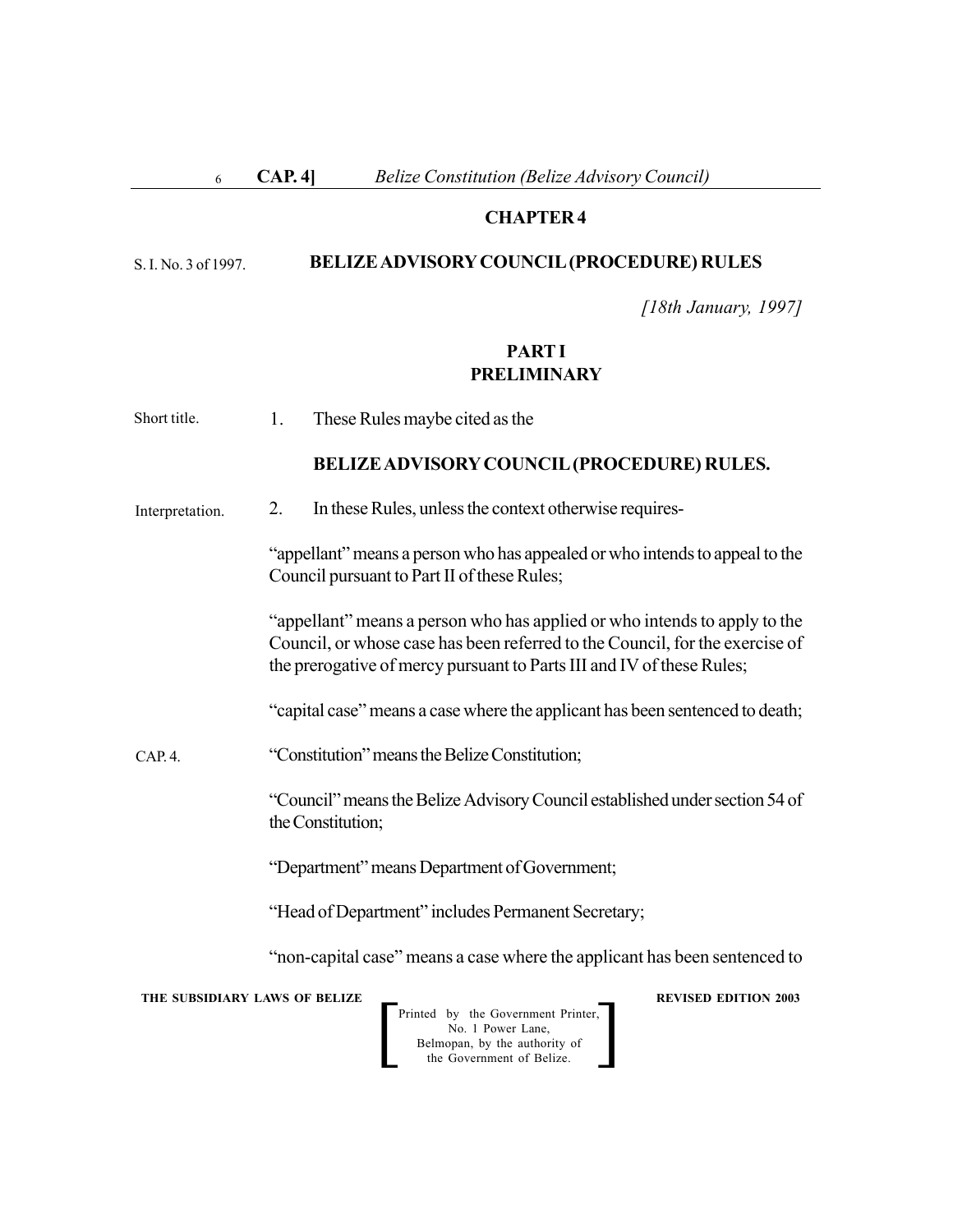## CHAPTER 4

S. I. No. 3 of 1997.

## BELIZE ADVISORY COUNCIL (PROCEDURE) RULES

*[18th January, 1997]*

### PART I
### PRELIMINARY

Short title.

1. These Rules maybe cited as the

**BELIZE ADVISORY COUNCIL (PROCEDURE) RULES.**

Interpretation.

2. In these Rules, unless the context otherwise requires-

"appellant" means a person who has appealed or who intends to appeal to the Council pursuant to Part II of these Rules;

"appellant" means a person who has applied or who intends to apply to the Council, or whose case has been referred to the Council, for the exercise of the prerogative of mercy pursuant to Parts III and IV of these Rules;

"capital case" means a case where the applicant has been sentenced to death;

CAP. 4.

"Constitution" means the Belize Constitution;

"Council" means the Belize Advisory Council established under section 54 of the Constitution;

"Department" means Department of Government;

"Head of Department" includes Permanent Secretary;

"non-capital case" means a case where the applicant has been sentenced to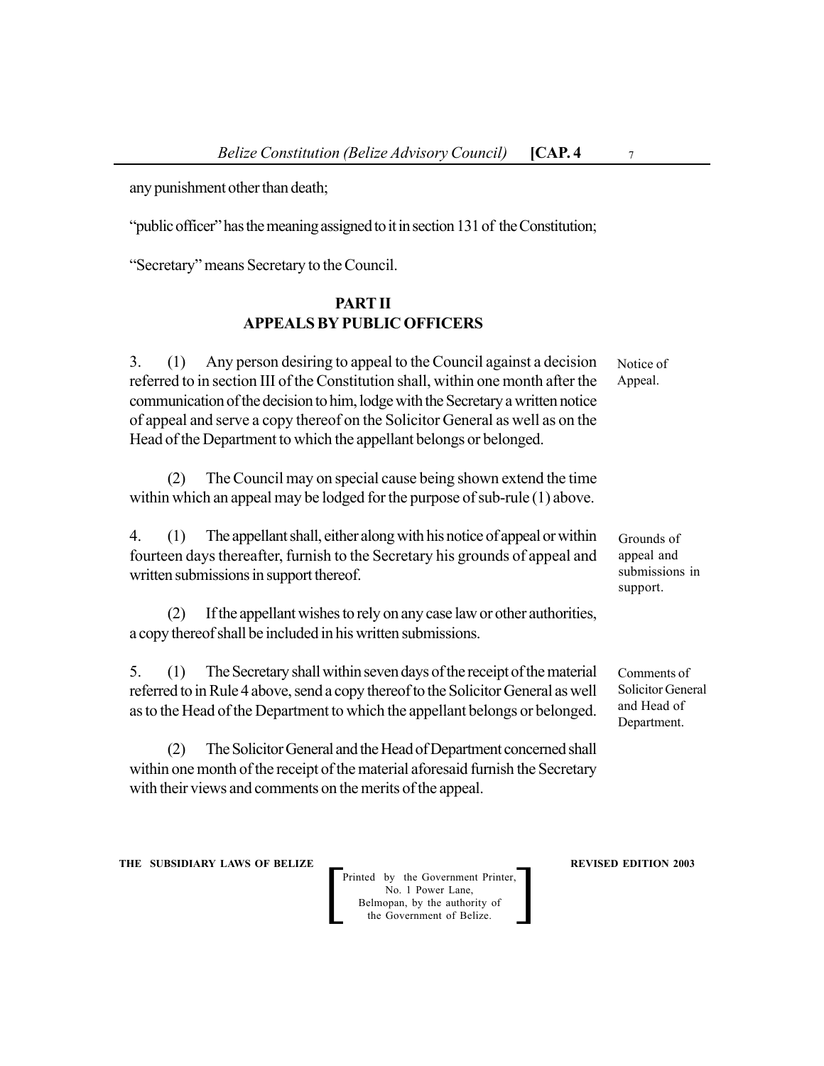any punishment other than death;

"public officer" has the meaning assigned to it in section 131 of the Constitution;

"Secretary" means Secretary to the Council.

## PART II
## APPEALS BY PUBLIC OFFICERS

Notice of Appeal.

3. (1) Any person desiring to appeal to the Council against a decision referred to in section III of the Constitution shall, within one month after the communication of the decision to him, lodge with the Secretary a written notice of appeal and serve a copy thereof on the Solicitor General as well as on the Head of the Department to which the appellant belongs or belonged.

(2) The Council may on special cause being shown extend the time within which an appeal may be lodged for the purpose of sub-rule (1) above.

Grounds of appeal and submissions in support.

4. (1) The appellant shall, either along with his notice of appeal or within fourteen days thereafter, furnish to the Secretary his grounds of appeal and written submissions in support thereof.

(2) If the appellant wishes to rely on any case law or other authorities, a copy thereof shall be included in his written submissions.

Comments of Solicitor General and Head of Department.

5. (1) The Secretary shall within seven days of the receipt of the material referred to in Rule 4 above, send a copy thereof to the Solicitor General as well as to the Head of the Department to which the appellant belongs or belonged.

(2) The Solicitor General and the Head of Department concerned shall within one month of the receipt of the material aforesaid furnish the Secretary with their views and comments on the merits of the appeal.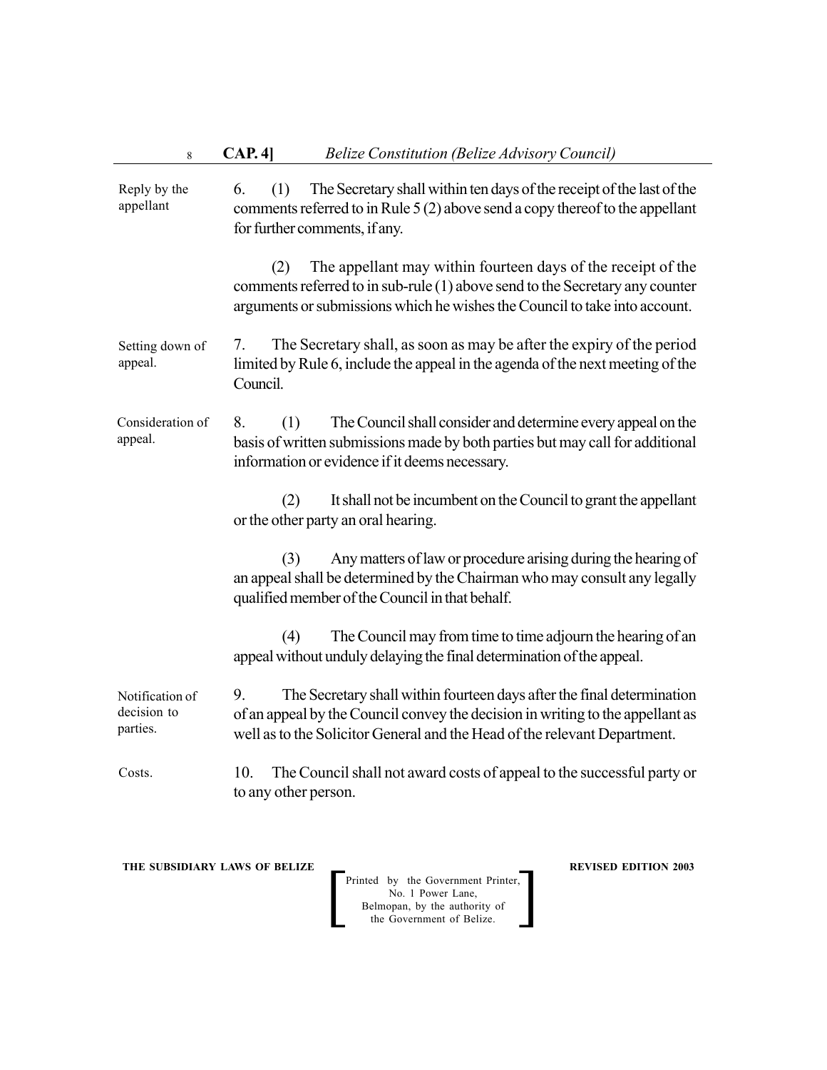Reply by the appellant

6. (1) The Secretary shall within ten days of the receipt of the last of the comments referred to in Rule 5 (2) above send a copy thereof to the appellant for further comments, if any.

(2) The appellant may within fourteen days of the receipt of the comments referred to in sub-rule (1) above send to the Secretary any counter arguments or submissions which he wishes the Council to take into account.

Setting down of appeal.

7. The Secretary shall, as soon as may be after the expiry of the period limited by Rule 6, include the appeal in the agenda of the next meeting of the Council.

Consideration of appeal.

8. (1) The Council shall consider and determine every appeal on the basis of written submissions made by both parties but may call for additional information or evidence if it deems necessary.

(2) It shall not be incumbent on the Council to grant the appellant or the other party an oral hearing.

(3) Any matters of law or procedure arising during the hearing of an appeal shall be determined by the Chairman who may consult any legally qualified member of the Council in that behalf.

(4) The Council may from time to time adjourn the hearing of an appeal without unduly delaying the final determination of the appeal.

Notification of decision to parties.

9. The Secretary shall within fourteen days after the final determination of an appeal by the Council convey the decision in writing to the appellant as well as to the Solicitor General and the Head of the relevant Department.

Costs.

10. The Council shall not award costs of appeal to the successful party or to any other person.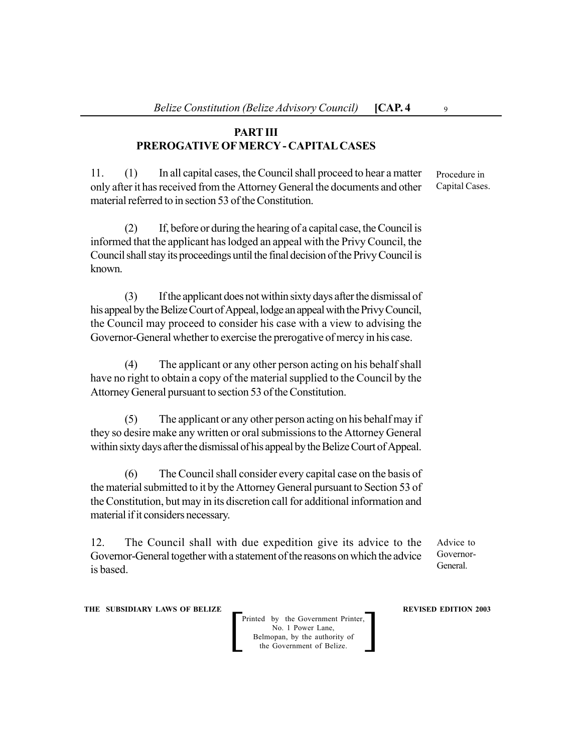## PART III
## PREROGATIVE OF MERCY - CAPITAL CASES

Procedure in Capital Cases.

11. (1) In all capital cases, the Council shall proceed to hear a matter only after it has received from the Attorney General the documents and other material referred to in section 53 of the Constitution.

(2) If, before or during the hearing of a capital case, the Council is informed that the applicant has lodged an appeal with the Privy Council, the Council shall stay its proceedings until the final decision of the Privy Council is known.

(3) If the applicant does not within sixty days after the dismissal of his appeal by the Belize Court of Appeal, lodge an appeal with the Privy Council, the Council may proceed to consider his case with a view to advising the Governor-General whether to exercise the prerogative of mercy in his case.

(4) The applicant or any other person acting on his behalf shall have no right to obtain a copy of the material supplied to the Council by the Attorney General pursuant to section 53 of the Constitution.

(5) The applicant or any other person acting on his behalf may if they so desire make any written or oral submissions to the Attorney General within sixty days after the dismissal of his appeal by the Belize Court of Appeal.

(6) The Council shall consider every capital case on the basis of the material submitted to it by the Attorney General pursuant to Section 53 of the Constitution, but may in its discretion call for additional information and material if it considers necessary.

Advice to Governor-General.

12. The Council shall with due expedition give its advice to the Governor-General together with a statement of the reasons on which the advice is based.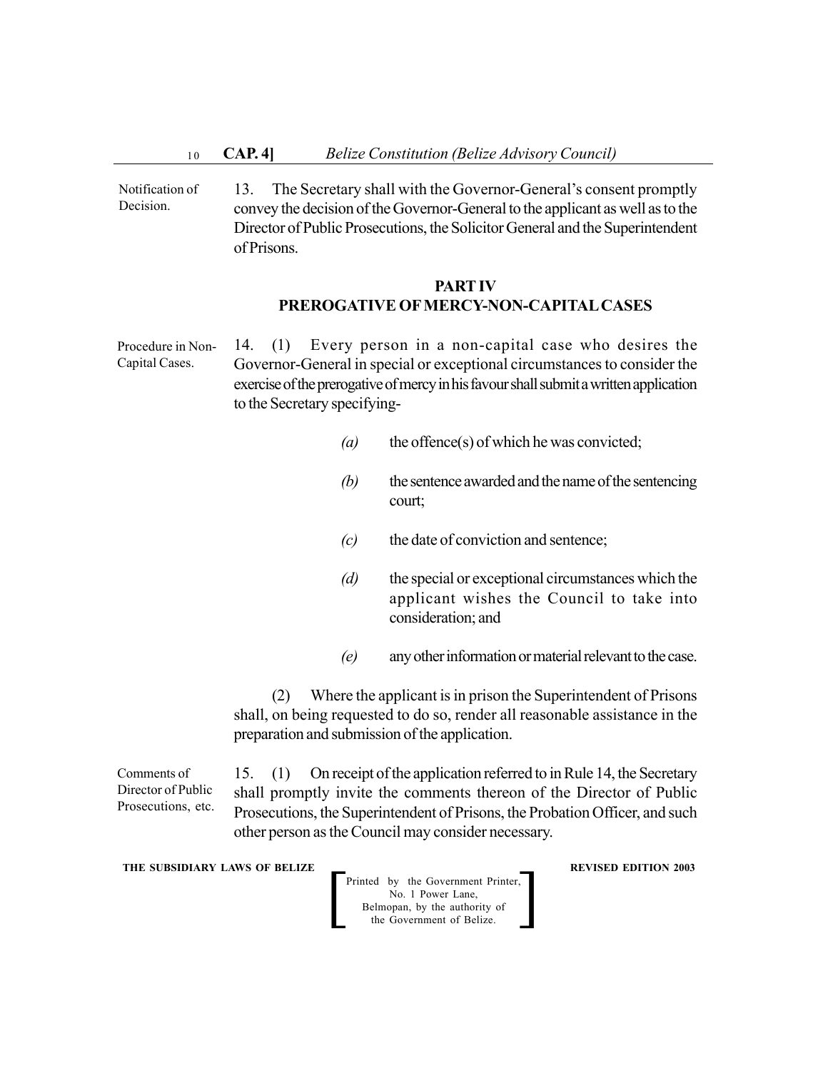Notification of Decision.

13. The Secretary shall with the Governor-General's consent promptly convey the decision of the Governor-General to the applicant as well as to the Director of Public Prosecutions, the Solicitor General and the Superintendent of Prisons.

## PART IV
## PREROGATIVE OF MERCY-NON-CAPITAL CASES

Procedure in Non-Capital Cases.

14. (1) Every person in a non-capital case who desires the Governor-General in special or exceptional circumstances to consider the exercise of the prerogative of mercy in his favour shall submit a written application to the Secretary specifying-

*(a)* the offence(s) of which he was convicted;

*(b)* the sentence awarded and the name of the sentencing court;

*(c)* the date of conviction and sentence;

*(d)* the special or exceptional circumstances which the applicant wishes the Council to take into consideration; and

*(e)* any other information or material relevant to the case.

(2) Where the applicant is in prison the Superintendent of Prisons shall, on being requested to do so, render all reasonable assistance in the preparation and submission of the application.

Comments of Director of Public Prosecutions, etc.

15. (1) On receipt of the application referred to in Rule 14, the Secretary shall promptly invite the comments thereon of the Director of Public Prosecutions, the Superintendent of Prisons, the Probation Officer, and such other person as the Council may consider necessary.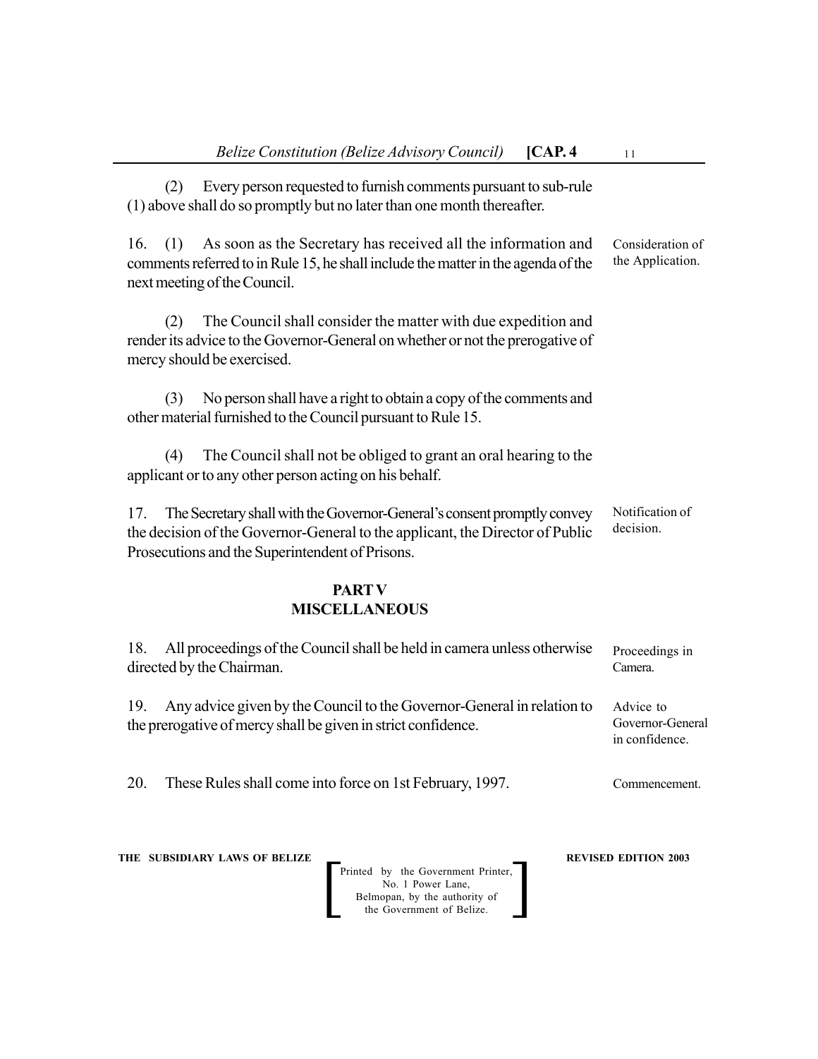(2) Every person requested to furnish comments pursuant to sub-rule (1) above shall do so promptly but no later than one month thereafter.

16. (1) As soon as the Secretary has received all the information and comments referred to in Rule 15, he shall include the matter in the agenda of the next meeting of the Council.

Consideration of the Application.

(2) The Council shall consider the matter with due expedition and render its advice to the Governor-General on whether or not the prerogative of mercy should be exercised.

(3) No person shall have a right to obtain a copy of the comments and other material furnished to the Council pursuant to Rule 15.

(4) The Council shall not be obliged to grant an oral hearing to the applicant or to any other person acting on his behalf.

17. The Secretary shall with the Governor-General's consent promptly convey the decision of the Governor-General to the applicant, the Director of Public Prosecutions and the Superintendent of Prisons.

Notification of decision.

## PART V
## MISCELLANEOUS

18. All proceedings of the Council shall be held in camera unless otherwise directed by the Chairman.

Proceedings in Camera.

19. Any advice given by the Council to the Governor-General in relation to the prerogative of mercy shall be given in strict confidence.

Advice to Governor-General in confidence.

20. These Rules shall come into force on 1st February, 1997.

Commencement.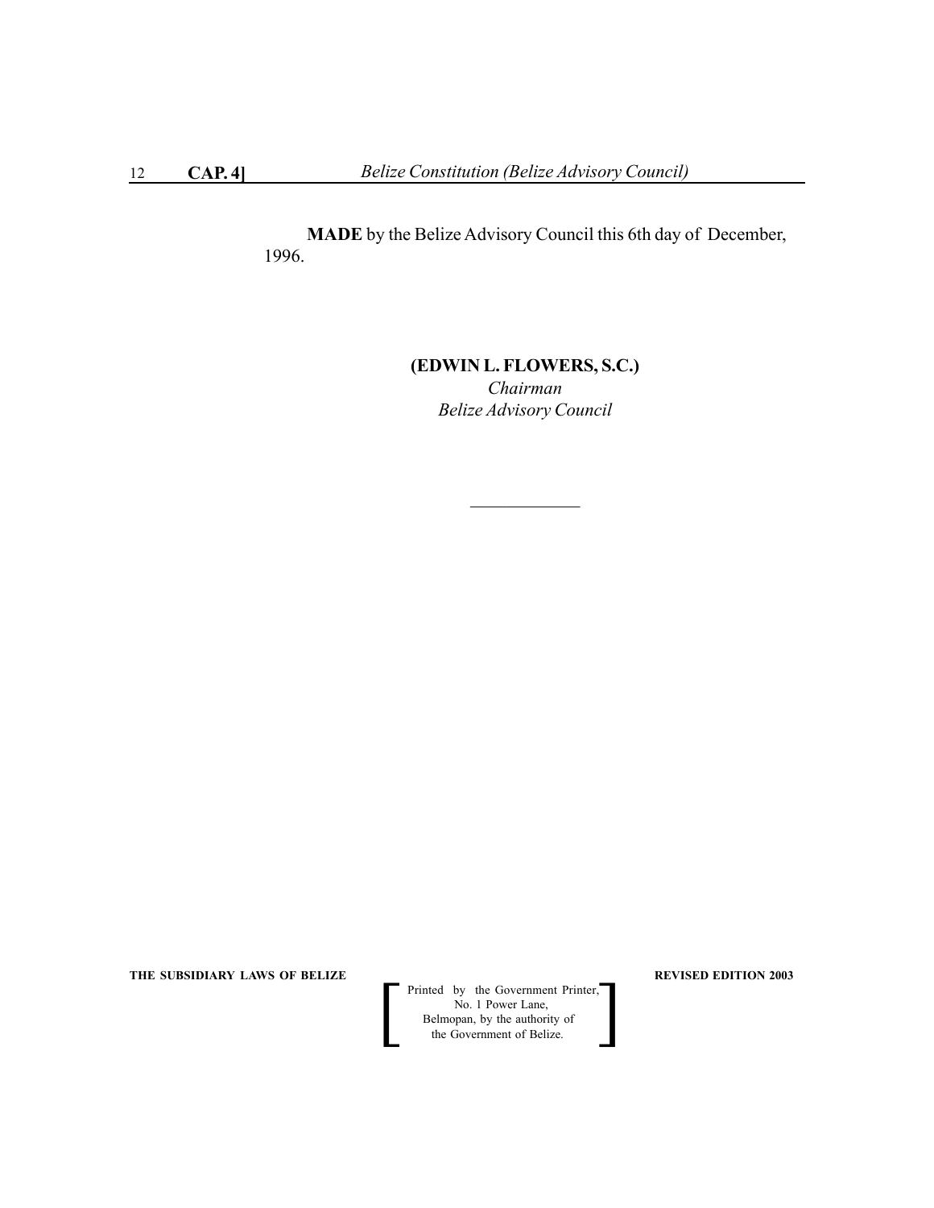**MADE** by the Belize Advisory Council this 6th day of December, 1996.

**(EDWIN L. FLOWERS, S.C.)**
*Chairman*
*Belize Advisory Council*

---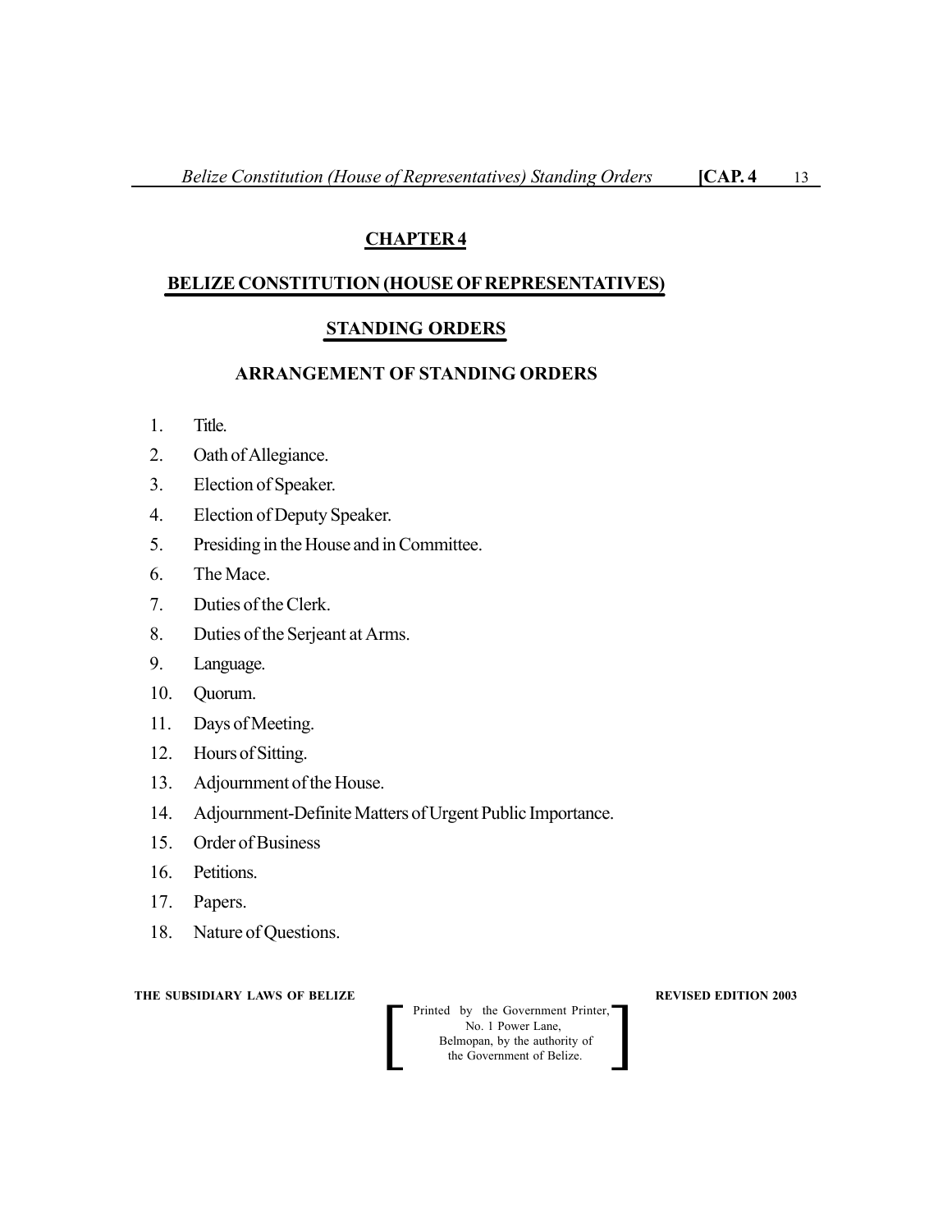## CHAPTER 4

## BELIZE CONSTITUTION (HOUSE OF REPRESENTATIVES)

## STANDING ORDERS

### ARRANGEMENT OF STANDING ORDERS

1. Title.
2. Oath of Allegiance.
3. Election of Speaker.
4. Election of Deputy Speaker.
5. Presiding in the House and in Committee.
6. The Mace.
7. Duties of the Clerk.
8. Duties of the Serjeant at Arms.
9. Language.
10. Quorum.
11. Days of Meeting.
12. Hours of Sitting.
13. Adjournment of the House.
14. Adjournment-Definite Matters of Urgent Public Importance.
15. Order of Business
16. Petitions.
17. Papers.
18. Nature of Questions.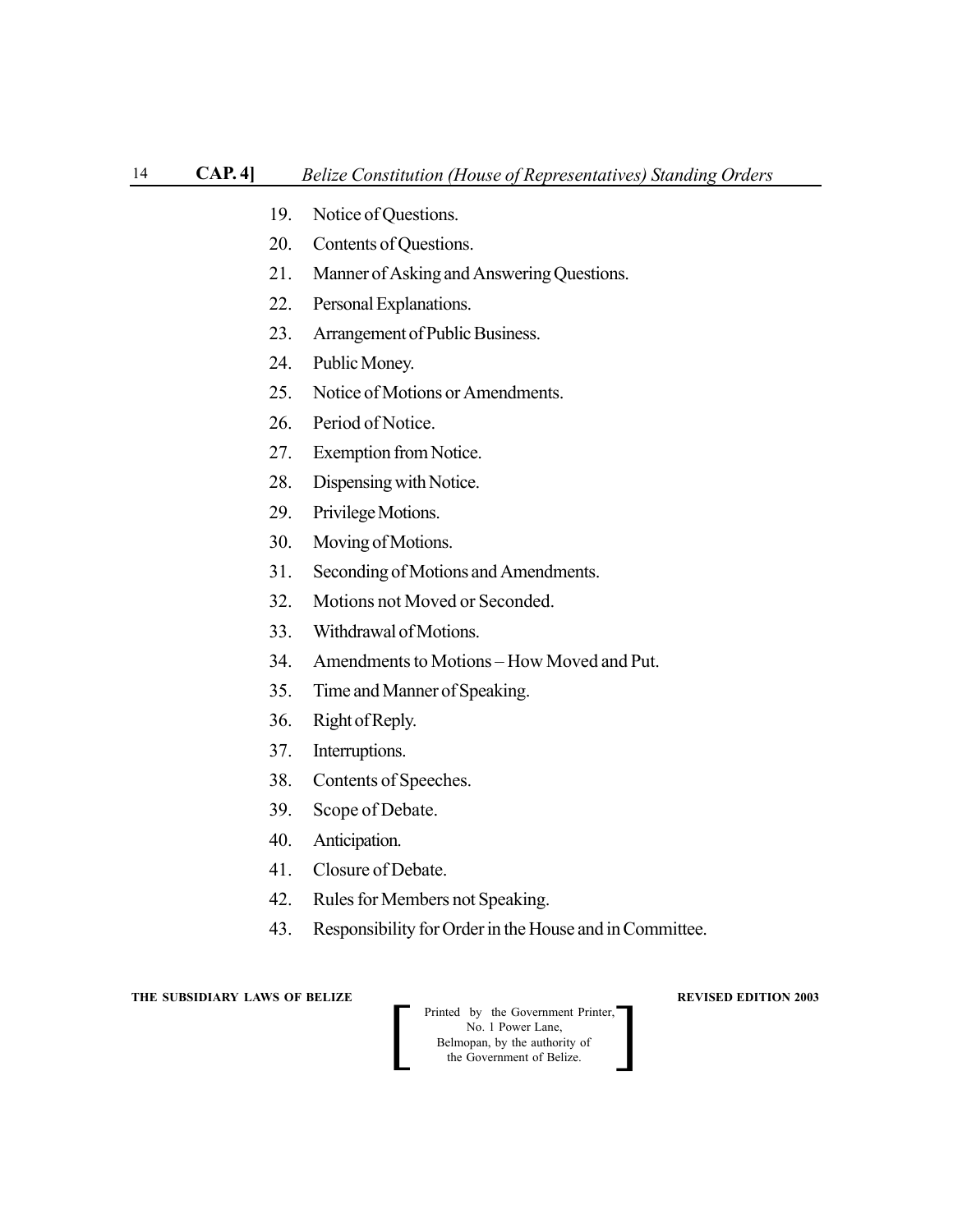19. Notice of Questions.
20. Contents of Questions.
21. Manner of Asking and Answering Questions.
22. Personal Explanations.
23. Arrangement of Public Business.
24. Public Money.
25. Notice of Motions or Amendments.
26. Period of Notice.
27. Exemption from Notice.
28. Dispensing with Notice.
29. Privilege Motions.
30. Moving of Motions.
31. Seconding of Motions and Amendments.
32. Motions not Moved or Seconded.
33. Withdrawal of Motions.
34. Amendments to Motions – How Moved and Put.
35. Time and Manner of Speaking.
36. Right of Reply.
37. Interruptions.
38. Contents of Speeches.
39. Scope of Debate.
40. Anticipation.
41. Closure of Debate.
42. Rules for Members not Speaking.
43. Responsibility for Order in the House and in Committee.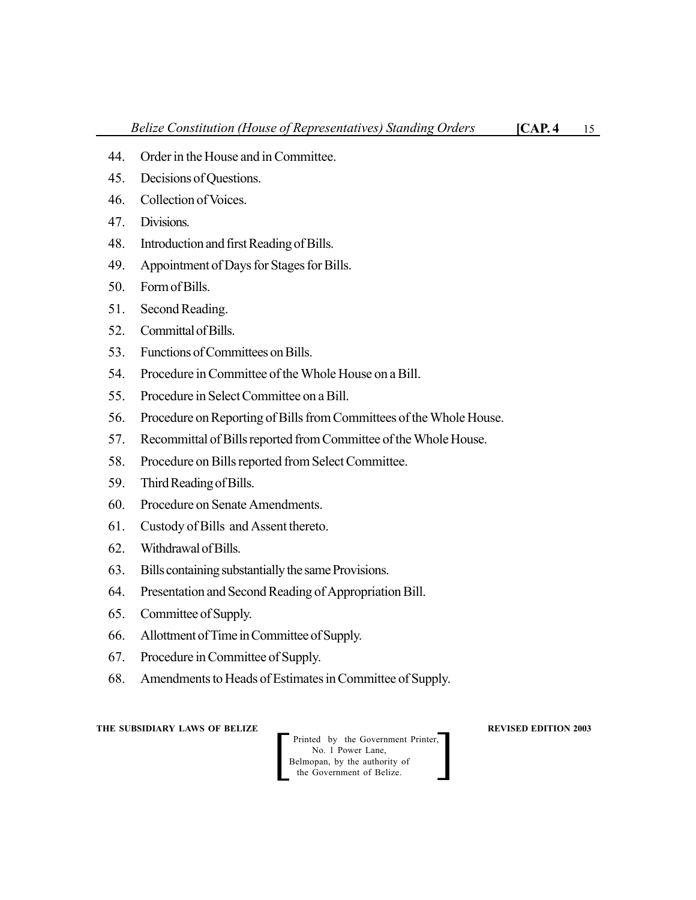44. Order in the House and in Committee.
45. Decisions of Questions.
46. Collection of Voices.
47. Divisions.
48. Introduction and first Reading of Bills.
49. Appointment of Days for Stages for Bills.
50. Form of Bills.
51. Second Reading.
52. Committal of Bills.
53. Functions of Committees on Bills.
54. Procedure in Committee of the Whole House on a Bill.
55. Procedure in Select Committee on a Bill.
56. Procedure on Reporting of Bills from Committees of the Whole House.
57. Recommittal of Bills reported from Committee of the Whole House.
58. Procedure on Bills reported from Select Committee.
59. Third Reading of Bills.
60. Procedure on Senate Amendments.
61. Custody of Bills and Assent thereto.
62. Withdrawal of Bills.
63. Bills containing substantially the same Provisions.
64. Presentation and Second Reading of Appropriation Bill.
65. Committee of Supply.
66. Allottment of Time in Committee of Supply.
67. Procedure in Committee of Supply.
68. Amendments to Heads of Estimates in Committee of Supply.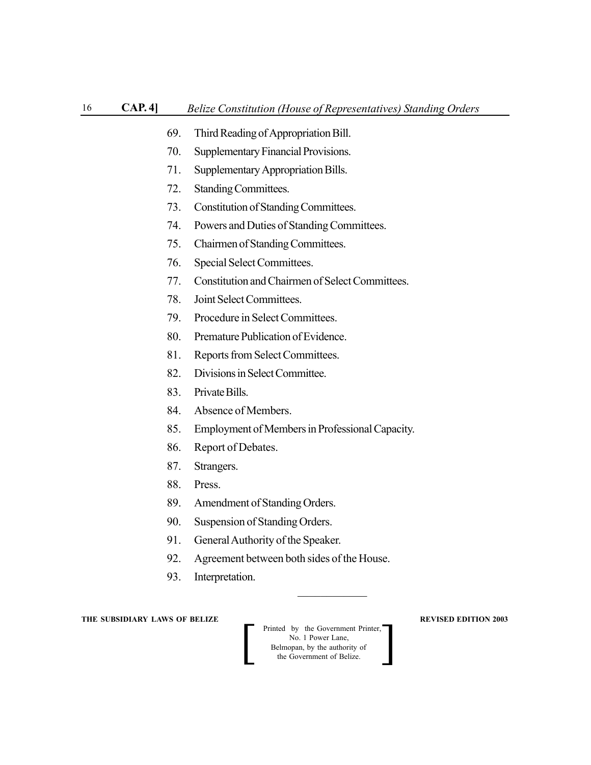69. Third Reading of Appropriation Bill.
70. Supplementary Financial Provisions.
71. Supplementary Appropriation Bills.
72. Standing Committees.
73. Constitution of Standing Committees.
74. Powers and Duties of Standing Committees.
75. Chairmen of Standing Committees.
76. Special Select Committees.
77. Constitution and Chairmen of Select Committees.
78. Joint Select Committees.
79. Procedure in Select Committees.
80. Premature Publication of Evidence.
81. Reports from Select Committees.
82. Divisions in Select Committee.
83. Private Bills.
84. Absence of Members.
85. Employment of Members in Professional Capacity.
86. Report of Debates.
87. Strangers.
88. Press.
89. Amendment of Standing Orders.
90. Suspension of Standing Orders.
91. General Authority of the Speaker.
92. Agreement between both sides of the House.
93. Interpretation.

---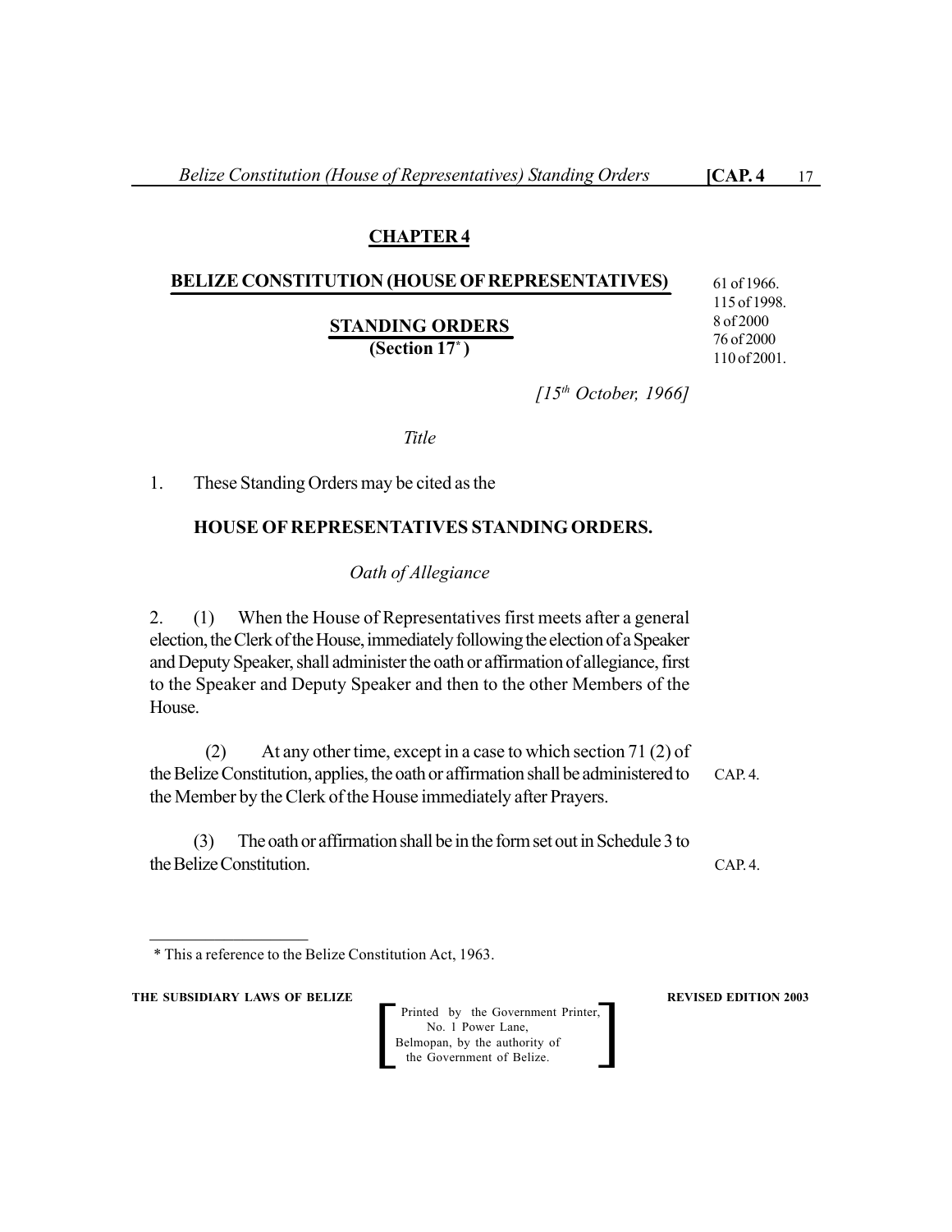# CHAPTER 4

## BELIZE CONSTITUTION (HOUSE OF REPRESENTATIVES)

## STANDING ORDERS

**(Section 17*)**

61 of 1966.
115 of 1998.
8 of 2000
76 of 2000
110 of 2001.

*[15th October, 1966]*

*Title*

1. These Standing Orders may be cited as the

**HOUSE OF REPRESENTATIVES STANDING ORDERS.**

*Oath of Allegiance*

2. (1) When the House of Representatives first meets after a general election, the Clerk of the House, immediately following the election of a Speaker and Deputy Speaker, shall administer the oath or affirmation of allegiance, first to the Speaker and Deputy Speaker and then to the other Members of the House.

(2) At any other time, except in a case to which section 71 (2) of the Belize Constitution, applies, the oath or affirmation shall be administered to the Member by the Clerk of the House immediately after Prayers. CAP. 4.

(3) The oath or affirmation shall be in the form set out in Schedule 3 to the Belize Constitution. CAP. 4.

---

\* This a reference to the Belize Constitution Act, 1963.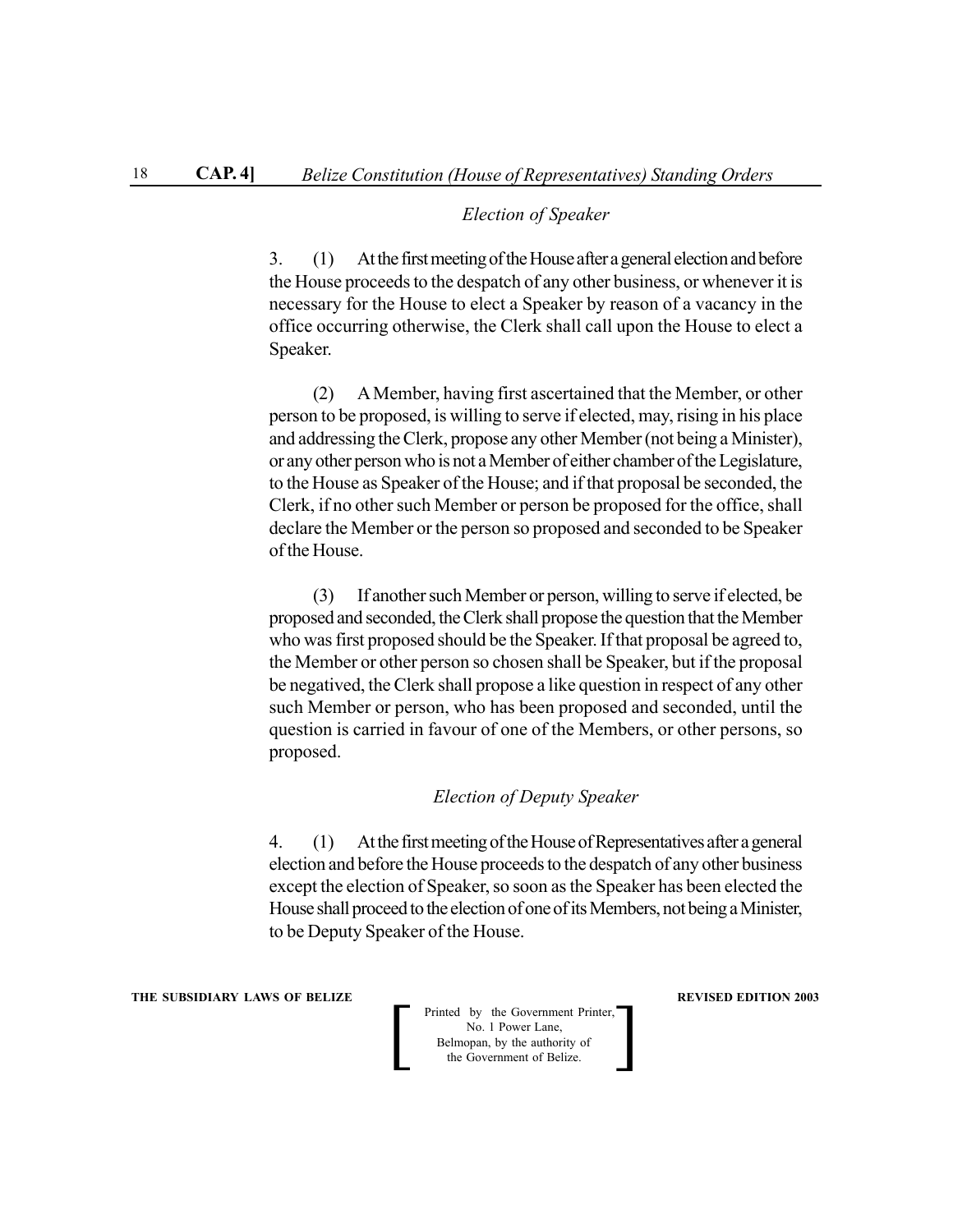*Election of Speaker*

3. (1) At the first meeting of the House after a general election and before the House proceeds to the despatch of any other business, or whenever it is necessary for the House to elect a Speaker by reason of a vacancy in the office occurring otherwise, the Clerk shall call upon the House to elect a Speaker.

(2) A Member, having first ascertained that the Member, or other person to be proposed, is willing to serve if elected, may, rising in his place and addressing the Clerk, propose any other Member (not being a Minister), or any other person who is not a Member of either chamber of the Legislature, to the House as Speaker of the House; and if that proposal be seconded, the Clerk, if no other such Member or person be proposed for the office, shall declare the Member or the person so proposed and seconded to be Speaker of the House.

(3) If another such Member or person, willing to serve if elected, be proposed and seconded, the Clerk shall propose the question that the Member who was first proposed should be the Speaker. If that proposal be agreed to, the Member or other person so chosen shall be Speaker, but if the proposal be negatived, the Clerk shall propose a like question in respect of any other such Member or person, who has been proposed and seconded, until the question is carried in favour of one of the Members, or other persons, so proposed.

*Election of Deputy Speaker*

4. (1) At the first meeting of the House of Representatives after a general election and before the House proceeds to the despatch of any other business except the election of Speaker, so soon as the Speaker has been elected the House shall proceed to the election of one of its Members, not being a Minister, to be Deputy Speaker of the House.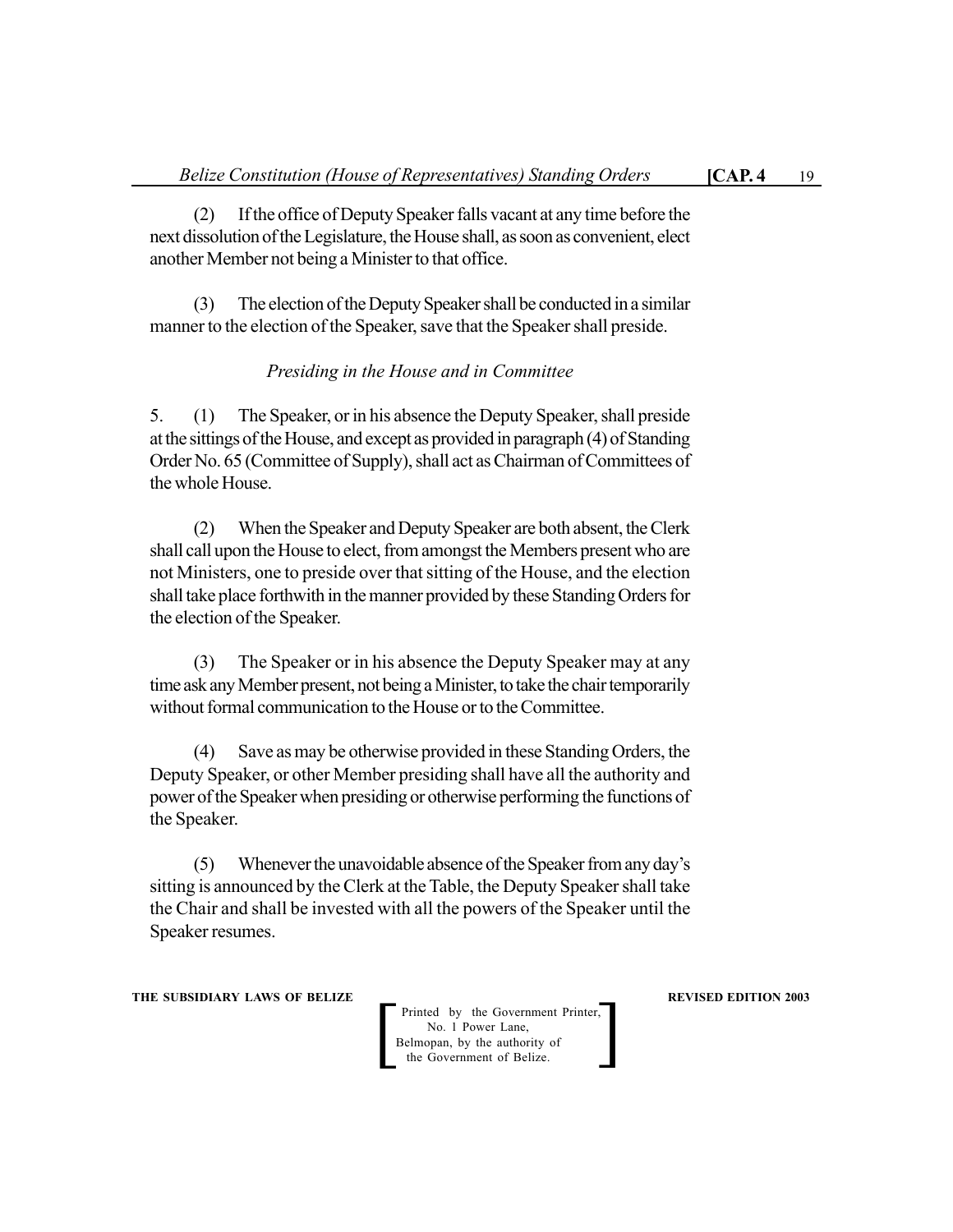(2) If the office of Deputy Speaker falls vacant at any time before the next dissolution of the Legislature, the House shall, as soon as convenient, elect another Member not being a Minister to that office.

(3) The election of the Deputy Speaker shall be conducted in a similar manner to the election of the Speaker, save that the Speaker shall preside.

*Presiding in the House and in Committee*

5. (1) The Speaker, or in his absence the Deputy Speaker, shall preside at the sittings of the House, and except as provided in paragraph (4) of Standing Order No. 65 (Committee of Supply), shall act as Chairman of Committees of the whole House.

(2) When the Speaker and Deputy Speaker are both absent, the Clerk shall call upon the House to elect, from amongst the Members present who are not Ministers, one to preside over that sitting of the House, and the election shall take place forthwith in the manner provided by these Standing Orders for the election of the Speaker.

(3) The Speaker or in his absence the Deputy Speaker may at any time ask any Member present, not being a Minister, to take the chair temporarily without formal communication to the House or to the Committee.

(4) Save as may be otherwise provided in these Standing Orders, the Deputy Speaker, or other Member presiding shall have all the authority and power of the Speaker when presiding or otherwise performing the functions of the Speaker.

(5) Whenever the unavoidable absence of the Speaker from any day's sitting is announced by the Clerk at the Table, the Deputy Speaker shall take the Chair and shall be invested with all the powers of the Speaker until the Speaker resumes.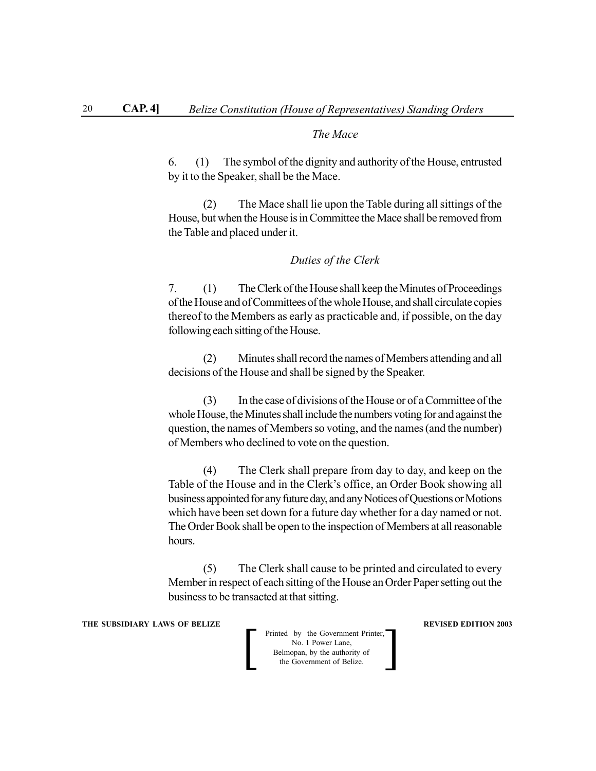*The Mace*

6. (1) The symbol of the dignity and authority of the House, entrusted by it to the Speaker, shall be the Mace.

(2) The Mace shall lie upon the Table during all sittings of the House, but when the House is in Committee the Mace shall be removed from the Table and placed under it.

*Duties of the Clerk*

7. (1) The Clerk of the House shall keep the Minutes of Proceedings of the House and of Committees of the whole House, and shall circulate copies thereof to the Members as early as practicable and, if possible, on the day following each sitting of the House.

(2) Minutes shall record the names of Members attending and all decisions of the House and shall be signed by the Speaker.

(3) In the case of divisions of the House or of a Committee of the whole House, the Minutes shall include the numbers voting for and against the question, the names of Members so voting, and the names (and the number) of Members who declined to vote on the question.

(4) The Clerk shall prepare from day to day, and keep on the Table of the House and in the Clerk's office, an Order Book showing all business appointed for any future day, and any Notices of Questions or Motions which have been set down for a future day whether for a day named or not. The Order Book shall be open to the inspection of Members at all reasonable hours.

(5) The Clerk shall cause to be printed and circulated to every Member in respect of each sitting of the House an Order Paper setting out the business to be transacted at that sitting.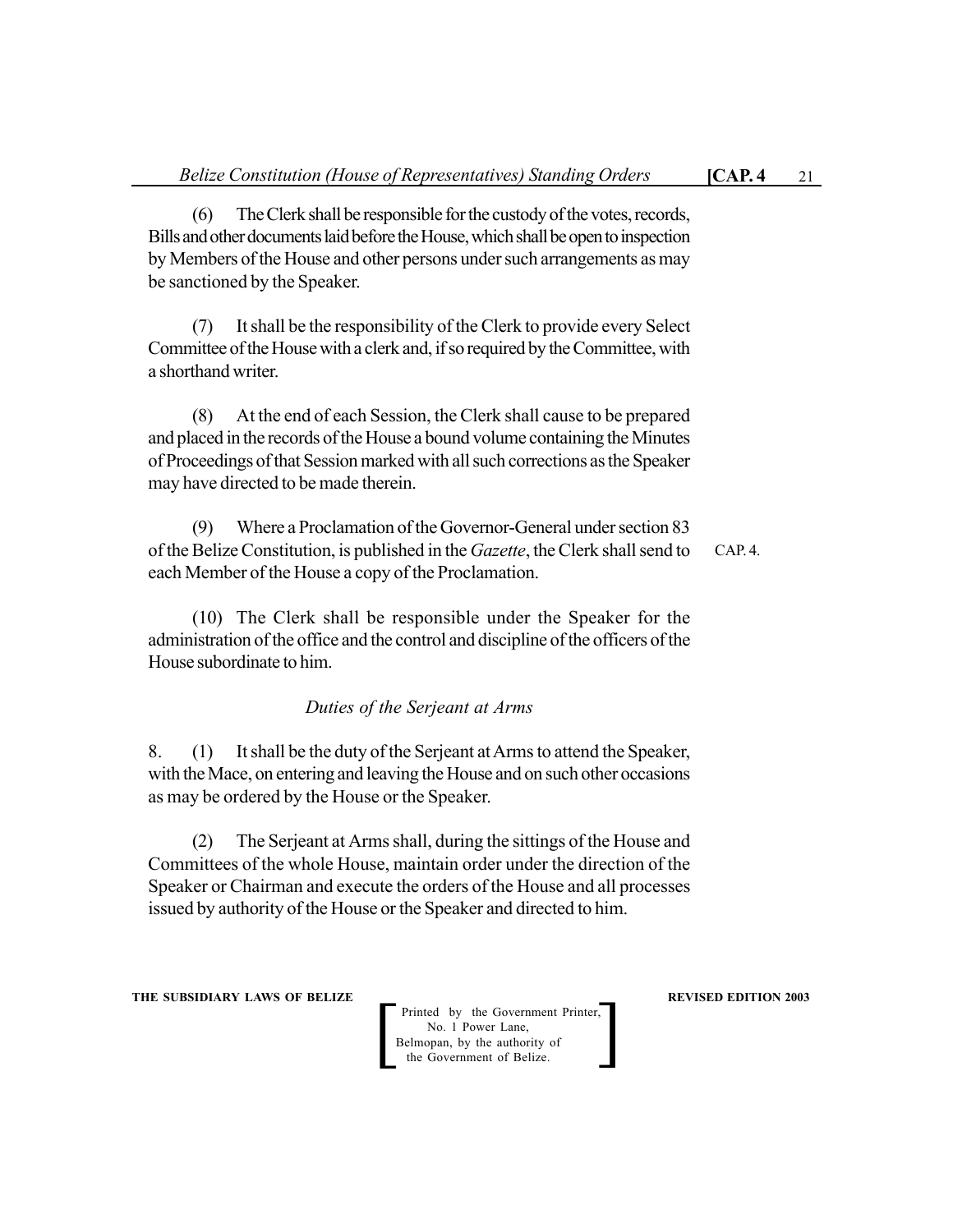(6) The Clerk shall be responsible for the custody of the votes, records, Bills and other documents laid before the House, which shall be open to inspection by Members of the House and other persons under such arrangements as may be sanctioned by the Speaker.

(7) It shall be the responsibility of the Clerk to provide every Select Committee of the House with a clerk and, if so required by the Committee, with a shorthand writer.

(8) At the end of each Session, the Clerk shall cause to be prepared and placed in the records of the House a bound volume containing the Minutes of Proceedings of that Session marked with all such corrections as the Speaker may have directed to be made therein.

(9) Where a Proclamation of the Governor-General under section 83 of the Belize Constitution, is published in the *Gazette*, the Clerk shall send to each Member of the House a copy of the Proclamation.

CAP. 4.

(10) The Clerk shall be responsible under the Speaker for the administration of the office and the control and discipline of the officers of the House subordinate to him.

### *Duties of the Serjeant at Arms*

8. (1) It shall be the duty of the Serjeant at Arms to attend the Speaker, with the Mace, on entering and leaving the House and on such other occasions as may be ordered by the House or the Speaker.

(2) The Serjeant at Arms shall, during the sittings of the House and Committees of the whole House, maintain order under the direction of the Speaker or Chairman and execute the orders of the House and all processes issued by authority of the House or the Speaker and directed to him.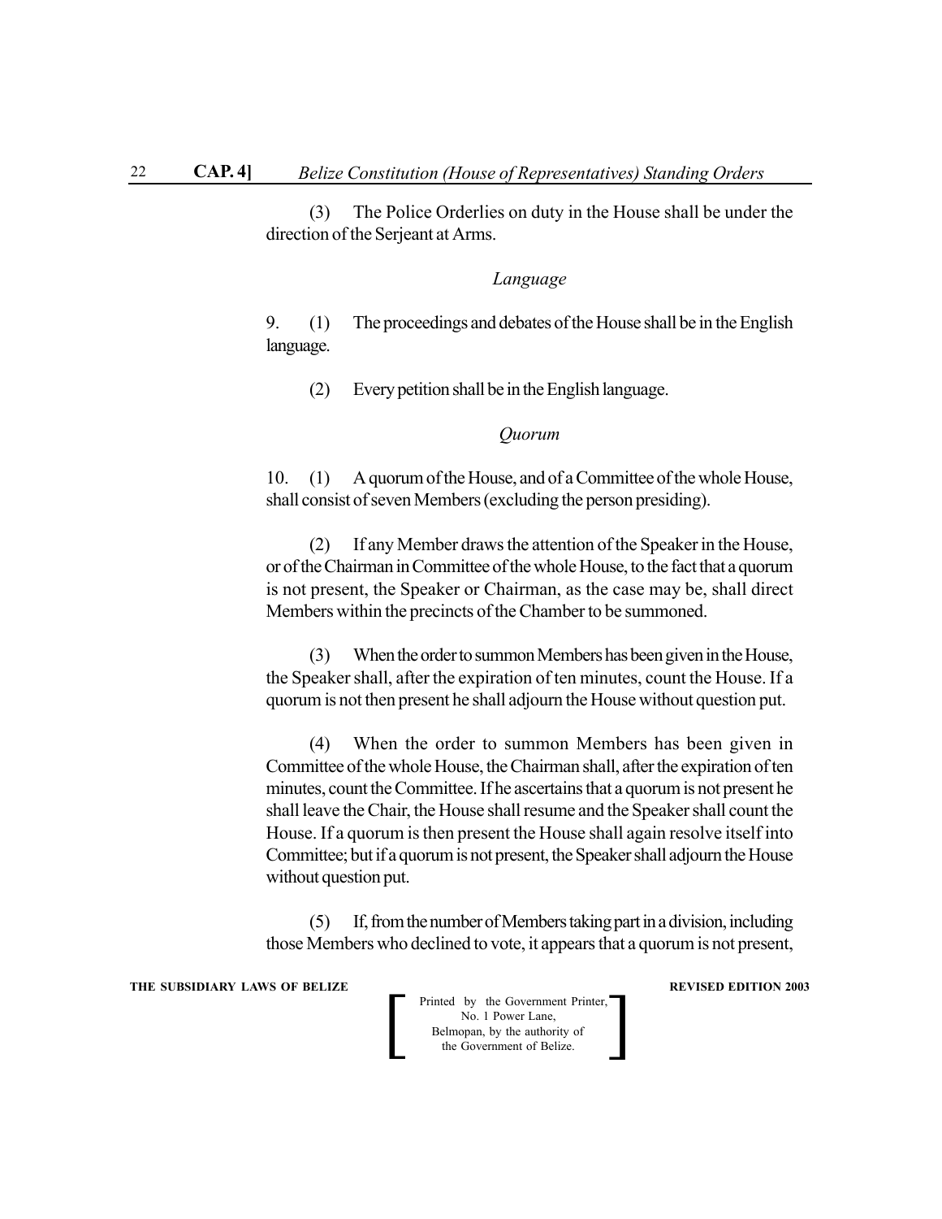(3) The Police Orderlies on duty in the House shall be under the direction of the Serjeant at Arms.

*Language*

9. (1) The proceedings and debates of the House shall be in the English language.

(2) Every petition shall be in the English language.

*Quorum*

10. (1) A quorum of the House, and of a Committee of the whole House, shall consist of seven Members (excluding the person presiding).

(2) If any Member draws the attention of the Speaker in the House, or of the Chairman in Committee of the whole House, to the fact that a quorum is not present, the Speaker or Chairman, as the case may be, shall direct Members within the precincts of the Chamber to be summoned.

(3) When the order to summon Members has been given in the House, the Speaker shall, after the expiration of ten minutes, count the House. If a quorum is not then present he shall adjourn the House without question put.

(4) When the order to summon Members has been given in Committee of the whole House, the Chairman shall, after the expiration of ten minutes, count the Committee. If he ascertains that a quorum is not present he shall leave the Chair, the House shall resume and the Speaker shall count the House. If a quorum is then present the House shall again resolve itself into Committee; but if a quorum is not present, the Speaker shall adjourn the House without question put.

(5) If, from the number of Members taking part in a division, including those Members who declined to vote, it appears that a quorum is not present,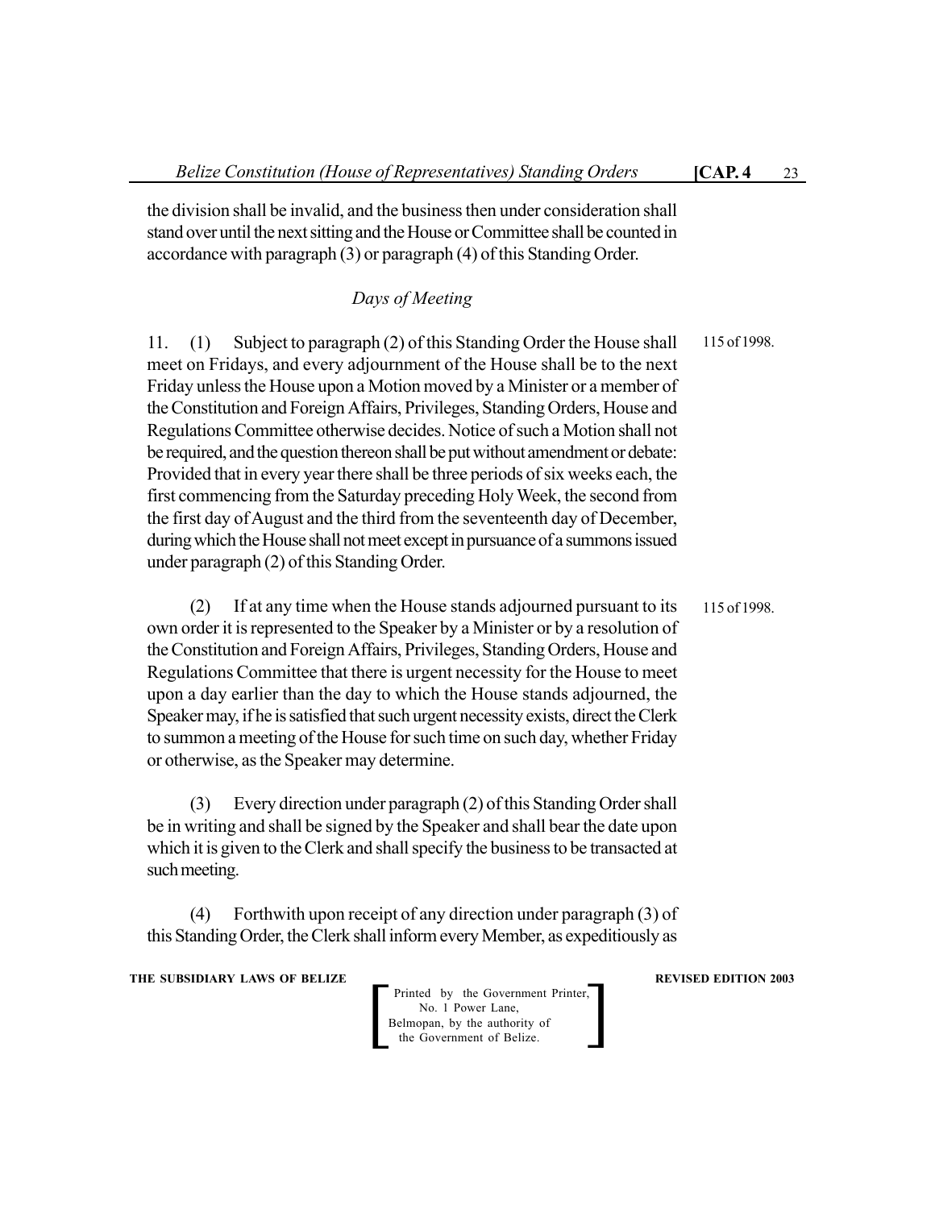the division shall be invalid, and the business then under consideration shall stand over until the next sitting and the House or Committee shall be counted in accordance with paragraph (3) or paragraph (4) of this Standing Order.

*Days of Meeting*

11. (1) Subject to paragraph (2) of this Standing Order the House shall meet on Fridays, and every adjournment of the House shall be to the next Friday unless the House upon a Motion moved by a Minister or a member of the Constitution and Foreign Affairs, Privileges, Standing Orders, House and Regulations Committee otherwise decides. Notice of such a Motion shall not be required, and the question thereon shall be put without amendment or debate: Provided that in every year there shall be three periods of six weeks each, the first commencing from the Saturday preceding Holy Week, the second from the first day of August and the third from the seventeenth day of December, during which the House shall not meet except in pursuance of a summons issued under paragraph (2) of this Standing Order.

115 of 1998.

(2) If at any time when the House stands adjourned pursuant to its own order it is represented to the Speaker by a Minister or by a resolution of the Constitution and Foreign Affairs, Privileges, Standing Orders, House and Regulations Committee that there is urgent necessity for the House to meet upon a day earlier than the day to which the House stands adjourned, the Speaker may, if he is satisfied that such urgent necessity exists, direct the Clerk to summon a meeting of the House for such time on such day, whether Friday or otherwise, as the Speaker may determine.

115 of 1998.

(3) Every direction under paragraph (2) of this Standing Order shall be in writing and shall be signed by the Speaker and shall bear the date upon which it is given to the Clerk and shall specify the business to be transacted at such meeting.

(4) Forthwith upon receipt of any direction under paragraph (3) of this Standing Order, the Clerk shall inform every Member, as expeditiously as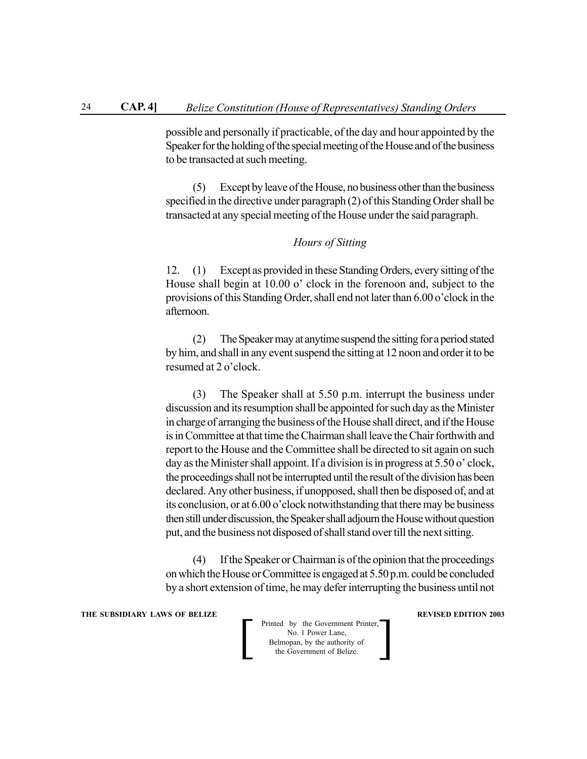possible and personally if practicable, of the day and hour appointed by the Speaker for the holding of the special meeting of the House and of the business to be transacted at such meeting.

(5) Except by leave of the House, no business other than the business specified in the directive under paragraph (2) of this Standing Order shall be transacted at any special meeting of the House under the said paragraph.

*Hours of Sitting*

12. (1) Except as provided in these Standing Orders, every sitting of the House shall begin at 10.00 o' clock in the forenoon and, subject to the provisions of this Standing Order, shall end not later than 6.00 o'clock in the afternoon.

(2) The Speaker may at anytime suspend the sitting for a period stated by him, and shall in any event suspend the sitting at 12 noon and order it to be resumed at 2 o'clock.

(3) The Speaker shall at 5.50 p.m. interrupt the business under discussion and its resumption shall be appointed for such day as the Minister in charge of arranging the business of the House shall direct, and if the House is in Committee at that time the Chairman shall leave the Chair forthwith and report to the House and the Committee shall be directed to sit again on such day as the Minister shall appoint. If a division is in progress at 5.50 o' clock, the proceedings shall not be interrupted until the result of the division has been declared. Any other business, if unopposed, shall then be disposed of, and at its conclusion, or at 6.00 o'clock notwithstanding that there may be business then still under discussion, the Speaker shall adjourn the House without question put, and the business not disposed of shall stand over till the next sitting.

(4) If the Speaker or Chairman is of the opinion that the proceedings on which the House or Committee is engaged at 5.50 p.m. could be concluded by a short extension of time, he may defer interrupting the business until not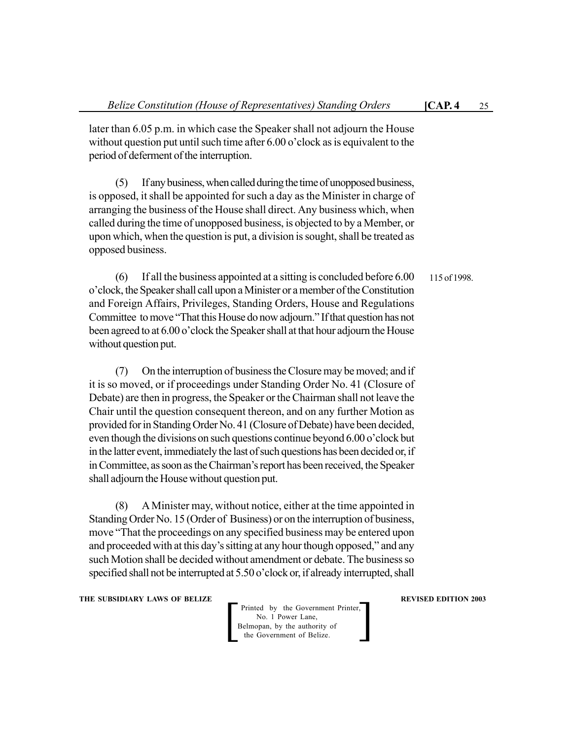later than 6.05 p.m. in which case the Speaker shall not adjourn the House without question put until such time after 6.00 o'clock as is equivalent to the period of deferment of the interruption.

(5) If any business, when called during the time of unopposed business, is opposed, it shall be appointed for such a day as the Minister in charge of arranging the business of the House shall direct. Any business which, when called during the time of unopposed business, is objected to by a Member, or upon which, when the question is put, a division is sought, shall be treated as opposed business.

(6) If all the business appointed at a sitting is concluded before 6.00 o'clock, the Speaker shall call upon a Minister or a member of the Constitution and Foreign Affairs, Privileges, Standing Orders, House and Regulations Committee to move "That this House do now adjourn." If that question has not been agreed to at 6.00 o'clock the Speaker shall at that hour adjourn the House without question put.

115 of 1998.

(7) On the interruption of business the Closure may be moved; and if it is so moved, or if proceedings under Standing Order No. 41 (Closure of Debate) are then in progress, the Speaker or the Chairman shall not leave the Chair until the question consequent thereon, and on any further Motion as provided for in Standing Order No. 41 (Closure of Debate) have been decided, even though the divisions on such questions continue beyond 6.00 o'clock but in the latter event, immediately the last of such questions has been decided or, if in Committee, as soon as the Chairman's report has been received, the Speaker shall adjourn the House without question put.

(8) A Minister may, without notice, either at the time appointed in Standing Order No. 15 (Order of Business) or on the interruption of business, move "That the proceedings on any specified business may be entered upon and proceeded with at this day's sitting at any hour though opposed," and any such Motion shall be decided without amendment or debate. The business so specified shall not be interrupted at 5.50 o'clock or, if already interrupted, shall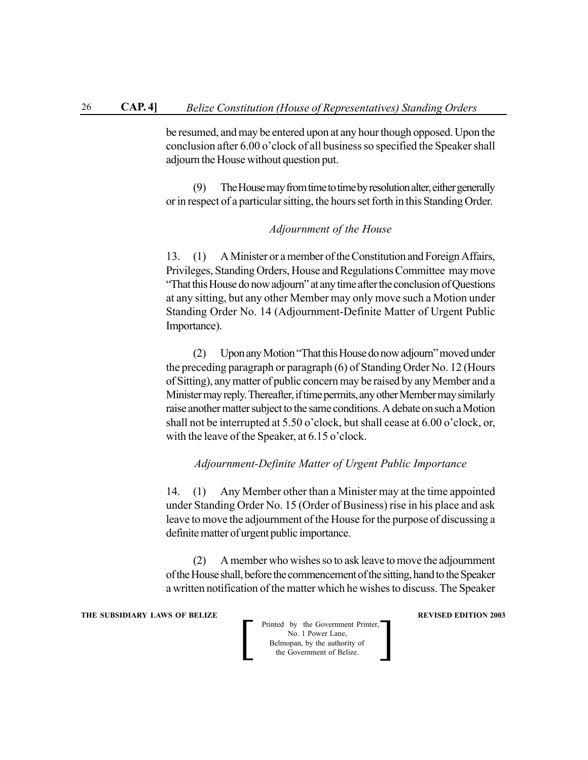be resumed, and may be entered upon at any hour though opposed. Upon the conclusion after 6.00 o'clock of all business so specified the Speaker shall adjourn the House without question put.

(9) The House may from time to time by resolution alter, either generally or in respect of a particular sitting, the hours set forth in this Standing Order.

*Adjournment of the House*

13. (1) A Minister or a member of the Constitution and Foreign Affairs, Privileges, Standing Orders, House and Regulations Committee may move "That this House do now adjourn" at any time after the conclusion of Questions at any sitting, but any other Member may only move such a Motion under Standing Order No. 14 (Adjournment-Definite Matter of Urgent Public Importance).

(2) Upon any Motion "That this House do now adjourn" moved under the preceding paragraph or paragraph (6) of Standing Order No. 12 (Hours of Sitting), any matter of public concern may be raised by any Member and a Minister may reply. Thereafter, if time permits, any other Member may similarly raise another matter subject to the same conditions. A debate on such a Motion shall not be interrupted at 5.50 o'clock, but shall cease at 6.00 o'clock, or, with the leave of the Speaker, at 6.15 o'clock.

*Adjournment-Definite Matter of Urgent Public Importance*

14. (1) Any Member other than a Minister may at the time appointed under Standing Order No. 15 (Order of Business) rise in his place and ask leave to move the adjournment of the House for the purpose of discussing a definite matter of urgent public importance.

(2) A member who wishes so to ask leave to move the adjournment of the House shall, before the commencement of the sitting, hand to the Speaker a written notification of the matter which he wishes to discuss. The Speaker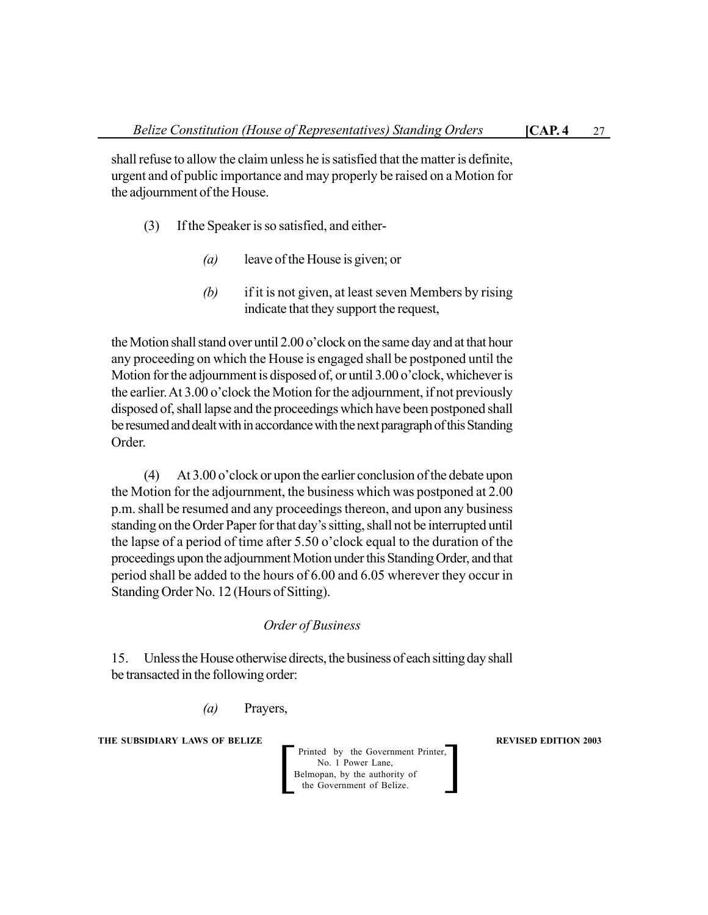shall refuse to allow the claim unless he is satisfied that the matter is definite, urgent and of public importance and may properly be raised on a Motion for the adjournment of the House.

(3) If the Speaker is so satisfied, and either-

*(a)* leave of the House is given; or

*(b)* if it is not given, at least seven Members by rising indicate that they support the request,

the Motion shall stand over until 2.00 o'clock on the same day and at that hour any proceeding on which the House is engaged shall be postponed until the Motion for the adjournment is disposed of, or until 3.00 o'clock, whichever is the earlier. At 3.00 o'clock the Motion for the adjournment, if not previously disposed of, shall lapse and the proceedings which have been postponed shall be resumed and dealt with in accordance with the next paragraph of this Standing Order.

(4) At 3.00 o'clock or upon the earlier conclusion of the debate upon the Motion for the adjournment, the business which was postponed at 2.00 p.m. shall be resumed and any proceedings thereon, and upon any business standing on the Order Paper for that day's sitting, shall not be interrupted until the lapse of a period of time after 5.50 o'clock equal to the duration of the proceedings upon the adjournment Motion under this Standing Order, and that period shall be added to the hours of 6.00 and 6.05 wherever they occur in Standing Order No. 12 (Hours of Sitting).

*Order of Business*

15. Unless the House otherwise directs, the business of each sitting day shall be transacted in the following order:

*(a)* Prayers,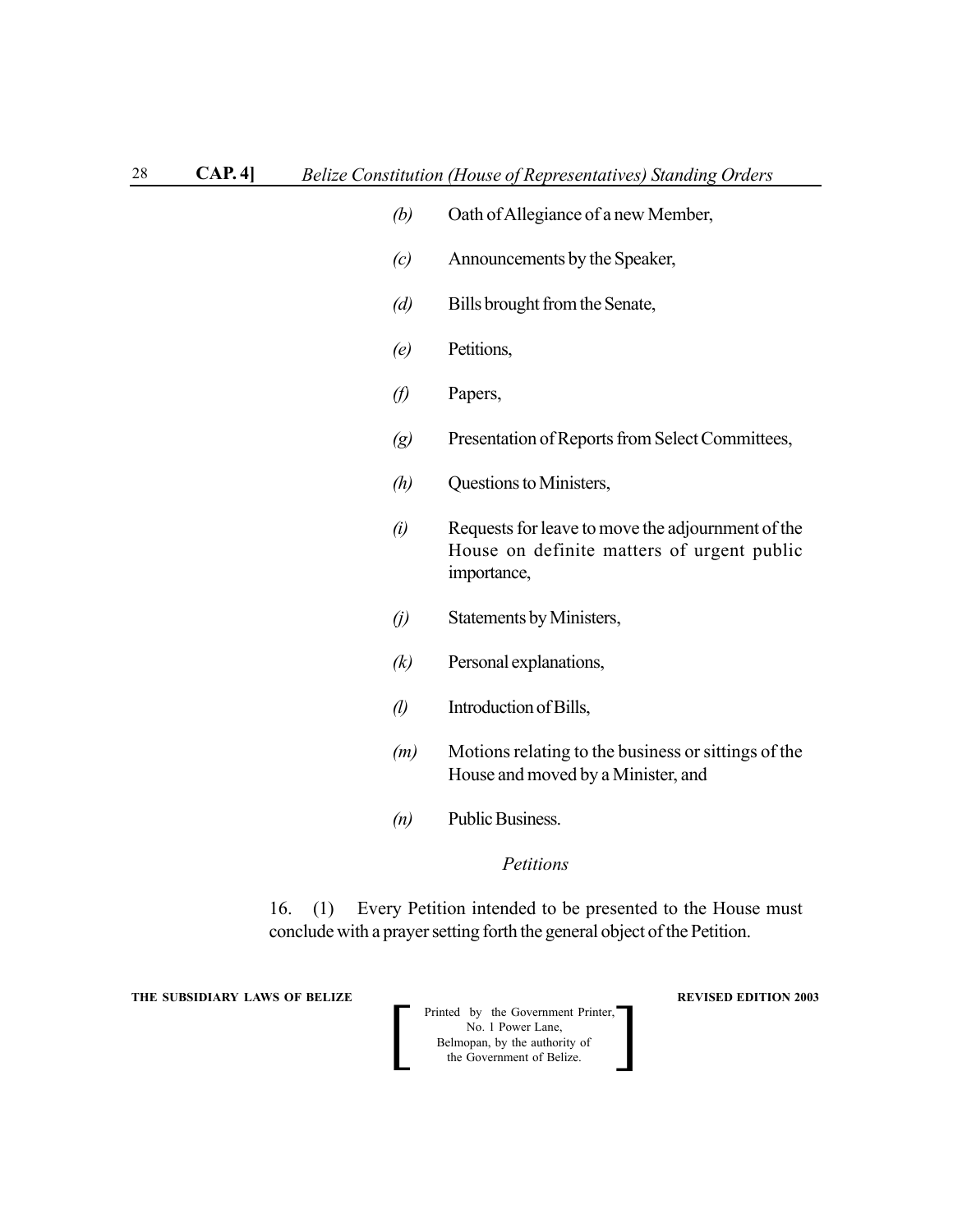*(b)* Oath of Allegiance of a new Member,

*(c)* Announcements by the Speaker,

*(d)* Bills brought from the Senate,

*(e)* Petitions,

*(f)* Papers,

*(g)* Presentation of Reports from Select Committees,

*(h)* Questions to Ministers,

*(i)* Requests for leave to move the adjournment of the House on definite matters of urgent public importance,

*(j)* Statements by Ministers,

*(k)* Personal explanations,

*(l)* Introduction of Bills,

*(m)* Motions relating to the business or sittings of the House and moved by a Minister, and

*(n)* Public Business.

*Petitions*

16. (1) Every Petition intended to be presented to the House must conclude with a prayer setting forth the general object of the Petition.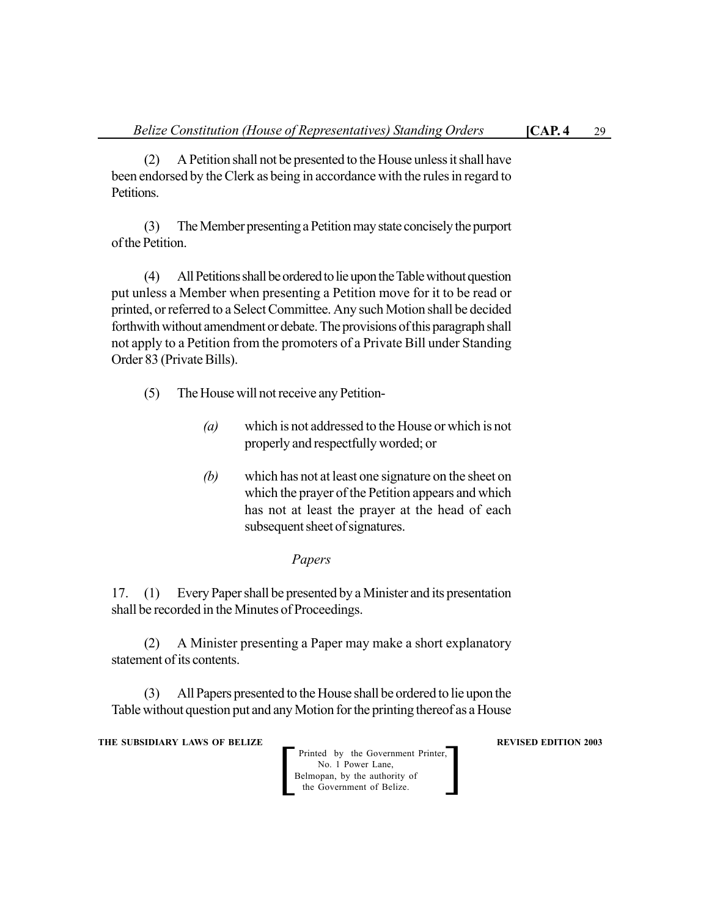(2) A Petition shall not be presented to the House unless it shall have been endorsed by the Clerk as being in accordance with the rules in regard to Petitions.

(3) The Member presenting a Petition may state concisely the purport of the Petition.

(4) All Petitions shall be ordered to lie upon the Table without question put unless a Member when presenting a Petition move for it to be read or printed, or referred to a Select Committee. Any such Motion shall be decided forthwith without amendment or debate. The provisions of this paragraph shall not apply to a Petition from the promoters of a Private Bill under Standing Order 83 (Private Bills).

(5) The House will not receive any Petition-

*(a)* which is not addressed to the House or which is not properly and respectfully worded; or

*(b)* which has not at least one signature on the sheet on which the prayer of the Petition appears and which has not at least the prayer at the head of each subsequent sheet of signatures.

*Papers*

17. (1) Every Paper shall be presented by a Minister and its presentation shall be recorded in the Minutes of Proceedings.

(2) A Minister presenting a Paper may make a short explanatory statement of its contents.

(3) All Papers presented to the House shall be ordered to lie upon the Table without question put and any Motion for the printing thereof as a House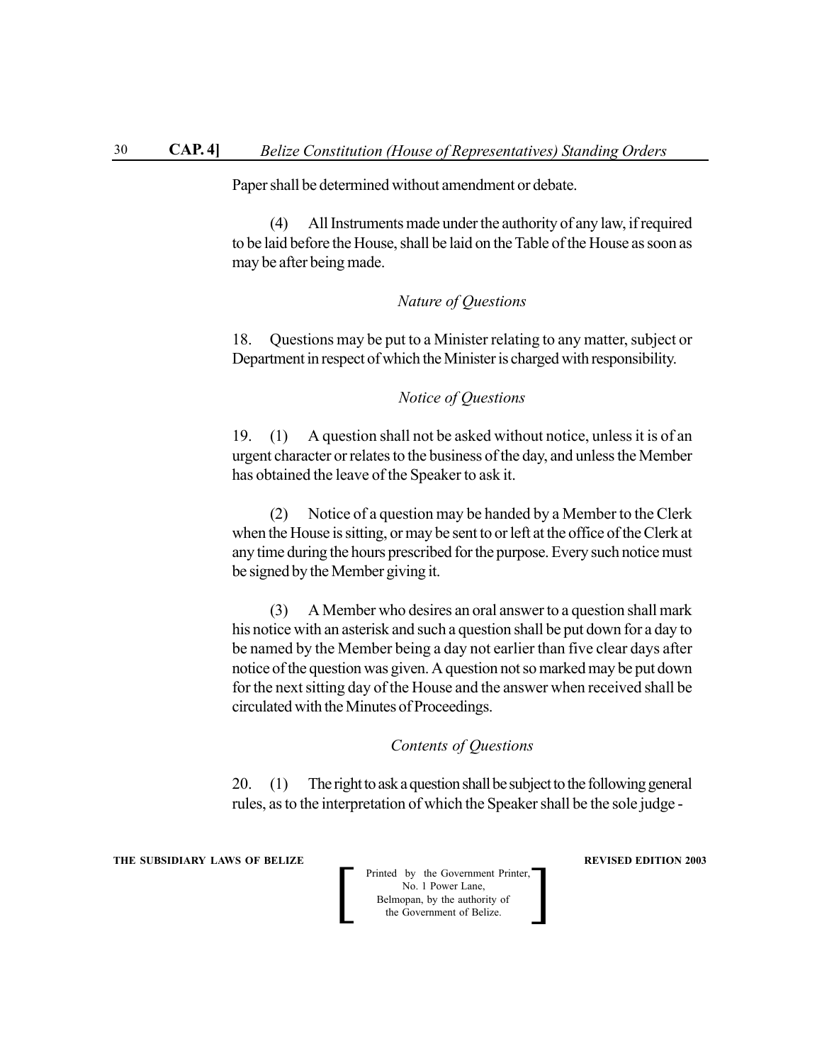Paper shall be determined without amendment or debate.

(4) All Instruments made under the authority of any law, if required to be laid before the House, shall be laid on the Table of the House as soon as may be after being made.

### *Nature of Questions*

18. Questions may be put to a Minister relating to any matter, subject or Department in respect of which the Minister is charged with responsibility.

### *Notice of Questions*

19. (1) A question shall not be asked without notice, unless it is of an urgent character or relates to the business of the day, and unless the Member has obtained the leave of the Speaker to ask it.

(2) Notice of a question may be handed by a Member to the Clerk when the House is sitting, or may be sent to or left at the office of the Clerk at any time during the hours prescribed for the purpose. Every such notice must be signed by the Member giving it.

(3) A Member who desires an oral answer to a question shall mark his notice with an asterisk and such a question shall be put down for a day to be named by the Member being a day not earlier than five clear days after notice of the question was given. A question not so marked may be put down for the next sitting day of the House and the answer when received shall be circulated with the Minutes of Proceedings.

### *Contents of Questions*

20. (1) The right to ask a question shall be subject to the following general rules, as to the interpretation of which the Speaker shall be the sole judge -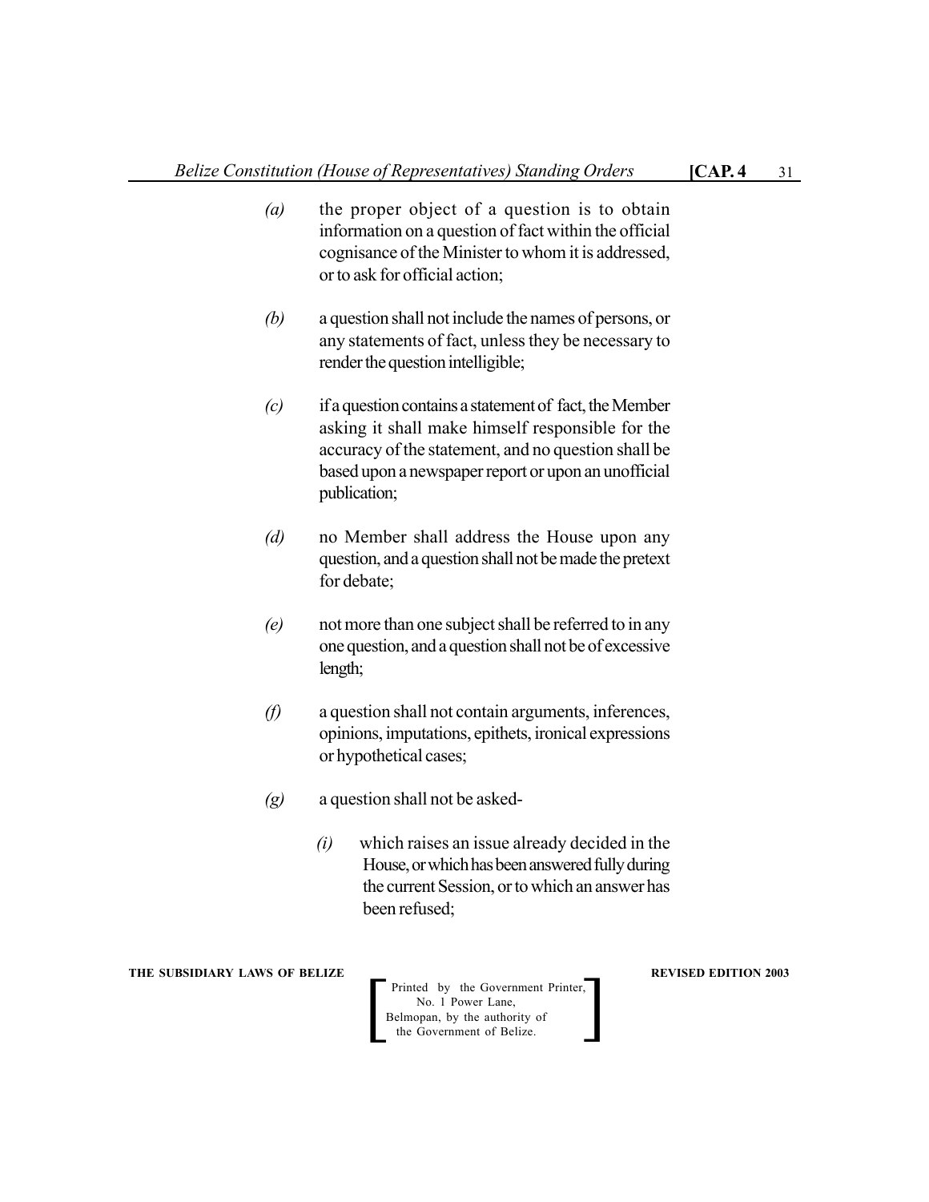*(a)* the proper object of a question is to obtain information on a question of fact within the official cognisance of the Minister to whom it is addressed, or to ask for official action;

*(b)* a question shall not include the names of persons, or any statements of fact, unless they be necessary to render the question intelligible;

*(c)* if a question contains a statement of fact, the Member asking it shall make himself responsible for the accuracy of the statement, and no question shall be based upon a newspaper report or upon an unofficial publication;

*(d)* no Member shall address the House upon any question, and a question shall not be made the pretext for debate;

*(e)* not more than one subject shall be referred to in any one question, and a question shall not be of excessive length;

*(f)* a question shall not contain arguments, inferences, opinions, imputations, epithets, ironical expressions or hypothetical cases;

*(g)* a question shall not be asked-

*(i)* which raises an issue already decided in the House, or which has been answered fully during the current Session, or to which an answer has been refused;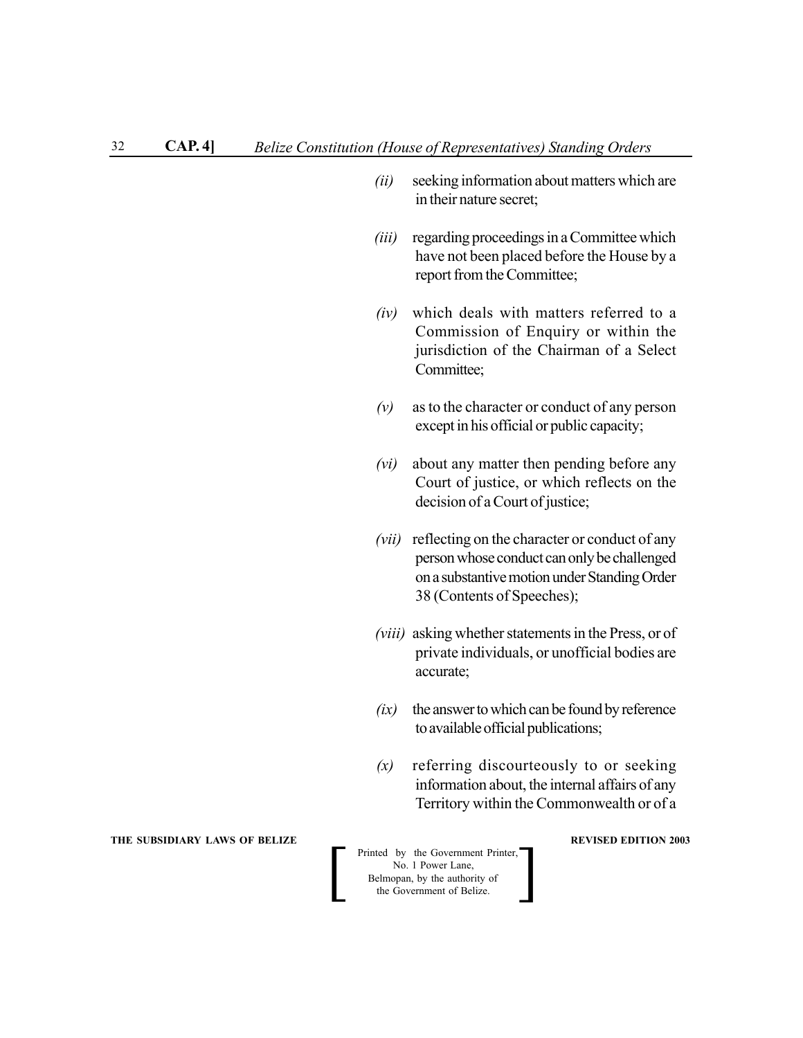*(ii)* seeking information about matters which are in their nature secret;

*(iii)* regarding proceedings in a Committee which have not been placed before the House by a report from the Committee;

*(iv)* which deals with matters referred to a Commission of Enquiry or within the jurisdiction of the Chairman of a Select Committee;

*(v)* as to the character or conduct of any person except in his official or public capacity;

*(vi)* about any matter then pending before any Court of justice, or which reflects on the decision of a Court of justice;

*(vii)* reflecting on the character or conduct of any person whose conduct can only be challenged on a substantive motion under Standing Order 38 (Contents of Speeches);

*(viii)* asking whether statements in the Press, or of private individuals, or unofficial bodies are accurate;

*(ix)* the answer to which can be found by reference to available official publications;

*(x)* referring discourteously to or seeking information about, the internal affairs of any Territory within the Commonwealth or of a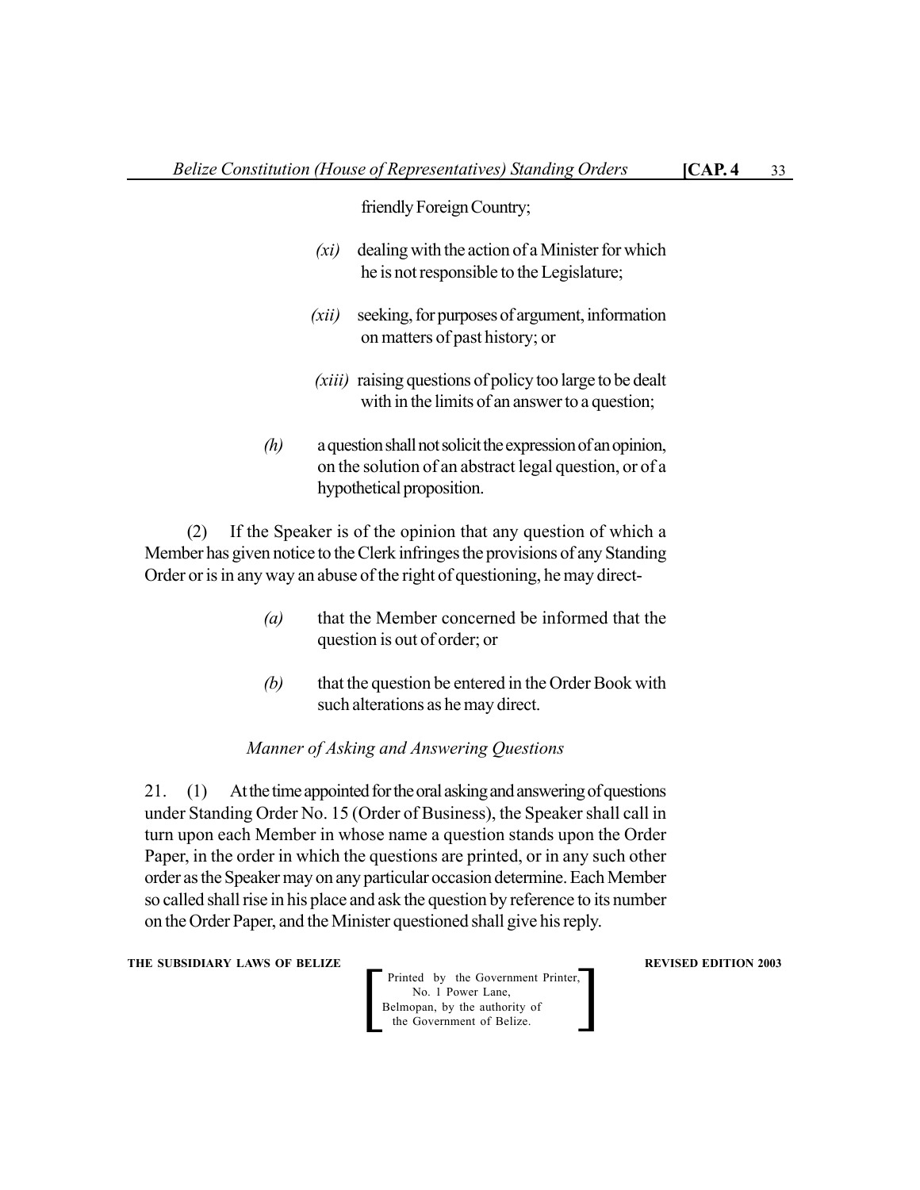friendly Foreign Country;

*(xi)* dealing with the action of a Minister for which he is not responsible to the Legislature;

*(xii)* seeking, for purposes of argument, information on matters of past history; or

*(xiii)* raising questions of policy too large to be dealt with in the limits of an answer to a question;

*(h)* a question shall not solicit the expression of an opinion, on the solution of an abstract legal question, or of a hypothetical proposition.

(2) If the Speaker is of the opinion that any question of which a Member has given notice to the Clerk infringes the provisions of any Standing Order or is in any way an abuse of the right of questioning, he may direct-

*(a)* that the Member concerned be informed that the question is out of order; or

*(b)* that the question be entered in the Order Book with such alterations as he may direct.

*Manner of Asking and Answering Questions*

21. (1) At the time appointed for the oral asking and answering of questions under Standing Order No. 15 (Order of Business), the Speaker shall call in turn upon each Member in whose name a question stands upon the Order Paper, in the order in which the questions are printed, or in any such other order as the Speaker may on any particular occasion determine. Each Member so called shall rise in his place and ask the question by reference to its number on the Order Paper, and the Minister questioned shall give his reply.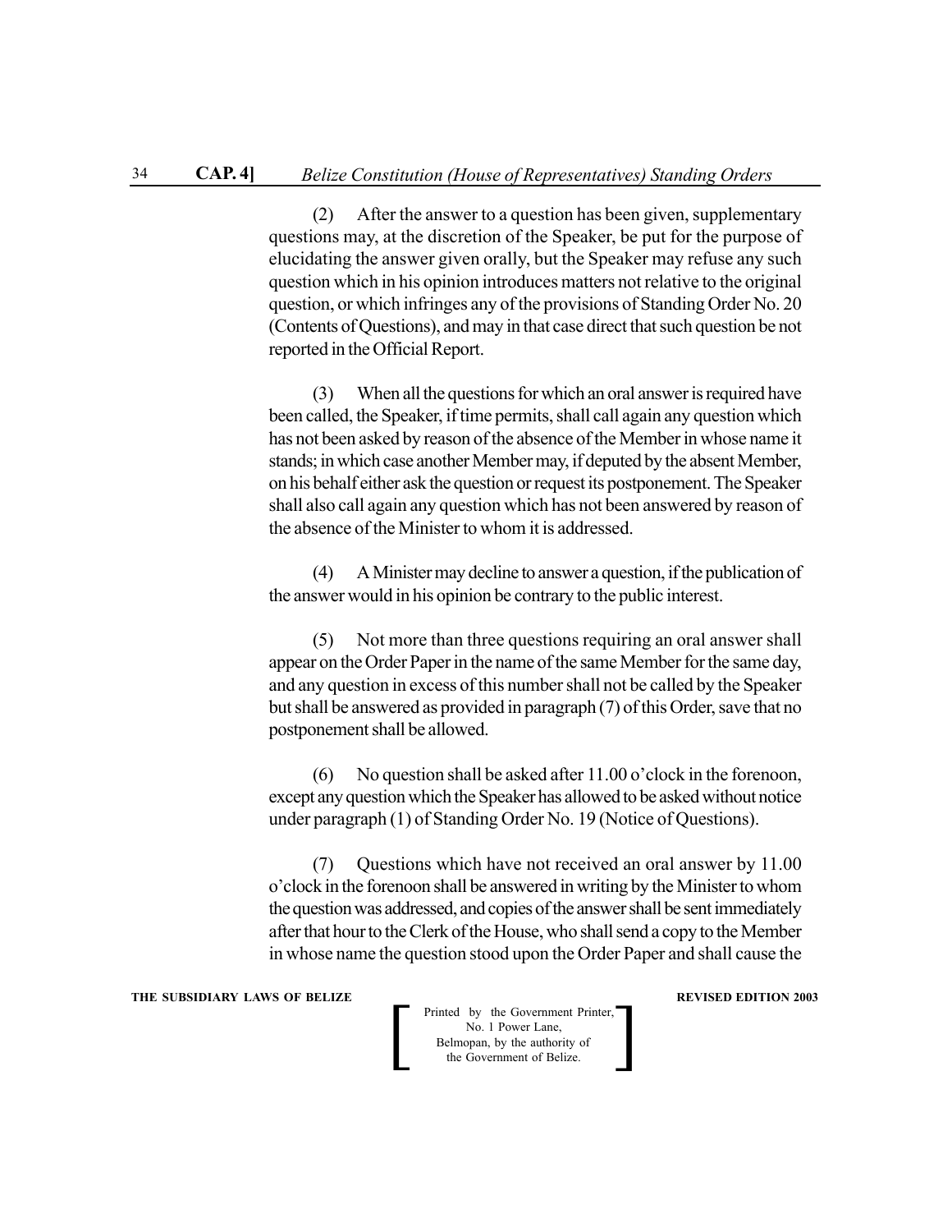(2) After the answer to a question has been given, supplementary questions may, at the discretion of the Speaker, be put for the purpose of elucidating the answer given orally, but the Speaker may refuse any such question which in his opinion introduces matters not relative to the original question, or which infringes any of the provisions of Standing Order No. 20 (Contents of Questions), and may in that case direct that such question be not reported in the Official Report.

(3) When all the questions for which an oral answer is required have been called, the Speaker, if time permits, shall call again any question which has not been asked by reason of the absence of the Member in whose name it stands; in which case another Member may, if deputed by the absent Member, on his behalf either ask the question or request its postponement. The Speaker shall also call again any question which has not been answered by reason of the absence of the Minister to whom it is addressed.

(4) A Minister may decline to answer a question, if the publication of the answer would in his opinion be contrary to the public interest.

(5) Not more than three questions requiring an oral answer shall appear on the Order Paper in the name of the same Member for the same day, and any question in excess of this number shall not be called by the Speaker but shall be answered as provided in paragraph (7) of this Order, save that no postponement shall be allowed.

(6) No question shall be asked after 11.00 o'clock in the forenoon, except any question which the Speaker has allowed to be asked without notice under paragraph (1) of Standing Order No. 19 (Notice of Questions).

(7) Questions which have not received an oral answer by 11.00 o'clock in the forenoon shall be answered in writing by the Minister to whom the question was addressed, and copies of the answer shall be sent immediately after that hour to the Clerk of the House, who shall send a copy to the Member in whose name the question stood upon the Order Paper and shall cause the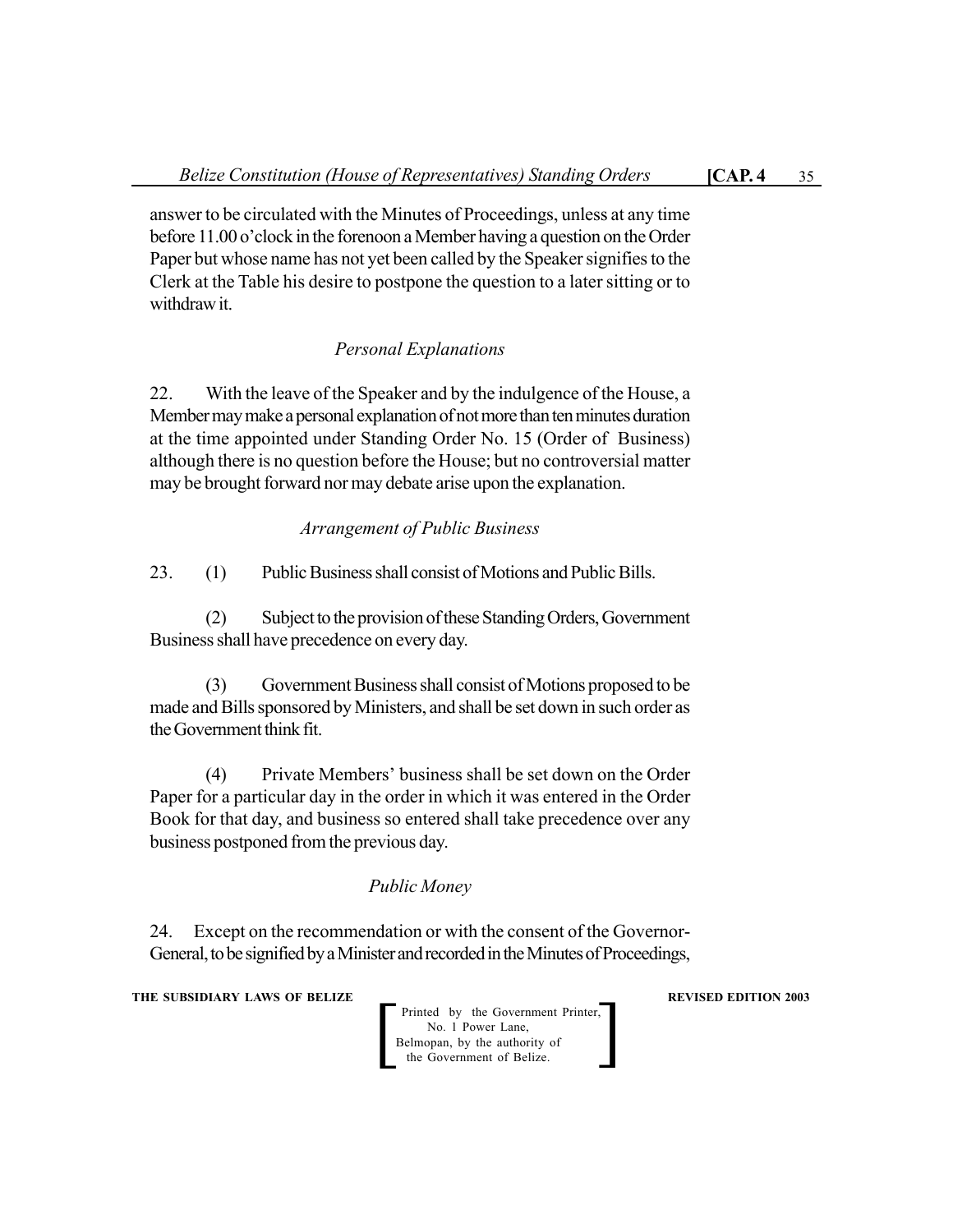answer to be circulated with the Minutes of Proceedings, unless at any time before 11.00 o'clock in the forenoon a Member having a question on the Order Paper but whose name has not yet been called by the Speaker signifies to the Clerk at the Table his desire to postpone the question to a later sitting or to withdraw it.

*Personal Explanations*

22. With the leave of the Speaker and by the indulgence of the House, a Member may make a personal explanation of not more than ten minutes duration at the time appointed under Standing Order No. 15 (Order of Business) although there is no question before the House; but no controversial matter may be brought forward nor may debate arise upon the explanation.

*Arrangement of Public Business*

23. (1) Public Business shall consist of Motions and Public Bills.

(2) Subject to the provision of these Standing Orders, Government Business shall have precedence on every day.

(3) Government Business shall consist of Motions proposed to be made and Bills sponsored by Ministers, and shall be set down in such order as the Government think fit.

(4) Private Members' business shall be set down on the Order Paper for a particular day in the order in which it was entered in the Order Book for that day, and business so entered shall take precedence over any business postponed from the previous day.

*Public Money*

24. Except on the recommendation or with the consent of the Governor-General, to be signified by a Minister and recorded in the Minutes of Proceedings,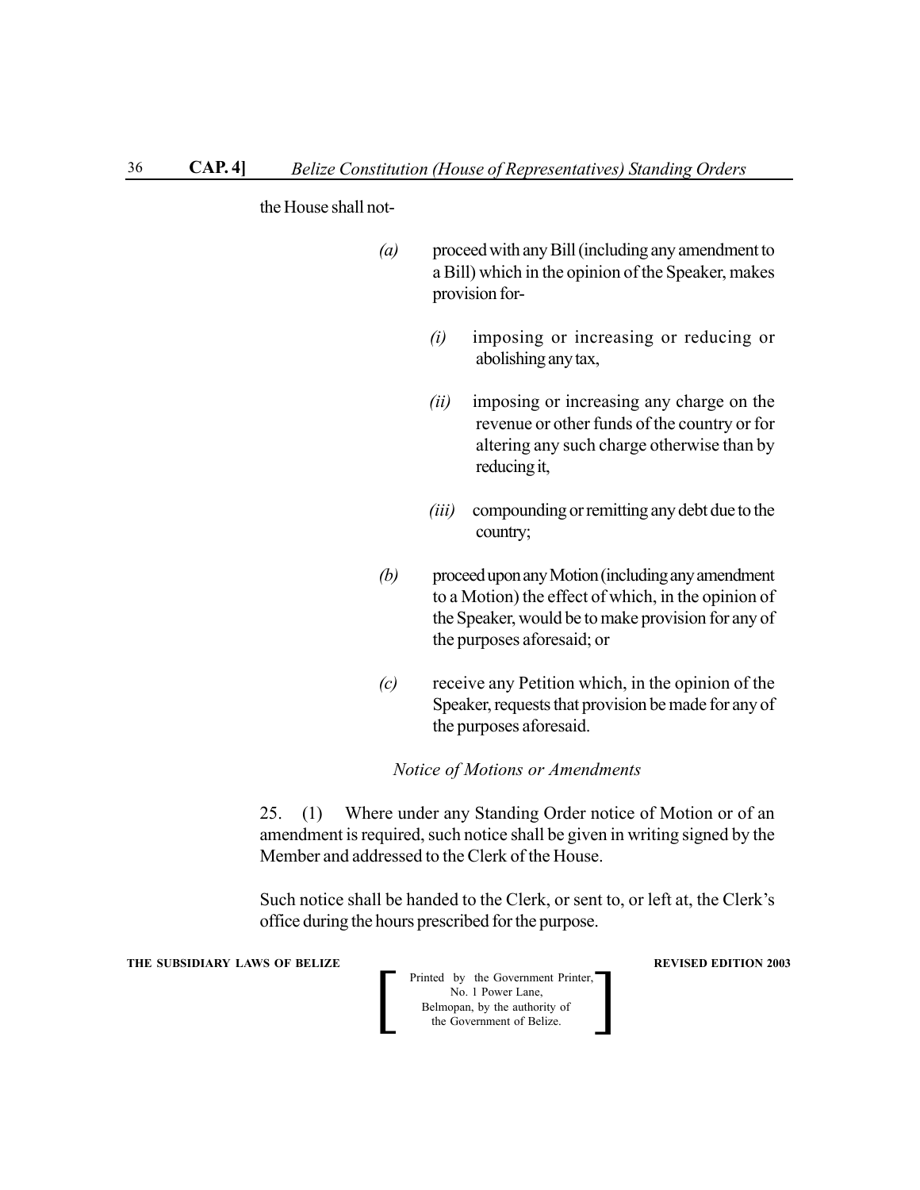the House shall not-

*(a)* proceed with any Bill (including any amendment to a Bill) which in the opinion of the Speaker, makes provision for-

*(i)* imposing or increasing or reducing or abolishing any tax,

*(ii)* imposing or increasing any charge on the revenue or other funds of the country or for altering any such charge otherwise than by reducing it,

*(iii)* compounding or remitting any debt due to the country;

*(b)* proceed upon any Motion (including any amendment to a Motion) the effect of which, in the opinion of the Speaker, would be to make provision for any of the purposes aforesaid; or

*(c)* receive any Petition which, in the opinion of the Speaker, requests that provision be made for any of the purposes aforesaid.

*Notice of Motions or Amendments*

25. (1) Where under any Standing Order notice of Motion or of an amendment is required, such notice shall be given in writing signed by the Member and addressed to the Clerk of the House.

Such notice shall be handed to the Clerk, or sent to, or left at, the Clerk's office during the hours prescribed for the purpose.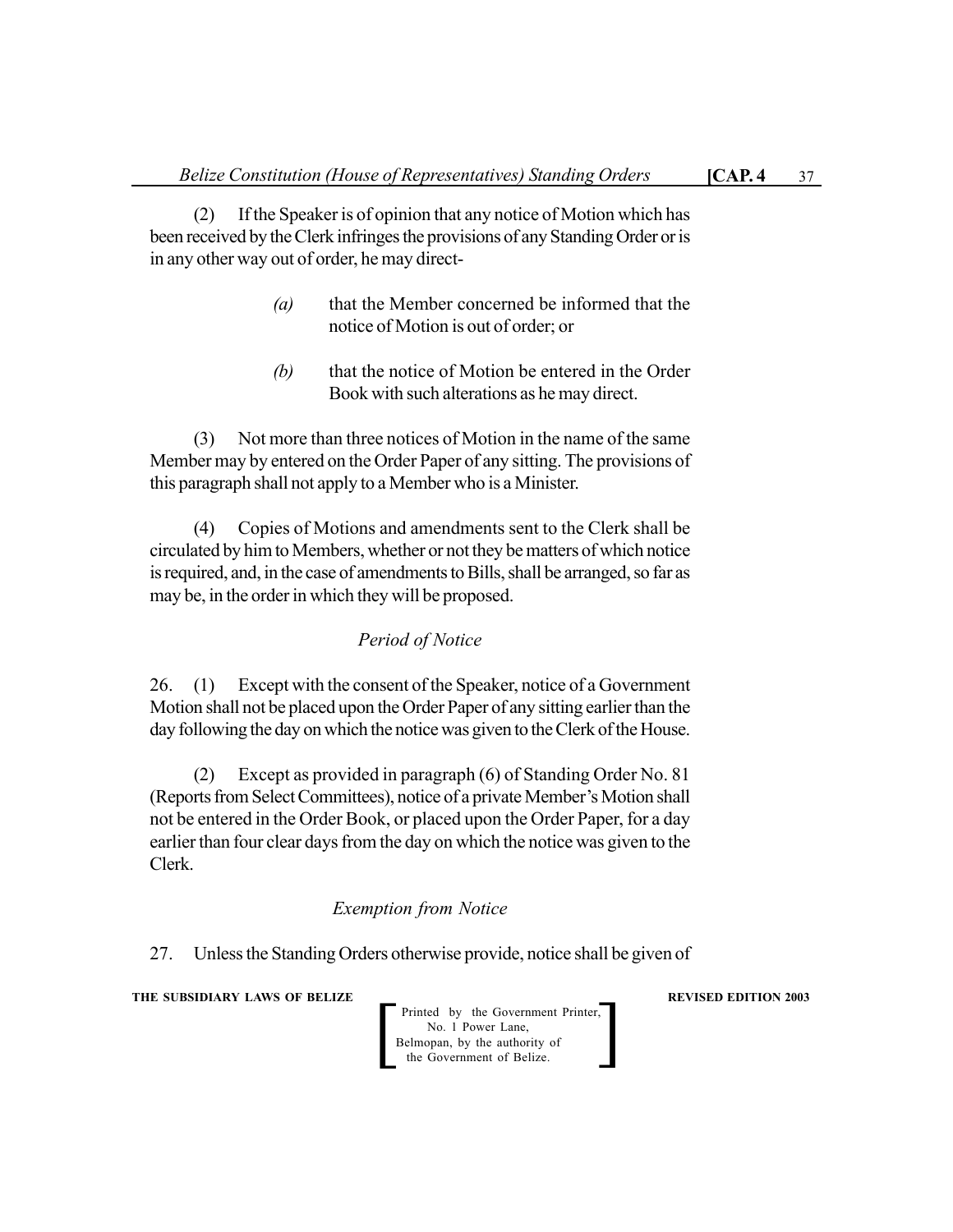(2) If the Speaker is of opinion that any notice of Motion which has been received by the Clerk infringes the provisions of any Standing Order or is in any other way out of order, he may direct-

*(a)* that the Member concerned be informed that the notice of Motion is out of order; or

*(b)* that the notice of Motion be entered in the Order Book with such alterations as he may direct.

(3) Not more than three notices of Motion in the name of the same Member may by entered on the Order Paper of any sitting. The provisions of this paragraph shall not apply to a Member who is a Minister.

(4) Copies of Motions and amendments sent to the Clerk shall be circulated by him to Members, whether or not they be matters of which notice is required, and, in the case of amendments to Bills, shall be arranged, so far as may be, in the order in which they will be proposed.

*Period of Notice*

26. (1) Except with the consent of the Speaker, notice of a Government Motion shall not be placed upon the Order Paper of any sitting earlier than the day following the day on which the notice was given to the Clerk of the House.

(2) Except as provided in paragraph (6) of Standing Order No. 81 (Reports from Select Committees), notice of a private Member's Motion shall not be entered in the Order Book, or placed upon the Order Paper, for a day earlier than four clear days from the day on which the notice was given to the Clerk.

*Exemption from Notice*

27. Unless the Standing Orders otherwise provide, notice shall be given of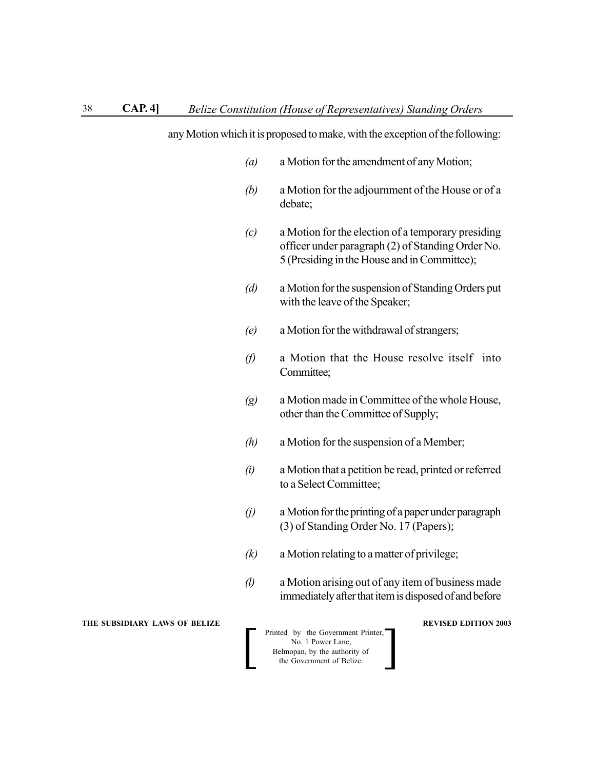any Motion which it is proposed to make, with the exception of the following:

*(a)* a Motion for the amendment of any Motion;

*(b)* a Motion for the adjournment of the House or of a debate;

*(c)* a Motion for the election of a temporary presiding officer under paragraph (2) of Standing Order No. 5 (Presiding in the House and in Committee);

*(d)* a Motion for the suspension of Standing Orders put with the leave of the Speaker;

*(e)* a Motion for the withdrawal of strangers;

*(f)* a Motion that the House resolve itself into Committee;

*(g)* a Motion made in Committee of the whole House, other than the Committee of Supply;

*(h)* a Motion for the suspension of a Member;

*(i)* a Motion that a petition be read, printed or referred to a Select Committee;

*(j)* a Motion for the printing of a paper under paragraph (3) of Standing Order No. 17 (Papers);

*(k)* a Motion relating to a matter of privilege;

*(l)* a Motion arising out of any item of business made immediately after that item is disposed of and before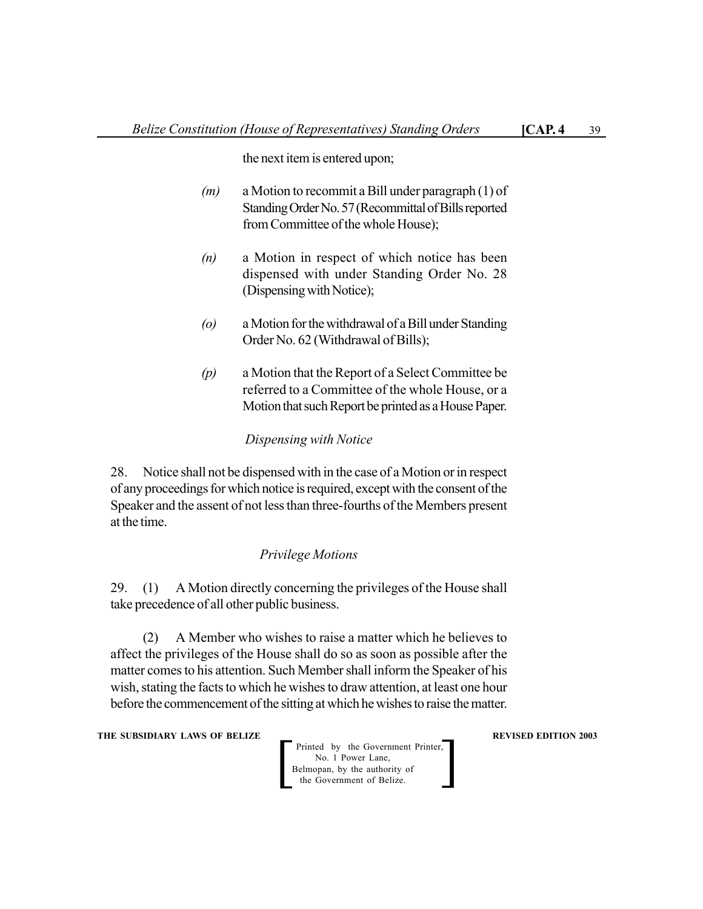the next item is entered upon;

*(m)* a Motion to recommit a Bill under paragraph (1) of Standing Order No. 57 (Recommittal of Bills reported from Committee of the whole House);

*(n)* a Motion in respect of which notice has been dispensed with under Standing Order No. 28 (Dispensing with Notice);

*(o)* a Motion for the withdrawal of a Bill under Standing Order No. 62 (Withdrawal of Bills);

*(p)* a Motion that the Report of a Select Committee be referred to a Committee of the whole House, or a Motion that such Report be printed as a House Paper.

*Dispensing with Notice*

28. Notice shall not be dispensed with in the case of a Motion or in respect of any proceedings for which notice is required, except with the consent of the Speaker and the assent of not less than three-fourths of the Members present at the time.

*Privilege Motions*

29. (1) A Motion directly concerning the privileges of the House shall take precedence of all other public business.

(2) A Member who wishes to raise a matter which he believes to affect the privileges of the House shall do so as soon as possible after the matter comes to his attention. Such Member shall inform the Speaker of his wish, stating the facts to which he wishes to draw attention, at least one hour before the commencement of the sitting at which he wishes to raise the matter.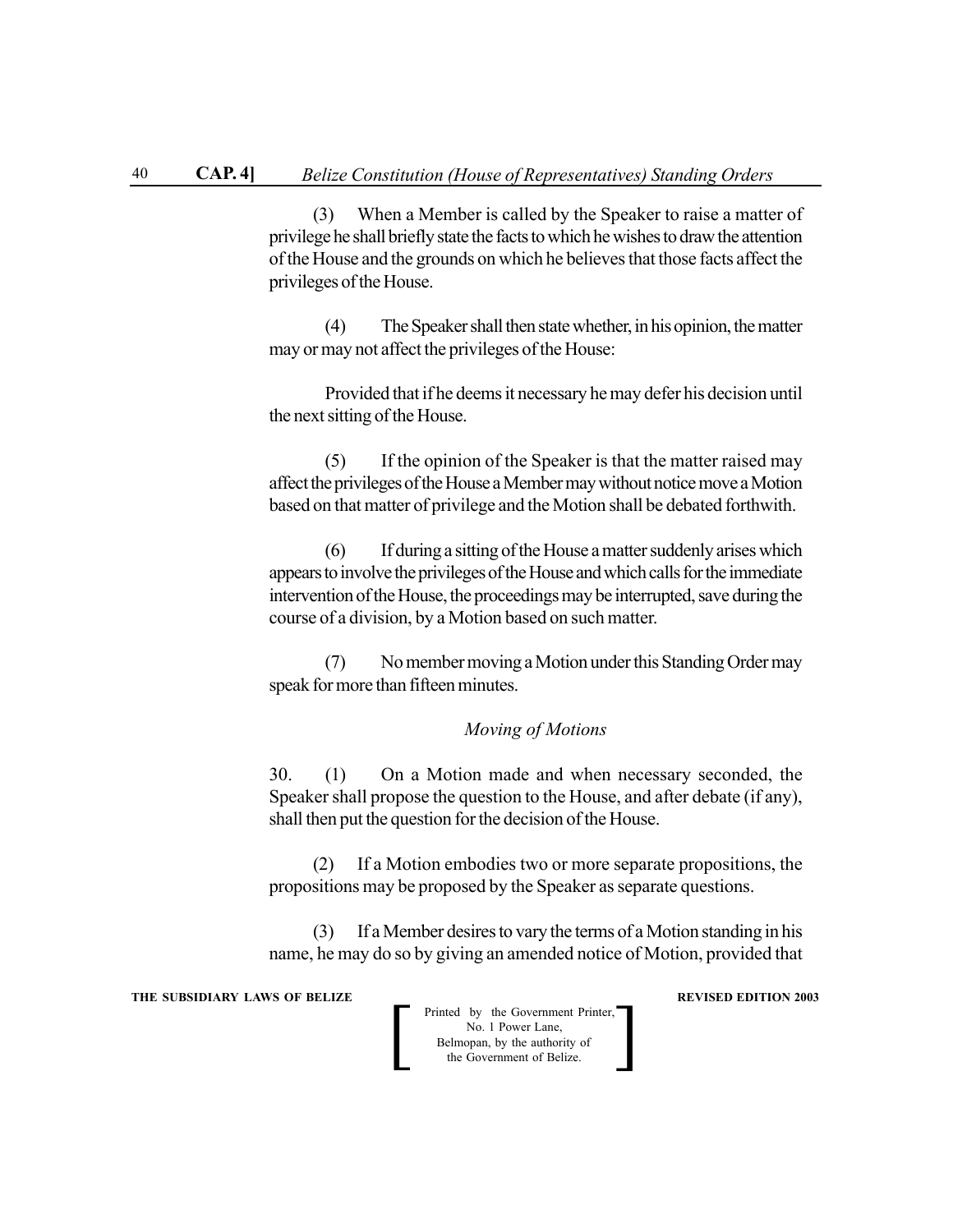(3) When a Member is called by the Speaker to raise a matter of privilege he shall briefly state the facts to which he wishes to draw the attention of the House and the grounds on which he believes that those facts affect the privileges of the House.

(4) The Speaker shall then state whether, in his opinion, the matter may or may not affect the privileges of the House:

Provided that if he deems it necessary he may defer his decision until the next sitting of the House.

(5) If the opinion of the Speaker is that the matter raised may affect the privileges of the House a Member may without notice move a Motion based on that matter of privilege and the Motion shall be debated forthwith.

(6) If during a sitting of the House a matter suddenly arises which appears to involve the privileges of the House and which calls for the immediate intervention of the House, the proceedings may be interrupted, save during the course of a division, by a Motion based on such matter.

(7) No member moving a Motion under this Standing Order may speak for more than fifteen minutes.

### *Moving of Motions*

30. (1) On a Motion made and when necessary seconded, the Speaker shall propose the question to the House, and after debate (if any), shall then put the question for the decision of the House.

(2) If a Motion embodies two or more separate propositions, the propositions may be proposed by the Speaker as separate questions.

(3) If a Member desires to vary the terms of a Motion standing in his name, he may do so by giving an amended notice of Motion, provided that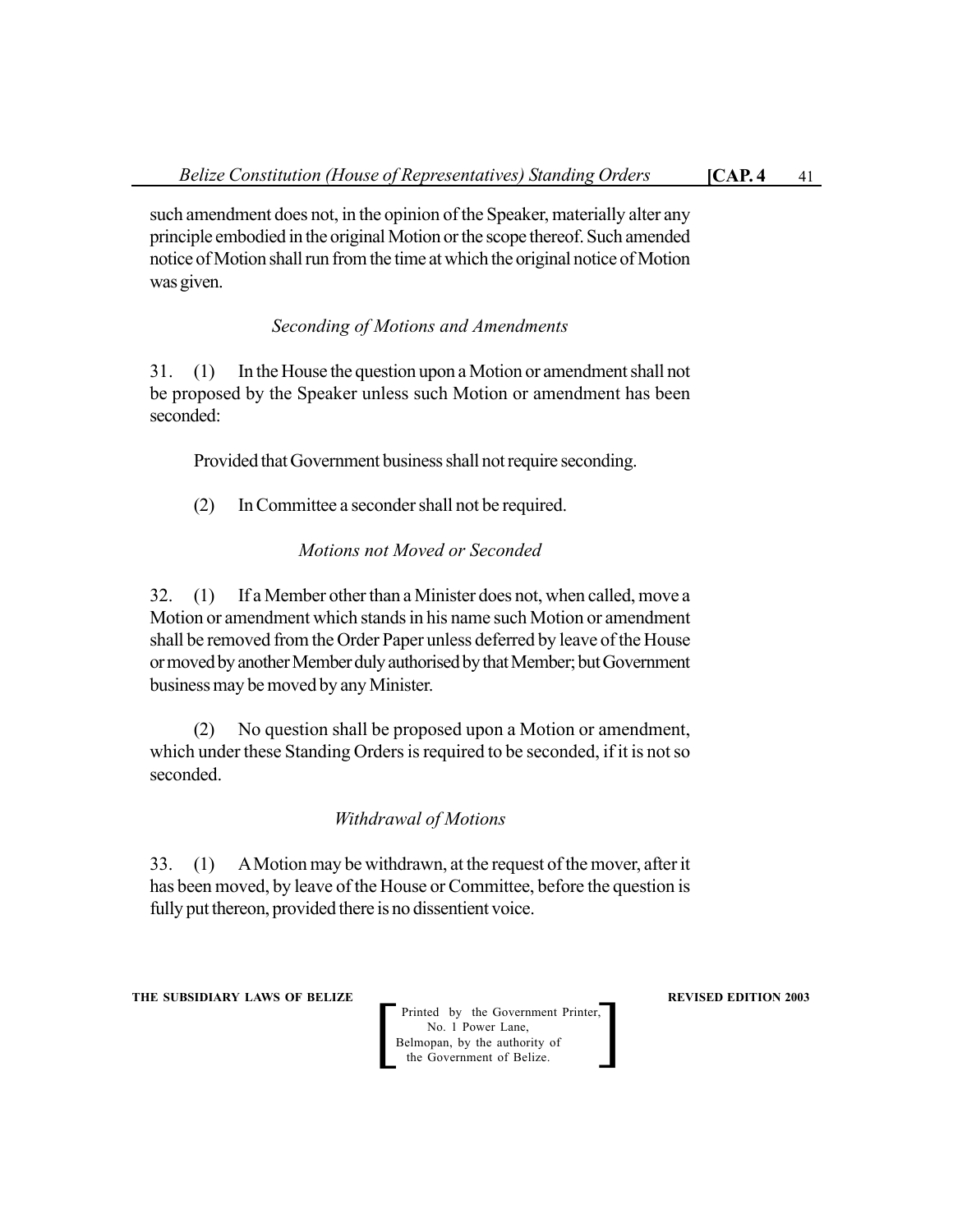such amendment does not, in the opinion of the Speaker, materially alter any principle embodied in the original Motion or the scope thereof. Such amended notice of Motion shall run from the time at which the original notice of Motion was given.

*Seconding of Motions and Amendments*

31. (1) In the House the question upon a Motion or amendment shall not be proposed by the Speaker unless such Motion or amendment has been seconded:

Provided that Government business shall not require seconding.

(2) In Committee a seconder shall not be required.

*Motions not Moved or Seconded*

32. (1) If a Member other than a Minister does not, when called, move a Motion or amendment which stands in his name such Motion or amendment shall be removed from the Order Paper unless deferred by leave of the House or moved by another Member duly authorised by that Member; but Government business may be moved by any Minister.

(2) No question shall be proposed upon a Motion or amendment, which under these Standing Orders is required to be seconded, if it is not so seconded.

*Withdrawal of Motions*

33. (1) A Motion may be withdrawn, at the request of the mover, after it has been moved, by leave of the House or Committee, before the question is fully put thereon, provided there is no dissentient voice.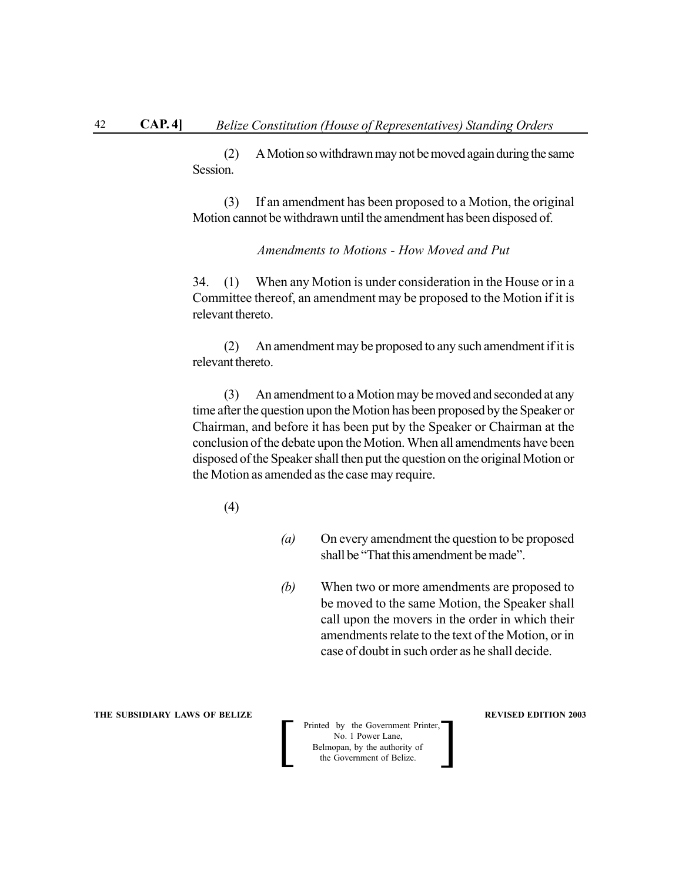(2) A Motion so withdrawn may not be moved again during the same Session.

(3) If an amendment has been proposed to a Motion, the original Motion cannot be withdrawn until the amendment has been disposed of.

*Amendments to Motions - How Moved and Put*

34. (1) When any Motion is under consideration in the House or in a Committee thereof, an amendment may be proposed to the Motion if it is relevant thereto.

(2) An amendment may be proposed to any such amendment if it is relevant thereto.

(3) An amendment to a Motion may be moved and seconded at any time after the question upon the Motion has been proposed by the Speaker or Chairman, and before it has been put by the Speaker or Chairman at the conclusion of the debate upon the Motion. When all amendments have been disposed of the Speaker shall then put the question on the original Motion or the Motion as amended as the case may require.

(4)

*(a)* On every amendment the question to be proposed shall be "That this amendment be made".

*(b)* When two or more amendments are proposed to be moved to the same Motion, the Speaker shall call upon the movers in the order in which their amendments relate to the text of the Motion, or in case of doubt in such order as he shall decide.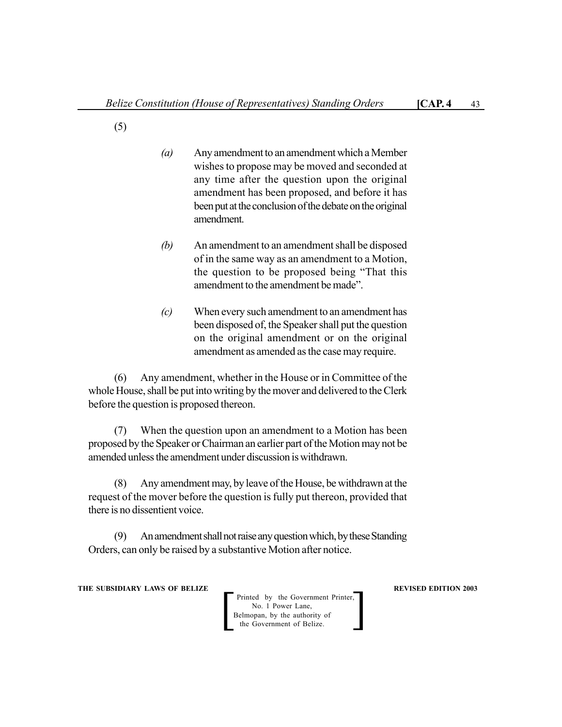(5)

*(a)* Any amendment to an amendment which a Member wishes to propose may be moved and seconded at any time after the question upon the original amendment has been proposed, and before it has been put at the conclusion of the debate on the original amendment.

*(b)* An amendment to an amendment shall be disposed of in the same way as an amendment to a Motion, the question to be proposed being "That this amendment to the amendment be made".

*(c)* When every such amendment to an amendment has been disposed of, the Speaker shall put the question on the original amendment or on the original amendment as amended as the case may require.

(6) Any amendment, whether in the House or in Committee of the whole House, shall be put into writing by the mover and delivered to the Clerk before the question is proposed thereon.

(7) When the question upon an amendment to a Motion has been proposed by the Speaker or Chairman an earlier part of the Motion may not be amended unless the amendment under discussion is withdrawn.

(8) Any amendment may, by leave of the House, be withdrawn at the request of the mover before the question is fully put thereon, provided that there is no dissentient voice.

(9) An amendment shall not raise any question which, by these Standing Orders, can only be raised by a substantive Motion after notice.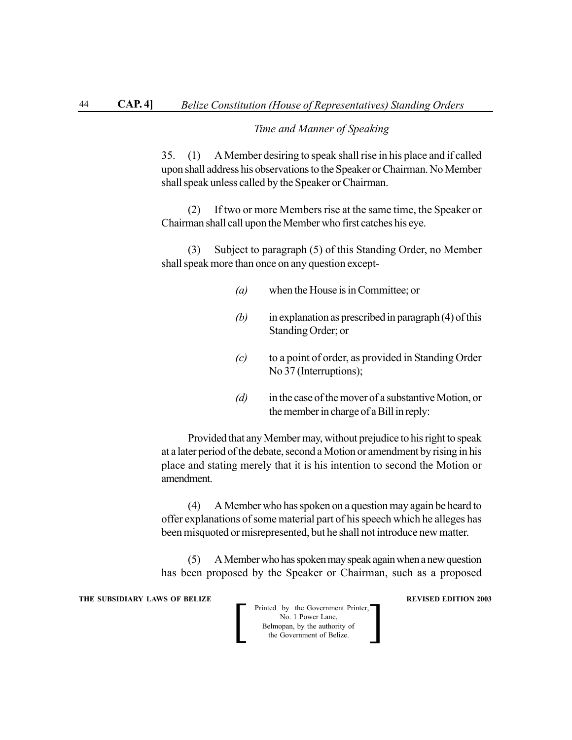*Time and Manner of Speaking*

35. (1) A Member desiring to speak shall rise in his place and if called upon shall address his observations to the Speaker or Chairman. No Member shall speak unless called by the Speaker or Chairman.

(2) If two or more Members rise at the same time, the Speaker or Chairman shall call upon the Member who first catches his eye.

(3) Subject to paragraph (5) of this Standing Order, no Member shall speak more than once on any question except-

*(a)* when the House is in Committee; or

*(b)* in explanation as prescribed in paragraph (4) of this Standing Order; or

*(c)* to a point of order, as provided in Standing Order No 37 (Interruptions);

*(d)* in the case of the mover of a substantive Motion, or the member in charge of a Bill in reply:

Provided that any Member may, without prejudice to his right to speak at a later period of the debate, second a Motion or amendment by rising in his place and stating merely that it is his intention to second the Motion or amendment.

(4) A Member who has spoken on a question may again be heard to offer explanations of some material part of his speech which he alleges has been misquoted or misrepresented, but he shall not introduce new matter.

(5) A Member who has spoken may speak again when a new question has been proposed by the Speaker or Chairman, such as a proposed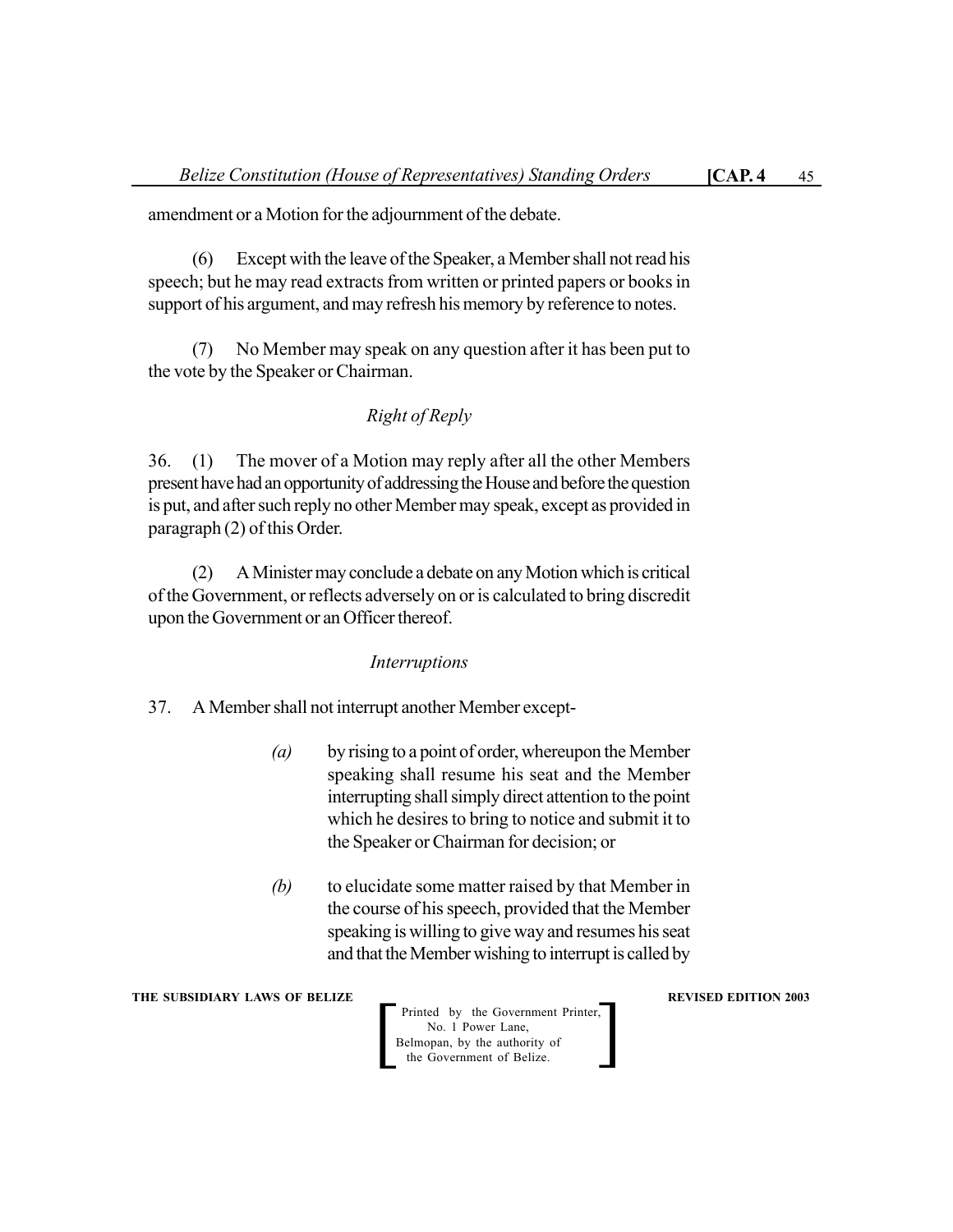amendment or a Motion for the adjournment of the debate.

(6) Except with the leave of the Speaker, a Member shall not read his speech; but he may read extracts from written or printed papers or books in support of his argument, and may refresh his memory by reference to notes.

(7) No Member may speak on any question after it has been put to the vote by the Speaker or Chairman.

*Right of Reply*

36. (1) The mover of a Motion may reply after all the other Members present have had an opportunity of addressing the House and before the question is put, and after such reply no other Member may speak, except as provided in paragraph (2) of this Order.

(2) A Minister may conclude a debate on any Motion which is critical of the Government, or reflects adversely on or is calculated to bring discredit upon the Government or an Officer thereof.

*Interruptions*

37. A Member shall not interrupt another Member except-

*(a)* by rising to a point of order, whereupon the Member speaking shall resume his seat and the Member interrupting shall simply direct attention to the point which he desires to bring to notice and submit it to the Speaker or Chairman for decision; or

*(b)* to elucidate some matter raised by that Member in the course of his speech, provided that the Member speaking is willing to give way and resumes his seat and that the Member wishing to interrupt is called by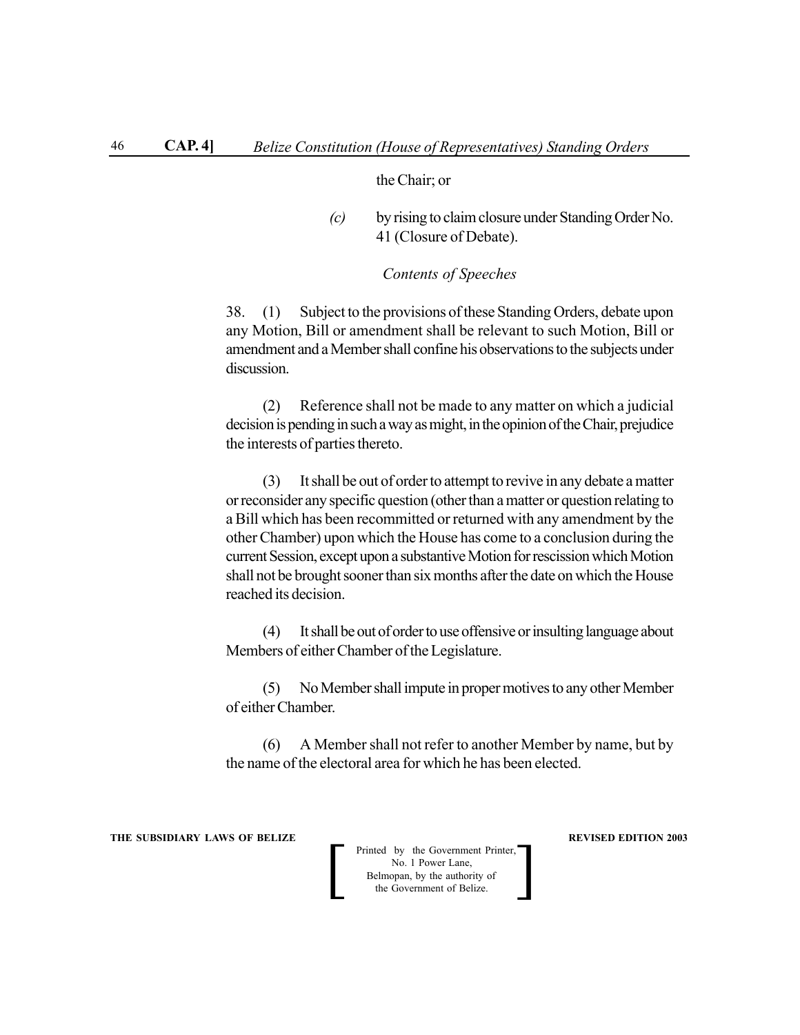the Chair; or

*(c)* by rising to claim closure under Standing Order No. 41 (Closure of Debate).

*Contents of Speeches*

38. (1) Subject to the provisions of these Standing Orders, debate upon any Motion, Bill or amendment shall be relevant to such Motion, Bill or amendment and a Member shall confine his observations to the subjects under discussion.

(2) Reference shall not be made to any matter on which a judicial decision is pending in such a way as might, in the opinion of the Chair, prejudice the interests of parties thereto.

(3) It shall be out of order to attempt to revive in any debate a matter or reconsider any specific question (other than a matter or question relating to a Bill which has been recommitted or returned with any amendment by the other Chamber) upon which the House has come to a conclusion during the current Session, except upon a substantive Motion for rescission which Motion shall not be brought sooner than six months after the date on which the House reached its decision.

(4) It shall be out of order to use offensive or insulting language about Members of either Chamber of the Legislature.

(5) No Member shall impute in proper motives to any other Member of either Chamber.

(6) A Member shall not refer to another Member by name, but by the name of the electoral area for which he has been elected.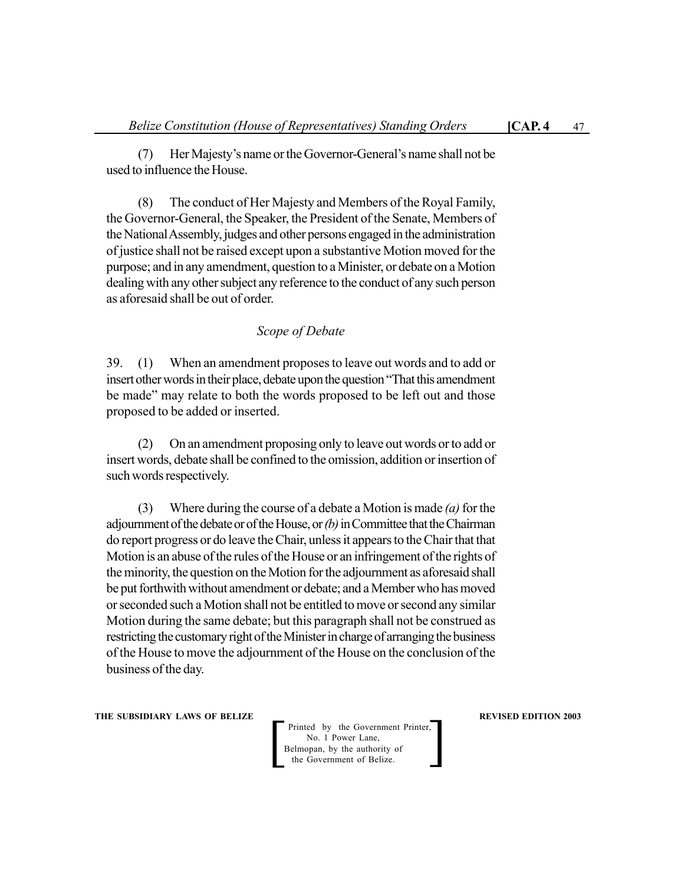(7) Her Majesty's name or the Governor-General's name shall not be used to influence the House.

(8) The conduct of Her Majesty and Members of the Royal Family, the Governor-General, the Speaker, the President of the Senate, Members of the National Assembly, judges and other persons engaged in the administration of justice shall not be raised except upon a substantive Motion moved for the purpose; and in any amendment, question to a Minister, or debate on a Motion dealing with any other subject any reference to the conduct of any such person as aforesaid shall be out of order.

*Scope of Debate*

39. (1) When an amendment proposes to leave out words and to add or insert other words in their place, debate upon the question "That this amendment be made" may relate to both the words proposed to be left out and those proposed to be added or inserted.

(2) On an amendment proposing only to leave out words or to add or insert words, debate shall be confined to the omission, addition or insertion of such words respectively.

(3) Where during the course of a debate a Motion is made *(a)* for the adjournment of the debate or of the House, or *(b)* in Committee that the Chairman do report progress or do leave the Chair, unless it appears to the Chair that that Motion is an abuse of the rules of the House or an infringement of the rights of the minority, the question on the Motion for the adjournment as aforesaid shall be put forthwith without amendment or debate; and a Member who has moved or seconded such a Motion shall not be entitled to move or second any similar Motion during the same debate; but this paragraph shall not be construed as restricting the customary right of the Minister in charge of arranging the business of the House to move the adjournment of the House on the conclusion of the business of the day.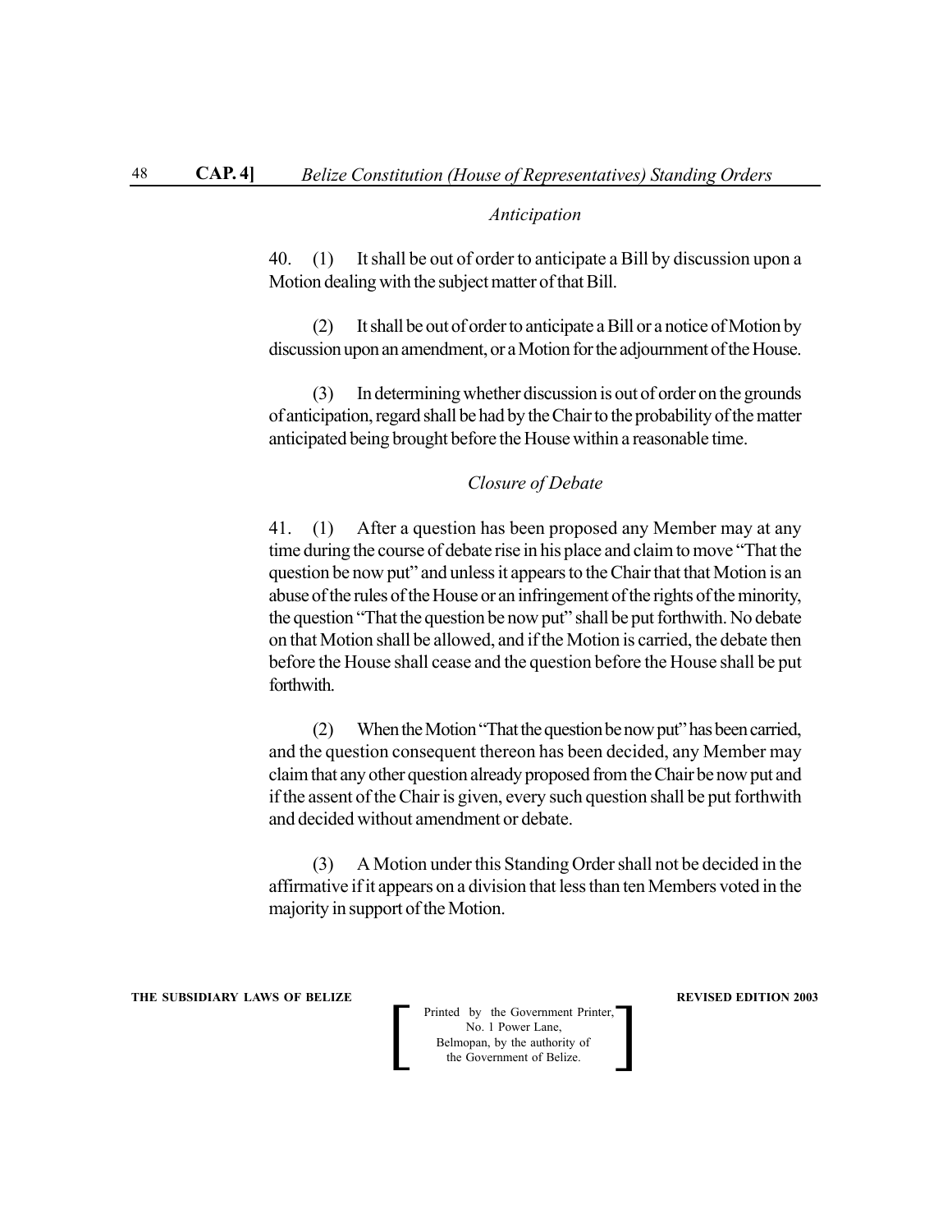*Anticipation*

40. (1) It shall be out of order to anticipate a Bill by discussion upon a Motion dealing with the subject matter of that Bill.

(2) It shall be out of order to anticipate a Bill or a notice of Motion by discussion upon an amendment, or a Motion for the adjournment of the House.

(3) In determining whether discussion is out of order on the grounds of anticipation, regard shall be had by the Chair to the probability of the matter anticipated being brought before the House within a reasonable time.

*Closure of Debate*

41. (1) After a question has been proposed any Member may at any time during the course of debate rise in his place and claim to move "That the question be now put" and unless it appears to the Chair that that Motion is an abuse of the rules of the House or an infringement of the rights of the minority, the question "That the question be now put" shall be put forthwith. No debate on that Motion shall be allowed, and if the Motion is carried, the debate then before the House shall cease and the question before the House shall be put forthwith.

(2) When the Motion "That the question be now put" has been carried, and the question consequent thereon has been decided, any Member may claim that any other question already proposed from the Chair be now put and if the assent of the Chair is given, every such question shall be put forthwith and decided without amendment or debate.

(3) A Motion under this Standing Order shall not be decided in the affirmative if it appears on a division that less than ten Members voted in the majority in support of the Motion.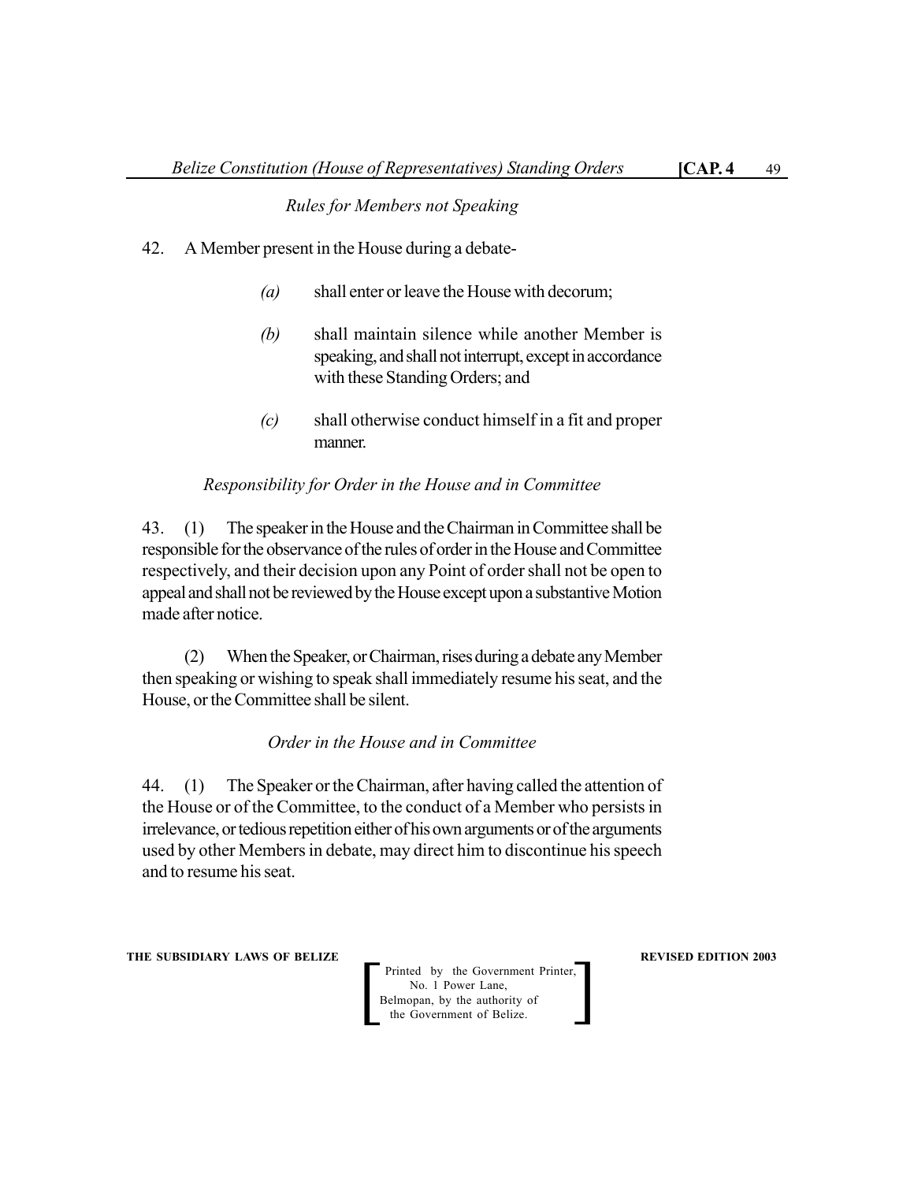*Rules for Members not Speaking*

42. A Member present in the House during a debate-

*(a)* shall enter or leave the House with decorum;

*(b)* shall maintain silence while another Member is speaking, and shall not interrupt, except in accordance with these Standing Orders; and

*(c)* shall otherwise conduct himself in a fit and proper manner.

*Responsibility for Order in the House and in Committee*

43. (1) The speaker in the House and the Chairman in Committee shall be responsible for the observance of the rules of order in the House and Committee respectively, and their decision upon any Point of order shall not be open to appeal and shall not be reviewed by the House except upon a substantive Motion made after notice.

(2) When the Speaker, or Chairman, rises during a debate any Member then speaking or wishing to speak shall immediately resume his seat, and the House, or the Committee shall be silent.

*Order in the House and in Committee*

44. (1) The Speaker or the Chairman, after having called the attention of the House or of the Committee, to the conduct of a Member who persists in irrelevance, or tedious repetition either of his own arguments or of the arguments used by other Members in debate, may direct him to discontinue his speech and to resume his seat.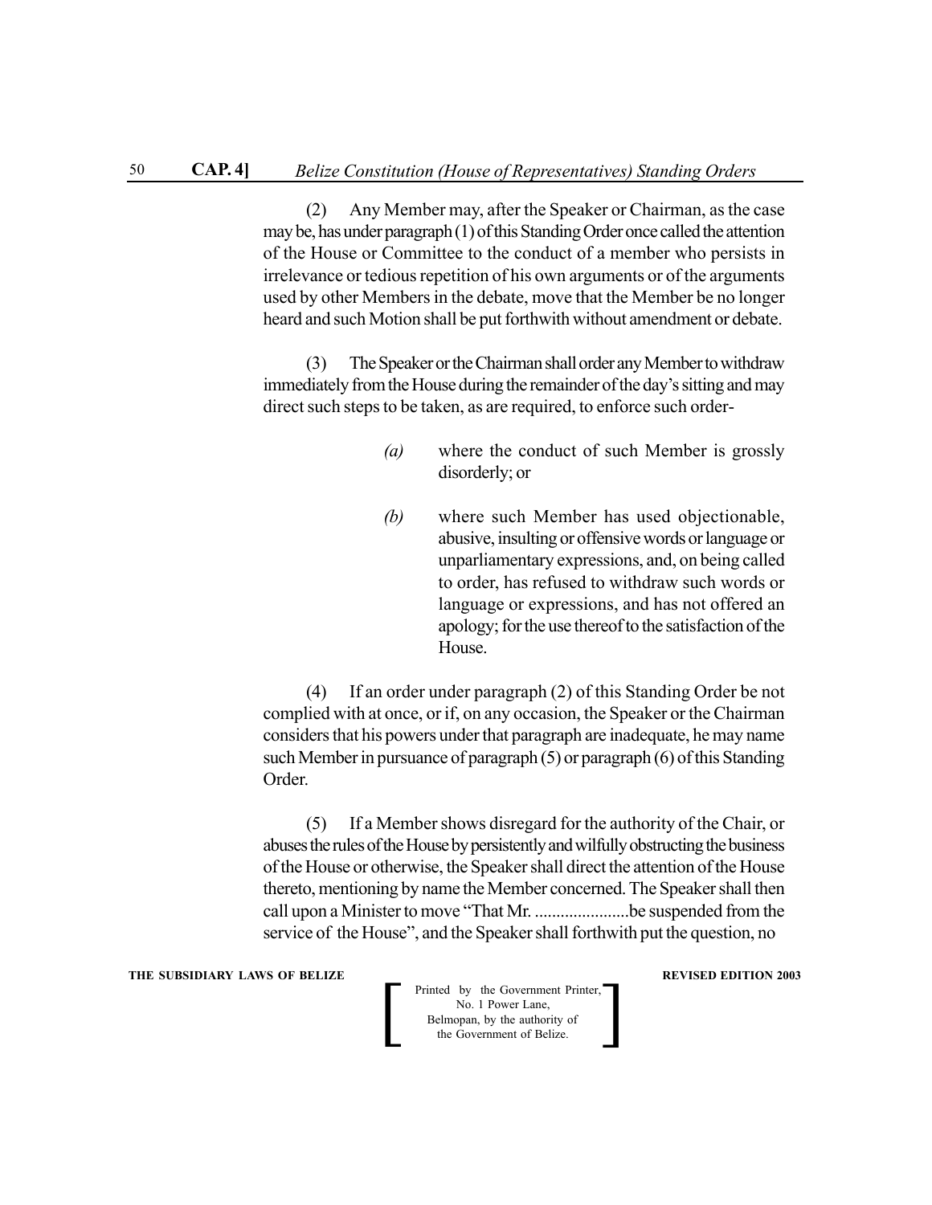(2) Any Member may, after the Speaker or Chairman, as the case may be, has under paragraph (1) of this Standing Order once called the attention of the House or Committee to the conduct of a member who persists in irrelevance or tedious repetition of his own arguments or of the arguments used by other Members in the debate, move that the Member be no longer heard and such Motion shall be put forthwith without amendment or debate.

(3) The Speaker or the Chairman shall order any Member to withdraw immediately from the House during the remainder of the day's sitting and may direct such steps to be taken, as are required, to enforce such order-

*(a)* where the conduct of such Member is grossly disorderly; or

*(b)* where such Member has used objectionable, abusive, insulting or offensive words or language or unparliamentary expressions, and, on being called to order, has refused to withdraw such words or language or expressions, and has not offered an apology; for the use thereof to the satisfaction of the House.

(4) If an order under paragraph (2) of this Standing Order be not complied with at once, or if, on any occasion, the Speaker or the Chairman considers that his powers under that paragraph are inadequate, he may name such Member in pursuance of paragraph (5) or paragraph (6) of this Standing Order.

(5) If a Member shows disregard for the authority of the Chair, or abuses the rules of the House by persistently and wilfully obstructing the business of the House or otherwise, the Speaker shall direct the attention of the House thereto, mentioning by name the Member concerned. The Speaker shall then call upon a Minister to move "That Mr. .....................be suspended from the service of the House", and the Speaker shall forthwith put the question, no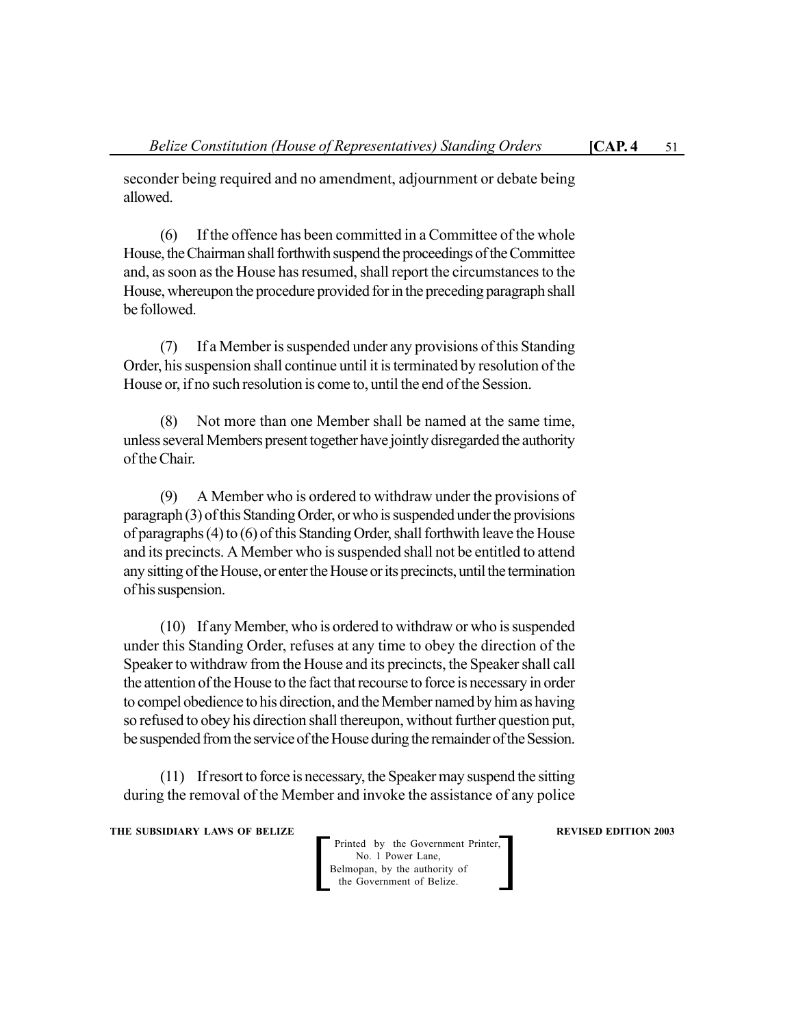seconder being required and no amendment, adjournment or debate being allowed.

(6) If the offence has been committed in a Committee of the whole House, the Chairman shall forthwith suspend the proceedings of the Committee and, as soon as the House has resumed, shall report the circumstances to the House, whereupon the procedure provided for in the preceding paragraph shall be followed.

(7) If a Member is suspended under any provisions of this Standing Order, his suspension shall continue until it is terminated by resolution of the House or, if no such resolution is come to, until the end of the Session.

(8) Not more than one Member shall be named at the same time, unless several Members present together have jointly disregarded the authority of the Chair.

(9) A Member who is ordered to withdraw under the provisions of paragraph (3) of this Standing Order, or who is suspended under the provisions of paragraphs (4) to (6) of this Standing Order, shall forthwith leave the House and its precincts. A Member who is suspended shall not be entitled to attend any sitting of the House, or enter the House or its precincts, until the termination of his suspension.

(10) If any Member, who is ordered to withdraw or who is suspended under this Standing Order, refuses at any time to obey the direction of the Speaker to withdraw from the House and its precincts, the Speaker shall call the attention of the House to the fact that recourse to force is necessary in order to compel obedience to his direction, and the Member named by him as having so refused to obey his direction shall thereupon, without further question put, be suspended from the service of the House during the remainder of the Session.

(11) If resort to force is necessary, the Speaker may suspend the sitting during the removal of the Member and invoke the assistance of any police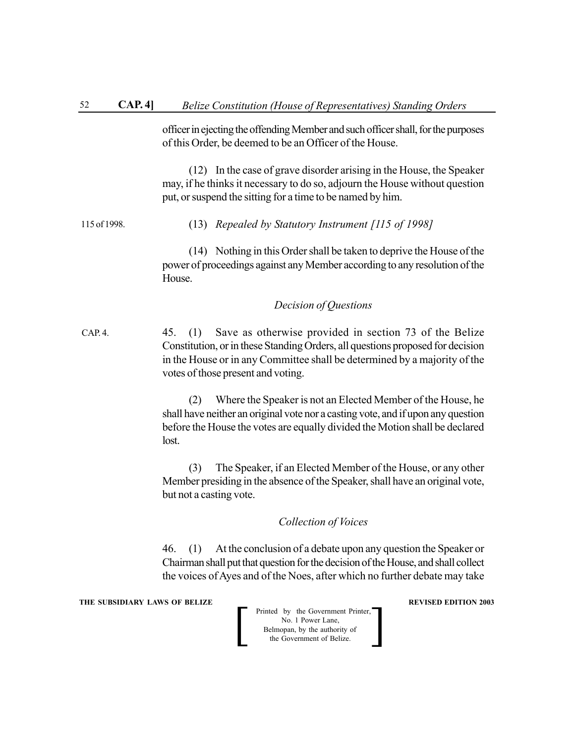officer in ejecting the offending Member and such officer shall, for the purposes of this Order, be deemed to be an Officer of the House.

(12) In the case of grave disorder arising in the House, the Speaker may, if he thinks it necessary to do so, adjourn the House without question put, or suspend the sitting for a time to be named by him.

115 of 1998.

(13) *Repealed by Statutory Instrument [115 of 1998]*

(14) Nothing in this Order shall be taken to deprive the House of the power of proceedings against any Member according to any resolution of the House.

### *Decision of Questions*

CAP. 4.

45. (1) Save as otherwise provided in section 73 of the Belize Constitution, or in these Standing Orders, all questions proposed for decision in the House or in any Committee shall be determined by a majority of the votes of those present and voting.

(2) Where the Speaker is not an Elected Member of the House, he shall have neither an original vote nor a casting vote, and if upon any question before the House the votes are equally divided the Motion shall be declared lost.

(3) The Speaker, if an Elected Member of the House, or any other Member presiding in the absence of the Speaker, shall have an original vote, but not a casting vote.

### *Collection of Voices*

46. (1) At the conclusion of a debate upon any question the Speaker or Chairman shall put that question for the decision of the House, and shall collect the voices of Ayes and of the Noes, after which no further debate may take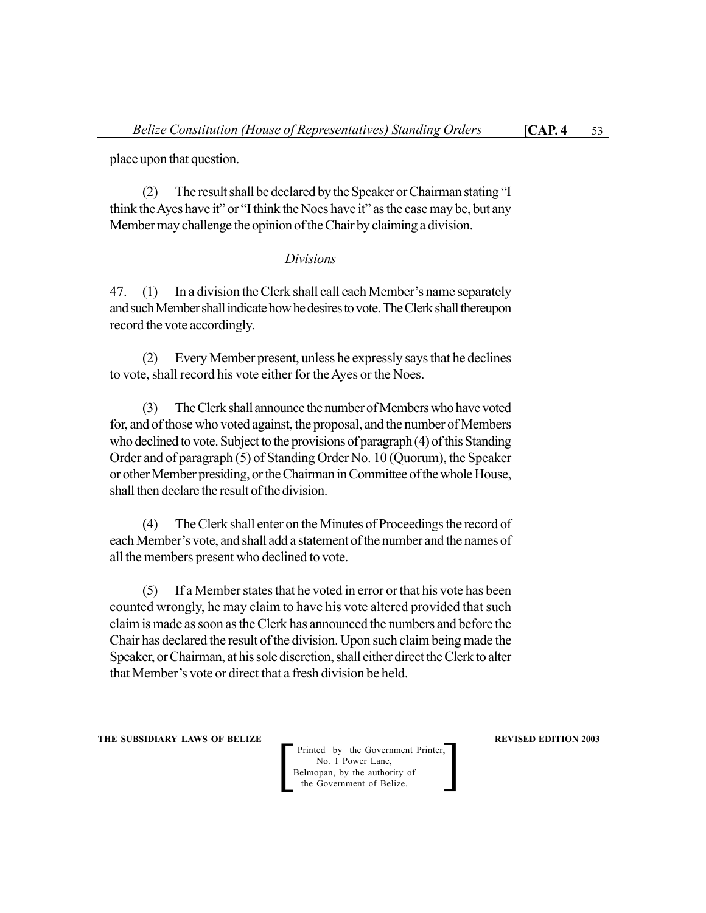place upon that question.

(2) The result shall be declared by the Speaker or Chairman stating "I think the Ayes have it" or "I think the Noes have it" as the case may be, but any Member may challenge the opinion of the Chair by claiming a division.

*Divisions*

47. (1) In a division the Clerk shall call each Member's name separately and such Member shall indicate how he desires to vote. The Clerk shall thereupon record the vote accordingly.

(2) Every Member present, unless he expressly says that he declines to vote, shall record his vote either for the Ayes or the Noes.

(3) The Clerk shall announce the number of Members who have voted for, and of those who voted against, the proposal, and the number of Members who declined to vote. Subject to the provisions of paragraph (4) of this Standing Order and of paragraph (5) of Standing Order No. 10 (Quorum), the Speaker or other Member presiding, or the Chairman in Committee of the whole House, shall then declare the result of the division.

(4) The Clerk shall enter on the Minutes of Proceedings the record of each Member's vote, and shall add a statement of the number and the names of all the members present who declined to vote.

(5) If a Member states that he voted in error or that his vote has been counted wrongly, he may claim to have his vote altered provided that such claim is made as soon as the Clerk has announced the numbers and before the Chair has declared the result of the division. Upon such claim being made the Speaker, or Chairman, at his sole discretion, shall either direct the Clerk to alter that Member's vote or direct that a fresh division be held.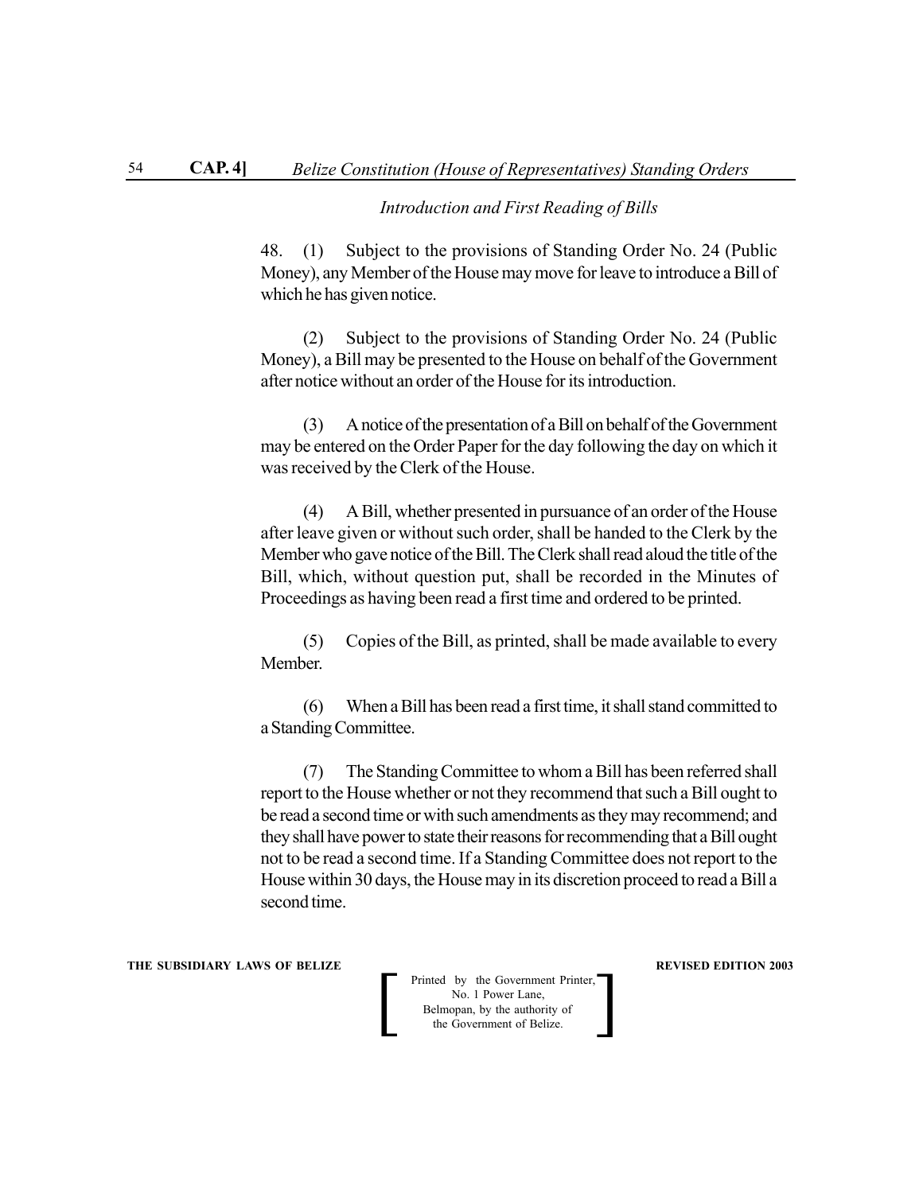*Introduction and First Reading of Bills*

48. (1) Subject to the provisions of Standing Order No. 24 (Public Money), any Member of the House may move for leave to introduce a Bill of which he has given notice.

(2) Subject to the provisions of Standing Order No. 24 (Public Money), a Bill may be presented to the House on behalf of the Government after notice without an order of the House for its introduction.

(3) A notice of the presentation of a Bill on behalf of the Government may be entered on the Order Paper for the day following the day on which it was received by the Clerk of the House.

(4) A Bill, whether presented in pursuance of an order of the House after leave given or without such order, shall be handed to the Clerk by the Member who gave notice of the Bill. The Clerk shall read aloud the title of the Bill, which, without question put, shall be recorded in the Minutes of Proceedings as having been read a first time and ordered to be printed.

(5) Copies of the Bill, as printed, shall be made available to every Member.

(6) When a Bill has been read a first time, it shall stand committed to a Standing Committee.

(7) The Standing Committee to whom a Bill has been referred shall report to the House whether or not they recommend that such a Bill ought to be read a second time or with such amendments as they may recommend; and they shall have power to state their reasons for recommending that a Bill ought not to be read a second time. If a Standing Committee does not report to the House within 30 days, the House may in its discretion proceed to read a Bill a second time.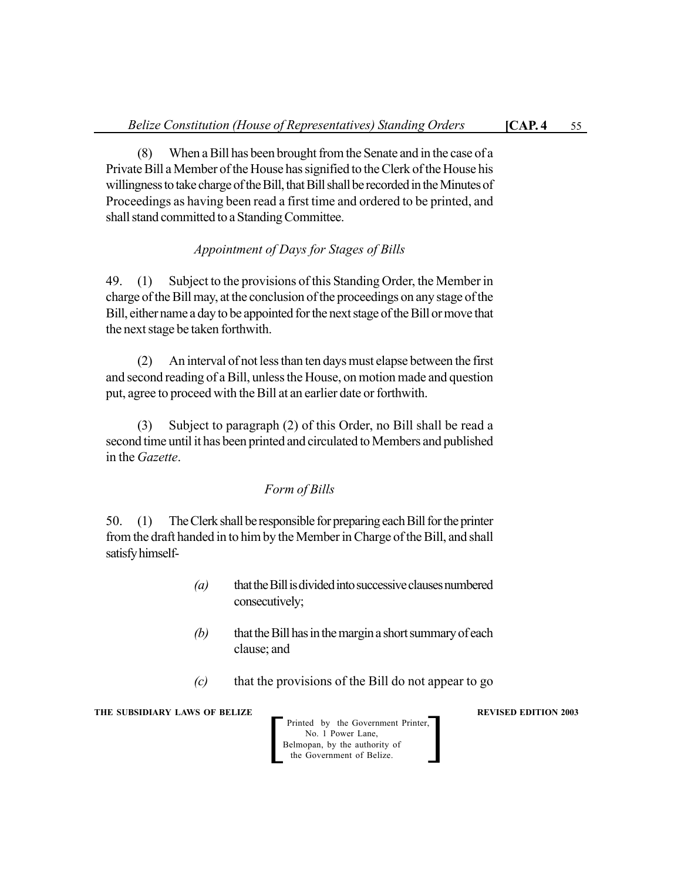(8) When a Bill has been brought from the Senate and in the case of a Private Bill a Member of the House has signified to the Clerk of the House his willingness to take charge of the Bill, that Bill shall be recorded in the Minutes of Proceedings as having been read a first time and ordered to be printed, and shall stand committed to a Standing Committee.

*Appointment of Days for Stages of Bills*

49. (1) Subject to the provisions of this Standing Order, the Member in charge of the Bill may, at the conclusion of the proceedings on any stage of the Bill, either name a day to be appointed for the next stage of the Bill or move that the next stage be taken forthwith.

(2) An interval of not less than ten days must elapse between the first and second reading of a Bill, unless the House, on motion made and question put, agree to proceed with the Bill at an earlier date or forthwith.

(3) Subject to paragraph (2) of this Order, no Bill shall be read a second time until it has been printed and circulated to Members and published in the *Gazette*.

*Form of Bills*

50. (1) The Clerk shall be responsible for preparing each Bill for the printer from the draft handed in to him by the Member in Charge of the Bill, and shall satisfy himself-

*(a)* that the Bill is divided into successive clauses numbered consecutively;

*(b)* that the Bill has in the margin a short summary of each clause; and

*(c)* that the provisions of the Bill do not appear to go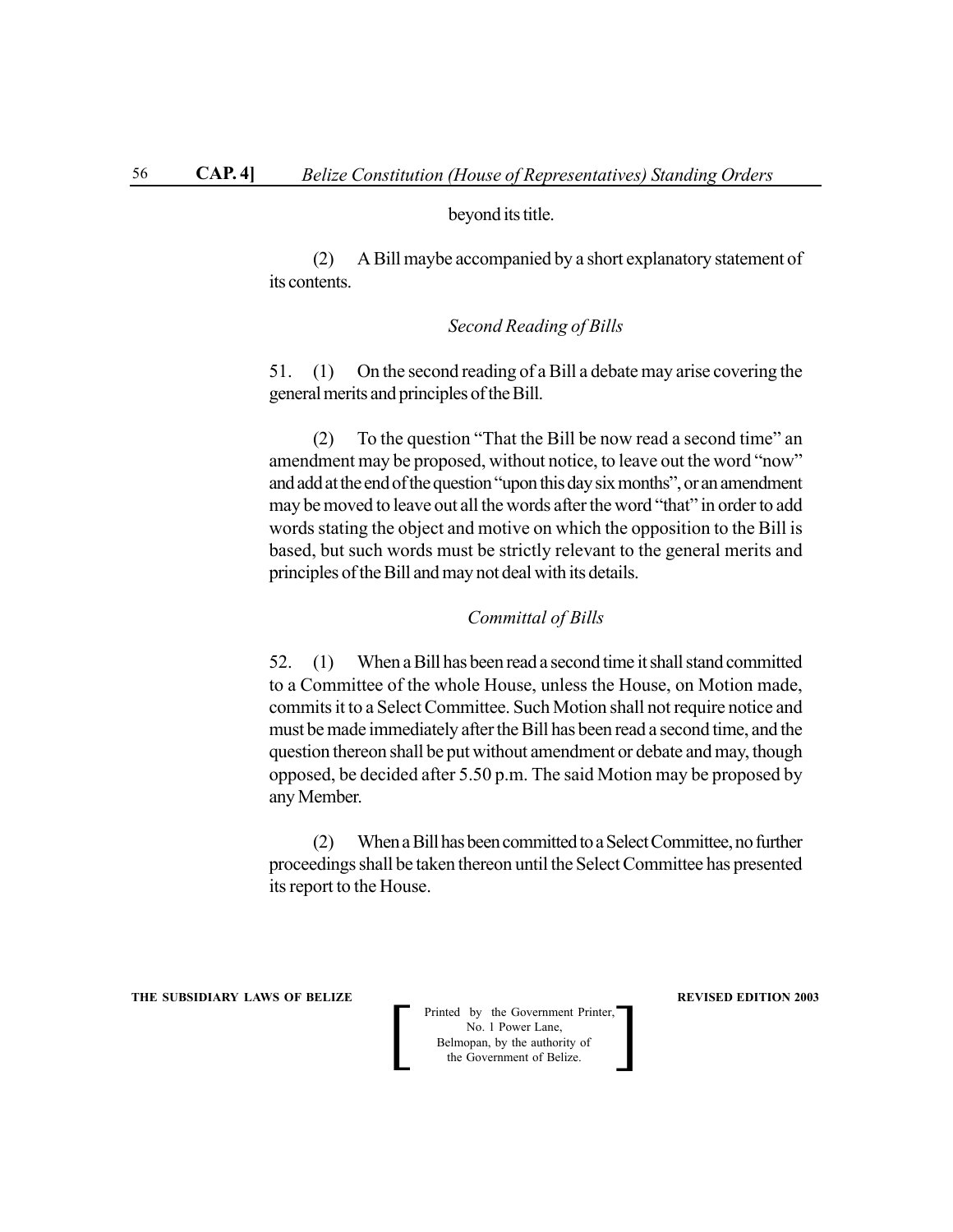beyond its title.

(2) A Bill maybe accompanied by a short explanatory statement of its contents.

*Second Reading of Bills*

51. (1) On the second reading of a Bill a debate may arise covering the general merits and principles of the Bill.

(2) To the question "That the Bill be now read a second time" an amendment may be proposed, without notice, to leave out the word "now" and add at the end of the question "upon this day six months", or an amendment may be moved to leave out all the words after the word "that" in order to add words stating the object and motive on which the opposition to the Bill is based, but such words must be strictly relevant to the general merits and principles of the Bill and may not deal with its details.

*Committal of Bills*

52. (1) When a Bill has been read a second time it shall stand committed to a Committee of the whole House, unless the House, on Motion made, commits it to a Select Committee. Such Motion shall not require notice and must be made immediately after the Bill has been read a second time, and the question thereon shall be put without amendment or debate and may, though opposed, be decided after 5.50 p.m. The said Motion may be proposed by any Member.

(2) When a Bill has been committed to a Select Committee, no further proceedings shall be taken thereon until the Select Committee has presented its report to the House.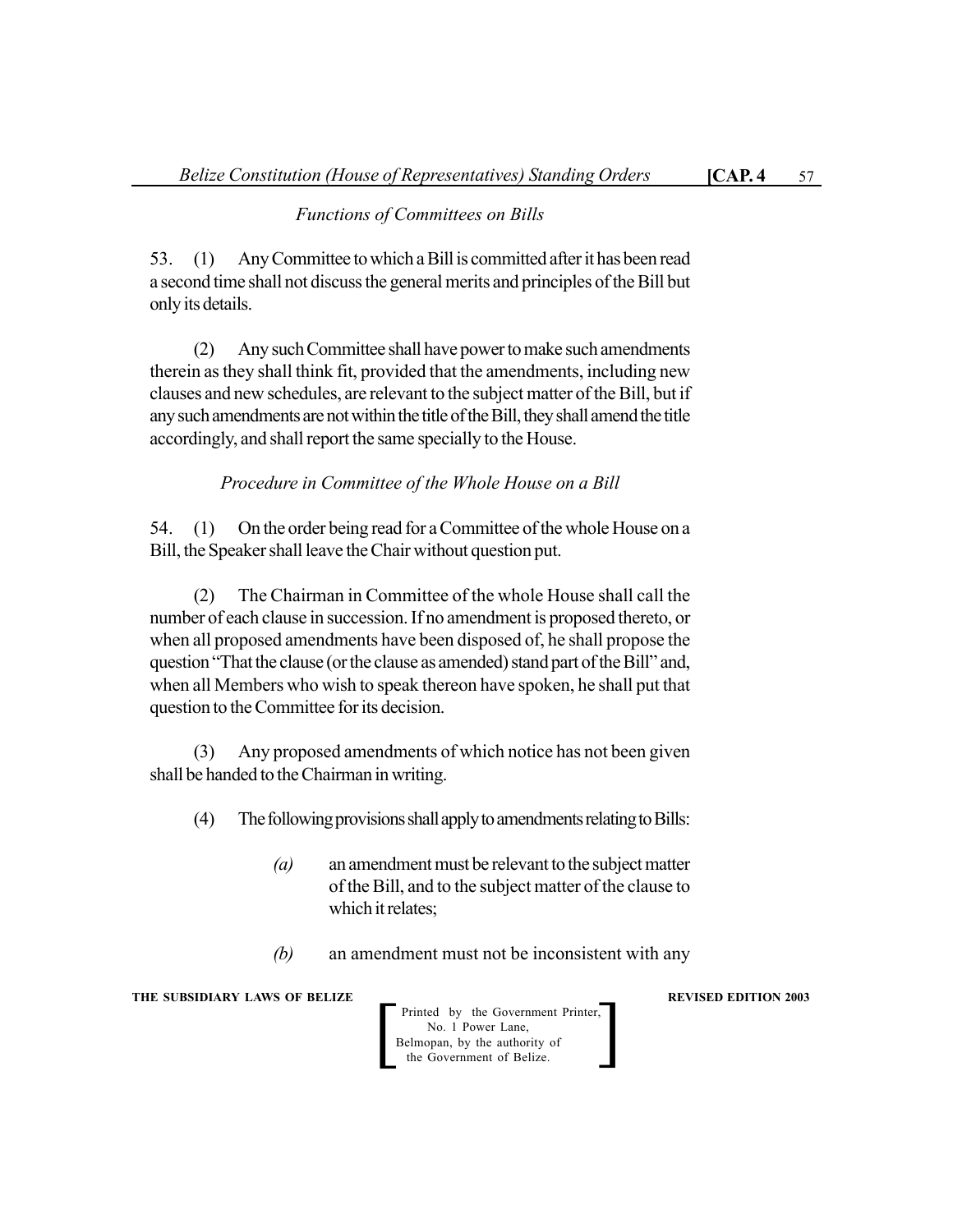*Functions of Committees on Bills*

53. (1) Any Committee to which a Bill is committed after it has been read a second time shall not discuss the general merits and principles of the Bill but only its details.

(2) Any such Committee shall have power to make such amendments therein as they shall think fit, provided that the amendments, including new clauses and new schedules, are relevant to the subject matter of the Bill, but if any such amendments are not within the title of the Bill, they shall amend the title accordingly, and shall report the same specially to the House.

*Procedure in Committee of the Whole House on a Bill*

54. (1) On the order being read for a Committee of the whole House on a Bill, the Speaker shall leave the Chair without question put.

(2) The Chairman in Committee of the whole House shall call the number of each clause in succession. If no amendment is proposed thereto, or when all proposed amendments have been disposed of, he shall propose the question "That the clause (or the clause as amended) stand part of the Bill" and, when all Members who wish to speak thereon have spoken, he shall put that question to the Committee for its decision.

(3) Any proposed amendments of which notice has not been given shall be handed to the Chairman in writing.

(4) The following provisions shall apply to amendments relating to Bills:

*(a)* an amendment must be relevant to the subject matter of the Bill, and to the subject matter of the clause to which it relates;

*(b)* an amendment must not be inconsistent with any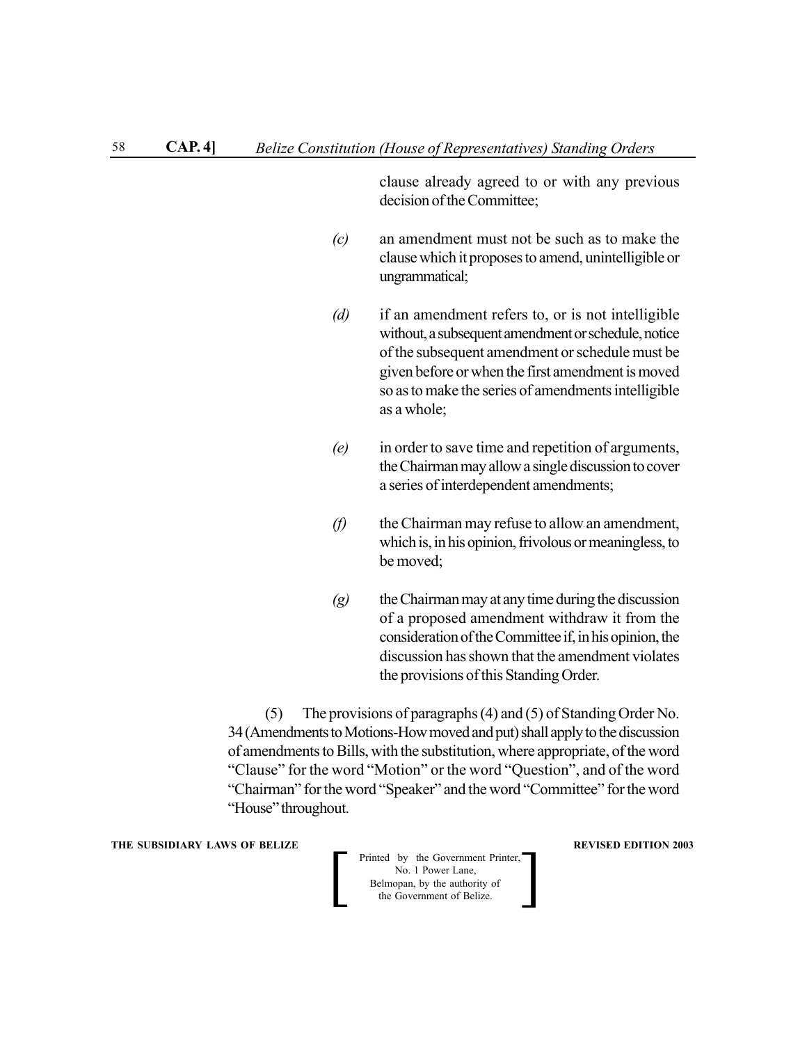clause already agreed to or with any previous decision of the Committee;

*(c)* an amendment must not be such as to make the clause which it proposes to amend, unintelligible or ungrammatical;

*(d)* if an amendment refers to, or is not intelligible without, a subsequent amendment or schedule, notice of the subsequent amendment or schedule must be given before or when the first amendment is moved so as to make the series of amendments intelligible as a whole;

*(e)* in order to save time and repetition of arguments, the Chairman may allow a single discussion to cover a series of interdependent amendments;

*(f)* the Chairman may refuse to allow an amendment, which is, in his opinion, frivolous or meaningless, to be moved;

*(g)* the Chairman may at any time during the discussion of a proposed amendment withdraw it from the consideration of the Committee if, in his opinion, the discussion has shown that the amendment violates the provisions of this Standing Order.

(5) The provisions of paragraphs (4) and (5) of Standing Order No. 34 (Amendments to Motions-How moved and put) shall apply to the discussion of amendments to Bills, with the substitution, where appropriate, of the word "Clause" for the word "Motion" or the word "Question", and of the word "Chairman" for the word "Speaker" and the word "Committee" for the word "House" throughout.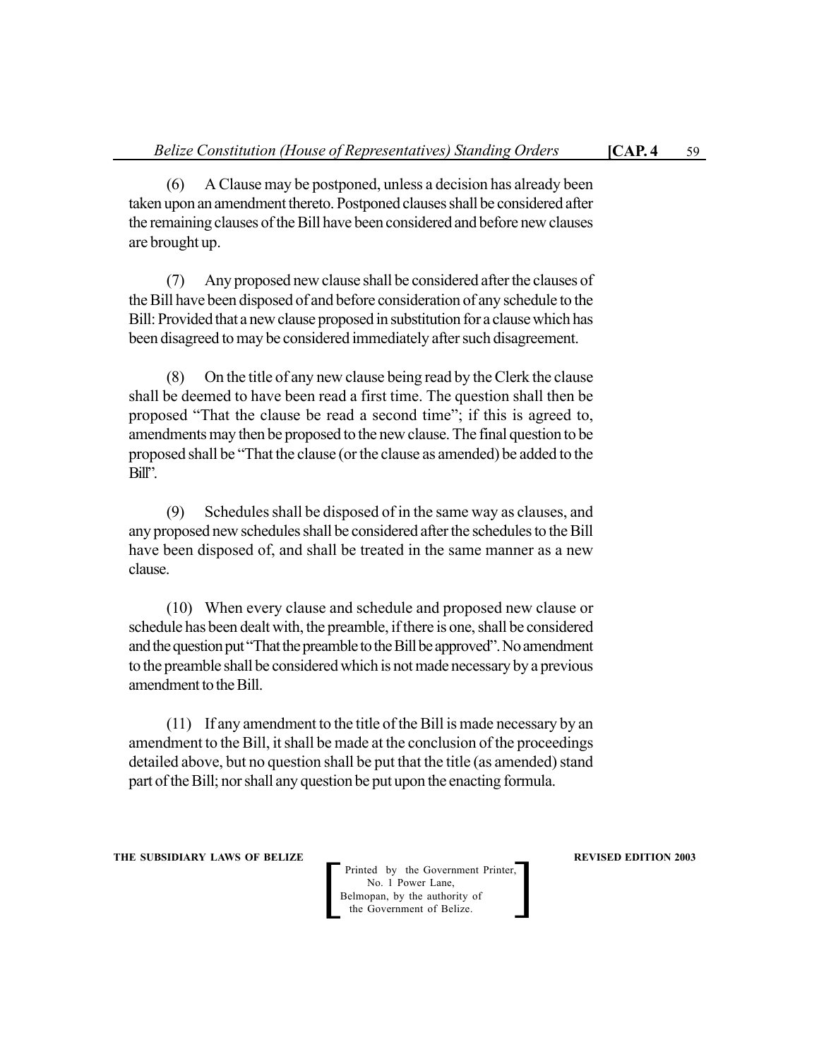(6) A Clause may be postponed, unless a decision has already been taken upon an amendment thereto. Postponed clauses shall be considered after the remaining clauses of the Bill have been considered and before new clauses are brought up.

(7) Any proposed new clause shall be considered after the clauses of the Bill have been disposed of and before consideration of any schedule to the Bill: Provided that a new clause proposed in substitution for a clause which has been disagreed to may be considered immediately after such disagreement.

(8) On the title of any new clause being read by the Clerk the clause shall be deemed to have been read a first time. The question shall then be proposed "That the clause be read a second time"; if this is agreed to, amendments may then be proposed to the new clause. The final question to be proposed shall be "That the clause (or the clause as amended) be added to the Bill".

(9) Schedules shall be disposed of in the same way as clauses, and any proposed new schedules shall be considered after the schedules to the Bill have been disposed of, and shall be treated in the same manner as a new clause.

(10) When every clause and schedule and proposed new clause or schedule has been dealt with, the preamble, if there is one, shall be considered and the question put "That the preamble to the Bill be approved". No amendment to the preamble shall be considered which is not made necessary by a previous amendment to the Bill.

(11) If any amendment to the title of the Bill is made necessary by an amendment to the Bill, it shall be made at the conclusion of the proceedings detailed above, but no question shall be put that the title (as amended) stand part of the Bill; nor shall any question be put upon the enacting formula.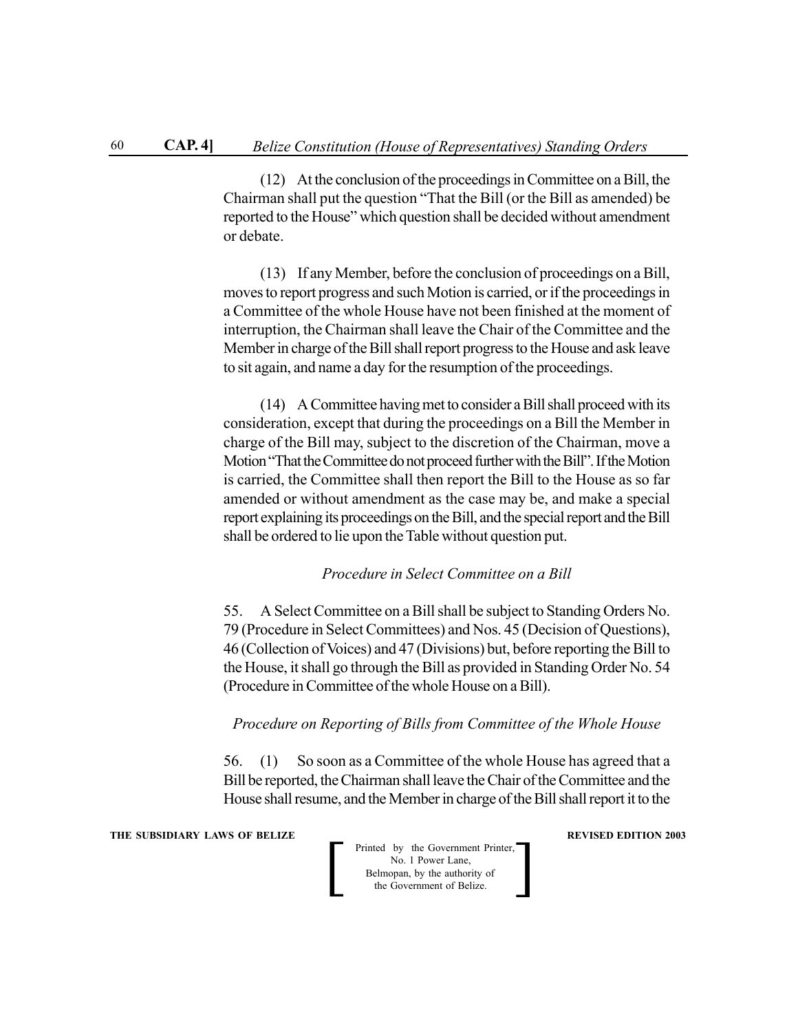(12) At the conclusion of the proceedings in Committee on a Bill, the Chairman shall put the question "That the Bill (or the Bill as amended) be reported to the House" which question shall be decided without amendment or debate.

(13) If any Member, before the conclusion of proceedings on a Bill, moves to report progress and such Motion is carried, or if the proceedings in a Committee of the whole House have not been finished at the moment of interruption, the Chairman shall leave the Chair of the Committee and the Member in charge of the Bill shall report progress to the House and ask leave to sit again, and name a day for the resumption of the proceedings.

(14) A Committee having met to consider a Bill shall proceed with its consideration, except that during the proceedings on a Bill the Member in charge of the Bill may, subject to the discretion of the Chairman, move a Motion "That the Committee do not proceed further with the Bill". If the Motion is carried, the Committee shall then report the Bill to the House as so far amended or without amendment as the case may be, and make a special report explaining its proceedings on the Bill, and the special report and the Bill shall be ordered to lie upon the Table without question put.

*Procedure in Select Committee on a Bill*

55. A Select Committee on a Bill shall be subject to Standing Orders No. 79 (Procedure in Select Committees) and Nos. 45 (Decision of Questions), 46 (Collection of Voices) and 47 (Divisions) but, before reporting the Bill to the House, it shall go through the Bill as provided in Standing Order No. 54 (Procedure in Committee of the whole House on a Bill).

*Procedure on Reporting of Bills from Committee of the Whole House*

56. (1) So soon as a Committee of the whole House has agreed that a Bill be reported, the Chairman shall leave the Chair of the Committee and the House shall resume, and the Member in charge of the Bill shall report it to the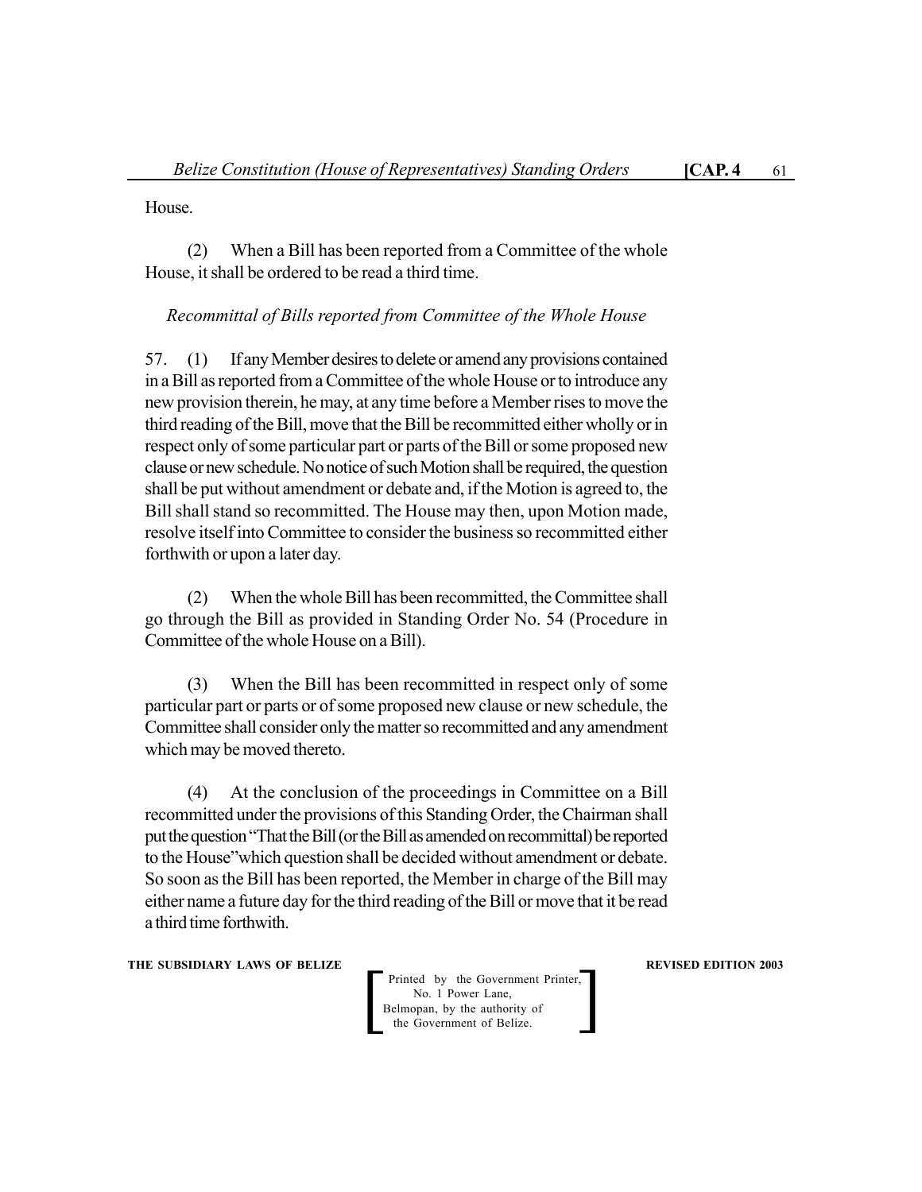House.

(2) When a Bill has been reported from a Committee of the whole House, it shall be ordered to be read a third time.

*Recommittal of Bills reported from Committee of the Whole House*

57. (1) If any Member desires to delete or amend any provisions contained in a Bill as reported from a Committee of the whole House or to introduce any new provision therein, he may, at any time before a Member rises to move the third reading of the Bill, move that the Bill be recommitted either wholly or in respect only of some particular part or parts of the Bill or some proposed new clause or new schedule. No notice of such Motion shall be required, the question shall be put without amendment or debate and, if the Motion is agreed to, the Bill shall stand so recommitted. The House may then, upon Motion made, resolve itself into Committee to consider the business so recommitted either forthwith or upon a later day.

(2) When the whole Bill has been recommitted, the Committee shall go through the Bill as provided in Standing Order No. 54 (Procedure in Committee of the whole House on a Bill).

(3) When the Bill has been recommitted in respect only of some particular part or parts or of some proposed new clause or new schedule, the Committee shall consider only the matter so recommitted and any amendment which may be moved thereto.

(4) At the conclusion of the proceedings in Committee on a Bill recommitted under the provisions of this Standing Order, the Chairman shall put the question "That the Bill (or the Bill as amended on recommittal) be reported to the House" which question shall be decided without amendment or debate. So soon as the Bill has been reported, the Member in charge of the Bill may either name a future day for the third reading of the Bill or move that it be read a third time forthwith.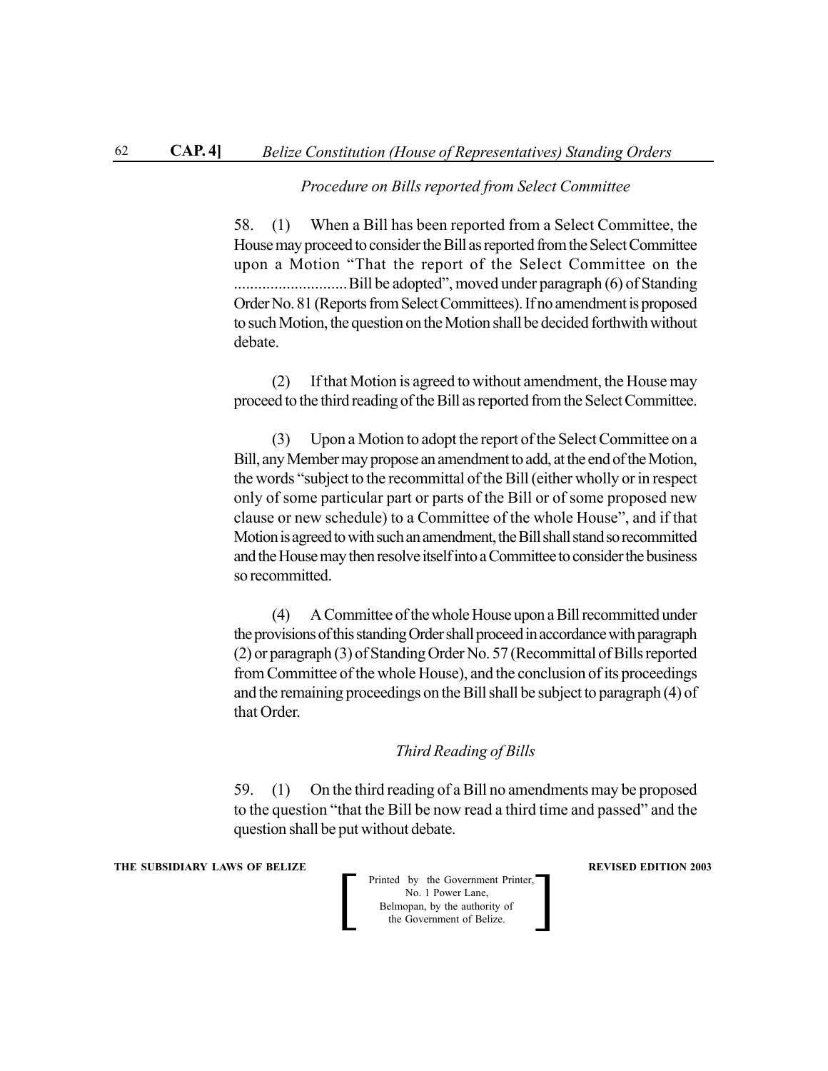*Procedure on Bills reported from Select Committee*

58. (1) When a Bill has been reported from a Select Committee, the House may proceed to consider the Bill as reported from the Select Committee upon a Motion "That the report of the Select Committee on the ............................Bill be adopted", moved under paragraph (6) of Standing Order No. 81 (Reports from Select Committees). If no amendment is proposed to such Motion, the question on the Motion shall be decided forthwith without debate.

(2) If that Motion is agreed to without amendment, the House may proceed to the third reading of the Bill as reported from the Select Committee.

(3) Upon a Motion to adopt the report of the Select Committee on a Bill, any Member may propose an amendment to add, at the end of the Motion, the words "subject to the recommittal of the Bill (either wholly or in respect only of some particular part or parts of the Bill or of some proposed new clause or new schedule) to a Committee of the whole House", and if that Motion is agreed to with such an amendment, the Bill shall stand so recommitted and the House may then resolve itself into a Committee to consider the business so recommitted.

(4) A Committee of the whole House upon a Bill recommitted under the provisions of this standing Order shall proceed in accordance with paragraph (2) or paragraph (3) of Standing Order No. 57 (Recommittal of Bills reported from Committee of the whole House), and the conclusion of its proceedings and the remaining proceedings on the Bill shall be subject to paragraph (4) of that Order.

*Third Reading of Bills*

59. (1) On the third reading of a Bill no amendments may be proposed to the question "that the Bill be now read a third time and passed" and the question shall be put without debate.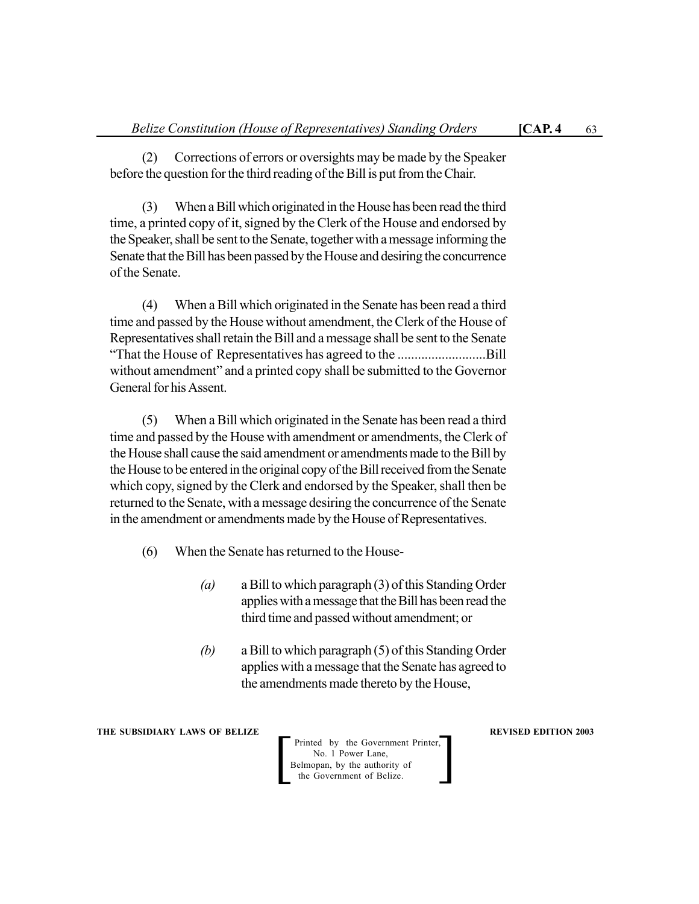(2) Corrections of errors or oversights may be made by the Speaker before the question for the third reading of the Bill is put from the Chair.

(3) When a Bill which originated in the House has been read the third time, a printed copy of it, signed by the Clerk of the House and endorsed by the Speaker, shall be sent to the Senate, together with a message informing the Senate that the Bill has been passed by the House and desiring the concurrence of the Senate.

(4) When a Bill which originated in the Senate has been read a third time and passed by the House without amendment, the Clerk of the House of Representatives shall retain the Bill and a message shall be sent to the Senate "That the House of Representatives has agreed to the ..........................Bill without amendment" and a printed copy shall be submitted to the Governor General for his Assent.

(5) When a Bill which originated in the Senate has been read a third time and passed by the House with amendment or amendments, the Clerk of the House shall cause the said amendment or amendments made to the Bill by the House to be entered in the original copy of the Bill received from the Senate which copy, signed by the Clerk and endorsed by the Speaker, shall then be returned to the Senate, with a message desiring the concurrence of the Senate in the amendment or amendments made by the House of Representatives.

(6) When the Senate has returned to the House-

*(a)* a Bill to which paragraph (3) of this Standing Order applies with a message that the Bill has been read the third time and passed without amendment; or

*(b)* a Bill to which paragraph (5) of this Standing Order applies with a message that the Senate has agreed to the amendments made thereto by the House,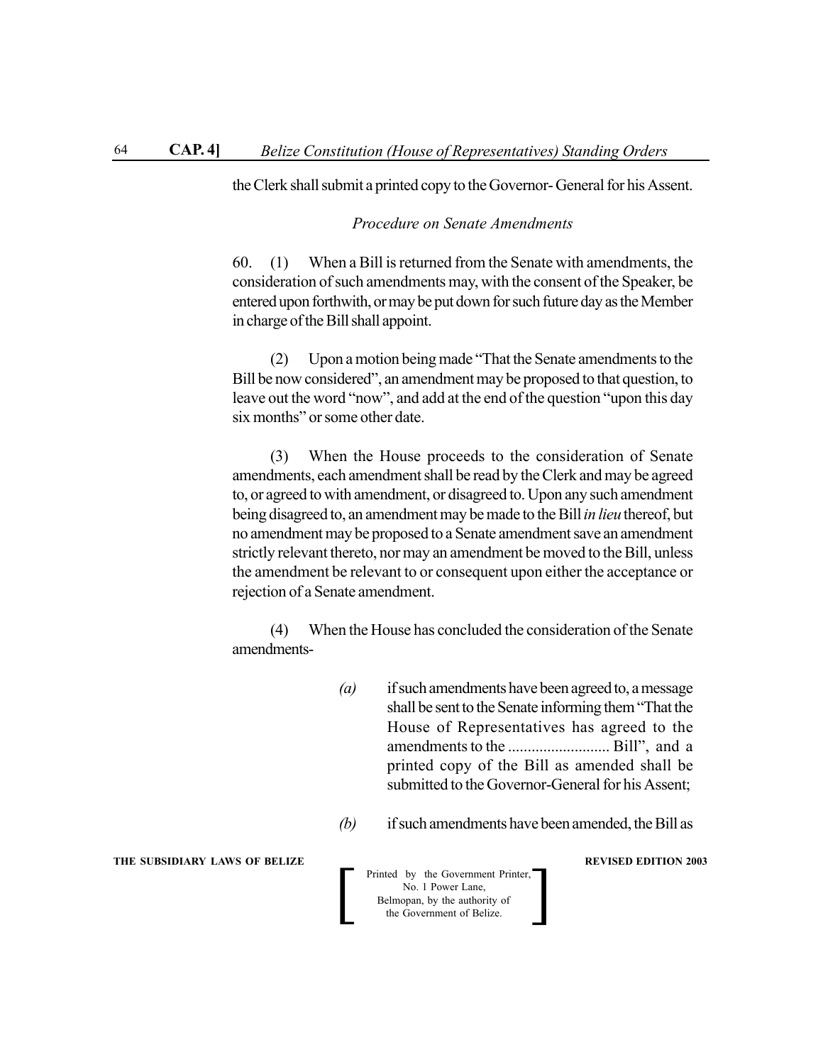the Clerk shall submit a printed copy to the Governor- General for his Assent.

*Procedure on Senate Amendments*

60. (1) When a Bill is returned from the Senate with amendments, the consideration of such amendments may, with the consent of the Speaker, be entered upon forthwith, or may be put down for such future day as the Member in charge of the Bill shall appoint.

(2) Upon a motion being made "That the Senate amendments to the Bill be now considered", an amendment may be proposed to that question, to leave out the word "now", and add at the end of the question "upon this day six months" or some other date.

(3) When the House proceeds to the consideration of Senate amendments, each amendment shall be read by the Clerk and may be agreed to, or agreed to with amendment, or disagreed to. Upon any such amendment being disagreed to, an amendment may be made to the Bill *in lieu* thereof, but no amendment may be proposed to a Senate amendment save an amendment strictly relevant thereto, nor may an amendment be moved to the Bill, unless the amendment be relevant to or consequent upon either the acceptance or rejection of a Senate amendment.

(4) When the House has concluded the consideration of the Senate amendments-

*(a)* if such amendments have been agreed to, a message shall be sent to the Senate informing them "That the House of Representatives has agreed to the amendments to the .......................... Bill", and a printed copy of the Bill as amended shall be submitted to the Governor-General for his Assent;

*(b)* if such amendments have been amended, the Bill as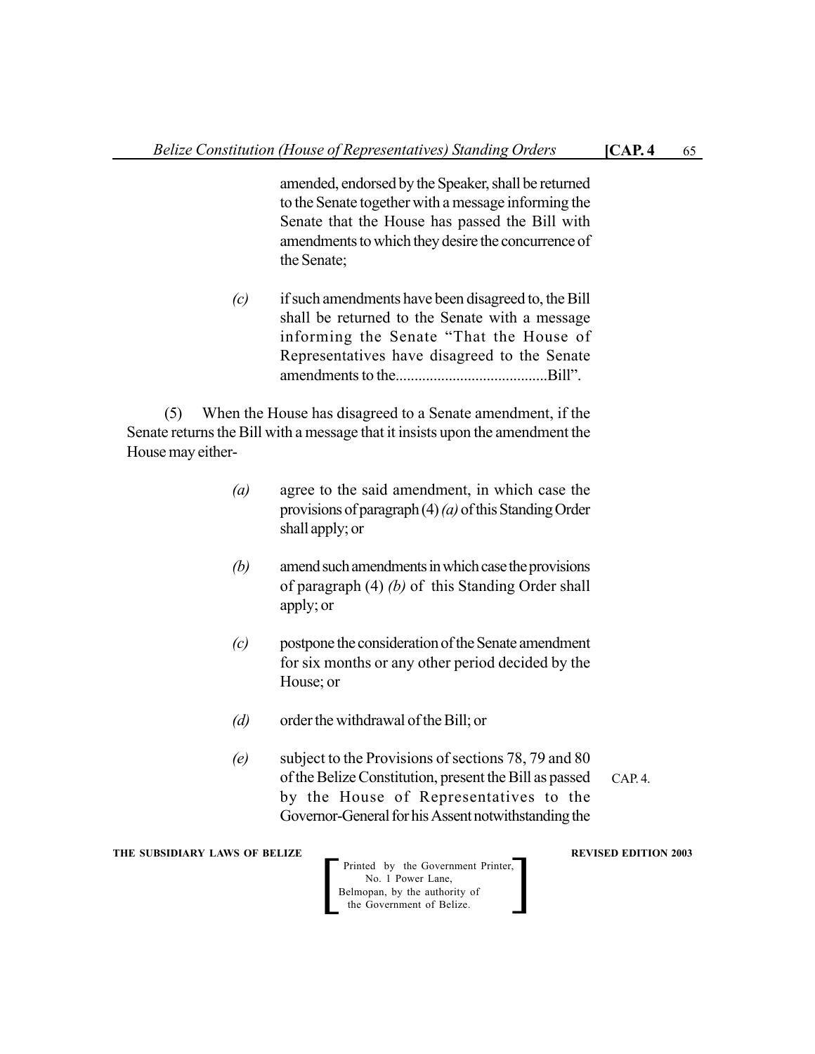amended, endorsed by the Speaker, shall be returned to the Senate together with a message informing the Senate that the House has passed the Bill with amendments to which they desire the concurrence of the Senate;

*(c)* if such amendments have been disagreed to, the Bill shall be returned to the Senate with a message informing the Senate "That the House of Representatives have disagreed to the Senate amendments to the.......................................Bill".

(5) When the House has disagreed to a Senate amendment, if the Senate returns the Bill with a message that it insists upon the amendment the House may either-

*(a)* agree to the said amendment, in which case the provisions of paragraph (4) *(a)* of this Standing Order shall apply; or

*(b)* amend such amendments in which case the provisions of paragraph (4) *(b)* of this Standing Order shall apply; or

*(c)* postpone the consideration of the Senate amendment for six months or any other period decided by the House; or

*(d)* order the withdrawal of the Bill; or

*(e)* subject to the Provisions of sections 78, 79 and 80 of the Belize Constitution, present the Bill as passed by the House of Representatives to the Governor-General for his Assent notwithstanding the

CAP. 4.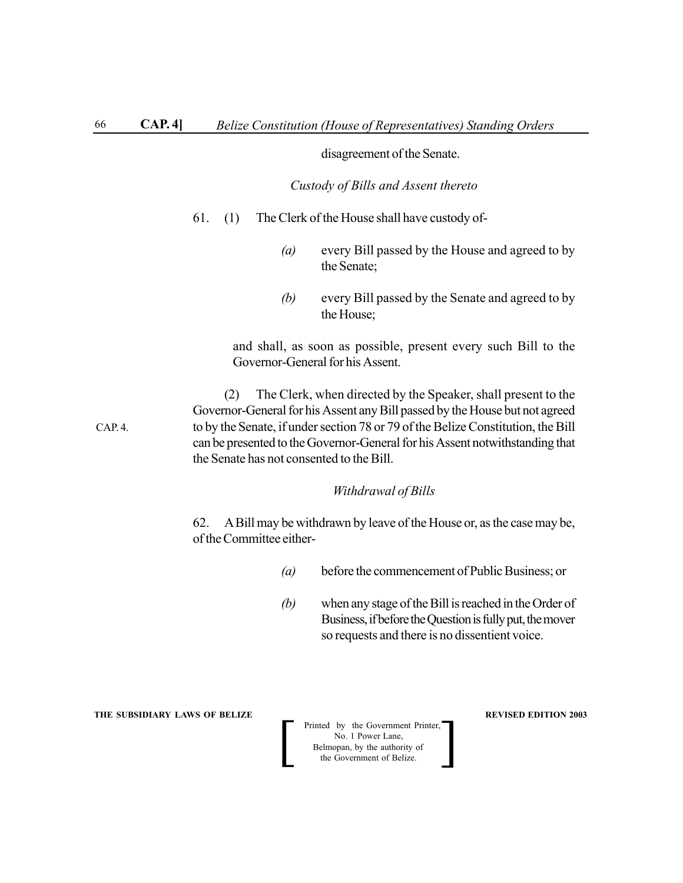disagreement of the Senate.

*Custody of Bills and Assent thereto*

61. (1) The Clerk of the House shall have custody of-

*(a)* every Bill passed by the House and agreed to by the Senate;

*(b)* every Bill passed by the Senate and agreed to by the House;

and shall, as soon as possible, present every such Bill to the Governor-General for his Assent.

(2) The Clerk, when directed by the Speaker, shall present to the Governor-General for his Assent any Bill passed by the House but not agreed to by the Senate, if under section 78 or 79 of the Belize Constitution, the Bill can be presented to the Governor-General for his Assent notwithstanding that the Senate has not consented to the Bill.

CAP. 4.

*Withdrawal of Bills*

62. A Bill may be withdrawn by leave of the House or, as the case may be, of the Committee either-

*(a)* before the commencement of Public Business; or

*(b)* when any stage of the Bill is reached in the Order of Business, if before the Question is fully put, the mover so requests and there is no dissentient voice.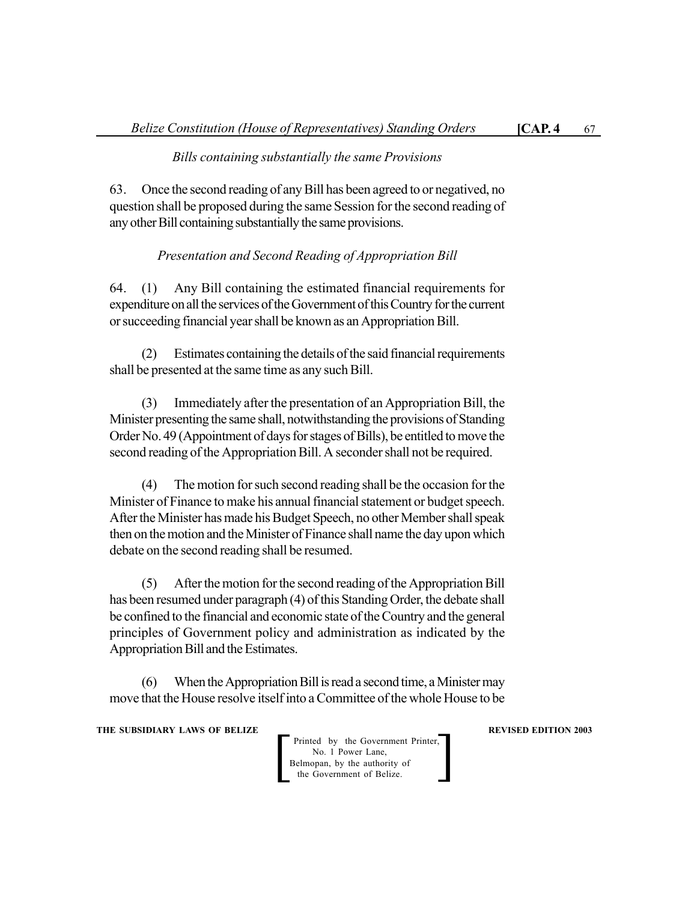*Bills containing substantially the same Provisions*

63. Once the second reading of any Bill has been agreed to or negatived, no question shall be proposed during the same Session for the second reading of any other Bill containing substantially the same provisions.

*Presentation and Second Reading of Appropriation Bill*

64. (1) Any Bill containing the estimated financial requirements for expenditure on all the services of the Government of this Country for the current or succeeding financial year shall be known as an Appropriation Bill.

(2) Estimates containing the details of the said financial requirements shall be presented at the same time as any such Bill.

(3) Immediately after the presentation of an Appropriation Bill, the Minister presenting the same shall, notwithstanding the provisions of Standing Order No. 49 (Appointment of days for stages of Bills), be entitled to move the second reading of the Appropriation Bill. A seconder shall not be required.

(4) The motion for such second reading shall be the occasion for the Minister of Finance to make his annual financial statement or budget speech. After the Minister has made his Budget Speech, no other Member shall speak then on the motion and the Minister of Finance shall name the day upon which debate on the second reading shall be resumed.

(5) After the motion for the second reading of the Appropriation Bill has been resumed under paragraph (4) of this Standing Order, the debate shall be confined to the financial and economic state of the Country and the general principles of Government policy and administration as indicated by the Appropriation Bill and the Estimates.

(6) When the Appropriation Bill is read a second time, a Minister may move that the House resolve itself into a Committee of the whole House to be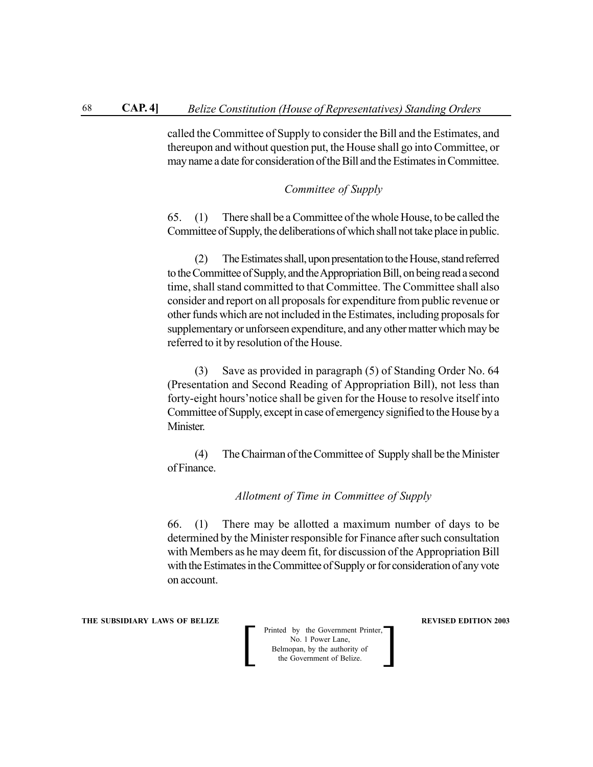called the Committee of Supply to consider the Bill and the Estimates, and thereupon and without question put, the House shall go into Committee, or may name a date for consideration of the Bill and the Estimates in Committee.

*Committee of Supply*

65. (1) There shall be a Committee of the whole House, to be called the Committee of Supply, the deliberations of which shall not take place in public.

(2) The Estimates shall, upon presentation to the House, stand referred to the Committee of Supply, and the Appropriation Bill, on being read a second time, shall stand committed to that Committee. The Committee shall also consider and report on all proposals for expenditure from public revenue or other funds which are not included in the Estimates, including proposals for supplementary or unforseen expenditure, and any other matter which may be referred to it by resolution of the House.

(3) Save as provided in paragraph (5) of Standing Order No. 64 (Presentation and Second Reading of Appropriation Bill), not less than forty-eight hours'notice shall be given for the House to resolve itself into Committee of Supply, except in case of emergency signified to the House by a Minister.

(4) The Chairman of the Committee of Supply shall be the Minister of Finance.

*Allotment of Time in Committee of Supply*

66. (1) There may be allotted a maximum number of days to be determined by the Minister responsible for Finance after such consultation with Members as he may deem fit, for discussion of the Appropriation Bill with the Estimates in the Committee of Supply or for consideration of any vote on account.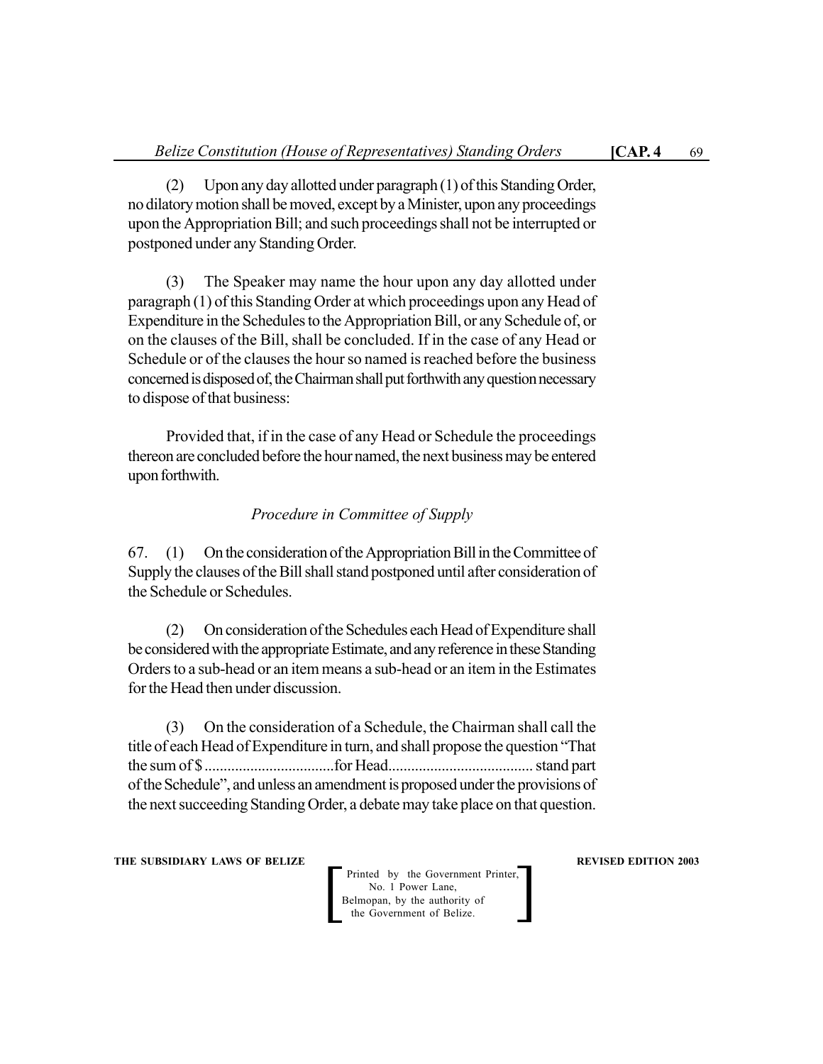(2) Upon any day allotted under paragraph (1) of this Standing Order, no dilatory motion shall be moved, except by a Minister, upon any proceedings upon the Appropriation Bill; and such proceedings shall not be interrupted or postponed under any Standing Order.

(3) The Speaker may name the hour upon any day allotted under paragraph (1) of this Standing Order at which proceedings upon any Head of Expenditure in the Schedules to the Appropriation Bill, or any Schedule of, or on the clauses of the Bill, shall be concluded. If in the case of any Head or Schedule or of the clauses the hour so named is reached before the business concerned is disposed of, the Chairman shall put forthwith any question necessary to dispose of that business:

Provided that, if in the case of any Head or Schedule the proceedings thereon are concluded before the hour named, the next business may be entered upon forthwith.

*Procedure in Committee of Supply*

67. (1) On the consideration of the Appropriation Bill in the Committee of Supply the clauses of the Bill shall stand postponed until after consideration of the Schedule or Schedules.

(2) On consideration of the Schedules each Head of Expenditure shall be considered with the appropriate Estimate, and any reference in these Standing Orders to a sub-head or an item means a sub-head or an item in the Estimates for the Head then under discussion.

(3) On the consideration of a Schedule, the Chairman shall call the title of each Head of Expenditure in turn, and shall propose the question "That the sum of $ .................................for Head..................................... stand part of the Schedule", and unless an amendment is proposed under the provisions of the next succeeding Standing Order, a debate may take place on that question.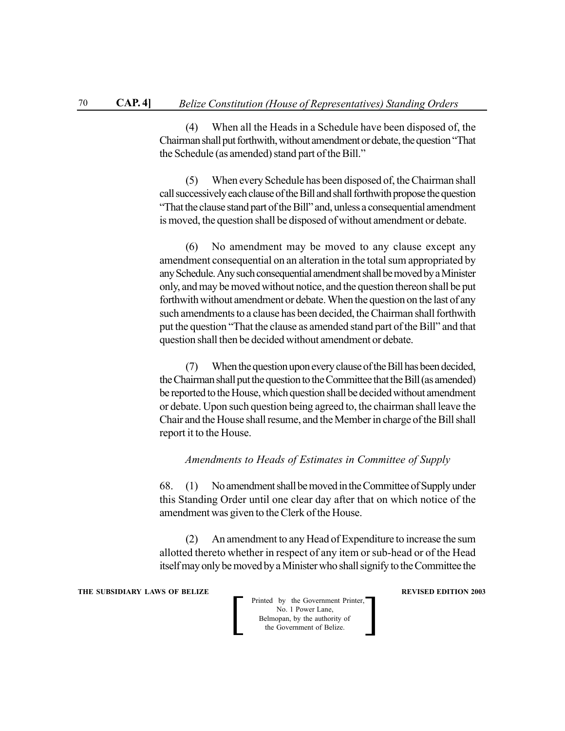(4) When all the Heads in a Schedule have been disposed of, the Chairman shall put forthwith, without amendment or debate, the question "That the Schedule (as amended) stand part of the Bill."

(5) When every Schedule has been disposed of, the Chairman shall call successively each clause of the Bill and shall forthwith propose the question "That the clause stand part of the Bill" and, unless a consequential amendment is moved, the question shall be disposed of without amendment or debate.

(6) No amendment may be moved to any clause except any amendment consequential on an alteration in the total sum appropriated by any Schedule. Any such consequential amendment shall be moved by a Minister only, and may be moved without notice, and the question thereon shall be put forthwith without amendment or debate. When the question on the last of any such amendments to a clause has been decided, the Chairman shall forthwith put the question "That the clause as amended stand part of the Bill" and that question shall then be decided without amendment or debate.

(7) When the question upon every clause of the Bill has been decided, the Chairman shall put the question to the Committee that the Bill (as amended) be reported to the House, which question shall be decided without amendment or debate. Upon such question being agreed to, the chairman shall leave the Chair and the House shall resume, and the Member in charge of the Bill shall report it to the House.

*Amendments to Heads of Estimates in Committee of Supply*

68. (1) No amendment shall be moved in the Committee of Supply under this Standing Order until one clear day after that on which notice of the amendment was given to the Clerk of the House.

(2) An amendment to any Head of Expenditure to increase the sum allotted thereto whether in respect of any item or sub-head or of the Head itself may only be moved by a Minister who shall signify to the Committee the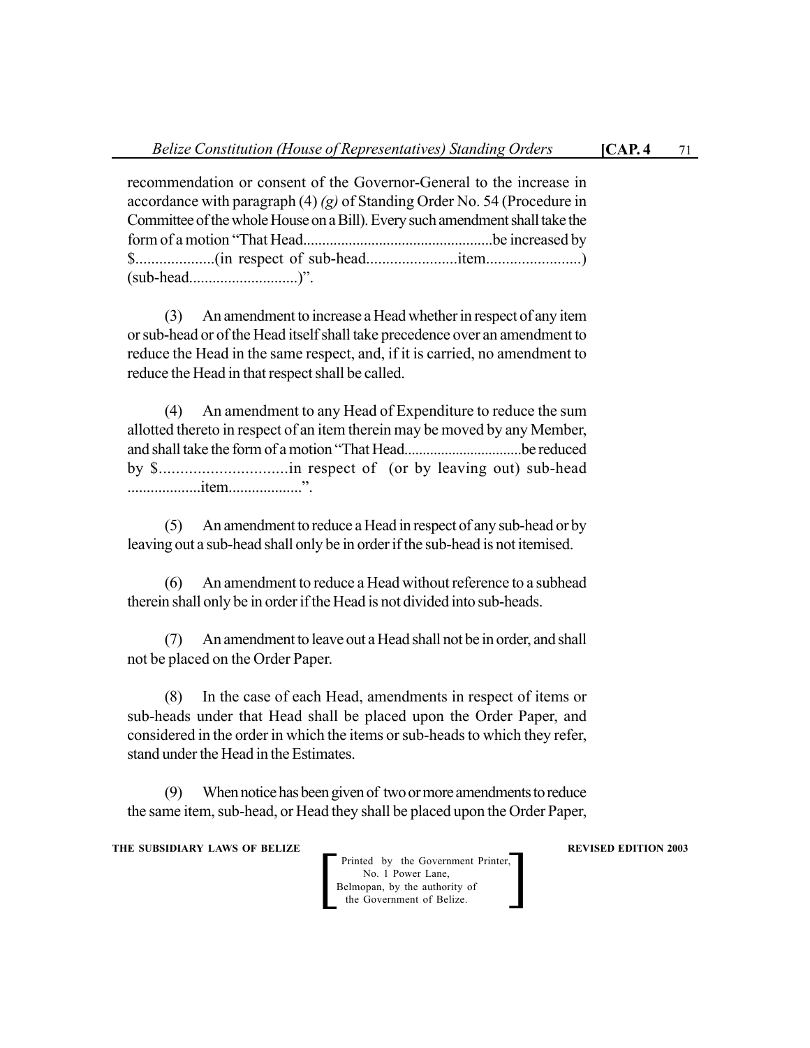recommendation or consent of the Governor-General to the increase in accordance with paragraph (4) *(g)* of Standing Order No. 54 (Procedure in Committee of the whole House on a Bill). Every such amendment shall take the form of a motion "That Head..................................................be increased by $....................(in respect of sub-head.......................item........................) (sub-head............................)".

(3) An amendment to increase a Head whether in respect of any item or sub-head or of the Head itself shall take precedence over an amendment to reduce the Head in the same respect, and, if it is carried, no amendment to reduce the Head in that respect shall be called.

(4) An amendment to any Head of Expenditure to reduce the sum allotted thereto in respect of an item therein may be moved by any Member, and shall take the form of a motion "That Head................................be reduced by $..............................in respect of (or by leaving out) sub-head ...................item...................".

(5) An amendment to reduce a Head in respect of any sub-head or by leaving out a sub-head shall only be in order if the sub-head is not itemised.

(6) An amendment to reduce a Head without reference to a subhead therein shall only be in order if the Head is not divided into sub-heads.

(7) An amendment to leave out a Head shall not be in order, and shall not be placed on the Order Paper.

(8) In the case of each Head, amendments in respect of items or sub-heads under that Head shall be placed upon the Order Paper, and considered in the order in which the items or sub-heads to which they refer, stand under the Head in the Estimates.

(9) When notice has been given of two or more amendments to reduce the same item, sub-head, or Head they shall be placed upon the Order Paper,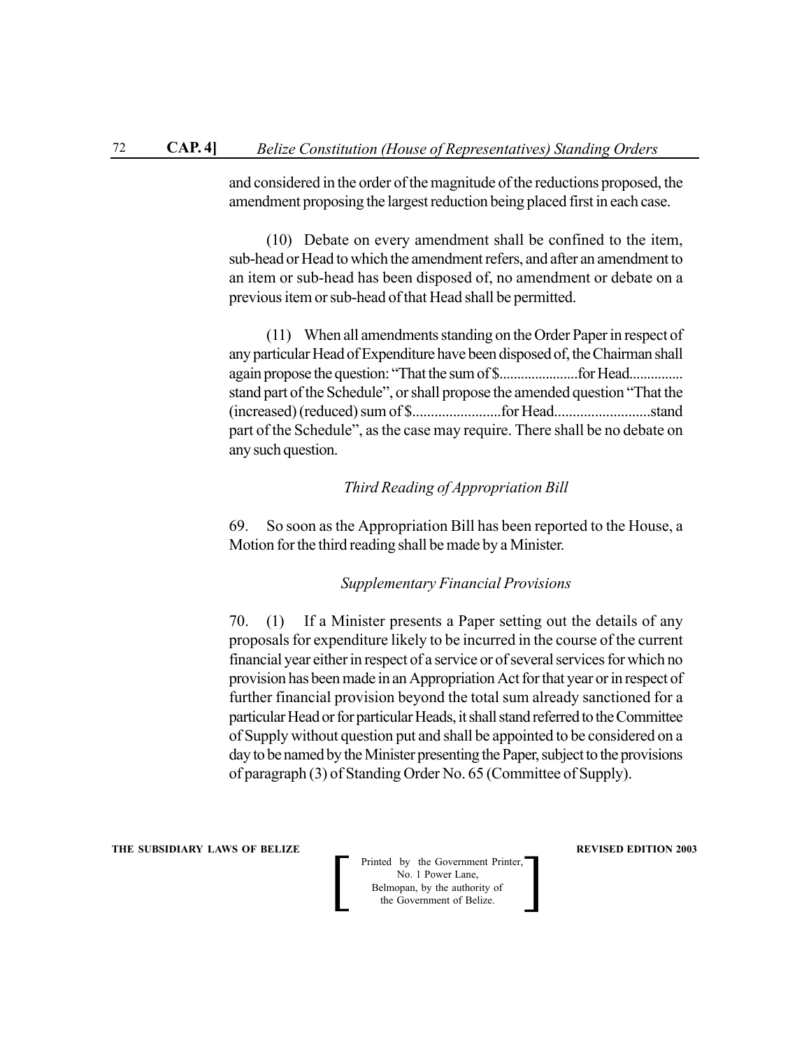and considered in the order of the magnitude of the reductions proposed, the amendment proposing the largest reduction being placed first in each case.

(10) Debate on every amendment shall be confined to the item, sub-head or Head to which the amendment refers, and after an amendment to an item or sub-head has been disposed of, no amendment or debate on a previous item or sub-head of that Head shall be permitted.

(11) When all amendments standing on the Order Paper in respect of any particular Head of Expenditure have been disposed of, the Chairman shall again propose the question: "That the sum of $.....................for Head.............. stand part of the Schedule", or shall propose the amended question "That the (increased) (reduced) sum of $........................for Head..........................stand part of the Schedule", as the case may require. There shall be no debate on any such question.

### *Third Reading of Appropriation Bill*

69. So soon as the Appropriation Bill has been reported to the House, a Motion for the third reading shall be made by a Minister.

### *Supplementary Financial Provisions*

70. (1) If a Minister presents a Paper setting out the details of any proposals for expenditure likely to be incurred in the course of the current financial year either in respect of a service or of several services for which no provision has been made in an Appropriation Act for that year or in respect of further financial provision beyond the total sum already sanctioned for a particular Head or for particular Heads, it shall stand referred to the Committee of Supply without question put and shall be appointed to be considered on a day to be named by the Minister presenting the Paper, subject to the provisions of paragraph (3) of Standing Order No. 65 (Committee of Supply).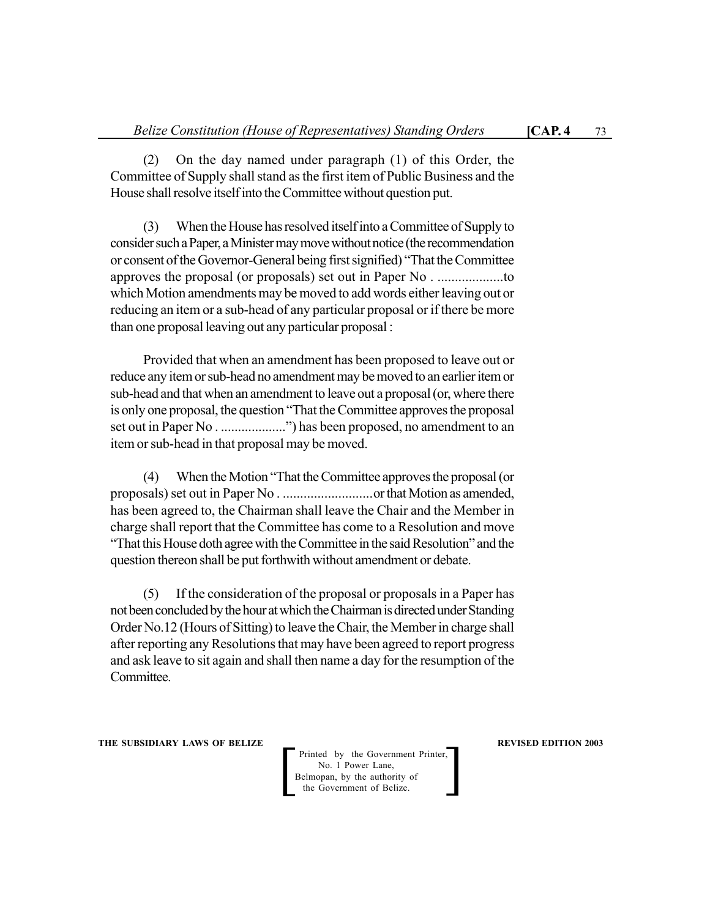(2) On the day named under paragraph (1) of this Order, the Committee of Supply shall stand as the first item of Public Business and the House shall resolve itself into the Committee without question put.

(3) When the House has resolved itself into a Committee of Supply to consider such a Paper, a Minister may move without notice (the recommendation or consent of the Governor-General being first signified) "That the Committee approves the proposal (or proposals) set out in Paper No . ...................to which Motion amendments may be moved to add words either leaving out or reducing an item or a sub-head of any particular proposal or if there be more than one proposal leaving out any particular proposal :

Provided that when an amendment has been proposed to leave out or reduce any item or sub-head no amendment may be moved to an earlier item or sub-head and that when an amendment to leave out a proposal (or, where there is only one proposal, the question "That the Committee approves the proposal set out in Paper No . ...................") has been proposed, no amendment to an item or sub-head in that proposal may be moved.

(4) When the Motion "That the Committee approves the proposal (or proposals) set out in Paper No . ..........................or that Motion as amended, has been agreed to, the Chairman shall leave the Chair and the Member in charge shall report that the Committee has come to a Resolution and move "That this House doth agree with the Committee in the said Resolution" and the question thereon shall be put forthwith without amendment or debate.

(5) If the consideration of the proposal or proposals in a Paper has not been concluded by the hour at which the Chairman is directed under Standing Order No.12 (Hours of Sitting) to leave the Chair, the Member in charge shall after reporting any Resolutions that may have been agreed to report progress and ask leave to sit again and shall then name a day for the resumption of the Committee.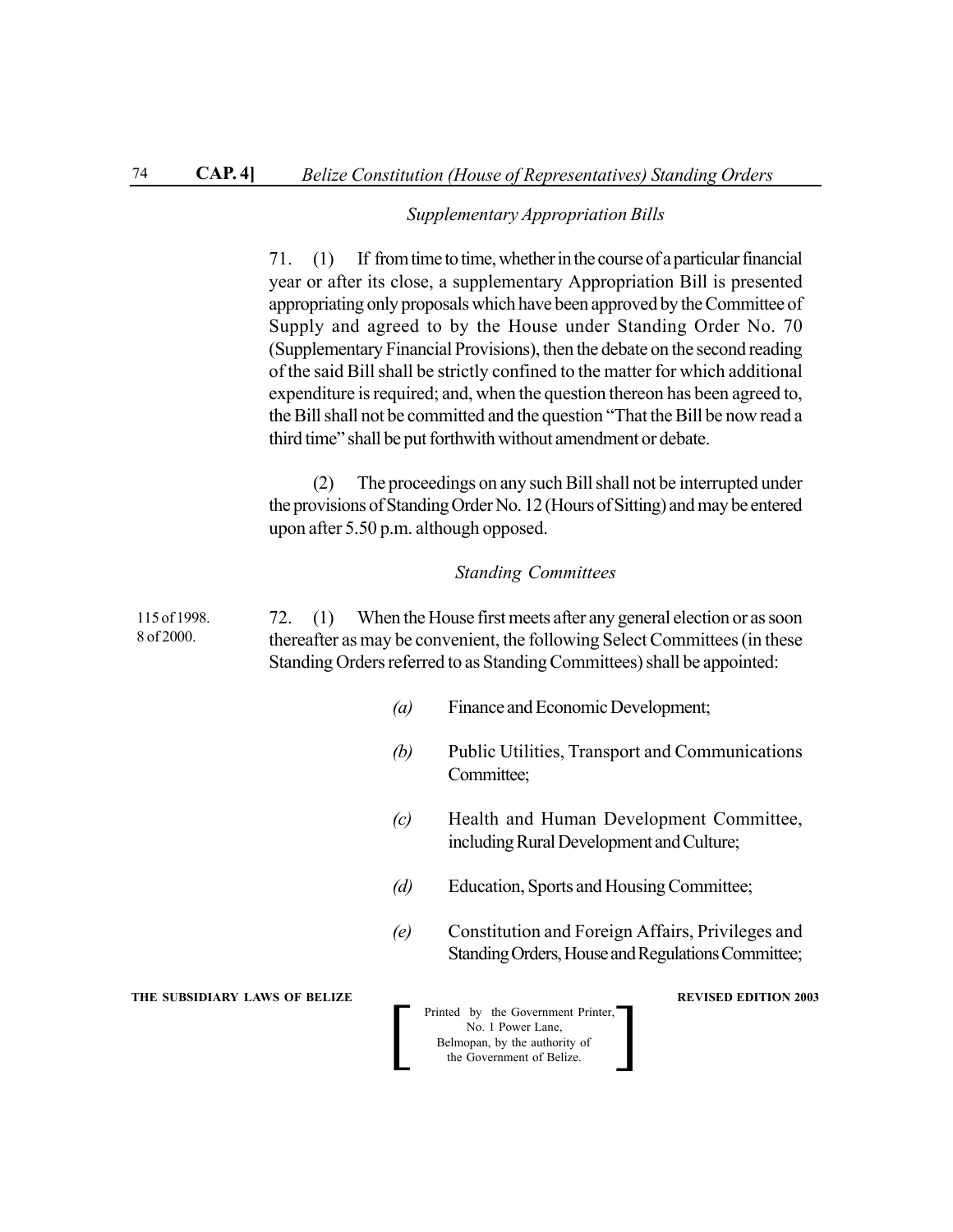*Supplementary Appropriation Bills*

71. (1) If from time to time, whether in the course of a particular financial year or after its close, a supplementary Appropriation Bill is presented appropriating only proposals which have been approved by the Committee of Supply and agreed to by the House under Standing Order No. 70 (Supplementary Financial Provisions), then the debate on the second reading of the said Bill shall be strictly confined to the matter for which additional expenditure is required; and, when the question thereon has been agreed to, the Bill shall not be committed and the question "That the Bill be now read a third time" shall be put forthwith without amendment or debate.

(2) The proceedings on any such Bill shall not be interrupted under the provisions of Standing Order No. 12 (Hours of Sitting) and may be entered upon after 5.50 p.m. although opposed.

*Standing Committees*

115 of 1998.
8 of 2000.

72. (1) When the House first meets after any general election or as soon thereafter as may be convenient, the following Select Committees (in these Standing Orders referred to as Standing Committees) shall be appointed:

*(a)* Finance and Economic Development;

*(b)* Public Utilities, Transport and Communications Committee;

*(c)* Health and Human Development Committee, including Rural Development and Culture;

*(d)* Education, Sports and Housing Committee;

*(e)* Constitution and Foreign Affairs, Privileges and Standing Orders, House and Regulations Committee;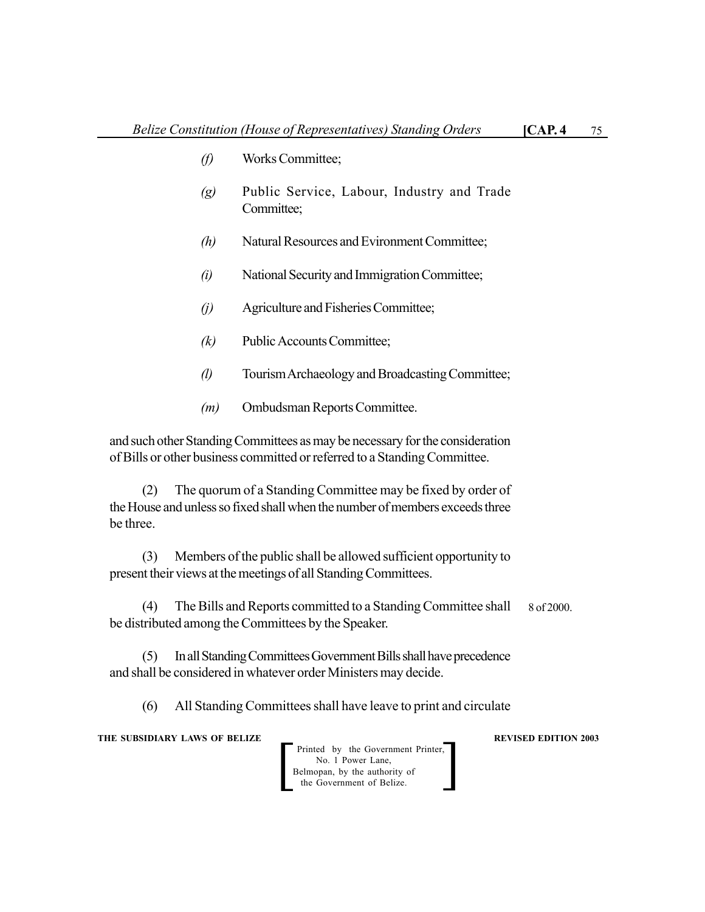*(f)* Works Committee;

*(g)* Public Service, Labour, Industry and Trade Committee;

*(h)* Natural Resources and Evironment Committee;

*(i)* National Security and Immigration Committee;

*(j)* Agriculture and Fisheries Committee;

*(k)* Public Accounts Committee;

*(l)* Tourism Archaeology and Broadcasting Committee;

*(m)* Ombudsman Reports Committee.

and such other Standing Committees as may be necessary for the consideration of Bills or other business committed or referred to a Standing Committee.

(2) The quorum of a Standing Committee may be fixed by order of the House and unless so fixed shall when the number of members exceeds three be three.

(3) Members of the public shall be allowed sufficient opportunity to present their views at the meetings of all Standing Committees.

(4) The Bills and Reports committed to a Standing Committee shall be distributed among the Committees by the Speaker. 8 of 2000.

(5) In all Standing Committees Government Bills shall have precedence and shall be considered in whatever order Ministers may decide.

(6) All Standing Committees shall have leave to print and circulate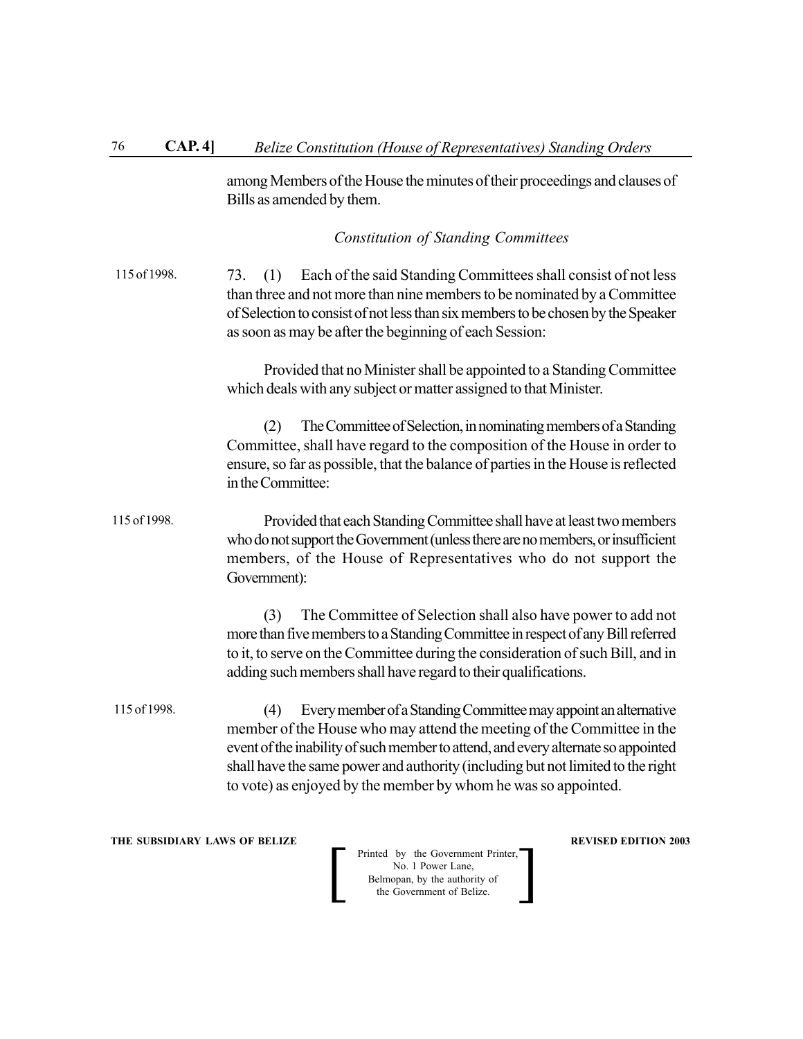among Members of the House the minutes of their proceedings and clauses of Bills as amended by them.

*Constitution of Standing Committees*

115 of 1998.

73. (1) Each of the said Standing Committees shall consist of not less than three and not more than nine members to be nominated by a Committee of Selection to consist of not less than six members to be chosen by the Speaker as soon as may be after the beginning of each Session:

Provided that no Minister shall be appointed to a Standing Committee which deals with any subject or matter assigned to that Minister.

(2) The Committee of Selection, in nominating members of a Standing Committee, shall have regard to the composition of the House in order to ensure, so far as possible, that the balance of parties in the House is reflected in the Committee:

115 of 1998.

Provided that each Standing Committee shall have at least two members who do not support the Government (unless there are no members, or insufficient members, of the House of Representatives who do not support the Government):

(3) The Committee of Selection shall also have power to add not more than five members to a Standing Committee in respect of any Bill referred to it, to serve on the Committee during the consideration of such Bill, and in adding such members shall have regard to their qualifications.

115 of 1998.

(4) Every member of a Standing Committee may appoint an alternative member of the House who may attend the meeting of the Committee in the event of the inability of such member to attend, and every alternate so appointed shall have the same power and authority (including but not limited to the right to vote) as enjoyed by the member by whom he was so appointed.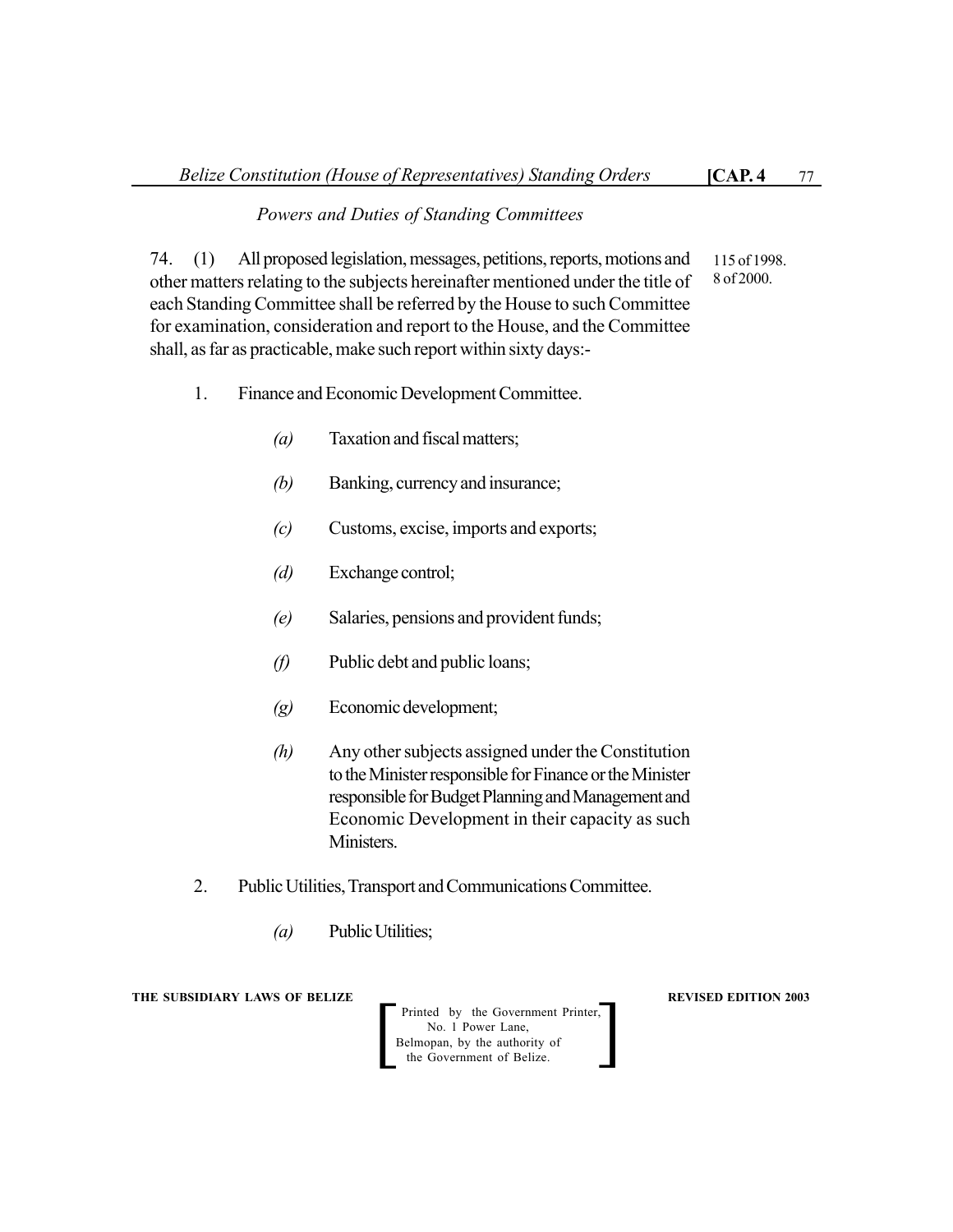*Powers and Duties of Standing Committees*

74. (1) All proposed legislation, messages, petitions, reports, motions and other matters relating to the subjects hereinafter mentioned under the title of each Standing Committee shall be referred by the House to such Committee for examination, consideration and report to the House, and the Committee shall, as far as practicable, make such report within sixty days:-

115 of 1998.
8 of 2000.

1. Finance and Economic Development Committee.

    *(a)* Taxation and fiscal matters;

    *(b)* Banking, currency and insurance;

    *(c)* Customs, excise, imports and exports;

    *(d)* Exchange control;

    *(e)* Salaries, pensions and provident funds;

    *(f)* Public debt and public loans;

    *(g)* Economic development;

    *(h)* Any other subjects assigned under the Constitution to the Minister responsible for Finance or the Minister responsible for Budget Planning and Management and Economic Development in their capacity as such Ministers.

2. Public Utilities, Transport and Communications Committee.

    *(a)* Public Utilities;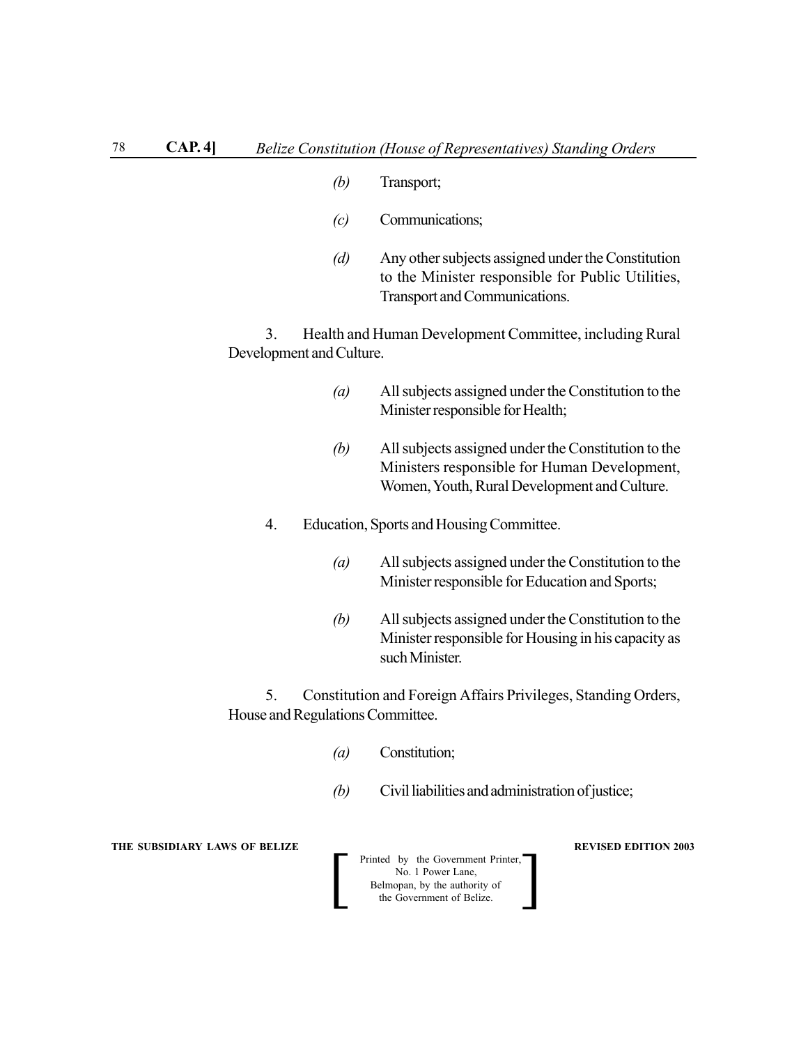*(b)* Transport;

*(c)* Communications;

*(d)* Any other subjects assigned under the Constitution to the Minister responsible for Public Utilities, Transport and Communications.

3. Health and Human Development Committee, including Rural Development and Culture.

*(a)* All subjects assigned under the Constitution to the Minister responsible for Health;

*(b)* All subjects assigned under the Constitution to the Ministers responsible for Human Development, Women, Youth, Rural Development and Culture.

4. Education, Sports and Housing Committee.

*(a)* All subjects assigned under the Constitution to the Minister responsible for Education and Sports;

*(b)* All subjects assigned under the Constitution to the Minister responsible for Housing in his capacity as such Minister.

5. Constitution and Foreign Affairs Privileges, Standing Orders, House and Regulations Committee.

*(a)* Constitution;

*(b)* Civil liabilities and administration of justice;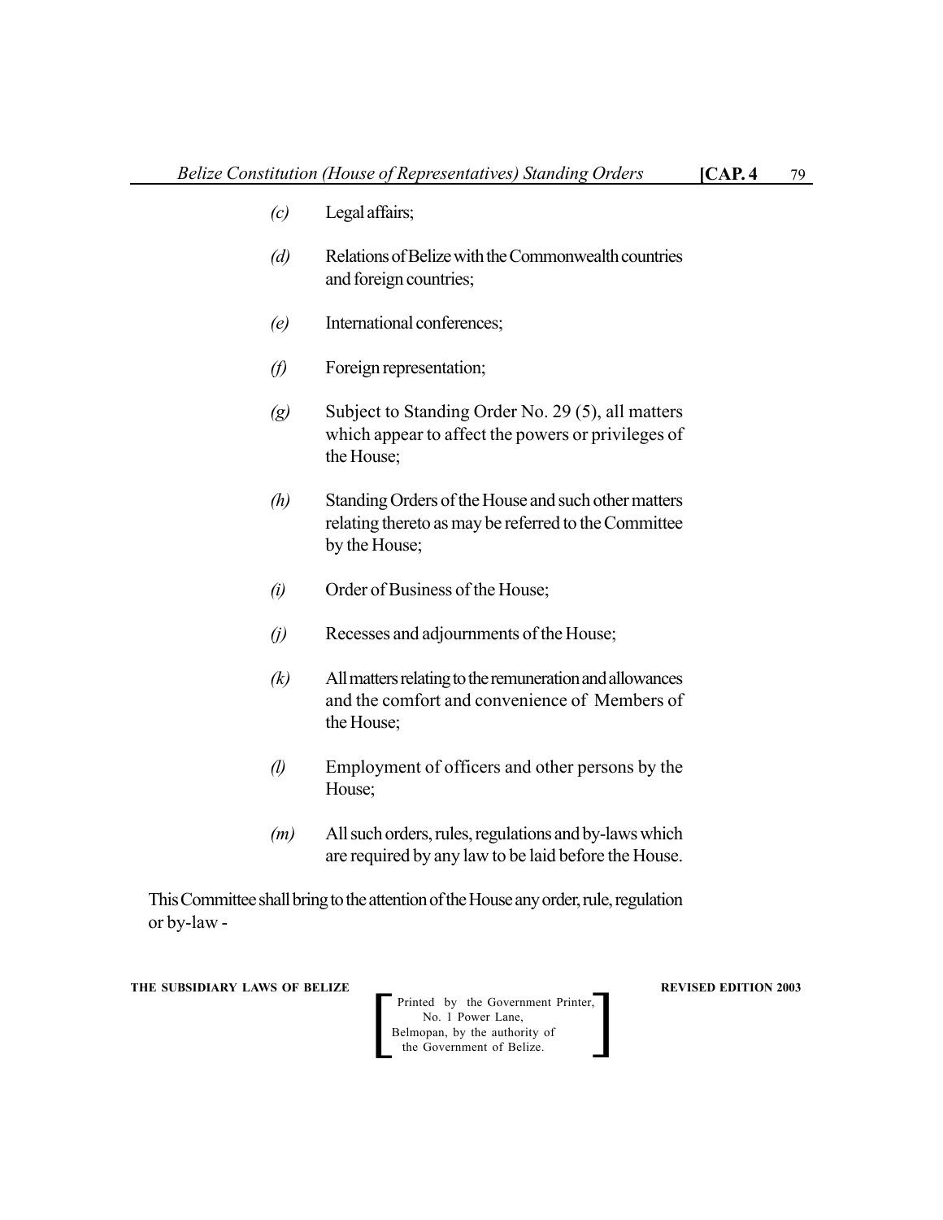*(c)* Legal affairs;

*(d)* Relations of Belize with the Commonwealth countries and foreign countries;

*(e)* International conferences;

*(f)* Foreign representation;

*(g)* Subject to Standing Order No. 29 (5), all matters which appear to affect the powers or privileges of the House;

*(h)* Standing Orders of the House and such other matters relating thereto as may be referred to the Committee by the House;

*(i)* Order of Business of the House;

*(j)* Recesses and adjournments of the House;

*(k)* All matters relating to the remuneration and allowances and the comfort and convenience of Members of the House;

*(l)* Employment of officers and other persons by the House;

*(m)* All such orders, rules, regulations and by-laws which are required by any law to be laid before the House.

This Committee shall bring to the attention of the House any order, rule, regulation or by-law -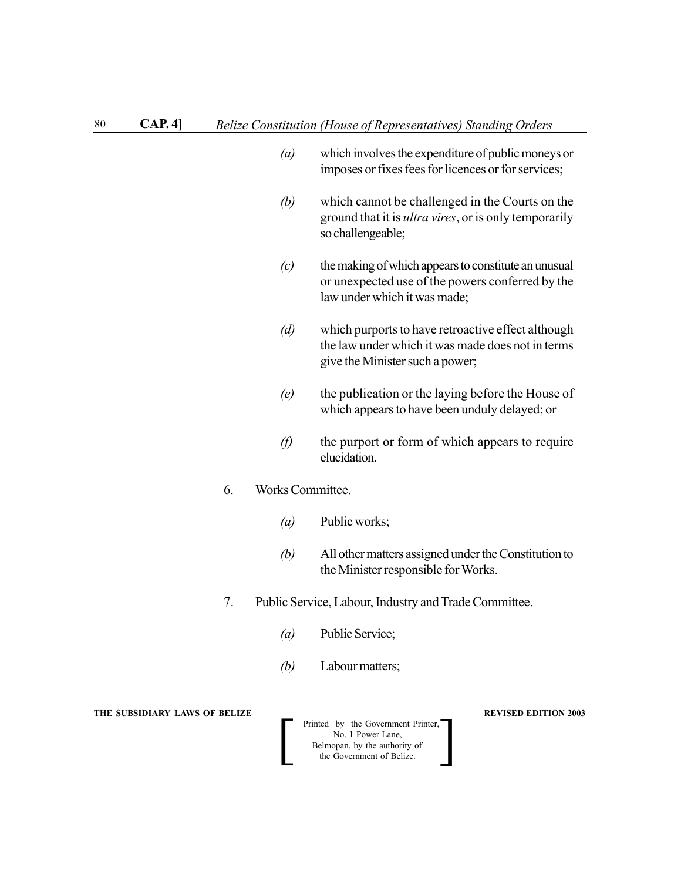*(a)* which involves the expenditure of public moneys or imposes or fixes fees for licences or for services;

*(b)* which cannot be challenged in the Courts on the ground that it is *ultra vires*, or is only temporarily so challengeable;

*(c)* the making of which appears to constitute an unusual or unexpected use of the powers conferred by the law under which it was made;

*(d)* which purports to have retroactive effect although the law under which it was made does not in terms give the Minister such a power;

*(e)* the publication or the laying before the House of which appears to have been unduly delayed; or

*(f)* the purport or form of which appears to require elucidation.

6. Works Committee.

*(a)* Public works;

*(b)* All other matters assigned under the Constitution to the Minister responsible for Works.

7. Public Service, Labour, Industry and Trade Committee.

*(a)* Public Service;

*(b)* Labour matters;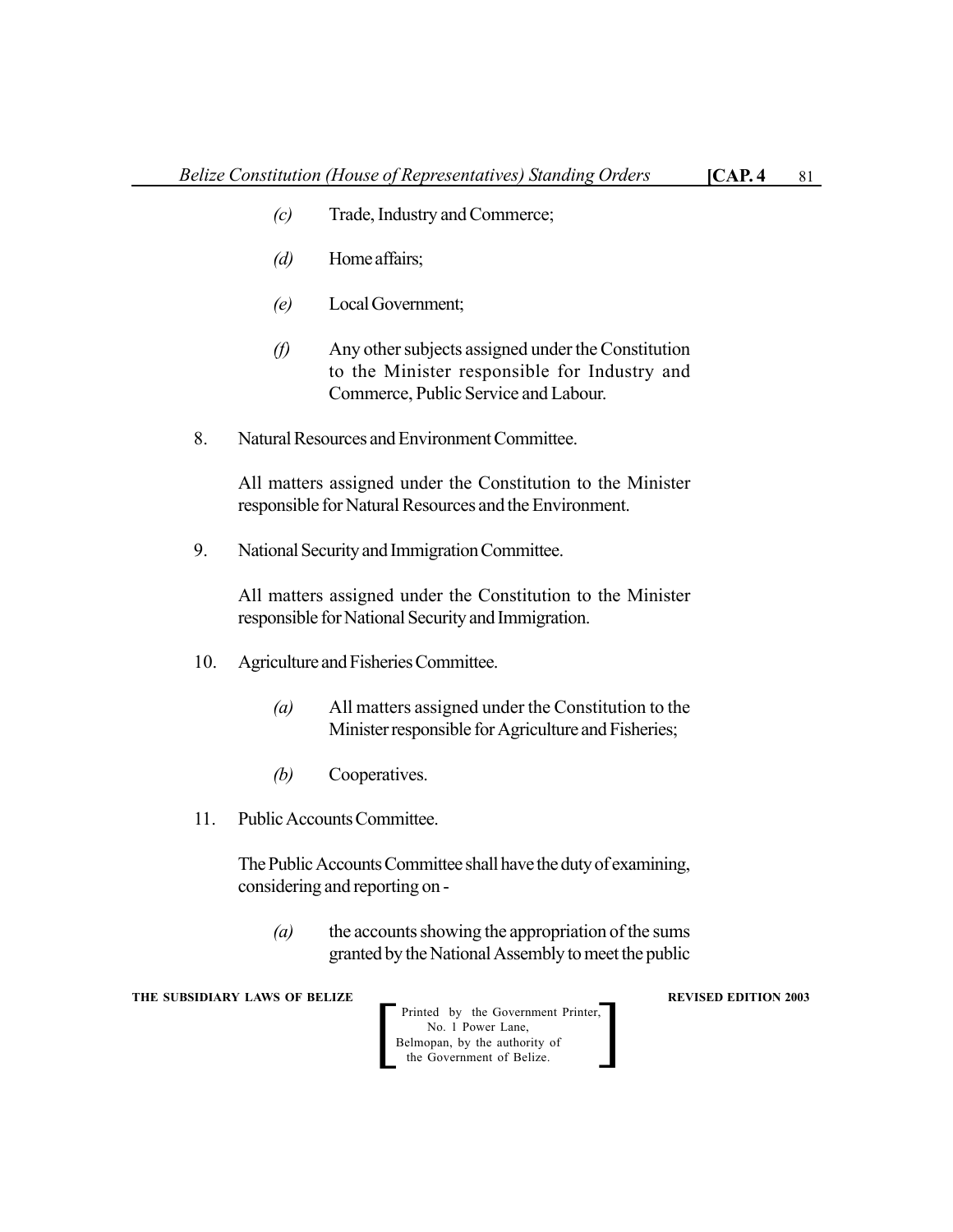(c) Trade, Industry and Commerce;

(d) Home affairs;

(e) Local Government;

(f) Any other subjects assigned under the Constitution to the Minister responsible for Industry and Commerce, Public Service and Labour.

8. Natural Resources and Environment Committee.

All matters assigned under the Constitution to the Minister responsible for Natural Resources and the Environment.

9. National Security and Immigration Committee.

All matters assigned under the Constitution to the Minister responsible for National Security and Immigration.

10. Agriculture and Fisheries Committee.

(a) All matters assigned under the Constitution to the Minister responsible for Agriculture and Fisheries;

(b) Cooperatives.

11. Public Accounts Committee.

The Public Accounts Committee shall have the duty of examining, considering and reporting on -

(a) the accounts showing the appropriation of the sums granted by the National Assembly to meet the public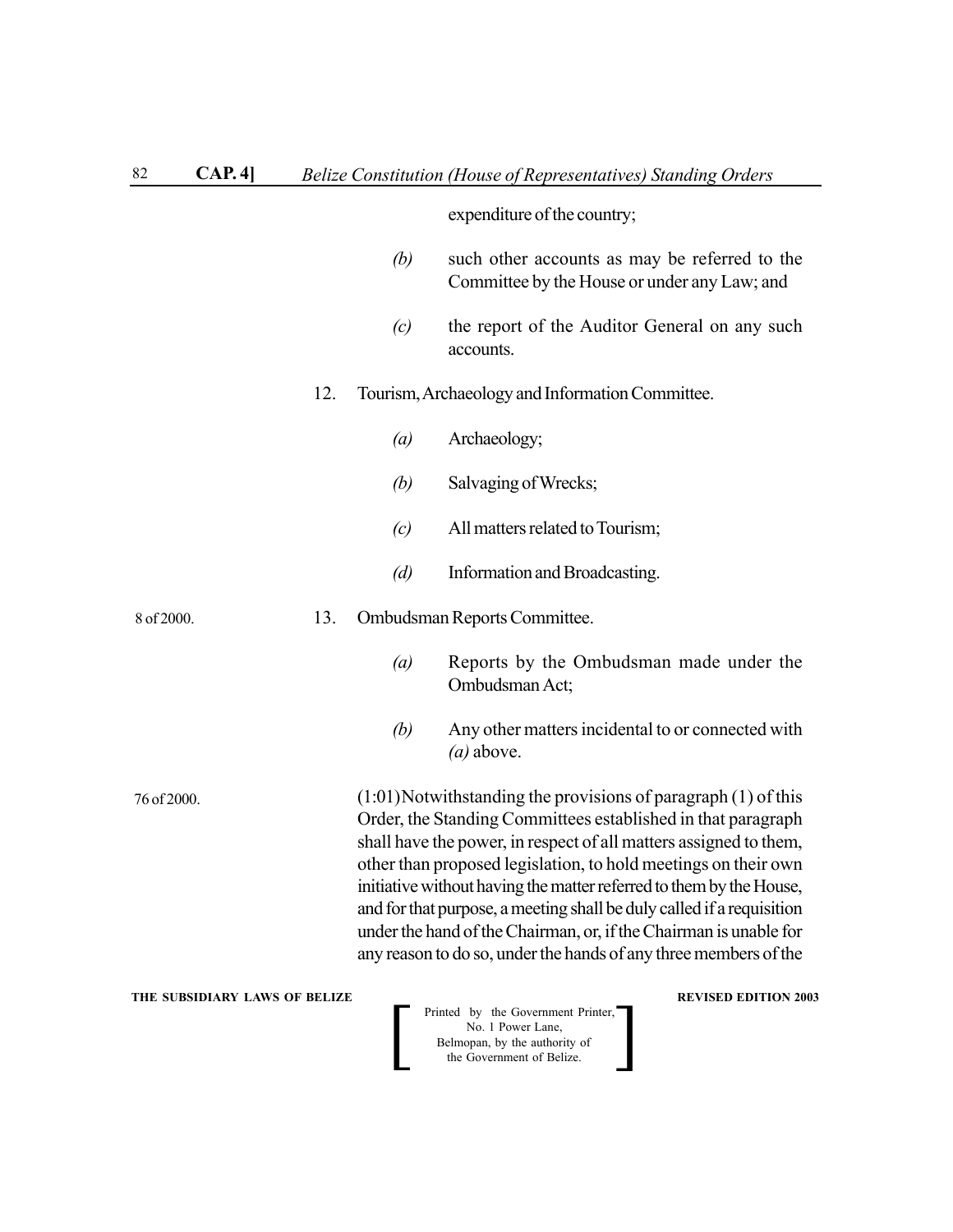expenditure of the country;

*(b)* such other accounts as may be referred to the Committee by the House or under any Law; and

*(c)* the report of the Auditor General on any such accounts.

12. Tourism, Archaeology and Information Committee.

*(a)* Archaeology;

*(b)* Salvaging of Wrecks;

*(c)* All matters related to Tourism;

*(d)* Information and Broadcasting.

8 of 2000.

13. Ombudsman Reports Committee.

*(a)* Reports by the Ombudsman made under the Ombudsman Act;

*(b)* Any other matters incidental to or connected with *(a)* above.

76 of 2000.

(1:01) Notwithstanding the provisions of paragraph (1) of this Order, the Standing Committees established in that paragraph shall have the power, in respect of all matters assigned to them, other than proposed legislation, to hold meetings on their own initiative without having the matter referred to them by the House, and for that purpose, a meeting shall be duly called if a requisition under the hand of the Chairman, or, if the Chairman is unable for any reason to do so, under the hands of any three members of the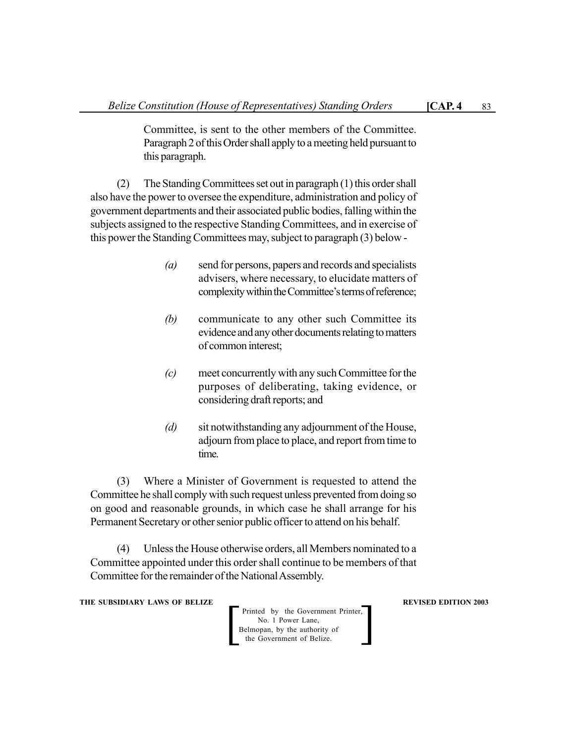Committee, is sent to the other members of the Committee. Paragraph 2 of this Order shall apply to a meeting held pursuant to this paragraph.

(2) The Standing Committees set out in paragraph (1) this order shall also have the power to oversee the expenditure, administration and policy of government departments and their associated public bodies, falling within the subjects assigned to the respective Standing Committees, and in exercise of this power the Standing Committees may, subject to paragraph (3) below -

*(a)* send for persons, papers and records and specialists advisers, where necessary, to elucidate matters of complexity within the Committee's terms of reference;

*(b)* communicate to any other such Committee its evidence and any other documents relating to matters of common interest;

*(c)* meet concurrently with any such Committee for the purposes of deliberating, taking evidence, or considering draft reports; and

*(d)* sit notwithstanding any adjournment of the House, adjourn from place to place, and report from time to time.

(3) Where a Minister of Government is requested to attend the Committee he shall comply with such request unless prevented from doing so on good and reasonable grounds, in which case he shall arrange for his Permanent Secretary or other senior public officer to attend on his behalf.

(4) Unless the House otherwise orders, all Members nominated to a Committee appointed under this order shall continue to be members of that Committee for the remainder of the National Assembly.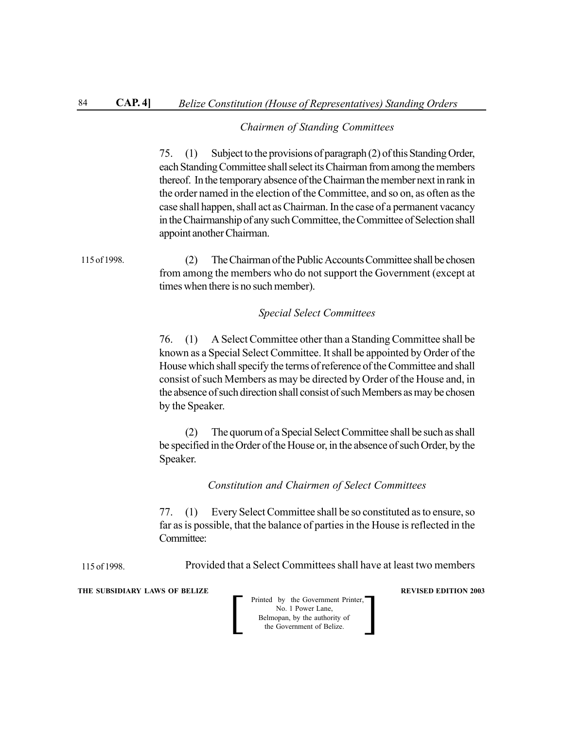*Chairmen of Standing Committees*

75. (1) Subject to the provisions of paragraph (2) of this Standing Order, each Standing Committee shall select its Chairman from among the members thereof. In the temporary absence of the Chairman the member next in rank in the order named in the election of the Committee, and so on, as often as the case shall happen, shall act as Chairman. In the case of a permanent vacancy in the Chairmanship of any such Committee, the Committee of Selection shall appoint another Chairman.

115 of 1998.

(2) The Chairman of the Public Accounts Committee shall be chosen from among the members who do not support the Government (except at times when there is no such member).

*Special Select Committees*

76. (1) A Select Committee other than a Standing Committee shall be known as a Special Select Committee. It shall be appointed by Order of the House which shall specify the terms of reference of the Committee and shall consist of such Members as may be directed by Order of the House and, in the absence of such direction shall consist of such Members as may be chosen by the Speaker.

(2) The quorum of a Special Select Committee shall be such as shall be specified in the Order of the House or, in the absence of such Order, by the Speaker.

*Constitution and Chairmen of Select Committees*

77. (1) Every Select Committee shall be so constituted as to ensure, so far as is possible, that the balance of parties in the House is reflected in the Committee:

115 of 1998.

Provided that a Select Committees shall have at least two members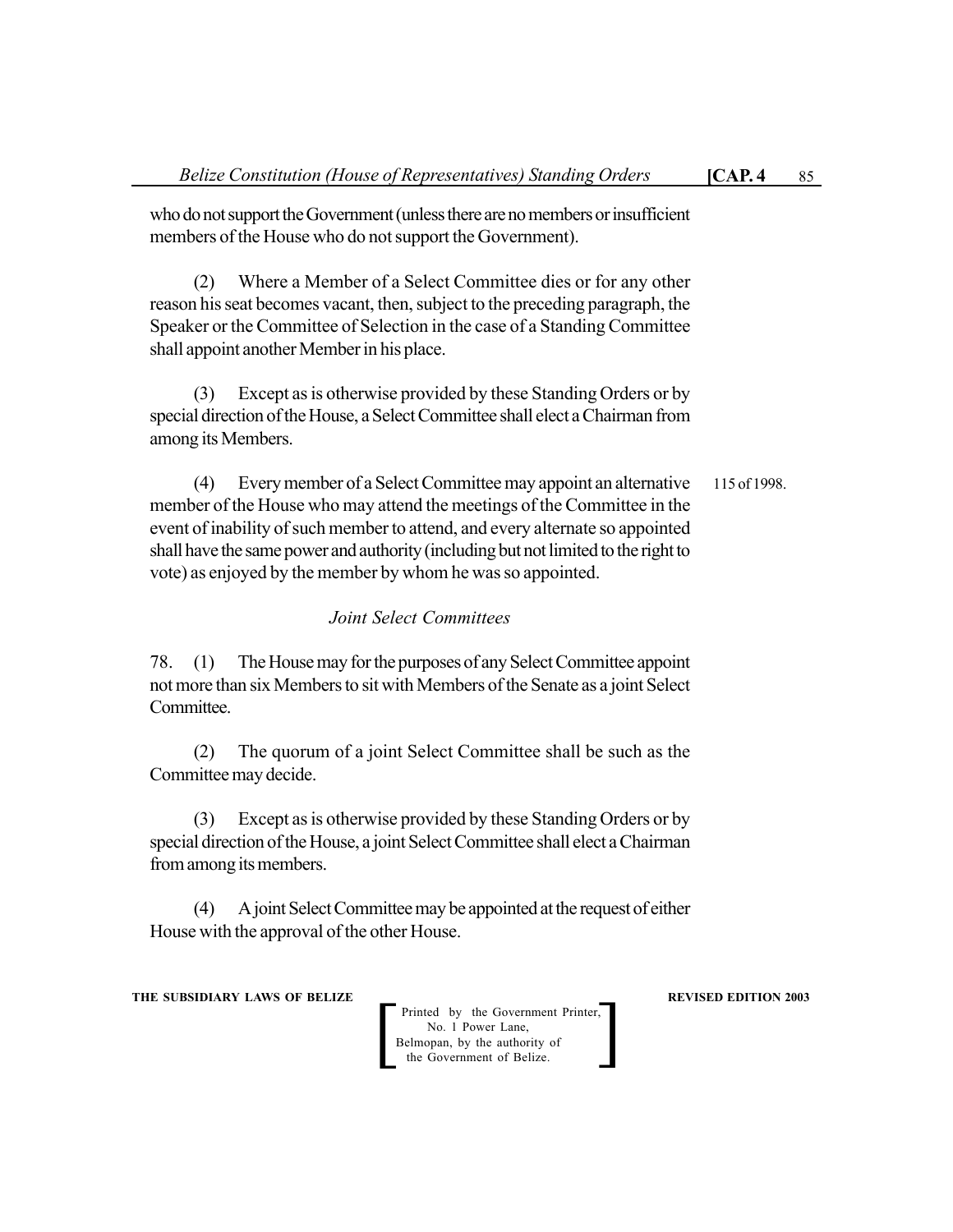who do not support the Government (unless there are no members or insufficient members of the House who do not support the Government).

(2) Where a Member of a Select Committee dies or for any other reason his seat becomes vacant, then, subject to the preceding paragraph, the Speaker or the Committee of Selection in the case of a Standing Committee shall appoint another Member in his place.

(3) Except as is otherwise provided by these Standing Orders or by special direction of the House, a Select Committee shall elect a Chairman from among its Members.

(4) Every member of a Select Committee may appoint an alternative member of the House who may attend the meetings of the Committee in the event of inability of such member to attend, and every alternate so appointed shall have the same power and authority (including but not limited to the right to vote) as enjoyed by the member by whom he was so appointed. 115 of 1998.

*Joint Select Committees*

78. (1) The House may for the purposes of any Select Committee appoint not more than six Members to sit with Members of the Senate as a joint Select Committee.

(2) The quorum of a joint Select Committee shall be such as the Committee may decide.

(3) Except as is otherwise provided by these Standing Orders or by special direction of the House, a joint Select Committee shall elect a Chairman from among its members.

(4) A joint Select Committee may be appointed at the request of either House with the approval of the other House.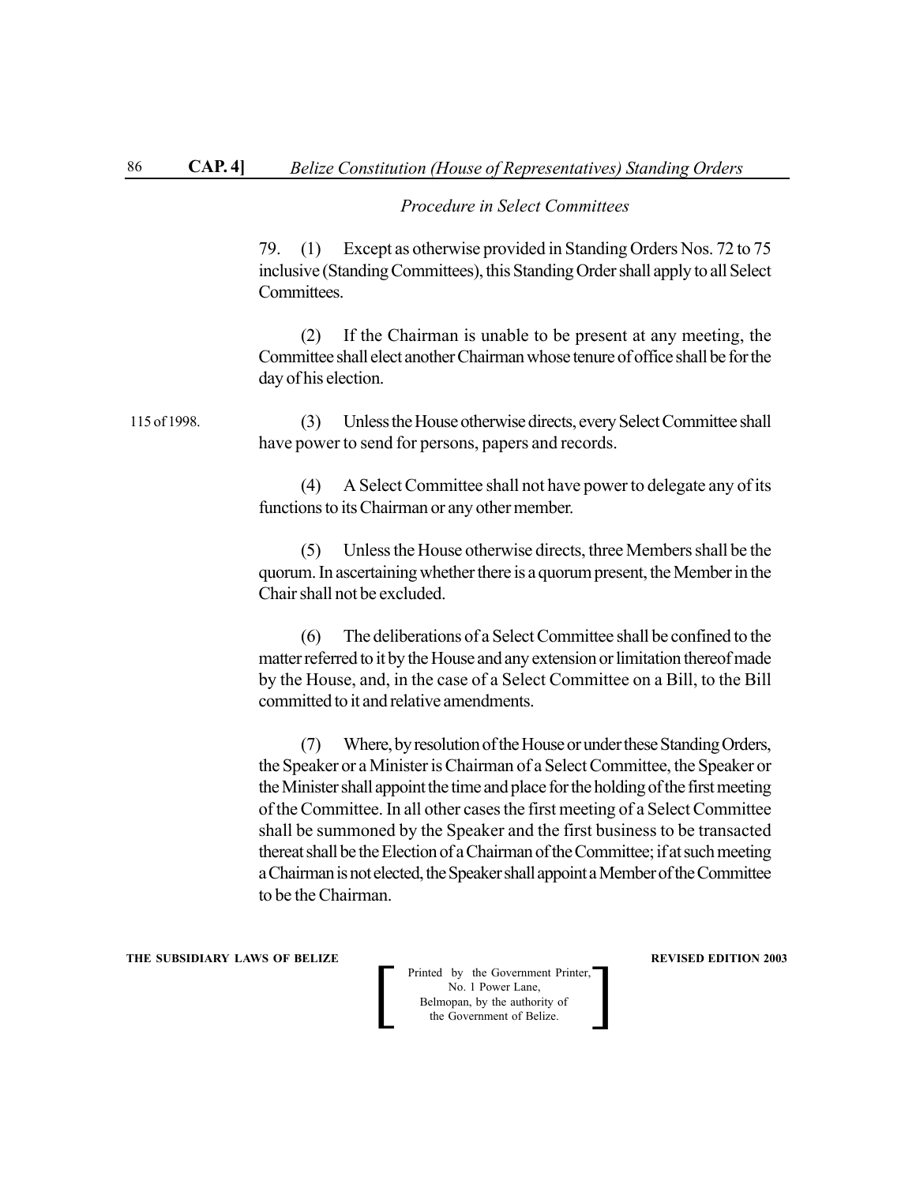*Procedure in Select Committees*

79. (1) Except as otherwise provided in Standing Orders Nos. 72 to 75 inclusive (Standing Committees), this Standing Order shall apply to all Select Committees.

(2) If the Chairman is unable to be present at any meeting, the Committee shall elect another Chairman whose tenure of office shall be for the day of his election.

115 of 1998.

(3) Unless the House otherwise directs, every Select Committee shall have power to send for persons, papers and records.

(4) A Select Committee shall not have power to delegate any of its functions to its Chairman or any other member.

(5) Unless the House otherwise directs, three Members shall be the quorum. In ascertaining whether there is a quorum present, the Member in the Chair shall not be excluded.

(6) The deliberations of a Select Committee shall be confined to the matter referred to it by the House and any extension or limitation thereof made by the House, and, in the case of a Select Committee on a Bill, to the Bill committed to it and relative amendments.

(7) Where, by resolution of the House or under these Standing Orders, the Speaker or a Minister is Chairman of a Select Committee, the Speaker or the Minister shall appoint the time and place for the holding of the first meeting of the Committee. In all other cases the first meeting of a Select Committee shall be summoned by the Speaker and the first business to be transacted thereat shall be the Election of a Chairman of the Committee; if at such meeting a Chairman is not elected, the Speaker shall appoint a Member of the Committee to be the Chairman.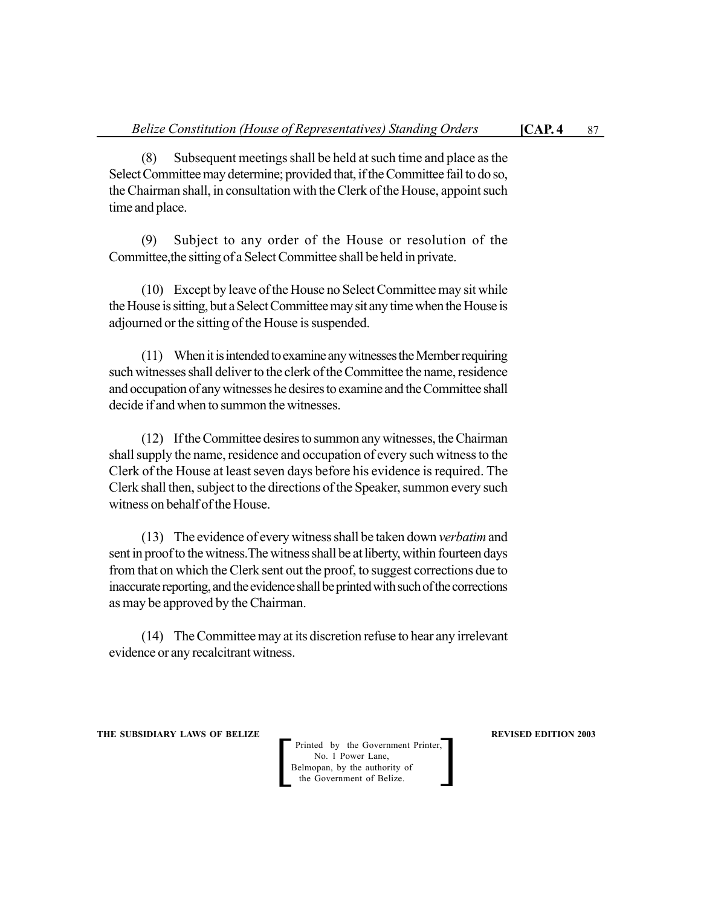(8) Subsequent meetings shall be held at such time and place as the Select Committee may determine; provided that, if the Committee fail to do so, the Chairman shall, in consultation with the Clerk of the House, appoint such time and place.

(9) Subject to any order of the House or resolution of the Committee,the sitting of a Select Committee shall be held in private.

(10) Except by leave of the House no Select Committee may sit while the House is sitting, but a Select Committee may sit any time when the House is adjourned or the sitting of the House is suspended.

(11) When it is intended to examine any witnesses the Member requiring such witnesses shall deliver to the clerk of the Committee the name, residence and occupation of any witnesses he desires to examine and the Committee shall decide if and when to summon the witnesses.

(12) If the Committee desires to summon any witnesses, the Chairman shall supply the name, residence and occupation of every such witness to the Clerk of the House at least seven days before his evidence is required. The Clerk shall then, subject to the directions of the Speaker, summon every such witness on behalf of the House.

(13) The evidence of every witness shall be taken down *verbatim* and sent in proof to the witness.The witness shall be at liberty, within fourteen days from that on which the Clerk sent out the proof, to suggest corrections due to inaccurate reporting, and the evidence shall be printed with such of the corrections as may be approved by the Chairman.

(14) The Committee may at its discretion refuse to hear any irrelevant evidence or any recalcitrant witness.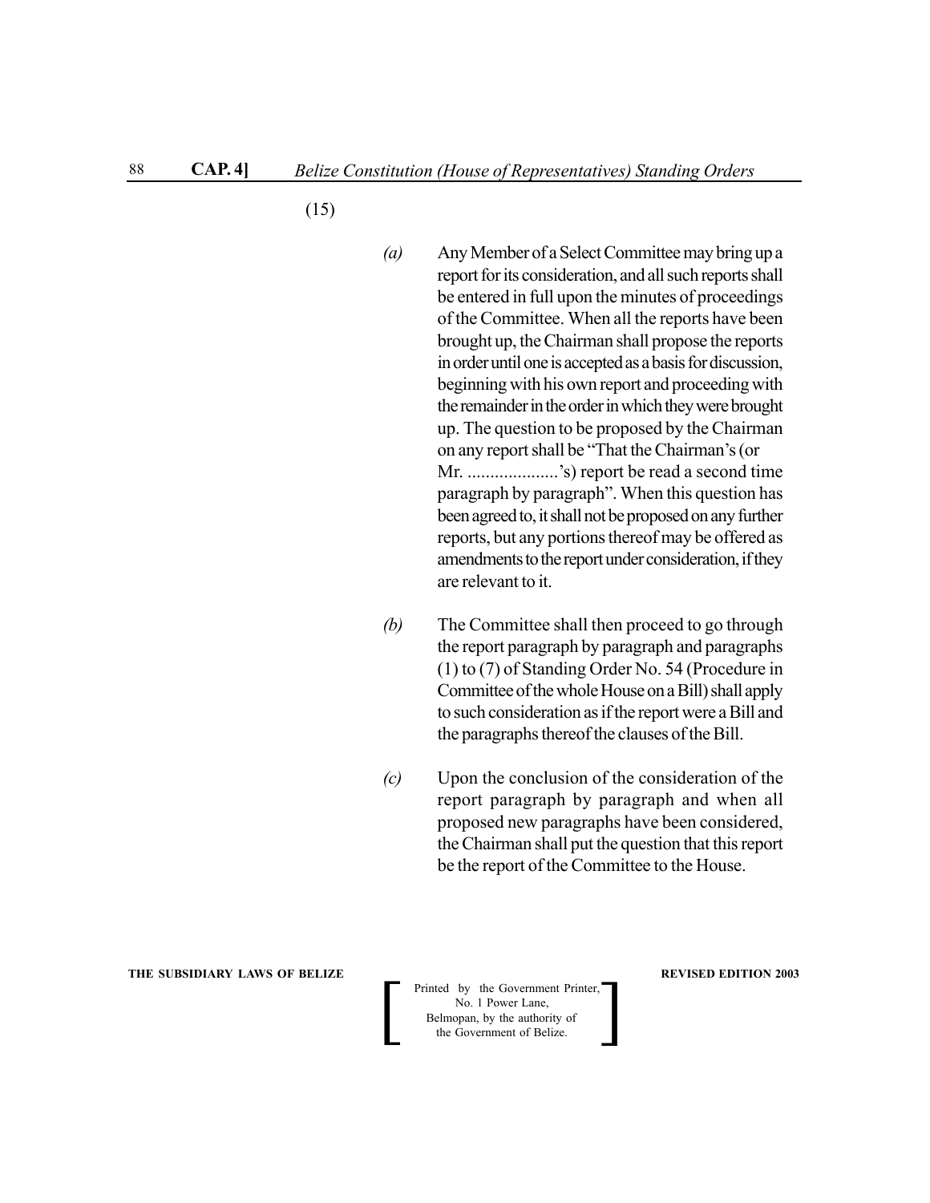(15)

*(a)* Any Member of a Select Committee may bring up a report for its consideration, and all such reports shall be entered in full upon the minutes of proceedings of the Committee. When all the reports have been brought up, the Chairman shall propose the reports in order until one is accepted as a basis for discussion, beginning with his own report and proceeding with the remainder in the order in which they were brought up. The question to be proposed by the Chairman on any report shall be "That the Chairman's (or Mr. ....................'s) report be read a second time paragraph by paragraph". When this question has been agreed to, it shall not be proposed on any further reports, but any portions thereof may be offered as amendments to the report under consideration, if they are relevant to it.

*(b)* The Committee shall then proceed to go through the report paragraph by paragraph and paragraphs (1) to (7) of Standing Order No. 54 (Procedure in Committee of the whole House on a Bill) shall apply to such consideration as if the report were a Bill and the paragraphs thereof the clauses of the Bill.

*(c)* Upon the conclusion of the consideration of the report paragraph by paragraph and when all proposed new paragraphs have been considered, the Chairman shall put the question that this report be the report of the Committee to the House.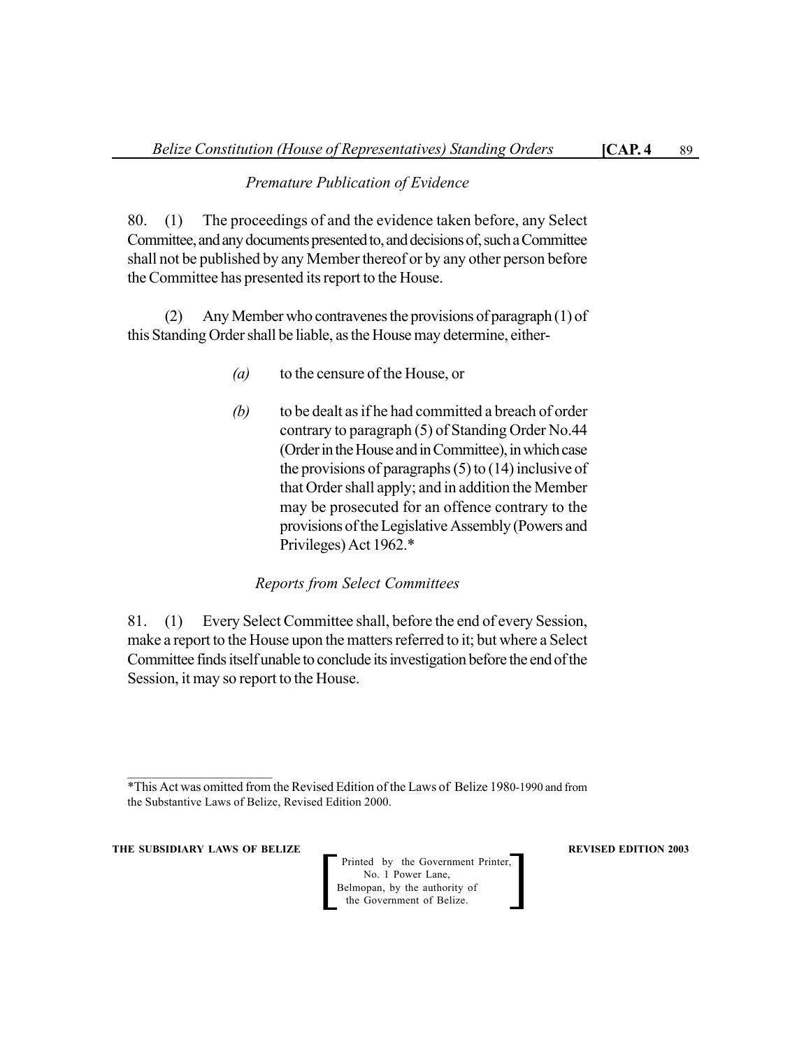*Premature Publication of Evidence*

80. (1) The proceedings of and the evidence taken before, any Select Committee, and any documents presented to, and decisions of, such a Committee shall not be published by any Member thereof or by any other person before the Committee has presented its report to the House.

(2) Any Member who contravenes the provisions of paragraph (1) of this Standing Order shall be liable, as the House may determine, either-

*(a)* to the censure of the House, or

*(b)* to be dealt as if he had committed a breach of order contrary to paragraph (5) of Standing Order No.44 (Order in the House and in Committee), in which case the provisions of paragraphs (5) to (14) inclusive of that Order shall apply; and in addition the Member may be prosecuted for an offence contrary to the provisions of the Legislative Assembly (Powers and Privileges) Act 1962.*

*Reports from Select Committees*

81. (1) Every Select Committee shall, before the end of every Session, make a report to the House upon the matters referred to it; but where a Select Committee finds itself unable to conclude its investigation before the end of the Session, it may so report to the House.

---

*This Act was omitted from the Revised Edition of the Laws of Belize 1980-1990 and from the Substantive Laws of Belize, Revised Edition 2000.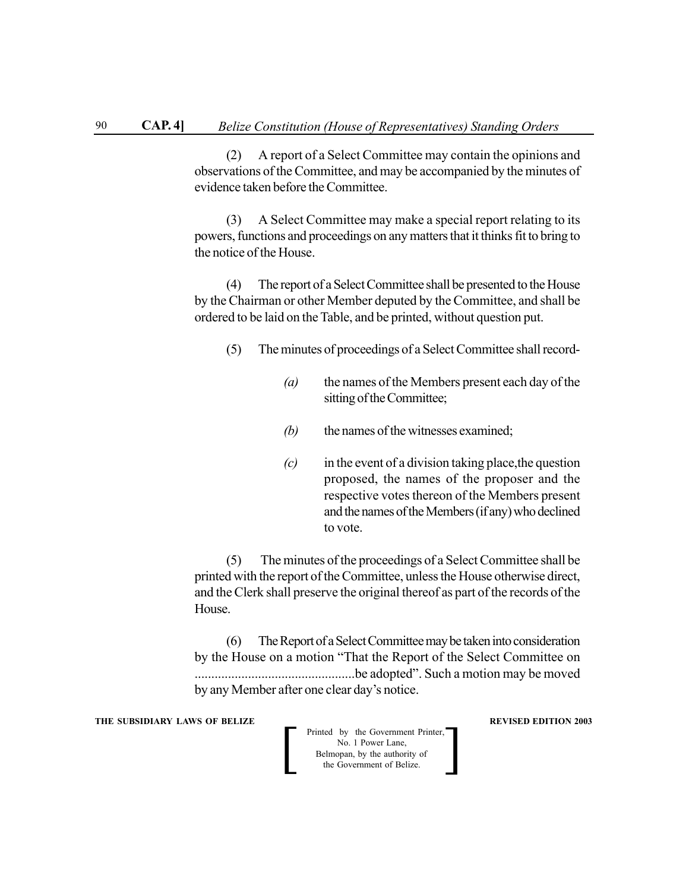(2) A report of a Select Committee may contain the opinions and observations of the Committee, and may be accompanied by the minutes of evidence taken before the Committee.

(3) A Select Committee may make a special report relating to its powers, functions and proceedings on any matters that it thinks fit to bring to the notice of the House.

(4) The report of a Select Committee shall be presented to the House by the Chairman or other Member deputed by the Committee, and shall be ordered to be laid on the Table, and be printed, without question put.

(5) The minutes of proceedings of a Select Committee shall record-

*(a)* the names of the Members present each day of the sitting of the Committee;

*(b)* the names of the witnesses examined;

*(c)* in the event of a division taking place,the question proposed, the names of the proposer and the respective votes thereon of the Members present and the names of the Members (if any) who declined to vote.

(5) The minutes of the proceedings of a Select Committee shall be printed with the report of the Committee, unless the House otherwise direct, and the Clerk shall preserve the original thereof as part of the records of the House.

(6) The Report of a Select Committee may be taken into consideration by the House on a motion "That the Report of the Select Committee on ...............................................be adopted". Such a motion may be moved by any Member after one clear day's notice.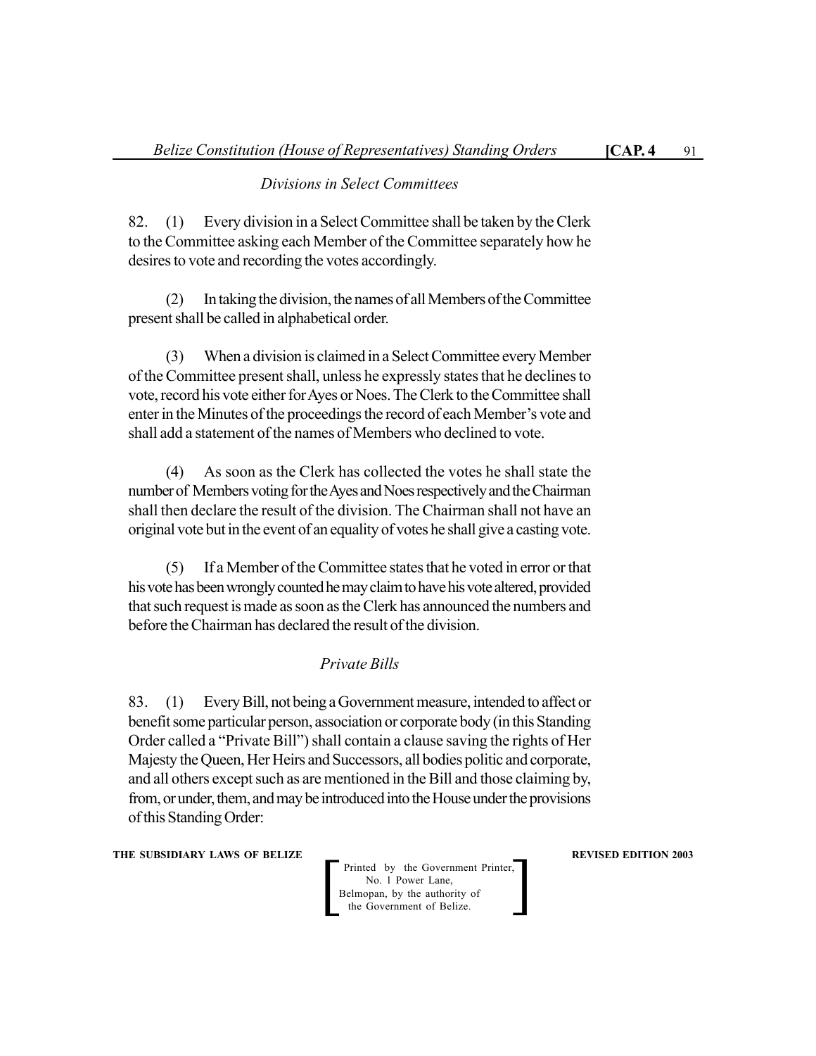*Divisions in Select Committees*

82. (1) Every division in a Select Committee shall be taken by the Clerk to the Committee asking each Member of the Committee separately how he desires to vote and recording the votes accordingly.

(2) In taking the division, the names of all Members of the Committee present shall be called in alphabetical order.

(3) When a division is claimed in a Select Committee every Member of the Committee present shall, unless he expressly states that he declines to vote, record his vote either for Ayes or Noes. The Clerk to the Committee shall enter in the Minutes of the proceedings the record of each Member's vote and shall add a statement of the names of Members who declined to vote.

(4) As soon as the Clerk has collected the votes he shall state the number of Members voting for the Ayes and Noes respectively and the Chairman shall then declare the result of the division. The Chairman shall not have an original vote but in the event of an equality of votes he shall give a casting vote.

(5) If a Member of the Committee states that he voted in error or that his vote has been wrongly counted he may claim to have his vote altered, provided that such request is made as soon as the Clerk has announced the numbers and before the Chairman has declared the result of the division.

*Private Bills*

83. (1) Every Bill, not being a Government measure, intended to affect or benefit some particular person, association or corporate body (in this Standing Order called a "Private Bill") shall contain a clause saving the rights of Her Majesty the Queen, Her Heirs and Successors, all bodies politic and corporate, and all others except such as are mentioned in the Bill and those claiming by, from, or under, them, and may be introduced into the House under the provisions of this Standing Order: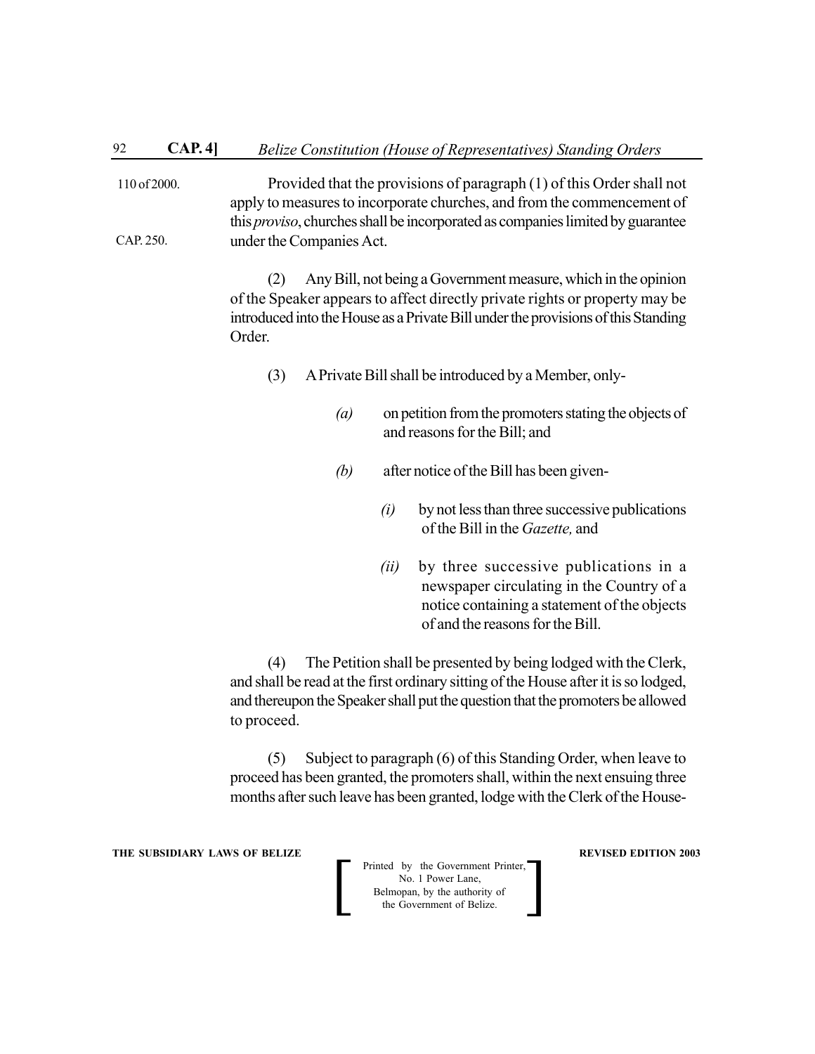110 of 2000.

CAP. 250.

Provided that the provisions of paragraph (1) of this Order shall not apply to measures to incorporate churches, and from the commencement of this *proviso*, churches shall be incorporated as companies limited by guarantee under the Companies Act.

(2) Any Bill, not being a Government measure, which in the opinion of the Speaker appears to affect directly private rights or property may be introduced into the House as a Private Bill under the provisions of this Standing Order.

(3) A Private Bill shall be introduced by a Member, only-

*(a)* on petition from the promoters stating the objects of and reasons for the Bill; and

*(b)* after notice of the Bill has been given-

*(i)* by not less than three successive publications of the Bill in the *Gazette,* and

*(ii)* by three successive publications in a newspaper circulating in the Country of a notice containing a statement of the objects of and the reasons for the Bill.

(4) The Petition shall be presented by being lodged with the Clerk, and shall be read at the first ordinary sitting of the House after it is so lodged, and thereupon the Speaker shall put the question that the promoters be allowed to proceed.

(5) Subject to paragraph (6) of this Standing Order, when leave to proceed has been granted, the promoters shall, within the next ensuing three months after such leave has been granted, lodge with the Clerk of the House-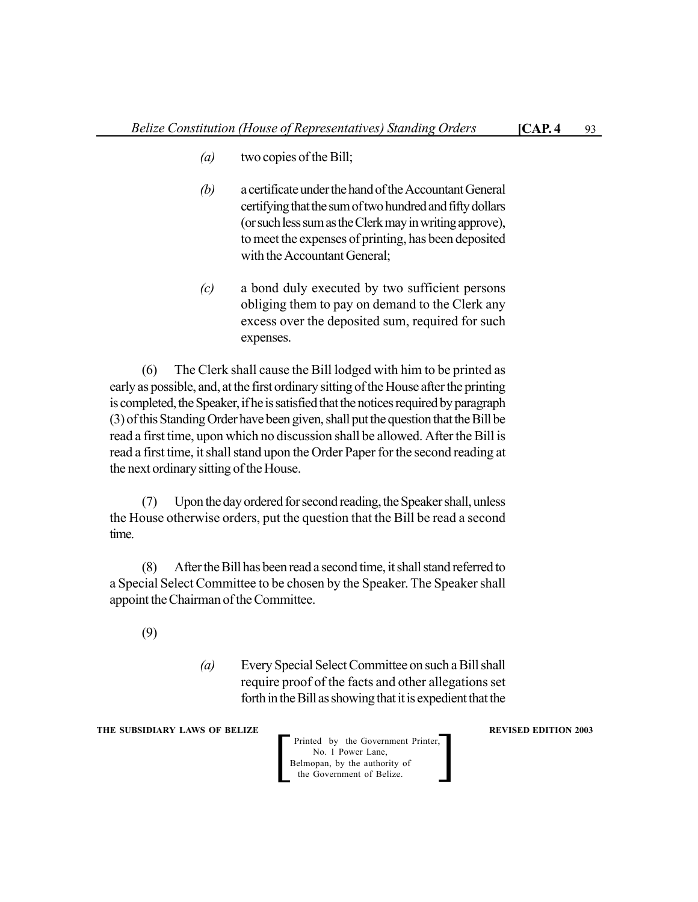(a) two copies of the Bill;

(b) a certificate under the hand of the Accountant General certifying that the sum of two hundred and fifty dollars (or such less sum as the Clerk may in writing approve), to meet the expenses of printing, has been deposited with the Accountant General;

(c) a bond duly executed by two sufficient persons obliging them to pay on demand to the Clerk any excess over the deposited sum, required for such expenses.

(6) The Clerk shall cause the Bill lodged with him to be printed as early as possible, and, at the first ordinary sitting of the House after the printing is completed, the Speaker, if he is satisfied that the notices required by paragraph (3) of this Standing Order have been given, shall put the question that the Bill be read a first time, upon which no discussion shall be allowed. After the Bill is read a first time, it shall stand upon the Order Paper for the second reading at the next ordinary sitting of the House.

(7) Upon the day ordered for second reading, the Speaker shall, unless the House otherwise orders, put the question that the Bill be read a second time.

(8) After the Bill has been read a second time, it shall stand referred to a Special Select Committee to be chosen by the Speaker. The Speaker shall appoint the Chairman of the Committee.

(9)

(a) Every Special Select Committee on such a Bill shall require proof of the facts and other allegations set forth in the Bill as showing that it is expedient that the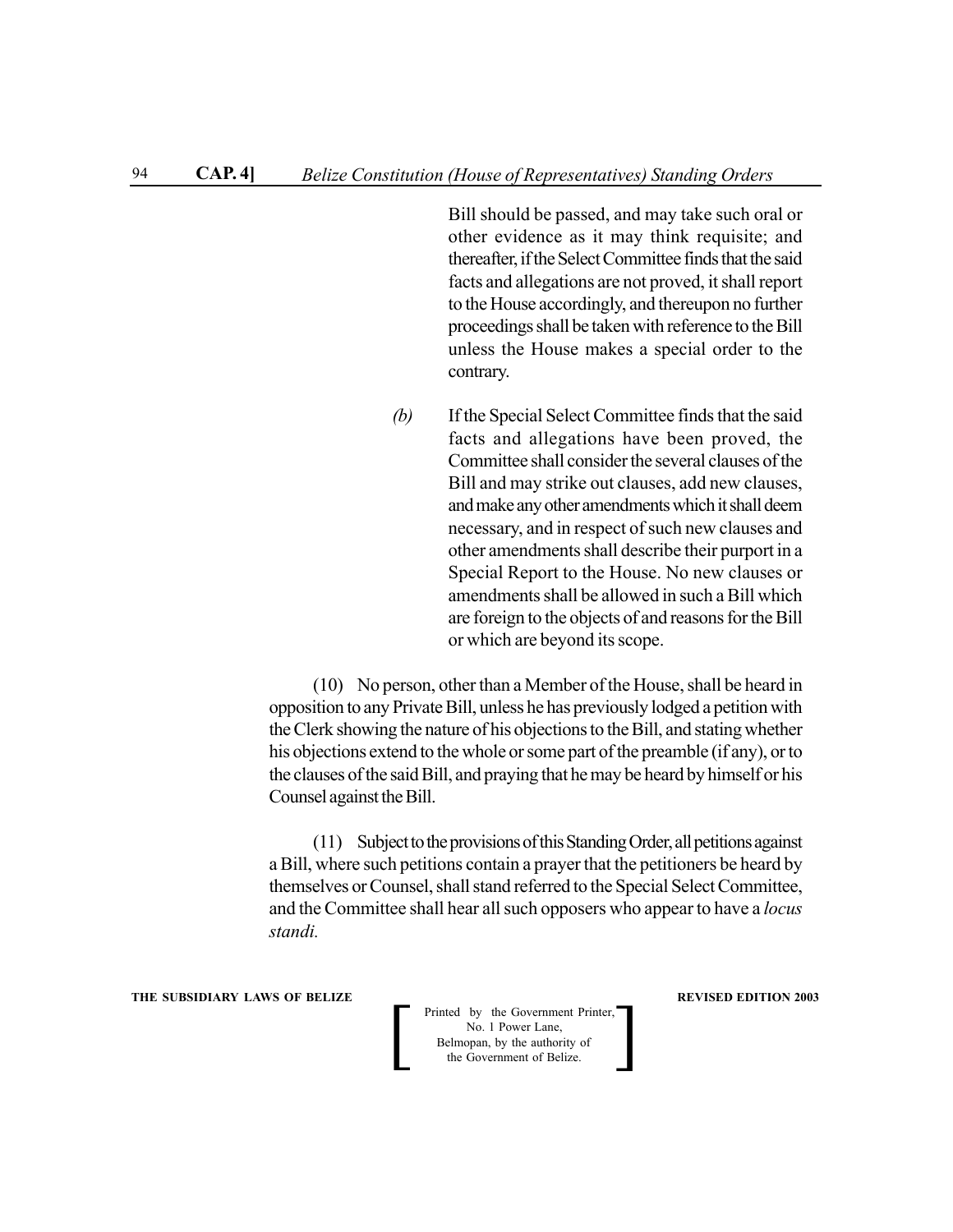Bill should be passed, and may take such oral or other evidence as it may think requisite; and thereafter, if the Select Committee finds that the said facts and allegations are not proved, it shall report to the House accordingly, and thereupon no further proceedings shall be taken with reference to the Bill unless the House makes a special order to the contrary.

*(b)* If the Special Select Committee finds that the said facts and allegations have been proved, the Committee shall consider the several clauses of the Bill and may strike out clauses, add new clauses, and make any other amendments which it shall deem necessary, and in respect of such new clauses and other amendments shall describe their purport in a Special Report to the House. No new clauses or amendments shall be allowed in such a Bill which are foreign to the objects of and reasons for the Bill or which are beyond its scope.

(10) No person, other than a Member of the House, shall be heard in opposition to any Private Bill, unless he has previously lodged a petition with the Clerk showing the nature of his objections to the Bill, and stating whether his objections extend to the whole or some part of the preamble (if any), or to the clauses of the said Bill, and praying that he may be heard by himself or his Counsel against the Bill.

(11) Subject to the provisions of this Standing Order, all petitions against a Bill, where such petitions contain a prayer that the petitioners be heard by themselves or Counsel, shall stand referred to the Special Select Committee, and the Committee shall hear all such opposers who appear to have a *locus standi.*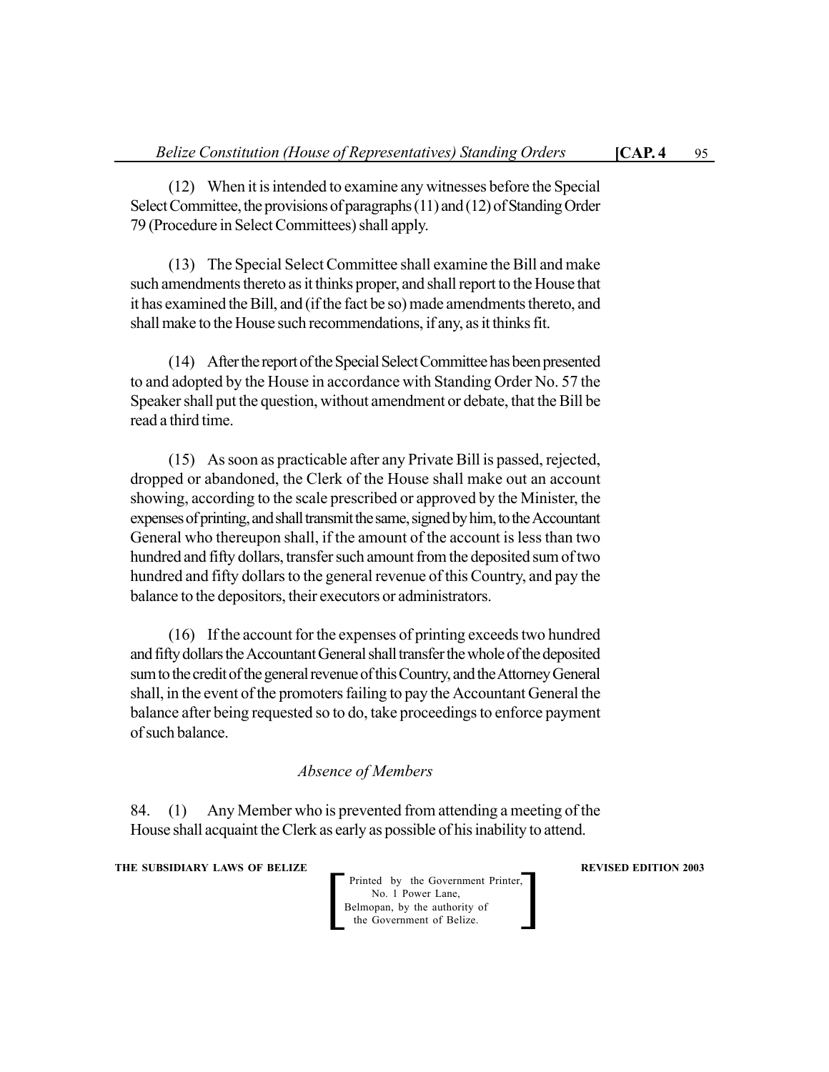(12) When it is intended to examine any witnesses before the Special Select Committee, the provisions of paragraphs (11) and (12) of Standing Order 79 (Procedure in Select Committees) shall apply.

(13) The Special Select Committee shall examine the Bill and make such amendments thereto as it thinks proper, and shall report to the House that it has examined the Bill, and (if the fact be so) made amendments thereto, and shall make to the House such recommendations, if any, as it thinks fit.

(14) After the report of the Special Select Committee has been presented to and adopted by the House in accordance with Standing Order No. 57 the Speaker shall put the question, without amendment or debate, that the Bill be read a third time.

(15) As soon as practicable after any Private Bill is passed, rejected, dropped or abandoned, the Clerk of the House shall make out an account showing, according to the scale prescribed or approved by the Minister, the expenses of printing, and shall transmit the same, signed by him, to the Accountant General who thereupon shall, if the amount of the account is less than two hundred and fifty dollars, transfer such amount from the deposited sum of two hundred and fifty dollars to the general revenue of this Country, and pay the balance to the depositors, their executors or administrators.

(16) If the account for the expenses of printing exceeds two hundred and fifty dollars the Accountant General shall transfer the whole of the deposited sum to the credit of the general revenue of this Country, and the Attorney General shall, in the event of the promoters failing to pay the Accountant General the balance after being requested so to do, take proceedings to enforce payment of such balance.

*Absence of Members*

84. (1) Any Member who is prevented from attending a meeting of the House shall acquaint the Clerk as early as possible of his inability to attend.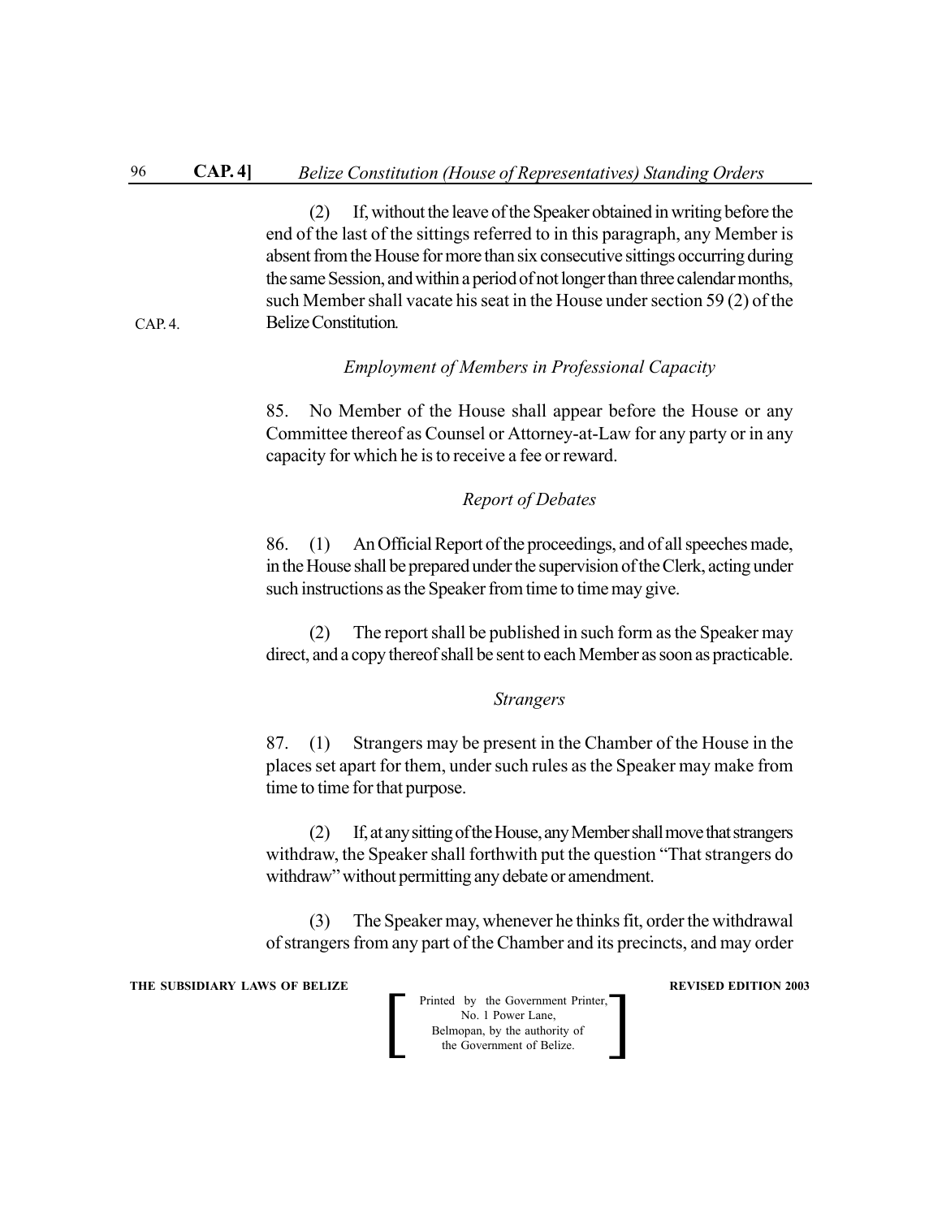(2) If, without the leave of the Speaker obtained in writing before the end of the last of the sittings referred to in this paragraph, any Member is absent from the House for more than six consecutive sittings occurring during the same Session, and within a period of not longer than three calendar months, such Member shall vacate his seat in the House under section 59 (2) of the Belize Constitution.

CAP. 4.

### *Employment of Members in Professional Capacity*

85. No Member of the House shall appear before the House or any Committee thereof as Counsel or Attorney-at-Law for any party or in any capacity for which he is to receive a fee or reward.

### *Report of Debates*

86. (1) An Official Report of the proceedings, and of all speeches made, in the House shall be prepared under the supervision of the Clerk, acting under such instructions as the Speaker from time to time may give.

(2) The report shall be published in such form as the Speaker may direct, and a copy thereof shall be sent to each Member as soon as practicable.

### *Strangers*

87. (1) Strangers may be present in the Chamber of the House in the places set apart for them, under such rules as the Speaker may make from time to time for that purpose.

(2) If, at any sitting of the House, any Member shall move that strangers withdraw, the Speaker shall forthwith put the question "That strangers do withdraw" without permitting any debate or amendment.

(3) The Speaker may, whenever he thinks fit, order the withdrawal of strangers from any part of the Chamber and its precincts, and may order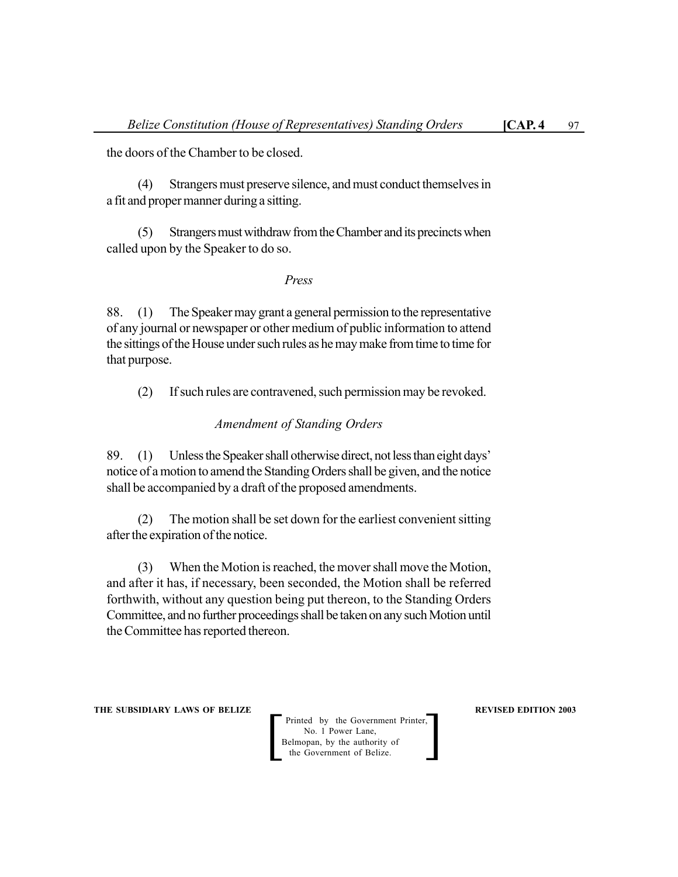the doors of the Chamber to be closed.

(4) Strangers must preserve silence, and must conduct themselves in a fit and proper manner during a sitting.

(5) Strangers must withdraw from the Chamber and its precincts when called upon by the Speaker to do so.

*Press*

88. (1) The Speaker may grant a general permission to the representative of any journal or newspaper or other medium of public information to attend the sittings of the House under such rules as he may make from time to time for that purpose.

(2) If such rules are contravened, such permission may be revoked.

*Amendment of Standing Orders*

89. (1) Unless the Speaker shall otherwise direct, not less than eight days' notice of a motion to amend the Standing Orders shall be given, and the notice shall be accompanied by a draft of the proposed amendments.

(2) The motion shall be set down for the earliest convenient sitting after the expiration of the notice.

(3) When the Motion is reached, the mover shall move the Motion, and after it has, if necessary, been seconded, the Motion shall be referred forthwith, without any question being put thereon, to the Standing Orders Committee, and no further proceedings shall be taken on any such Motion until the Committee has reported thereon.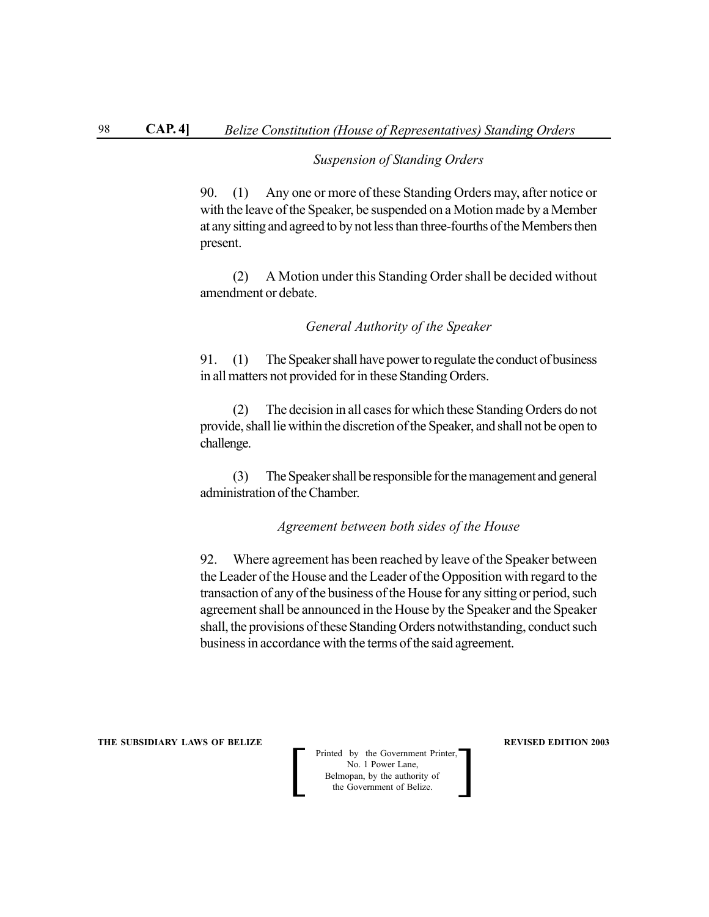*Suspension of Standing Orders*

90. (1) Any one or more of these Standing Orders may, after notice or with the leave of the Speaker, be suspended on a Motion made by a Member at any sitting and agreed to by not less than three-fourths of the Members then present.

(2) A Motion under this Standing Order shall be decided without amendment or debate.

*General Authority of the Speaker*

91. (1) The Speaker shall have power to regulate the conduct of business in all matters not provided for in these Standing Orders.

(2) The decision in all cases for which these Standing Orders do not provide, shall lie within the discretion of the Speaker, and shall not be open to challenge.

(3) The Speaker shall be responsible for the management and general administration of the Chamber.

*Agreement between both sides of the House*

92. Where agreement has been reached by leave of the Speaker between the Leader of the House and the Leader of the Opposition with regard to the transaction of any of the business of the House for any sitting or period, such agreement shall be announced in the House by the Speaker and the Speaker shall, the provisions of these Standing Orders notwithstanding, conduct such business in accordance with the terms of the said agreement.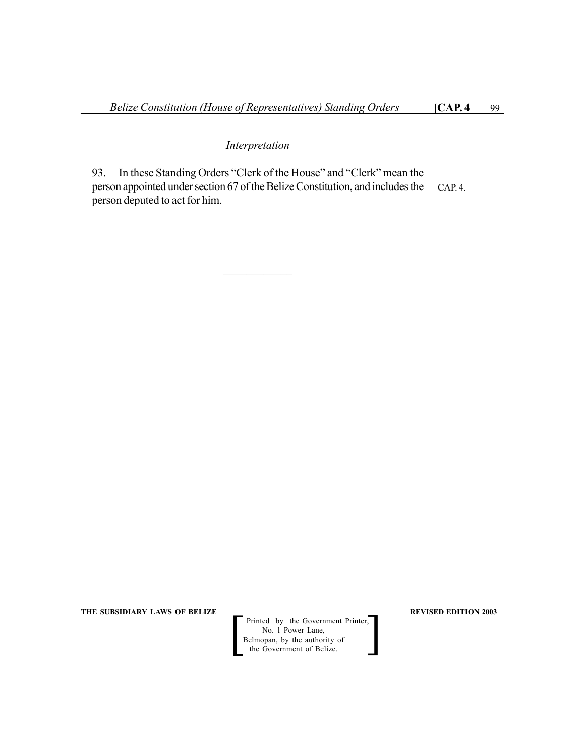*Interpretation*

93. In these Standing Orders "Clerk of the House" and "Clerk" mean the person appointed under section 67 of the Belize Constitution, and includes the person deputed to act for him.

CAP. 4.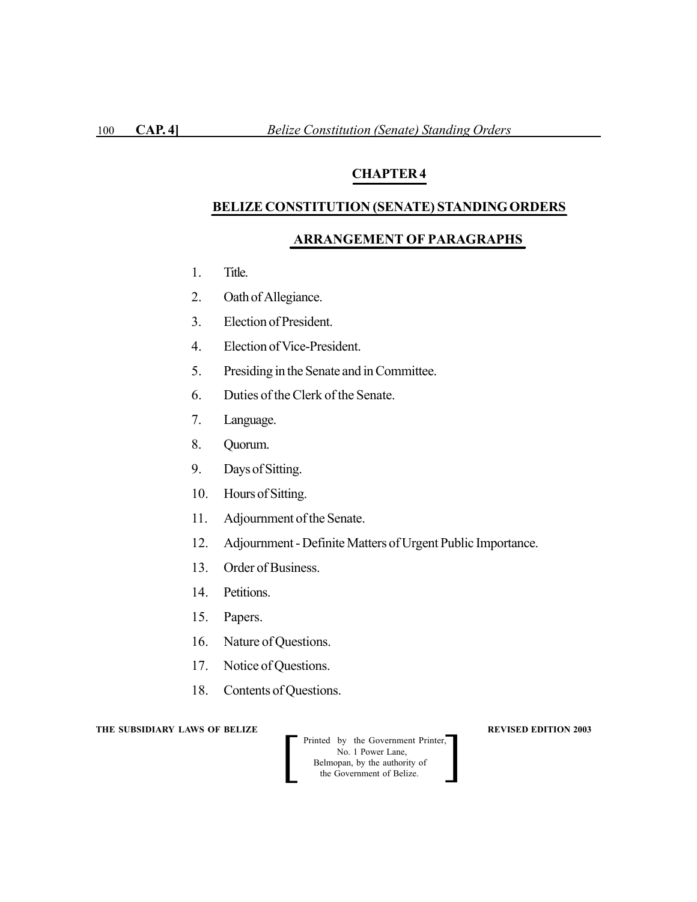# CHAPTER 4

## BELIZE CONSTITUTION (SENATE) STANDING ORDERS

### ARRANGEMENT OF PARAGRAPHS

1. Title.
2. Oath of Allegiance.
3. Election of President.
4. Election of Vice-President.
5. Presiding in the Senate and in Committee.
6. Duties of the Clerk of the Senate.
7. Language.
8. Quorum.
9. Days of Sitting.
10. Hours of Sitting.
11. Adjournment of the Senate.
12. Adjournment - Definite Matters of Urgent Public Importance.
13. Order of Business.
14. Petitions.
15. Papers.
16. Nature of Questions.
17. Notice of Questions.
18. Contents of Questions.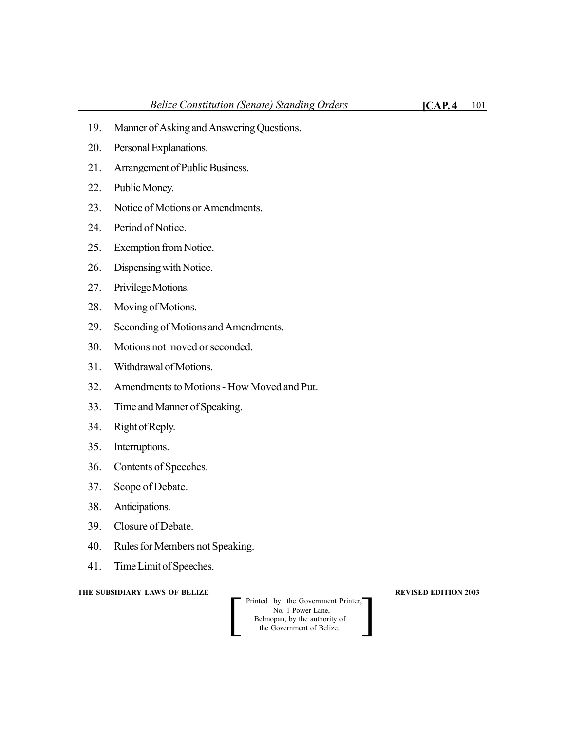19. Manner of Asking and Answering Questions.
20. Personal Explanations.
21. Arrangement of Public Business.
22. Public Money.
23. Notice of Motions or Amendments.
24. Period of Notice.
25. Exemption from Notice.
26. Dispensing with Notice.
27. Privilege Motions.
28. Moving of Motions.
29. Seconding of Motions and Amendments.
30. Motions not moved or seconded.
31. Withdrawal of Motions.
32. Amendments to Motions - How Moved and Put.
33. Time and Manner of Speaking.
34. Right of Reply.
35. Interruptions.
36. Contents of Speeches.
37. Scope of Debate.
38. Anticipations.
39. Closure of Debate.
40. Rules for Members not Speaking.
41. Time Limit of Speeches.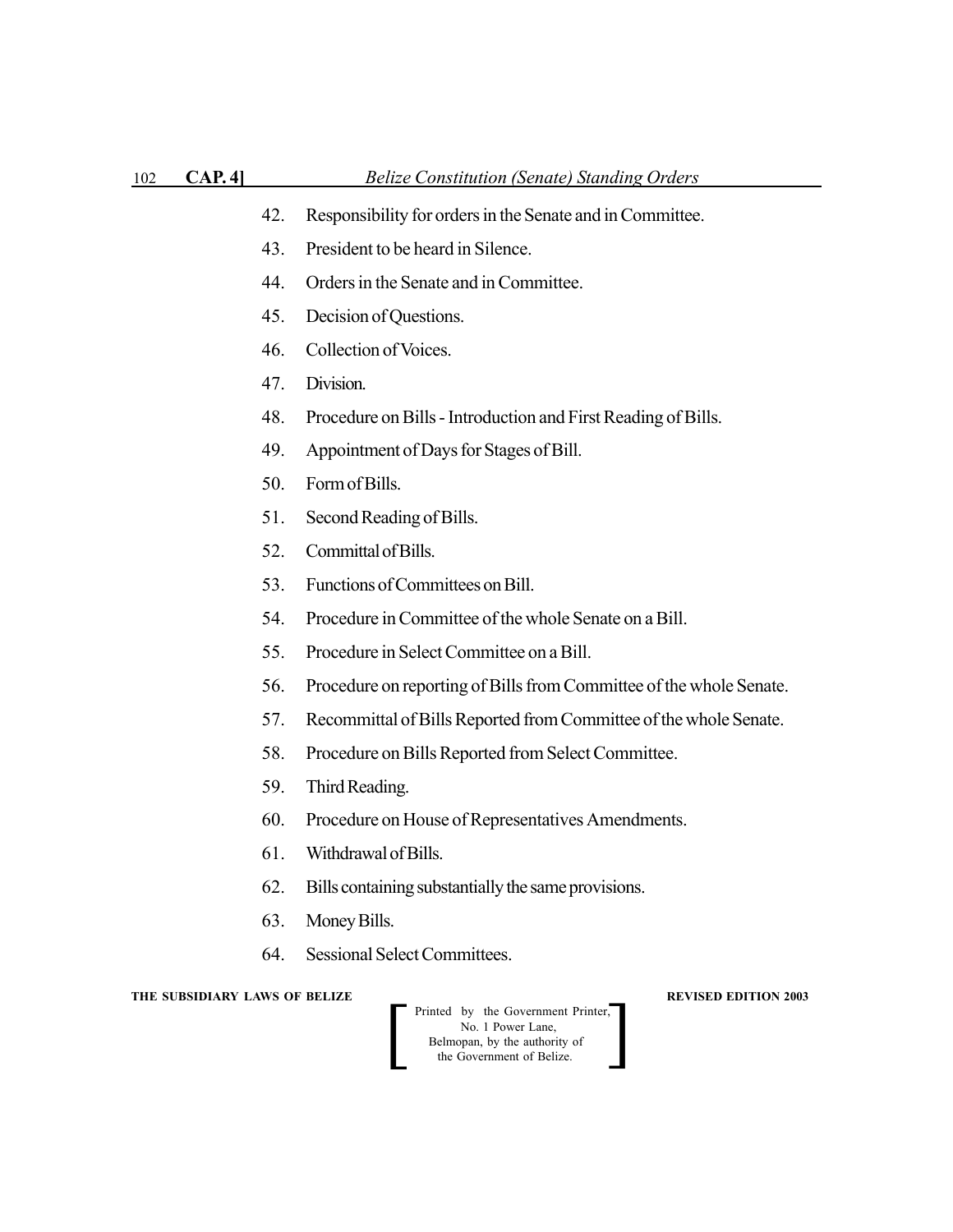42. Responsibility for orders in the Senate and in Committee.

43. President to be heard in Silence.

44. Orders in the Senate and in Committee.

45. Decision of Questions.

46. Collection of Voices.

47. Division.

48. Procedure on Bills - Introduction and First Reading of Bills.

49. Appointment of Days for Stages of Bill.

50. Form of Bills.

51. Second Reading of Bills.

52. Committal of Bills.

53. Functions of Committees on Bill.

54. Procedure in Committee of the whole Senate on a Bill.

55. Procedure in Select Committee on a Bill.

56. Procedure on reporting of Bills from Committee of the whole Senate.

57. Recommittal of Bills Reported from Committee of the whole Senate.

58. Procedure on Bills Reported from Select Committee.

59. Third Reading.

60. Procedure on House of Representatives Amendments.

61. Withdrawal of Bills.

62. Bills containing substantially the same provisions.

63. Money Bills.

64. Sessional Select Committees.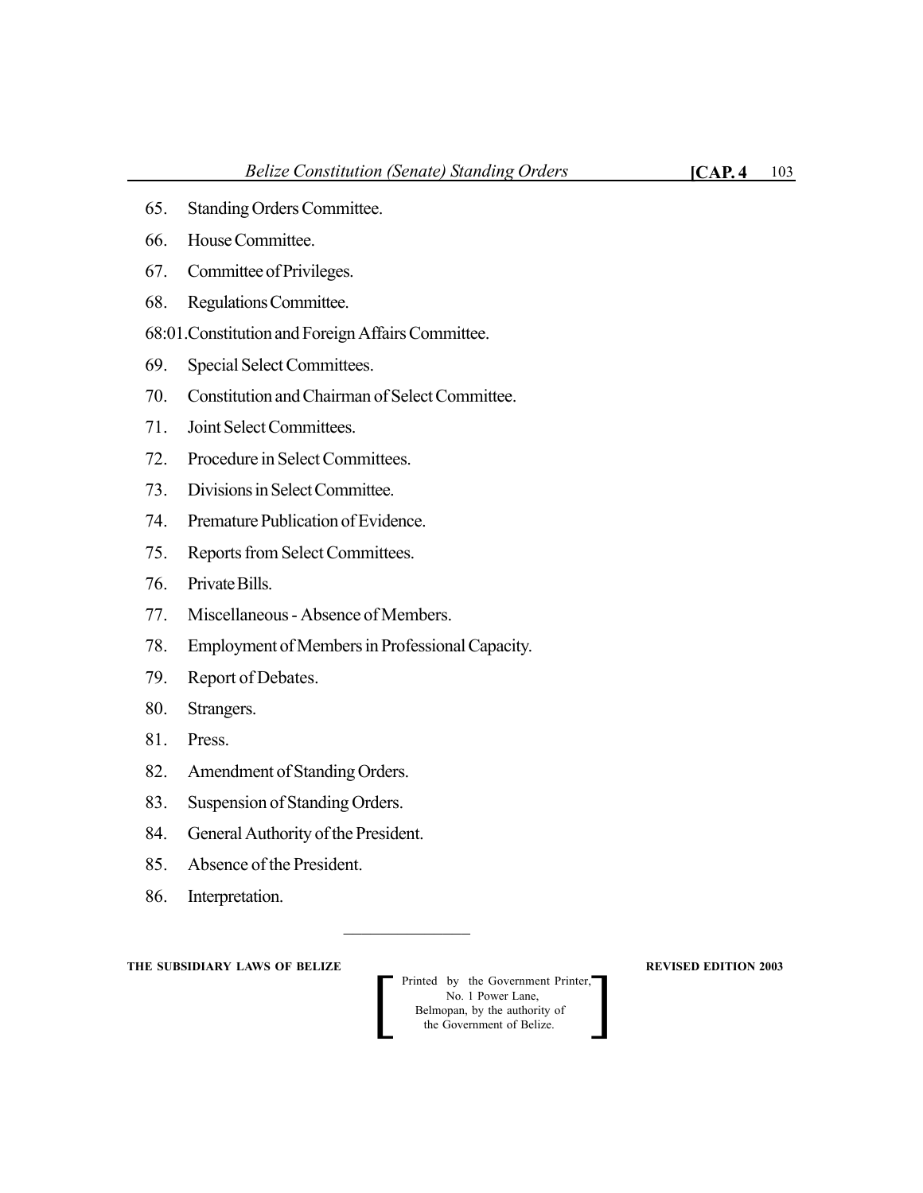65. Standing Orders Committee.

66. House Committee.

67. Committee of Privileges.

68. Regulations Committee.

68:01. Constitution and Foreign Affairs Committee.

69. Special Select Committees.

70. Constitution and Chairman of Select Committee.

71. Joint Select Committees.

72. Procedure in Select Committees.

73. Divisions in Select Committee.

74. Premature Publication of Evidence.

75. Reports from Select Committees.

76. Private Bills.

77. Miscellaneous - Absence of Members.

78. Employment of Members in Professional Capacity.

79. Report of Debates.

80. Strangers.

81. Press.

82. Amendment of Standing Orders.

83. Suspension of Standing Orders.

84. General Authority of the President.

85. Absence of the President.

86. Interpretation.

---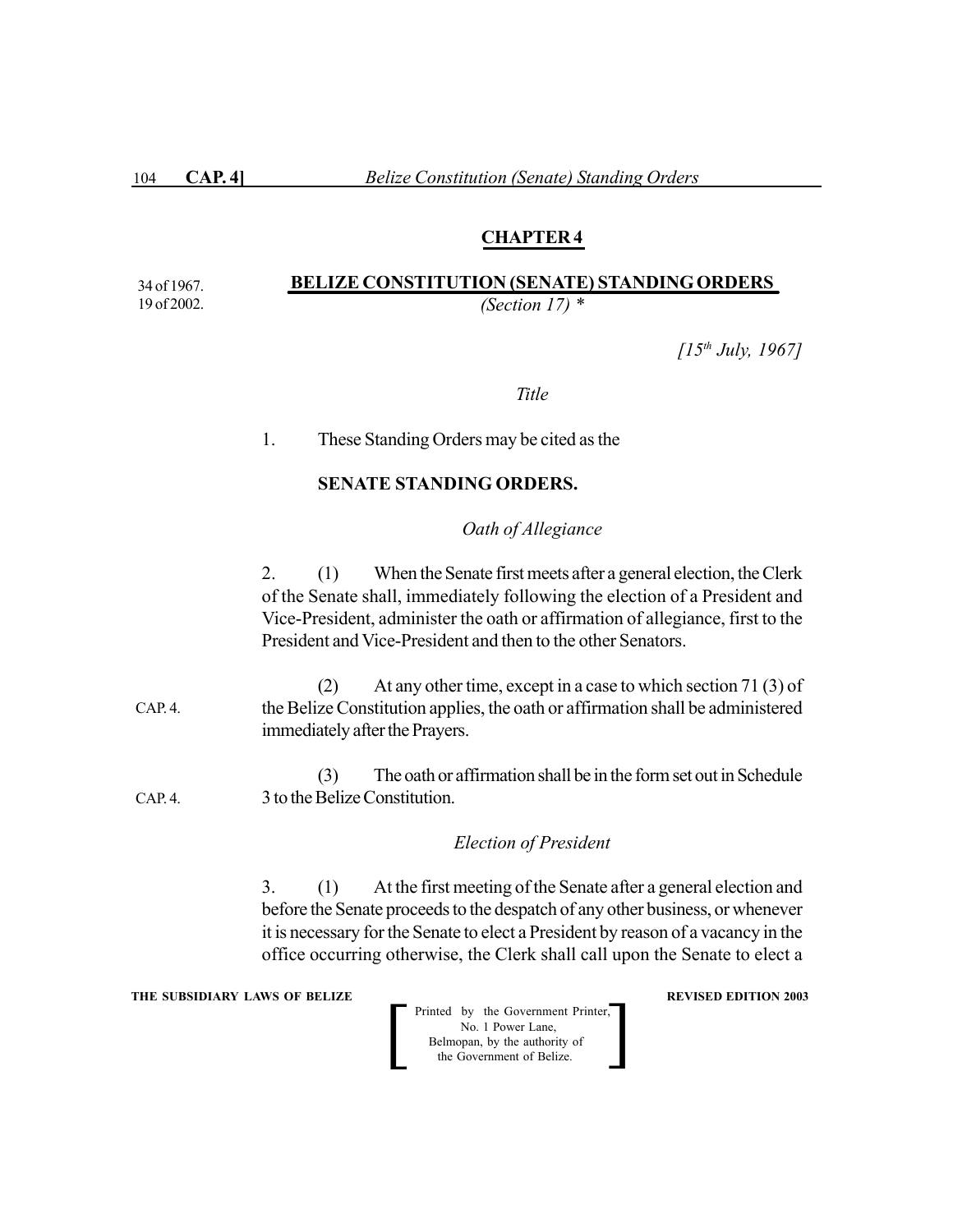## CHAPTER 4

34 of 1967.
19 of 2002.

# BELIZE CONSTITUTION (SENATE) STANDING ORDERS

*(Section 17) **

*[15th July, 1967]*

*Title*

1. These Standing Orders may be cited as the

**SENATE STANDING ORDERS.**

*Oath of Allegiance*

2. (1) When the Senate first meets after a general election, the Clerk of the Senate shall, immediately following the election of a President and Vice-President, administer the oath or affirmation of allegiance, first to the President and Vice-President and then to the other Senators.

CAP. 4.

(2) At any other time, except in a case to which section 71 (3) of the Belize Constitution applies, the oath or affirmation shall be administered immediately after the Prayers.

CAP. 4.

(3) The oath or affirmation shall be in the form set out in Schedule 3 to the Belize Constitution.

*Election of President*

3. (1) At the first meeting of the Senate after a general election and before the Senate proceeds to the despatch of any other business, or whenever it is necessary for the Senate to elect a President by reason of a vacancy in the office occurring otherwise, the Clerk shall call upon the Senate to elect a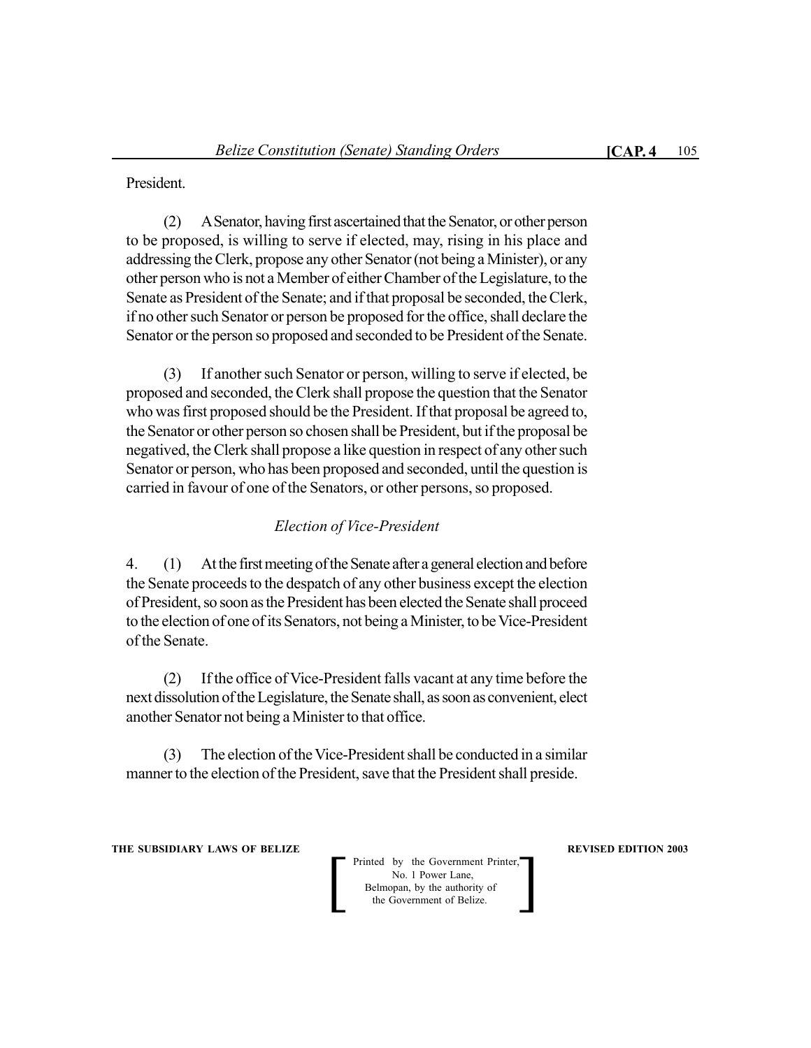President.

(2) A Senator, having first ascertained that the Senator, or other person to be proposed, is willing to serve if elected, may, rising in his place and addressing the Clerk, propose any other Senator (not being a Minister), or any other person who is not a Member of either Chamber of the Legislature, to the Senate as President of the Senate; and if that proposal be seconded, the Clerk, if no other such Senator or person be proposed for the office, shall declare the Senator or the person so proposed and seconded to be President of the Senate.

(3) If another such Senator or person, willing to serve if elected, be proposed and seconded, the Clerk shall propose the question that the Senator who was first proposed should be the President. If that proposal be agreed to, the Senator or other person so chosen shall be President, but if the proposal be negatived, the Clerk shall propose a like question in respect of any other such Senator or person, who has been proposed and seconded, until the question is carried in favour of one of the Senators, or other persons, so proposed.

*Election of Vice-President*

4. (1) At the first meeting of the Senate after a general election and before the Senate proceeds to the despatch of any other business except the election of President, so soon as the President has been elected the Senate shall proceed to the election of one of its Senators, not being a Minister, to be Vice-President of the Senate.

(2) If the office of Vice-President falls vacant at any time before the next dissolution of the Legislature, the Senate shall, as soon as convenient, elect another Senator not being a Minister to that office.

(3) The election of the Vice-President shall be conducted in a similar manner to the election of the President, save that the President shall preside.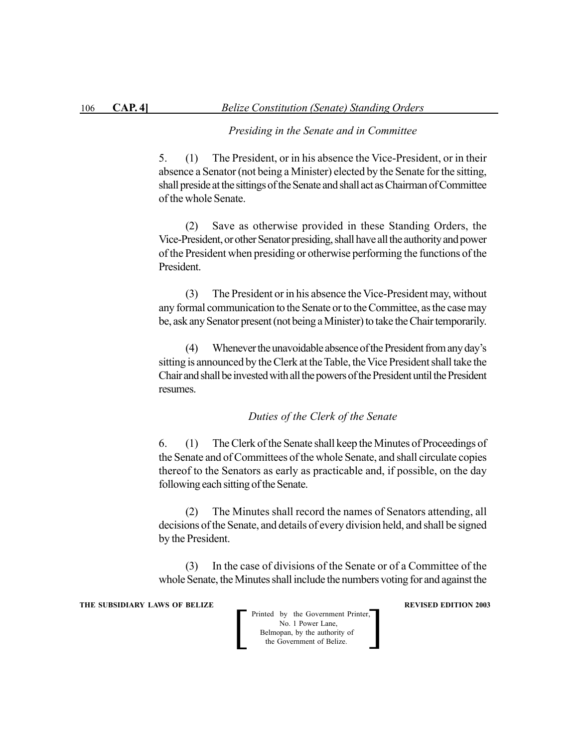### *Presiding in the Senate and in Committee*

5. (1) The President, or in his absence the Vice-President, or in their absence a Senator (not being a Minister) elected by the Senate for the sitting, shall preside at the sittings of the Senate and shall act as Chairman of Committee of the whole Senate.

(2) Save as otherwise provided in these Standing Orders, the Vice-President, or other Senator presiding, shall have all the authority and power of the President when presiding or otherwise performing the functions of the President.

(3) The President or in his absence the Vice-President may, without any formal communication to the Senate or to the Committee, as the case may be, ask any Senator present (not being a Minister) to take the Chair temporarily.

(4) Whenever the unavoidable absence of the President from any day's sitting is announced by the Clerk at the Table, the Vice President shall take the Chair and shall be invested with all the powers of the President until the President resumes.

### *Duties of the Clerk of the Senate*

6. (1) The Clerk of the Senate shall keep the Minutes of Proceedings of the Senate and of Committees of the whole Senate, and shall circulate copies thereof to the Senators as early as practicable and, if possible, on the day following each sitting of the Senate.

(2) The Minutes shall record the names of Senators attending, all decisions of the Senate, and details of every division held, and shall be signed by the President.

(3) In the case of divisions of the Senate or of a Committee of the whole Senate, the Minutes shall include the numbers voting for and against the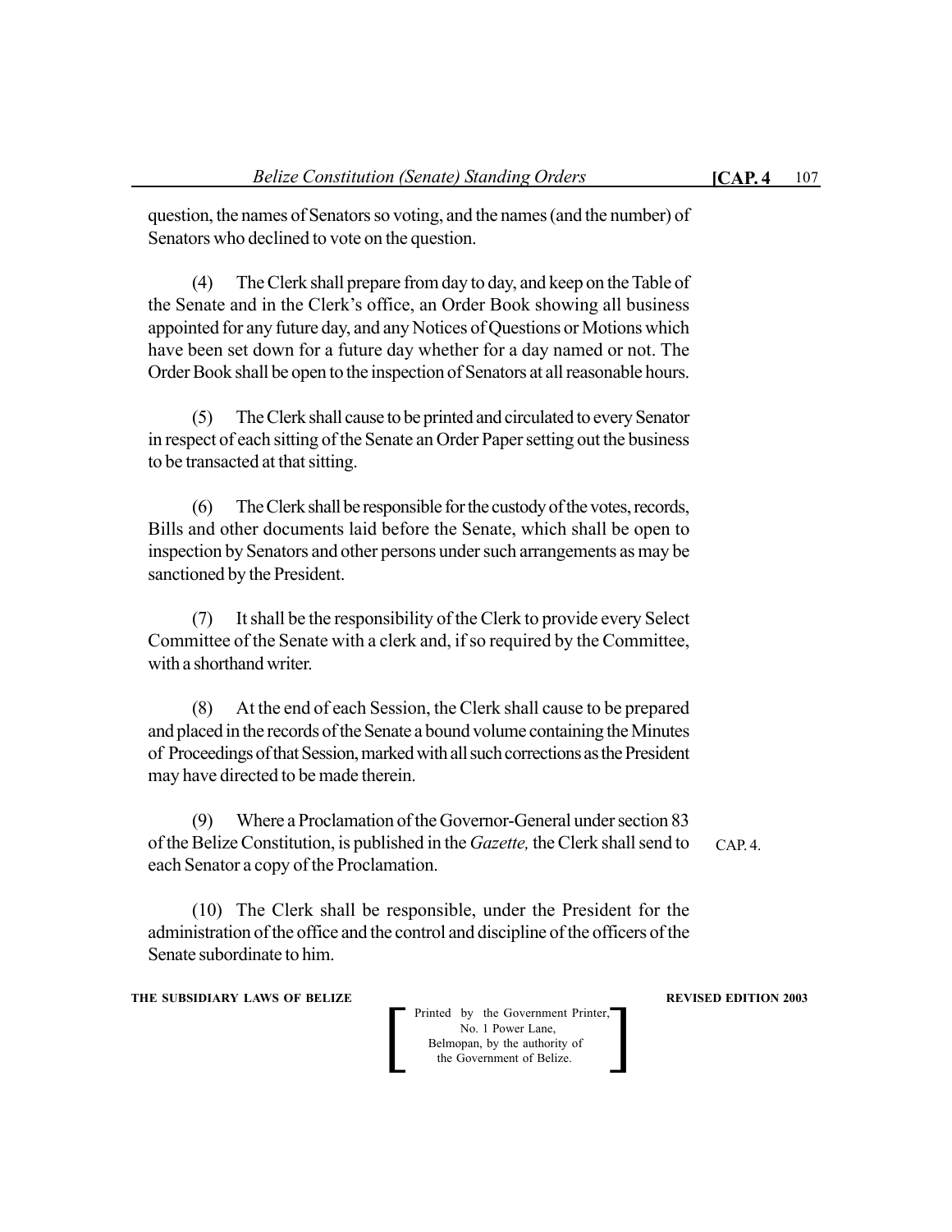question, the names of Senators so voting, and the names (and the number) of Senators who declined to vote on the question.

(4) The Clerk shall prepare from day to day, and keep on the Table of the Senate and in the Clerk's office, an Order Book showing all business appointed for any future day, and any Notices of Questions or Motions which have been set down for a future day whether for a day named or not. The Order Book shall be open to the inspection of Senators at all reasonable hours.

(5) The Clerk shall cause to be printed and circulated to every Senator in respect of each sitting of the Senate an Order Paper setting out the business to be transacted at that sitting.

(6) The Clerk shall be responsible for the custody of the votes, records, Bills and other documents laid before the Senate, which shall be open to inspection by Senators and other persons under such arrangements as may be sanctioned by the President.

(7) It shall be the responsibility of the Clerk to provide every Select Committee of the Senate with a clerk and, if so required by the Committee, with a shorthand writer.

(8) At the end of each Session, the Clerk shall cause to be prepared and placed in the records of the Senate a bound volume containing the Minutes of Proceedings of that Session, marked with all such corrections as the President may have directed to be made therein.

(9) Where a Proclamation of the Governor-General under section 83 of the Belize Constitution, is published in the *Gazette,* the Clerk shall send to each Senator a copy of the Proclamation.

CAP. 4.

(10) The Clerk shall be responsible, under the President for the administration of the office and the control and discipline of the officers of the Senate subordinate to him.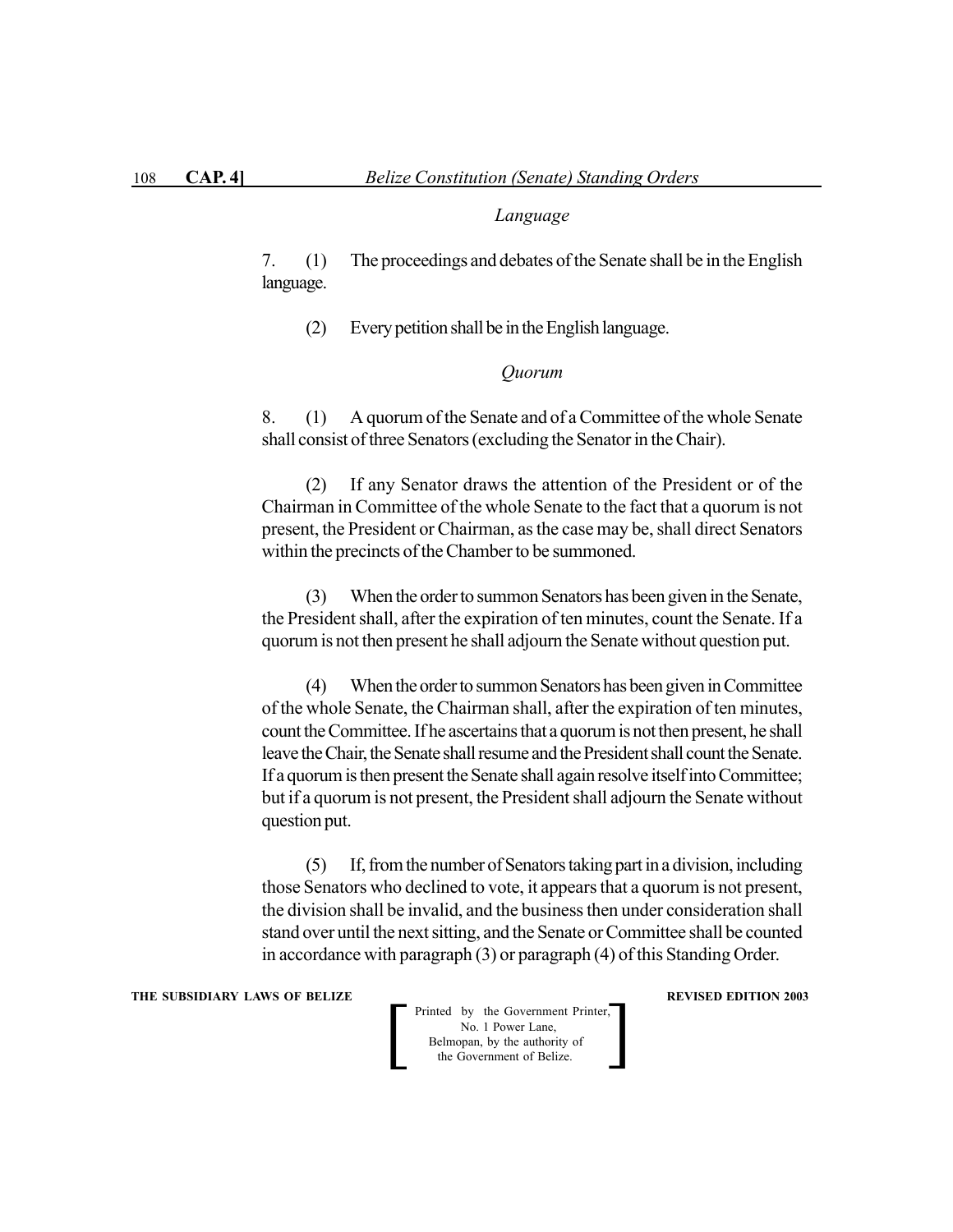*Language*

7. (1) The proceedings and debates of the Senate shall be in the English language.

(2) Every petition shall be in the English language.

*Quorum*

8. (1) A quorum of the Senate and of a Committee of the whole Senate shall consist of three Senators (excluding the Senator in the Chair).

(2) If any Senator draws the attention of the President or of the Chairman in Committee of the whole Senate to the fact that a quorum is not present, the President or Chairman, as the case may be, shall direct Senators within the precincts of the Chamber to be summoned.

(3) When the order to summon Senators has been given in the Senate, the President shall, after the expiration of ten minutes, count the Senate. If a quorum is not then present he shall adjourn the Senate without question put.

(4) When the order to summon Senators has been given in Committee of the whole Senate, the Chairman shall, after the expiration of ten minutes, count the Committee. If he ascertains that a quorum is not then present, he shall leave the Chair, the Senate shall resume and the President shall count the Senate. If a quorum is then present the Senate shall again resolve itself into Committee; but if a quorum is not present, the President shall adjourn the Senate without question put.

(5) If, from the number of Senators taking part in a division, including those Senators who declined to vote, it appears that a quorum is not present, the division shall be invalid, and the business then under consideration shall stand over until the next sitting, and the Senate or Committee shall be counted in accordance with paragraph (3) or paragraph (4) of this Standing Order.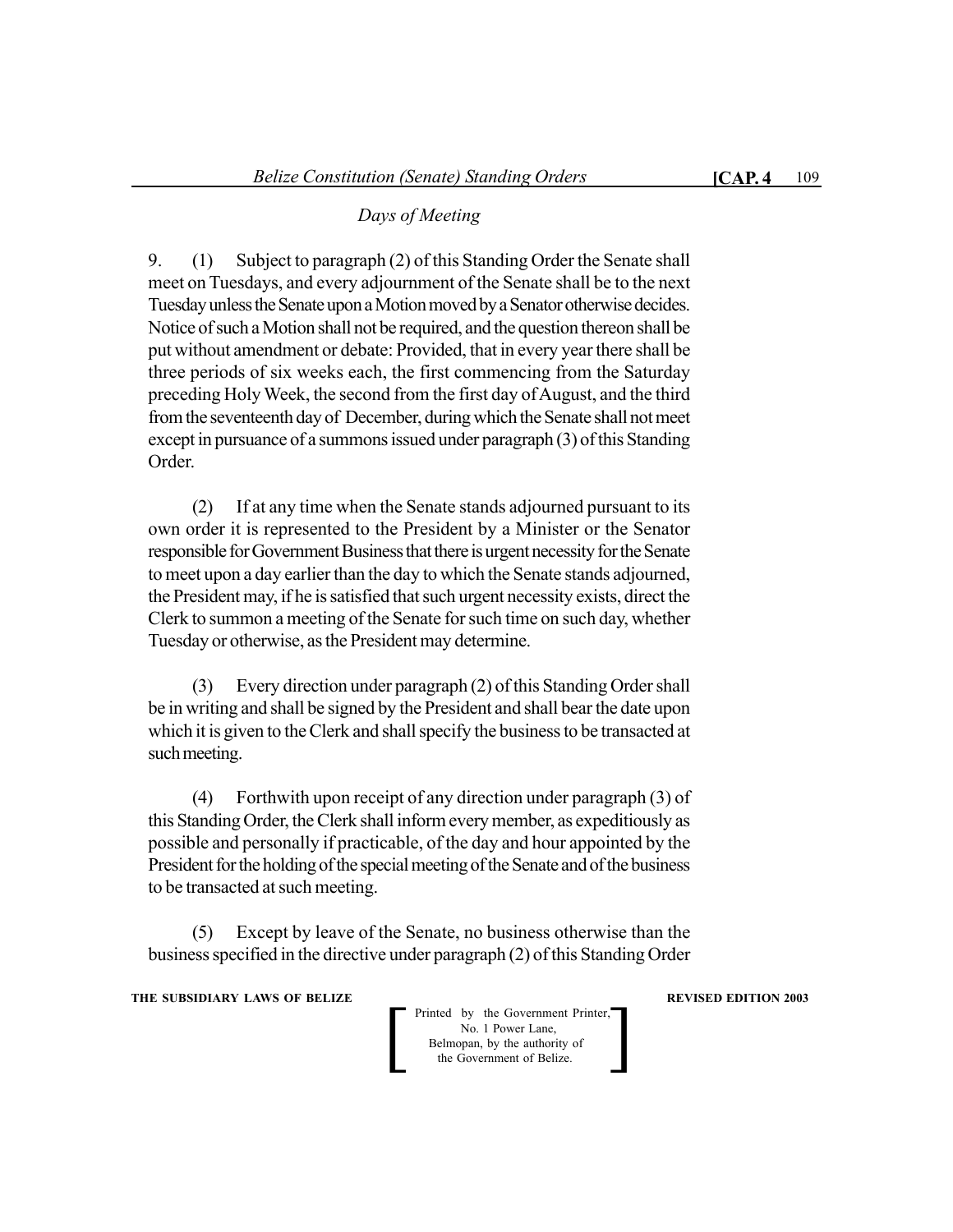*Days of Meeting*

9. (1) Subject to paragraph (2) of this Standing Order the Senate shall meet on Tuesdays, and every adjournment of the Senate shall be to the next Tuesday unless the Senate upon a Motion moved by a Senator otherwise decides. Notice of such a Motion shall not be required, and the question thereon shall be put without amendment or debate: Provided, that in every year there shall be three periods of six weeks each, the first commencing from the Saturday preceding Holy Week, the second from the first day of August, and the third from the seventeenth day of December, during which the Senate shall not meet except in pursuance of a summons issued under paragraph (3) of this Standing Order.

(2) If at any time when the Senate stands adjourned pursuant to its own order it is represented to the President by a Minister or the Senator responsible for Government Business that there is urgent necessity for the Senate to meet upon a day earlier than the day to which the Senate stands adjourned, the President may, if he is satisfied that such urgent necessity exists, direct the Clerk to summon a meeting of the Senate for such time on such day, whether Tuesday or otherwise, as the President may determine.

(3) Every direction under paragraph (2) of this Standing Order shall be in writing and shall be signed by the President and shall bear the date upon which it is given to the Clerk and shall specify the business to be transacted at such meeting.

(4) Forthwith upon receipt of any direction under paragraph (3) of this Standing Order, the Clerk shall inform every member, as expeditiously as possible and personally if practicable, of the day and hour appointed by the President for the holding of the special meeting of the Senate and of the business to be transacted at such meeting.

(5) Except by leave of the Senate, no business otherwise than the business specified in the directive under paragraph (2) of this Standing Order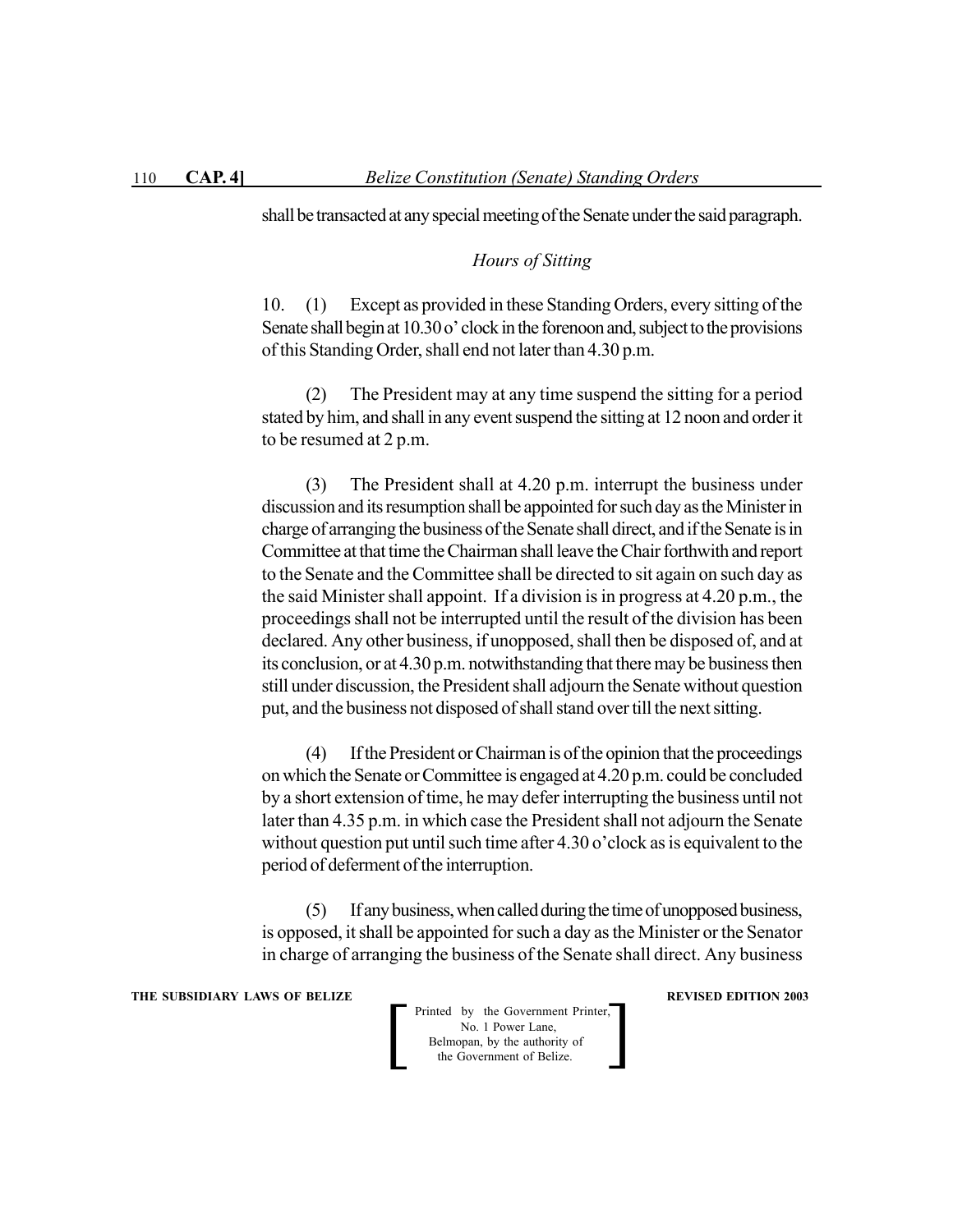shall be transacted at any special meeting of the Senate under the said paragraph.

*Hours of Sitting*

10. (1) Except as provided in these Standing Orders, every sitting of the Senate shall begin at 10.30 o' clock in the forenoon and, subject to the provisions of this Standing Order, shall end not later than 4.30 p.m.

(2) The President may at any time suspend the sitting for a period stated by him, and shall in any event suspend the sitting at 12 noon and order it to be resumed at 2 p.m.

(3) The President shall at 4.20 p.m. interrupt the business under discussion and its resumption shall be appointed for such day as the Minister in charge of arranging the business of the Senate shall direct, and if the Senate is in Committee at that time the Chairman shall leave the Chair forthwith and report to the Senate and the Committee shall be directed to sit again on such day as the said Minister shall appoint. If a division is in progress at 4.20 p.m., the proceedings shall not be interrupted until the result of the division has been declared. Any other business, if unopposed, shall then be disposed of, and at its conclusion, or at 4.30 p.m. notwithstanding that there may be business then still under discussion, the President shall adjourn the Senate without question put, and the business not disposed of shall stand over till the next sitting.

(4) If the President or Chairman is of the opinion that the proceedings on which the Senate or Committee is engaged at 4.20 p.m. could be concluded by a short extension of time, he may defer interrupting the business until not later than 4.35 p.m. in which case the President shall not adjourn the Senate without question put until such time after 4.30 o'clock as is equivalent to the period of deferment of the interruption.

(5) If any business, when called during the time of unopposed business, is opposed, it shall be appointed for such a day as the Minister or the Senator in charge of arranging the business of the Senate shall direct. Any business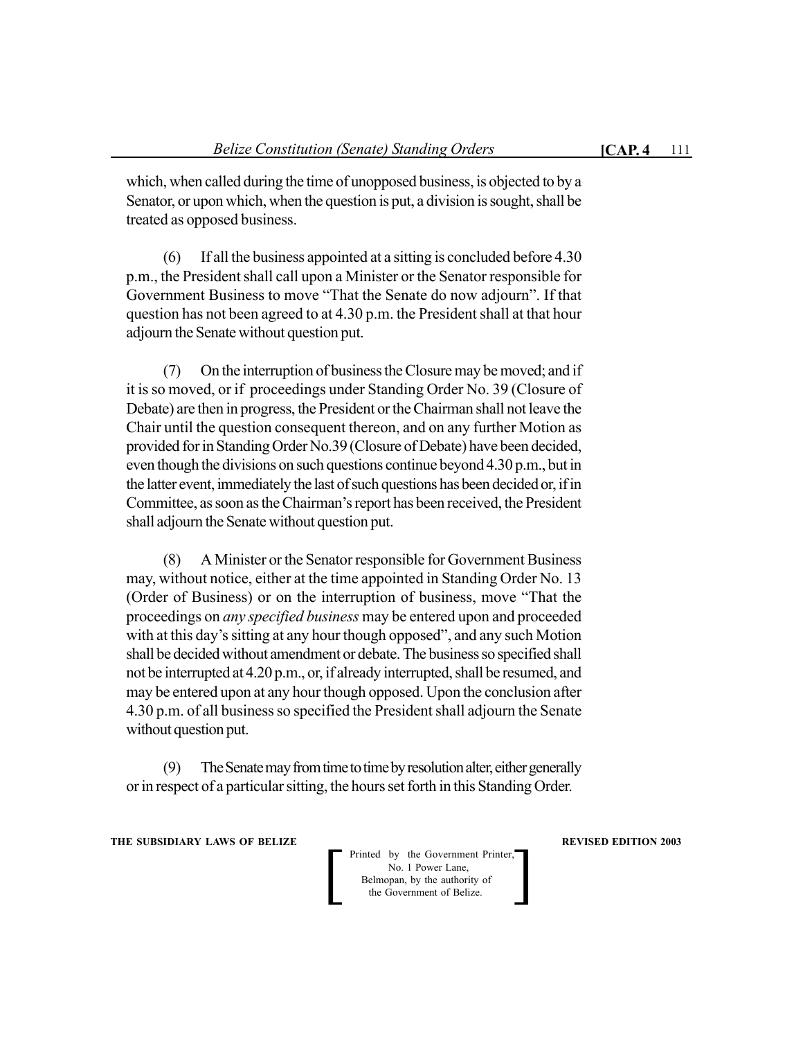which, when called during the time of unopposed business, is objected to by a Senator, or upon which, when the question is put, a division is sought, shall be treated as opposed business.

(6) If all the business appointed at a sitting is concluded before 4.30 p.m., the President shall call upon a Minister or the Senator responsible for Government Business to move "That the Senate do now adjourn". If that question has not been agreed to at 4.30 p.m. the President shall at that hour adjourn the Senate without question put.

(7) On the interruption of business the Closure may be moved; and if it is so moved, or if proceedings under Standing Order No. 39 (Closure of Debate) are then in progress, the President or the Chairman shall not leave the Chair until the question consequent thereon, and on any further Motion as provided for in Standing Order No.39 (Closure of Debate) have been decided, even though the divisions on such questions continue beyond 4.30 p.m., but in the latter event, immediately the last of such questions has been decided or, if in Committee, as soon as the Chairman's report has been received, the President shall adjourn the Senate without question put.

(8) A Minister or the Senator responsible for Government Business may, without notice, either at the time appointed in Standing Order No. 13 (Order of Business) or on the interruption of business, move "That the proceedings on *any specified business* may be entered upon and proceeded with at this day's sitting at any hour though opposed", and any such Motion shall be decided without amendment or debate. The business so specified shall not be interrupted at 4.20 p.m., or, if already interrupted, shall be resumed, and may be entered upon at any hour though opposed. Upon the conclusion after 4.30 p.m. of all business so specified the President shall adjourn the Senate without question put.

(9) The Senate may from time to time by resolution alter, either generally or in respect of a particular sitting, the hours set forth in this Standing Order.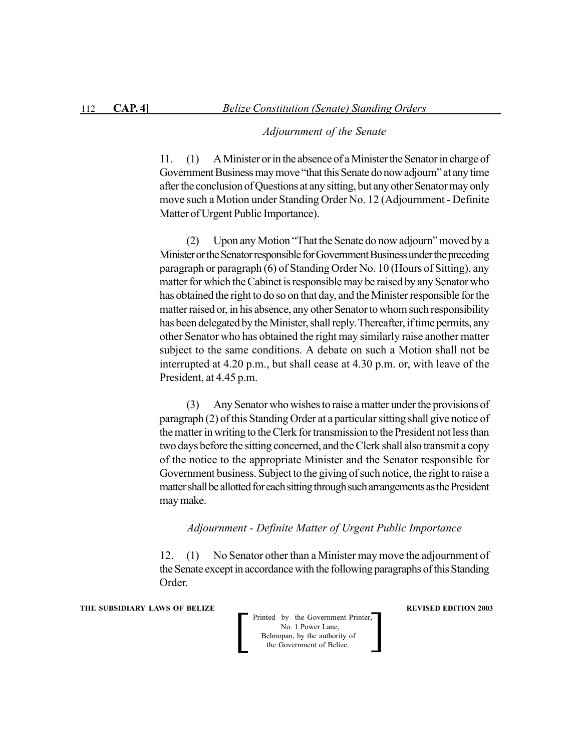*Adjournment of the Senate*

11. (1) A Minister or in the absence of a Minister the Senator in charge of Government Business may move "that this Senate do now adjourn" at any time after the conclusion of Questions at any sitting, but any other Senator may only move such a Motion under Standing Order No. 12 (Adjournment - Definite Matter of Urgent Public Importance).

(2) Upon any Motion "That the Senate do now adjourn" moved by a Minister or the Senator responsible for Government Business under the preceding paragraph or paragraph (6) of Standing Order No. 10 (Hours of Sitting), any matter for which the Cabinet is responsible may be raised by any Senator who has obtained the right to do so on that day, and the Minister responsible for the matter raised or, in his absence, any other Senator to whom such responsibility has been delegated by the Minister, shall reply. Thereafter, if time permits, any other Senator who has obtained the right may similarly raise another matter subject to the same conditions. A debate on such a Motion shall not be interrupted at 4.20 p.m., but shall cease at 4.30 p.m. or, with leave of the President, at 4.45 p.m.

(3) Any Senator who wishes to raise a matter under the provisions of paragraph (2) of this Standing Order at a particular sitting shall give notice of the matter in writing to the Clerk for transmission to the President not less than two days before the sitting concerned, and the Clerk shall also transmit a copy of the notice to the appropriate Minister and the Senator responsible for Government business. Subject to the giving of such notice, the right to raise a matter shall be allotted for each sitting through such arrangements as the President may make.

*Adjournment - Definite Matter of Urgent Public Importance*

12. (1) No Senator other than a Minister may move the adjournment of the Senate except in accordance with the following paragraphs of this Standing Order.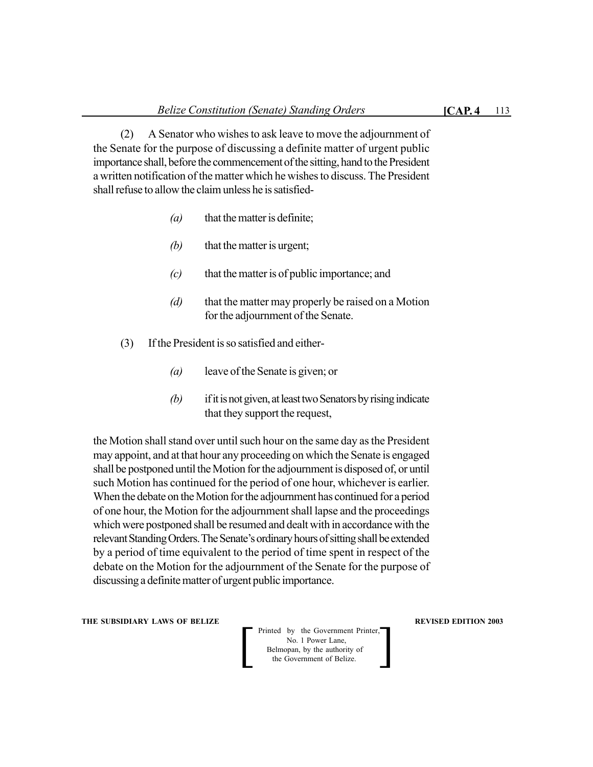(2) A Senator who wishes to ask leave to move the adjournment of the Senate for the purpose of discussing a definite matter of urgent public importance shall, before the commencement of the sitting, hand to the President a written notification of the matter which he wishes to discuss. The President shall refuse to allow the claim unless he is satisfied-

*(a)* that the matter is definite;

*(b)* that the matter is urgent;

*(c)* that the matter is of public importance; and

*(d)* that the matter may properly be raised on a Motion for the adjournment of the Senate.

(3) If the President is so satisfied and either-

*(a)* leave of the Senate is given; or

*(b)* if it is not given, at least two Senators by rising indicate that they support the request,

the Motion shall stand over until such hour on the same day as the President may appoint, and at that hour any proceeding on which the Senate is engaged shall be postponed until the Motion for the adjournment is disposed of, or until such Motion has continued for the period of one hour, whichever is earlier. When the debate on the Motion for the adjournment has continued for a period of one hour, the Motion for the adjournment shall lapse and the proceedings which were postponed shall be resumed and dealt with in accordance with the relevant Standing Orders. The Senate's ordinary hours of sitting shall be extended by a period of time equivalent to the period of time spent in respect of the debate on the Motion for the adjournment of the Senate for the purpose of discussing a definite matter of urgent public importance.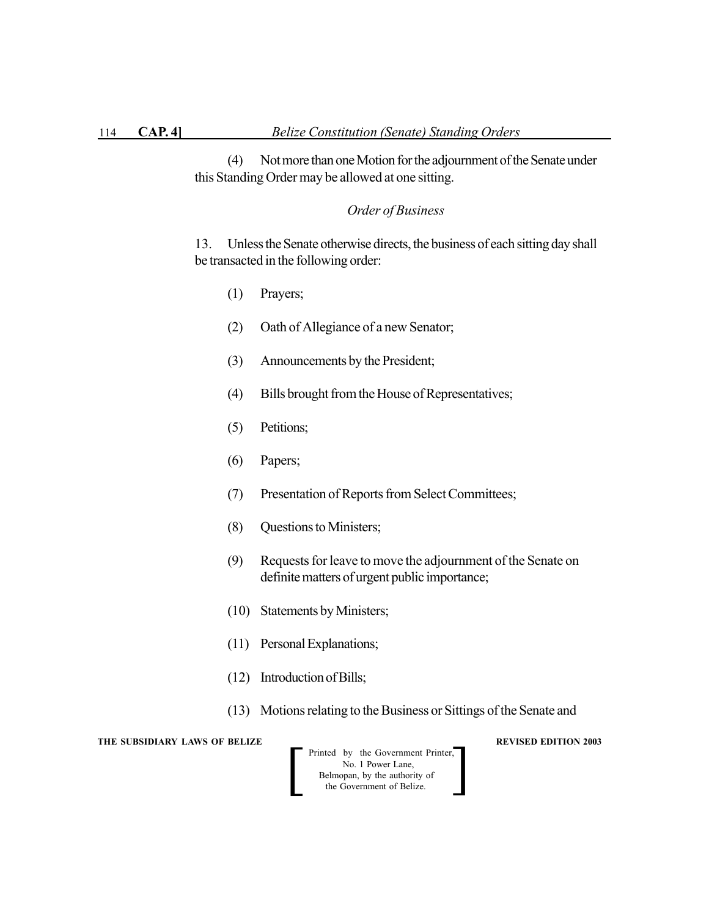(4) Not more than one Motion for the adjournment of the Senate under this Standing Order may be allowed at one sitting.

*Order of Business*

13. Unless the Senate otherwise directs, the business of each sitting day shall be transacted in the following order:

(1) Prayers;

(2) Oath of Allegiance of a new Senator;

(3) Announcements by the President;

(4) Bills brought from the House of Representatives;

(5) Petitions;

(6) Papers;

(7) Presentation of Reports from Select Committees;

(8) Questions to Ministers;

(9) Requests for leave to move the adjournment of the Senate on definite matters of urgent public importance;

(10) Statements by Ministers;

(11) Personal Explanations;

(12) Introduction of Bills;

(13) Motions relating to the Business or Sittings of the Senate and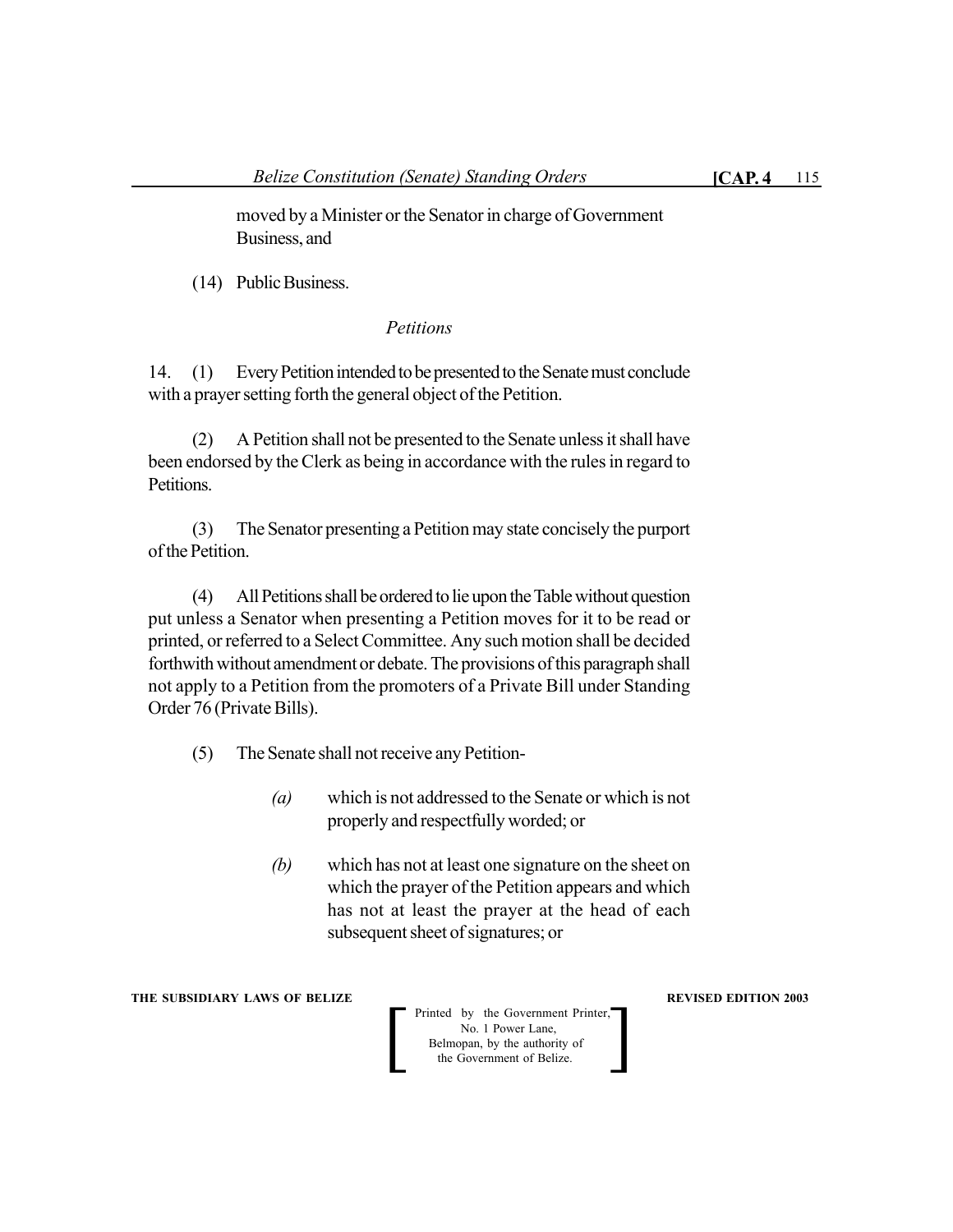moved by a Minister or the Senator in charge of Government Business, and

(14) Public Business.

*Petitions*

14. (1) Every Petition intended to be presented to the Senate must conclude with a prayer setting forth the general object of the Petition.

(2) A Petition shall not be presented to the Senate unless it shall have been endorsed by the Clerk as being in accordance with the rules in regard to Petitions.

(3) The Senator presenting a Petition may state concisely the purport of the Petition.

(4) All Petitions shall be ordered to lie upon the Table without question put unless a Senator when presenting a Petition moves for it to be read or printed, or referred to a Select Committee. Any such motion shall be decided forthwith without amendment or debate. The provisions of this paragraph shall not apply to a Petition from the promoters of a Private Bill under Standing Order 76 (Private Bills).

(5) The Senate shall not receive any Petition-

*(a)* which is not addressed to the Senate or which is not properly and respectfully worded; or

*(b)* which has not at least one signature on the sheet on which the prayer of the Petition appears and which has not at least the prayer at the head of each subsequent sheet of signatures; or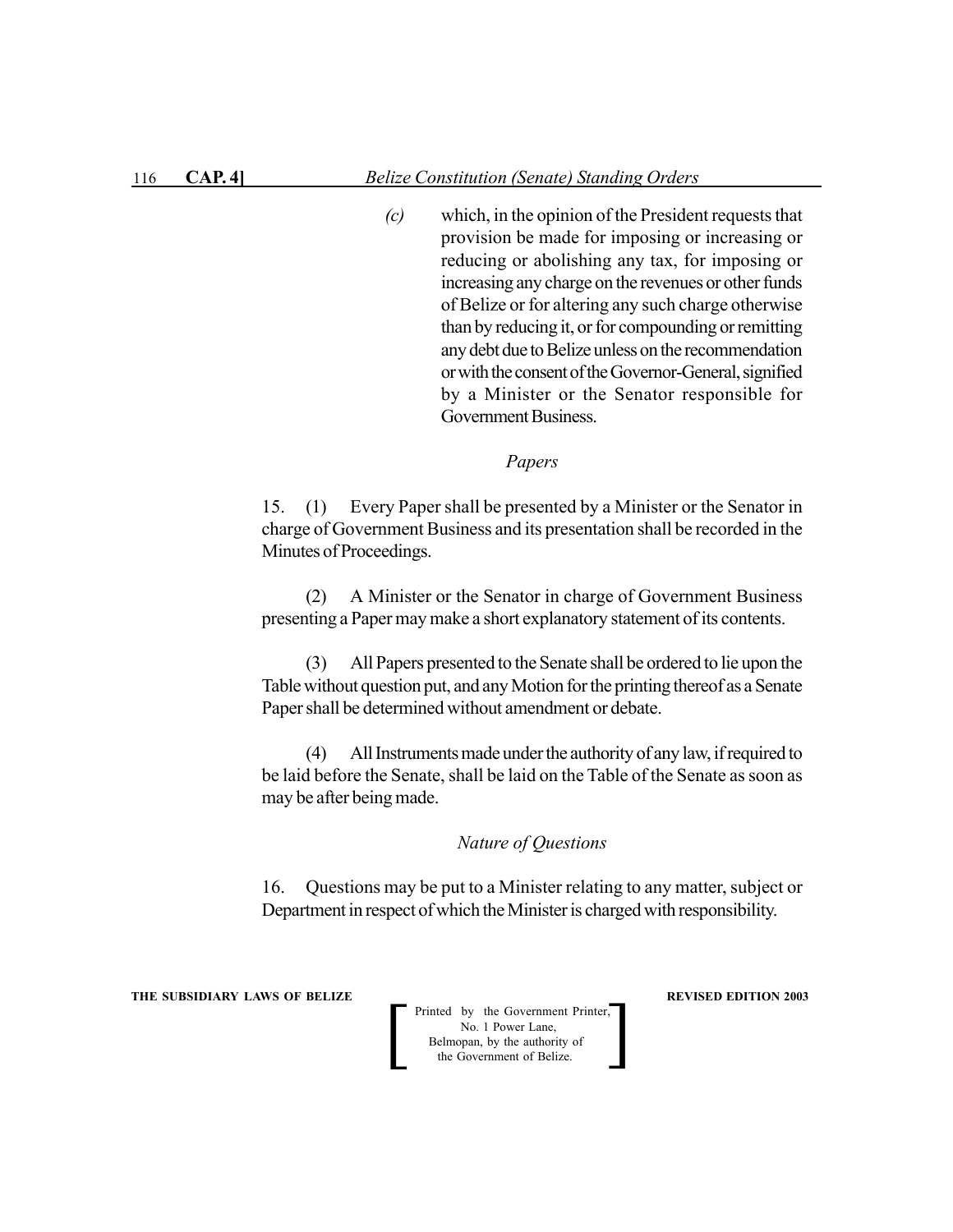*(c)* which, in the opinion of the President requests that provision be made for imposing or increasing or reducing or abolishing any tax, for imposing or increasing any charge on the revenues or other funds of Belize or for altering any such charge otherwise than by reducing it, or for compounding or remitting any debt due to Belize unless on the recommendation or with the consent of the Governor-General, signified by a Minister or the Senator responsible for Government Business.

*Papers*

15. (1) Every Paper shall be presented by a Minister or the Senator in charge of Government Business and its presentation shall be recorded in the Minutes of Proceedings.

(2) A Minister or the Senator in charge of Government Business presenting a Paper may make a short explanatory statement of its contents.

(3) All Papers presented to the Senate shall be ordered to lie upon the Table without question put, and any Motion for the printing thereof as a Senate Paper shall be determined without amendment or debate.

(4) All Instruments made under the authority of any law, if required to be laid before the Senate, shall be laid on the Table of the Senate as soon as may be after being made.

*Nature of Questions*

16. Questions may be put to a Minister relating to any matter, subject or Department in respect of which the Minister is charged with responsibility.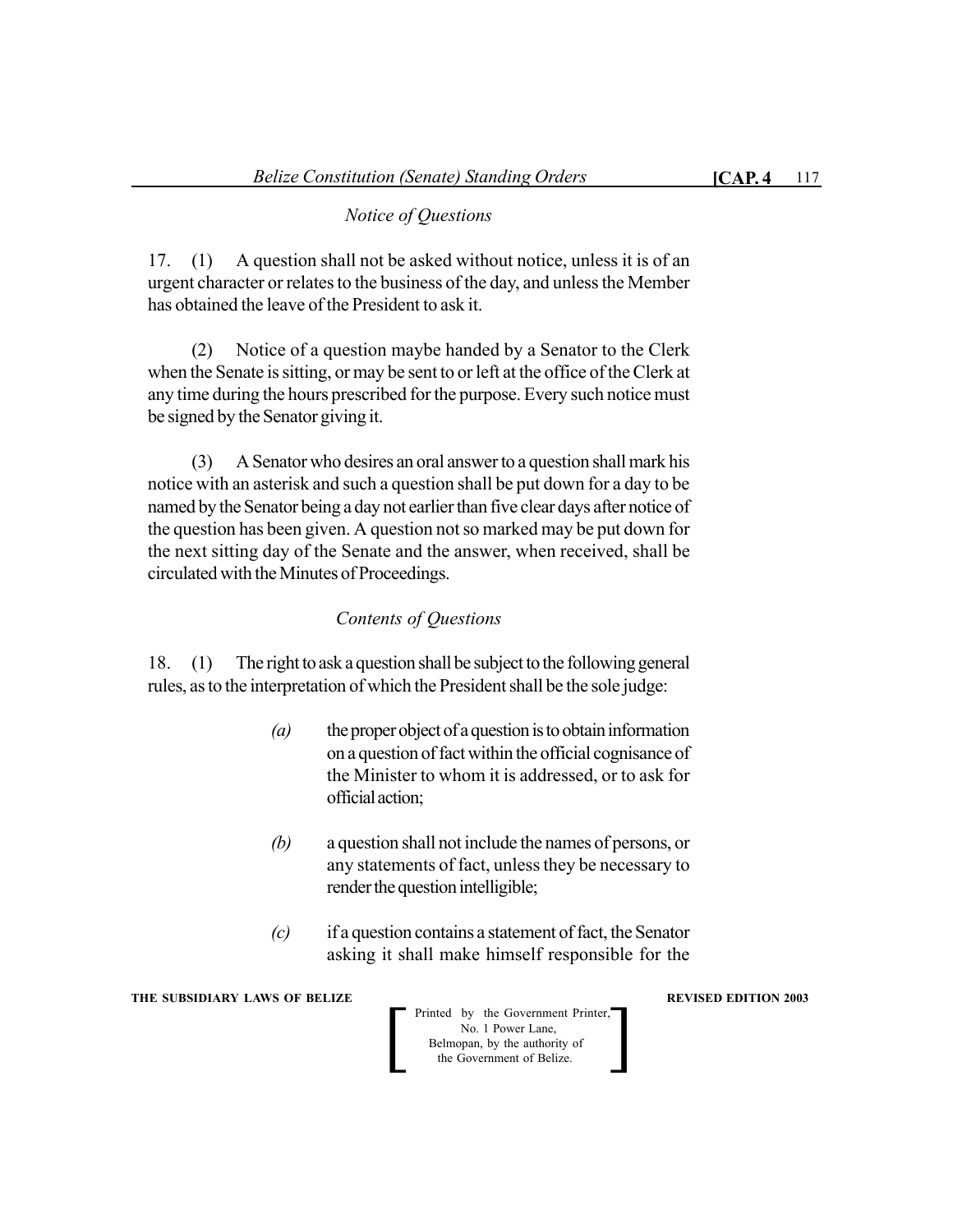*Notice of Questions*

17. (1) A question shall not be asked without notice, unless it is of an urgent character or relates to the business of the day, and unless the Member has obtained the leave of the President to ask it.

(2) Notice of a question maybe handed by a Senator to the Clerk when the Senate is sitting, or may be sent to or left at the office of the Clerk at any time during the hours prescribed for the purpose. Every such notice must be signed by the Senator giving it.

(3) A Senator who desires an oral answer to a question shall mark his notice with an asterisk and such a question shall be put down for a day to be named by the Senator being a day not earlier than five clear days after notice of the question has been given. A question not so marked may be put down for the next sitting day of the Senate and the answer, when received, shall be circulated with the Minutes of Proceedings.

*Contents of Questions*

18. (1) The right to ask a question shall be subject to the following general rules, as to the interpretation of which the President shall be the sole judge:

*(a)* the proper object of a question is to obtain information on a question of fact within the official cognisance of the Minister to whom it is addressed, or to ask for official action;

*(b)* a question shall not include the names of persons, or any statements of fact, unless they be necessary to render the question intelligible;

*(c)* if a question contains a statement of fact, the Senator asking it shall make himself responsible for the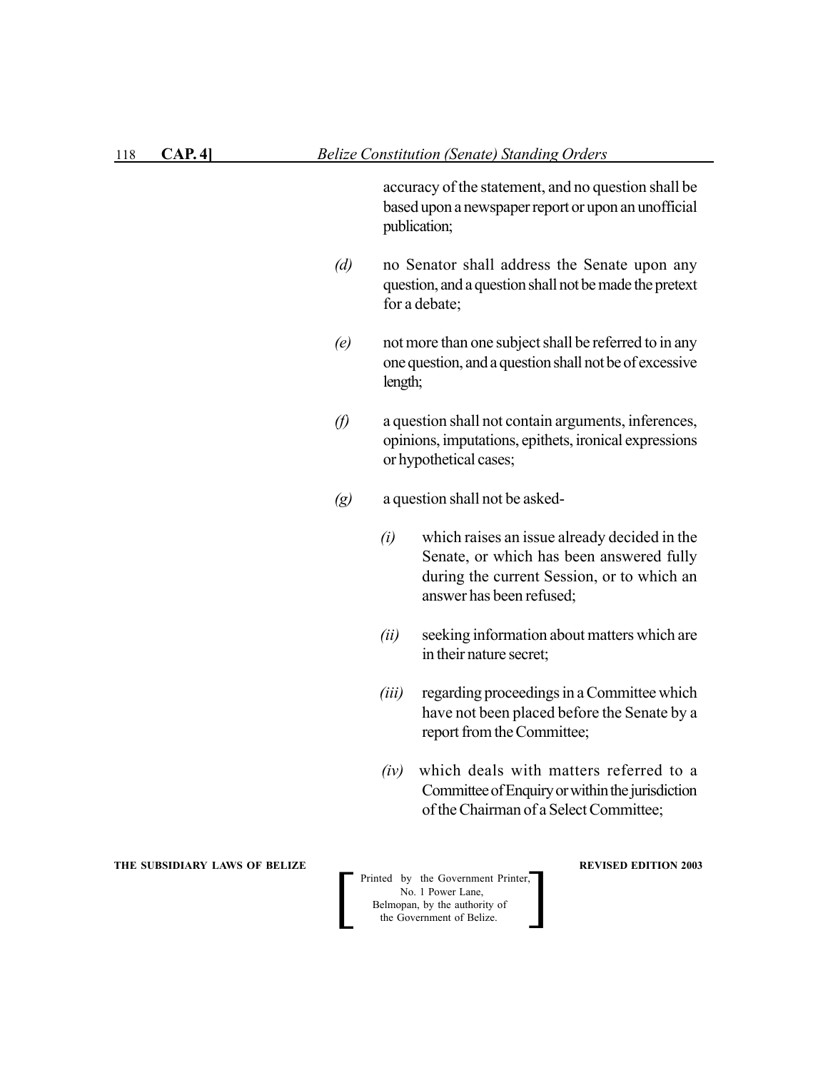accuracy of the statement, and no question shall be based upon a newspaper report or upon an unofficial publication;

*(d)* no Senator shall address the Senate upon any question, and a question shall not be made the pretext for a debate;

*(e)* not more than one subject shall be referred to in any one question, and a question shall not be of excessive length;

*(f)* a question shall not contain arguments, inferences, opinions, imputations, epithets, ironical expressions or hypothetical cases;

*(g)* a question shall not be asked-

*(i)* which raises an issue already decided in the Senate, or which has been answered fully during the current Session, or to which an answer has been refused;

*(ii)* seeking information about matters which are in their nature secret;

*(iii)* regarding proceedings in a Committee which have not been placed before the Senate by a report from the Committee;

*(iv)* which deals with matters referred to a Committee of Enquiry or within the jurisdiction of the Chairman of a Select Committee;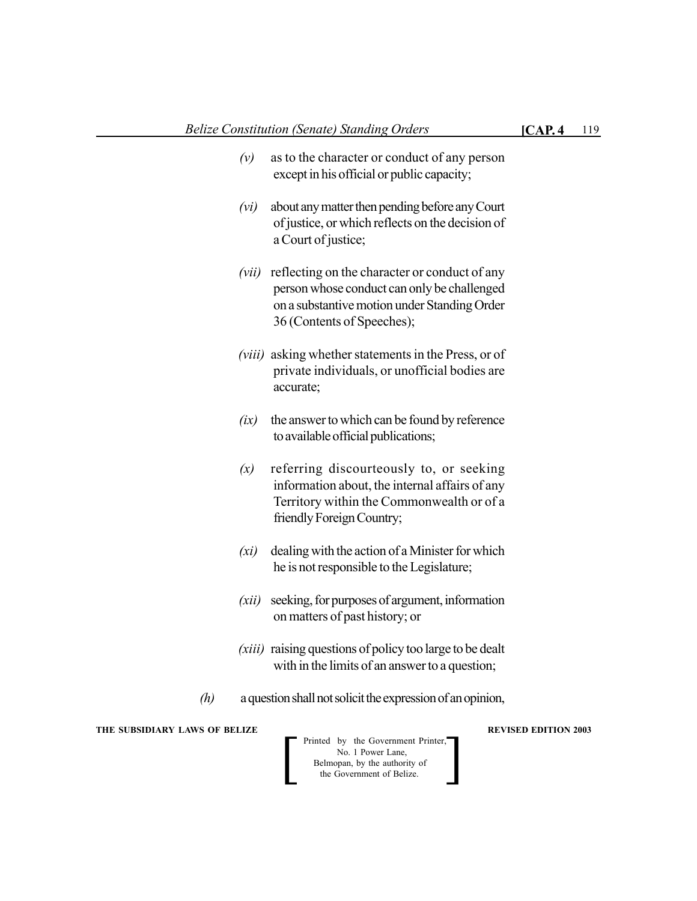*(v)* as to the character or conduct of any person except in his official or public capacity;

*(vi)* about any matter then pending before any Court of justice, or which reflects on the decision of a Court of justice;

*(vii)* reflecting on the character or conduct of any person whose conduct can only be challenged on a substantive motion under Standing Order 36 (Contents of Speeches);

*(viii)* asking whether statements in the Press, or of private individuals, or unofficial bodies are accurate;

*(ix)* the answer to which can be found by reference to available official publications;

*(x)* referring discourteously to, or seeking information about, the internal affairs of any Territory within the Commonwealth or of a friendly Foreign Country;

*(xi)* dealing with the action of a Minister for which he is not responsible to the Legislature;

*(xii)* seeking, for purposes of argument, information on matters of past history; or

*(xiii)* raising questions of policy too large to be dealt with in the limits of an answer to a question;

*(h)* a question shall not solicit the expression of an opinion,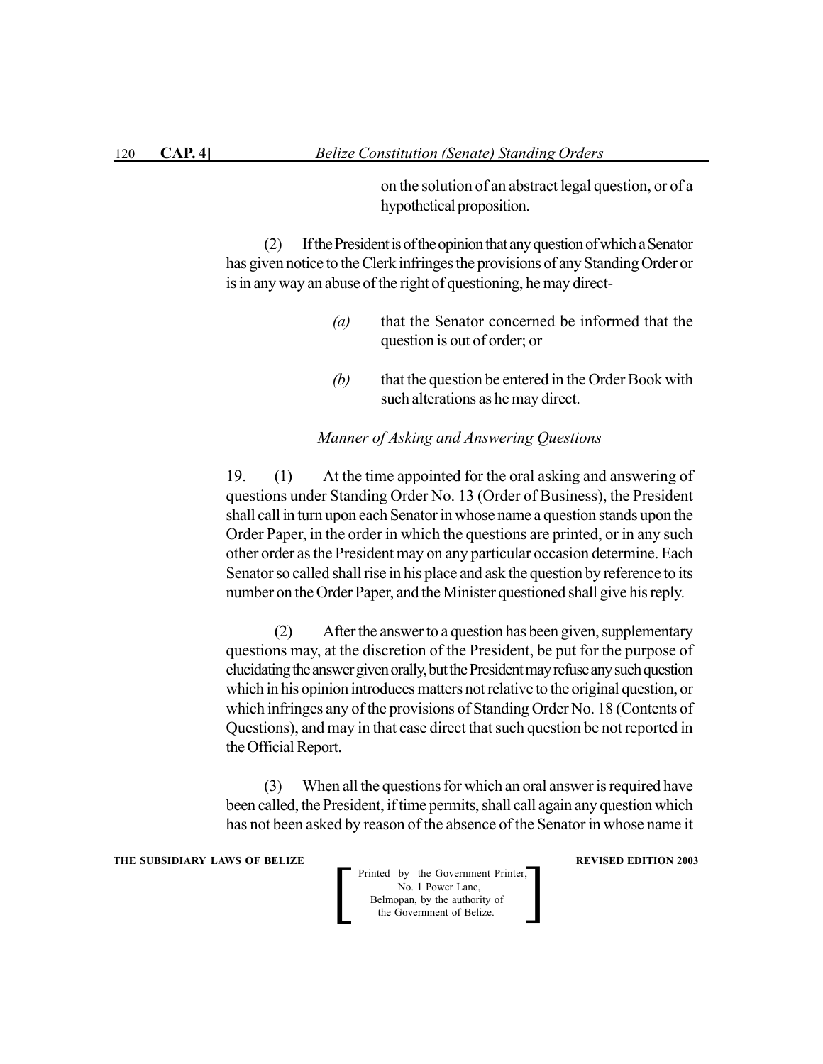on the solution of an abstract legal question, or of a hypothetical proposition.

(2) If the President is of the opinion that any question of which a Senator has given notice to the Clerk infringes the provisions of any Standing Order or is in any way an abuse of the right of questioning, he may direct-

*(a)* that the Senator concerned be informed that the question is out of order; or

*(b)* that the question be entered in the Order Book with such alterations as he may direct.

*Manner of Asking and Answering Questions*

19. (1) At the time appointed for the oral asking and answering of questions under Standing Order No. 13 (Order of Business), the President shall call in turn upon each Senator in whose name a question stands upon the Order Paper, in the order in which the questions are printed, or in any such other order as the President may on any particular occasion determine. Each Senator so called shall rise in his place and ask the question by reference to its number on the Order Paper, and the Minister questioned shall give his reply.

(2) After the answer to a question has been given, supplementary questions may, at the discretion of the President, be put for the purpose of elucidating the answer given orally, but the President may refuse any such question which in his opinion introduces matters not relative to the original question, or which infringes any of the provisions of Standing Order No. 18 (Contents of Questions), and may in that case direct that such question be not reported in the Official Report.

(3) When all the questions for which an oral answer is required have been called, the President, if time permits, shall call again any question which has not been asked by reason of the absence of the Senator in whose name it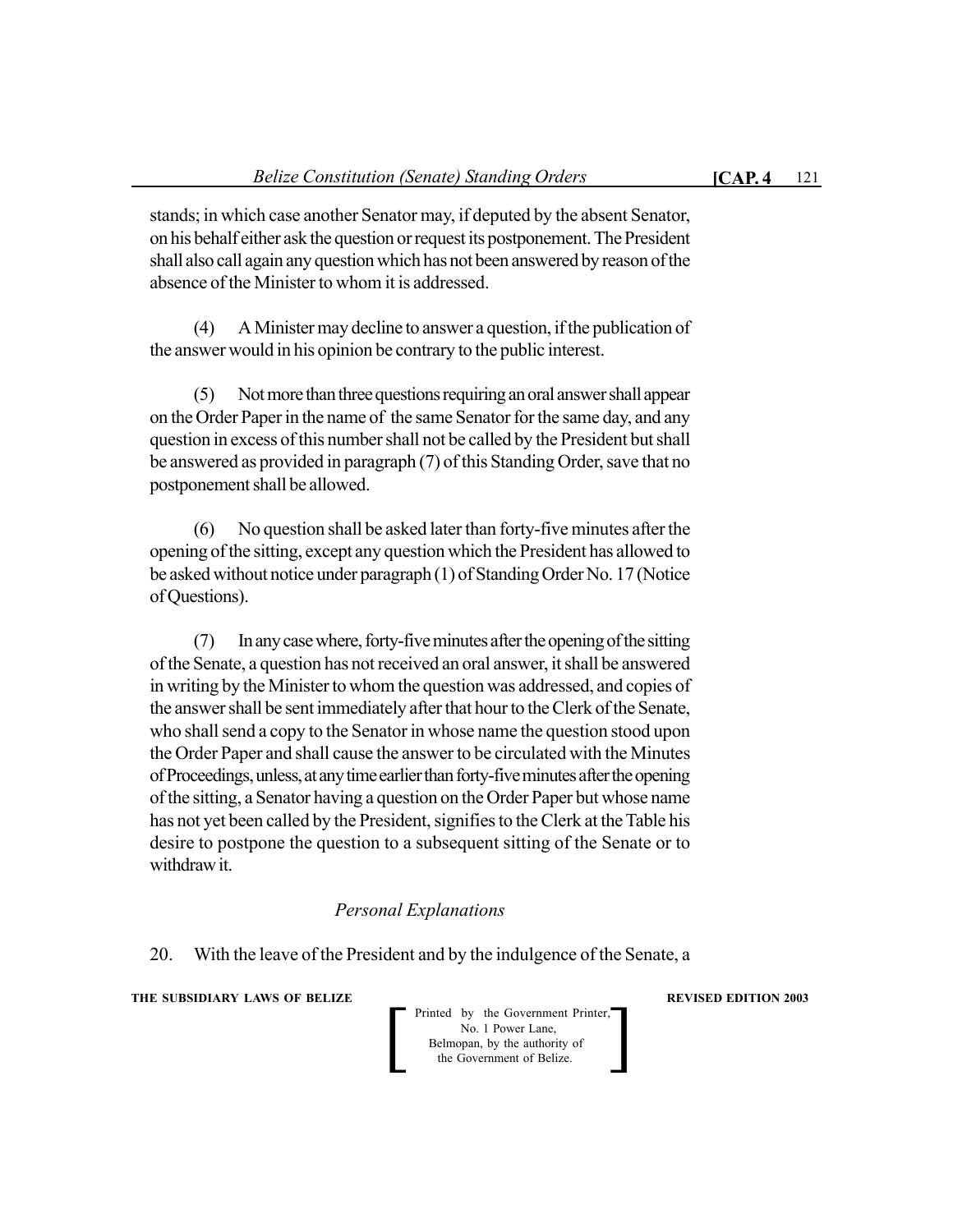stands; in which case another Senator may, if deputed by the absent Senator, on his behalf either ask the question or request its postponement. The President shall also call again any question which has not been answered by reason of the absence of the Minister to whom it is addressed.

(4) A Minister may decline to answer a question, if the publication of the answer would in his opinion be contrary to the public interest.

(5) Not more than three questions requiring an oral answer shall appear on the Order Paper in the name of the same Senator for the same day, and any question in excess of this number shall not be called by the President but shall be answered as provided in paragraph (7) of this Standing Order, save that no postponement shall be allowed.

(6) No question shall be asked later than forty-five minutes after the opening of the sitting, except any question which the President has allowed to be asked without notice under paragraph (1) of Standing Order No. 17 (Notice of Questions).

(7) In any case where, forty-five minutes after the opening of the sitting of the Senate, a question has not received an oral answer, it shall be answered in writing by the Minister to whom the question was addressed, and copies of the answer shall be sent immediately after that hour to the Clerk of the Senate, who shall send a copy to the Senator in whose name the question stood upon the Order Paper and shall cause the answer to be circulated with the Minutes of Proceedings, unless, at any time earlier than forty-five minutes after the opening of the sitting, a Senator having a question on the Order Paper but whose name has not yet been called by the President, signifies to the Clerk at the Table his desire to postpone the question to a subsequent sitting of the Senate or to withdraw it.

### *Personal Explanations*

20. With the leave of the President and by the indulgence of the Senate, a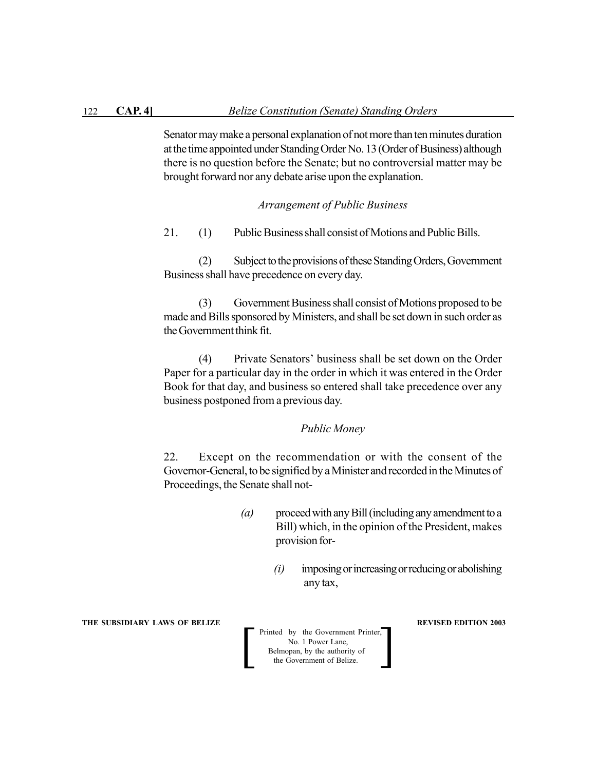Senator may make a personal explanation of not more than ten minutes duration at the time appointed under Standing Order No. 13 (Order of Business) although there is no question before the Senate; but no controversial matter may be brought forward nor any debate arise upon the explanation.

*Arrangement of Public Business*

21. (1) Public Business shall consist of Motions and Public Bills.

(2) Subject to the provisions of these Standing Orders, Government Business shall have precedence on every day.

(3) Government Business shall consist of Motions proposed to be made and Bills sponsored by Ministers, and shall be set down in such order as the Government think fit.

(4) Private Senators' business shall be set down on the Order Paper for a particular day in the order in which it was entered in the Order Book for that day, and business so entered shall take precedence over any business postponed from a previous day.

*Public Money*

22. Except on the recommendation or with the consent of the Governor-General, to be signified by a Minister and recorded in the Minutes of Proceedings, the Senate shall not-

*(a)* proceed with any Bill (including any amendment to a Bill) which, in the opinion of the President, makes provision for-

*(i)* imposing or increasing or reducing or abolishing any tax,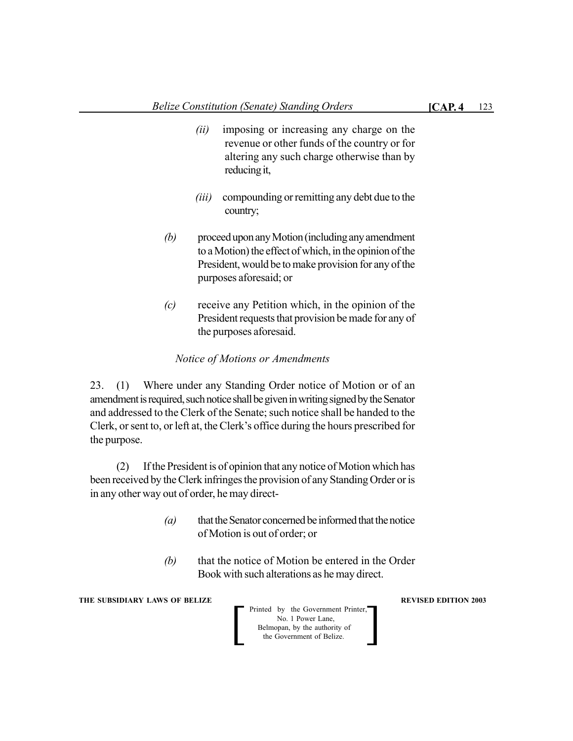(ii) imposing or increasing any charge on the revenue or other funds of the country or for altering any such charge otherwise than by reducing it,

(iii) compounding or remitting any debt due to the country;

(b) proceed upon any Motion (including any amendment to a Motion) the effect of which, in the opinion of the President, would be to make provision for any of the purposes aforesaid; or

(c) receive any Petition which, in the opinion of the President requests that provision be made for any of the purposes aforesaid.

*Notice of Motions or Amendments*

23. (1) Where under any Standing Order notice of Motion or of an amendment is required, such notice shall be given in writing signed by the Senator and addressed to the Clerk of the Senate; such notice shall be handed to the Clerk, or sent to, or left at, the Clerk's office during the hours prescribed for the purpose.

(2) If the President is of opinion that any notice of Motion which has been received by the Clerk infringes the provision of any Standing Order or is in any other way out of order, he may direct-

(a) that the Senator concerned be informed that the notice of Motion is out of order; or

(b) that the notice of Motion be entered in the Order Book with such alterations as he may direct.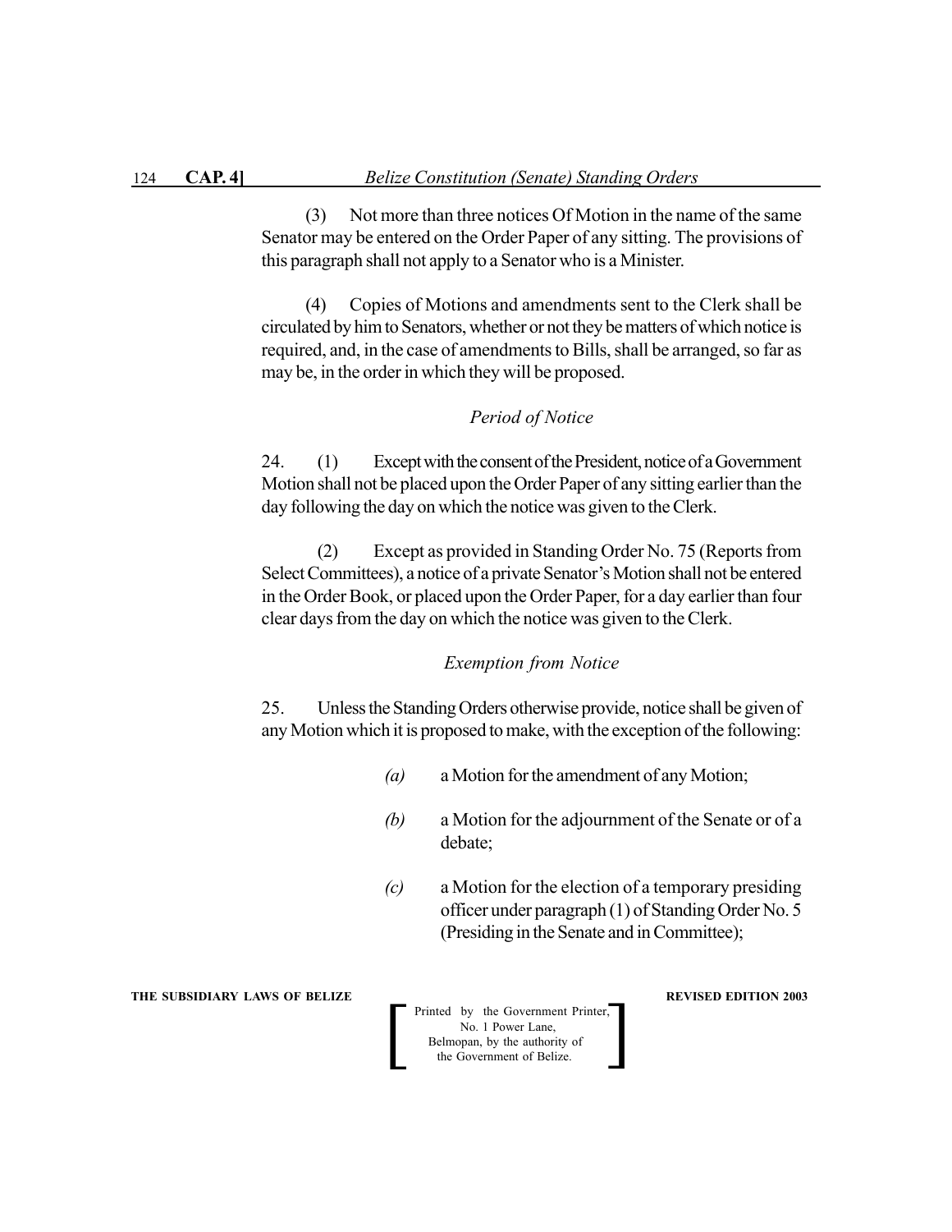(3) Not more than three notices Of Motion in the name of the same Senator may be entered on the Order Paper of any sitting. The provisions of this paragraph shall not apply to a Senator who is a Minister.

(4) Copies of Motions and amendments sent to the Clerk shall be circulated by him to Senators, whether or not they be matters of which notice is required, and, in the case of amendments to Bills, shall be arranged, so far as may be, in the order in which they will be proposed.

*Period of Notice*

24. (1) Except with the consent of the President, notice of a Government Motion shall not be placed upon the Order Paper of any sitting earlier than the day following the day on which the notice was given to the Clerk.

(2) Except as provided in Standing Order No. 75 (Reports from Select Committees), a notice of a private Senator's Motion shall not be entered in the Order Book, or placed upon the Order Paper, for a day earlier than four clear days from the day on which the notice was given to the Clerk.

*Exemption from Notice*

25. Unless the Standing Orders otherwise provide, notice shall be given of any Motion which it is proposed to make, with the exception of the following:

*(a)* a Motion for the amendment of any Motion;

*(b)* a Motion for the adjournment of the Senate or of a debate;

*(c)* a Motion for the election of a temporary presiding officer under paragraph (1) of Standing Order No. 5 (Presiding in the Senate and in Committee);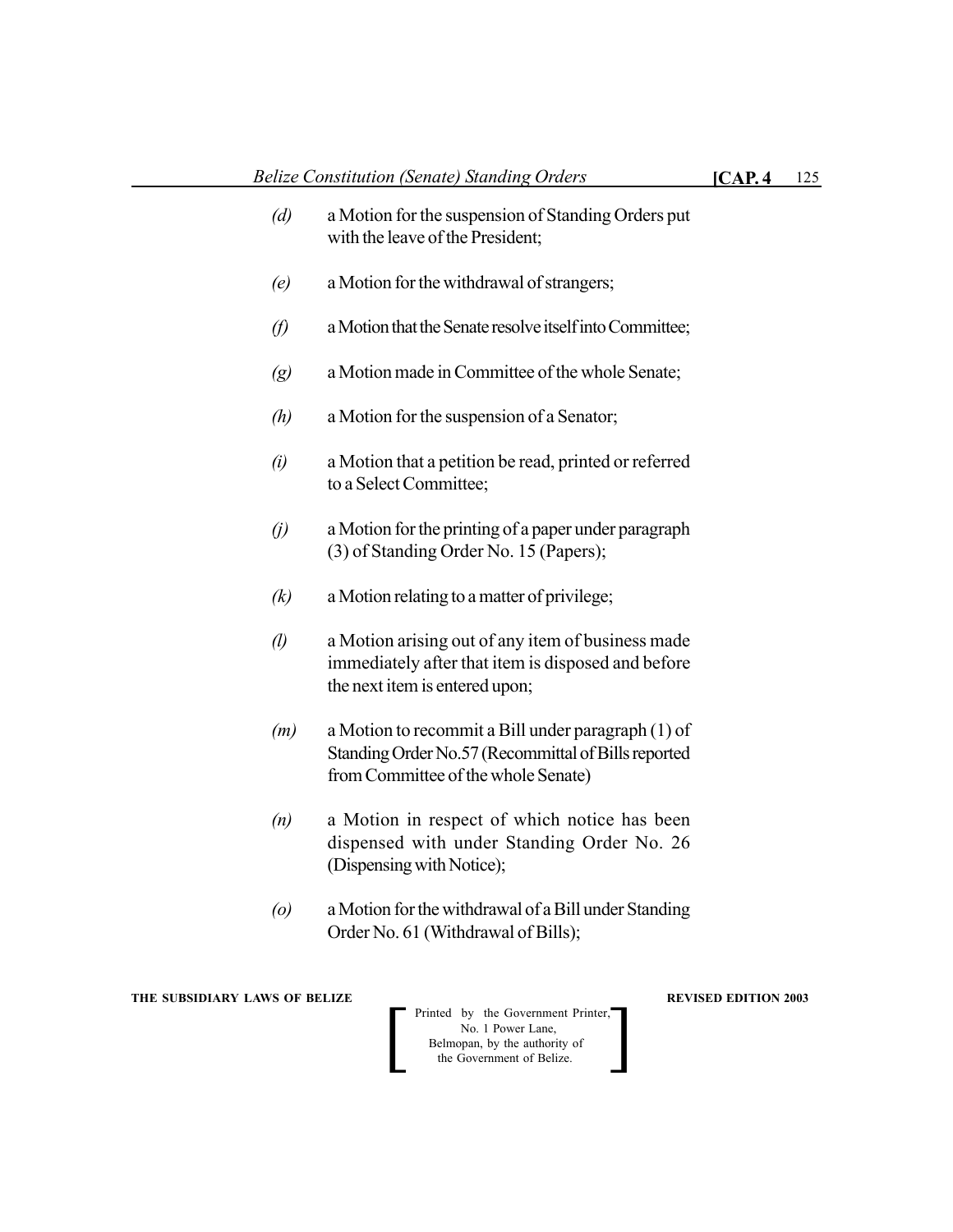*(d)* a Motion for the suspension of Standing Orders put with the leave of the President;

*(e)* a Motion for the withdrawal of strangers;

*(f)* a Motion that the Senate resolve itself into Committee;

*(g)* a Motion made in Committee of the whole Senate;

*(h)* a Motion for the suspension of a Senator;

*(i)* a Motion that a petition be read, printed or referred to a Select Committee;

*(j)* a Motion for the printing of a paper under paragraph (3) of Standing Order No. 15 (Papers);

*(k)* a Motion relating to a matter of privilege;

*(l)* a Motion arising out of any item of business made immediately after that item is disposed and before the next item is entered upon;

*(m)* a Motion to recommit a Bill under paragraph (1) of Standing Order No.57 (Recommittal of Bills reported from Committee of the whole Senate)

*(n)* a Motion in respect of which notice has been dispensed with under Standing Order No. 26 (Dispensing with Notice);

*(o)* a Motion for the withdrawal of a Bill under Standing Order No. 61 (Withdrawal of Bills);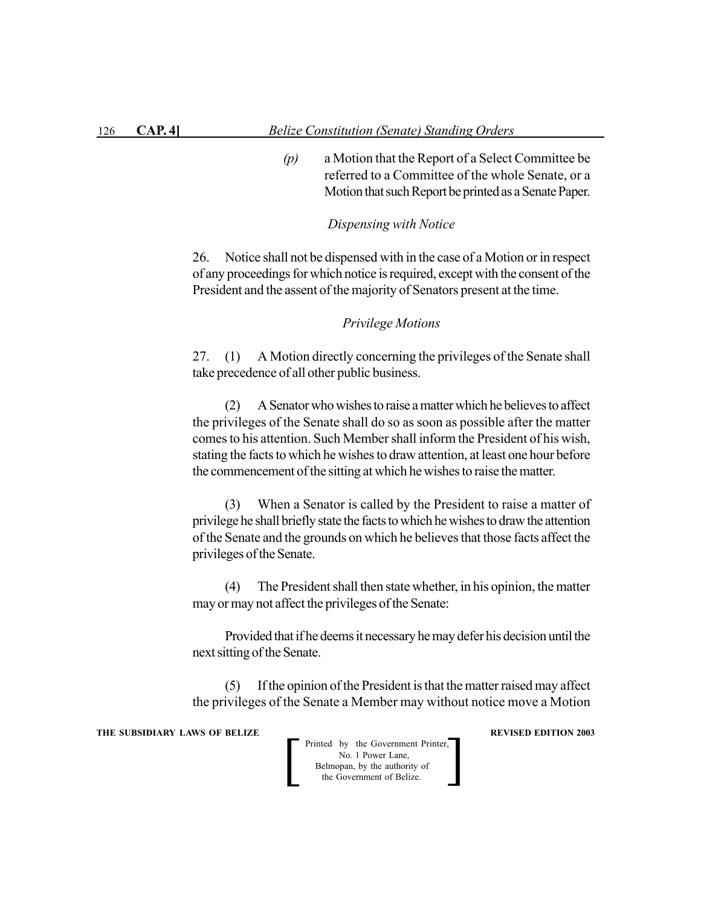(p) a Motion that the Report of a Select Committee be referred to a Committee of the whole Senate, or a Motion that such Report be printed as a Senate Paper.

*Dispensing with Notice*

26. Notice shall not be dispensed with in the case of a Motion or in respect of any proceedings for which notice is required, except with the consent of the President and the assent of the majority of Senators present at the time.

*Privilege Motions*

27. (1) A Motion directly concerning the privileges of the Senate shall take precedence of all other public business.

(2) A Senator who wishes to raise a matter which he believes to affect the privileges of the Senate shall do so as soon as possible after the matter comes to his attention. Such Member shall inform the President of his wish, stating the facts to which he wishes to draw attention, at least one hour before the commencement of the sitting at which he wishes to raise the matter.

(3) When a Senator is called by the President to raise a matter of privilege he shall briefly state the facts to which he wishes to draw the attention of the Senate and the grounds on which he believes that those facts affect the privileges of the Senate.

(4) The President shall then state whether, in his opinion, the matter may or may not affect the privileges of the Senate:

Provided that if he deems it necessary he may defer his decision until the next sitting of the Senate.

(5) If the opinion of the President is that the matter raised may affect the privileges of the Senate a Member may without notice move a Motion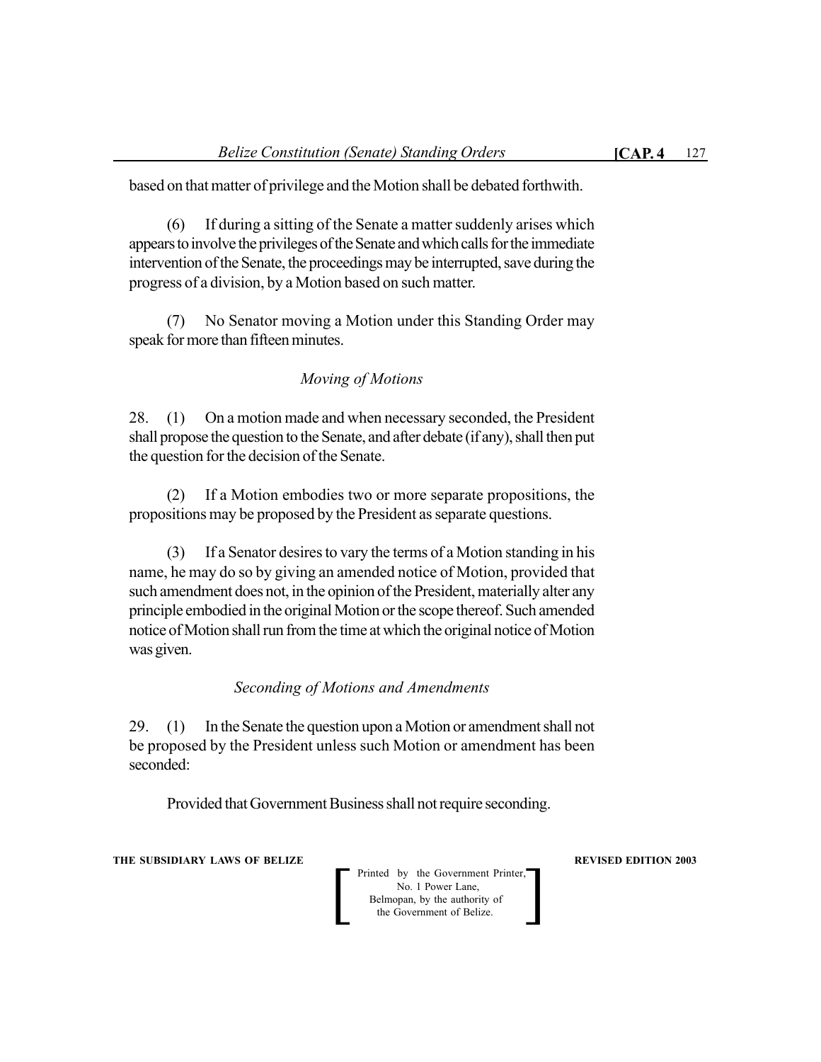based on that matter of privilege and the Motion shall be debated forthwith.

(6) If during a sitting of the Senate a matter suddenly arises which appears to involve the privileges of the Senate and which calls for the immediate intervention of the Senate, the proceedings may be interrupted, save during the progress of a division, by a Motion based on such matter.

(7) No Senator moving a Motion under this Standing Order may speak for more than fifteen minutes.

*Moving of Motions*

28. (1) On a motion made and when necessary seconded, the President shall propose the question to the Senate, and after debate (if any), shall then put the question for the decision of the Senate.

(2) If a Motion embodies two or more separate propositions, the propositions may be proposed by the President as separate questions.

(3) If a Senator desires to vary the terms of a Motion standing in his name, he may do so by giving an amended notice of Motion, provided that such amendment does not, in the opinion of the President, materially alter any principle embodied in the original Motion or the scope thereof. Such amended notice of Motion shall run from the time at which the original notice of Motion was given.

*Seconding of Motions and Amendments*

29. (1) In the Senate the question upon a Motion or amendment shall not be proposed by the President unless such Motion or amendment has been seconded:

Provided that Government Business shall not require seconding.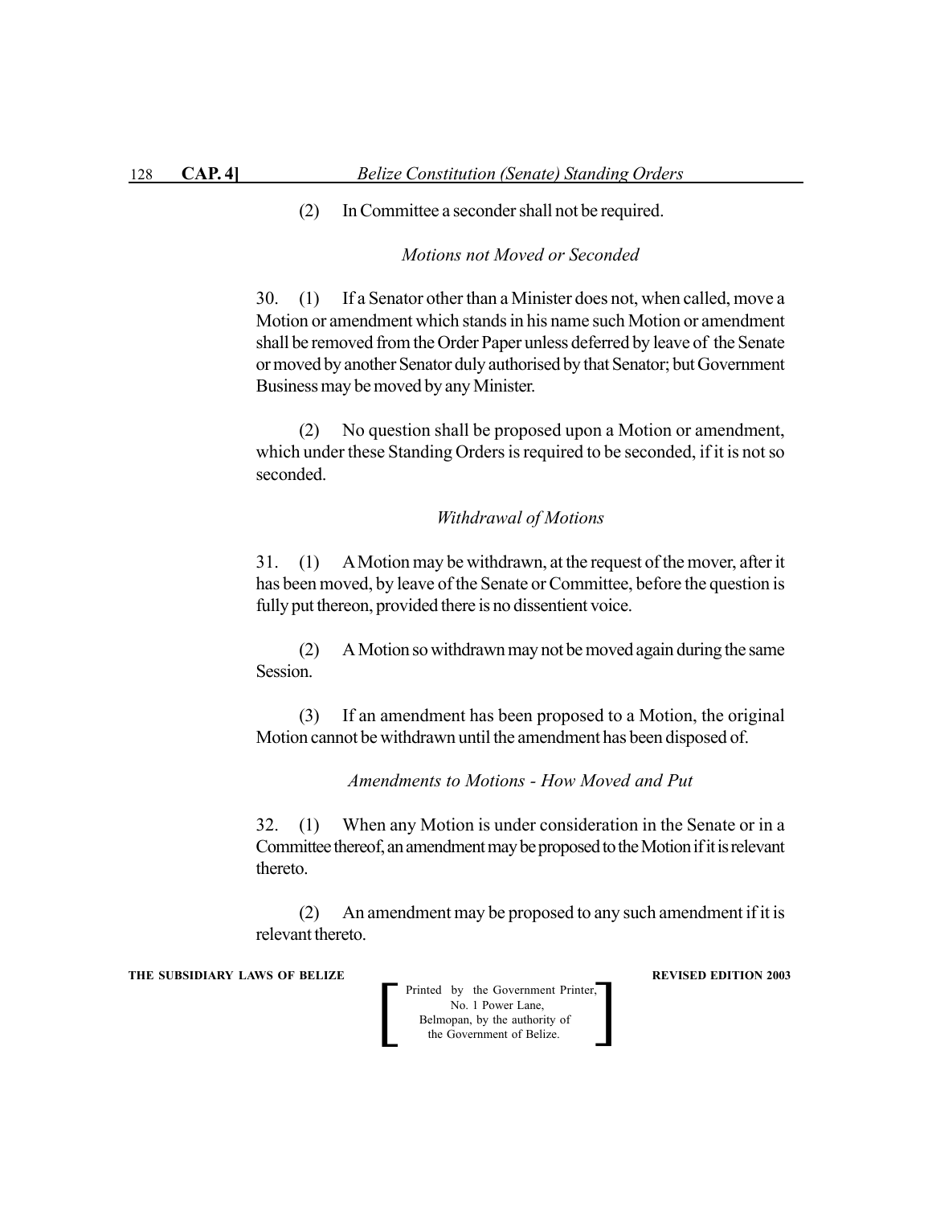(2) In Committee a seconder shall not be required.

*Motions not Moved or Seconded*

30. (1) If a Senator other than a Minister does not, when called, move a Motion or amendment which stands in his name such Motion or amendment shall be removed from the Order Paper unless deferred by leave of the Senate or moved by another Senator duly authorised by that Senator; but Government Business may be moved by any Minister.

(2) No question shall be proposed upon a Motion or amendment, which under these Standing Orders is required to be seconded, if it is not so seconded.

*Withdrawal of Motions*

31. (1) A Motion may be withdrawn, at the request of the mover, after it has been moved, by leave of the Senate or Committee, before the question is fully put thereon, provided there is no dissentient voice.

(2) A Motion so withdrawn may not be moved again during the same Session.

(3) If an amendment has been proposed to a Motion, the original Motion cannot be withdrawn until the amendment has been disposed of.

*Amendments to Motions - How Moved and Put*

32. (1) When any Motion is under consideration in the Senate or in a Committee thereof, an amendment may be proposed to the Motion if it is relevant thereto.

(2) An amendment may be proposed to any such amendment if it is relevant thereto.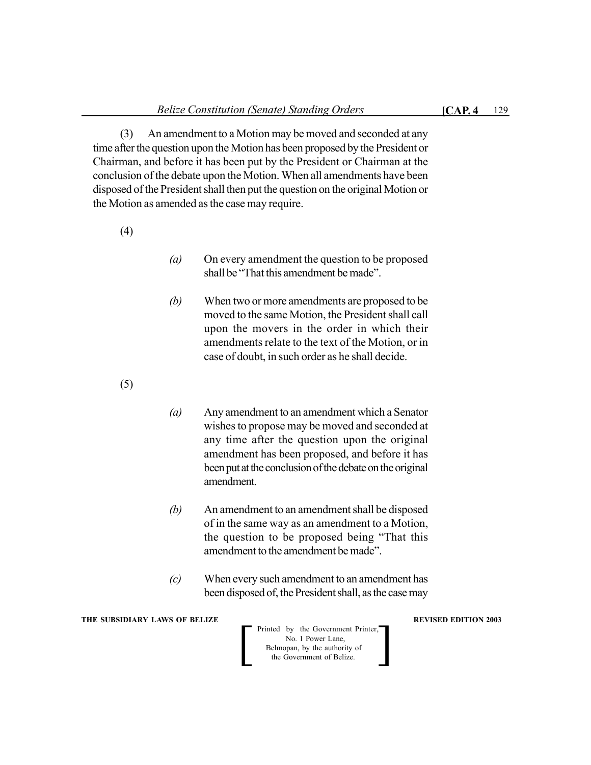(3) An amendment to a Motion may be moved and seconded at any time after the question upon the Motion has been proposed by the President or Chairman, and before it has been put by the President or Chairman at the conclusion of the debate upon the Motion. When all amendments have been disposed of the President shall then put the question on the original Motion or the Motion as amended as the case may require.

(4)

*(a)* On every amendment the question to be proposed shall be "That this amendment be made".

*(b)* When two or more amendments are proposed to be moved to the same Motion, the President shall call upon the movers in the order in which their amendments relate to the text of the Motion, or in case of doubt, in such order as he shall decide.

(5)

*(a)* Any amendment to an amendment which a Senator wishes to propose may be moved and seconded at any time after the question upon the original amendment has been proposed, and before it has been put at the conclusion of the debate on the original amendment.

*(b)* An amendment to an amendment shall be disposed of in the same way as an amendment to a Motion, the question to be proposed being "That this amendment to the amendment be made".

*(c)* When every such amendment to an amendment has been disposed of, the President shall, as the case may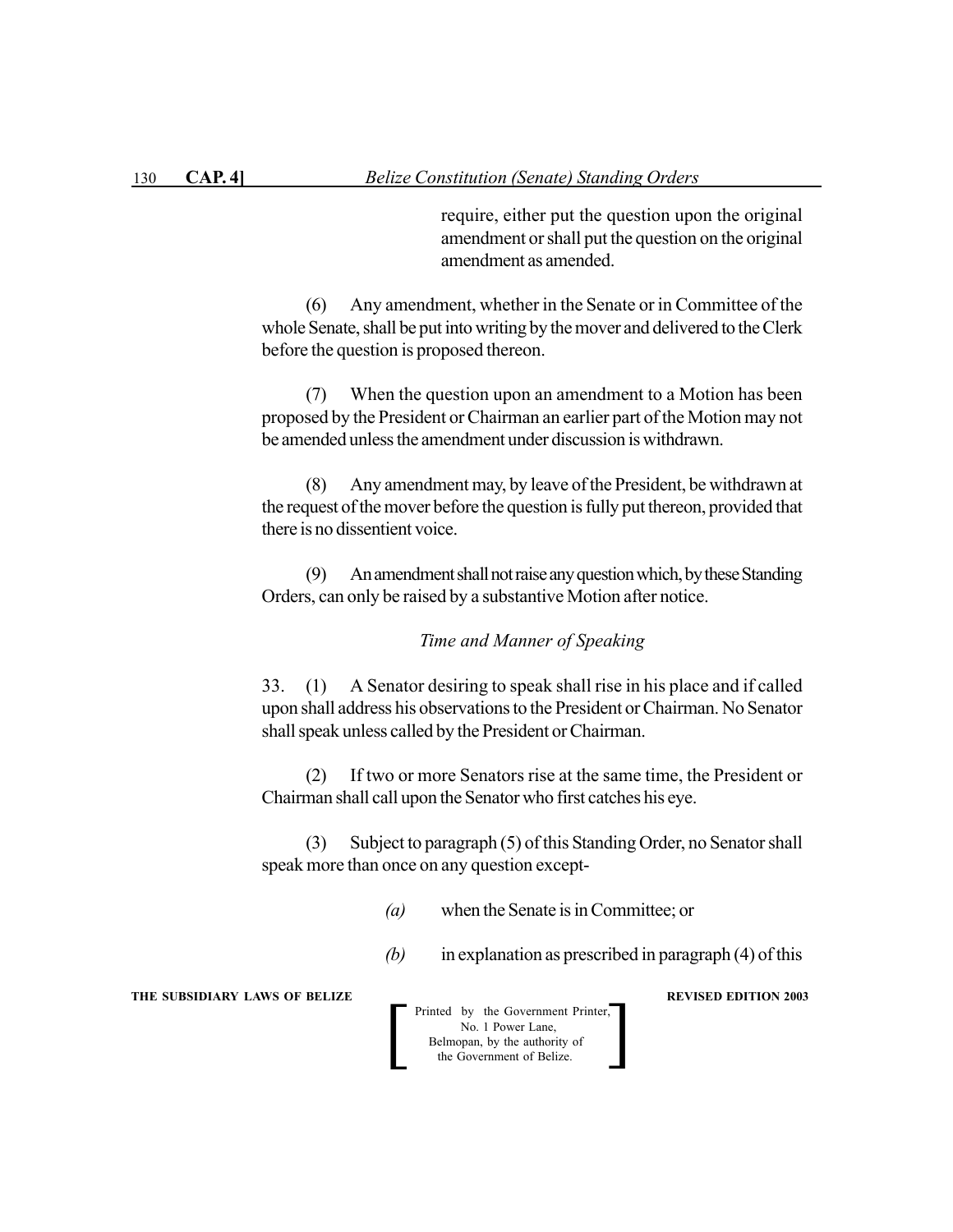require, either put the question upon the original amendment or shall put the question on the original amendment as amended.

(6) Any amendment, whether in the Senate or in Committee of the whole Senate, shall be put into writing by the mover and delivered to the Clerk before the question is proposed thereon.

(7) When the question upon an amendment to a Motion has been proposed by the President or Chairman an earlier part of the Motion may not be amended unless the amendment under discussion is withdrawn.

(8) Any amendment may, by leave of the President, be withdrawn at the request of the mover before the question is fully put thereon, provided that there is no dissentient voice.

(9) An amendment shall not raise any question which, by these Standing Orders, can only be raised by a substantive Motion after notice.

### *Time and Manner of Speaking*

33. (1) A Senator desiring to speak shall rise in his place and if called upon shall address his observations to the President or Chairman. No Senator shall speak unless called by the President or Chairman.

(2) If two or more Senators rise at the same time, the President or Chairman shall call upon the Senator who first catches his eye.

(3) Subject to paragraph (5) of this Standing Order, no Senator shall speak more than once on any question except-

*(a)* when the Senate is in Committee; or

*(b)* in explanation as prescribed in paragraph (4) of this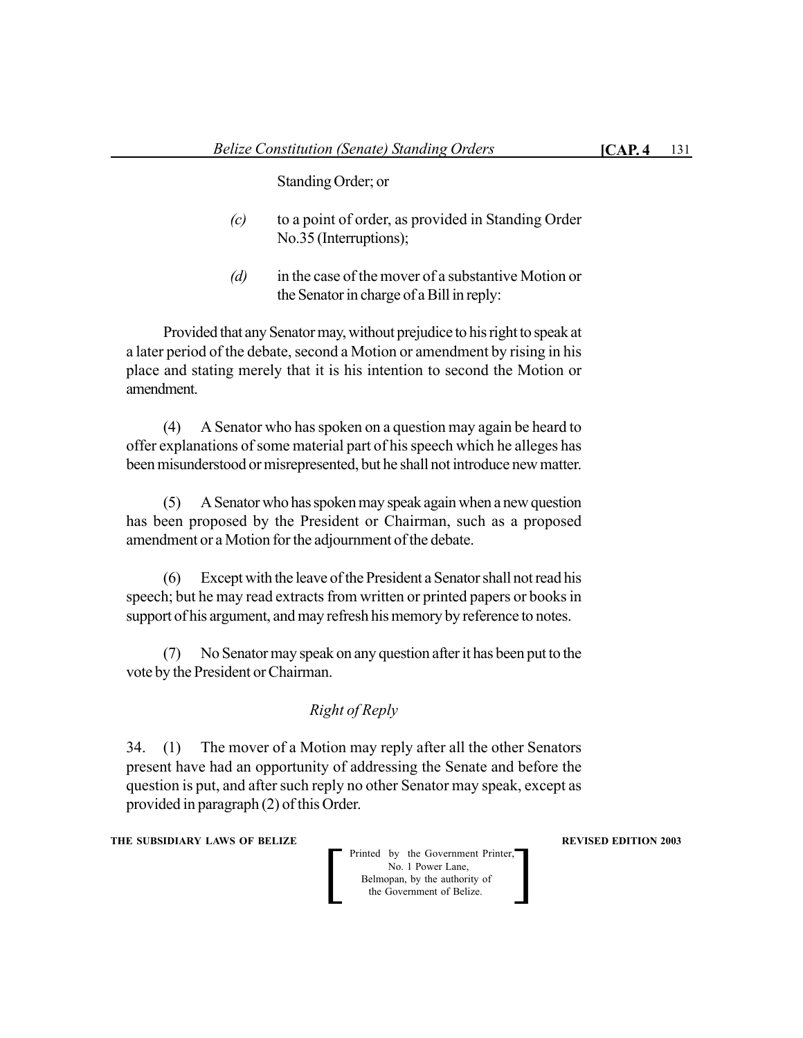Standing Order; or

- *(c)* to a point of order, as provided in Standing Order No.35 (Interruptions);

- *(d)* in the case of the mover of a substantive Motion or the Senator in charge of a Bill in reply:

Provided that any Senator may, without prejudice to his right to speak at a later period of the debate, second a Motion or amendment by rising in his place and stating merely that it is his intention to second the Motion or amendment.

(4) A Senator who has spoken on a question may again be heard to offer explanations of some material part of his speech which he alleges has been misunderstood or misrepresented, but he shall not introduce new matter.

(5) A Senator who has spoken may speak again when a new question has been proposed by the President or Chairman, such as a proposed amendment or a Motion for the adjournment of the debate.

(6) Except with the leave of the President a Senator shall not read his speech; but he may read extracts from written or printed papers or books in support of his argument, and may refresh his memory by reference to notes.

(7) No Senator may speak on any question after it has been put to the vote by the President or Chairman.

*Right of Reply*

34. (1) The mover of a Motion may reply after all the other Senators present have had an opportunity of addressing the Senate and before the question is put, and after such reply no other Senator may speak, except as provided in paragraph (2) of this Order.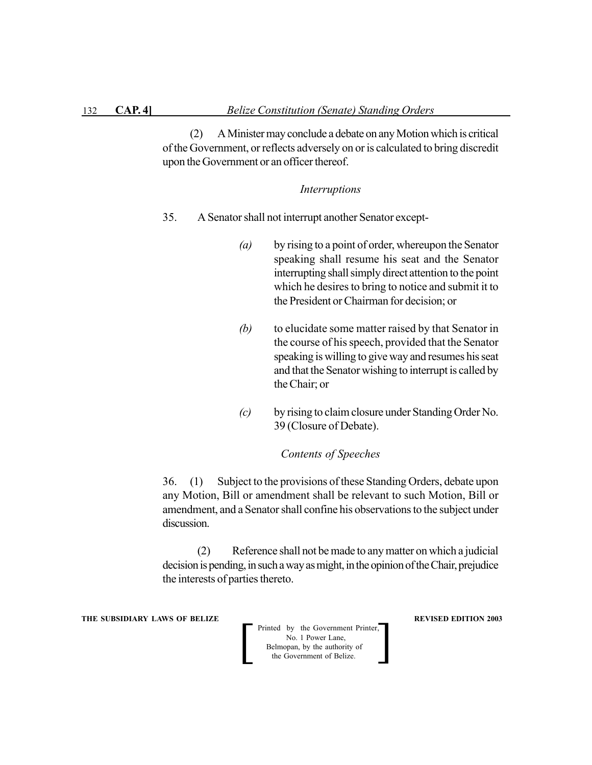(2) A Minister may conclude a debate on any Motion which is critical of the Government, or reflects adversely on or is calculated to bring discredit upon the Government or an officer thereof.

*Interruptions*

35. A Senator shall not interrupt another Senator except-

*(a)* by rising to a point of order, whereupon the Senator speaking shall resume his seat and the Senator interrupting shall simply direct attention to the point which he desires to bring to notice and submit it to the President or Chairman for decision; or

*(b)* to elucidate some matter raised by that Senator in the course of his speech, provided that the Senator speaking is willing to give way and resumes his seat and that the Senator wishing to interrupt is called by the Chair; or

*(c)* by rising to claim closure under Standing Order No. 39 (Closure of Debate).

*Contents of Speeches*

36. (1) Subject to the provisions of these Standing Orders, debate upon any Motion, Bill or amendment shall be relevant to such Motion, Bill or amendment, and a Senator shall confine his observations to the subject under discussion.

(2) Reference shall not be made to any matter on which a judicial decision is pending, in such a way as might, in the opinion of the Chair, prejudice the interests of parties thereto.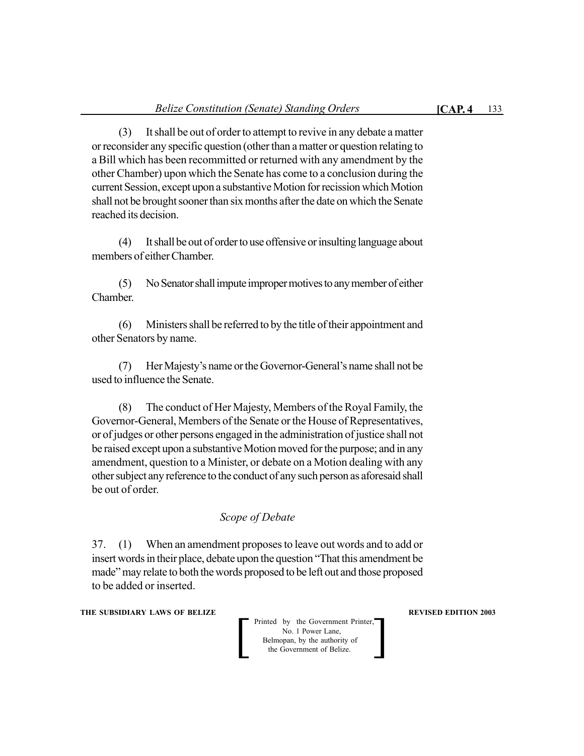(3) It shall be out of order to attempt to revive in any debate a matter or reconsider any specific question (other than a matter or question relating to a Bill which has been recommitted or returned with any amendment by the other Chamber) upon which the Senate has come to a conclusion during the current Session, except upon a substantive Motion for recission which Motion shall not be brought sooner than six months after the date on which the Senate reached its decision.

(4) It shall be out of order to use offensive or insulting language about members of either Chamber.

(5) No Senator shall impute improper motives to any member of either Chamber.

(6) Ministers shall be referred to by the title of their appointment and other Senators by name.

(7) Her Majesty's name or the Governor-General's name shall not be used to influence the Senate.

(8) The conduct of Her Majesty, Members of the Royal Family, the Governor-General, Members of the Senate or the House of Representatives, or of judges or other persons engaged in the administration of justice shall not be raised except upon a substantive Motion moved for the purpose; and in any amendment, question to a Minister, or debate on a Motion dealing with any other subject any reference to the conduct of any such person as aforesaid shall be out of order.

### *Scope of Debate*

37. (1) When an amendment proposes to leave out words and to add or insert words in their place, debate upon the question "That this amendment be made" may relate to both the words proposed to be left out and those proposed to be added or inserted.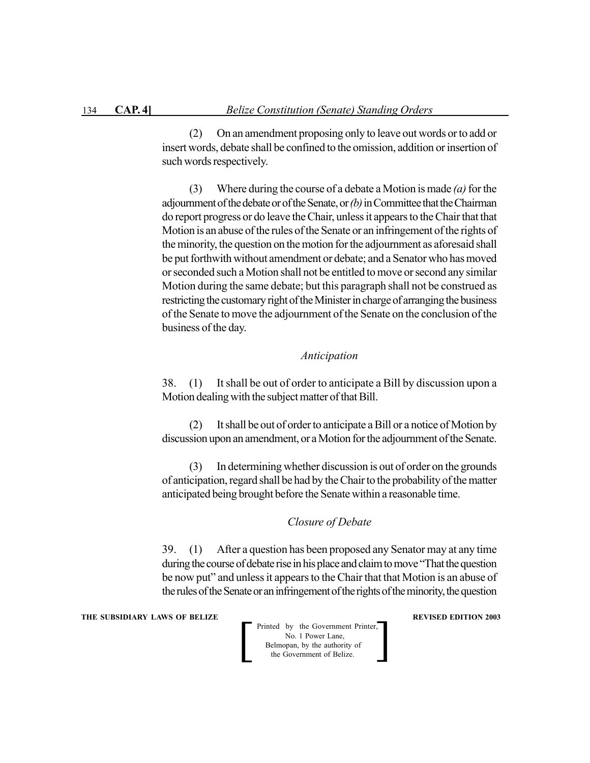(2) On an amendment proposing only to leave out words or to add or insert words, debate shall be confined to the omission, addition or insertion of such words respectively.

(3) Where during the course of a debate a Motion is made *(a)* for the adjournment of the debate or of the Senate, or *(b)* in Committee that the Chairman do report progress or do leave the Chair, unless it appears to the Chair that that Motion is an abuse of the rules of the Senate or an infringement of the rights of the minority, the question on the motion for the adjournment as aforesaid shall be put forthwith without amendment or debate; and a Senator who has moved or seconded such a Motion shall not be entitled to move or second any similar Motion during the same debate; but this paragraph shall not be construed as restricting the customary right of the Minister in charge of arranging the business of the Senate to move the adjournment of the Senate on the conclusion of the business of the day.

*Anticipation*

38. (1) It shall be out of order to anticipate a Bill by discussion upon a Motion dealing with the subject matter of that Bill.

(2) It shall be out of order to anticipate a Bill or a notice of Motion by discussion upon an amendment, or a Motion for the adjournment of the Senate.

(3) In determining whether discussion is out of order on the grounds of anticipation, regard shall be had by the Chair to the probability of the matter anticipated being brought before the Senate within a reasonable time.

*Closure of Debate*

39. (1) After a question has been proposed any Senator may at any time during the course of debate rise in his place and claim to move "That the question be now put" and unless it appears to the Chair that that Motion is an abuse of the rules of the Senate or an infringement of the rights of the minority, the question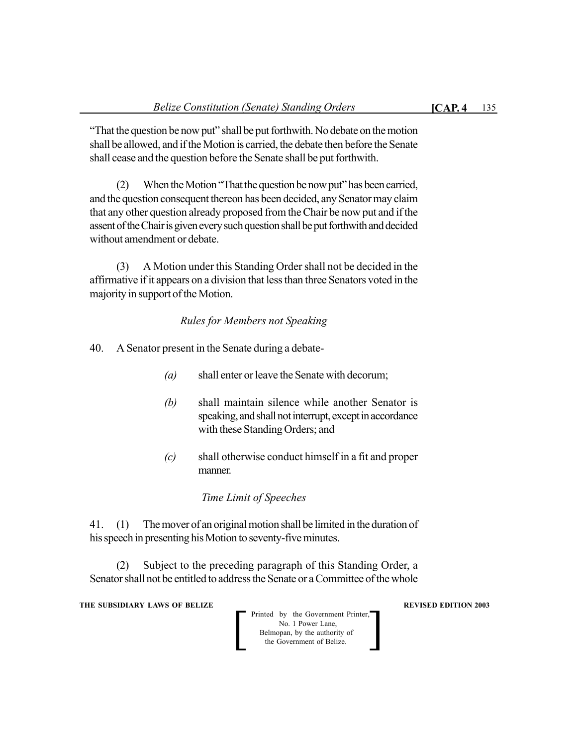"That the question be now put" shall be put forthwith. No debate on the motion shall be allowed, and if the Motion is carried, the debate then before the Senate shall cease and the question before the Senate shall be put forthwith.

(2) When the Motion "That the question be now put" has been carried, and the question consequent thereon has been decided, any Senator may claim that any other question already proposed from the Chair be now put and if the assent of the Chair is given every such question shall be put forthwith and decided without amendment or debate.

(3) A Motion under this Standing Order shall not be decided in the affirmative if it appears on a division that less than three Senators voted in the majority in support of the Motion.

### *Rules for Members not Speaking*

40. A Senator present in the Senate during a debate-

*(a)* shall enter or leave the Senate with decorum;

*(b)* shall maintain silence while another Senator is speaking, and shall not interrupt, except in accordance with these Standing Orders; and

*(c)* shall otherwise conduct himself in a fit and proper manner.

### *Time Limit of Speeches*

41. (1) The mover of an original motion shall be limited in the duration of his speech in presenting his Motion to seventy-five minutes.

(2) Subject to the preceding paragraph of this Standing Order, a Senator shall not be entitled to address the Senate or a Committee of the whole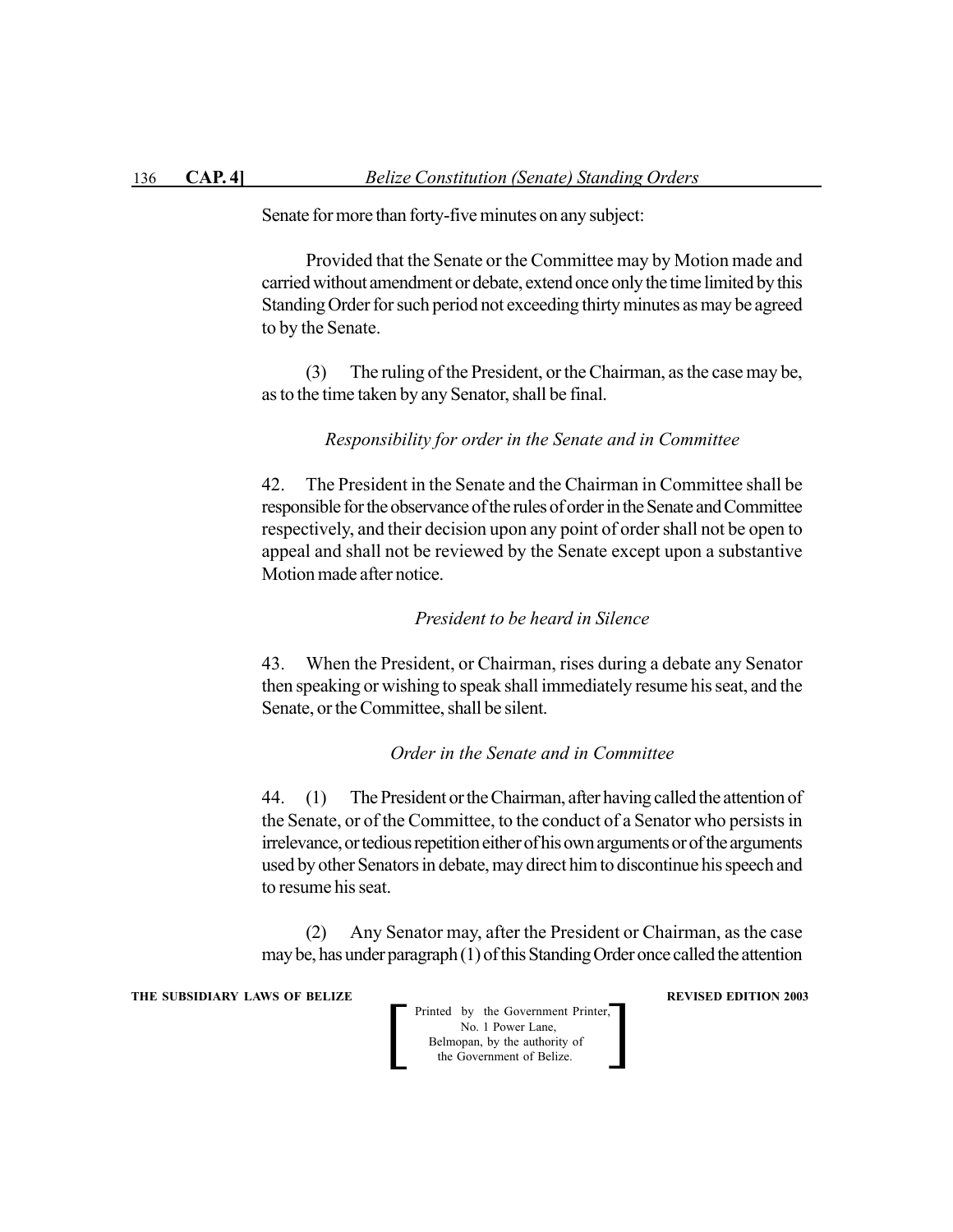Senate for more than forty-five minutes on any subject:

Provided that the Senate or the Committee may by Motion made and carried without amendment or debate, extend once only the time limited by this Standing Order for such period not exceeding thirty minutes as may be agreed to by the Senate.

(3) The ruling of the President, or the Chairman, as the case may be, as to the time taken by any Senator, shall be final.

*Responsibility for order in the Senate and in Committee*

42. The President in the Senate and the Chairman in Committee shall be responsible for the observance of the rules of order in the Senate and Committee respectively, and their decision upon any point of order shall not be open to appeal and shall not be reviewed by the Senate except upon a substantive Motion made after notice.

*President to be heard in Silence*

43. When the President, or Chairman, rises during a debate any Senator then speaking or wishing to speak shall immediately resume his seat, and the Senate, or the Committee, shall be silent.

*Order in the Senate and in Committee*

44. (1) The President or the Chairman, after having called the attention of the Senate, or of the Committee, to the conduct of a Senator who persists in irrelevance, or tedious repetition either of his own arguments or of the arguments used by other Senators in debate, may direct him to discontinue his speech and to resume his seat.

(2) Any Senator may, after the President or Chairman, as the case may be, has under paragraph (1) of this Standing Order once called the attention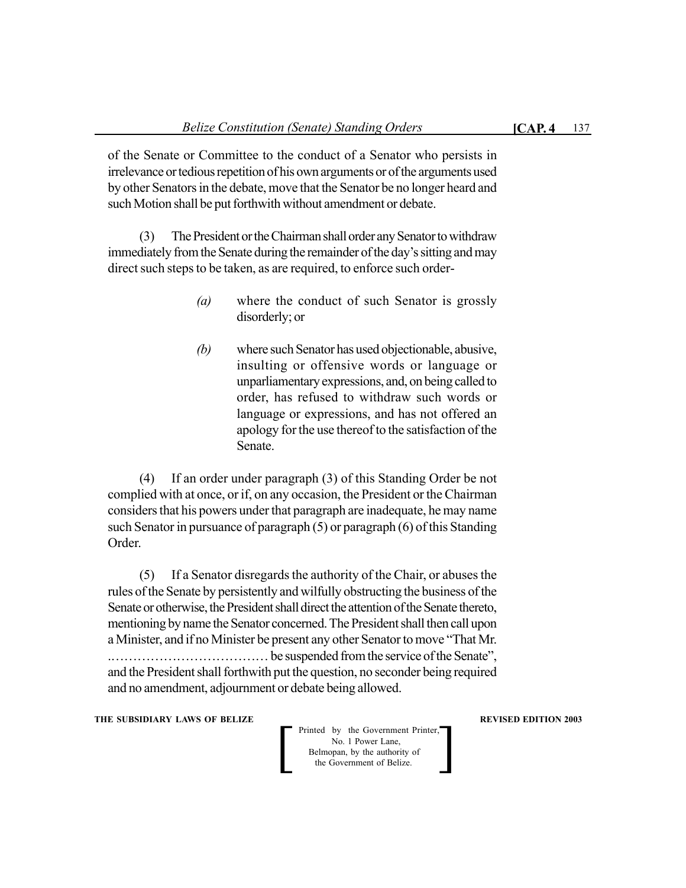of the Senate or Committee to the conduct of a Senator who persists in irrelevance or tedious repetition of his own arguments or of the arguments used by other Senators in the debate, move that the Senator be no longer heard and such Motion shall be put forthwith without amendment or debate.

(3) The President or the Chairman shall order any Senator to withdraw immediately from the Senate during the remainder of the day's sitting and may direct such steps to be taken, as are required, to enforce such order-

> *(a)* where the conduct of such Senator is grossly disorderly; or
>
> *(b)* where such Senator has used objectionable, abusive, insulting or offensive words or language or unparliamentary expressions, and, on being called to order, has refused to withdraw such words or language or expressions, and has not offered an apology for the use thereof to the satisfaction of the Senate.

(4) If an order under paragraph (3) of this Standing Order be not complied with at once, or if, on any occasion, the President or the Chairman considers that his powers under that paragraph are inadequate, he may name such Senator in pursuance of paragraph (5) or paragraph (6) of this Standing Order.

(5) If a Senator disregards the authority of the Chair, or abuses the rules of the Senate by persistently and wilfully obstructing the business of the Senate or otherwise, the President shall direct the attention of the Senate thereto, mentioning by name the Senator concerned. The President shall then call upon a Minister, and if no Minister be present any other Senator to move "That Mr. ..……………………………… be suspended from the service of the Senate", and the President shall forthwith put the question, no seconder being required and no amendment, adjournment or debate being allowed.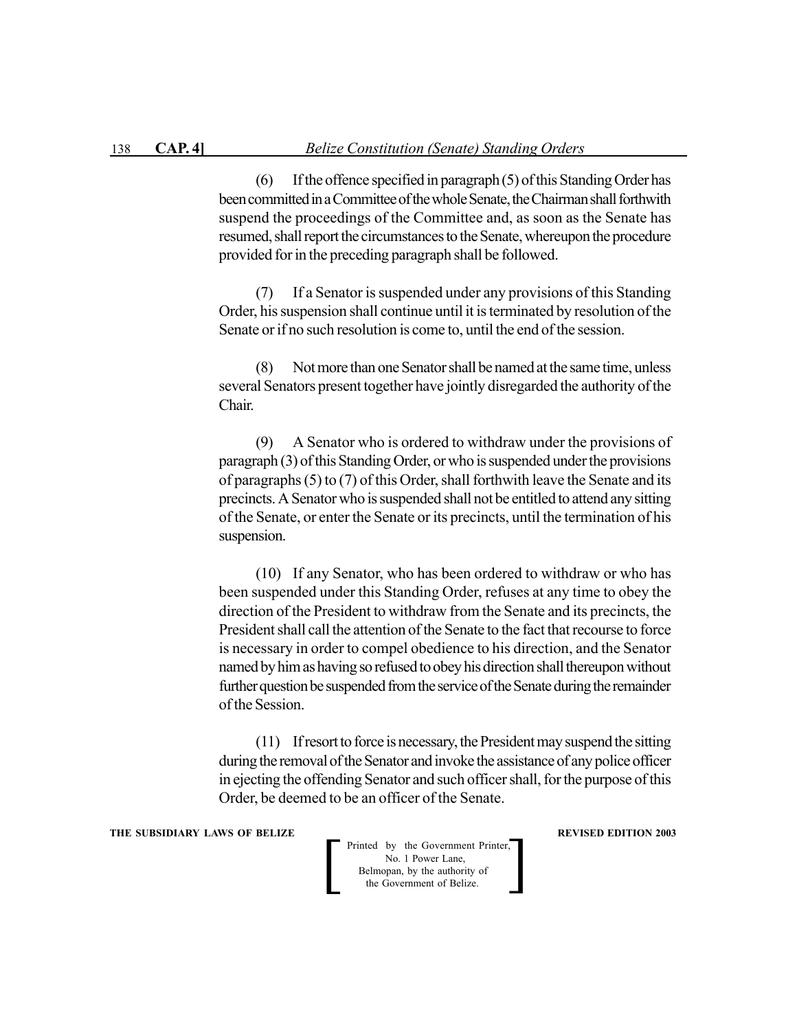(6) If the offence specified in paragraph (5) of this Standing Order has been committed in a Committee of the whole Senate, the Chairman shall forthwith suspend the proceedings of the Committee and, as soon as the Senate has resumed, shall report the circumstances to the Senate, whereupon the procedure provided for in the preceding paragraph shall be followed.

(7) If a Senator is suspended under any provisions of this Standing Order, his suspension shall continue until it is terminated by resolution of the Senate or if no such resolution is come to, until the end of the session.

(8) Not more than one Senator shall be named at the same time, unless several Senators present together have jointly disregarded the authority of the Chair.

(9) A Senator who is ordered to withdraw under the provisions of paragraph (3) of this Standing Order, or who is suspended under the provisions of paragraphs (5) to (7) of this Order, shall forthwith leave the Senate and its precincts. A Senator who is suspended shall not be entitled to attend any sitting of the Senate, or enter the Senate or its precincts, until the termination of his suspension.

(10) If any Senator, who has been ordered to withdraw or who has been suspended under this Standing Order, refuses at any time to obey the direction of the President to withdraw from the Senate and its precincts, the President shall call the attention of the Senate to the fact that recourse to force is necessary in order to compel obedience to his direction, and the Senator named by him as having so refused to obey his direction shall thereupon without further question be suspended from the service of the Senate during the remainder of the Session.

(11) If resort to force is necessary, the President may suspend the sitting during the removal of the Senator and invoke the assistance of any police officer in ejecting the offending Senator and such officer shall, for the purpose of this Order, be deemed to be an officer of the Senate.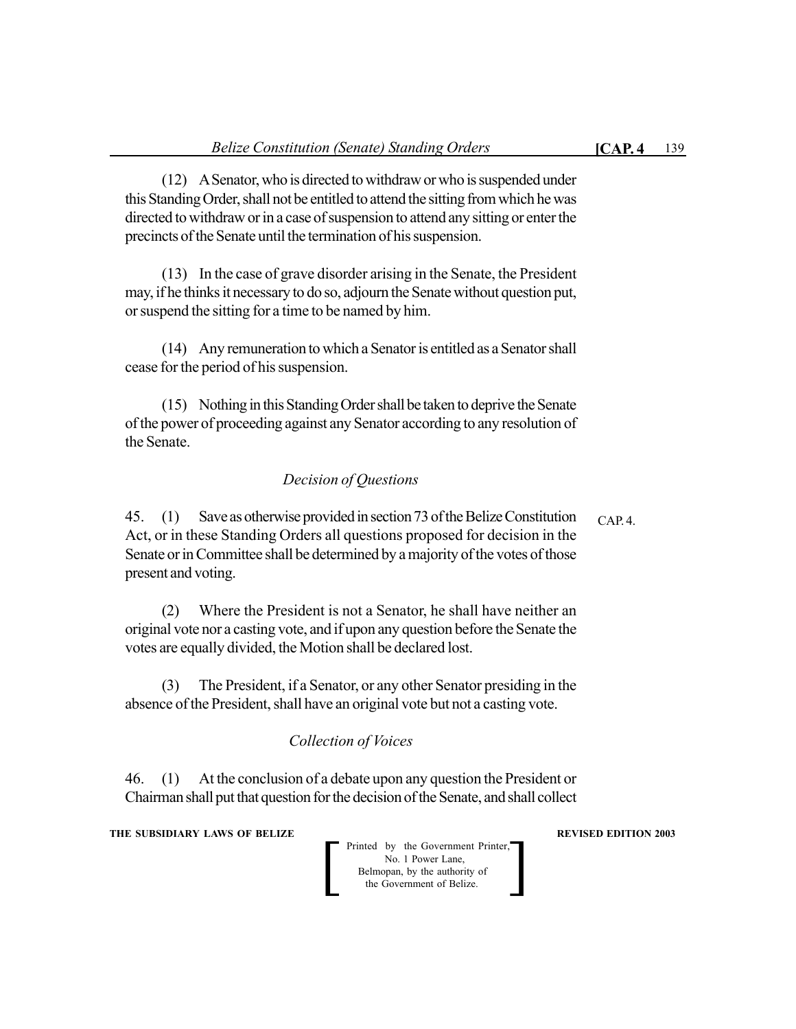(12) A Senator, who is directed to withdraw or who is suspended under this Standing Order, shall not be entitled to attend the sitting from which he was directed to withdraw or in a case of suspension to attend any sitting or enter the precincts of the Senate until the termination of his suspension.

(13) In the case of grave disorder arising in the Senate, the President may, if he thinks it necessary to do so, adjourn the Senate without question put, or suspend the sitting for a time to be named by him.

(14) Any remuneration to which a Senator is entitled as a Senator shall cease for the period of his suspension.

(15) Nothing in this Standing Order shall be taken to deprive the Senate of the power of proceeding against any Senator according to any resolution of the Senate.

### *Decision of Questions*

45. (1) Save as otherwise provided in section 73 of the Belize Constitution Act, or in these Standing Orders all questions proposed for decision in the Senate or in Committee shall be determined by a majority of the votes of those present and voting.

CAP. 4.

(2) Where the President is not a Senator, he shall have neither an original vote nor a casting vote, and if upon any question before the Senate the votes are equally divided, the Motion shall be declared lost.

(3) The President, if a Senator, or any other Senator presiding in the absence of the President, shall have an original vote but not a casting vote.

### *Collection of Voices*

46. (1) At the conclusion of a debate upon any question the President or Chairman shall put that question for the decision of the Senate, and shall collect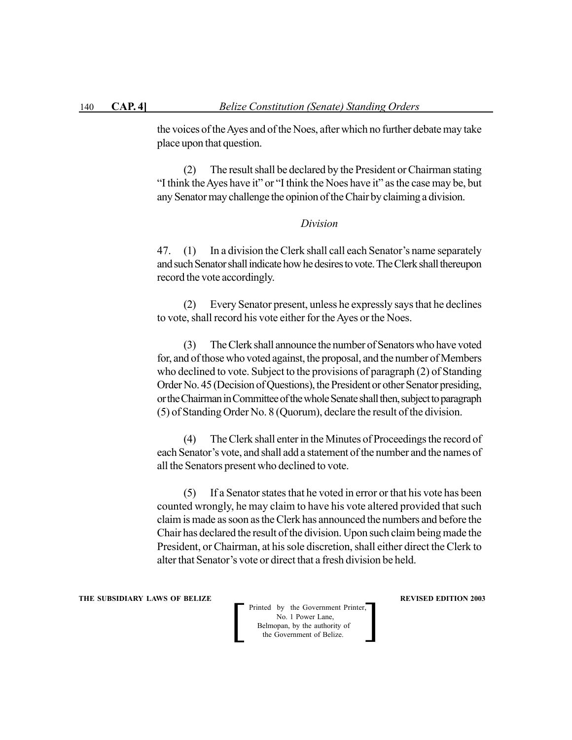the voices of the Ayes and of the Noes, after which no further debate may take place upon that question.

(2) The result shall be declared by the President or Chairman stating "I think the Ayes have it" or "I think the Noes have it" as the case may be, but any Senator may challenge the opinion of the Chair by claiming a division.

*Division*

47. (1) In a division the Clerk shall call each Senator's name separately and such Senator shall indicate how he desires to vote. The Clerk shall thereupon record the vote accordingly.

(2) Every Senator present, unless he expressly says that he declines to vote, shall record his vote either for the Ayes or the Noes.

(3) The Clerk shall announce the number of Senators who have voted for, and of those who voted against, the proposal, and the number of Members who declined to vote. Subject to the provisions of paragraph (2) of Standing Order No. 45 (Decision of Questions), the President or other Senator presiding, or the Chairman in Committee of the whole Senate shall then, subject to paragraph (5) of Standing Order No. 8 (Quorum), declare the result of the division.

(4) The Clerk shall enter in the Minutes of Proceedings the record of each Senator's vote, and shall add a statement of the number and the names of all the Senators present who declined to vote.

(5) If a Senator states that he voted in error or that his vote has been counted wrongly, he may claim to have his vote altered provided that such claim is made as soon as the Clerk has announced the numbers and before the Chair has declared the result of the division. Upon such claim being made the President, or Chairman, at his sole discretion, shall either direct the Clerk to alter that Senator's vote or direct that a fresh division be held.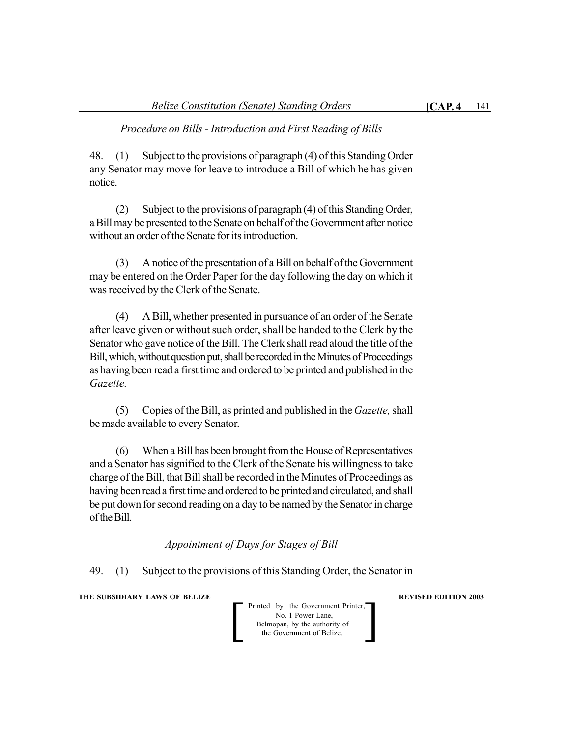*Procedure on Bills - Introduction and First Reading of Bills*

48. (1) Subject to the provisions of paragraph (4) of this Standing Order any Senator may move for leave to introduce a Bill of which he has given notice.

(2) Subject to the provisions of paragraph (4) of this Standing Order, a Bill may be presented to the Senate on behalf of the Government after notice without an order of the Senate for its introduction.

(3) A notice of the presentation of a Bill on behalf of the Government may be entered on the Order Paper for the day following the day on which it was received by the Clerk of the Senate.

(4) A Bill, whether presented in pursuance of an order of the Senate after leave given or without such order, shall be handed to the Clerk by the Senator who gave notice of the Bill. The Clerk shall read aloud the title of the Bill, which, without question put, shall be recorded in the Minutes of Proceedings as having been read a first time and ordered to be printed and published in the *Gazette.*

(5) Copies of the Bill, as printed and published in the *Gazette,* shall be made available to every Senator.

(6) When a Bill has been brought from the House of Representatives and a Senator has signified to the Clerk of the Senate his willingness to take charge of the Bill, that Bill shall be recorded in the Minutes of Proceedings as having been read a first time and ordered to be printed and circulated, and shall be put down for second reading on a day to be named by the Senator in charge of the Bill.

*Appointment of Days for Stages of Bill*

49. (1) Subject to the provisions of this Standing Order, the Senator in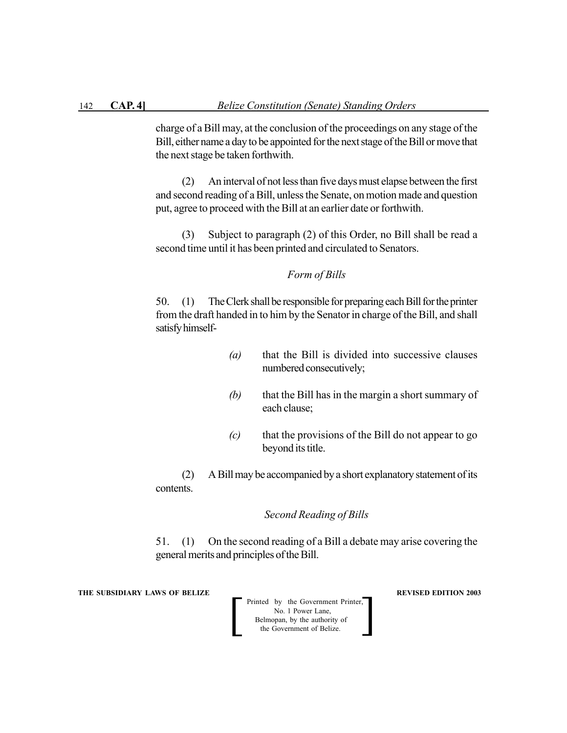charge of a Bill may, at the conclusion of the proceedings on any stage of the Bill, either name a day to be appointed for the next stage of the Bill or move that the next stage be taken forthwith.

(2) An interval of not less than five days must elapse between the first and second reading of a Bill, unless the Senate, on motion made and question put, agree to proceed with the Bill at an earlier date or forthwith.

(3) Subject to paragraph (2) of this Order, no Bill shall be read a second time until it has been printed and circulated to Senators.

*Form of Bills*

50. (1) The Clerk shall be responsible for preparing each Bill for the printer from the draft handed in to him by the Senator in charge of the Bill, and shall satisfy himself-

*(a)* that the Bill is divided into successive clauses numbered consecutively;

*(b)* that the Bill has in the margin a short summary of each clause;

*(c)* that the provisions of the Bill do not appear to go beyond its title.

(2) A Bill may be accompanied by a short explanatory statement of its contents.

*Second Reading of Bills*

51. (1) On the second reading of a Bill a debate may arise covering the general merits and principles of the Bill.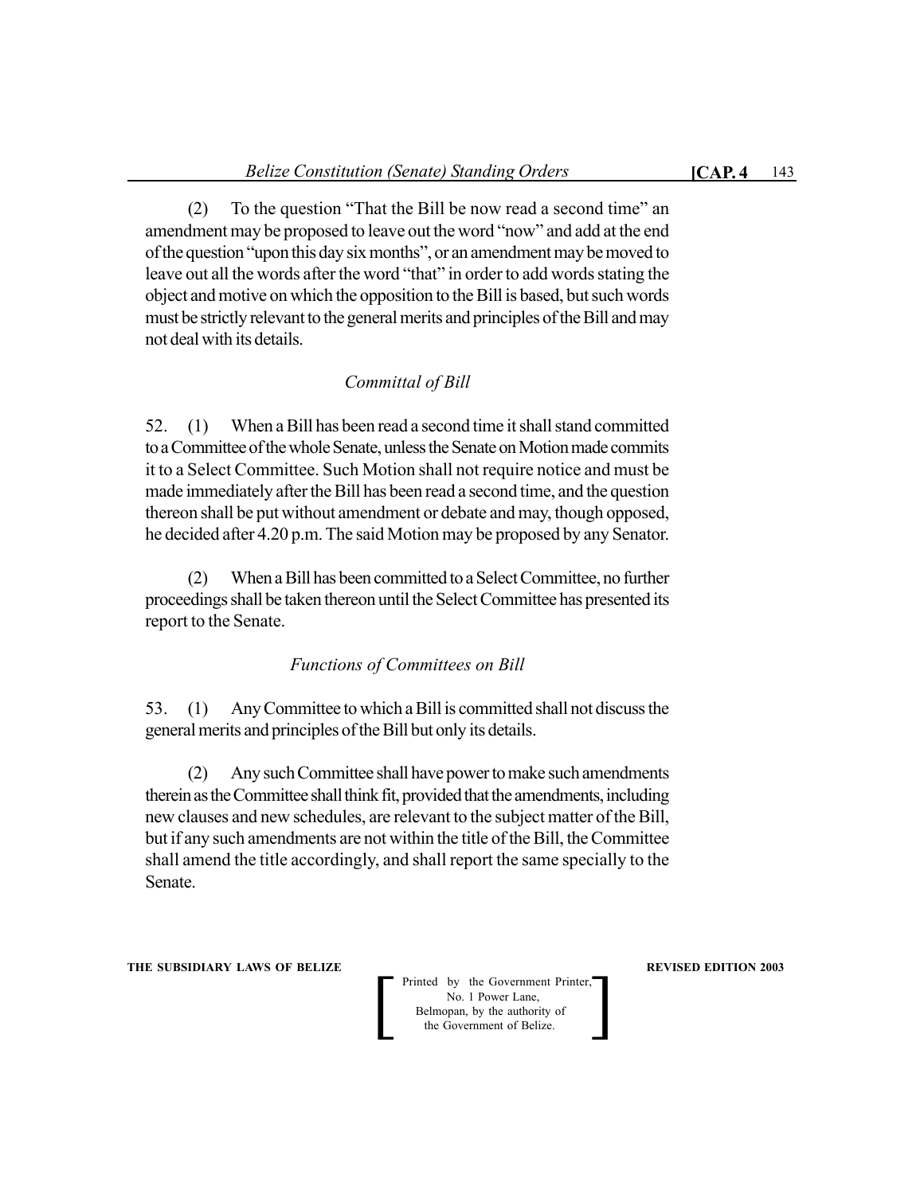(2) To the question "That the Bill be now read a second time" an amendment may be proposed to leave out the word "now" and add at the end of the question "upon this day six months", or an amendment may be moved to leave out all the words after the word "that" in order to add words stating the object and motive on which the opposition to the Bill is based, but such words must be strictly relevant to the general merits and principles of the Bill and may not deal with its details.

*Committal of Bill*

52. (1) When a Bill has been read a second time it shall stand committed to a Committee of the whole Senate, unless the Senate on Motion made commits it to a Select Committee. Such Motion shall not require notice and must be made immediately after the Bill has been read a second time, and the question thereon shall be put without amendment or debate and may, though opposed, he decided after 4.20 p.m. The said Motion may be proposed by any Senator.

(2) When a Bill has been committed to a Select Committee, no further proceedings shall be taken thereon until the Select Committee has presented its report to the Senate.

*Functions of Committees on Bill*

53. (1) Any Committee to which a Bill is committed shall not discuss the general merits and principles of the Bill but only its details.

(2) Any such Committee shall have power to make such amendments therein as the Committee shall think fit, provided that the amendments, including new clauses and new schedules, are relevant to the subject matter of the Bill, but if any such amendments are not within the title of the Bill, the Committee shall amend the title accordingly, and shall report the same specially to the Senate.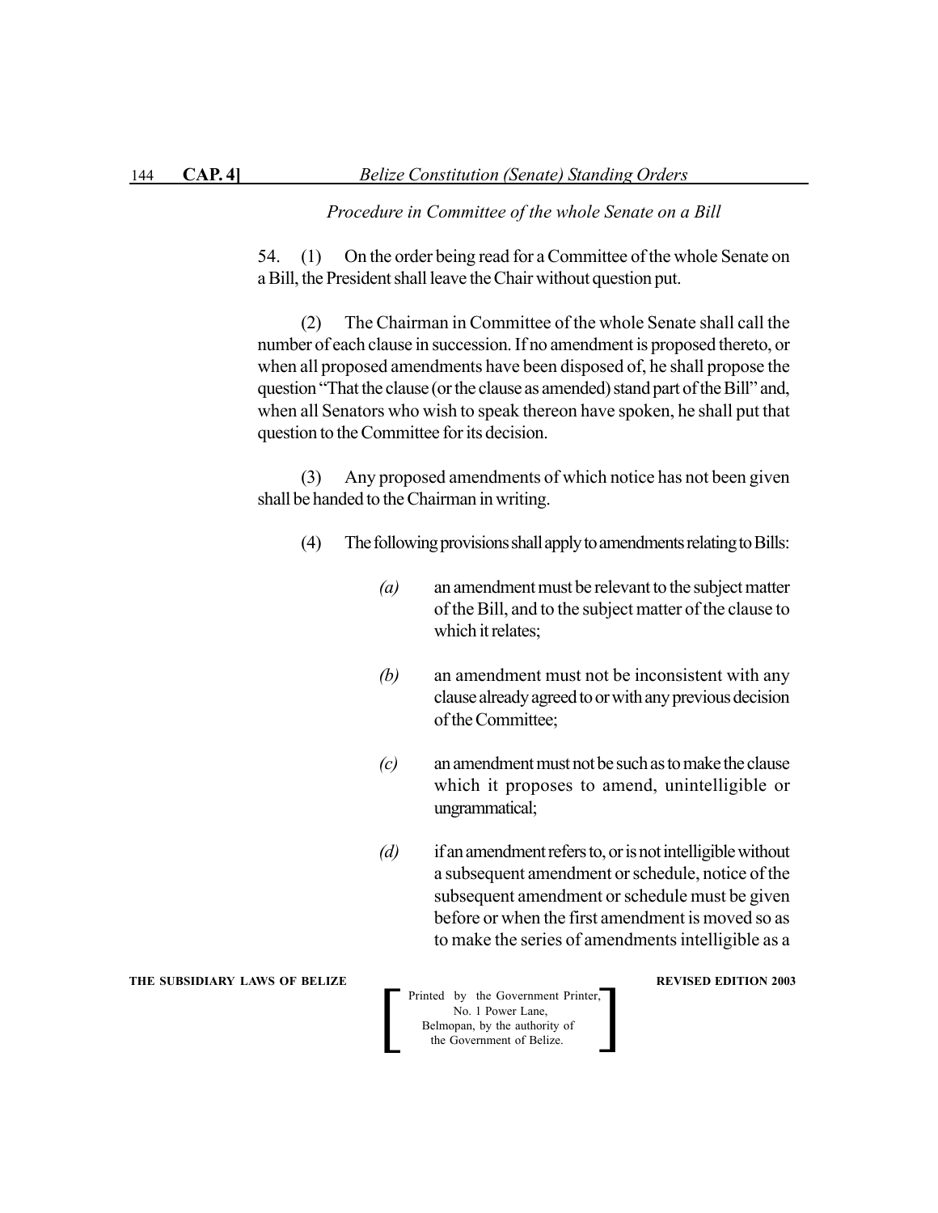*Procedure in Committee of the whole Senate on a Bill*

54. (1) On the order being read for a Committee of the whole Senate on a Bill, the President shall leave the Chair without question put.

(2) The Chairman in Committee of the whole Senate shall call the number of each clause in succession. If no amendment is proposed thereto, or when all proposed amendments have been disposed of, he shall propose the question "That the clause (or the clause as amended) stand part of the Bill" and, when all Senators who wish to speak thereon have spoken, he shall put that question to the Committee for its decision.

(3) Any proposed amendments of which notice has not been given shall be handed to the Chairman in writing.

(4) The following provisions shall apply to amendments relating to Bills:

*(a)* an amendment must be relevant to the subject matter of the Bill, and to the subject matter of the clause to which it relates;

*(b)* an amendment must not be inconsistent with any clause already agreed to or with any previous decision of the Committee;

*(c)* an amendment must not be such as to make the clause which it proposes to amend, unintelligible or ungrammatical;

*(d)* if an amendment refers to, or is not intelligible without a subsequent amendment or schedule, notice of the subsequent amendment or schedule must be given before or when the first amendment is moved so as to make the series of amendments intelligible as a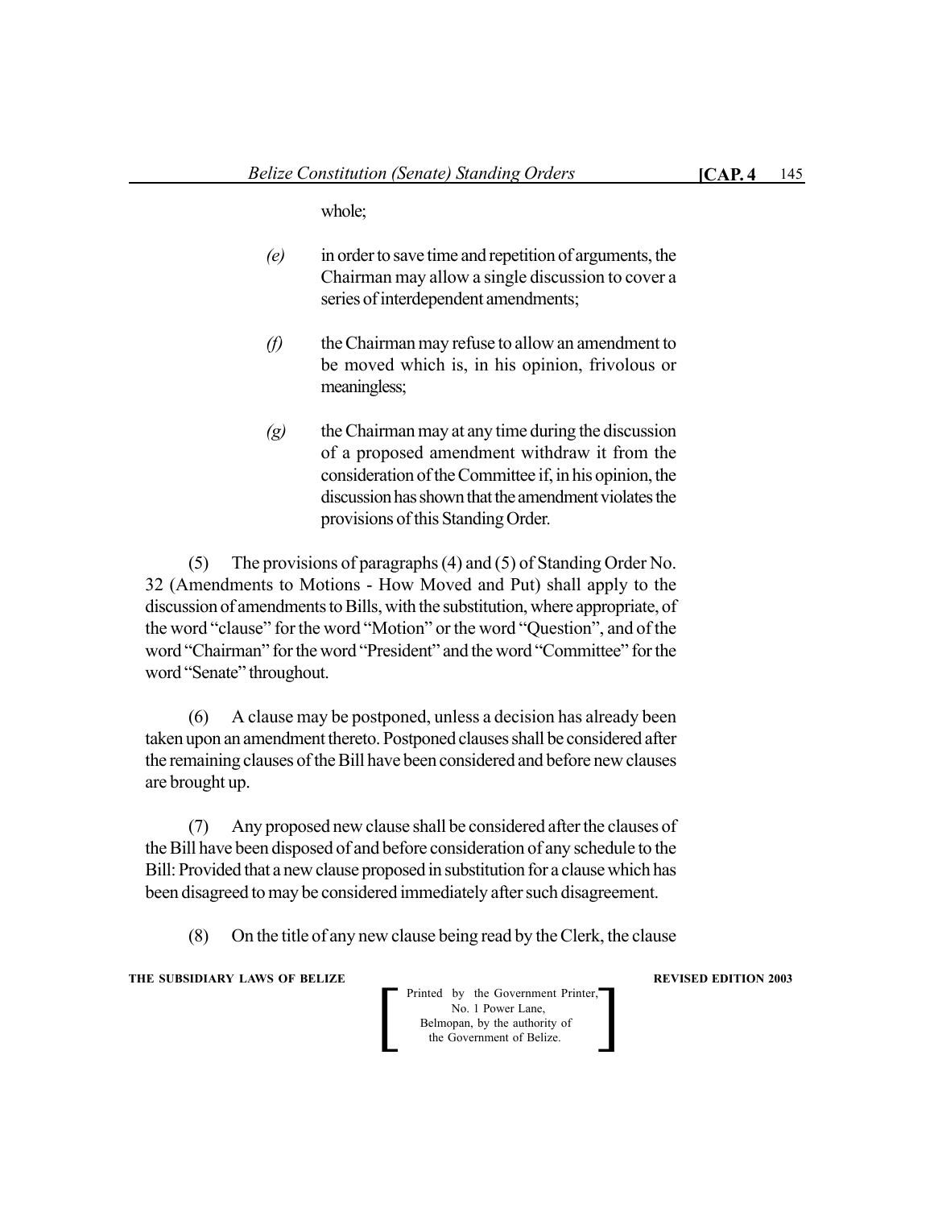whole;

*(e)* in order to save time and repetition of arguments, the Chairman may allow a single discussion to cover a series of interdependent amendments;

*(f)* the Chairman may refuse to allow an amendment to be moved which is, in his opinion, frivolous or meaningless;

*(g)* the Chairman may at any time during the discussion of a proposed amendment withdraw it from the consideration of the Committee if, in his opinion, the discussion has shown that the amendment violates the provisions of this Standing Order.

(5) The provisions of paragraphs (4) and (5) of Standing Order No. 32 (Amendments to Motions - How Moved and Put) shall apply to the discussion of amendments to Bills, with the substitution, where appropriate, of the word "clause" for the word "Motion" or the word "Question", and of the word "Chairman" for the word "President" and the word "Committee" for the word "Senate" throughout.

(6) A clause may be postponed, unless a decision has already been taken upon an amendment thereto. Postponed clauses shall be considered after the remaining clauses of the Bill have been considered and before new clauses are brought up.

(7) Any proposed new clause shall be considered after the clauses of the Bill have been disposed of and before consideration of any schedule to the Bill: Provided that a new clause proposed in substitution for a clause which has been disagreed to may be considered immediately after such disagreement.

(8) On the title of any new clause being read by the Clerk, the clause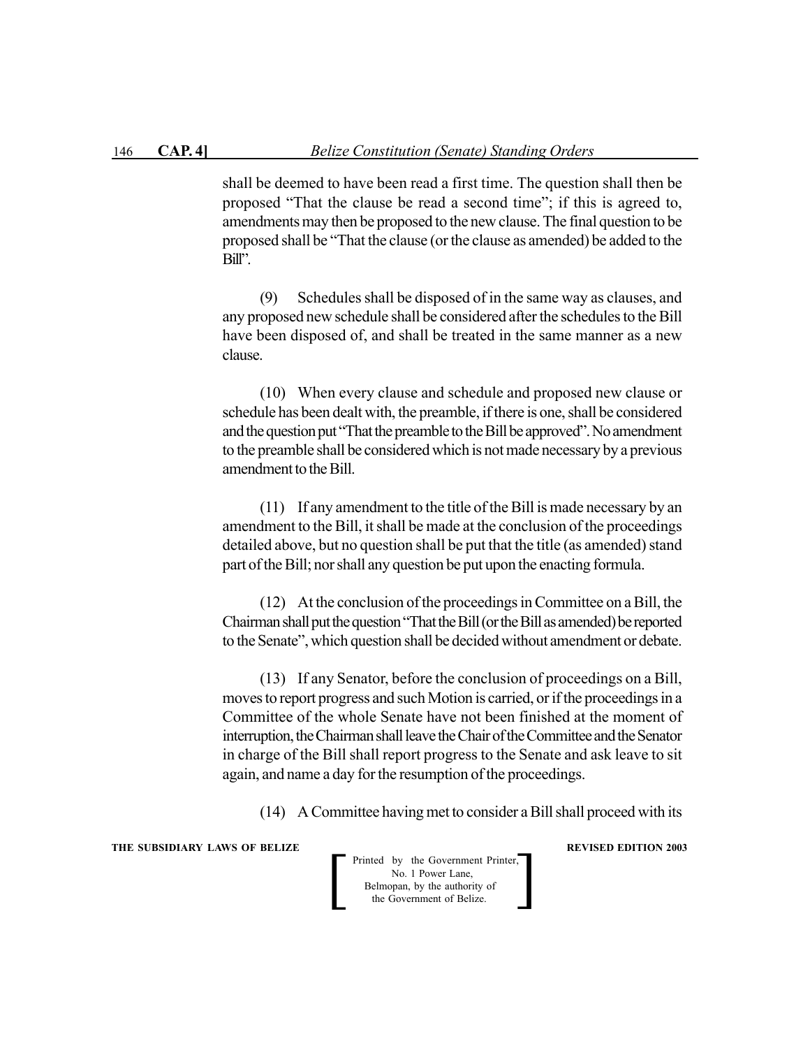shall be deemed to have been read a first time. The question shall then be proposed "That the clause be read a second time"; if this is agreed to, amendments may then be proposed to the new clause. The final question to be proposed shall be "That the clause (or the clause as amended) be added to the Bill".

(9) Schedules shall be disposed of in the same way as clauses, and any proposed new schedule shall be considered after the schedules to the Bill have been disposed of, and shall be treated in the same manner as a new clause.

(10) When every clause and schedule and proposed new clause or schedule has been dealt with, the preamble, if there is one, shall be considered and the question put "That the preamble to the Bill be approved". No amendment to the preamble shall be considered which is not made necessary by a previous amendment to the Bill.

(11) If any amendment to the title of the Bill is made necessary by an amendment to the Bill, it shall be made at the conclusion of the proceedings detailed above, but no question shall be put that the title (as amended) stand part of the Bill; nor shall any question be put upon the enacting formula.

(12) At the conclusion of the proceedings in Committee on a Bill, the Chairman shall put the question "That the Bill (or the Bill as amended) be reported to the Senate", which question shall be decided without amendment or debate.

(13) If any Senator, before the conclusion of proceedings on a Bill, moves to report progress and such Motion is carried, or if the proceedings in a Committee of the whole Senate have not been finished at the moment of interruption, the Chairman shall leave the Chair of the Committee and the Senator in charge of the Bill shall report progress to the Senate and ask leave to sit again, and name a day for the resumption of the proceedings.

(14) A Committee having met to consider a Bill shall proceed with its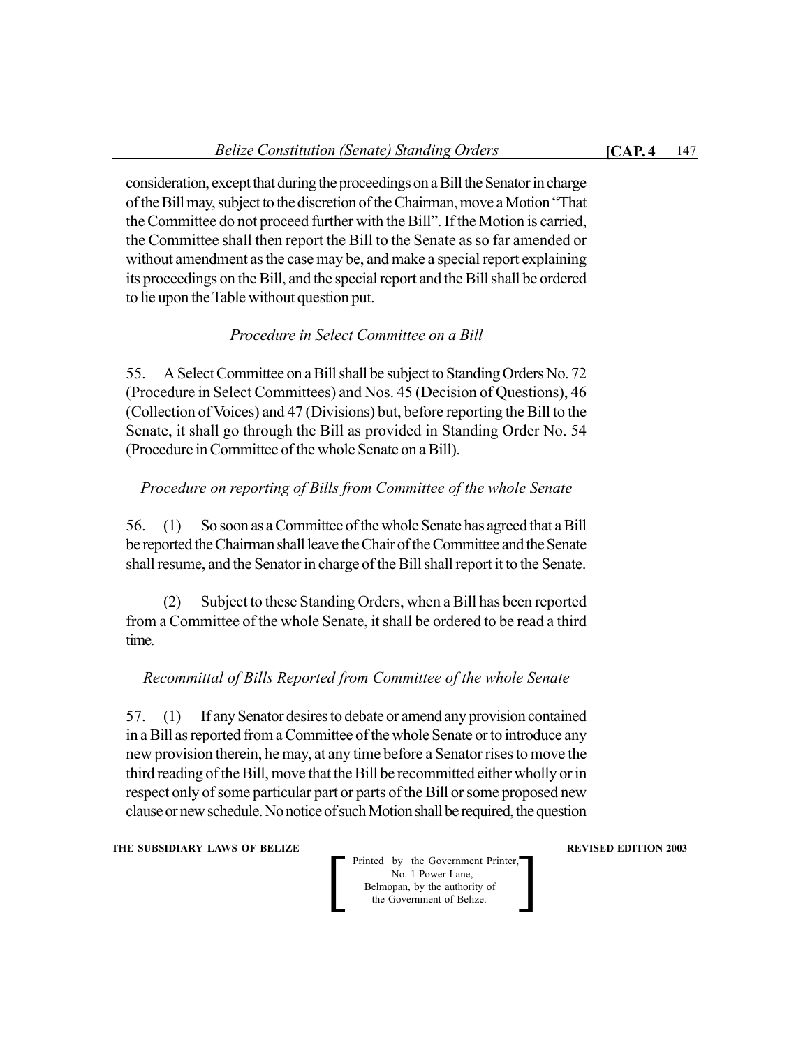consideration, except that during the proceedings on a Bill the Senator in charge of the Bill may, subject to the discretion of the Chairman, move a Motion "That the Committee do not proceed further with the Bill". If the Motion is carried, the Committee shall then report the Bill to the Senate as so far amended or without amendment as the case may be, and make a special report explaining its proceedings on the Bill, and the special report and the Bill shall be ordered to lie upon the Table without question put.

*Procedure in Select Committee on a Bill*

55. A Select Committee on a Bill shall be subject to Standing Orders No. 72 (Procedure in Select Committees) and Nos. 45 (Decision of Questions), 46 (Collection of Voices) and 47 (Divisions) but, before reporting the Bill to the Senate, it shall go through the Bill as provided in Standing Order No. 54 (Procedure in Committee of the whole Senate on a Bill).

*Procedure on reporting of Bills from Committee of the whole Senate*

56. (1) So soon as a Committee of the whole Senate has agreed that a Bill be reported the Chairman shall leave the Chair of the Committee and the Senate shall resume, and the Senator in charge of the Bill shall report it to the Senate.

(2) Subject to these Standing Orders, when a Bill has been reported from a Committee of the whole Senate, it shall be ordered to be read a third time.

*Recommittal of Bills Reported from Committee of the whole Senate*

57. (1) If any Senator desires to debate or amend any provision contained in a Bill as reported from a Committee of the whole Senate or to introduce any new provision therein, he may, at any time before a Senator rises to move the third reading of the Bill, move that the Bill be recommitted either wholly or in respect only of some particular part or parts of the Bill or some proposed new clause or new schedule. No notice of such Motion shall be required, the question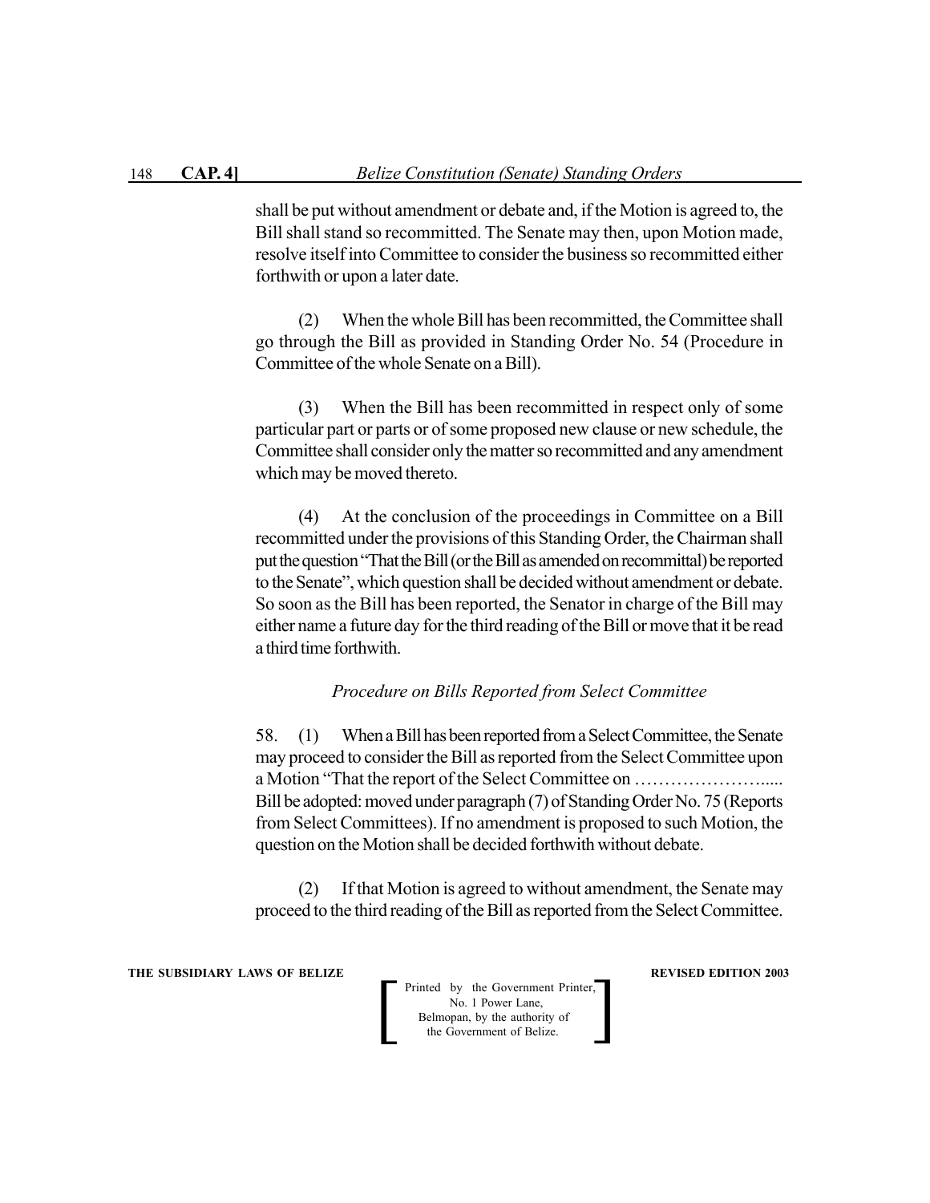shall be put without amendment or debate and, if the Motion is agreed to, the Bill shall stand so recommitted. The Senate may then, upon Motion made, resolve itself into Committee to consider the business so recommitted either forthwith or upon a later date.

(2) When the whole Bill has been recommitted, the Committee shall go through the Bill as provided in Standing Order No. 54 (Procedure in Committee of the whole Senate on a Bill).

(3) When the Bill has been recommitted in respect only of some particular part or parts or of some proposed new clause or new schedule, the Committee shall consider only the matter so recommitted and any amendment which may be moved thereto.

(4) At the conclusion of the proceedings in Committee on a Bill recommitted under the provisions of this Standing Order, the Chairman shall put the question "That the Bill (or the Bill as amended on recommittal) be reported to the Senate", which question shall be decided without amendment or debate. So soon as the Bill has been reported, the Senator in charge of the Bill may either name a future day for the third reading of the Bill or move that it be read a third time forthwith.

*Procedure on Bills Reported from Select Committee*

58. (1) When a Bill has been reported from a Select Committee, the Senate may proceed to consider the Bill as reported from the Select Committee upon a Motion "That the report of the Select Committee on …………………..... Bill be adopted: moved under paragraph (7) of Standing Order No. 75 (Reports from Select Committees). If no amendment is proposed to such Motion, the question on the Motion shall be decided forthwith without debate.

(2) If that Motion is agreed to without amendment, the Senate may proceed to the third reading of the Bill as reported from the Select Committee.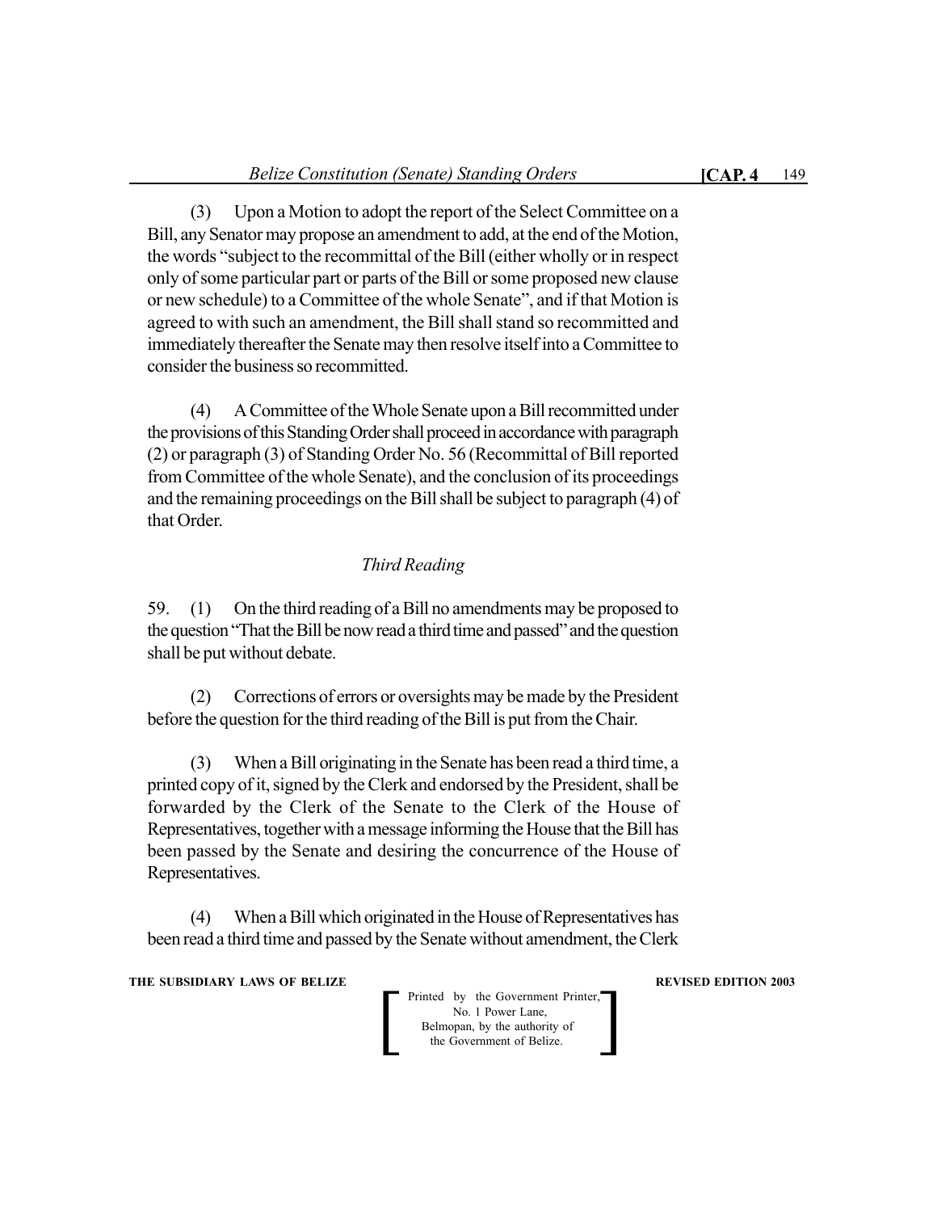(3) Upon a Motion to adopt the report of the Select Committee on a Bill, any Senator may propose an amendment to add, at the end of the Motion, the words "subject to the recommittal of the Bill (either wholly or in respect only of some particular part or parts of the Bill or some proposed new clause or new schedule) to a Committee of the whole Senate", and if that Motion is agreed to with such an amendment, the Bill shall stand so recommitted and immediately thereafter the Senate may then resolve itself into a Committee to consider the business so recommitted.

(4) A Committee of the Whole Senate upon a Bill recommitted under the provisions of this Standing Order shall proceed in accordance with paragraph (2) or paragraph (3) of Standing Order No. 56 (Recommittal of Bill reported from Committee of the whole Senate), and the conclusion of its proceedings and the remaining proceedings on the Bill shall be subject to paragraph (4) of that Order.

*Third Reading*

59. (1) On the third reading of a Bill no amendments may be proposed to the question "That the Bill be now read a third time and passed" and the question shall be put without debate.

(2) Corrections of errors or oversights may be made by the President before the question for the third reading of the Bill is put from the Chair.

(3) When a Bill originating in the Senate has been read a third time, a printed copy of it, signed by the Clerk and endorsed by the President, shall be forwarded by the Clerk of the Senate to the Clerk of the House of Representatives, together with a message informing the House that the Bill has been passed by the Senate and desiring the concurrence of the House of Representatives.

(4) When a Bill which originated in the House of Representatives has been read a third time and passed by the Senate without amendment, the Clerk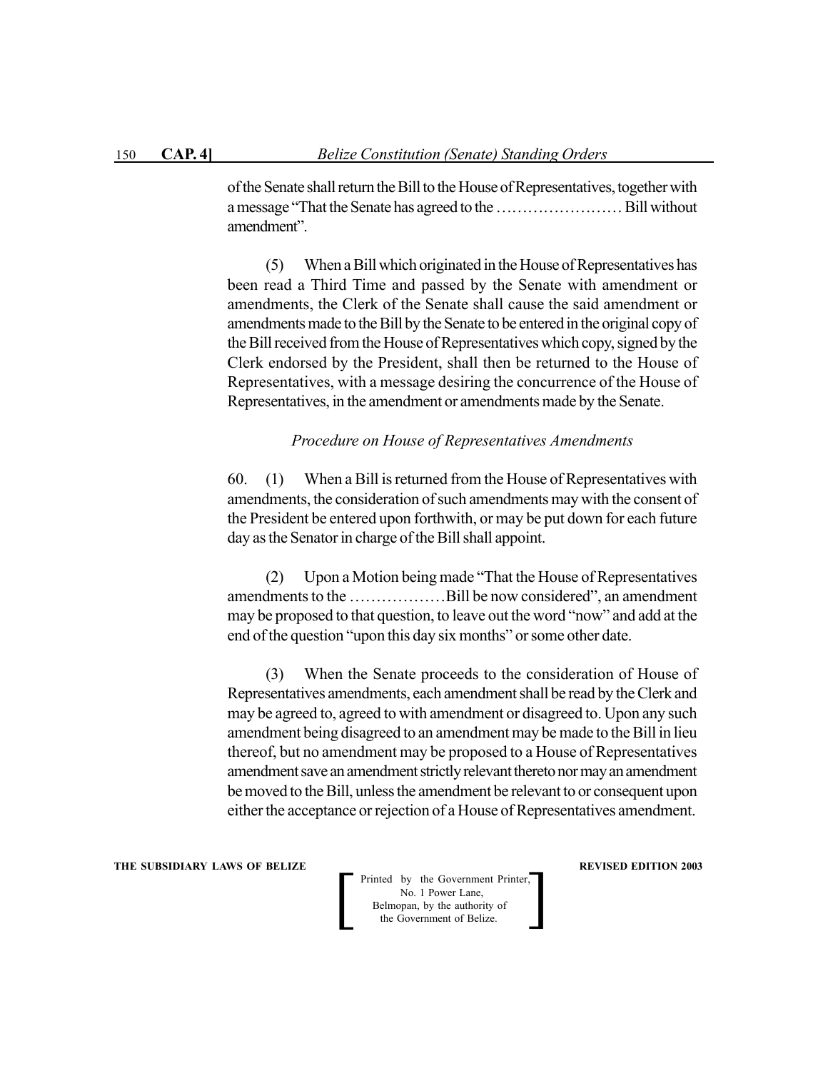of the Senate shall return the Bill to the House of Representatives, together with a message "That the Senate has agreed to the …………………… Bill without amendment".

(5) When a Bill which originated in the House of Representatives has been read a Third Time and passed by the Senate with amendment or amendments, the Clerk of the Senate shall cause the said amendment or amendments made to the Bill by the Senate to be entered in the original copy of the Bill received from the House of Representatives which copy, signed by the Clerk endorsed by the President, shall then be returned to the House of Representatives, with a message desiring the concurrence of the House of Representatives, in the amendment or amendments made by the Senate.

*Procedure on House of Representatives Amendments*

60. (1) When a Bill is returned from the House of Representatives with amendments, the consideration of such amendments may with the consent of the President be entered upon forthwith, or may be put down for each future day as the Senator in charge of the Bill shall appoint.

(2) Upon a Motion being made "That the House of Representatives amendments to the ………………Bill be now considered", an amendment may be proposed to that question, to leave out the word "now" and add at the end of the question "upon this day six months" or some other date.

(3) When the Senate proceeds to the consideration of House of Representatives amendments, each amendment shall be read by the Clerk and may be agreed to, agreed to with amendment or disagreed to. Upon any such amendment being disagreed to an amendment may be made to the Bill in lieu thereof, but no amendment may be proposed to a House of Representatives amendment save an amendment strictly relevant thereto nor may an amendment be moved to the Bill, unless the amendment be relevant to or consequent upon either the acceptance or rejection of a House of Representatives amendment.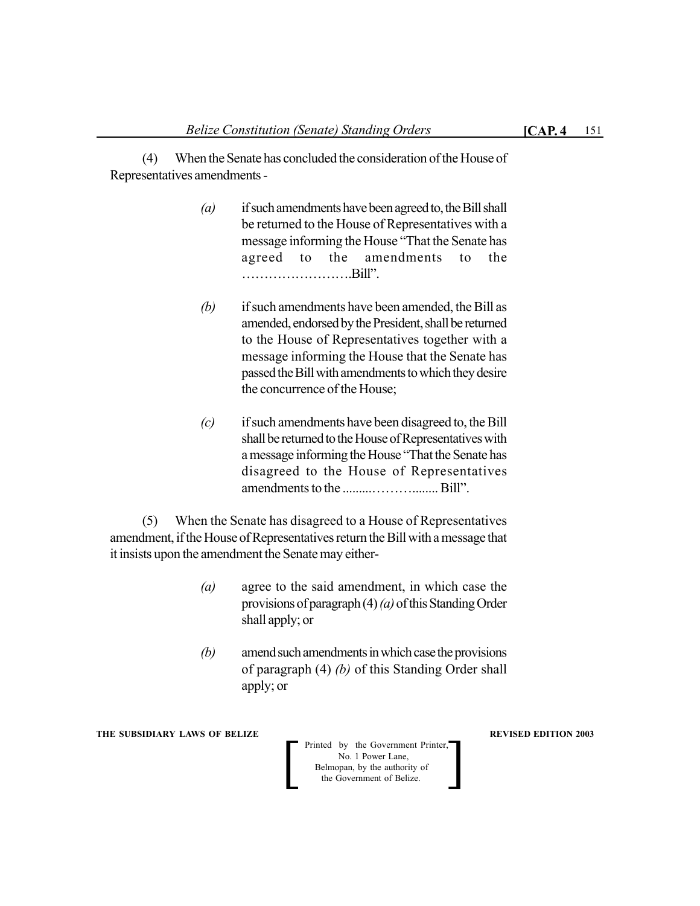(4) When the Senate has concluded the consideration of the House of Representatives amendments -

> *(a)* if such amendments have been agreed to, the Bill shall be returned to the House of Representatives with a message informing the House "That the Senate has agreed to the amendments to the ……………………..Bill".
>
> *(b)* if such amendments have been amended, the Bill as amended, endorsed by the President, shall be returned to the House of Representatives together with a message informing the House that the Senate has passed the Bill with amendments to which they desire the concurrence of the House;
>
> *(c)* if such amendments have been disagreed to, the Bill shall be returned to the House of Representatives with a message informing the House "That the Senate has disagreed to the House of Representatives amendments to the .........………........ Bill".

(5) When the Senate has disagreed to a House of Representatives amendment, if the House of Representatives return the Bill with a message that it insists upon the amendment the Senate may either-

> *(a)* agree to the said amendment, in which case the provisions of paragraph (4) *(a)* of this Standing Order shall apply; or
>
> *(b)* amend such amendments in which case the provisions of paragraph (4) *(b)* of this Standing Order shall apply; or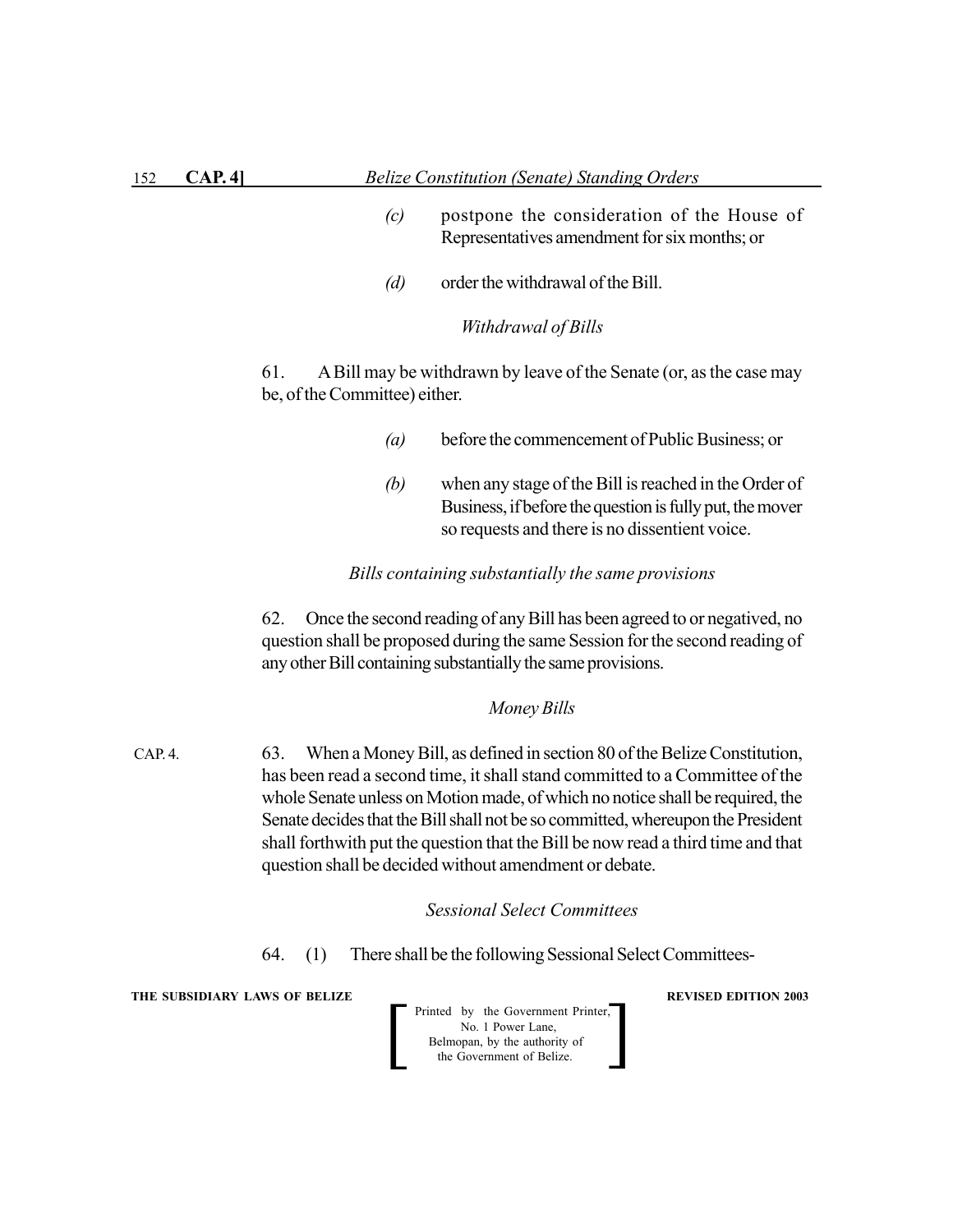(c) postpone the consideration of the House of Representatives amendment for six months; or

(d) order the withdrawal of the Bill.

*Withdrawal of Bills*

61. A Bill may be withdrawn by leave of the Senate (or, as the case may be, of the Committee) either.

(a) before the commencement of Public Business; or

(b) when any stage of the Bill is reached in the Order of Business, if before the question is fully put, the mover so requests and there is no dissentient voice.

*Bills containing substantially the same provisions*

62. Once the second reading of any Bill has been agreed to or negatived, no question shall be proposed during the same Session for the second reading of any other Bill containing substantially the same provisions.

*Money Bills*

CAP. 4.

63. When a Money Bill, as defined in section 80 of the Belize Constitution, has been read a second time, it shall stand committed to a Committee of the whole Senate unless on Motion made, of which no notice shall be required, the Senate decides that the Bill shall not be so committed, whereupon the President shall forthwith put the question that the Bill be now read a third time and that question shall be decided without amendment or debate.

*Sessional Select Committees*

64. (1) There shall be the following Sessional Select Committees-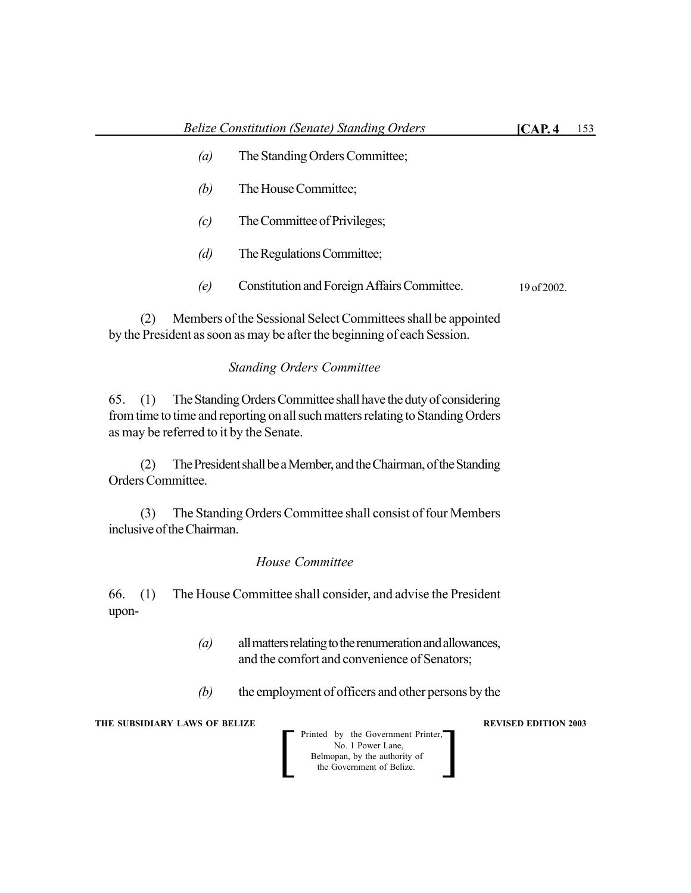*(a)* The Standing Orders Committee;

*(b)* The House Committee;

*(c)* The Committee of Privileges;

*(d)* The Regulations Committee;

*(e)* Constitution and Foreign Affairs Committee. 19 of 2002.

(2) Members of the Sessional Select Committees shall be appointed by the President as soon as may be after the beginning of each Session.

*Standing Orders Committee*

65. (1) The Standing Orders Committee shall have the duty of considering from time to time and reporting on all such matters relating to Standing Orders as may be referred to it by the Senate.

(2) The President shall be a Member, and the Chairman, of the Standing Orders Committee.

(3) The Standing Orders Committee shall consist of four Members inclusive of the Chairman.

*House Committee*

66. (1) The House Committee shall consider, and advise the President upon-

*(a)* all matters relating to the renumeration and allowances, and the comfort and convenience of Senators;

*(b)* the employment of officers and other persons by the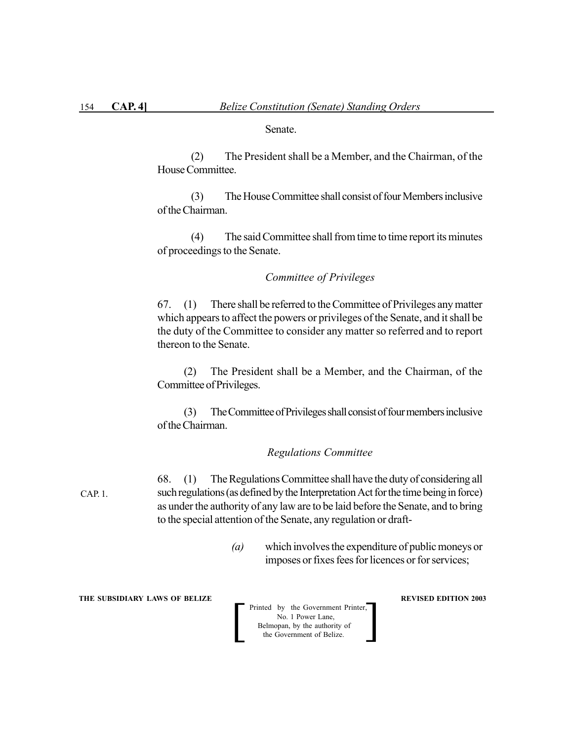Senate.

(2) The President shall be a Member, and the Chairman, of the House Committee.

(3) The House Committee shall consist of four Members inclusive of the Chairman.

(4) The said Committee shall from time to time report its minutes of proceedings to the Senate.

*Committee of Privileges*

67. (1) There shall be referred to the Committee of Privileges any matter which appears to affect the powers or privileges of the Senate, and it shall be the duty of the Committee to consider any matter so referred and to report thereon to the Senate.

(2) The President shall be a Member, and the Chairman, of the Committee of Privileges.

(3) The Committee of Privileges shall consist of four members inclusive of the Chairman.

*Regulations Committee*

CAP. 1.

68. (1) The Regulations Committee shall have the duty of considering all such regulations (as defined by the Interpretation Act for the time being in force) as under the authority of any law are to be laid before the Senate, and to bring to the special attention of the Senate, any regulation or draft-

*(a)* which involves the expenditure of public moneys or imposes or fixes fees for licences or for services;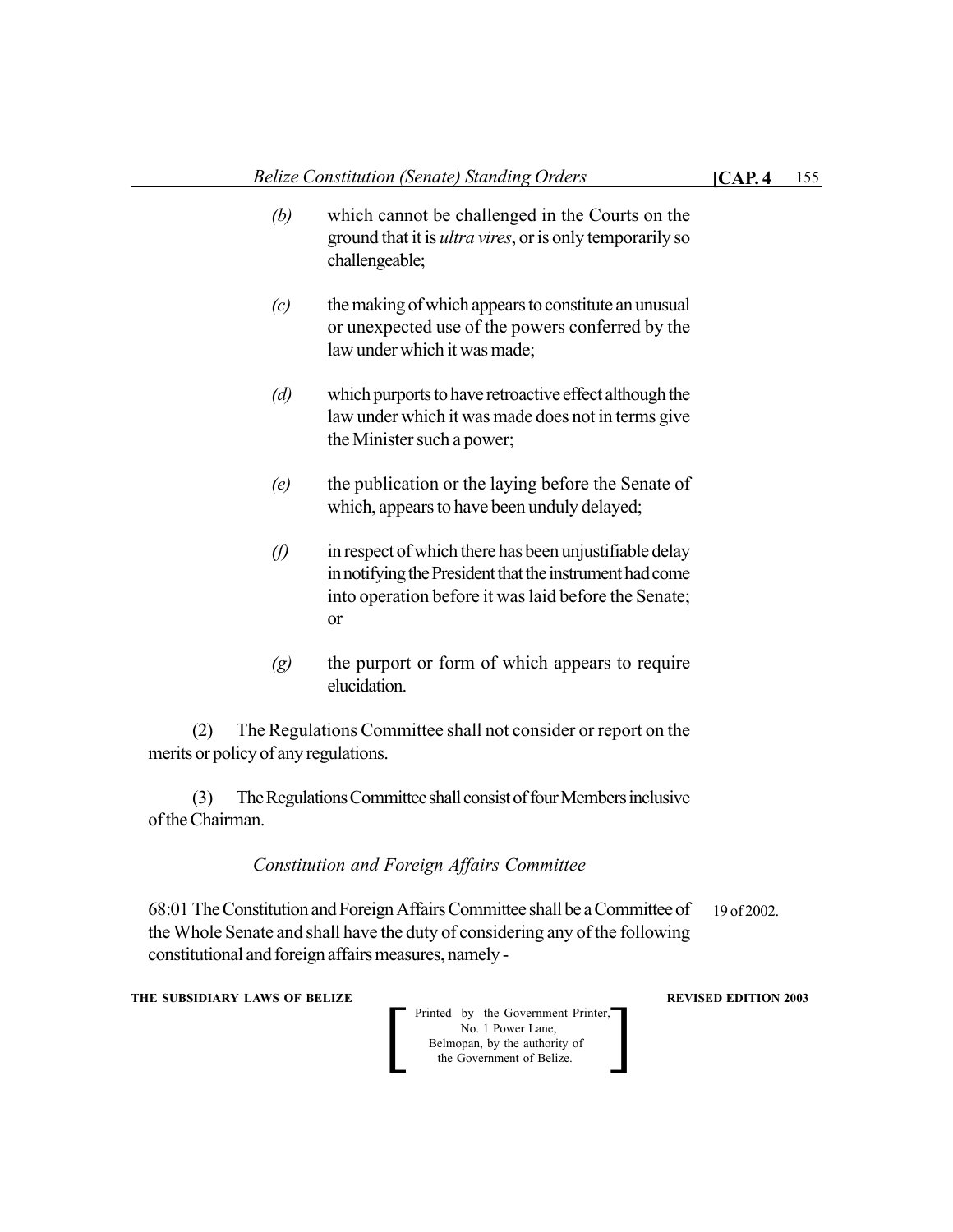*(b)* which cannot be challenged in the Courts on the ground that it is *ultra vires*, or is only temporarily so challengeable;

*(c)* the making of which appears to constitute an unusual or unexpected use of the powers conferred by the law under which it was made;

*(d)* which purports to have retroactive effect although the law under which it was made does not in terms give the Minister such a power;

*(e)* the publication or the laying before the Senate of which, appears to have been unduly delayed;

*(f)* in respect of which there has been unjustifiable delay in notifying the President that the instrument had come into operation before it was laid before the Senate; or

*(g)* the purport or form of which appears to require elucidation.

(2) The Regulations Committee shall not consider or report on the merits or policy of any regulations.

(3) The Regulations Committee shall consist of four Members inclusive of the Chairman.

*Constitution and Foreign Affairs Committee*

68:01 The Constitution and Foreign Affairs Committee shall be a Committee of the Whole Senate and shall have the duty of considering any of the following constitutional and foreign affairs measures, namely -

19 of 2002.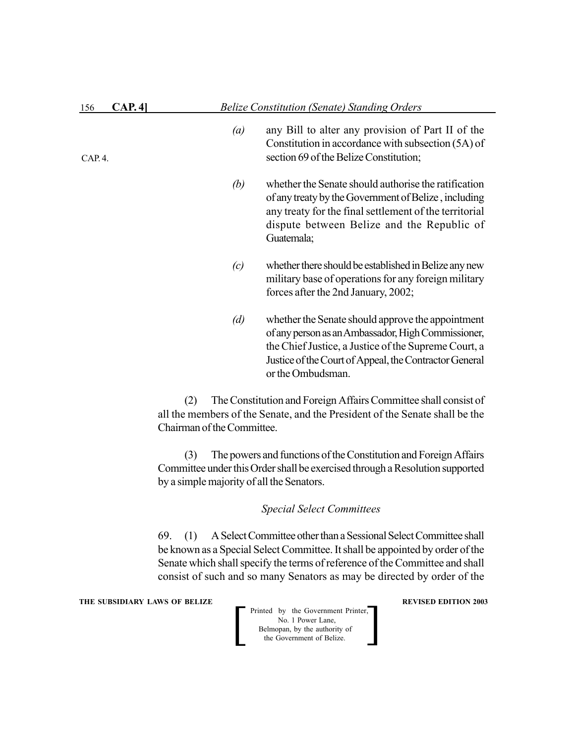CAP. 4.

*(a)* any Bill to alter any provision of Part II of the Constitution in accordance with subsection (5A) of section 69 of the Belize Constitution;

*(b)* whether the Senate should authorise the ratification of any treaty by the Government of Belize , including any treaty for the final settlement of the territorial dispute between Belize and the Republic of Guatemala;

*(c)* whether there should be established in Belize any new military base of operations for any foreign military forces after the 2nd January, 2002;

*(d)* whether the Senate should approve the appointment of any person as an Ambassador, High Commissioner, the Chief Justice, a Justice of the Supreme Court, a Justice of the Court of Appeal, the Contractor General or the Ombudsman.

(2) The Constitution and Foreign Affairs Committee shall consist of all the members of the Senate, and the President of the Senate shall be the Chairman of the Committee.

(3) The powers and functions of the Constitution and Foreign Affairs Committee under this Order shall be exercised through a Resolution supported by a simple majority of all the Senators.

*Special Select Committees*

69. (1) A Select Committee other than a Sessional Select Committee shall be known as a Special Select Committee. It shall be appointed by order of the Senate which shall specify the terms of reference of the Committee and shall consist of such and so many Senators as may be directed by order of the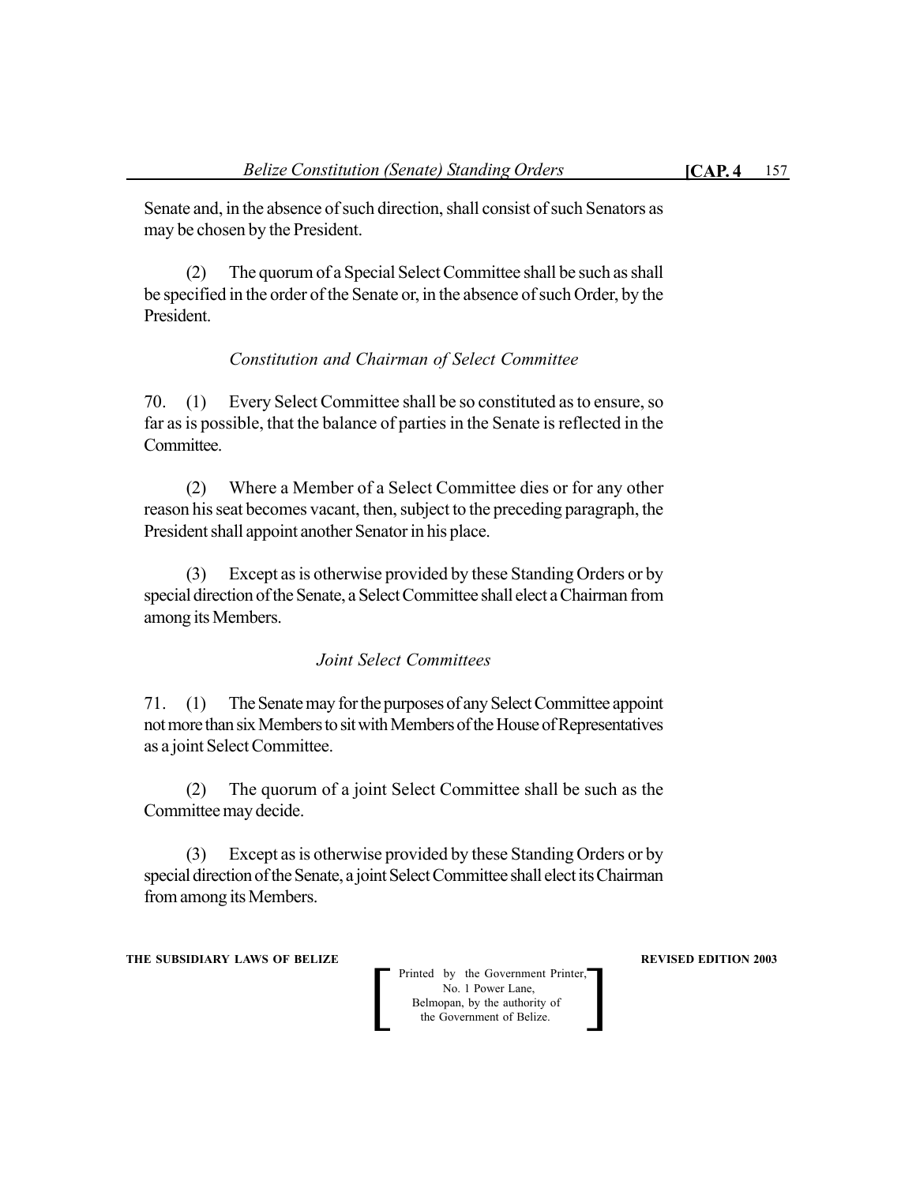Senate and, in the absence of such direction, shall consist of such Senators as may be chosen by the President.

(2) The quorum of a Special Select Committee shall be such as shall be specified in the order of the Senate or, in the absence of such Order, by the President.

*Constitution and Chairman of Select Committee*

70. (1) Every Select Committee shall be so constituted as to ensure, so far as is possible, that the balance of parties in the Senate is reflected in the Committee.

(2) Where a Member of a Select Committee dies or for any other reason his seat becomes vacant, then, subject to the preceding paragraph, the President shall appoint another Senator in his place.

(3) Except as is otherwise provided by these Standing Orders or by special direction of the Senate, a Select Committee shall elect a Chairman from among its Members.

*Joint Select Committees*

71. (1) The Senate may for the purposes of any Select Committee appoint not more than six Members to sit with Members of the House of Representatives as a joint Select Committee.

(2) The quorum of a joint Select Committee shall be such as the Committee may decide.

(3) Except as is otherwise provided by these Standing Orders or by special direction of the Senate, a joint Select Committee shall elect its Chairman from among its Members.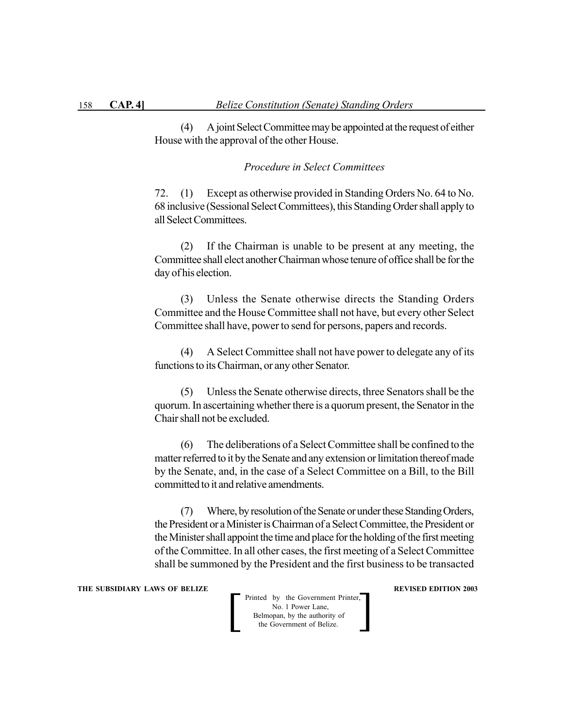(4) A joint Select Committee may be appointed at the request of either House with the approval of the other House.

*Procedure in Select Committees*

72. (1) Except as otherwise provided in Standing Orders No. 64 to No. 68 inclusive (Sessional Select Committees), this Standing Order shall apply to all Select Committees.

(2) If the Chairman is unable to be present at any meeting, the Committee shall elect another Chairman whose tenure of office shall be for the day of his election.

(3) Unless the Senate otherwise directs the Standing Orders Committee and the House Committee shall not have, but every other Select Committee shall have, power to send for persons, papers and records.

(4) A Select Committee shall not have power to delegate any of its functions to its Chairman, or any other Senator.

(5) Unless the Senate otherwise directs, three Senators shall be the quorum. In ascertaining whether there is a quorum present, the Senator in the Chair shall not be excluded.

(6) The deliberations of a Select Committee shall be confined to the matter referred to it by the Senate and any extension or limitation thereof made by the Senate, and, in the case of a Select Committee on a Bill, to the Bill committed to it and relative amendments.

(7) Where, by resolution of the Senate or under these Standing Orders, the President or a Minister is Chairman of a Select Committee, the President or the Minister shall appoint the time and place for the holding of the first meeting of the Committee. In all other cases, the first meeting of a Select Committee shall be summoned by the President and the first business to be transacted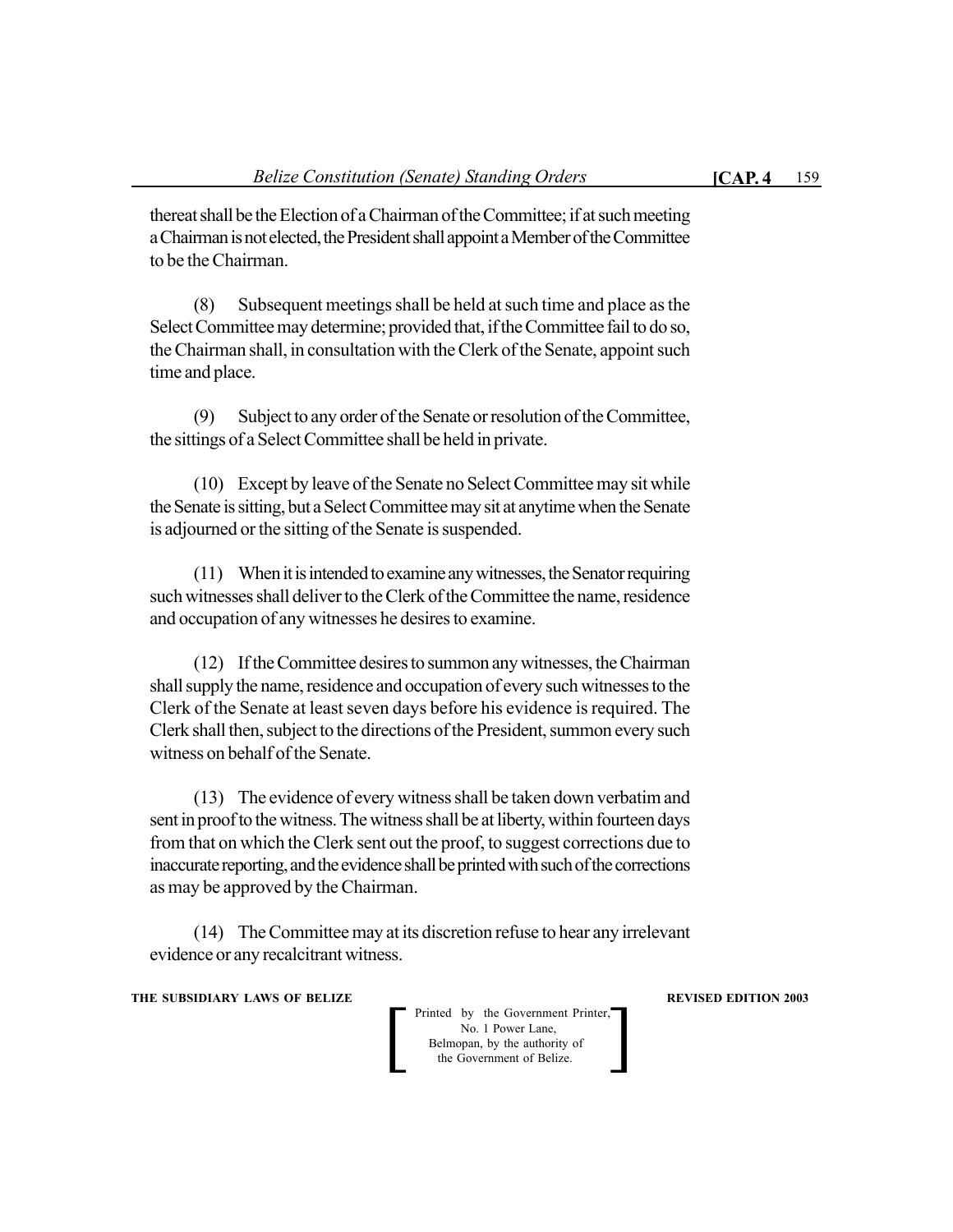thereat shall be the Election of a Chairman of the Committee; if at such meeting a Chairman is not elected, the President shall appoint a Member of the Committee to be the Chairman.

(8) Subsequent meetings shall be held at such time and place as the Select Committee may determine; provided that, if the Committee fail to do so, the Chairman shall, in consultation with the Clerk of the Senate, appoint such time and place.

(9) Subject to any order of the Senate or resolution of the Committee, the sittings of a Select Committee shall be held in private.

(10) Except by leave of the Senate no Select Committee may sit while the Senate is sitting, but a Select Committee may sit at anytime when the Senate is adjourned or the sitting of the Senate is suspended.

(11) When it is intended to examine any witnesses, the Senator requiring such witnesses shall deliver to the Clerk of the Committee the name, residence and occupation of any witnesses he desires to examine.

(12) If the Committee desires to summon any witnesses, the Chairman shall supply the name, residence and occupation of every such witnesses to the Clerk of the Senate at least seven days before his evidence is required. The Clerk shall then, subject to the directions of the President, summon every such witness on behalf of the Senate.

(13) The evidence of every witness shall be taken down verbatim and sent in proof to the witness. The witness shall be at liberty, within fourteen days from that on which the Clerk sent out the proof, to suggest corrections due to inaccurate reporting, and the evidence shall be printed with such of the corrections as may be approved by the Chairman.

(14) The Committee may at its discretion refuse to hear any irrelevant evidence or any recalcitrant witness.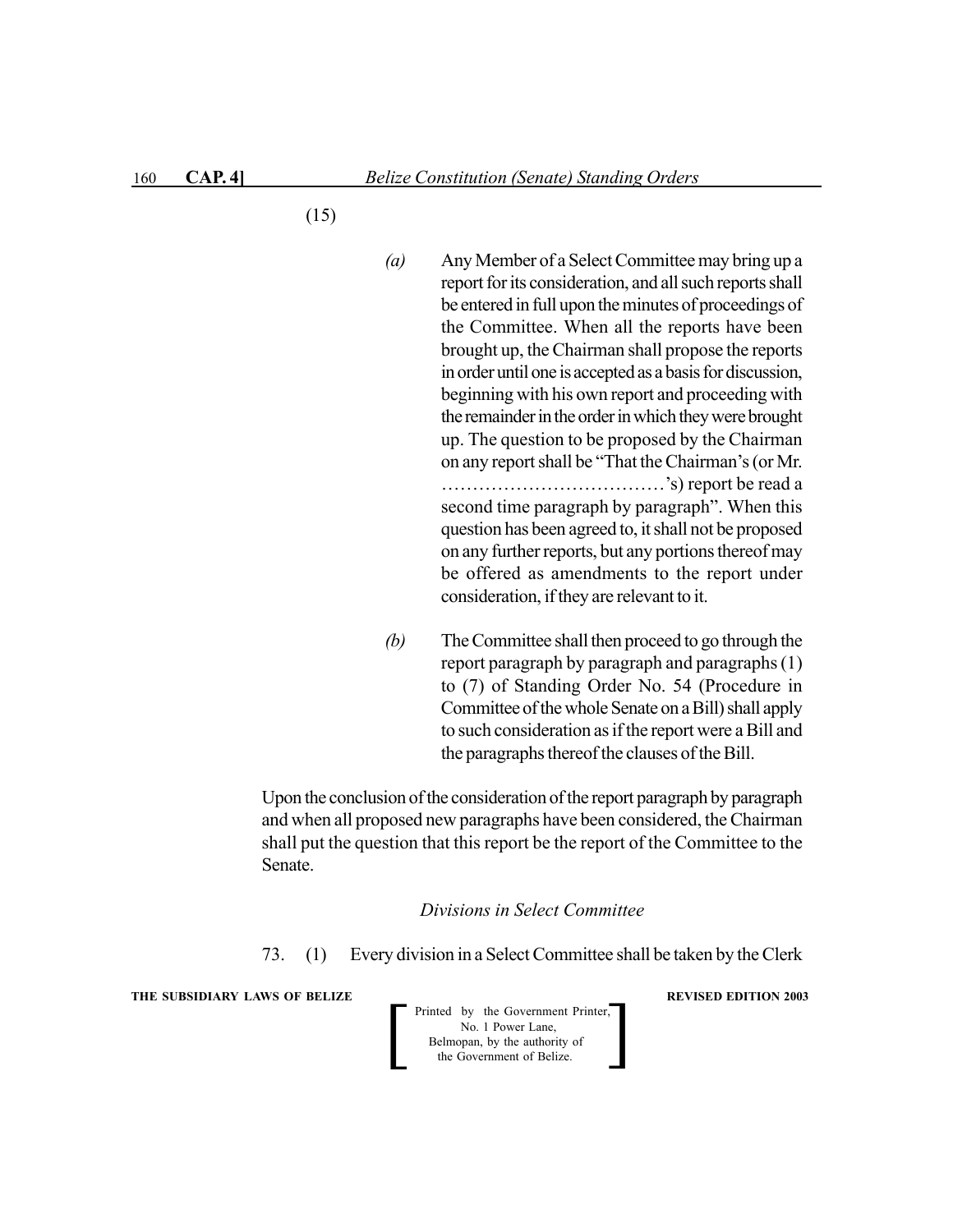(15)

*(a)* Any Member of a Select Committee may bring up a report for its consideration, and all such reports shall be entered in full upon the minutes of proceedings of the Committee. When all the reports have been brought up, the Chairman shall propose the reports in order until one is accepted as a basis for discussion, beginning with his own report and proceeding with the remainder in the order in which they were brought up. The question to be proposed by the Chairman on any report shall be "That the Chairman's (or Mr. ………………………………'s) report be read a second time paragraph by paragraph". When this question has been agreed to, it shall not be proposed on any further reports, but any portions thereof may be offered as amendments to the report under consideration, if they are relevant to it.

*(b)* The Committee shall then proceed to go through the report paragraph by paragraph and paragraphs (1) to (7) of Standing Order No. 54 (Procedure in Committee of the whole Senate on a Bill) shall apply to such consideration as if the report were a Bill and the paragraphs thereof the clauses of the Bill.

Upon the conclusion of the consideration of the report paragraph by paragraph and when all proposed new paragraphs have been considered, the Chairman shall put the question that this report be the report of the Committee to the Senate.

*Divisions in Select Committee*

73. (1) Every division in a Select Committee shall be taken by the Clerk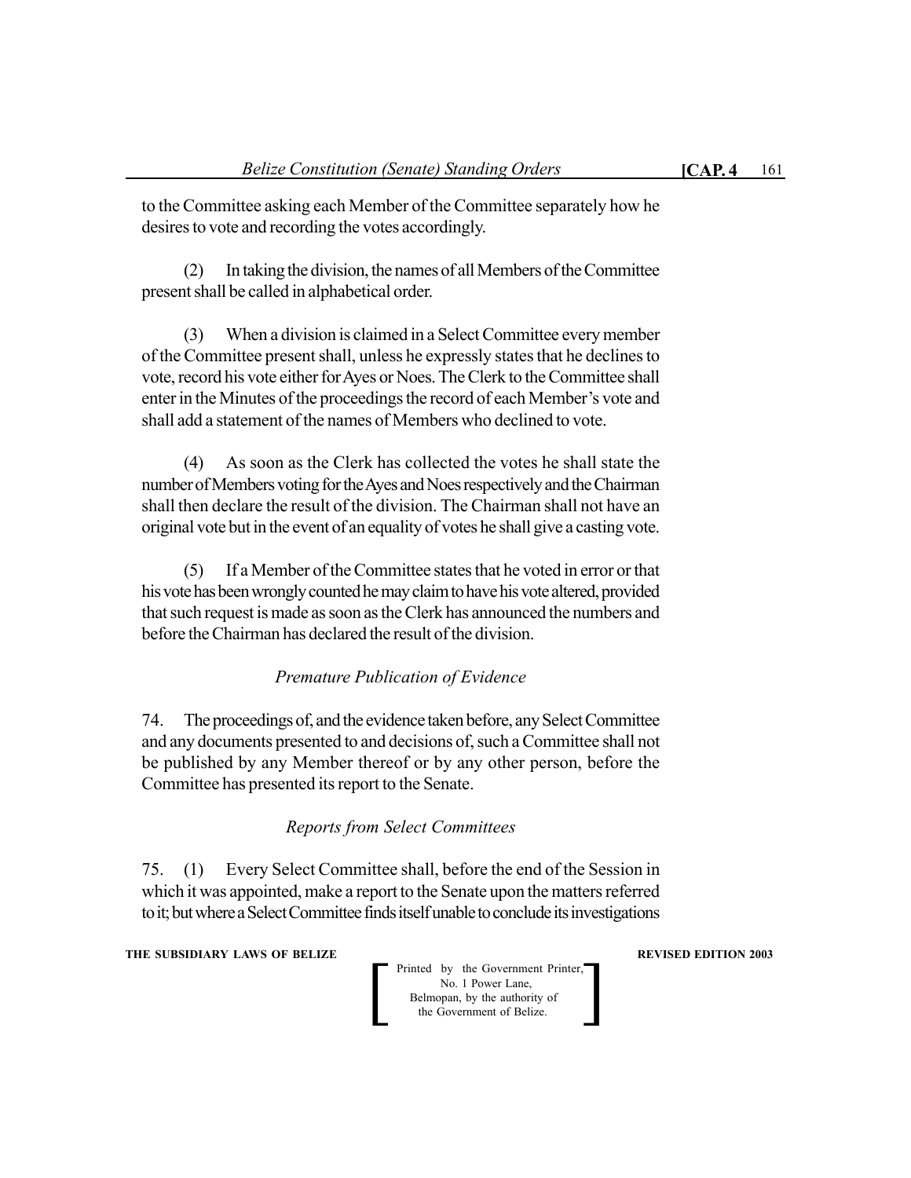to the Committee asking each Member of the Committee separately how he desires to vote and recording the votes accordingly.

(2) In taking the division, the names of all Members of the Committee present shall be called in alphabetical order.

(3) When a division is claimed in a Select Committee every member of the Committee present shall, unless he expressly states that he declines to vote, record his vote either for Ayes or Noes. The Clerk to the Committee shall enter in the Minutes of the proceedings the record of each Member's vote and shall add a statement of the names of Members who declined to vote.

(4) As soon as the Clerk has collected the votes he shall state the number of Members voting for the Ayes and Noes respectively and the Chairman shall then declare the result of the division. The Chairman shall not have an original vote but in the event of an equality of votes he shall give a casting vote.

(5) If a Member of the Committee states that he voted in error or that his vote has been wrongly counted he may claim to have his vote altered, provided that such request is made as soon as the Clerk has announced the numbers and before the Chairman has declared the result of the division.

*Premature Publication of Evidence*

74. The proceedings of, and the evidence taken before, any Select Committee and any documents presented to and decisions of, such a Committee shall not be published by any Member thereof or by any other person, before the Committee has presented its report to the Senate.

*Reports from Select Committees*

75. (1) Every Select Committee shall, before the end of the Session in which it was appointed, make a report to the Senate upon the matters referred to it; but where a Select Committee finds itself unable to conclude its investigations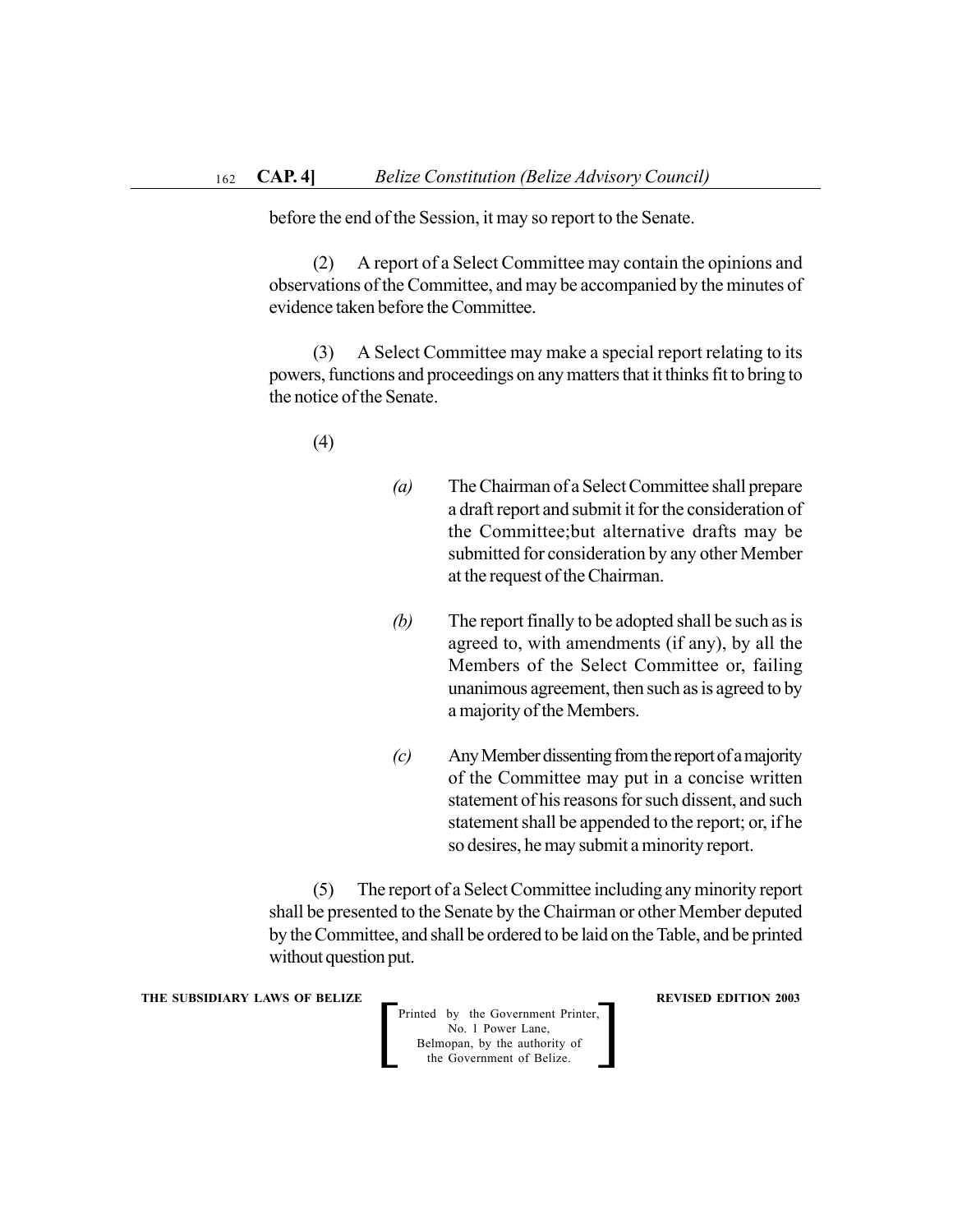before the end of the Session, it may so report to the Senate.

(2) A report of a Select Committee may contain the opinions and observations of the Committee, and may be accompanied by the minutes of evidence taken before the Committee.

(3) A Select Committee may make a special report relating to its powers, functions and proceedings on any matters that it thinks fit to bring to the notice of the Senate.

(4)

*(a)* The Chairman of a Select Committee shall prepare a draft report and submit it for the consideration of the Committee;but alternative drafts may be submitted for consideration by any other Member at the request of the Chairman.

*(b)* The report finally to be adopted shall be such as is agreed to, with amendments (if any), by all the Members of the Select Committee or, failing unanimous agreement, then such as is agreed to by a majority of the Members.

*(c)* Any Member dissenting from the report of a majority of the Committee may put in a concise written statement of his reasons for such dissent, and such statement shall be appended to the report; or, if he so desires, he may submit a minority report.

(5) The report of a Select Committee including any minority report shall be presented to the Senate by the Chairman or other Member deputed by the Committee, and shall be ordered to be laid on the Table, and be printed without question put.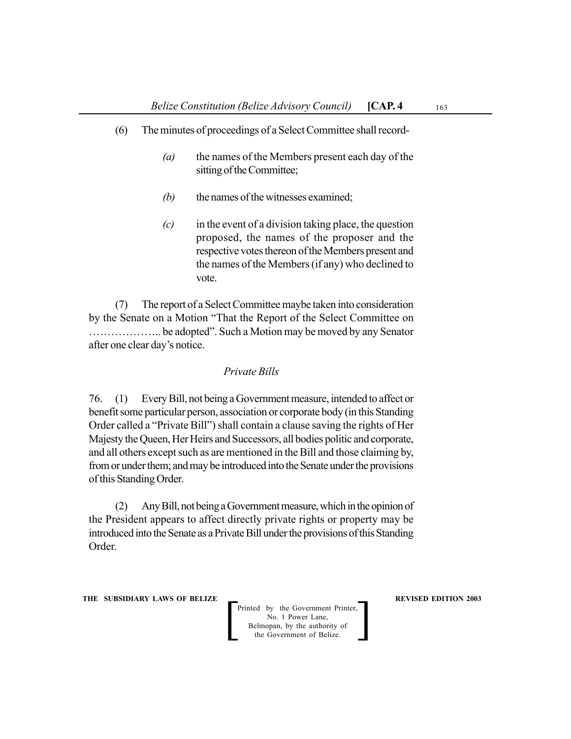(6) The minutes of proceedings of a Select Committee shall record-

*(a)* the names of the Members present each day of the sitting of the Committee;

*(b)* the names of the witnesses examined;

*(c)* in the event of a division taking place, the question proposed, the names of the proposer and the respective votes thereon of the Members present and the names of the Members (if any) who declined to vote.

(7) The report of a Select Committee maybe taken into consideration by the Senate on a Motion "That the Report of the Select Committee on ……………….. be adopted". Such a Motion may be moved by any Senator after one clear day's notice.

*Private Bills*

76. (1) Every Bill, not being a Government measure, intended to affect or benefit some particular person, association or corporate body (in this Standing Order called a "Private Bill") shall contain a clause saving the rights of Her Majesty the Queen, Her Heirs and Successors, all bodies politic and corporate, and all others except such as are mentioned in the Bill and those claiming by, from or under them; and may be introduced into the Senate under the provisions of this Standing Order.

(2) Any Bill, not being a Government measure, which in the opinion of the President appears to affect directly private rights or property may be introduced into the Senate as a Private Bill under the provisions of this Standing Order.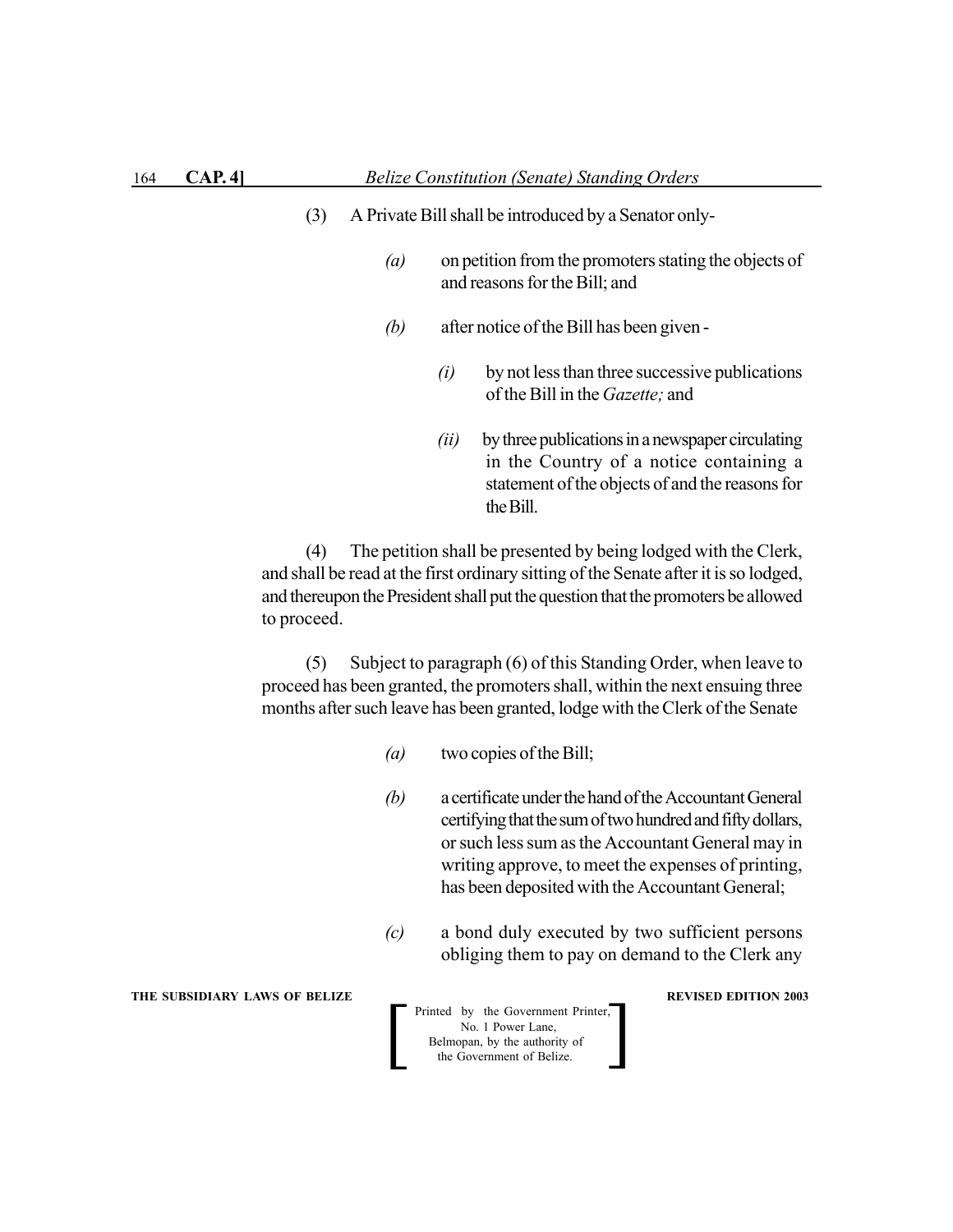(3) A Private Bill shall be introduced by a Senator only-

*(a)* on petition from the promoters stating the objects of and reasons for the Bill; and

*(b)* after notice of the Bill has been given -

*(i)* by not less than three successive publications of the Bill in the *Gazette;* and

*(ii)* by three publications in a newspaper circulating in the Country of a notice containing a statement of the objects of and the reasons for the Bill.

(4) The petition shall be presented by being lodged with the Clerk, and shall be read at the first ordinary sitting of the Senate after it is so lodged, and thereupon the President shall put the question that the promoters be allowed to proceed.

(5) Subject to paragraph (6) of this Standing Order, when leave to proceed has been granted, the promoters shall, within the next ensuing three months after such leave has been granted, lodge with the Clerk of the Senate

*(a)* two copies of the Bill;

*(b)* a certificate under the hand of the Accountant General certifying that the sum of two hundred and fifty dollars, or such less sum as the Accountant General may in writing approve, to meet the expenses of printing, has been deposited with the Accountant General;

*(c)* a bond duly executed by two sufficient persons obliging them to pay on demand to the Clerk any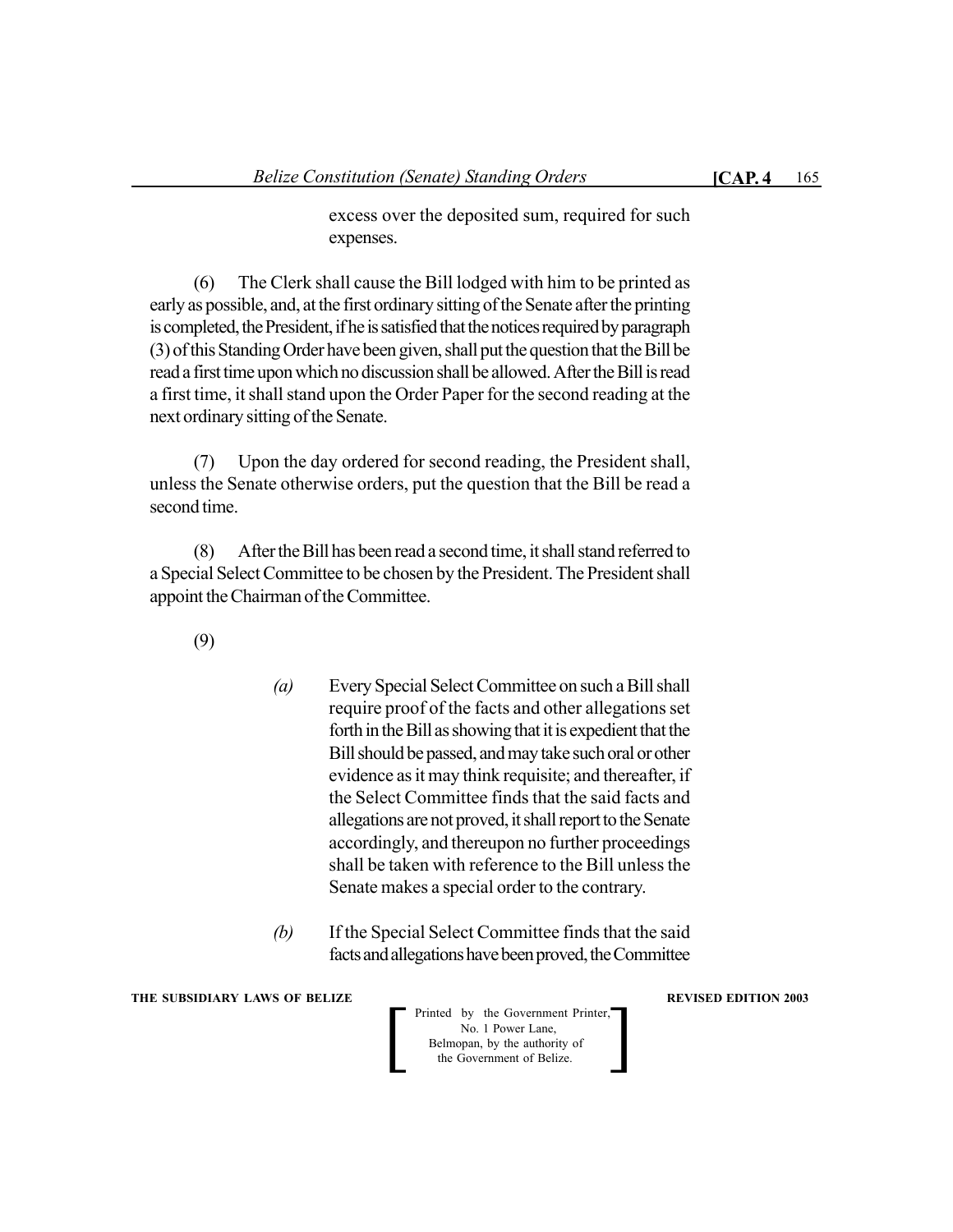excess over the deposited sum, required for such expenses.

(6) The Clerk shall cause the Bill lodged with him to be printed as early as possible, and, at the first ordinary sitting of the Senate after the printing is completed, the President, if he is satisfied that the notices required by paragraph (3) of this Standing Order have been given, shall put the question that the Bill be read a first time upon which no discussion shall be allowed. After the Bill is read a first time, it shall stand upon the Order Paper for the second reading at the next ordinary sitting of the Senate.

(7) Upon the day ordered for second reading, the President shall, unless the Senate otherwise orders, put the question that the Bill be read a second time.

(8) After the Bill has been read a second time, it shall stand referred to a Special Select Committee to be chosen by the President. The President shall appoint the Chairman of the Committee.

(9)

*(a)* Every Special Select Committee on such a Bill shall require proof of the facts and other allegations set forth in the Bill as showing that it is expedient that the Bill should be passed, and may take such oral or other evidence as it may think requisite; and thereafter, if the Select Committee finds that the said facts and allegations are not proved, it shall report to the Senate accordingly, and thereupon no further proceedings shall be taken with reference to the Bill unless the Senate makes a special order to the contrary.

*(b)* If the Special Select Committee finds that the said facts and allegations have been proved, the Committee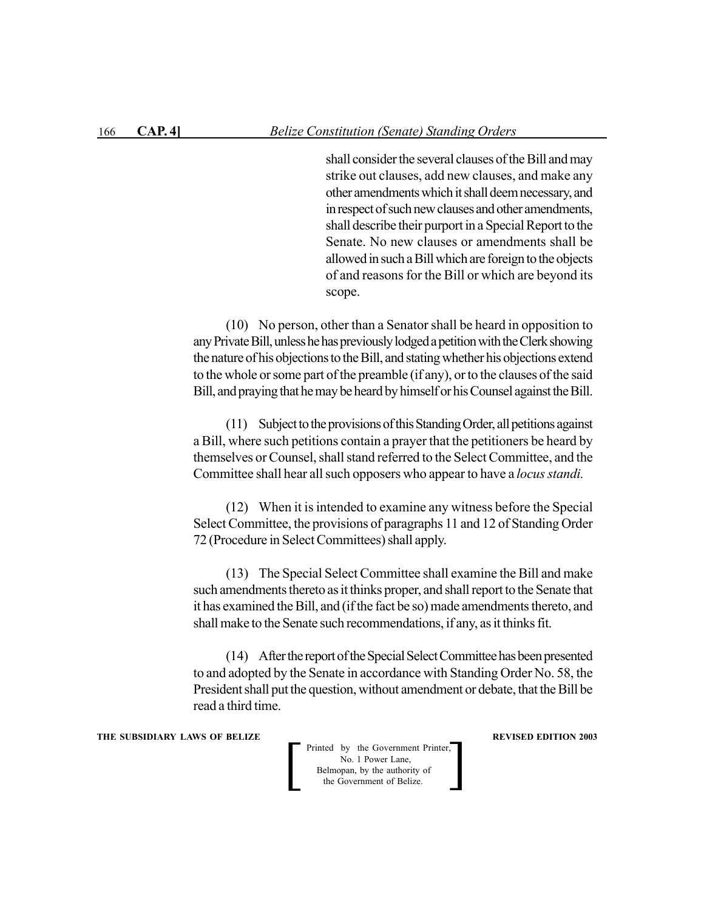shall consider the several clauses of the Bill and may strike out clauses, add new clauses, and make any other amendments which it shall deem necessary, and in respect of such new clauses and other amendments, shall describe their purport in a Special Report to the Senate. No new clauses or amendments shall be allowed in such a Bill which are foreign to the objects of and reasons for the Bill or which are beyond its scope.

(10) No person, other than a Senator shall be heard in opposition to any Private Bill, unless he has previously lodged a petition with the Clerk showing the nature of his objections to the Bill, and stating whether his objections extend to the whole or some part of the preamble (if any), or to the clauses of the said Bill, and praying that he may be heard by himself or his Counsel against the Bill.

(11) Subject to the provisions of this Standing Order, all petitions against a Bill, where such petitions contain a prayer that the petitioners be heard by themselves or Counsel, shall stand referred to the Select Committee, and the Committee shall hear all such opposers who appear to have a *locus standi.*

(12) When it is intended to examine any witness before the Special Select Committee, the provisions of paragraphs 11 and 12 of Standing Order 72 (Procedure in Select Committees) shall apply.

(13) The Special Select Committee shall examine the Bill and make such amendments thereto as it thinks proper, and shall report to the Senate that it has examined the Bill, and (if the fact be so) made amendments thereto, and shall make to the Senate such recommendations, if any, as it thinks fit.

(14) After the report of the Special Select Committee has been presented to and adopted by the Senate in accordance with Standing Order No. 58, the President shall put the question, without amendment or debate, that the Bill be read a third time.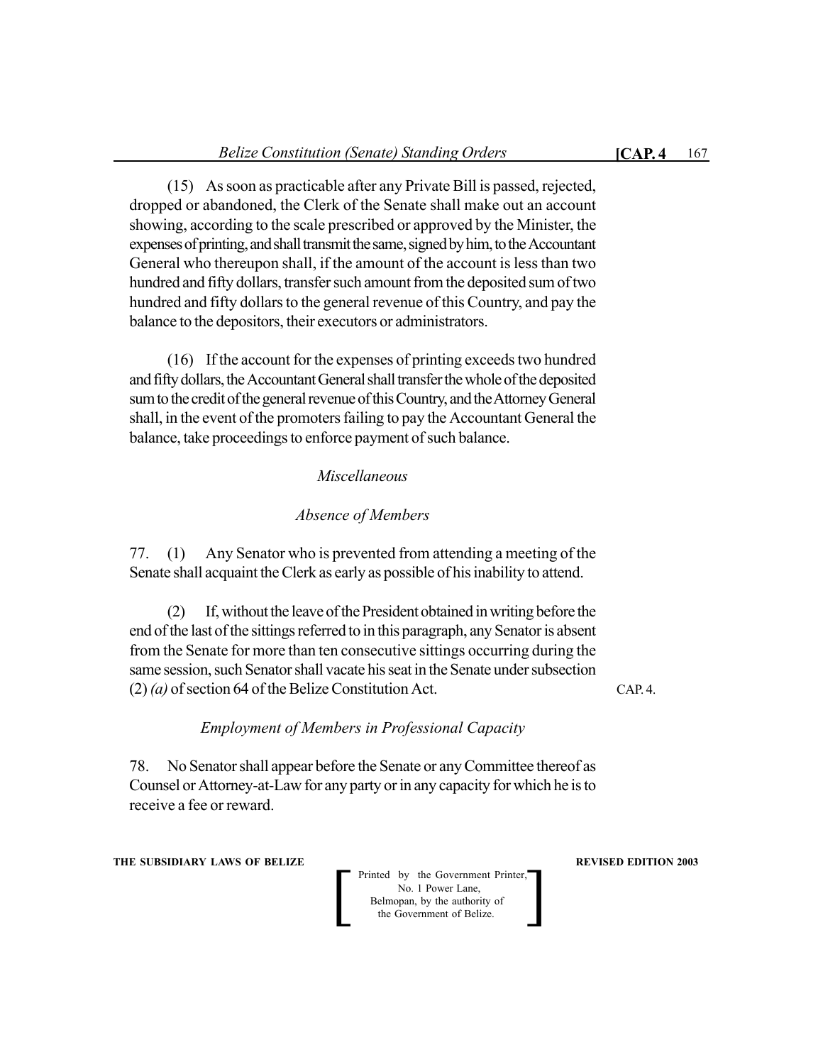(15) As soon as practicable after any Private Bill is passed, rejected, dropped or abandoned, the Clerk of the Senate shall make out an account showing, according to the scale prescribed or approved by the Minister, the expenses of printing, and shall transmit the same, signed by him, to the Accountant General who thereupon shall, if the amount of the account is less than two hundred and fifty dollars, transfer such amount from the deposited sum of two hundred and fifty dollars to the general revenue of this Country, and pay the balance to the depositors, their executors or administrators.

(16) If the account for the expenses of printing exceeds two hundred and fifty dollars, the Accountant General shall transfer the whole of the deposited sum to the credit of the general revenue of this Country, and the Attorney General shall, in the event of the promoters failing to pay the Accountant General the balance, take proceedings to enforce payment of such balance.

*Miscellaneous*

*Absence of Members*

77. (1) Any Senator who is prevented from attending a meeting of the Senate shall acquaint the Clerk as early as possible of his inability to attend.

(2) If, without the leave of the President obtained in writing before the end of the last of the sittings referred to in this paragraph, any Senator is absent from the Senate for more than ten consecutive sittings occurring during the same session, such Senator shall vacate his seat in the Senate under subsection (2) *(a)* of section 64 of the Belize Constitution Act.

CAP. 4.

*Employment of Members in Professional Capacity*

78. No Senator shall appear before the Senate or any Committee thereof as Counsel or Attorney-at-Law for any party or in any capacity for which he is to receive a fee or reward.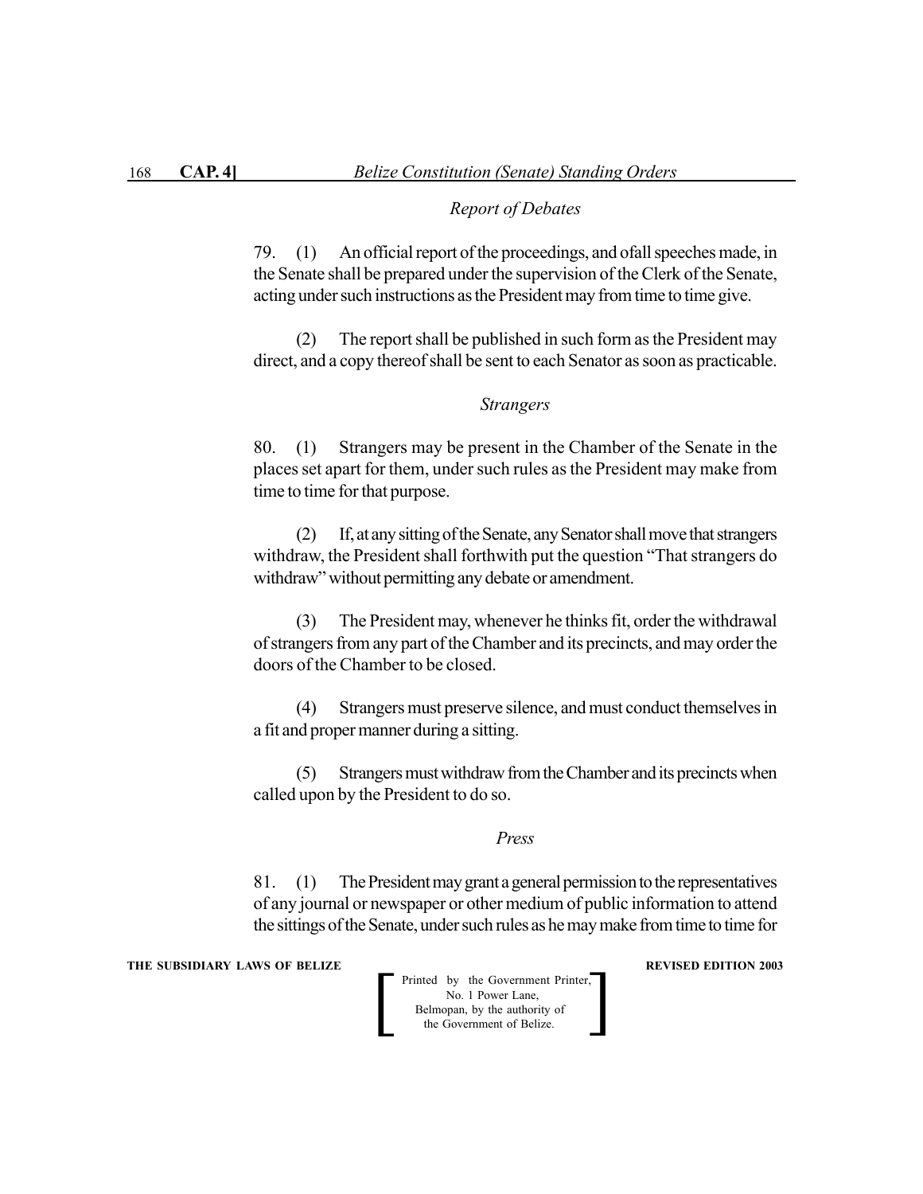*Report of Debates*

79. (1) An official report of the proceedings, and ofall speeches made, in the Senate shall be prepared under the supervision of the Clerk of the Senate, acting under such instructions as the President may from time to time give.

(2) The report shall be published in such form as the President may direct, and a copy thereof shall be sent to each Senator as soon as practicable.

*Strangers*

80. (1) Strangers may be present in the Chamber of the Senate in the places set apart for them, under such rules as the President may make from time to time for that purpose.

(2) If, at any sitting of the Senate, any Senator shall move that strangers withdraw, the President shall forthwith put the question "That strangers do withdraw" without permitting any debate or amendment.

(3) The President may, whenever he thinks fit, order the withdrawal of strangers from any part of the Chamber and its precincts, and may order the doors of the Chamber to be closed.

(4) Strangers must preserve silence, and must conduct themselves in a fit and proper manner during a sitting.

(5) Strangers must withdraw from the Chamber and its precincts when called upon by the President to do so.

*Press*

81. (1) The President may grant a general permission to the representatives of any journal or newspaper or other medium of public information to attend the sittings of the Senate, under such rules as he may make from time to time for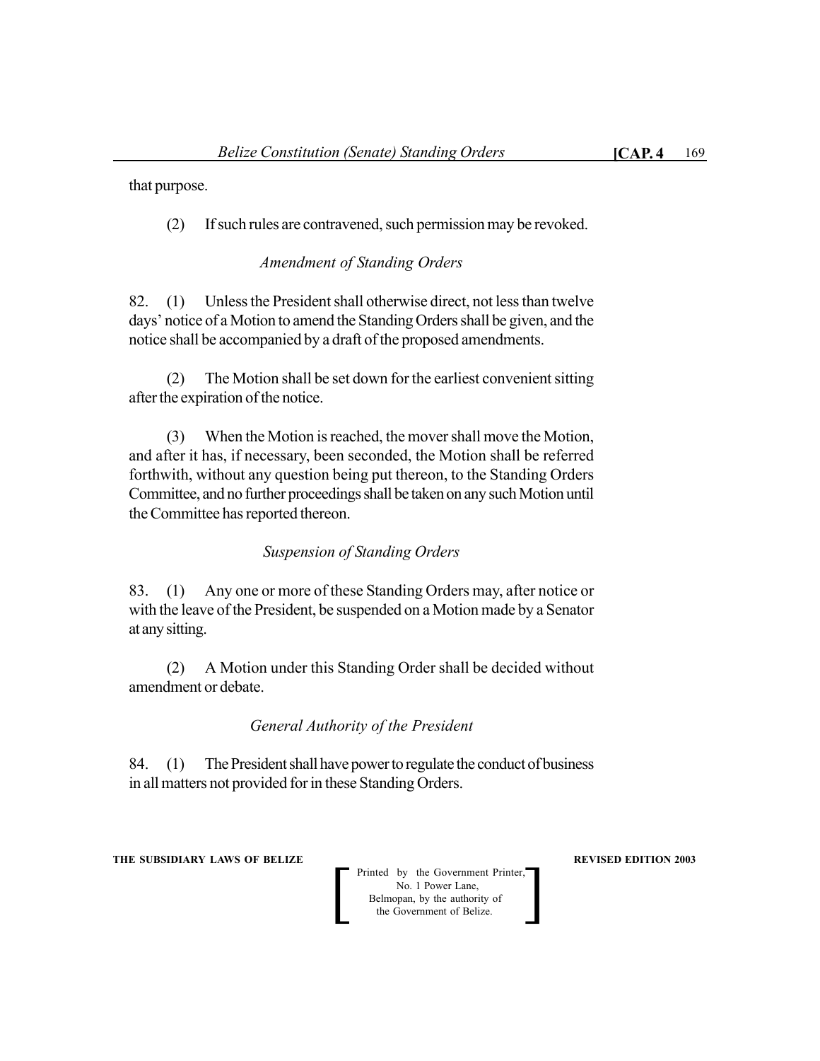that purpose.

(2) If such rules are contravened, such permission may be revoked.

*Amendment of Standing Orders*

82. (1) Unless the President shall otherwise direct, not less than twelve days' notice of a Motion to amend the Standing Orders shall be given, and the notice shall be accompanied by a draft of the proposed amendments.

(2) The Motion shall be set down for the earliest convenient sitting after the expiration of the notice.

(3) When the Motion is reached, the mover shall move the Motion, and after it has, if necessary, been seconded, the Motion shall be referred forthwith, without any question being put thereon, to the Standing Orders Committee, and no further proceedings shall be taken on any such Motion until the Committee has reported thereon.

*Suspension of Standing Orders*

83. (1) Any one or more of these Standing Orders may, after notice or with the leave of the President, be suspended on a Motion made by a Senator at any sitting.

(2) A Motion under this Standing Order shall be decided without amendment or debate.

*General Authority of the President*

84. (1) The President shall have power to regulate the conduct of business in all matters not provided for in these Standing Orders.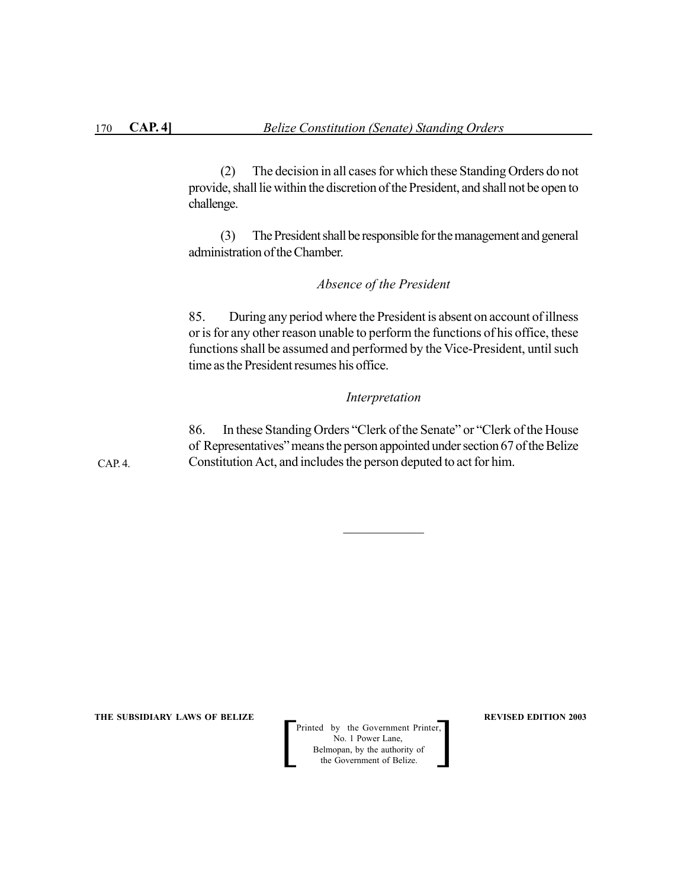(2) The decision in all cases for which these Standing Orders do not provide, shall lie within the discretion of the President, and shall not be open to challenge.

(3) The President shall be responsible for the management and general administration of the Chamber.

*Absence of the President*

85. During any period where the President is absent on account of illness or is for any other reason unable to perform the functions of his office, these functions shall be assumed and performed by the Vice-President, until such time as the President resumes his office.

*Interpretation*

86. In these Standing Orders "Clerk of the Senate" or "Clerk of the House of Representatives" means the person appointed under section 67 of the Belize Constitution Act, and includes the person deputed to act for him.

CAP. 4.

---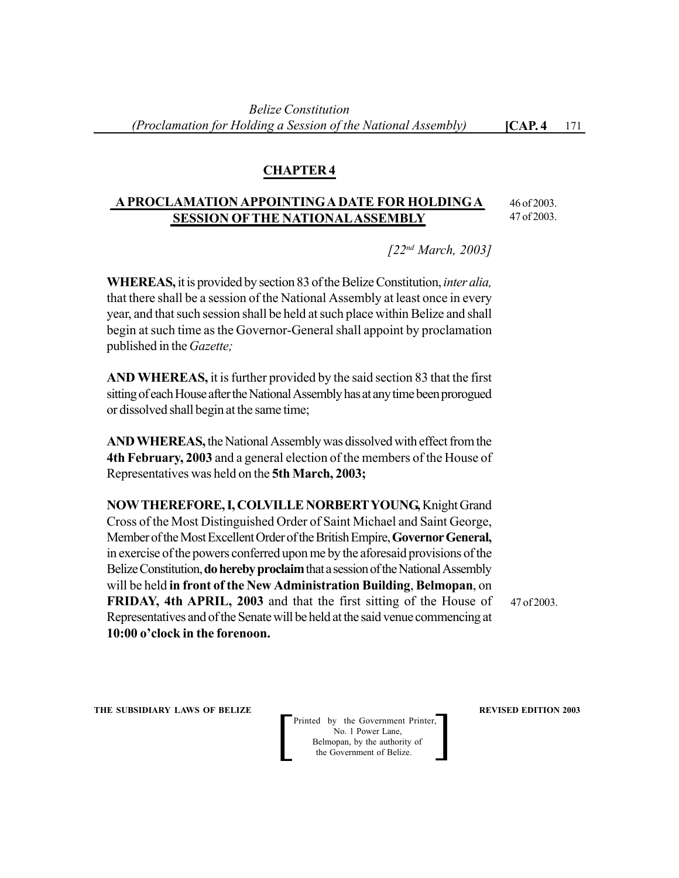## CHAPTER 4

### A PROCLAMATION APPOINTING A DATE FOR HOLDING A SESSION OF THE NATIONAL ASSEMBLY

46 of 2003.
47 of 2003.

*[22nd March, 2003]*

**WHEREAS,** it is provided by section 83 of the Belize Constitution, *inter alia,* that there shall be a session of the National Assembly at least once in every year, and that such session shall be held at such place within Belize and shall begin at such time as the Governor-General shall appoint by proclamation published in the *Gazette;*

**AND WHEREAS,** it is further provided by the said section 83 that the first sitting of each House after the National Assembly has at any time been prorogued or dissolved shall begin at the same time;

**AND WHEREAS,** the National Assembly was dissolved with effect from the **4th February, 2003** and a general election of the members of the House of Representatives was held on the **5th March, 2003;**

**NOW THEREFORE, I, COLVILLE NORBERT YOUNG,** Knight Grand Cross of the Most Distinguished Order of Saint Michael and Saint George, Member of the Most Excellent Order of the British Empire, **Governor General,** in exercise of the powers conferred upon me by the aforesaid provisions of the Belize Constitution, **do hereby proclaim** that a session of the National Assembly will be held **in front of the New Administration Building**, **Belmopan**, on **FRIDAY, 4th APRIL, 2003** and that the first sitting of the House of Representatives and of the Senate will be held at the said venue commencing at **10:00 o'clock in the forenoon.**

47 of 2003.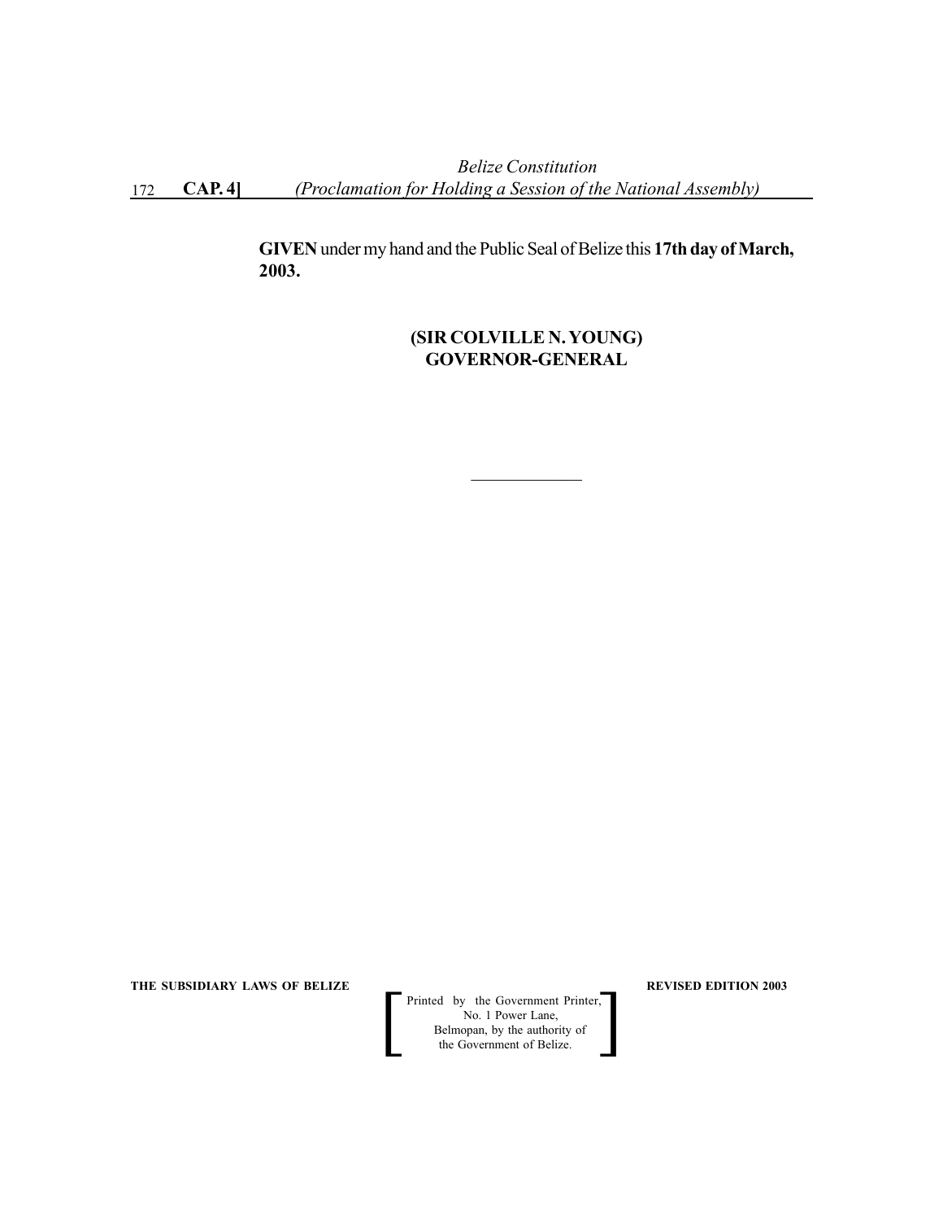**GIVEN** under my hand and the Public Seal of Belize this **17th day of March, 2003.**

**(SIR COLVILLE N. YOUNG)**
**GOVERNOR-GENERAL**

---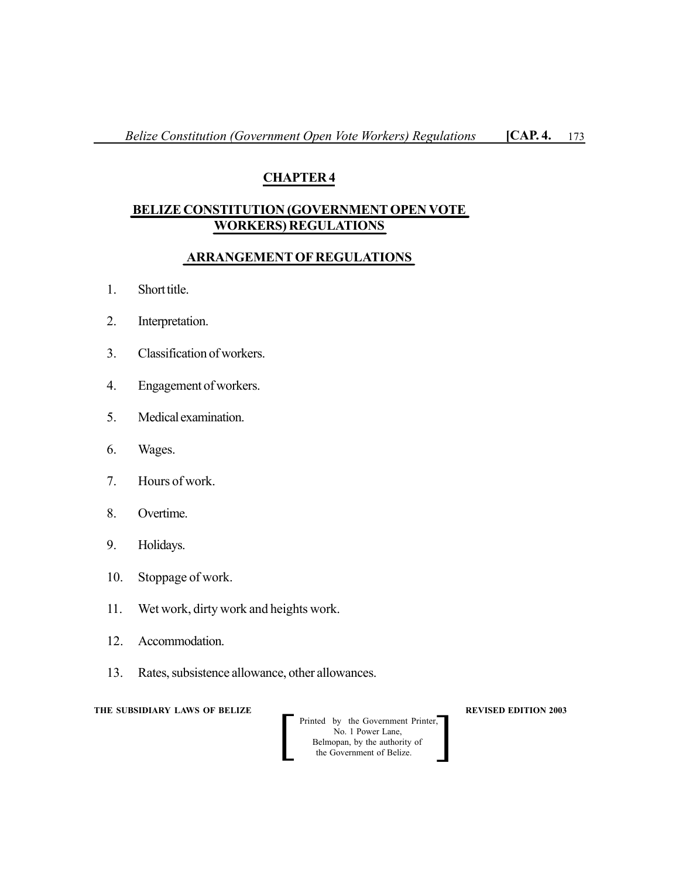## CHAPTER 4

## BELIZE CONSTITUTION (GOVERNMENT OPEN VOTE WORKERS) REGULATIONS

### ARRANGEMENT OF REGULATIONS

1. Short title.
2. Interpretation.
3. Classification of workers.
4. Engagement of workers.
5. Medical examination.
6. Wages.
7. Hours of work.
8. Overtime.
9. Holidays.
10. Stoppage of work.
11. Wet work, dirty work and heights work.
12. Accommodation.
13. Rates, subsistence allowance, other allowances.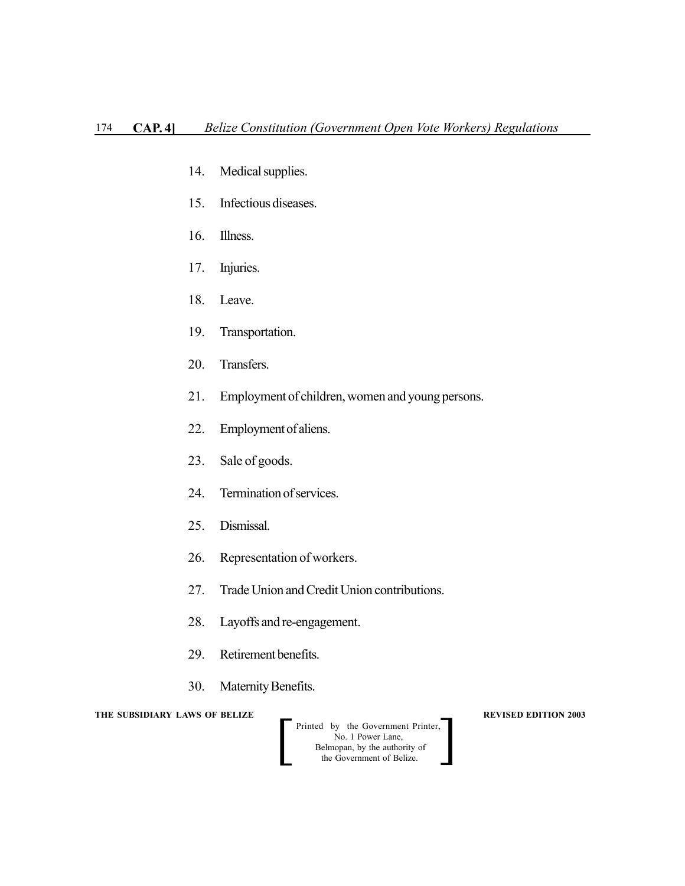14. Medical supplies.

15. Infectious diseases.

16. Illness.

17. Injuries.

18. Leave.

19. Transportation.

20. Transfers.

21. Employment of children, women and young persons.

22. Employment of aliens.

23. Sale of goods.

24. Termination of services.

25. Dismissal.

26. Representation of workers.

27. Trade Union and Credit Union contributions.

28. Layoffs and re-engagement.

29. Retirement benefits.

30. Maternity Benefits.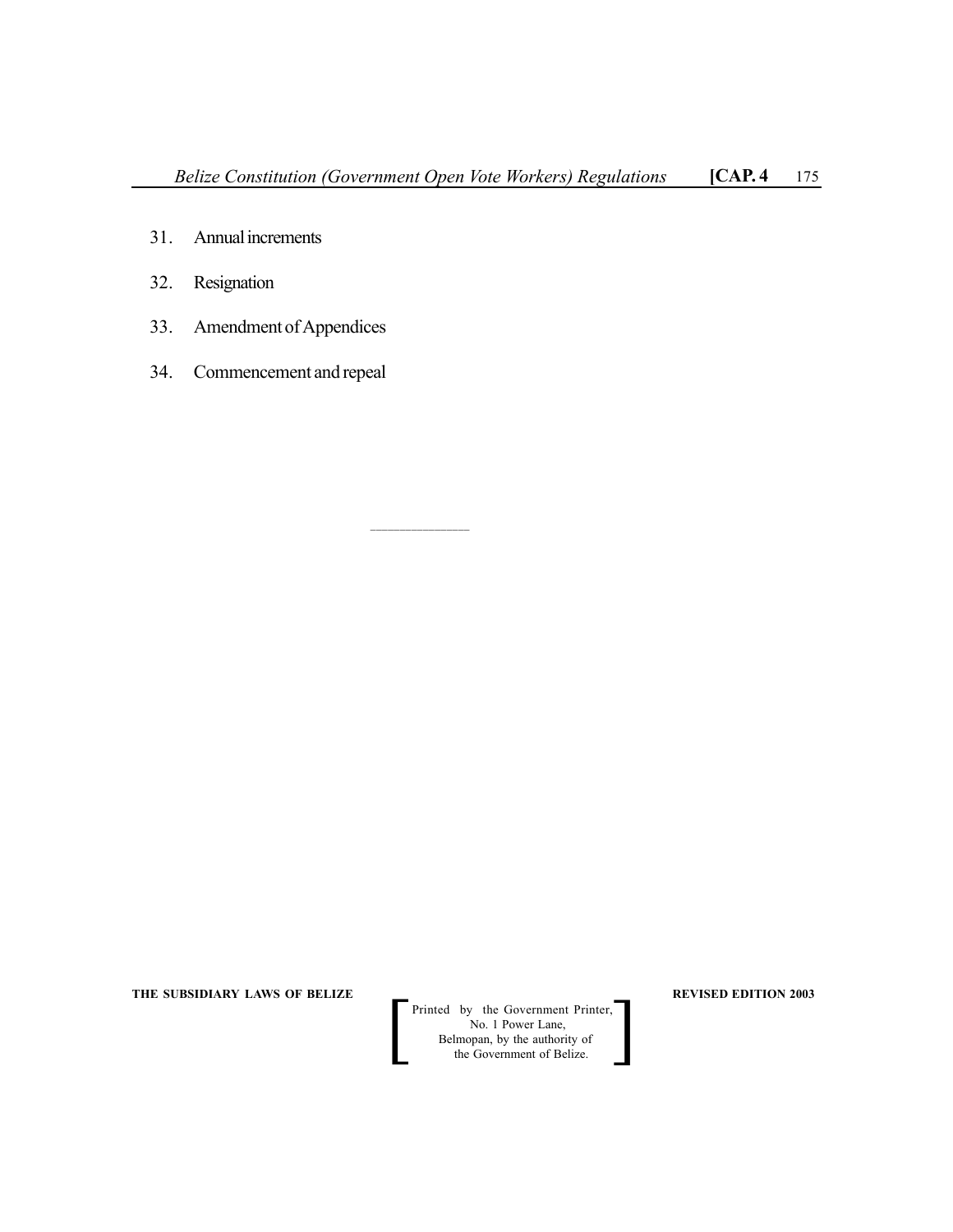31. Annual increments

32. Resignation

33. Amendment of Appendices

34. Commencement and repeal

\_\_\_\_\_\_\_\_\_\_\_\_\_\_

31. Annual increments

32. Resignation

33. Amendment of Appendices

34. Commencement and repeal

______________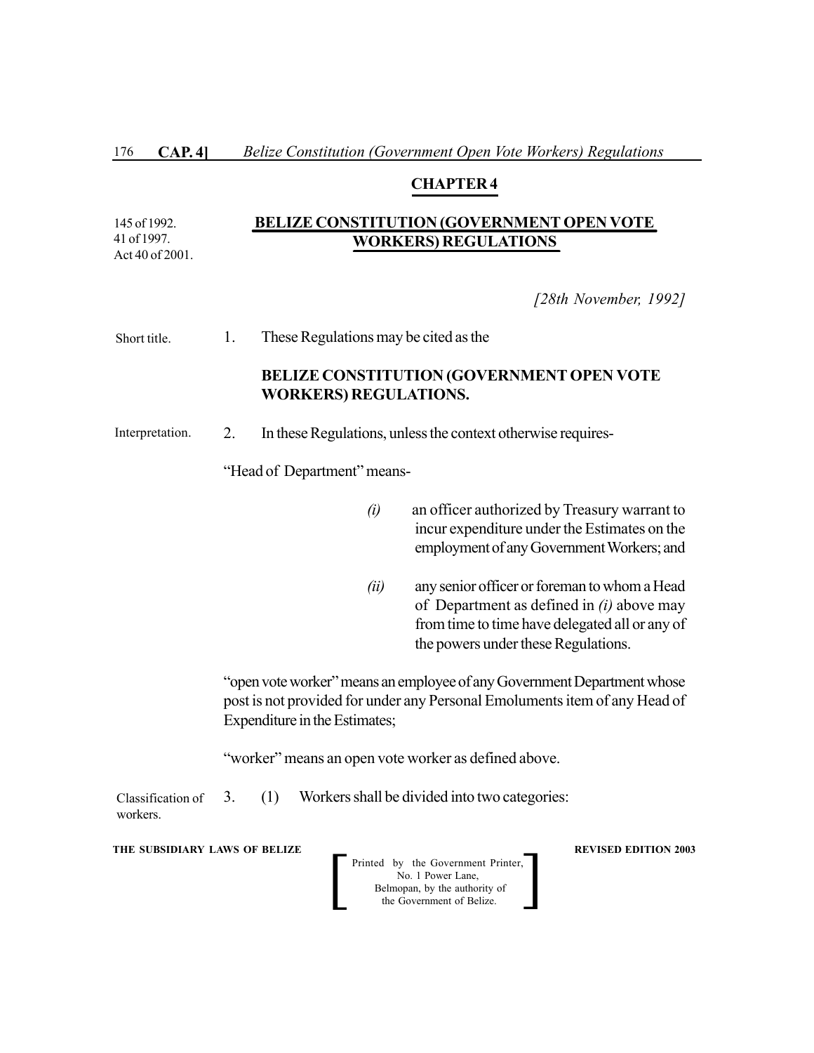## CHAPTER 4

145 of 1992.
41 of 1997.
Act 40 of 2001.

# BELIZE CONSTITUTION (GOVERNMENT OPEN VOTE WORKERS) REGULATIONS

*[28th November, 1992]*

Short title.

1. These Regulations may be cited as the

**BELIZE CONSTITUTION (GOVERNMENT OPEN VOTE WORKERS) REGULATIONS.**

Interpretation.

2. In these Regulations, unless the context otherwise requires-

"Head of Department" means-

*(i)* an officer authorized by Treasury warrant to incur expenditure under the Estimates on the employment of any Government Workers; and

*(ii)* any senior officer or foreman to whom a Head of Department as defined in *(i)* above may from time to time have delegated all or any of the powers under these Regulations.

"open vote worker" means an employee of any Government Department whose post is not provided for under any Personal Emoluments item of any Head of Expenditure in the Estimates;

"worker" means an open vote worker as defined above.

Classification of workers.

3. (1) Workers shall be divided into two categories: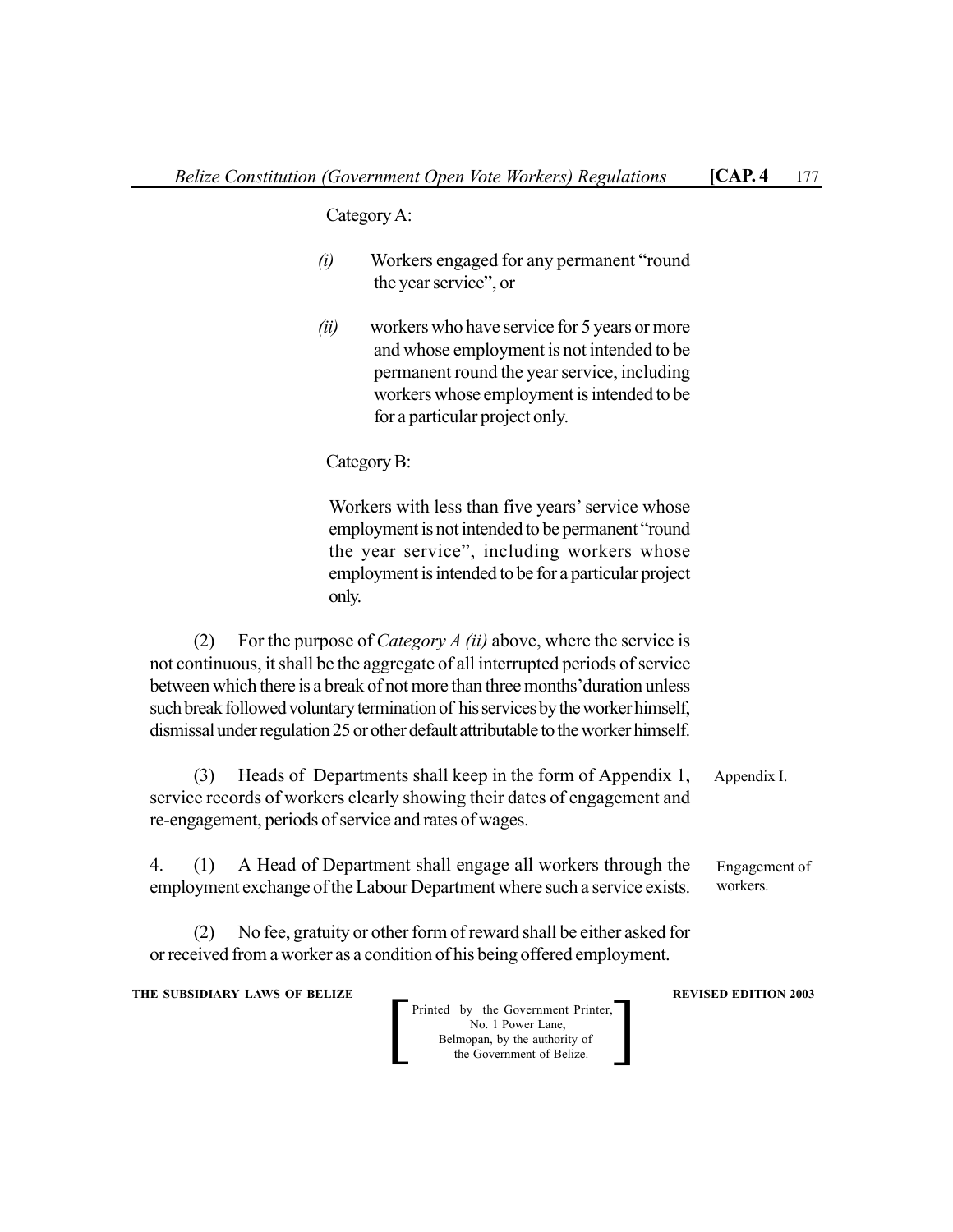Category A:

*(i)* Workers engaged for any permanent "round the year service", or

*(ii)* workers who have service for 5 years or more and whose employment is not intended to be permanent round the year service, including workers whose employment is intended to be for a particular project only.

Category B:

Workers with less than five years' service whose employment is not intended to be permanent "round the year service", including workers whose employment is intended to be for a particular project only.

(2) For the purpose of *Category A (ii)* above, where the service is not continuous, it shall be the aggregate of all interrupted periods of service between which there is a break of not more than three months' duration unless such break followed voluntary termination of his services by the worker himself, dismissal under regulation 25 or other default attributable to the worker himself.

(3) Heads of Departments shall keep in the form of Appendix 1, service records of workers clearly showing their dates of engagement and re-engagement, periods of service and rates of wages.

Appendix I.

Engagement of workers.

4. (1) A Head of Department shall engage all workers through the employment exchange of the Labour Department where such a service exists.

(2) No fee, gratuity or other form of reward shall be either asked for or received from a worker as a condition of his being offered employment.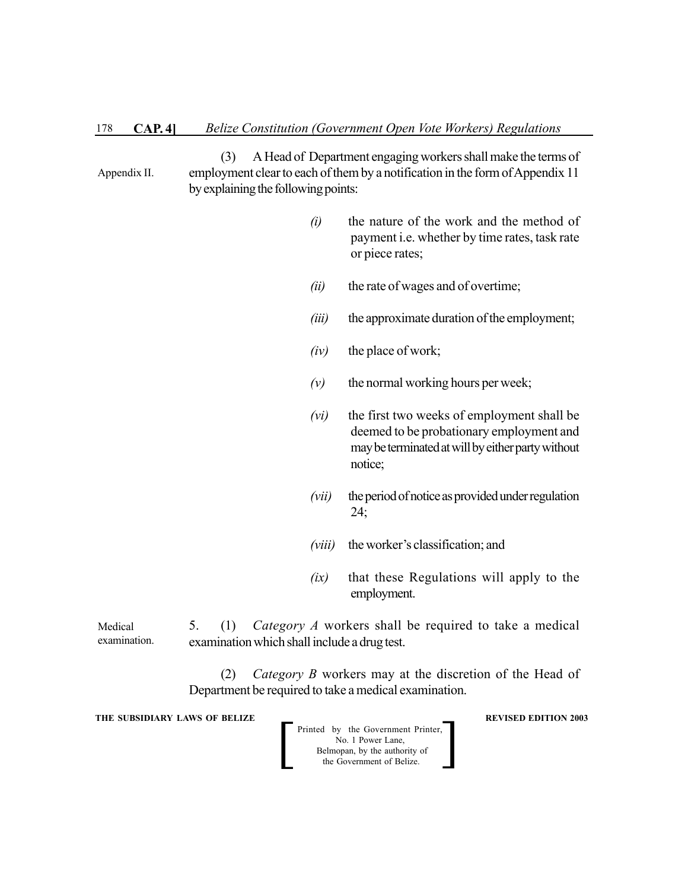Appendix II.

(3) A Head of Department engaging workers shall make the terms of employment clear to each of them by a notification in the form of Appendix 11 by explaining the following points:

*(i)* the nature of the work and the method of payment i.e. whether by time rates, task rate or piece rates;

*(ii)* the rate of wages and of overtime;

*(iii)* the approximate duration of the employment;

*(iv)* the place of work;

*(v)* the normal working hours per week;

*(vi)* the first two weeks of employment shall be deemed to be probationary employment and may be terminated at will by either party without notice;

*(vii)* the period of notice as provided under regulation 24;

*(viii)* the worker's classification; and

*(ix)* that these Regulations will apply to the employment.

Medical examination.

5. (1) *Category A* workers shall be required to take a medical examination which shall include a drug test.

(2) *Category B* workers may at the discretion of the Head of Department be required to take a medical examination.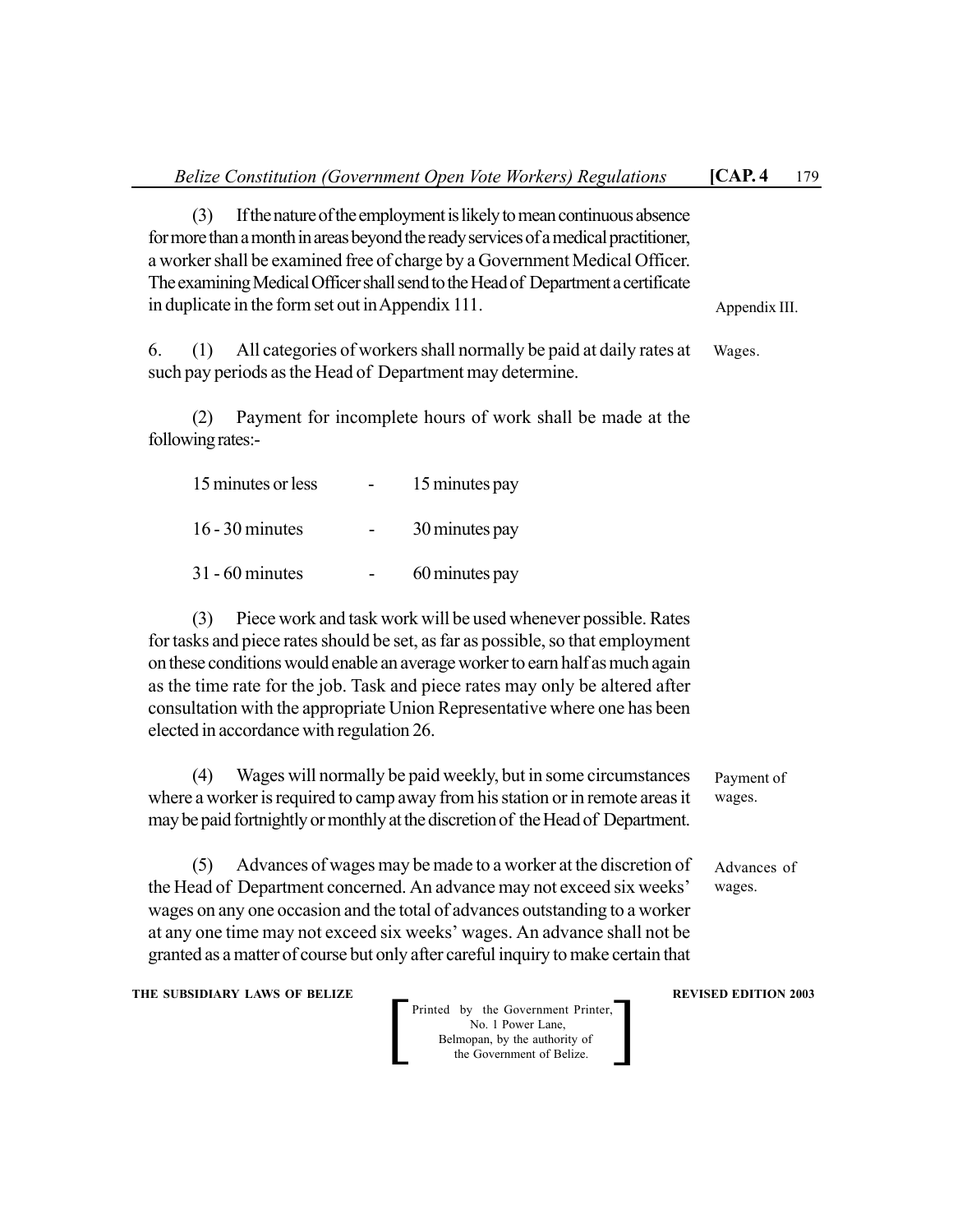(3) If the nature of the employment is likely to mean continuous absence for more than a month in areas beyond the ready services of a medical practitioner, a worker shall be examined free of charge by a Government Medical Officer. The examining Medical Officer shall send to the Head of Department a certificate in duplicate in the form set out in Appendix 111.

Appendix III.

6. (1) All categories of workers shall normally be paid at daily rates at such pay periods as the Head of Department may determine.

Wages.

(2) Payment for incomplete hours of work shall be made at the following rates:-

| | | |
|---|---|---|
| 15 minutes or less | - | 15 minutes pay |
| 16 - 30 minutes | - | 30 minutes pay |
| 31 - 60 minutes | - | 60 minutes pay |

(3) Piece work and task work will be used whenever possible. Rates for tasks and piece rates should be set, as far as possible, so that employment on these conditions would enable an average worker to earn half as much again as the time rate for the job. Task and piece rates may only be altered after consultation with the appropriate Union Representative where one has been elected in accordance with regulation 26.

(4) Wages will normally be paid weekly, but in some circumstances where a worker is required to camp away from his station or in remote areas it may be paid fortnightly or monthly at the discretion of the Head of Department.

Payment of wages.

(5) Advances of wages may be made to a worker at the discretion of the Head of Department concerned. An advance may not exceed six weeks' wages on any one occasion and the total of advances outstanding to a worker at any one time may not exceed six weeks' wages. An advance shall not be granted as a matter of course but only after careful inquiry to make certain that

Advances of wages.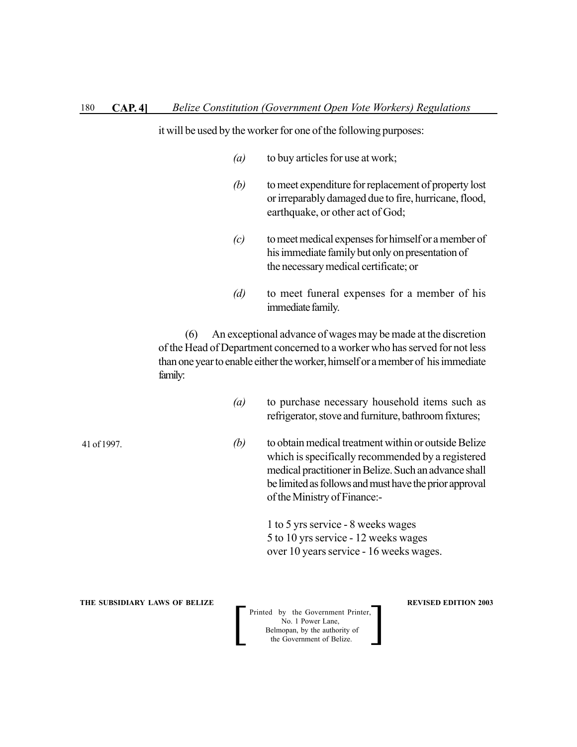it will be used by the worker for one of the following purposes:

*(a)* to buy articles for use at work;

*(b)* to meet expenditure for replacement of property lost or irreparably damaged due to fire, hurricane, flood, earthquake, or other act of God;

*(c)* to meet medical expenses for himself or a member of his immediate family but only on presentation of the necessary medical certificate; or

*(d)* to meet funeral expenses for a member of his immediate family.

(6) An exceptional advance of wages may be made at the discretion of the Head of Department concerned to a worker who has served for not less than one year to enable either the worker, himself or a member of his immediate family:

*(a)* to purchase necessary household items such as refrigerator, stove and furniture, bathroom fixtures;

41 of 1997.

*(b)* to obtain medical treatment within or outside Belize which is specifically recommended by a registered medical practitioner in Belize. Such an advance shall be limited as follows and must have the prior approval of the Ministry of Finance:-

1 to 5 yrs service - 8 weeks wages
5 to 10 yrs service - 12 weeks wages
over 10 years service - 16 weeks wages.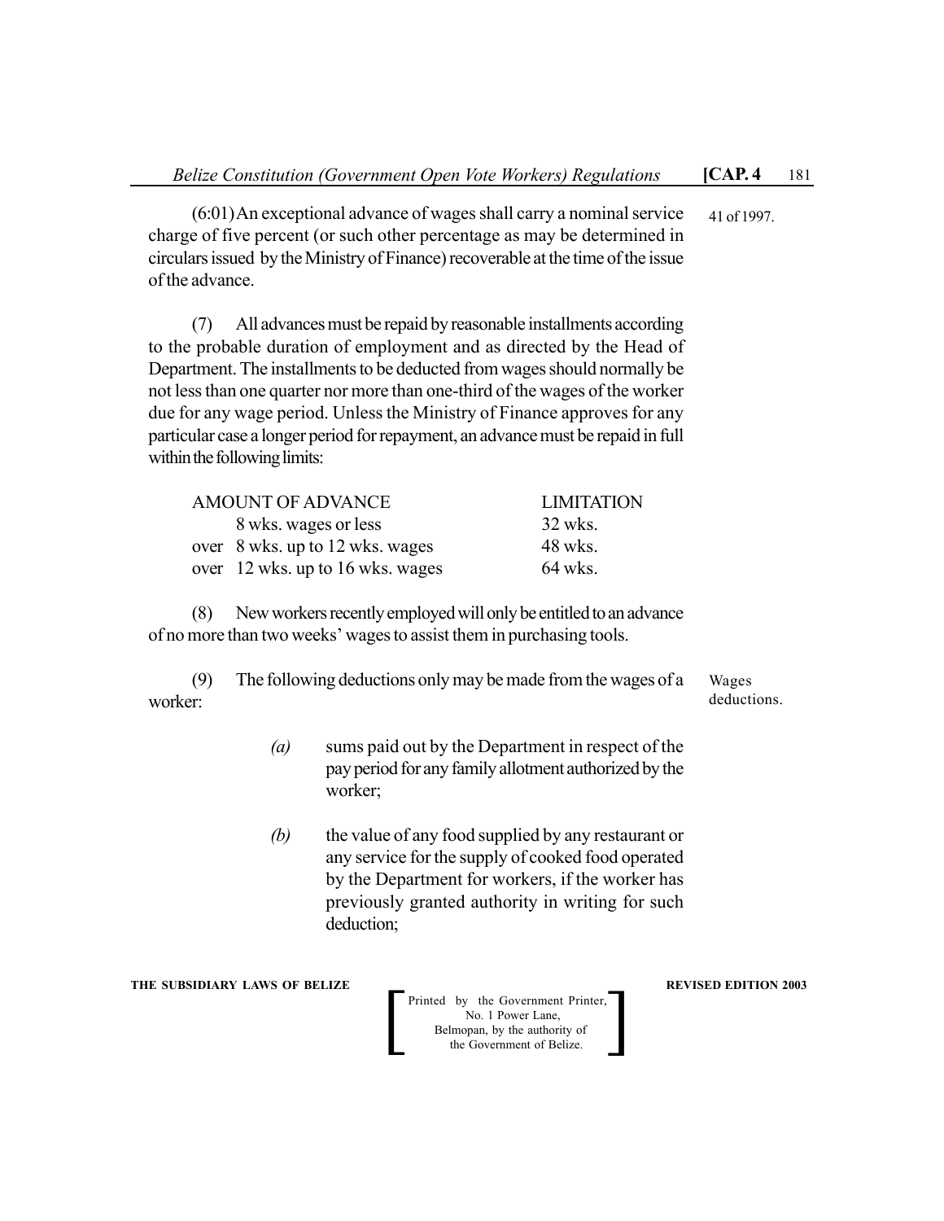(6:01) An exceptional advance of wages shall carry a nominal service charge of five percent (or such other percentage as may be determined in circulars issued by the Ministry of Finance) recoverable at the time of the issue of the advance.

41 of 1997.

(7) All advances must be repaid by reasonable installments according to the probable duration of employment and as directed by the Head of Department. The installments to be deducted from wages should normally be not less than one quarter nor more than one-third of the wages of the worker due for any wage period. Unless the Ministry of Finance approves for any particular case a longer period for repayment, an advance must be repaid in full within the following limits:

| AMOUNT OF ADVANCE | LIMITATION |
|---|---|
| 8 wks. wages or less | 32 wks. |
| over 8 wks. up to 12 wks. wages | 48 wks. |
| over 12 wks. up to 16 wks. wages | 64 wks. |

(8) New workers recently employed will only be entitled to an advance of no more than two weeks' wages to assist them in purchasing tools.

Wages deductions.

(9) The following deductions only may be made from the wages of a worker:

*(a)* sums paid out by the Department in respect of the pay period for any family allotment authorized by the worker;

*(b)* the value of any food supplied by any restaurant or any service for the supply of cooked food operated by the Department for workers, if the worker has previously granted authority in writing for such deduction;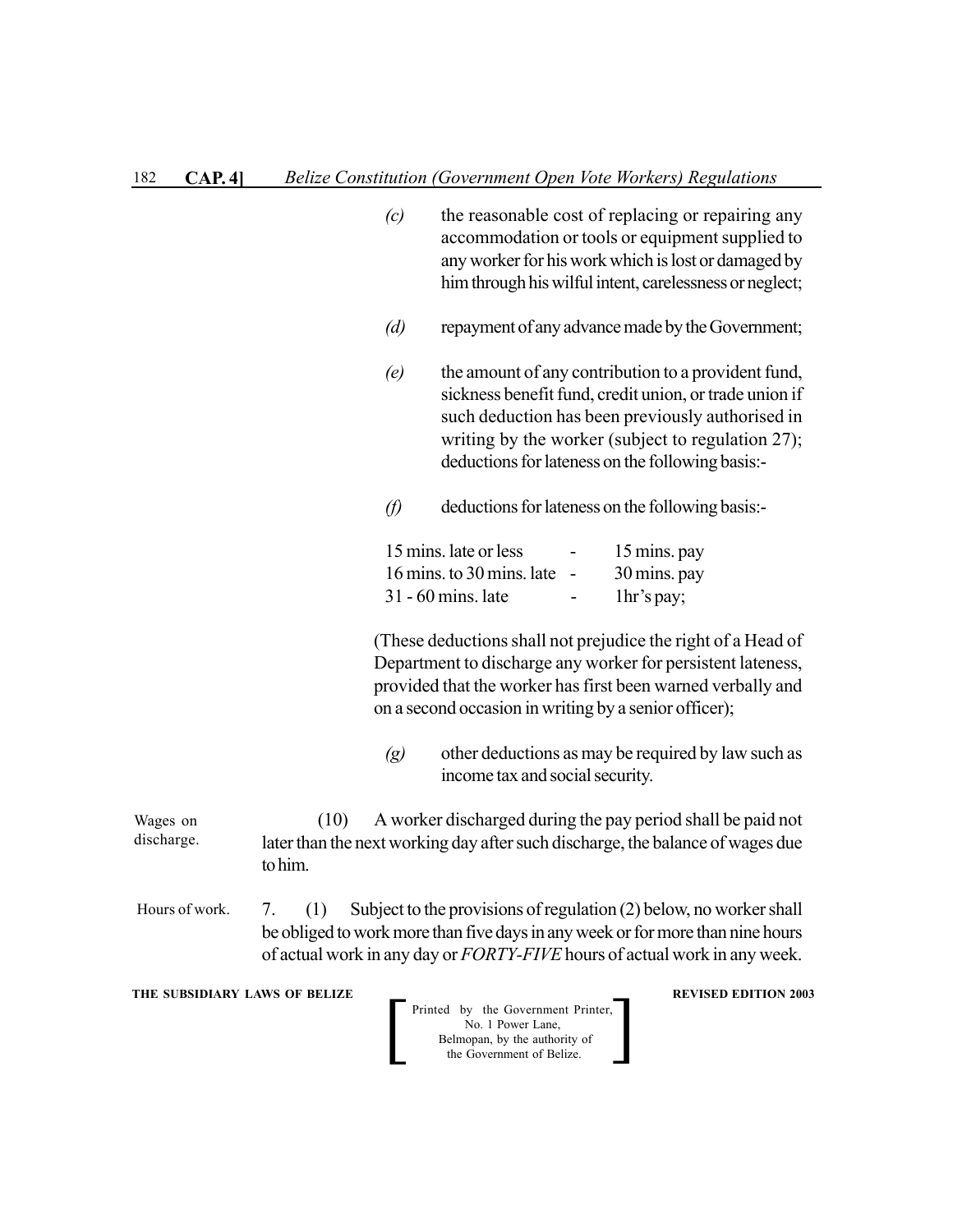*(c)* the reasonable cost of replacing or repairing any accommodation or tools or equipment supplied to any worker for his work which is lost or damaged by him through his wilful intent, carelessness or neglect;

*(d)* repayment of any advance made by the Government;

*(e)* the amount of any contribution to a provident fund, sickness benefit fund, credit union, or trade union if such deduction has been previously authorised in writing by the worker (subject to regulation 27); deductions for lateness on the following basis:-

*(f)* deductions for lateness on the following basis:-

| | | |
|---|---|---|
| 15 mins. late or less | - | 15 mins. pay |
| 16 mins. to 30 mins. late | - | 30 mins. pay |
| 31 - 60 mins. late | - | 1hr's pay; |

(These deductions shall not prejudice the right of a Head of Department to discharge any worker for persistent lateness, provided that the worker has first been warned verbally and on a second occasion in writing by a senior officer);

*(g)* other deductions as may be required by law such as income tax and social security.

Wages on discharge.

(10) A worker discharged during the pay period shall be paid not later than the next working day after such discharge, the balance of wages due to him.

Hours of work.

7. (1) Subject to the provisions of regulation (2) below, no worker shall be obliged to work more than five days in any week or for more than nine hours of actual work in any day or *FORTY-FIVE* hours of actual work in any week.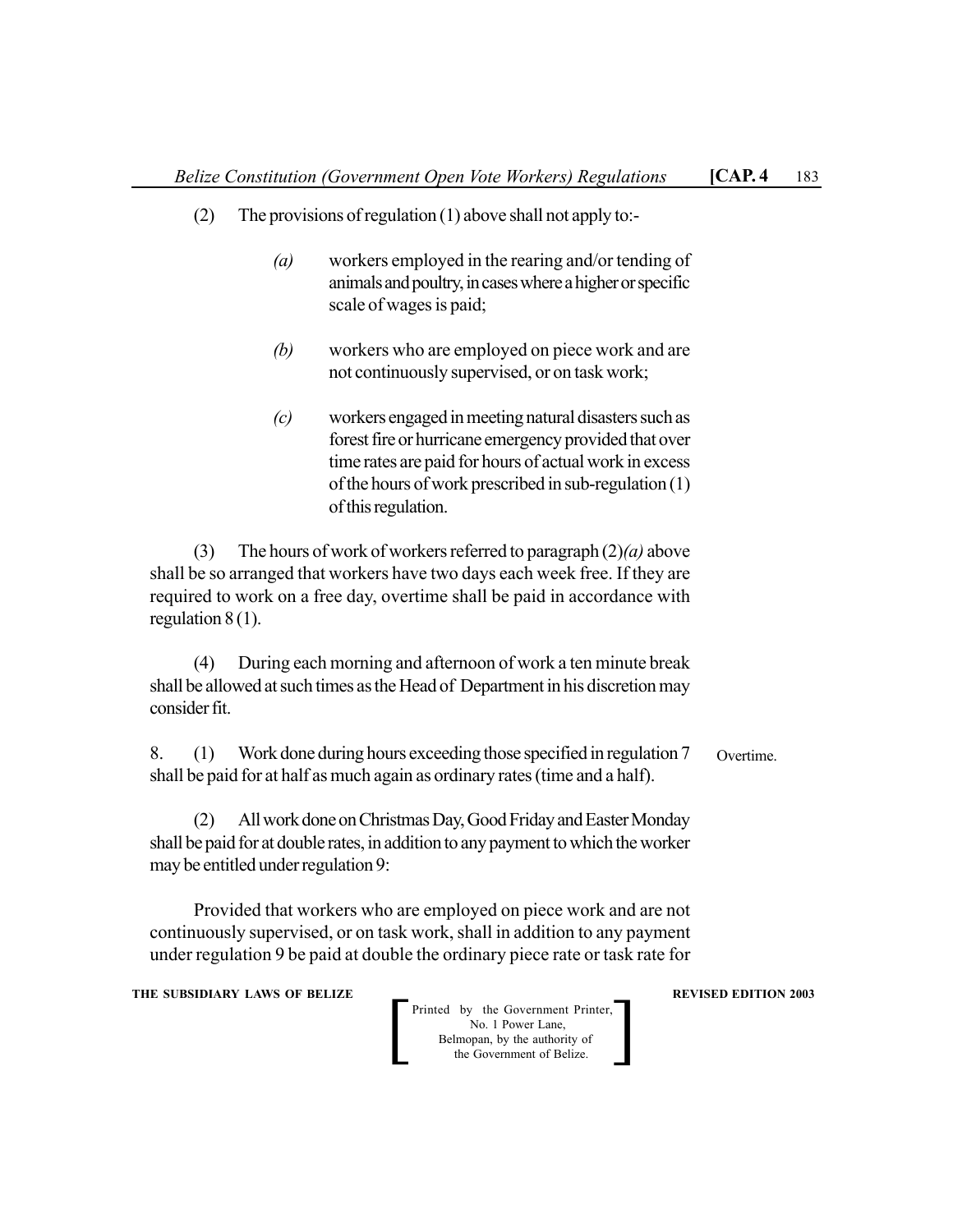(2) The provisions of regulation (1) above shall not apply to:-

*(a)* workers employed in the rearing and/or tending of animals and poultry, in cases where a higher or specific scale of wages is paid;

*(b)* workers who are employed on piece work and are not continuously supervised, or on task work;

*(c)* workers engaged in meeting natural disasters such as forest fire or hurricane emergency provided that over time rates are paid for hours of actual work in excess of the hours of work prescribed in sub-regulation (1) of this regulation.

(3) The hours of work of workers referred to paragraph (2)*(a)* above shall be so arranged that workers have two days each week free. If they are required to work on a free day, overtime shall be paid in accordance with regulation 8 (1).

(4) During each morning and afternoon of work a ten minute break shall be allowed at such times as the Head of Department in his discretion may consider fit.

Overtime.

8. (1) Work done during hours exceeding those specified in regulation 7 shall be paid for at half as much again as ordinary rates (time and a half).

(2) All work done on Christmas Day, Good Friday and Easter Monday shall be paid for at double rates, in addition to any payment to which the worker may be entitled under regulation 9:

Provided that workers who are employed on piece work and are not continuously supervised, or on task work, shall in addition to any payment under regulation 9 be paid at double the ordinary piece rate or task rate for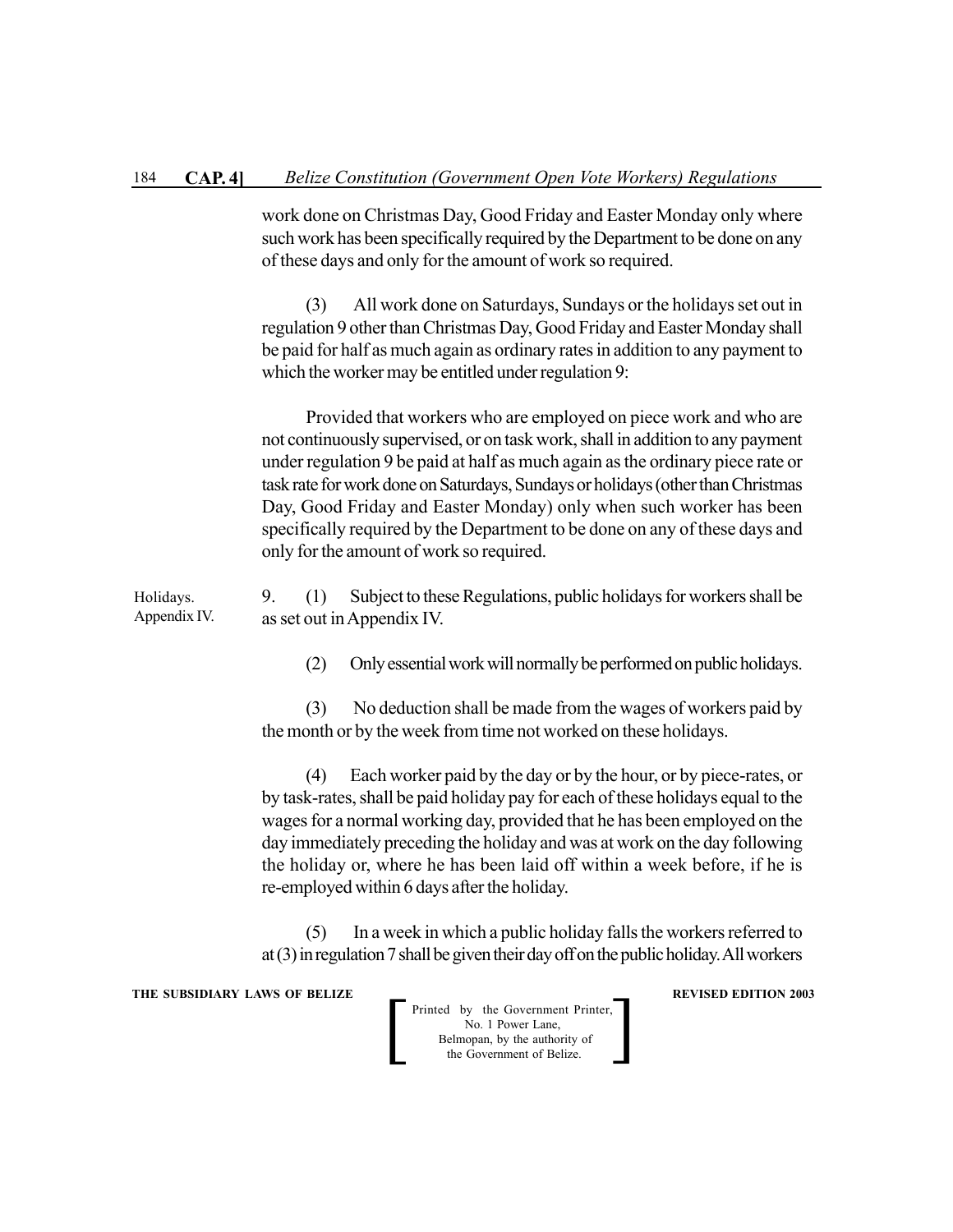work done on Christmas Day, Good Friday and Easter Monday only where such work has been specifically required by the Department to be done on any of these days and only for the amount of work so required.

(3) All work done on Saturdays, Sundays or the holidays set out in regulation 9 other than Christmas Day, Good Friday and Easter Monday shall be paid for half as much again as ordinary rates in addition to any payment to which the worker may be entitled under regulation 9:

Provided that workers who are employed on piece work and who are not continuously supervised, or on task work, shall in addition to any payment under regulation 9 be paid at half as much again as the ordinary piece rate or task rate for work done on Saturdays, Sundays or holidays (other than Christmas Day, Good Friday and Easter Monday) only when such worker has been specifically required by the Department to be done on any of these days and only for the amount of work so required.

Holidays. Appendix IV.

9. (1) Subject to these Regulations, public holidays for workers shall be as set out in Appendix IV.

(2) Only essential work will normally be performed on public holidays.

(3) No deduction shall be made from the wages of workers paid by the month or by the week from time not worked on these holidays.

(4) Each worker paid by the day or by the hour, or by piece-rates, or by task-rates, shall be paid holiday pay for each of these holidays equal to the wages for a normal working day, provided that he has been employed on the day immediately preceding the holiday and was at work on the day following the holiday or, where he has been laid off within a week before, if he is re-employed within 6 days after the holiday.

(5) In a week in which a public holiday falls the workers referred to at (3) in regulation 7 shall be given their day off on the public holiday. All workers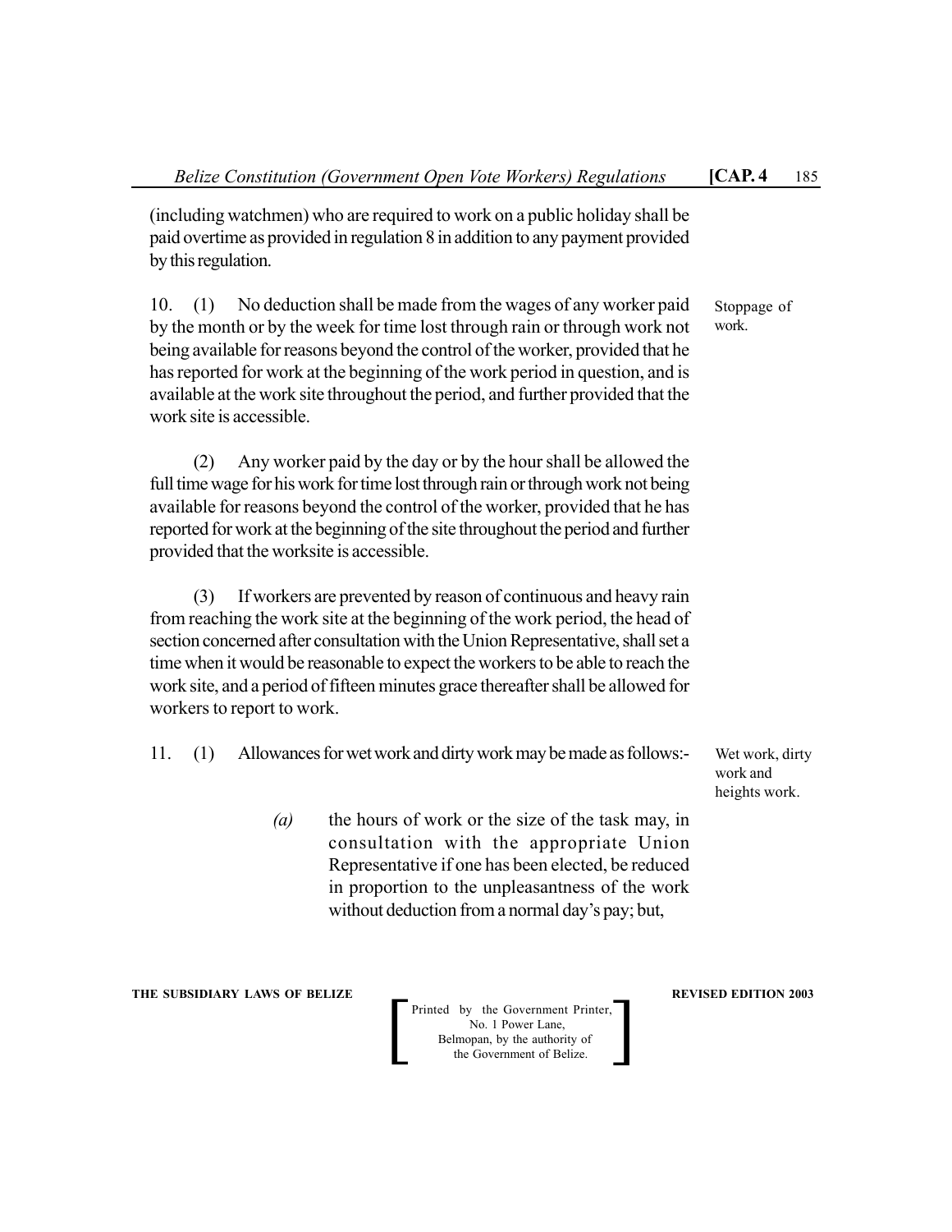(including watchmen) who are required to work on a public holiday shall be paid overtime as provided in regulation 8 in addition to any payment provided by this regulation.

Stoppage of work.

10. (1) No deduction shall be made from the wages of any worker paid by the month or by the week for time lost through rain or through work not being available for reasons beyond the control of the worker, provided that he has reported for work at the beginning of the work period in question, and is available at the work site throughout the period, and further provided that the work site is accessible.

(2) Any worker paid by the day or by the hour shall be allowed the full time wage for his work for time lost through rain or through work not being available for reasons beyond the control of the worker, provided that he has reported for work at the beginning of the site throughout the period and further provided that the worksite is accessible.

(3) If workers are prevented by reason of continuous and heavy rain from reaching the work site at the beginning of the work period, the head of section concerned after consultation with the Union Representative, shall set a time when it would be reasonable to expect the workers to be able to reach the work site, and a period of fifteen minutes grace thereafter shall be allowed for workers to report to work.

Wet work, dirty work and heights work.

11. (1) Allowances for wet work and dirty work may be made as follows:-

*(a)* the hours of work or the size of the task may, in consultation with the appropriate Union Representative if one has been elected, be reduced in proportion to the unpleasantness of the work without deduction from a normal day's pay; but,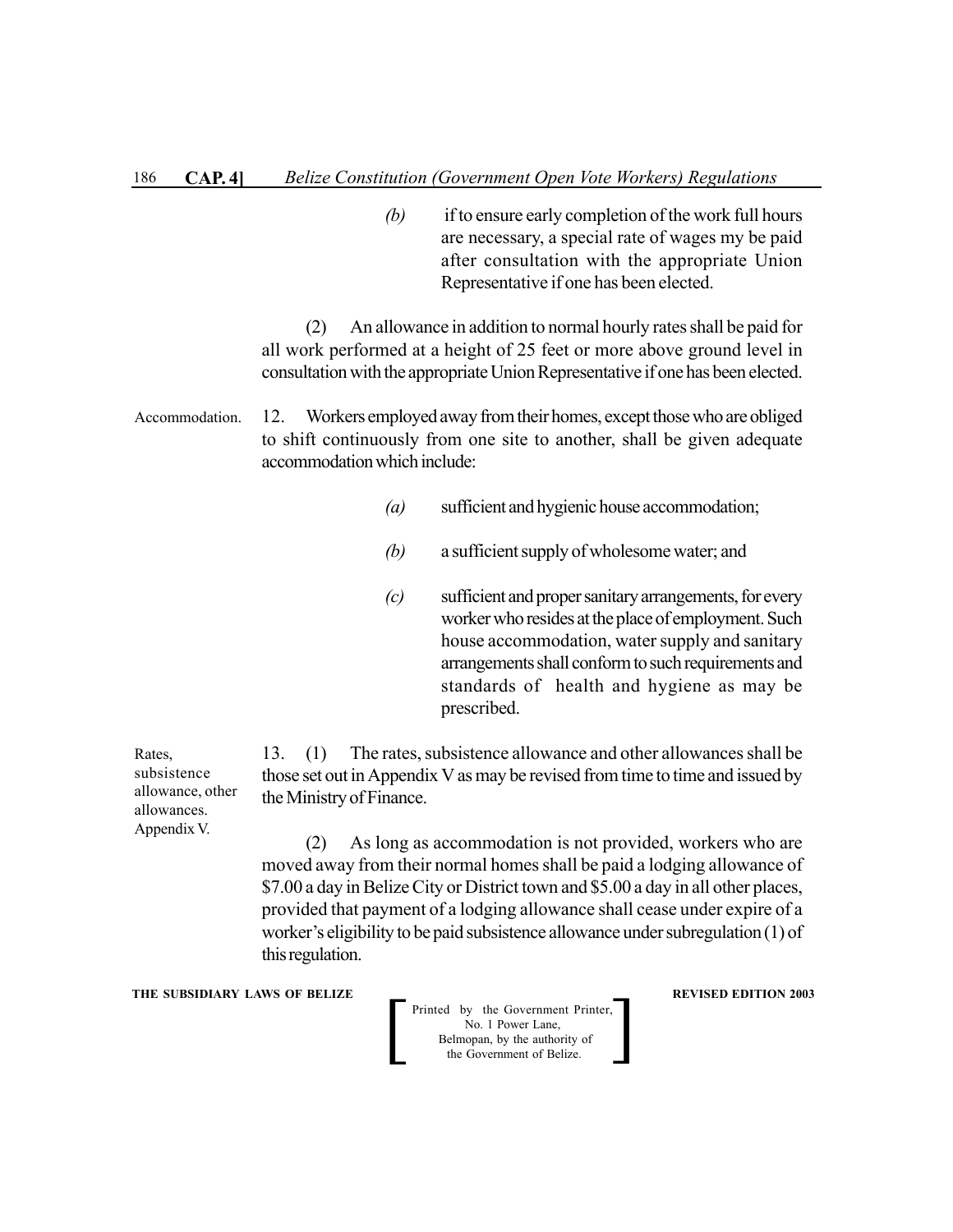*(b)* if to ensure early completion of the work full hours are necessary, a special rate of wages my be paid after consultation with the appropriate Union Representative if one has been elected.

(2) An allowance in addition to normal hourly rates shall be paid for all work performed at a height of 25 feet or more above ground level in consultation with the appropriate Union Representative if one has been elected.

Accommodation.

12. Workers employed away from their homes, except those who are obliged to shift continuously from one site to another, shall be given adequate accommodation which include:

*(a)* sufficient and hygienic house accommodation;

*(b)* a sufficient supply of wholesome water; and

*(c)* sufficient and proper sanitary arrangements, for every worker who resides at the place of employment. Such house accommodation, water supply and sanitary arrangements shall conform to such requirements and standards of health and hygiene as may be prescribed.

Rates, subsistence allowance, other allowances. Appendix V.

13. (1) The rates, subsistence allowance and other allowances shall be those set out in Appendix V as may be revised from time to time and issued by the Ministry of Finance.

(2) As long as accommodation is not provided, workers who are moved away from their normal homes shall be paid a lodging allowance of $7.00 a day in Belize City or District town and $5.00 a day in all other places, provided that payment of a lodging allowance shall cease under expire of a worker's eligibility to be paid subsistence allowance under subregulation (1) of this regulation.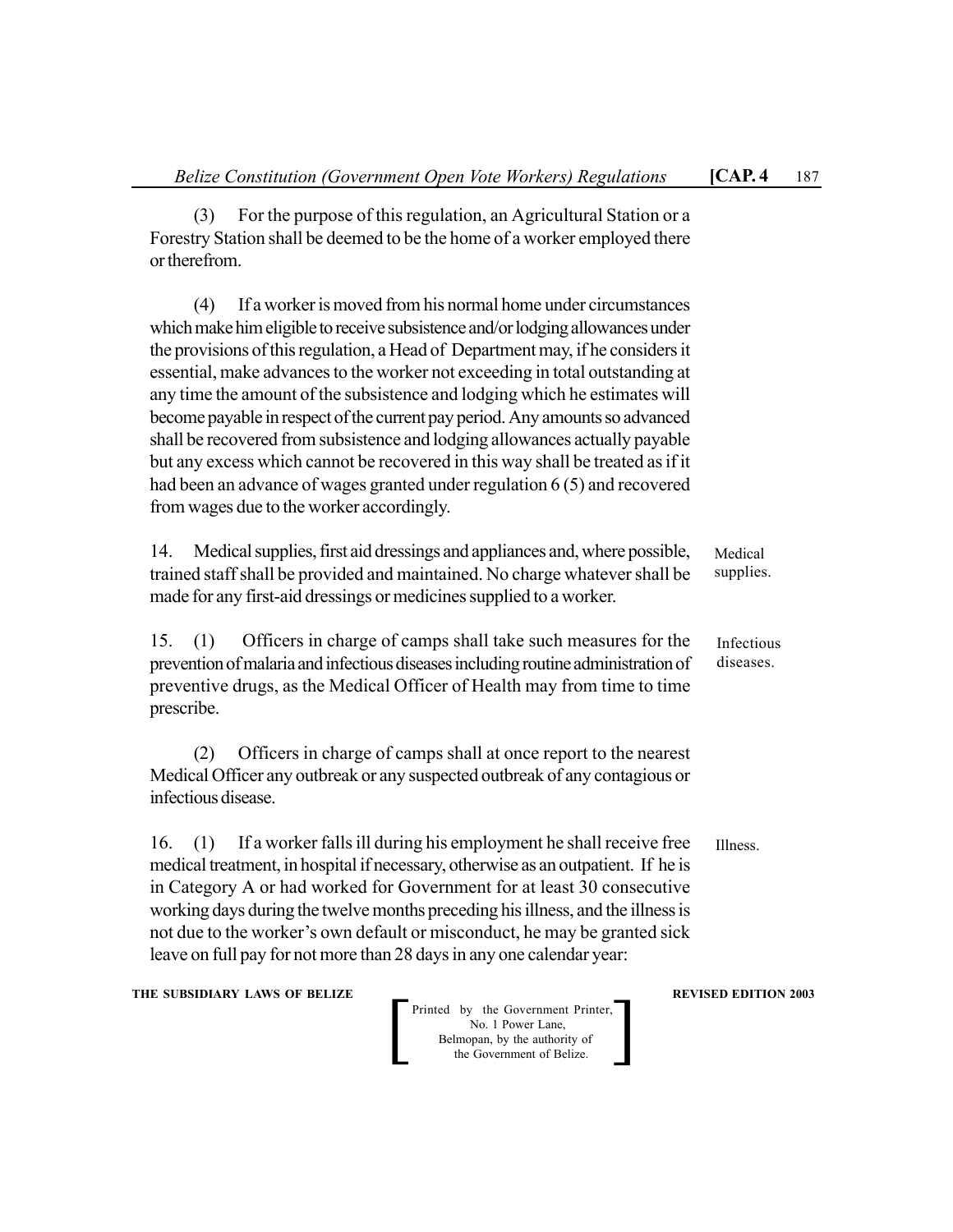(3) For the purpose of this regulation, an Agricultural Station or a Forestry Station shall be deemed to be the home of a worker employed there or therefrom.

(4) If a worker is moved from his normal home under circumstances which make him eligible to receive subsistence and/or lodging allowances under the provisions of this regulation, a Head of Department may, if he considers it essential, make advances to the worker not exceeding in total outstanding at any time the amount of the subsistence and lodging which he estimates will become payable in respect of the current pay period. Any amounts so advanced shall be recovered from subsistence and lodging allowances actually payable but any excess which cannot be recovered in this way shall be treated as if it had been an advance of wages granted under regulation 6 (5) and recovered from wages due to the worker accordingly.

Medical supplies.

14. Medical supplies, first aid dressings and appliances and, where possible, trained staff shall be provided and maintained. No charge whatever shall be made for any first-aid dressings or medicines supplied to a worker.

Infectious diseases.

15. (1) Officers in charge of camps shall take such measures for the prevention of malaria and infectious diseases including routine administration of preventive drugs, as the Medical Officer of Health may from time to time prescribe.

(2) Officers in charge of camps shall at once report to the nearest Medical Officer any outbreak or any suspected outbreak of any contagious or infectious disease.

Illness.

16. (1) If a worker falls ill during his employment he shall receive free medical treatment, in hospital if necessary, otherwise as an outpatient. If he is in Category A or had worked for Government for at least 30 consecutive working days during the twelve months preceding his illness, and the illness is not due to the worker's own default or misconduct, he may be granted sick leave on full pay for not more than 28 days in any one calendar year: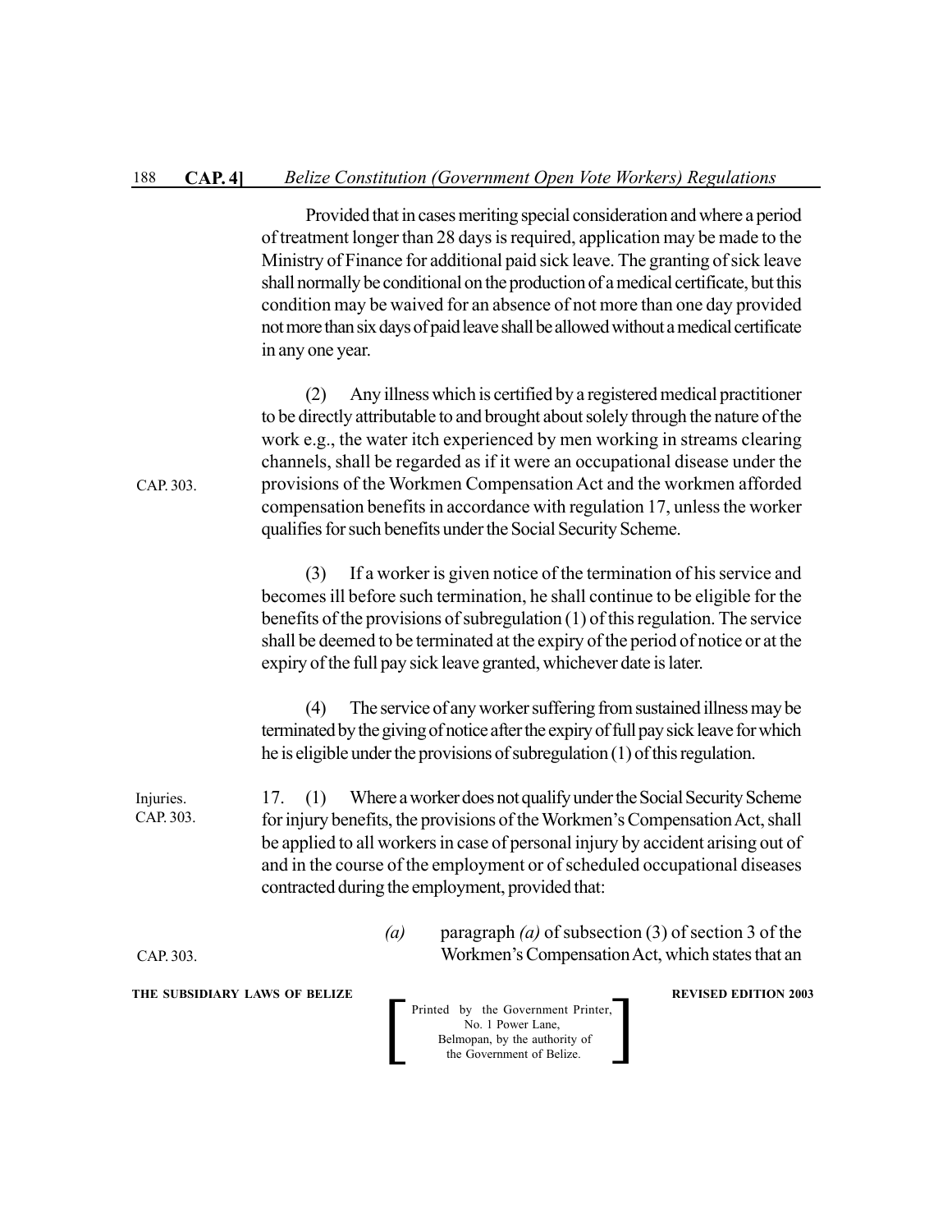Provided that in cases meriting special consideration and where a period of treatment longer than 28 days is required, application may be made to the Ministry of Finance for additional paid sick leave. The granting of sick leave shall normally be conditional on the production of a medical certificate, but this condition may be waived for an absence of not more than one day provided not more than six days of paid leave shall be allowed without a medical certificate in any one year.

(2) Any illness which is certified by a registered medical practitioner to be directly attributable to and brought about solely through the nature of the work e.g., the water itch experienced by men working in streams clearing channels, shall be regarded as if it were an occupational disease under the provisions of the Workmen Compensation Act and the workmen afforded compensation benefits in accordance with regulation 17, unless the worker qualifies for such benefits under the Social Security Scheme.

CAP. 303.

(3) If a worker is given notice of the termination of his service and becomes ill before such termination, he shall continue to be eligible for the benefits of the provisions of subregulation (1) of this regulation. The service shall be deemed to be terminated at the expiry of the period of notice or at the expiry of the full pay sick leave granted, whichever date is later.

(4) The service of any worker suffering from sustained illness may be terminated by the giving of notice after the expiry of full pay sick leave for which he is eligible under the provisions of subregulation (1) of this regulation.

Injuries.
CAP. 303.

17. (1) Where a worker does not qualify under the Social Security Scheme for injury benefits, the provisions of the Workmen's Compensation Act, shall be applied to all workers in case of personal injury by accident arising out of and in the course of the employment or of scheduled occupational diseases contracted during the employment, provided that:

CAP. 303.

*(a)* paragraph *(a)* of subsection (3) of section 3 of the Workmen's Compensation Act, which states that an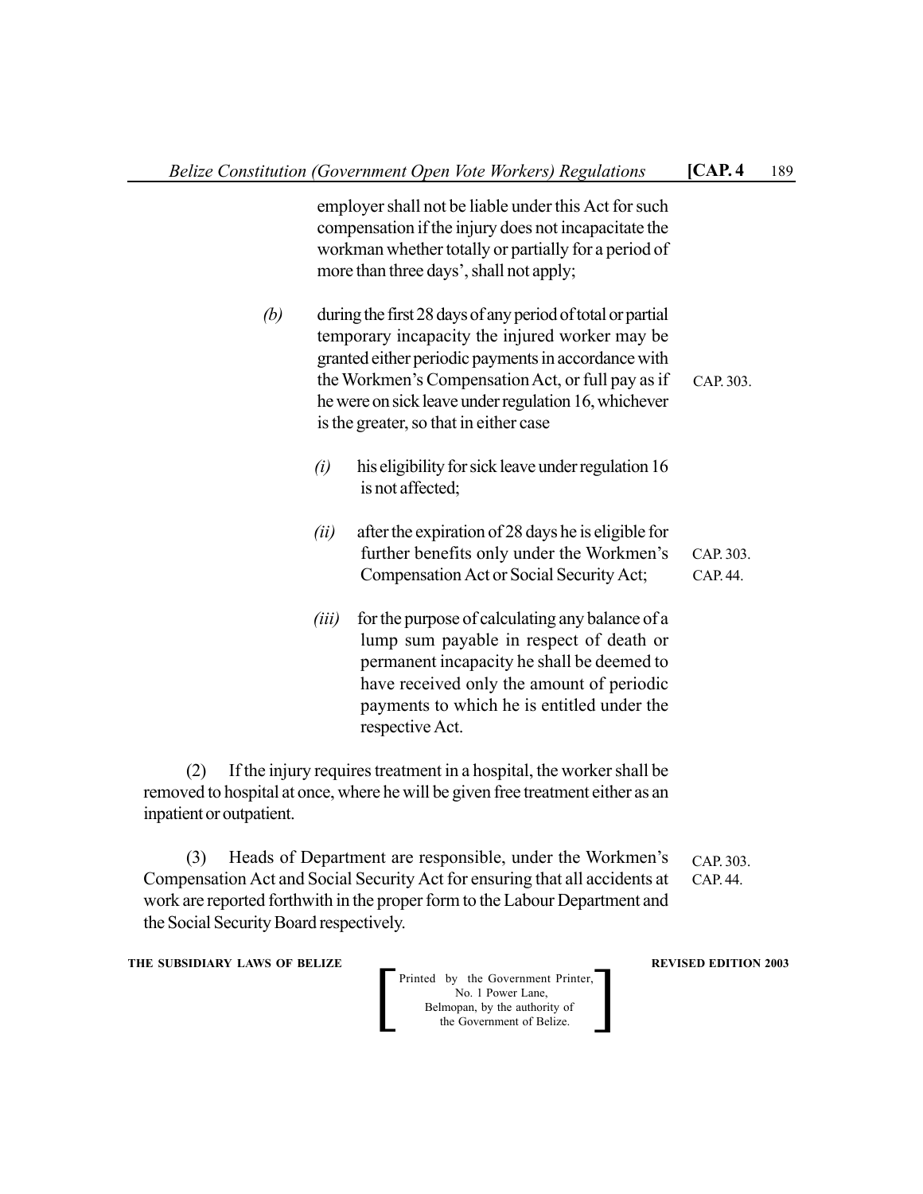employer shall not be liable under this Act for such compensation if the injury does not incapacitate the workman whether totally or partially for a period of more than three days', shall not apply;

*(b)* during the first 28 days of any period of total or partial temporary incapacity the injured worker may be granted either periodic payments in accordance with the Workmen's Compensation Act, or full pay as if he were on sick leave under regulation 16, whichever is the greater, so that in either case

CAP. 303.

*(i)* his eligibility for sick leave under regulation 16 is not affected;

*(ii)* after the expiration of 28 days he is eligible for further benefits only under the Workmen's Compensation Act or Social Security Act;

CAP. 303.
CAP. 44.

*(iii)* for the purpose of calculating any balance of a lump sum payable in respect of death or permanent incapacity he shall be deemed to have received only the amount of periodic payments to which he is entitled under the respective Act.

(2) If the injury requires treatment in a hospital, the worker shall be removed to hospital at once, where he will be given free treatment either as an inpatient or outpatient.

(3) Heads of Department are responsible, under the Workmen's Compensation Act and Social Security Act for ensuring that all accidents at work are reported forthwith in the proper form to the Labour Department and the Social Security Board respectively.

CAP. 303.
CAP. 44.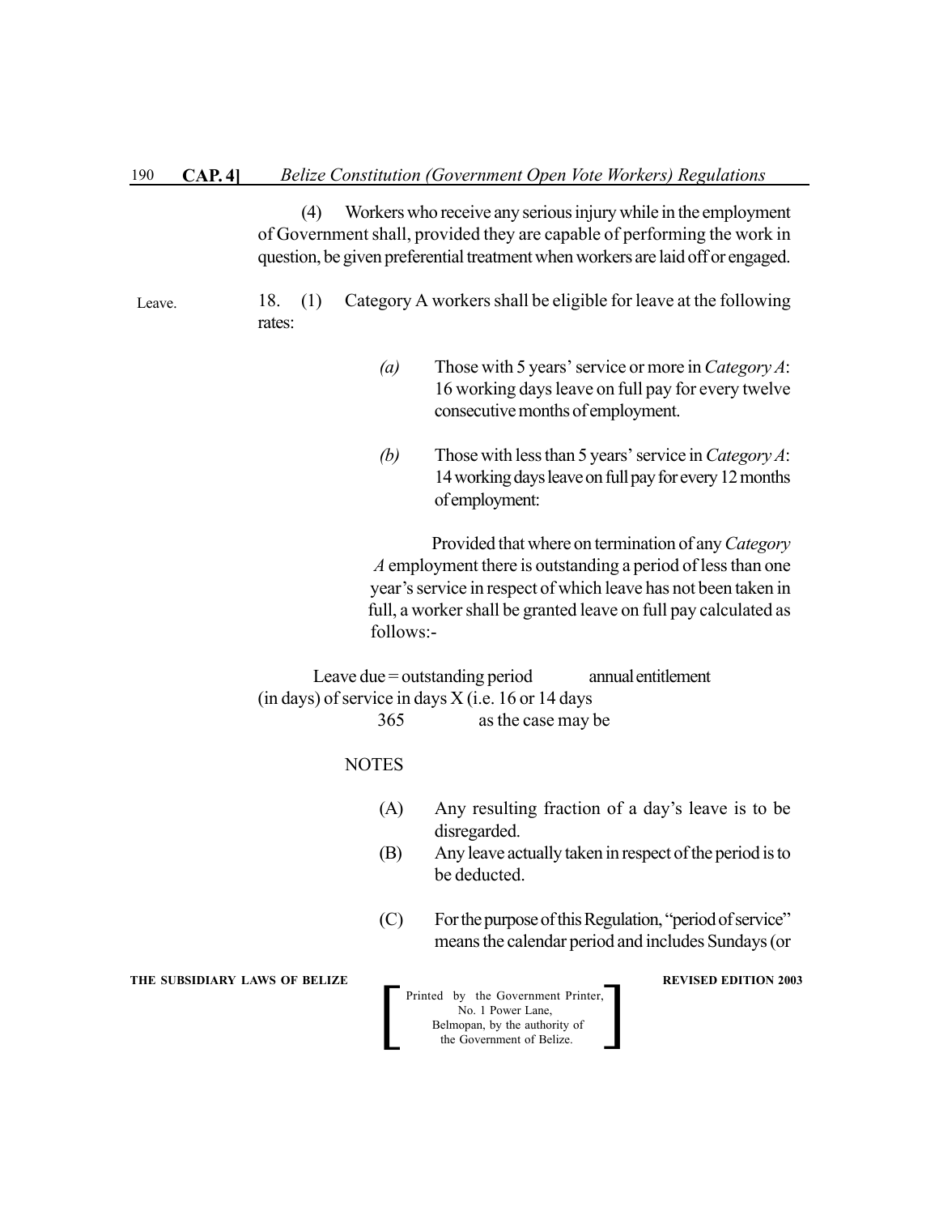(4) Workers who receive any serious injury while in the employment of Government shall, provided they are capable of performing the work in question, be given preferential treatment when workers are laid off or engaged.

Leave.

18. (1) Category A workers shall be eligible for leave at the following rates:

*(a)* Those with 5 years' service or more in *Category A*: 16 working days leave on full pay for every twelve consecutive months of employment.

*(b)* Those with less than 5 years' service in *Category A*: 14 working days leave on full pay for every 12 months of employment:

Provided that where on termination of any *Category A* employment there is outstanding a period of less than one year's service in respect of which leave has not been taken in full, a worker shall be granted leave on full pay calculated as follows:-

$$\text{Leave due (in days)} = \frac{\text{outstanding period of service in days}}{365} \times \text{annual entitlement (i.e. 16 or 14 days as the case may be)}$$

NOTES

(A) Any resulting fraction of a day's leave is to be disregarded.

(B) Any leave actually taken in respect of the period is to be deducted.

(C) For the purpose of this Regulation, "period of service" means the calendar period and includes Sundays (or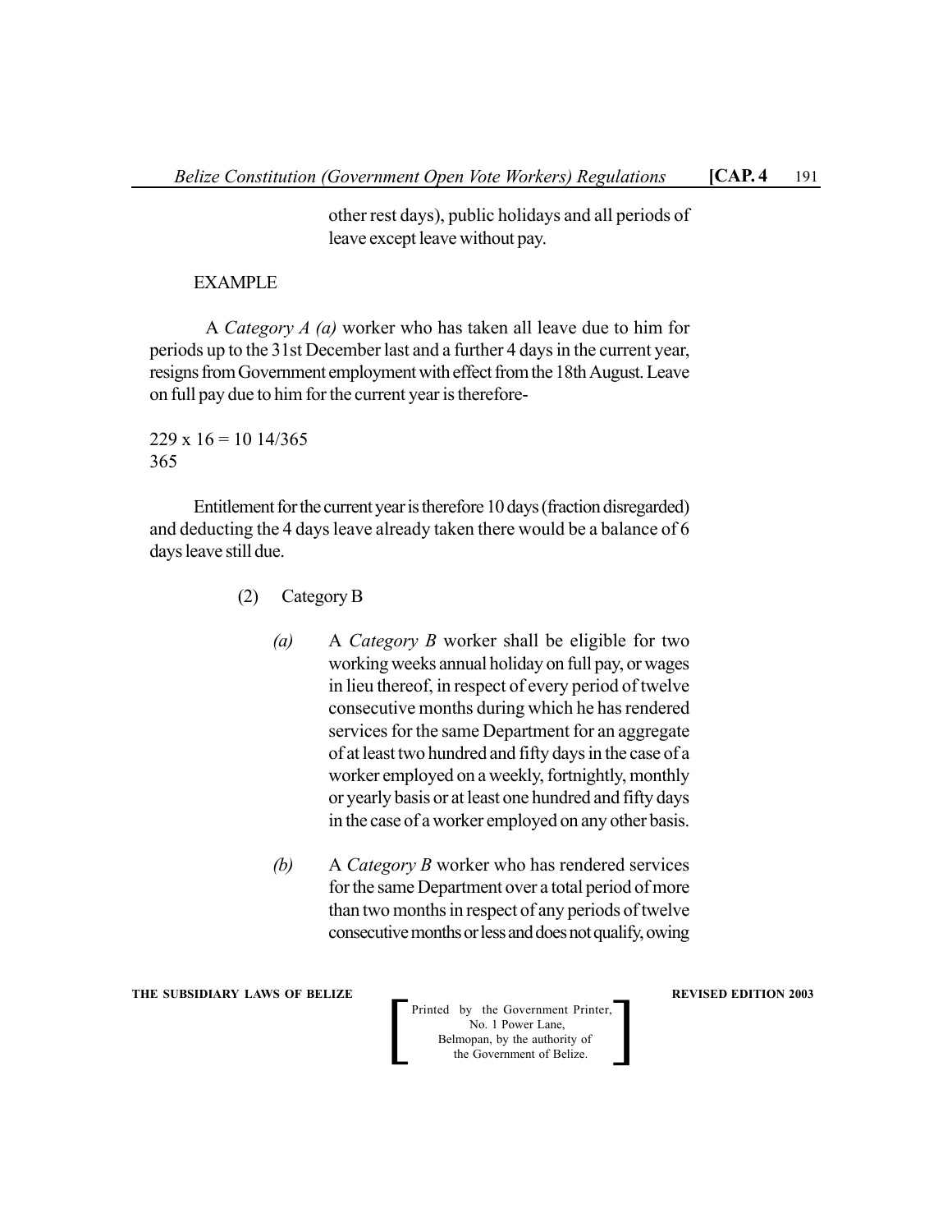other rest days), public holidays and all periods of leave except leave without pay.

EXAMPLE

A *Category A (a)* worker who has taken all leave due to him for periods up to the 31st December last and a further 4 days in the current year, resigns from Government employment with effect from the 18th August. Leave on full pay due to him for the current year is therefore-

$$\frac{229 \times 16}{365} = 10\ 14/365$$

Entitlement for the current year is therefore 10 days (fraction disregarded) and deducting the 4 days leave already taken there would be a balance of 6 days leave still due.

(2) Category B

*(a)* A *Category B* worker shall be eligible for two working weeks annual holiday on full pay, or wages in lieu thereof, in respect of every period of twelve consecutive months during which he has rendered services for the same Department for an aggregate of at least two hundred and fifty days in the case of a worker employed on a weekly, fortnightly, monthly or yearly basis or at least one hundred and fifty days in the case of a worker employed on any other basis.

*(b)* A *Category B* worker who has rendered services for the same Department over a total period of more than two months in respect of any periods of twelve consecutive months or less and does not qualify, owing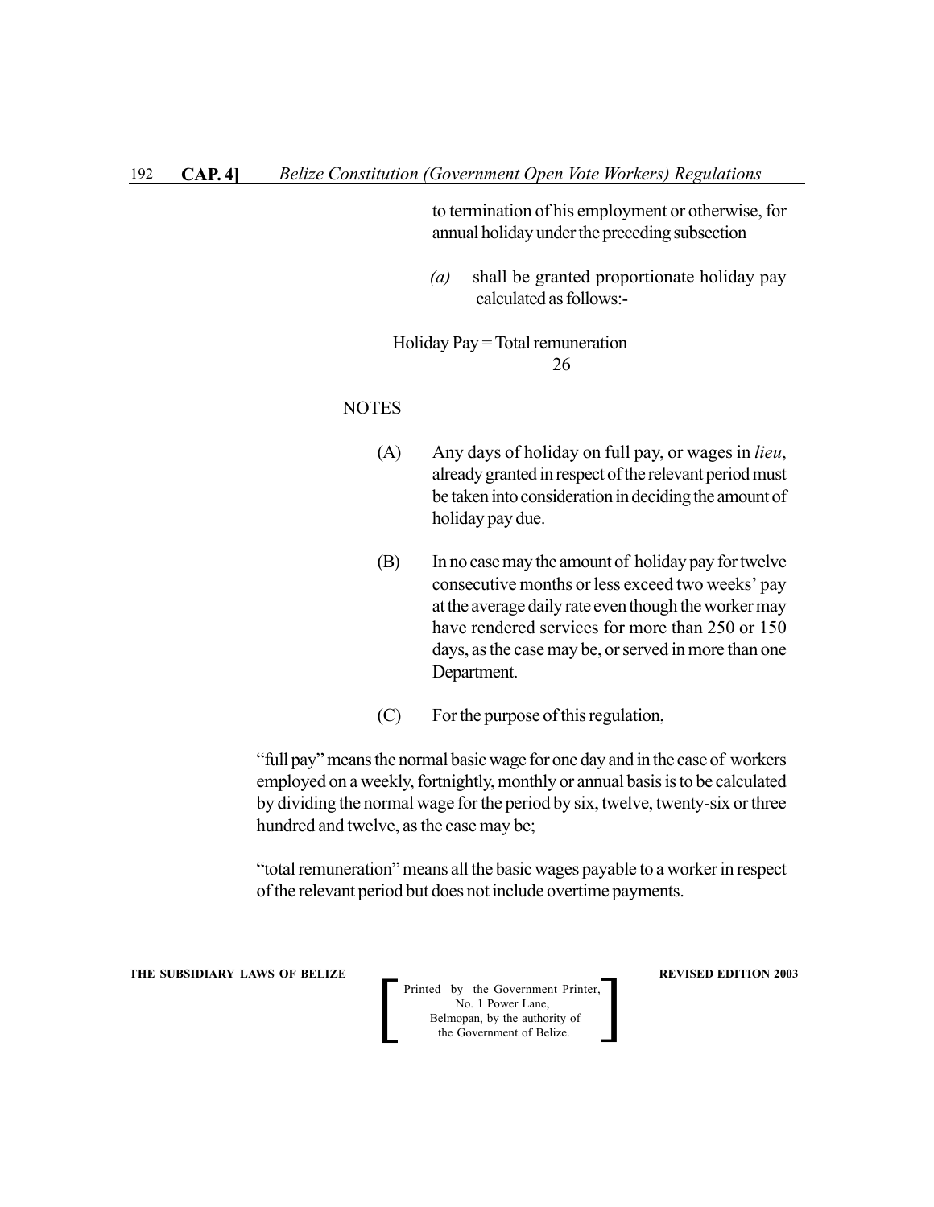to termination of his employment or otherwise, for annual holiday under the preceding subsection

*(a)* shall be granted proportionate holiday pay calculated as follows:-

$$\text{Holiday Pay} = \frac{\text{Total remuneration}}{26}$$

NOTES

(A) Any days of holiday on full pay, or wages in *lieu*, already granted in respect of the relevant period must be taken into consideration in deciding the amount of holiday pay due.

(B) In no case may the amount of holiday pay for twelve consecutive months or less exceed two weeks' pay at the average daily rate even though the worker may have rendered services for more than 250 or 150 days, as the case may be, or served in more than one Department.

(C) For the purpose of this regulation,

"full pay" means the normal basic wage for one day and in the case of workers employed on a weekly, fortnightly, monthly or annual basis is to be calculated by dividing the normal wage for the period by six, twelve, twenty-six or three hundred and twelve, as the case may be;

"total remuneration" means all the basic wages payable to a worker in respect of the relevant period but does not include overtime payments.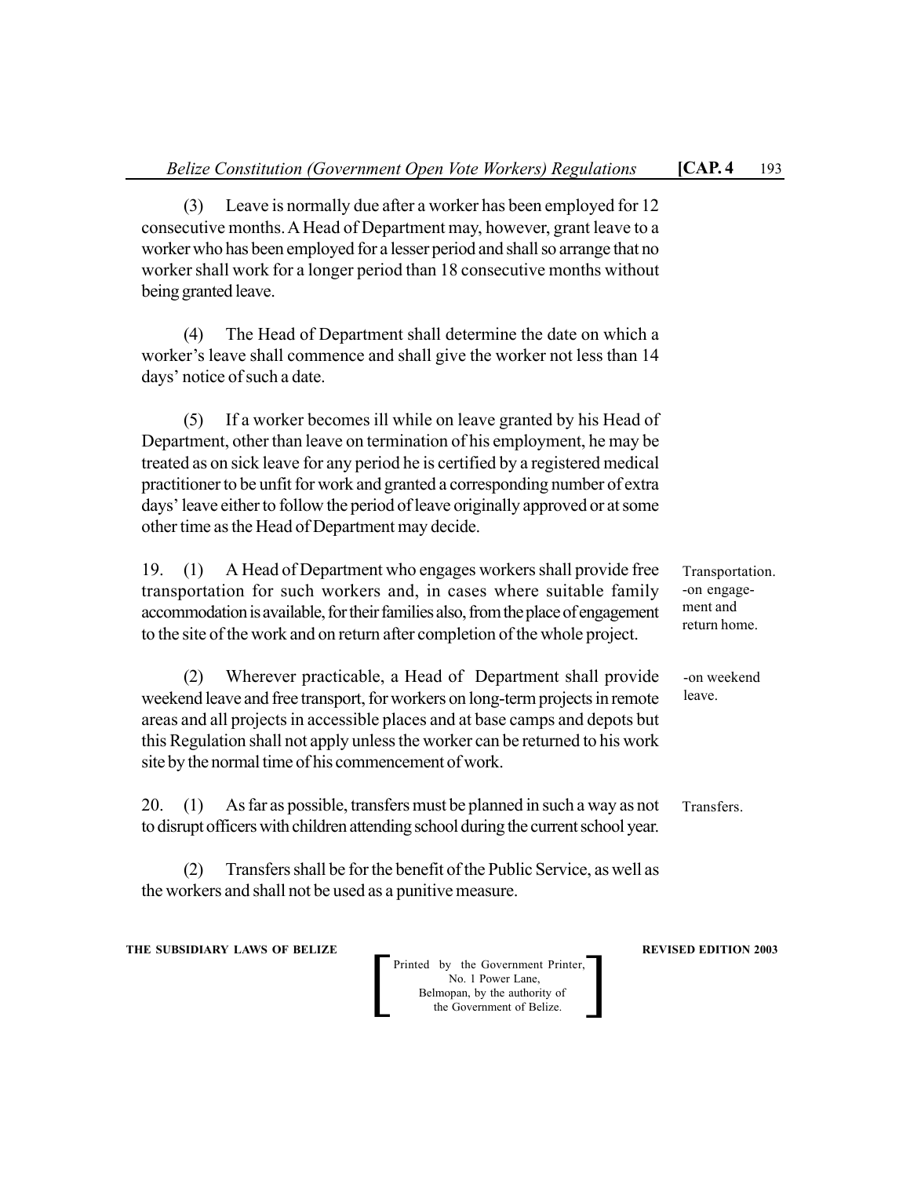(3) Leave is normally due after a worker has been employed for 12 consecutive months. A Head of Department may, however, grant leave to a worker who has been employed for a lesser period and shall so arrange that no worker shall work for a longer period than 18 consecutive months without being granted leave.

(4) The Head of Department shall determine the date on which a worker's leave shall commence and shall give the worker not less than 14 days' notice of such a date.

(5) If a worker becomes ill while on leave granted by his Head of Department, other than leave on termination of his employment, he may be treated as on sick leave for any period he is certified by a registered medical practitioner to be unfit for work and granted a corresponding number of extra days' leave either to follow the period of leave originally approved or at some other time as the Head of Department may decide.

Transportation. -on engagement and return home.

19. (1) A Head of Department who engages workers shall provide free transportation for such workers and, in cases where suitable family accommodation is available, for their families also, from the place of engagement to the site of the work and on return after completion of the whole project.

-on weekend leave.

(2) Wherever practicable, a Head of Department shall provide weekend leave and free transport, for workers on long-term projects in remote areas and all projects in accessible places and at base camps and depots but this Regulation shall not apply unless the worker can be returned to his work site by the normal time of his commencement of work.

Transfers.

20. (1) As far as possible, transfers must be planned in such a way as not to disrupt officers with children attending school during the current school year.

(2) Transfers shall be for the benefit of the Public Service, as well as the workers and shall not be used as a punitive measure.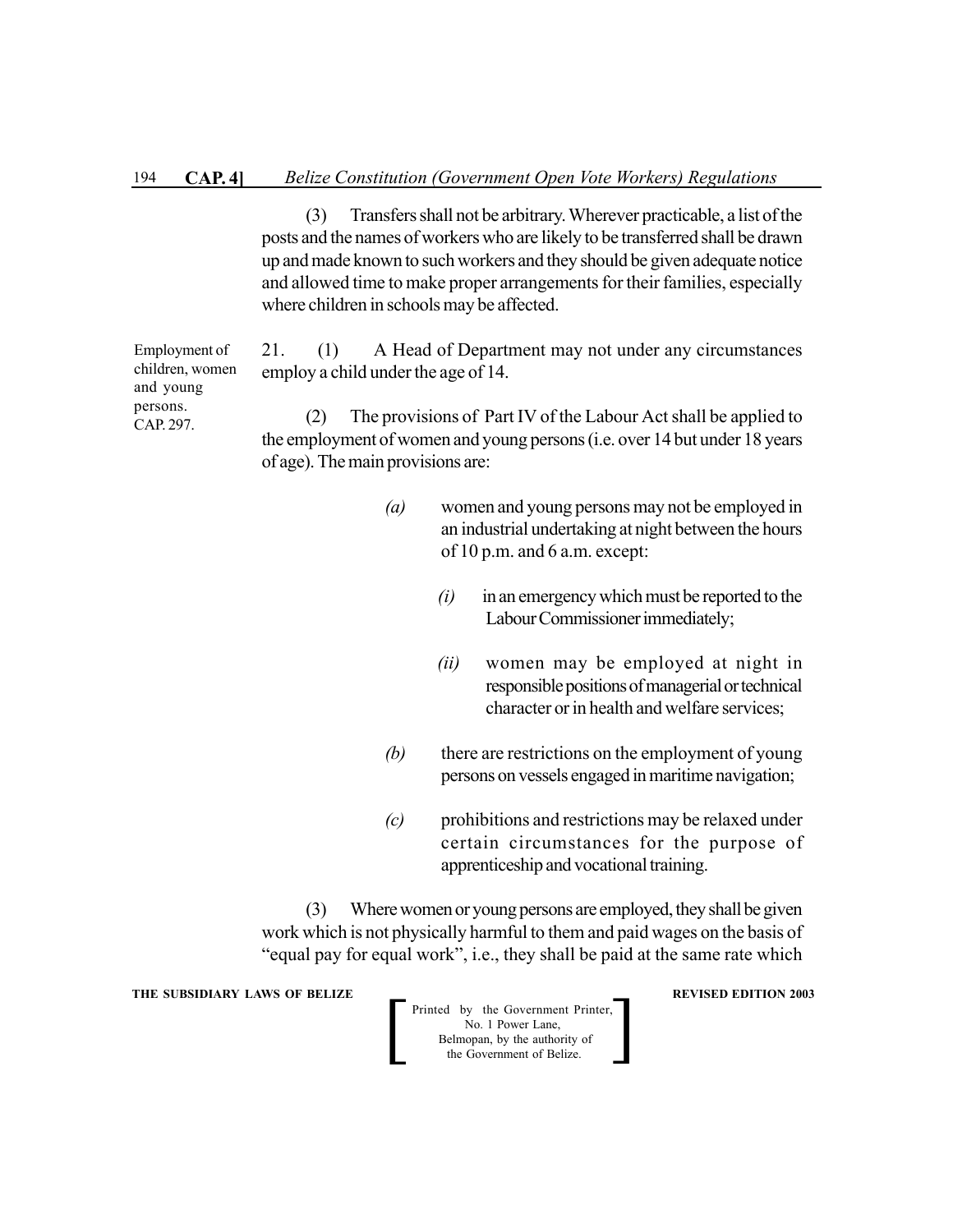(3) Transfers shall not be arbitrary. Wherever practicable, a list of the posts and the names of workers who are likely to be transferred shall be drawn up and made known to such workers and they should be given adequate notice and allowed time to make proper arrangements for their families, especially where children in schools may be affected.

Employment of children, women and young persons. CAP. 297.

21. (1) A Head of Department may not under any circumstances employ a child under the age of 14.

(2) The provisions of Part IV of the Labour Act shall be applied to the employment of women and young persons (i.e. over 14 but under 18 years of age). The main provisions are:

*(a)* women and young persons may not be employed in an industrial undertaking at night between the hours of 10 p.m. and 6 a.m. except:

*(i)* in an emergency which must be reported to the Labour Commissioner immediately;

*(ii)* women may be employed at night in responsible positions of managerial or technical character or in health and welfare services;

*(b)* there are restrictions on the employment of young persons on vessels engaged in maritime navigation;

*(c)* prohibitions and restrictions may be relaxed under certain circumstances for the purpose of apprenticeship and vocational training.

(3) Where women or young persons are employed, they shall be given work which is not physically harmful to them and paid wages on the basis of "equal pay for equal work", i.e., they shall be paid at the same rate which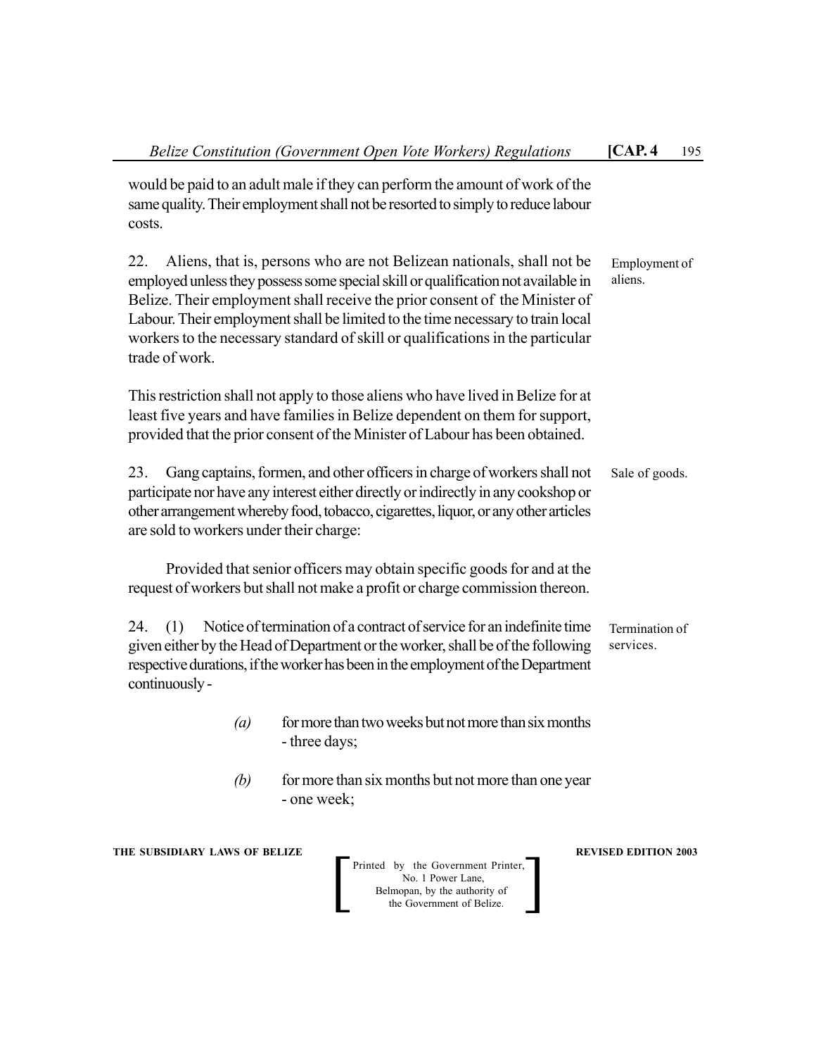would be paid to an adult male if they can perform the amount of work of the same quality. Their employment shall not be resorted to simply to reduce labour costs.

22. Aliens, that is, persons who are not Belizean nationals, shall not be employed unless they possess some special skill or qualification not available in Belize. Their employment shall receive the prior consent of the Minister of Labour. Their employment shall be limited to the time necessary to train local workers to the necessary standard of skill or qualifications in the particular trade of work.

Employment of aliens.

This restriction shall not apply to those aliens who have lived in Belize for at least five years and have families in Belize dependent on them for support, provided that the prior consent of the Minister of Labour has been obtained.

23. Gang captains, formen, and other officers in charge of workers shall not participate nor have any interest either directly or indirectly in any cookshop or other arrangement whereby food, tobacco, cigarettes, liquor, or any other articles are sold to workers under their charge:

Sale of goods.

Provided that senior officers may obtain specific goods for and at the request of workers but shall not make a profit or charge commission thereon.

24. (1) Notice of termination of a contract of service for an indefinite time given either by the Head of Department or the worker, shall be of the following respective durations, if the worker has been in the employment of the Department continuously -

Termination of services.

*(a)* for more than two weeks but not more than six months - three days;

*(b)* for more than six months but not more than one year - one week;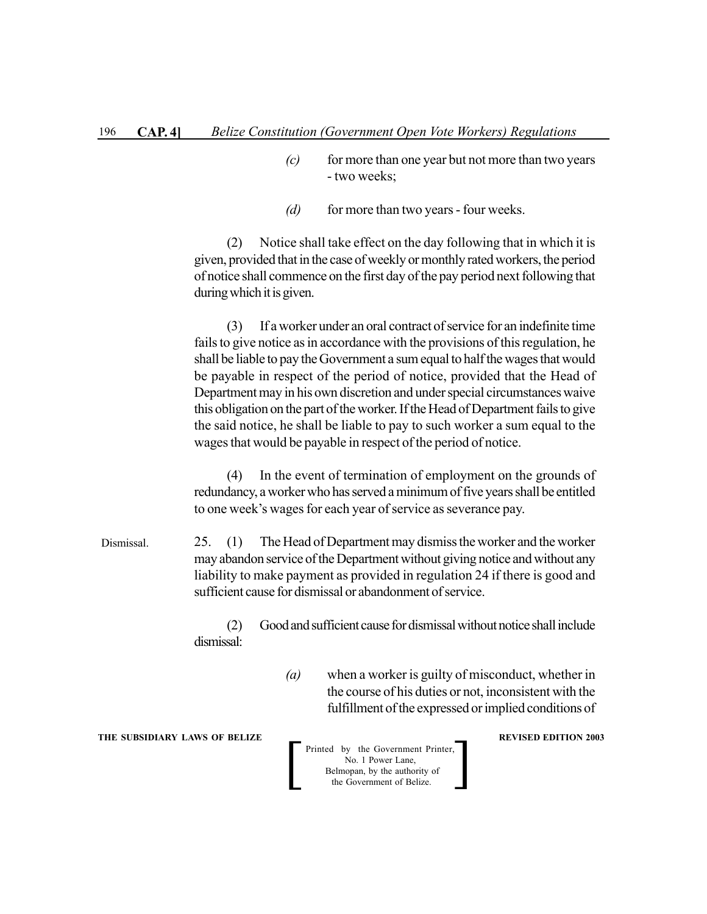*(c)* for more than one year but not more than two years - two weeks;

*(d)* for more than two years - four weeks.

(2) Notice shall take effect on the day following that in which it is given, provided that in the case of weekly or monthly rated workers, the period of notice shall commence on the first day of the pay period next following that during which it is given.

(3) If a worker under an oral contract of service for an indefinite time fails to give notice as in accordance with the provisions of this regulation, he shall be liable to pay the Government a sum equal to half the wages that would be payable in respect of the period of notice, provided that the Head of Department may in his own discretion and under special circumstances waive this obligation on the part of the worker. If the Head of Department fails to give the said notice, he shall be liable to pay to such worker a sum equal to the wages that would be payable in respect of the period of notice.

(4) In the event of termination of employment on the grounds of redundancy, a worker who has served a minimum of five years shall be entitled to one week's wages for each year of service as severance pay.

Dismissal.

25. (1) The Head of Department may dismiss the worker and the worker may abandon service of the Department without giving notice and without any liability to make payment as provided in regulation 24 if there is good and sufficient cause for dismissal or abandonment of service.

(2) Good and sufficient cause for dismissal without notice shall include dismissal:

*(a)* when a worker is guilty of misconduct, whether in the course of his duties or not, inconsistent with the fulfillment of the expressed or implied conditions of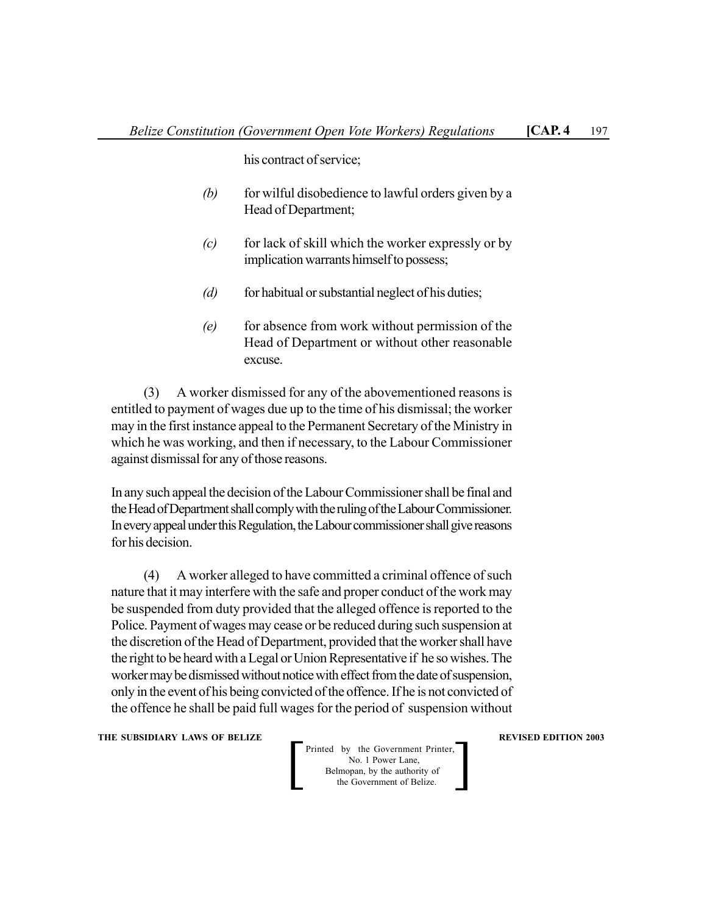his contract of service;

*(b)* for wilful disobedience to lawful orders given by a Head of Department;

*(c)* for lack of skill which the worker expressly or by implication warrants himself to possess;

*(d)* for habitual or substantial neglect of his duties;

*(e)* for absence from work without permission of the Head of Department or without other reasonable excuse.

(3) A worker dismissed for any of the abovementioned reasons is entitled to payment of wages due up to the time of his dismissal; the worker may in the first instance appeal to the Permanent Secretary of the Ministry in which he was working, and then if necessary, to the Labour Commissioner against dismissal for any of those reasons.

In any such appeal the decision of the Labour Commissioner shall be final and the Head of Department shall comply with the ruling of the Labour Commissioner. In every appeal under this Regulation, the Labour commissioner shall give reasons for his decision.

(4) A worker alleged to have committed a criminal offence of such nature that it may interfere with the safe and proper conduct of the work may be suspended from duty provided that the alleged offence is reported to the Police. Payment of wages may cease or be reduced during such suspension at the discretion of the Head of Department, provided that the worker shall have the right to be heard with a Legal or Union Representative if he so wishes. The worker may be dismissed without notice with effect from the date of suspension, only in the event of his being convicted of the offence. If he is not convicted of the offence he shall be paid full wages for the period of suspension without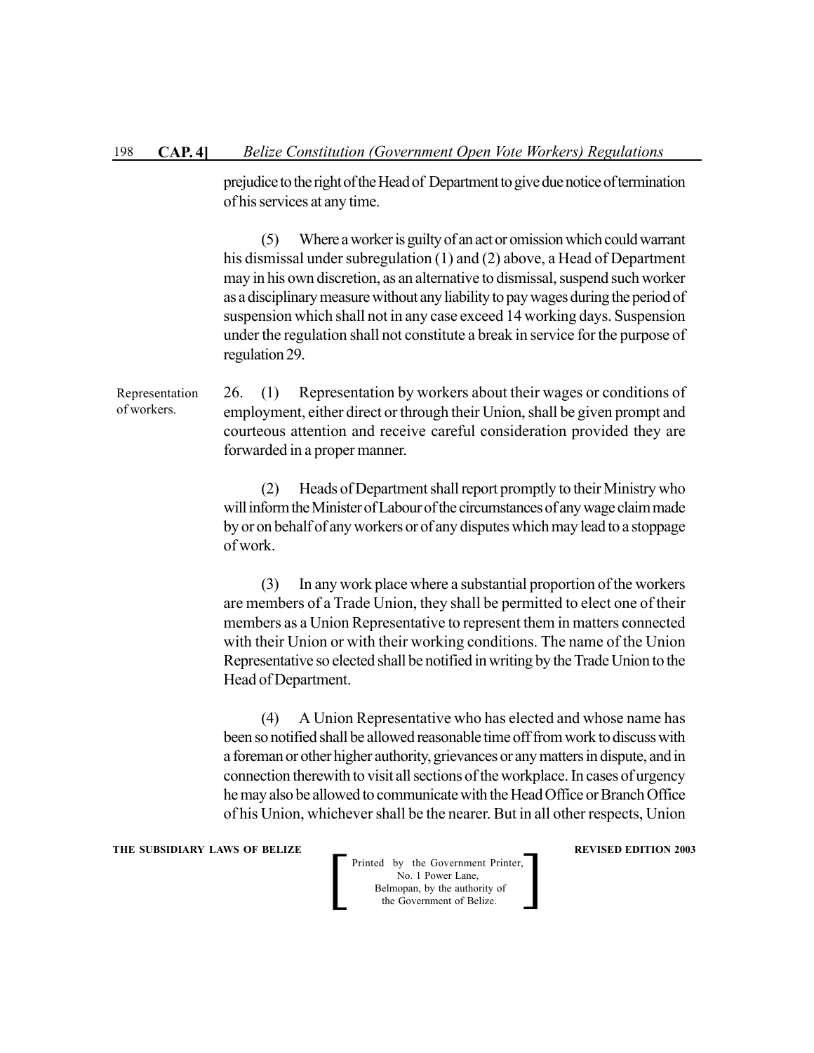prejudice to the right of the Head of Department to give due notice of termination of his services at any time.

(5) Where a worker is guilty of an act or omission which could warrant his dismissal under subregulation (1) and (2) above, a Head of Department may in his own discretion, as an alternative to dismissal, suspend such worker as a disciplinary measure without any liability to pay wages during the period of suspension which shall not in any case exceed 14 working days. Suspension under the regulation shall not constitute a break in service for the purpose of regulation 29.

Representation of workers.

26. (1) Representation by workers about their wages or conditions of employment, either direct or through their Union, shall be given prompt and courteous attention and receive careful consideration provided they are forwarded in a proper manner.

(2) Heads of Department shall report promptly to their Ministry who will inform the Minister of Labour of the circumstances of any wage claim made by or on behalf of any workers or of any disputes which may lead to a stoppage of work.

(3) In any work place where a substantial proportion of the workers are members of a Trade Union, they shall be permitted to elect one of their members as a Union Representative to represent them in matters connected with their Union or with their working conditions. The name of the Union Representative so elected shall be notified in writing by the Trade Union to the Head of Department.

(4) A Union Representative who has elected and whose name has been so notified shall be allowed reasonable time off from work to discuss with a foreman or other higher authority, grievances or any matters in dispute, and in connection therewith to visit all sections of the workplace. In cases of urgency he may also be allowed to communicate with the Head Office or Branch Office of his Union, whichever shall be the nearer. But in all other respects, Union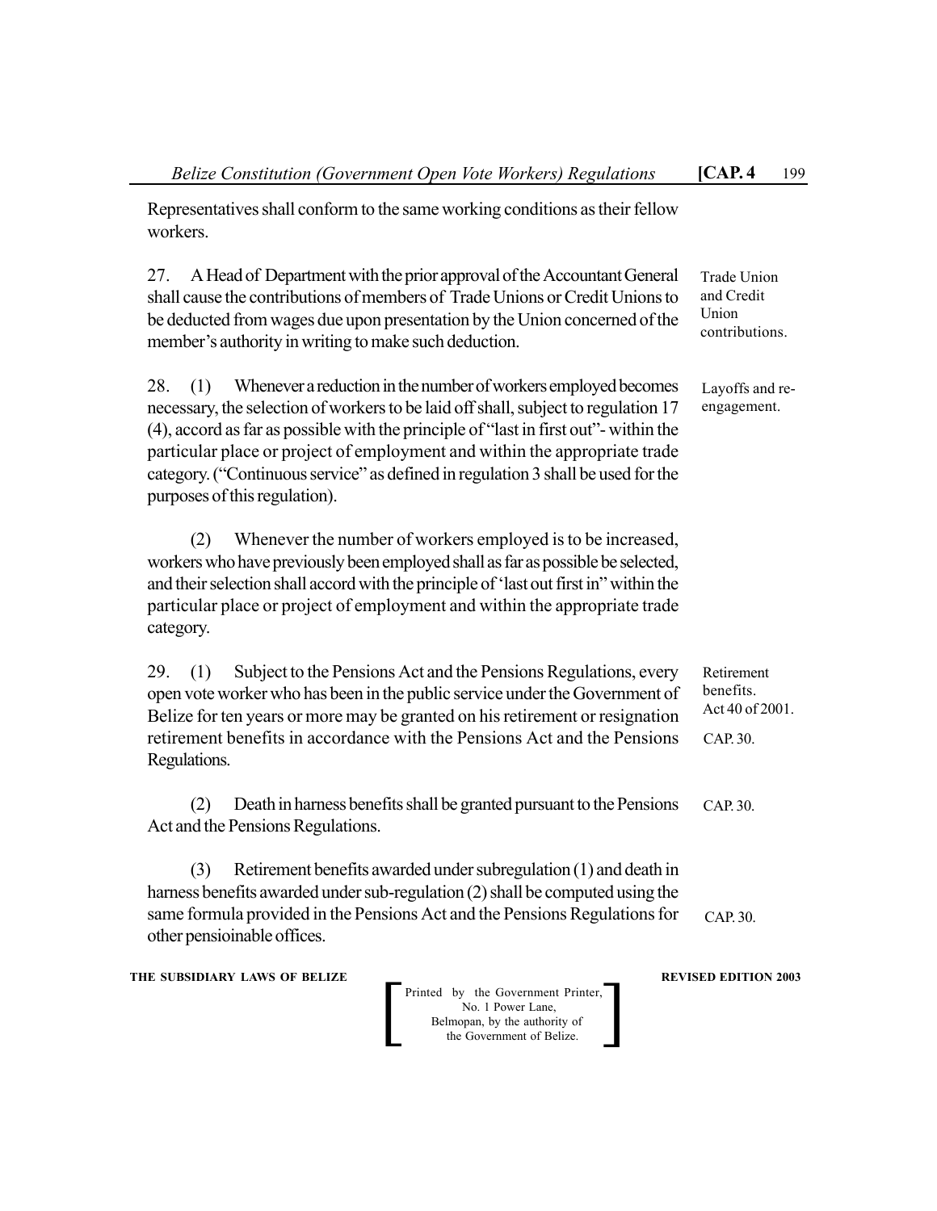Representatives shall conform to the same working conditions as their fellow workers.

27. A Head of Department with the prior approval of the Accountant General shall cause the contributions of members of Trade Unions or Credit Unions to be deducted from wages due upon presentation by the Union concerned of the member's authority in writing to make such deduction.

*Trade Union and Credit Union contributions.*

28. (1) Whenever a reduction in the number of workers employed becomes necessary, the selection of workers to be laid off shall, subject to regulation 17 (4), accord as far as possible with the principle of "last in first out"- within the particular place or project of employment and within the appropriate trade category. ("Continuous service" as defined in regulation 3 shall be used for the purposes of this regulation).

*Layoffs and re-engagement.*

(2) Whenever the number of workers employed is to be increased, workers who have previously been employed shall as far as possible be selected, and their selection shall accord with the principle of 'last out first in" within the particular place or project of employment and within the appropriate trade category.

29. (1) Subject to the Pensions Act and the Pensions Regulations, every open vote worker who has been in the public service under the Government of Belize for ten years or more may be granted on his retirement or resignation retirement benefits in accordance with the Pensions Act and the Pensions Regulations.

*Retirement benefits. Act 40 of 2001.*

*CAP. 30.*

(2) Death in harness benefits shall be granted pursuant to the Pensions Act and the Pensions Regulations.

*CAP. 30.*

(3) Retirement benefits awarded under subregulation (1) and death in harness benefits awarded under sub-regulation (2) shall be computed using the same formula provided in the Pensions Act and the Pensions Regulations for other pensioinable offices.

*CAP. 30.*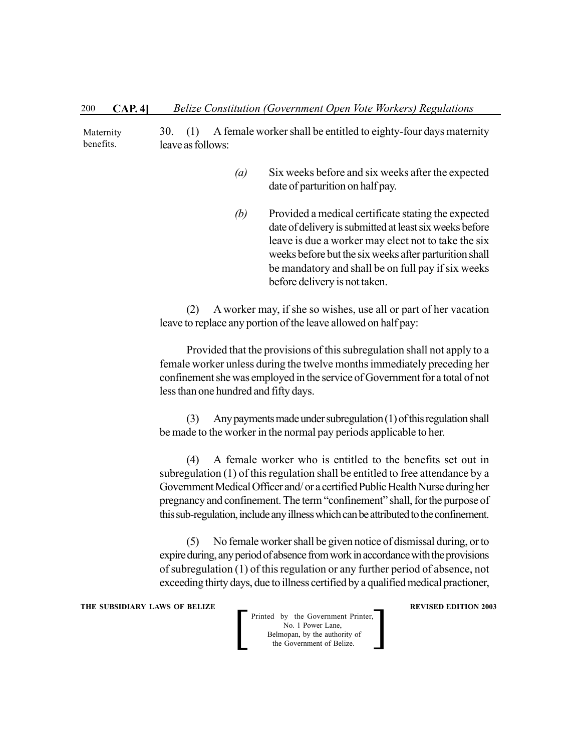Maternity benefits.

30. (1) A female worker shall be entitled to eighty-four days maternity leave as follows:

> *(a)* Six weeks before and six weeks after the expected date of parturition on half pay.
>
> *(b)* Provided a medical certificate stating the expected date of delivery is submitted at least six weeks before leave is due a worker may elect not to take the six weeks before but the six weeks after parturition shall be mandatory and shall be on full pay if six weeks before delivery is not taken.

(2) A worker may, if she so wishes, use all or part of her vacation leave to replace any portion of the leave allowed on half pay:

Provided that the provisions of this subregulation shall not apply to a female worker unless during the twelve months immediately preceding her confinement she was employed in the service of Government for a total of not less than one hundred and fifty days.

(3) Any payments made under subregulation (1) of this regulation shall be made to the worker in the normal pay periods applicable to her.

(4) A female worker who is entitled to the benefits set out in subregulation (1) of this regulation shall be entitled to free attendance by a Government Medical Officer and/ or a certified Public Health Nurse during her pregnancy and confinement. The term "confinement" shall, for the purpose of this sub-regulation, include any illness which can be attributed to the confinement.

(5) No female worker shall be given notice of dismissal during, or to expire during, any period of absence from work in accordance with the provisions of subregulation (1) of this regulation or any further period of absence, not exceeding thirty days, due to illness certified by a qualified medical practioner,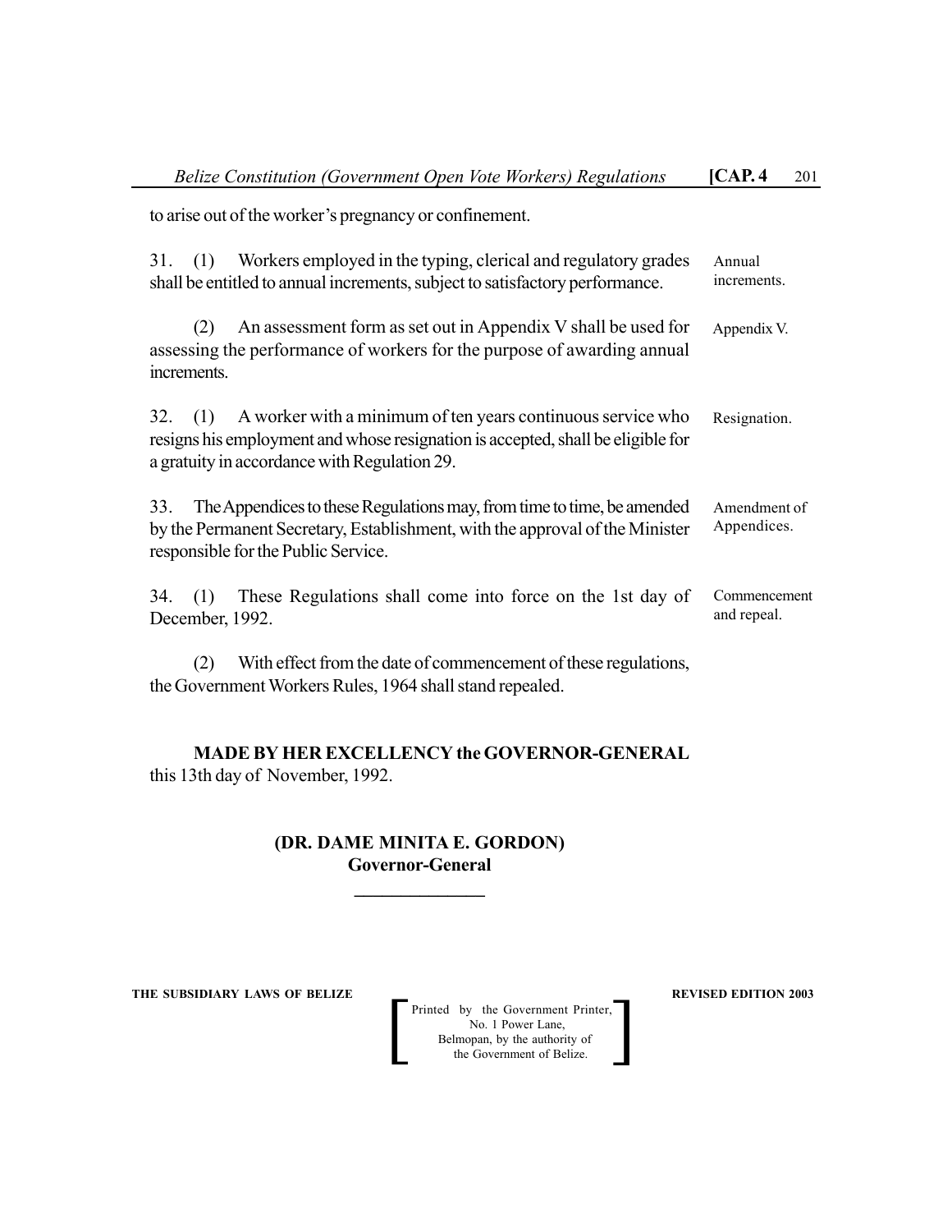to arise out of the worker's pregnancy or confinement.

31. (1) Workers employed in the typing, clerical and regulatory grades shall be entitled to annual increments, subject to satisfactory performance. *Annual increments.*

(2) An assessment form as set out in Appendix V shall be used for assessing the performance of workers for the purpose of awarding annual increments. *Appendix V.*

32. (1) A worker with a minimum of ten years continuous service who resigns his employment and whose resignation is accepted, shall be eligible for a gratuity in accordance with Regulation 29. *Resignation.*

33. The Appendices to these Regulations may, from time to time, be amended by the Permanent Secretary, Establishment, with the approval of the Minister responsible for the Public Service. *Amendment of Appendices.*

34. (1) These Regulations shall come into force on the 1st day of December, 1992. *Commencement and repeal.*

(2) With effect from the date of commencement of these regulations, the Government Workers Rules, 1964 shall stand repealed.

**MADE BY HER EXCELLENCY the GOVERNOR-GENERAL** this 13th day of November, 1992.

**(DR. DAME MINITA E. GORDON)**
**Governor-General**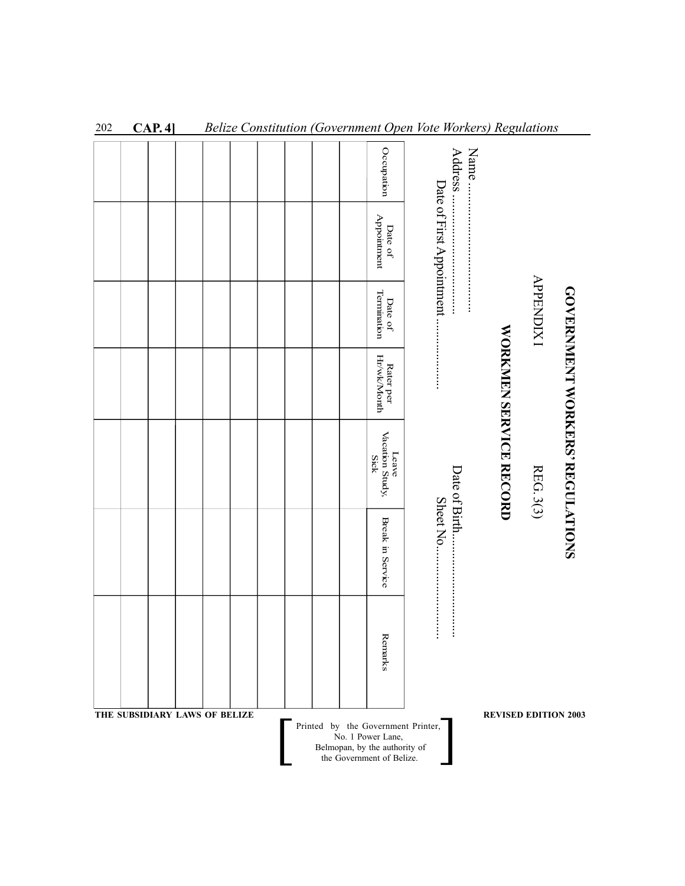## GOVERNMENT WORKERS' REGULATIONS

APPENDIX I REG. 3(3)

### WORKMEN SERVICE RECORD

Name ..................................

Address ..................................

Date of First Appointment ......................

Date of Birth..........................

Sheet No...........................

| Occupation | Date of Appointment | Date of Termination | Rater per Hr/wk/Month | Leave Vacation Study, Sick | Break in Service | Remarks |
|---|---|---|---|---|---|---|
| | | | | | | |
| | | | | | | |
| | | | | | | |
| | | | | | | |
| | | | | | | |
| | | | | | | |
| | | | | | | |
| | | | | | | |
| | | | | | | |
| | | | | | | |

Printed by the Government Printer, No. 1 Power Lane, Belmopan, by the authority of the Government of Belize.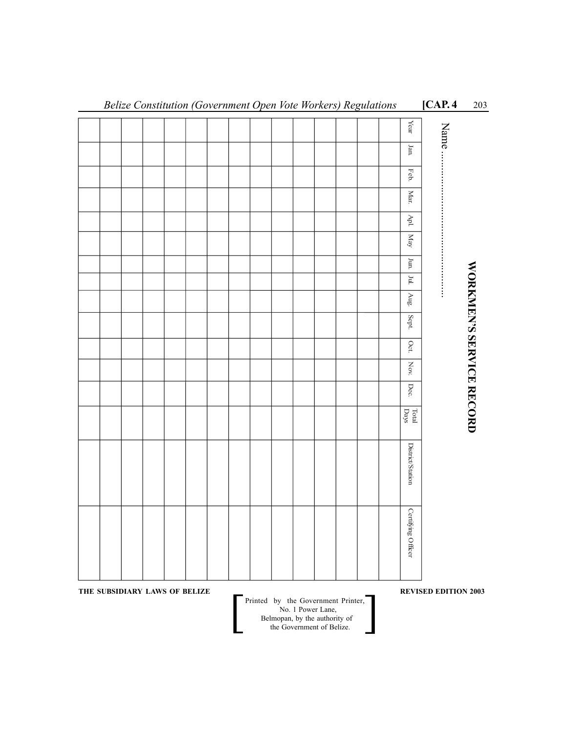## WORKMEN'S SERVICE RECORD

Name ..............................................

| Year | Jan | Feb. | Mar. | Apl. | May | Jun. | Jul. | Aug. | Sept. | Oct. | Nov. | Dec. | Total Days | District/Station | Certifying Officer |
|---|---|---|---|---|---|---|---|---|---|---|---|---|---|---|---|
| | | | | | | | | | | | | | | | |
| | | | | | | | | | | | | | | | |
| | | | | | | | | | | | | | | | |
| | | | | | | | | | | | | | | | |
| | | | | | | | | | | | | | | | |
| | | | | | | | | | | | | | | | |
| | | | | | | | | | | | | | | | |
| | | | | | | | | | | | | | | | |
| | | | | | | | | | | | | | | | |
| | | | | | | | | | | | | | | | |
| | | | | | | | | | | | | | | | |
| | | | | | | | | | | | | | | | |
| | | | | | | | | | | | | | | | |
| | | | | | | | | | | | | | | | |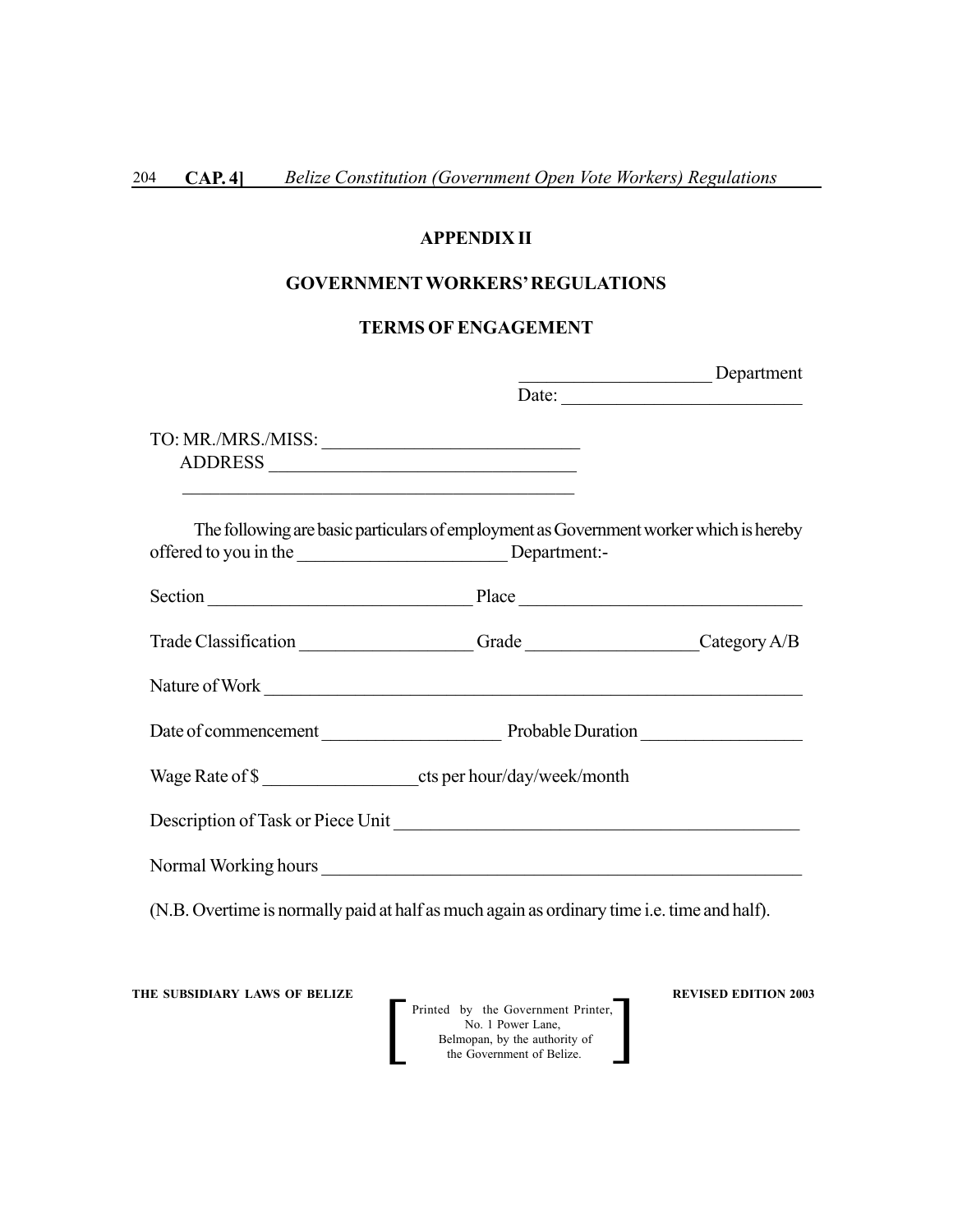**APPENDIX II**

**GOVERNMENT WORKERS' REGULATIONS**

**TERMS OF ENGAGEMENT**

_____________________ Department

Date: __________________________

TO: MR./MRS./MISS: ____________________________

ADDRESS _________________________________

___________________________________________

The following are basic particulars of employment as Government worker which is hereby offered to you in the ______________________ Department:-

Section ____________________________ Place ______________________________

Trade Classification __________________ Grade __________________Category A/B

Nature of Work ___________________________________________________________

Date of commencement ___________________ Probable Duration _________________

Wage Rate of $ ________________cts per hour/day/week/month

Description of Task or Piece Unit ____________________________________________

Normal Working hours _____________________________________________________

(N.B. Overtime is normally paid at half as much again as ordinary time i.e. time and half).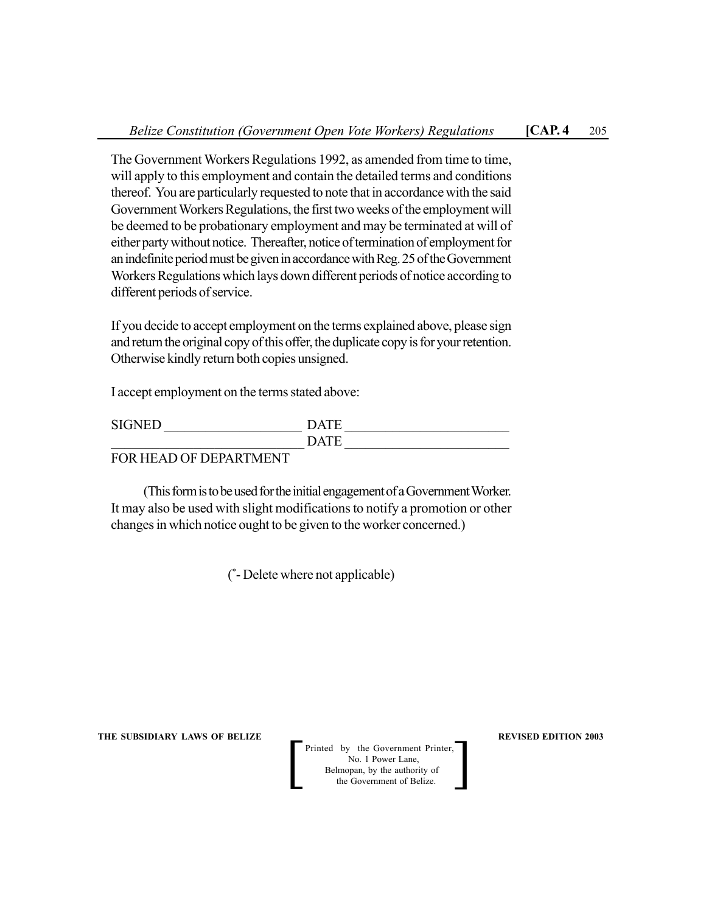The Government Workers Regulations 1992, as amended from time to time, will apply to this employment and contain the detailed terms and conditions thereof. You are particularly requested to note that in accordance with the said Government Workers Regulations, the first two weeks of the employment will be deemed to be probationary employment and may be terminated at will of either party without notice. Thereafter, notice of termination of employment for an indefinite period must be given in accordance with Reg. 25 of the Government Workers Regulations which lays down different periods of notice according to different periods of service.

If you decide to accept employment on the terms explained above, please sign and return the original copy of this offer, the duplicate copy is for your retention. Otherwise kindly return both copies unsigned.

I accept employment on the terms stated above:

SIGNED ____________________ DATE ________________________

____________________________ DATE ________________________

FOR HEAD OF DEPARTMENT

(This form is to be used for the initial engagement of a Government Worker. It may also be used with slight modifications to notify a promotion or other changes in which notice ought to be given to the worker concerned.)

(*- Delete where not applicable)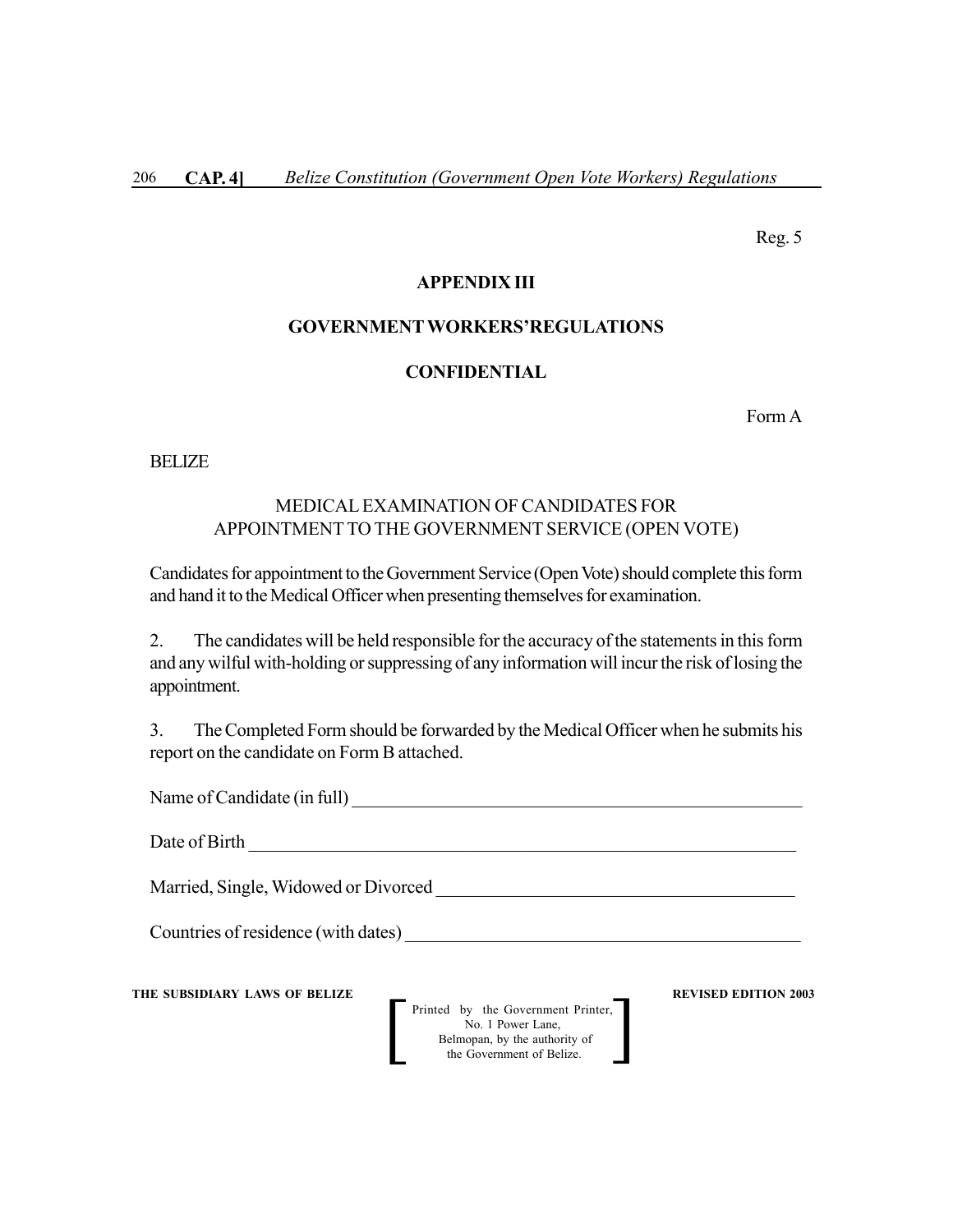Reg. 5

## APPENDIX III

## GOVERNMENT WORKERS'REGULATIONS

## CONFIDENTIAL

Form A

BELIZE

MEDICAL EXAMINATION OF CANDIDATES FOR APPOINTMENT TO THE GOVERNMENT SERVICE (OPEN VOTE)

Candidates for appointment to the Government Service (Open Vote) should complete this form and hand it to the Medical Officer when presenting themselves for examination.

2. The candidates will be held responsible for the accuracy of the statements in this form and any wilful with-holding or suppressing of any information will incur the risk of losing the appointment.

3. The Completed Form should be forwarded by the Medical Officer when he submits his report on the candidate on Form B attached.

Name of Candidate (in full) ______________________________________________

Date of Birth ________________________________________________________

Married, Single, Widowed or Divorced ____________________________________

Countries of residence (with dates) _______________________________________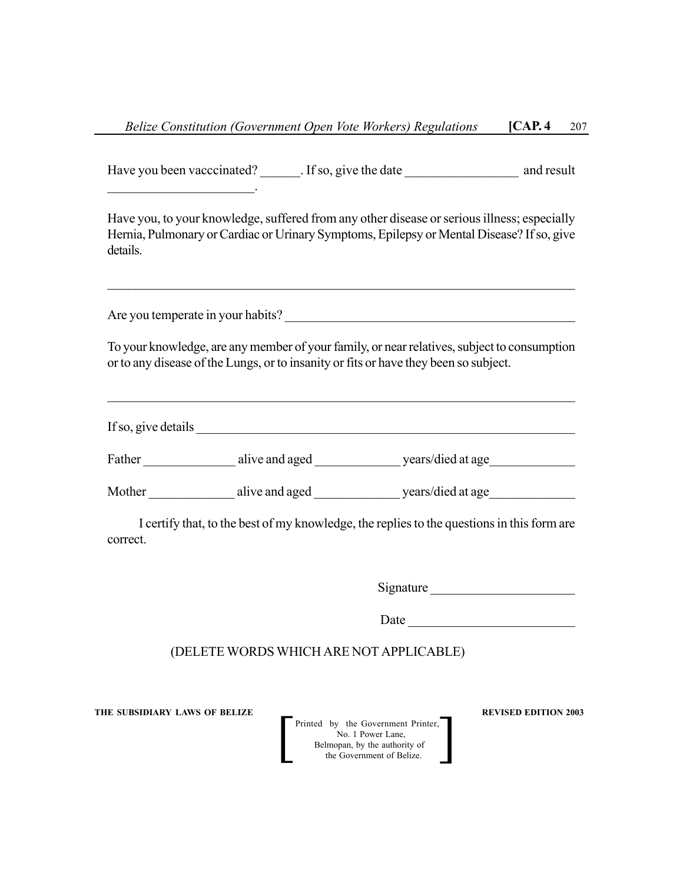Have you been vacccinated? ______. If so, give the date _________________ and result _______________________.

Have you, to your knowledge, suffered from any other disease or serious illness; especially Hernia, Pulmonary or Cardiac or Urinary Symptoms, Epilepsy or Mental Disease? If so, give details.

_______________________________________________________________________

Are you temperate in your habits? _____________________________________________

To your knowledge, are any member of your family, or near relatives, subject to consumption or to any disease of the Lungs, or to insanity or fits or have they been so subject.

_______________________________________________________________________

If so, give details ____________________________________________________________

Father ______________ alive and aged _____________ years/died at age_____________

Mother _____________ alive and aged _____________ years/died at age_____________

I certify that, to the best of my knowledge, the replies to the questions in this form are correct.

Signature _____________________

Date _________________________

(DELETE WORDS WHICH ARE NOT APPLICABLE)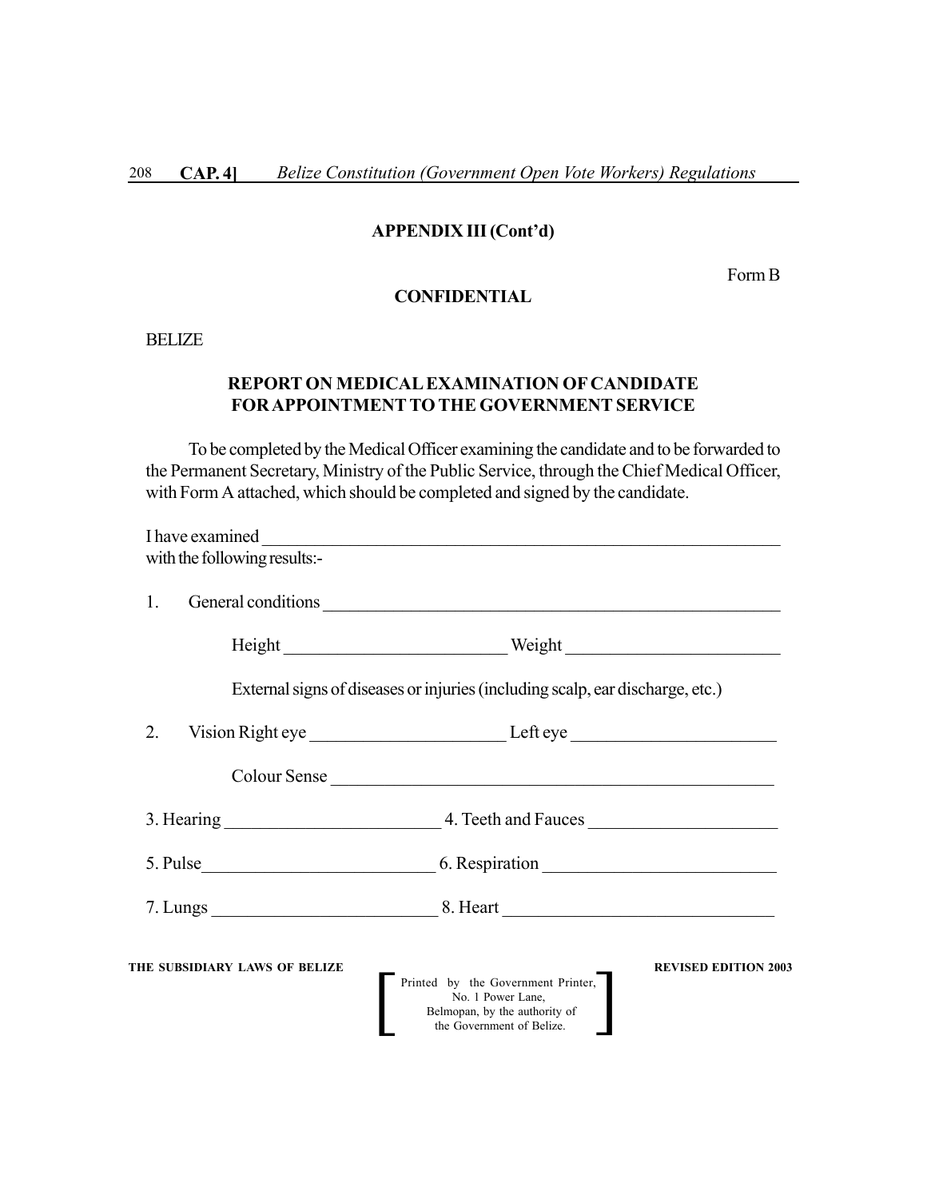**APPENDIX III (Cont'd)**

Form B

**CONFIDENTIAL**

BELIZE

**REPORT ON MEDICAL EXAMINATION OF CANDIDATE FOR APPOINTMENT TO THE GOVERNMENT SERVICE**

To be completed by the Medical Officer examining the candidate and to be forwarded to the Permanent Secretary, Ministry of the Public Service, through the Chief Medical Officer, with Form A attached, which should be completed and signed by the candidate.

I have examined ________________________________________________________________
with the following results:-

1. General conditions ____________________________________________________

   Height ________________________ Weight ________________________

   External signs of diseases or injuries (including scalp, ear discharge, etc.)

2. Vision Right eye ______________________ Left eye ______________________

   Colour Sense ____________________________________________________

3. Hearing ________________________ 4. Teeth and Fauces ____________________

5. Pulse_________________________ 6. Respiration _________________________

7. Lungs ________________________ 8. Heart _____________________________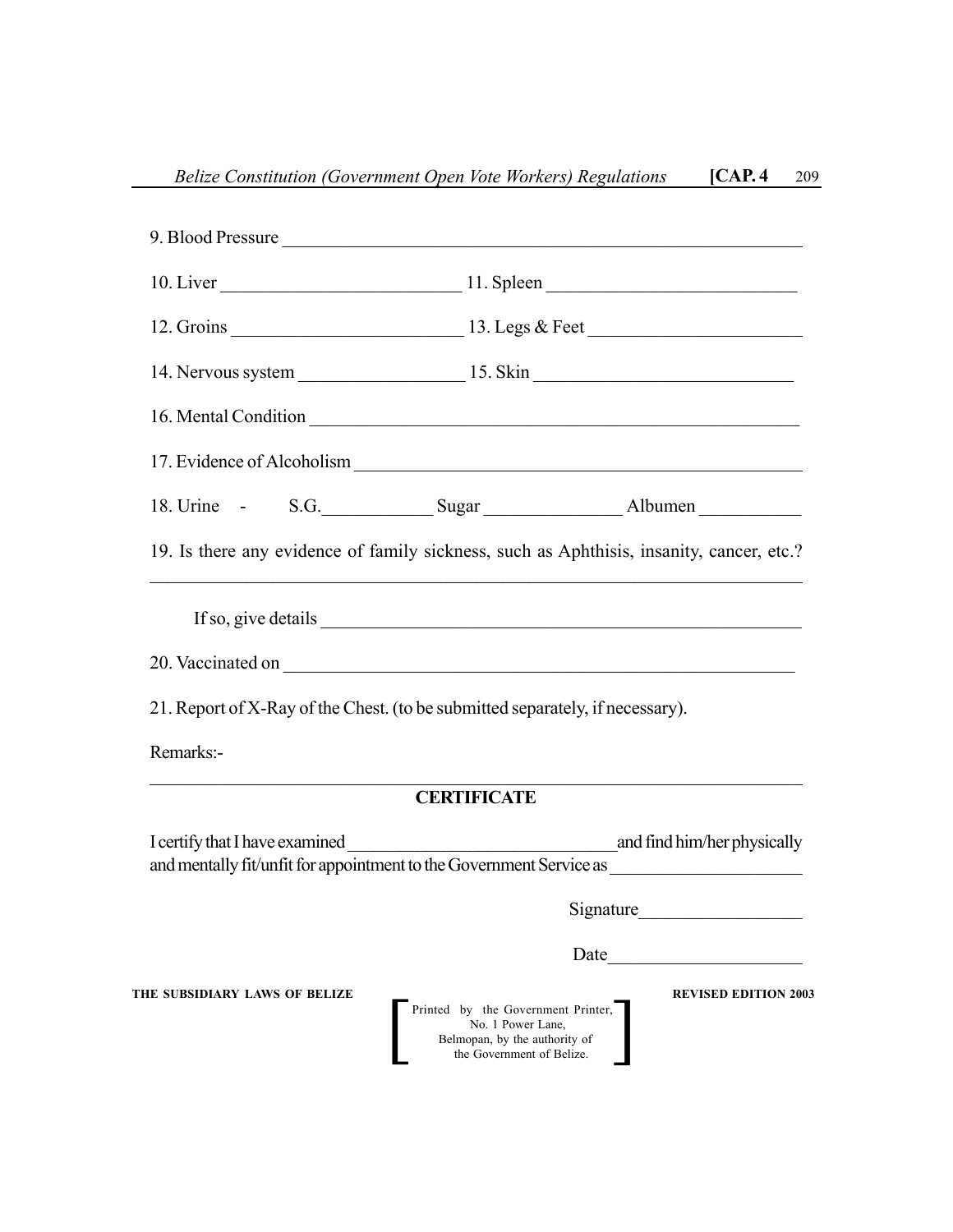9. Blood Pressure ____________________________________________

10. Liver __________________________ 11. Spleen __________________________

12. Groins __________________________ 13. Legs & Feet ______________________

14. Nervous system __________________ 15. Skin ___________________________

16. Mental Condition ________________________________________________

17. Evidence of Alcoholism ___________________________________________

18. Urine - S.G.____________ Sugar _______________ Albumen ___________

19. Is there any evidence of family sickness, such as Aphthisis, insanity, cancer, etc.?

______________________________________________________________________

If so, give details _________________________________________________

20. Vaccinated on ___________________________________________________

21. Report of X-Ray of the Chest. (to be submitted separately, if necessary).

Remarks:-

______________________________________________________________________

## CERTIFICATE

I certify that I have examined _____________________________ and find him/her physically and mentally fit/unfit for appointment to the Government Service as _____________________

Signature__________________

Date_____________________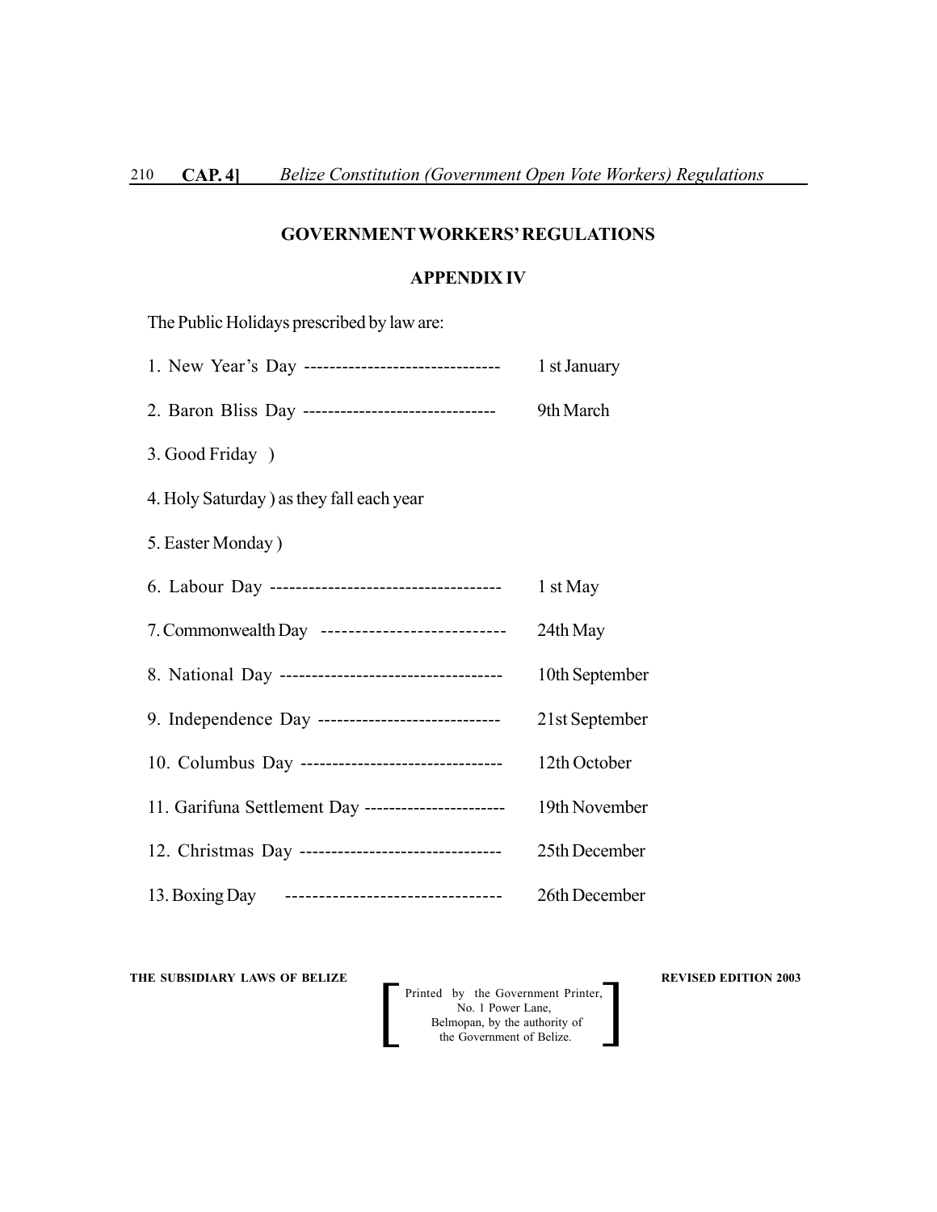## GOVERNMENT WORKERS' REGULATIONS

### APPENDIX IV

The Public Holidays prescribed by law are:

1. New Year's Day ------------------------------- 1 st January
2. Baron Bliss Day ------------------------------- 9th March
3. Good Friday )
4. Holy Saturday ) as they fall each year
5. Easter Monday )
6. Labour Day ------------------------------------ 1 st May
7. Commonwealth Day ---------------------------- 24th May
8. National Day ----------------------------------- 10th September
9. Independence Day ----------------------------- 21st September
10. Columbus Day -------------------------------- 12th October
11. Garifuna Settlement Day ---------------------- 19th November
12. Christmas Day -------------------------------- 25th December
13. Boxing Day -------------------------------- 26th December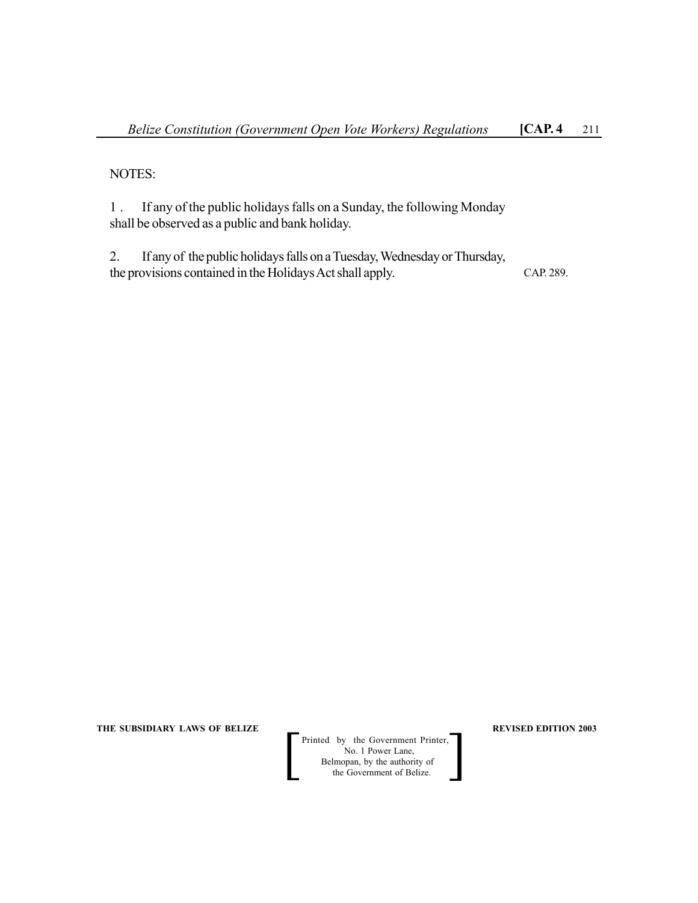NOTES:

1 . If any of the public holidays falls on a Sunday, the following Monday shall be observed as a public and bank holiday.

2. If any of the public holidays falls on a Tuesday, Wednesday or Thursday, the provisions contained in the Holidays Act shall apply. CAP. 289.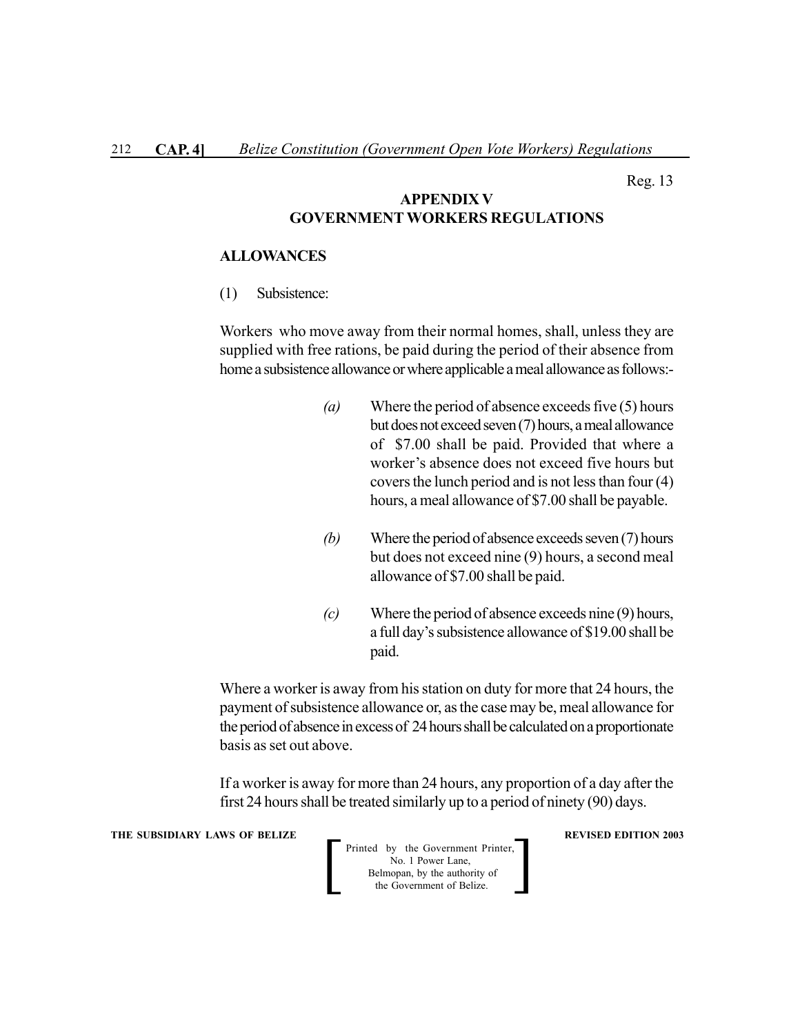Reg. 13

## APPENDIX V
## GOVERNMENT WORKERS REGULATIONS

**ALLOWANCES**

(1) Subsistence:

Workers who move away from their normal homes, shall, unless they are supplied with free rations, be paid during the period of their absence from home a subsistence allowance or where applicable a meal allowance as follows:-

*(a)* Where the period of absence exceeds five (5) hours but does not exceed seven (7) hours, a meal allowance of $7.00 shall be paid. Provided that where a worker's absence does not exceed five hours but covers the lunch period and is not less than four (4) hours, a meal allowance of $7.00 shall be payable.

*(b)* Where the period of absence exceeds seven (7) hours but does not exceed nine (9) hours, a second meal allowance of $7.00 shall be paid.

*(c)* Where the period of absence exceeds nine (9) hours, a full day's subsistence allowance of $19.00 shall be paid.

Where a worker is away from his station on duty for more that 24 hours, the payment of subsistence allowance or, as the case may be, meal allowance for the period of absence in excess of 24 hours shall be calculated on a proportionate basis as set out above.

If a worker is away for more than 24 hours, any proportion of a day after the first 24 hours shall be treated similarly up to a period of ninety (90) days.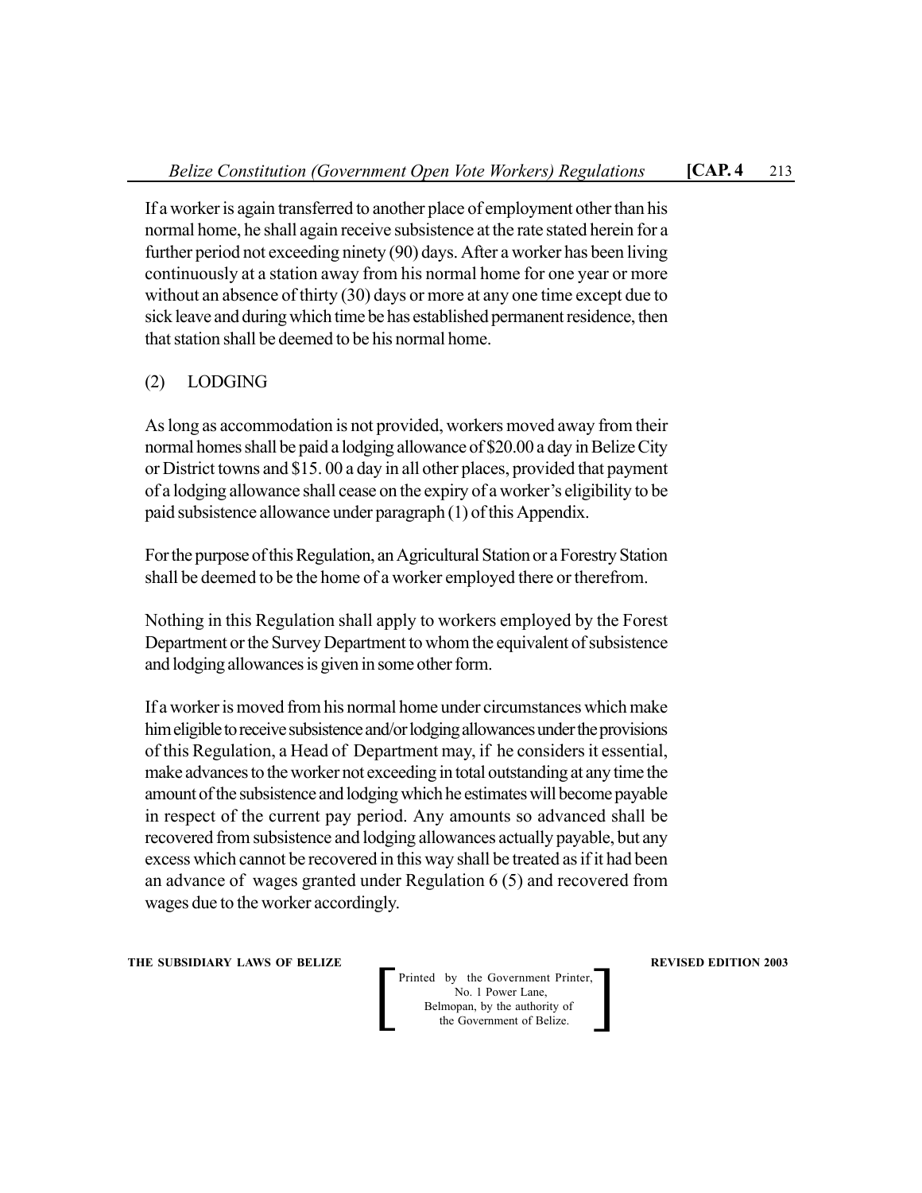If a worker is again transferred to another place of employment other than his normal home, he shall again receive subsistence at the rate stated herein for a further period not exceeding ninety (90) days. After a worker has been living continuously at a station away from his normal home for one year or more without an absence of thirty (30) days or more at any one time except due to sick leave and during which time be has established permanent residence, then that station shall be deemed to be his normal home.

(2) LODGING

As long as accommodation is not provided, workers moved away from their normal homes shall be paid a lodging allowance of $20.00 a day in Belize City or District towns and $15. 00 a day in all other places, provided that payment of a lodging allowance shall cease on the expiry of a worker's eligibility to be paid subsistence allowance under paragraph (1) of this Appendix.

For the purpose of this Regulation, an Agricultural Station or a Forestry Station shall be deemed to be the home of a worker employed there or therefrom.

Nothing in this Regulation shall apply to workers employed by the Forest Department or the Survey Department to whom the equivalent of subsistence and lodging allowances is given in some other form.

If a worker is moved from his normal home under circumstances which make him eligible to receive subsistence and/or lodging allowances under the provisions of this Regulation, a Head of Department may, if he considers it essential, make advances to the worker not exceeding in total outstanding at any time the amount of the subsistence and lodging which he estimates will become payable in respect of the current pay period. Any amounts so advanced shall be recovered from subsistence and lodging allowances actually payable, but any excess which cannot be recovered in this way shall be treated as if it had been an advance of wages granted under Regulation 6 (5) and recovered from wages due to the worker accordingly.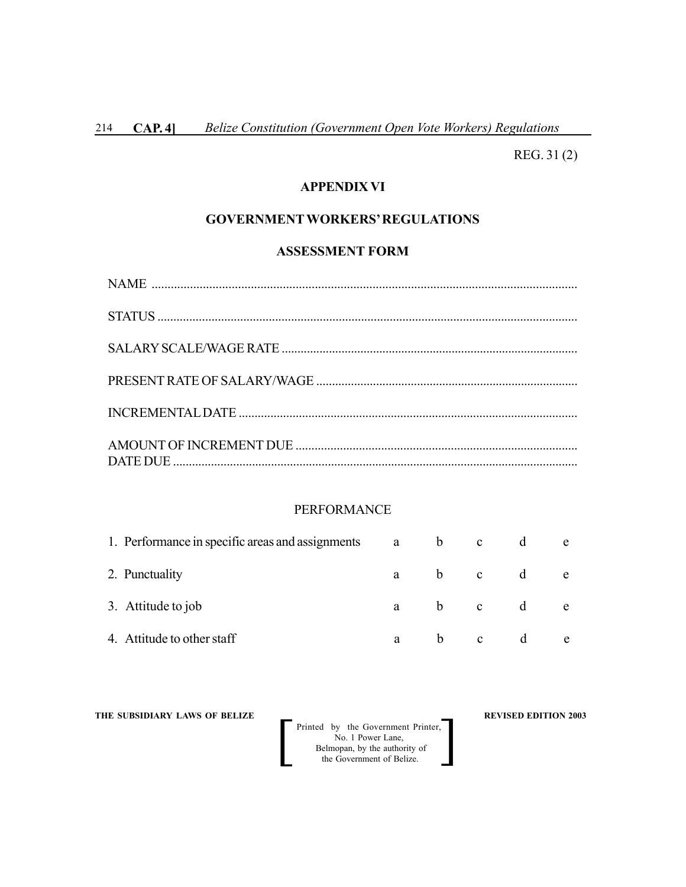REG. 31 (2)

## APPENDIX VI

## GOVERNMENT WORKERS' REGULATIONS

## ASSESSMENT FORM

NAME ......................................................................................................................

STATUS ....................................................................................................................

SALARY SCALE/WAGE RATE ............................................................................

PRESENT RATE OF SALARY/WAGE .................................................................

INCREMENTAL DATE ..........................................................................................

AMOUNT OF INCREMENT DUE ........................................................................
DATE DUE ..............................................................................................................

PERFORMANCE

| | | | | | |
|---|---|---|---|---|---|
| 1. Performance in specific areas and assignments | a | b | c | d | e |
| 2. Punctuality | a | b | c | d | e |
| 3. Attitude to job | a | b | c | d | e |
| 4. Attitude to other staff | a | b | c | d | e |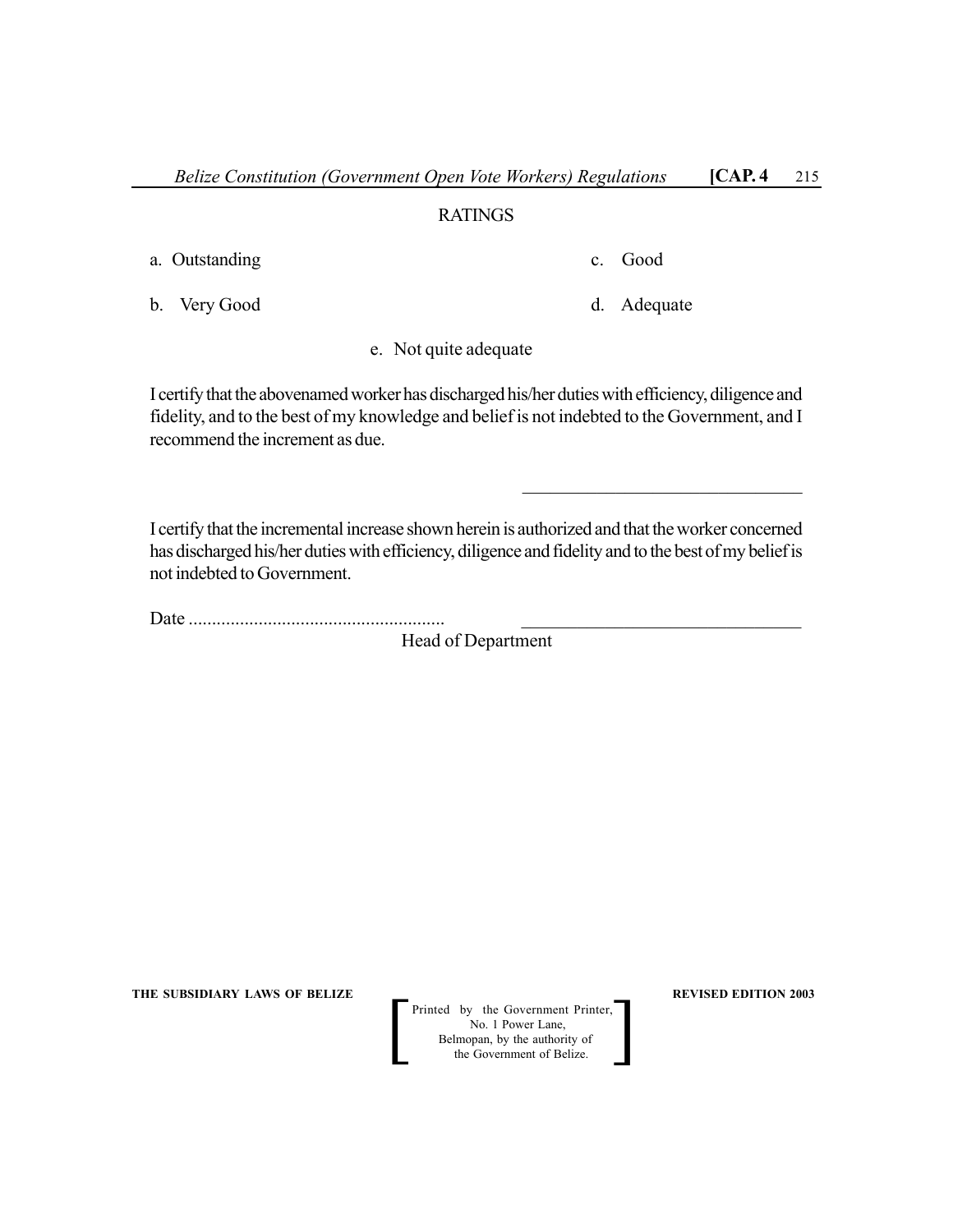RATINGS

a. Outstanding

b. Very Good

c. Good

d. Adequate

e. Not quite adequate

I certify that the abovenamed worker has discharged his/her duties with efficiency, diligence and fidelity, and to the best of my knowledge and belief is not indebted to the Government, and I recommend the increment as due.

\_\_\_\_\_\_\_\_\_\_\_\_\_\_\_\_\_\_\_\_\_\_\_\_\_\_\_\_\_\_

I certify that the incremental increase shown herein is authorized and that the worker concerned has discharged his/her duties with efficiency, diligence and fidelity and to the best of my belief is not indebted to Government.

Date ......................................................  \_\_\_\_\_\_\_\_\_\_\_\_\_\_\_\_\_\_\_\_\_\_\_\_\_\_\_\_\_\_

Head of Department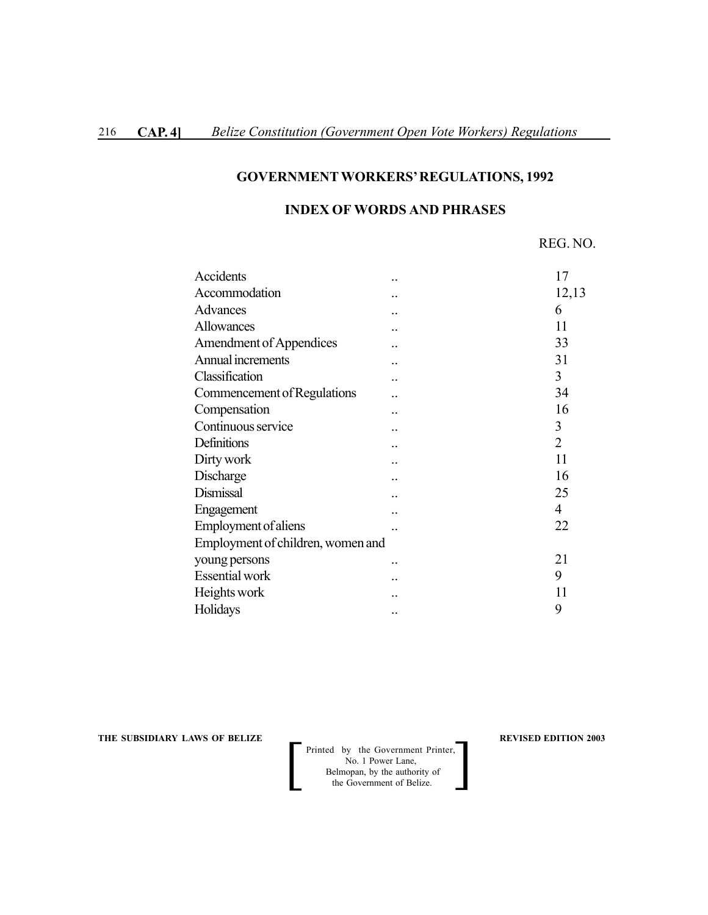## GOVERNMENT WORKERS' REGULATIONS, 1992

### INDEX OF WORDS AND PHRASES

| | | REG. NO. |
|---|---|---|
| Accidents | .. | 17 |
| Accommodation | .. | 12,13 |
| Advances | .. | 6 |
| Allowances | .. | 11 |
| Amendment of Appendices | .. | 33 |
| Annual increments | .. | 31 |
| Classification | .. | 3 |
| Commencement of Regulations | .. | 34 |
| Compensation | .. | 16 |
| Continuous service | .. | 3 |
| Definitions | .. | 2 |
| Dirty work | .. | 11 |
| Discharge | .. | 16 |
| Dismissal | .. | 25 |
| Engagement | .. | 4 |
| Employment of aliens | .. | 22 |
| Employment of children, women and young persons | .. | 21 |
| Essential work | .. | 9 |
| Heights work | .. | 11 |
| Holidays | .. | 9 |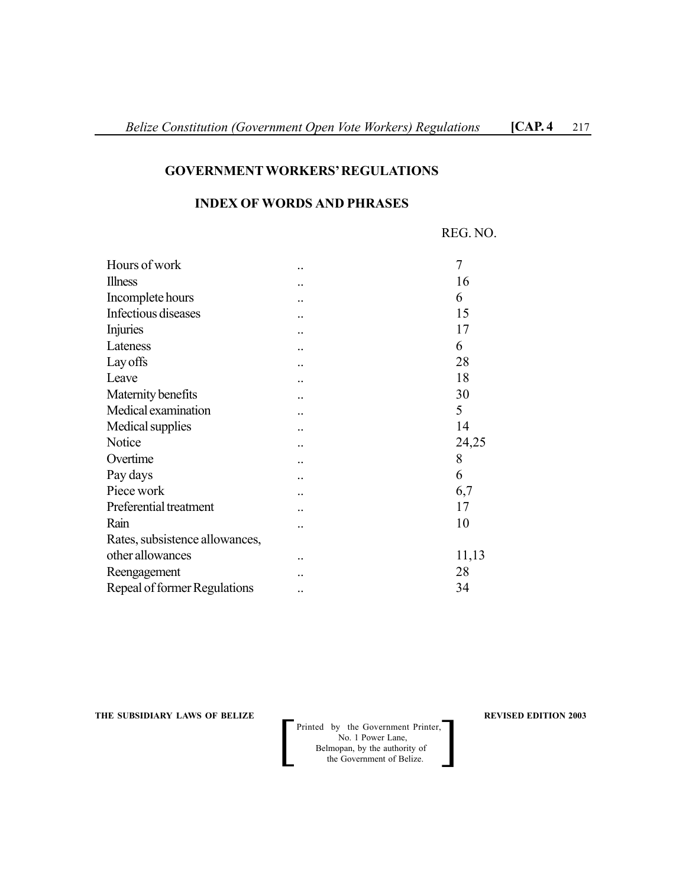## GOVERNMENT WORKERS' REGULATIONS

### INDEX OF WORDS AND PHRASES

| | | REG. NO. |
|---|---|---|
| Hours of work | .. | 7 |
| Illness | .. | 16 |
| Incomplete hours | .. | 6 |
| Infectious diseases | .. | 15 |
| Injuries | .. | 17 |
| Lateness | .. | 6 |
| Lay offs | .. | 28 |
| Leave | .. | 18 |
| Maternity benefits | .. | 30 |
| Medical examination | .. | 5 |
| Medical supplies | .. | 14 |
| Notice | .. | 24,25 |
| Overtime | .. | 8 |
| Pay days | .. | 6 |
| Piece work | .. | 6,7 |
| Preferential treatment | .. | 17 |
| Rain | .. | 10 |
| Rates, subsistence allowances, other allowances | .. | 11,13 |
| Reengagement | .. | 28 |
| Repeal of former Regulations | .. | 34 |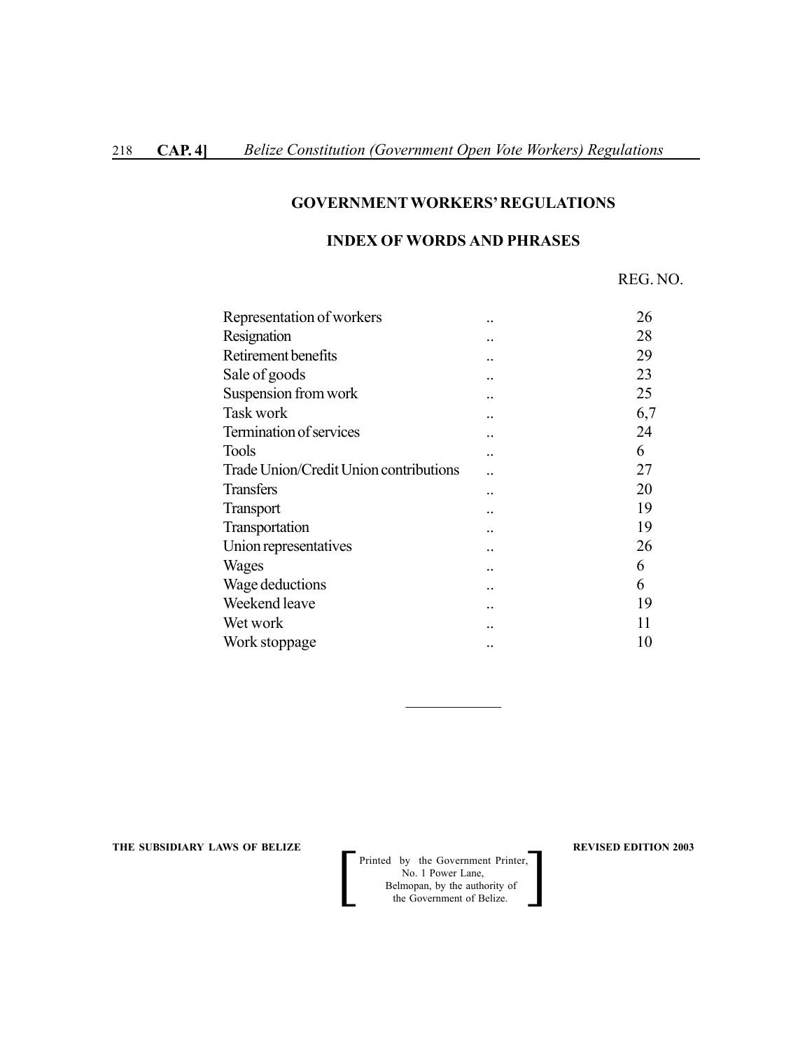## GOVERNMENT WORKERS' REGULATIONS

## INDEX OF WORDS AND PHRASES

| | | REG. NO. |
|---|---|---|
| Representation of workers | .. | 26 |
| Resignation | .. | 28 |
| Retirement benefits | .. | 29 |
| Sale of goods | .. | 23 |
| Suspension from work | .. | 25 |
| Task work | .. | 6,7 |
| Termination of services | .. | 24 |
| Tools | .. | 6 |
| Trade Union/Credit Union contributions | .. | 27 |
| Transfers | .. | 20 |
| Transport | .. | 19 |
| Transportation | .. | 19 |
| Union representatives | .. | 26 |
| Wages | .. | 6 |
| Wage deductions | .. | 6 |
| Weekend leave | .. | 19 |
| Wet work | .. | 11 |
| Work stoppage | .. | 10 |

---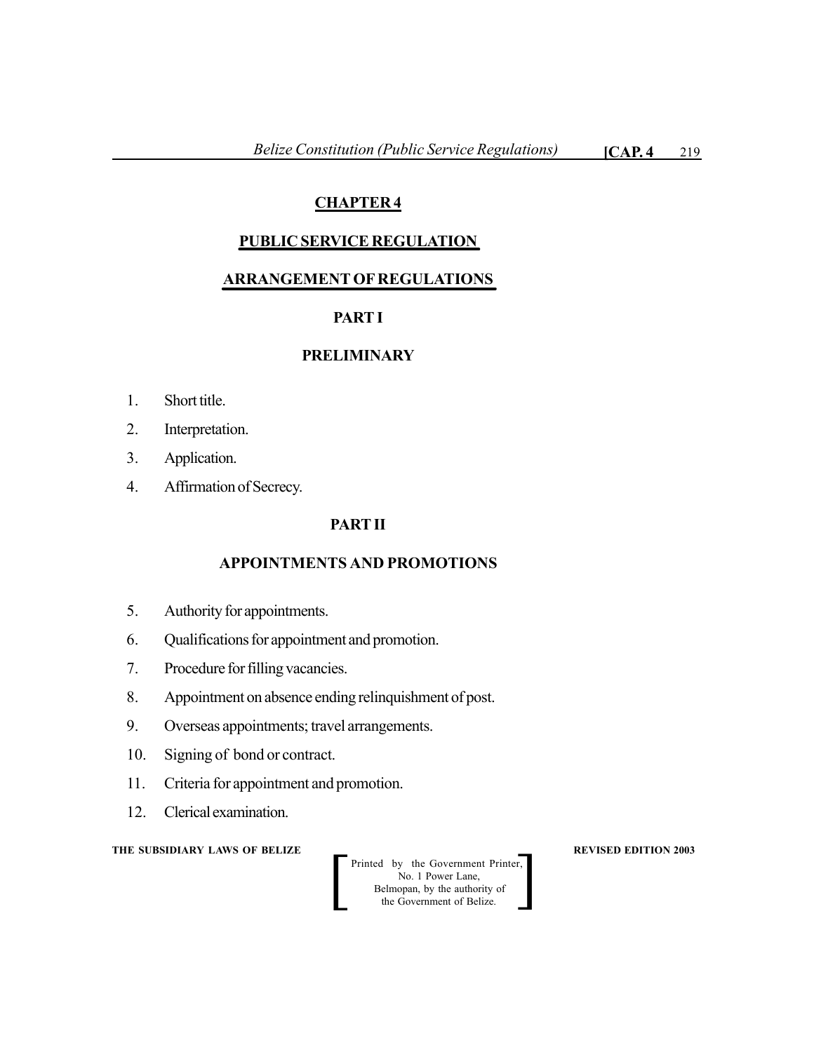## CHAPTER 4

## PUBLIC SERVICE REGULATION

## ARRANGEMENT OF REGULATIONS

### PART I

### PRELIMINARY

1. Short title.
2. Interpretation.
3. Application.
4. Affirmation of Secrecy.

### PART II

### APPOINTMENTS AND PROMOTIONS

5. Authority for appointments.
6. Qualifications for appointment and promotion.
7. Procedure for filling vacancies.
8. Appointment on absence ending relinquishment of post.
9. Overseas appointments; travel arrangements.
10. Signing of bond or contract.
11. Criteria for appointment and promotion.
12. Clerical examination.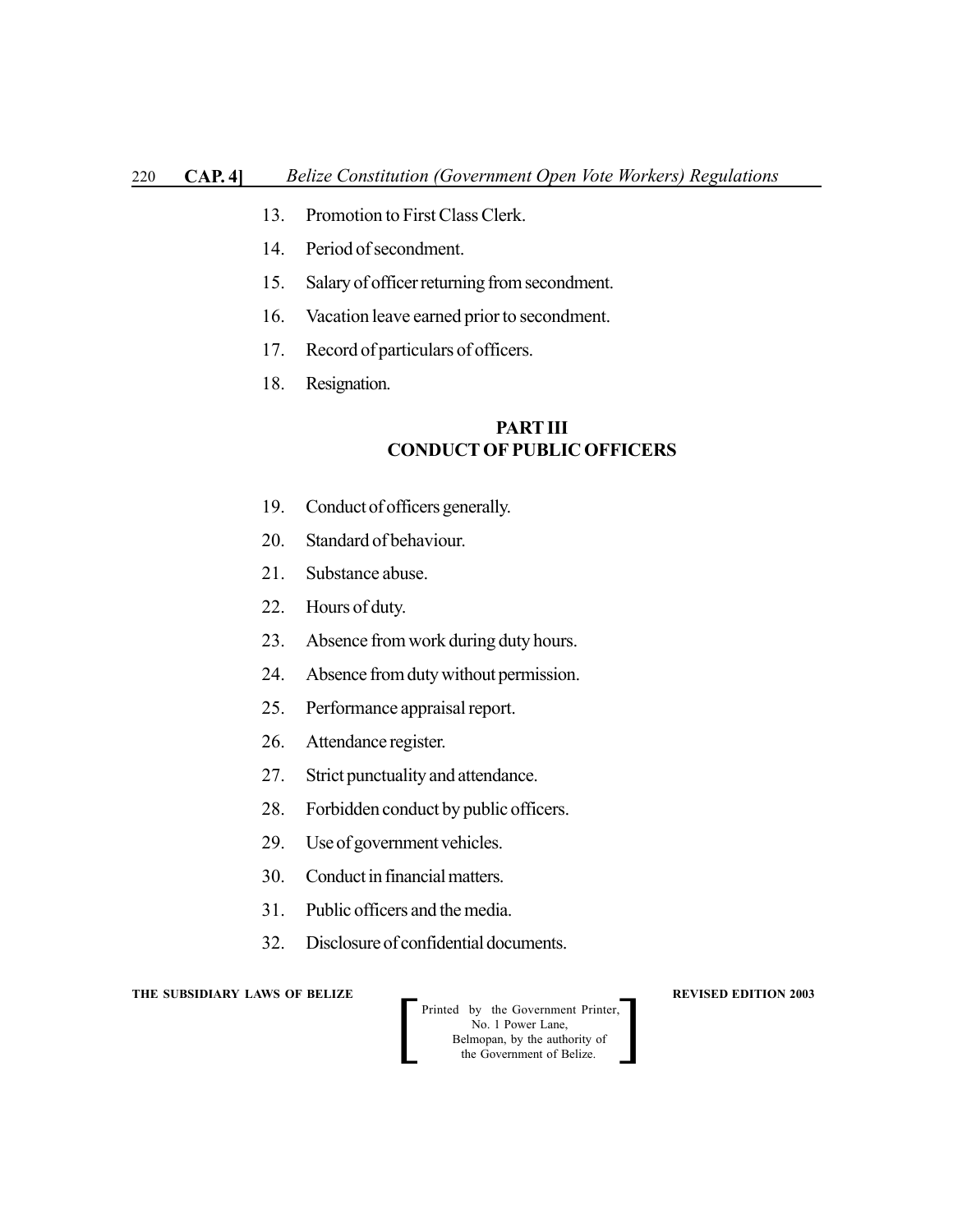13. Promotion to First Class Clerk.

14. Period of secondment.

15. Salary of officer returning from secondment.

16. Vacation leave earned prior to secondment.

17. Record of particulars of officers.

18. Resignation.

## PART III
## CONDUCT OF PUBLIC OFFICERS

19. Conduct of officers generally.

20. Standard of behaviour.

21. Substance abuse.

22. Hours of duty.

23. Absence from work during duty hours.

24. Absence from duty without permission.

25. Performance appraisal report.

26. Attendance register.

27. Strict punctuality and attendance.

28. Forbidden conduct by public officers.

29. Use of government vehicles.

30. Conduct in financial matters.

31. Public officers and the media.

32. Disclosure of confidential documents.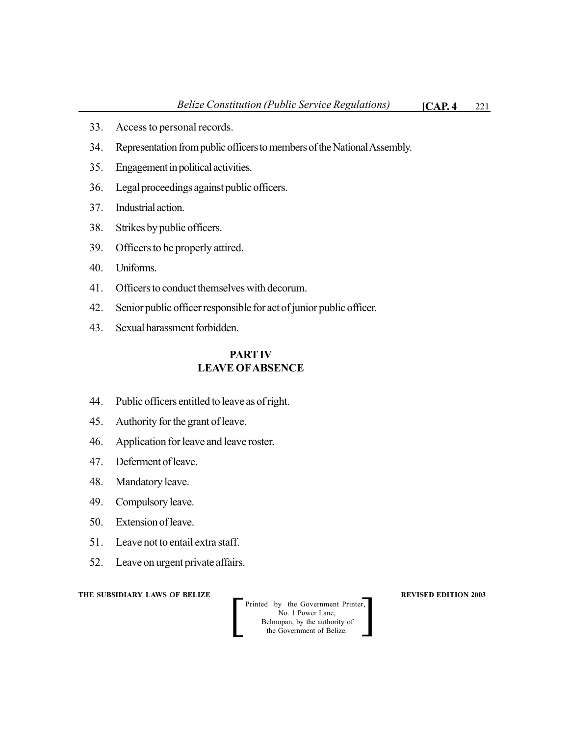33. Access to personal records.

34. Representation from public officers to members of the National Assembly.

35. Engagement in political activities.

36. Legal proceedings against public officers.

37. Industrial action.

38. Strikes by public officers.

39. Officers to be properly attired.

40. Uniforms.

41. Officers to conduct themselves with decorum.

42. Senior public officer responsible for act of junior public officer.

43. Sexual harassment forbidden.

## PART IV
## LEAVE OF ABSENCE

44. Public officers entitled to leave as of right.

45. Authority for the grant of leave.

46. Application for leave and leave roster.

47. Deferment of leave.

48. Mandatory leave.

49. Compulsory leave.

50. Extension of leave.

51. Leave not to entail extra staff.

52. Leave on urgent private affairs.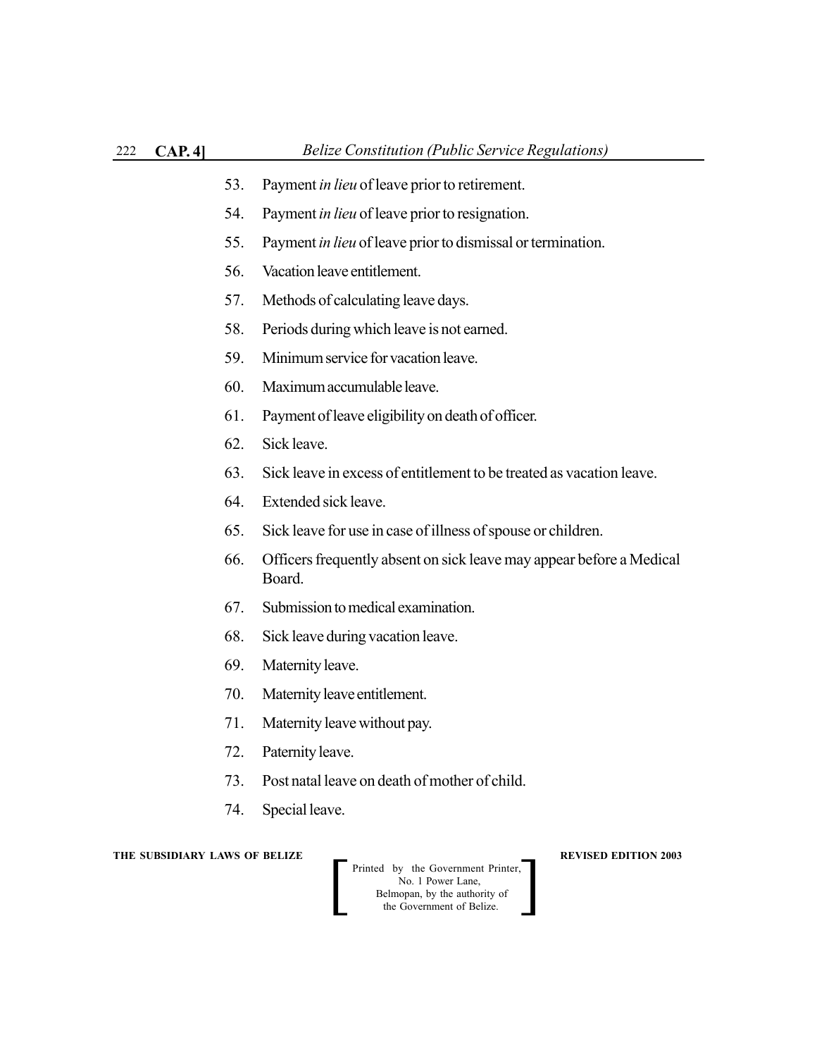53. Payment *in lieu* of leave prior to retirement.

54. Payment *in lieu* of leave prior to resignation.

55. Payment *in lieu* of leave prior to dismissal or termination.

56. Vacation leave entitlement.

57. Methods of calculating leave days.

58. Periods during which leave is not earned.

59. Minimum service for vacation leave.

60. Maximum accumulable leave.

61. Payment of leave eligibility on death of officer.

62. Sick leave.

63. Sick leave in excess of entitlement to be treated as vacation leave.

64. Extended sick leave.

65. Sick leave for use in case of illness of spouse or children.

66. Officers frequently absent on sick leave may appear before a Medical Board.

67. Submission to medical examination.

68. Sick leave during vacation leave.

69. Maternity leave.

70. Maternity leave entitlement.

71. Maternity leave without pay.

72. Paternity leave.

73. Post natal leave on death of mother of child.

74. Special leave.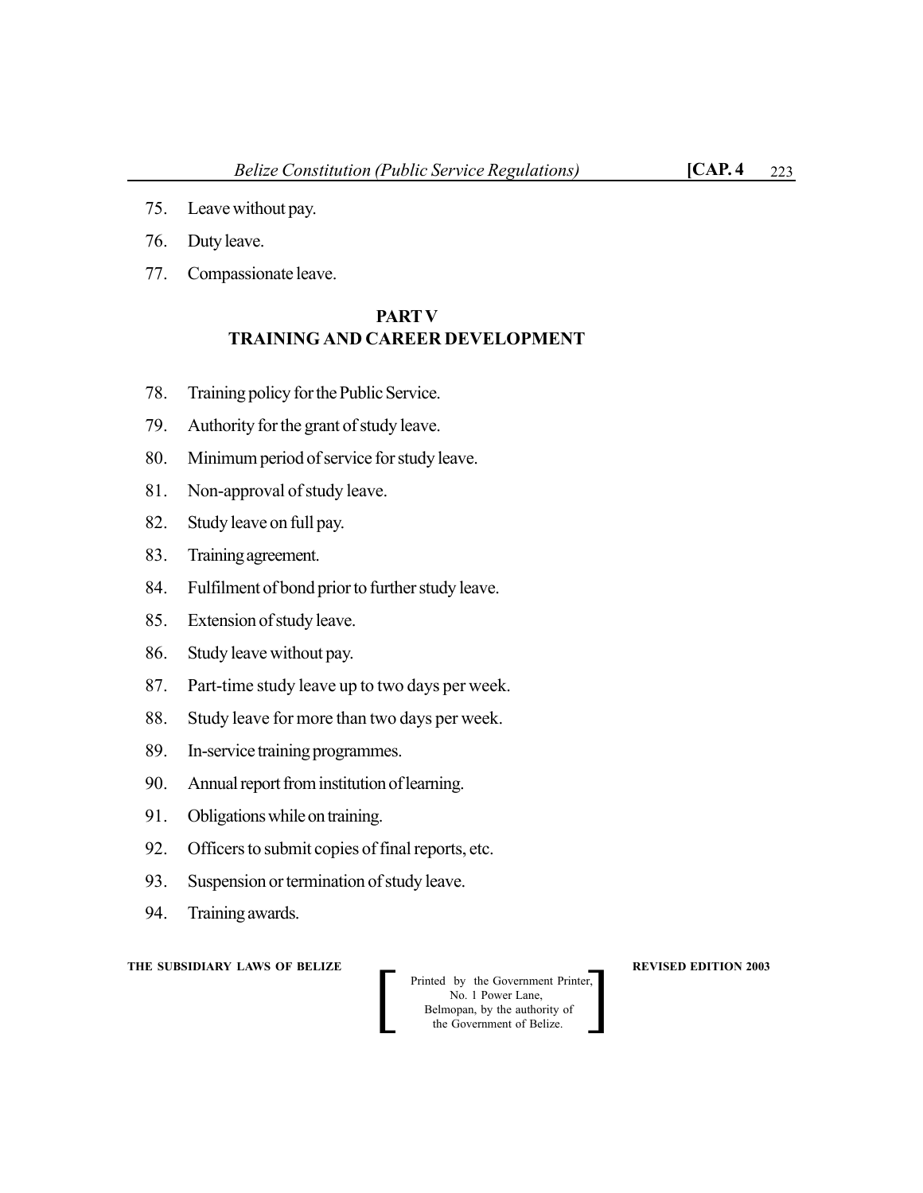75. Leave without pay.

76. Duty leave.

77. Compassionate leave.

## PART V
## TRAINING AND CAREER DEVELOPMENT

78. Training policy for the Public Service.

79. Authority for the grant of study leave.

80. Minimum period of service for study leave.

81. Non-approval of study leave.

82. Study leave on full pay.

83. Training agreement.

84. Fulfilment of bond prior to further study leave.

85. Extension of study leave.

86. Study leave without pay.

87. Part-time study leave up to two days per week.

88. Study leave for more than two days per week.

89. In-service training programmes.

90. Annual report from institution of learning.

91. Obligations while on training.

92. Officers to submit copies of final reports, etc.

93. Suspension or termination of study leave.

94. Training awards.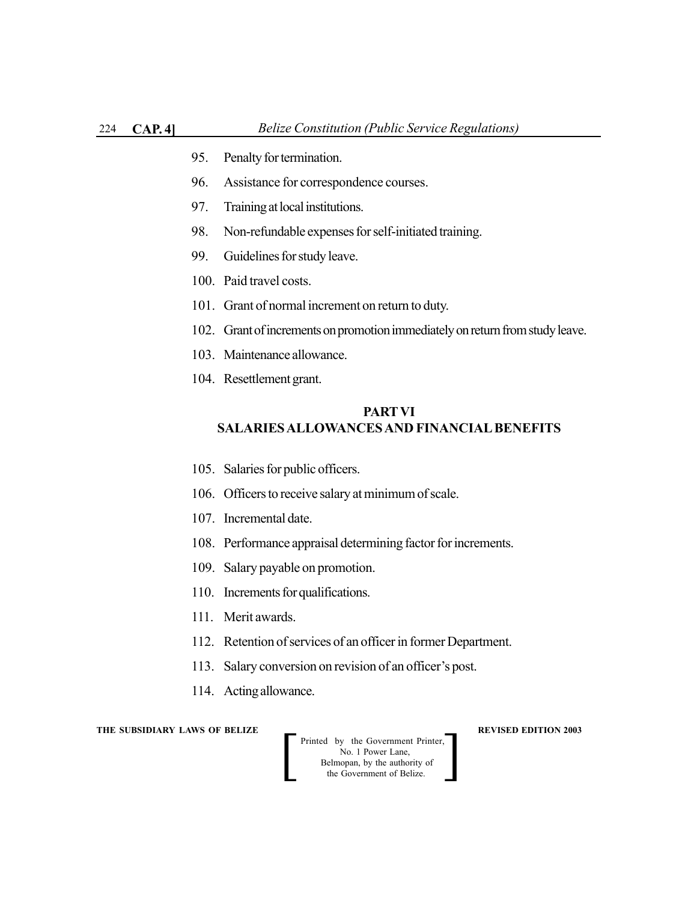95. Penalty for termination.

96. Assistance for correspondence courses.

97. Training at local institutions.

98. Non-refundable expenses for self-initiated training.

99. Guidelines for study leave.

100. Paid travel costs.

101. Grant of normal increment on return to duty.

102. Grant of increments on promotion immediately on return from study leave.

103. Maintenance allowance.

104. Resettlement grant.

## PART VI
## SALARIES ALLOWANCES AND FINANCIAL BENEFITS

105. Salaries for public officers.

106. Officers to receive salary at minimum of scale.

107. Incremental date.

108. Performance appraisal determining factor for increments.

109. Salary payable on promotion.

110. Increments for qualifications.

111. Merit awards.

112. Retention of services of an officer in former Department.

113. Salary conversion on revision of an officer's post.

114. Acting allowance.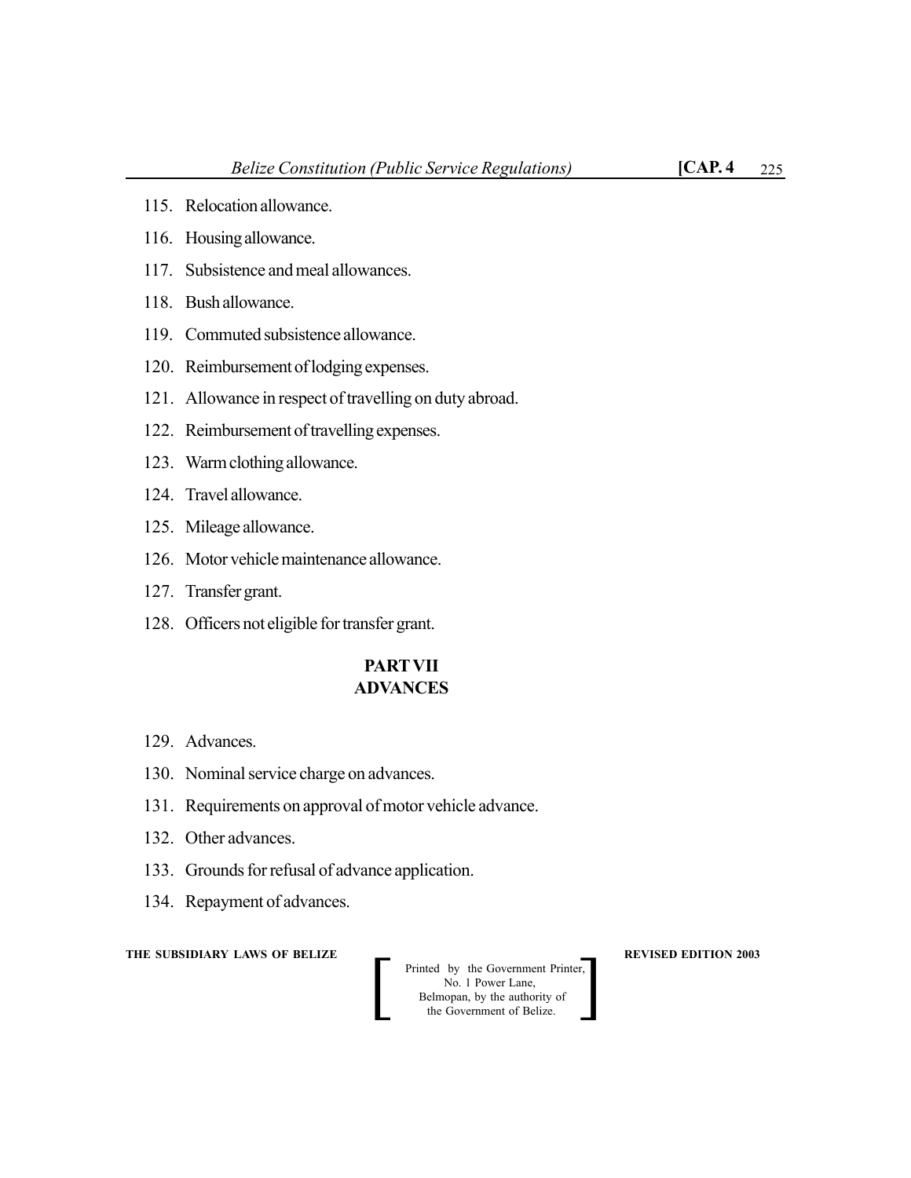115. Relocation allowance.

116. Housing allowance.

117. Subsistence and meal allowances.

118. Bush allowance.

119. Commuted subsistence allowance.

120. Reimbursement of lodging expenses.

121. Allowance in respect of travelling on duty abroad.

122. Reimbursement of travelling expenses.

123. Warm clothing allowance.

124. Travel allowance.

125. Mileage allowance.

126. Motor vehicle maintenance allowance.

127. Transfer grant.

128. Officers not eligible for transfer grant.

## PART VII
## ADVANCES

129. Advances.

130. Nominal service charge on advances.

131. Requirements on approval of motor vehicle advance.

132. Other advances.

133. Grounds for refusal of advance application.

134. Repayment of advances.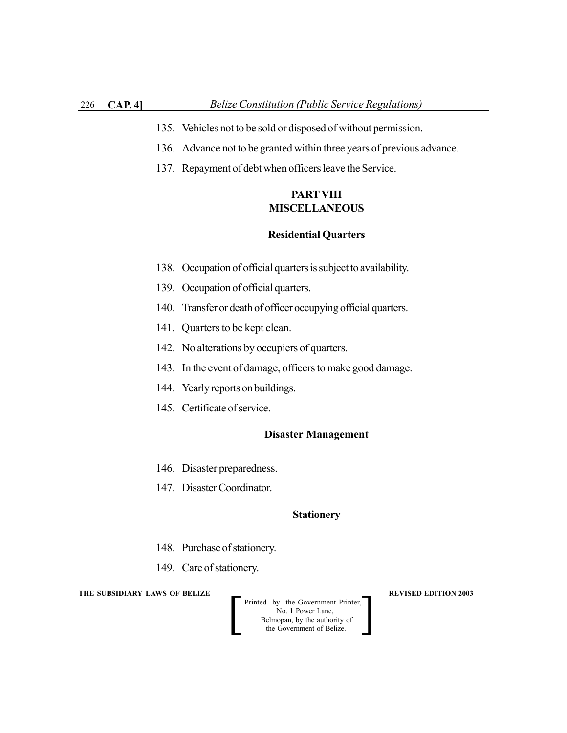135. Vehicles not to be sold or disposed of without permission.

136. Advance not to be granted within three years of previous advance.

137. Repayment of debt when officers leave the Service.

## PART VIII
## MISCELLANEOUS

### Residential Quarters

138. Occupation of official quarters is subject to availability.

139. Occupation of official quarters.

140. Transfer or death of officer occupying official quarters.

141. Quarters to be kept clean.

142. No alterations by occupiers of quarters.

143. In the event of damage, officers to make good damage.

144. Yearly reports on buildings.

145. Certificate of service.

### Disaster Management

146. Disaster preparedness.

147. Disaster Coordinator.

### Stationery

148. Purchase of stationery.

149. Care of stationery.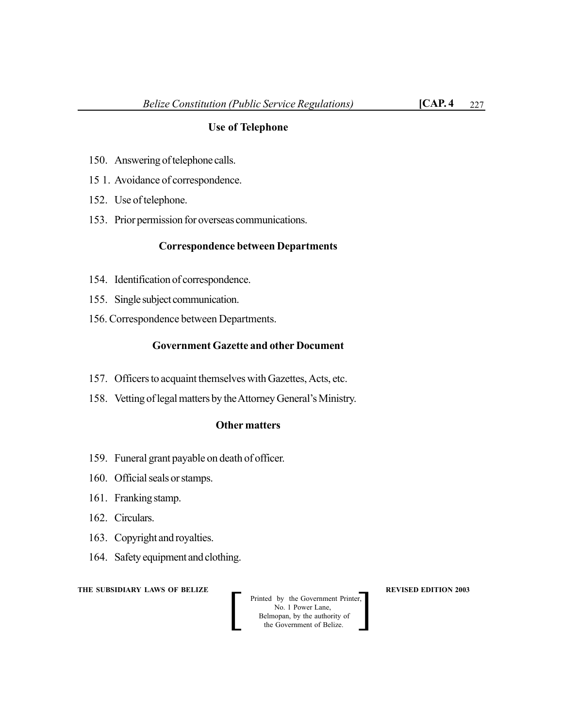### Use of Telephone

150. Answering of telephone calls.

15 1. Avoidance of correspondence.

152. Use of telephone.

153. Prior permission for overseas communications.

### Correspondence between Departments

154. Identification of correspondence.

155. Single subject communication.

156. Correspondence between Departments.

### Government Gazette and other Document

157. Officers to acquaint themselves with Gazettes, Acts, etc.

158. Vetting of legal matters by the Attorney General's Ministry.

### Other matters

159. Funeral grant payable on death of officer.

160. Official seals or stamps.

161. Franking stamp.

162. Circulars.

163. Copyright and royalties.

164. Safety equipment and clothing.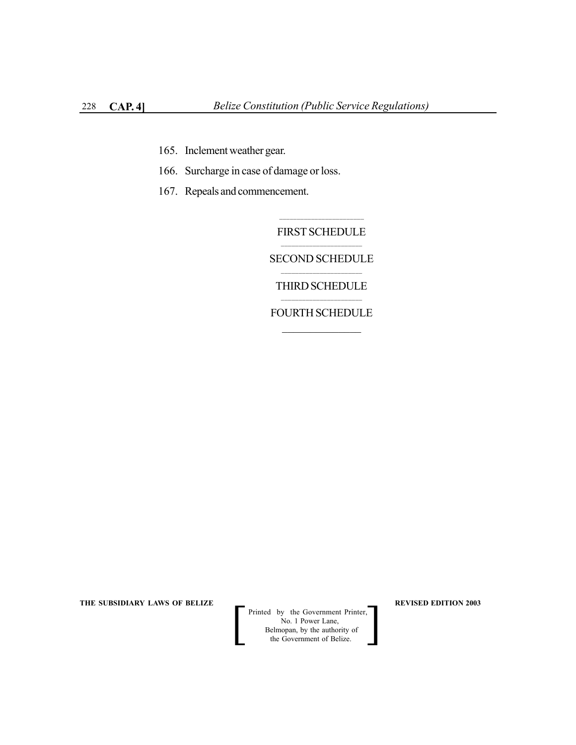165. Inclement weather gear.

166. Surcharge in case of damage or loss.

167. Repeals and commencement.

---

FIRST SCHEDULE

---

SECOND SCHEDULE

---

THIRD SCHEDULE

---

FOURTH SCHEDULE

---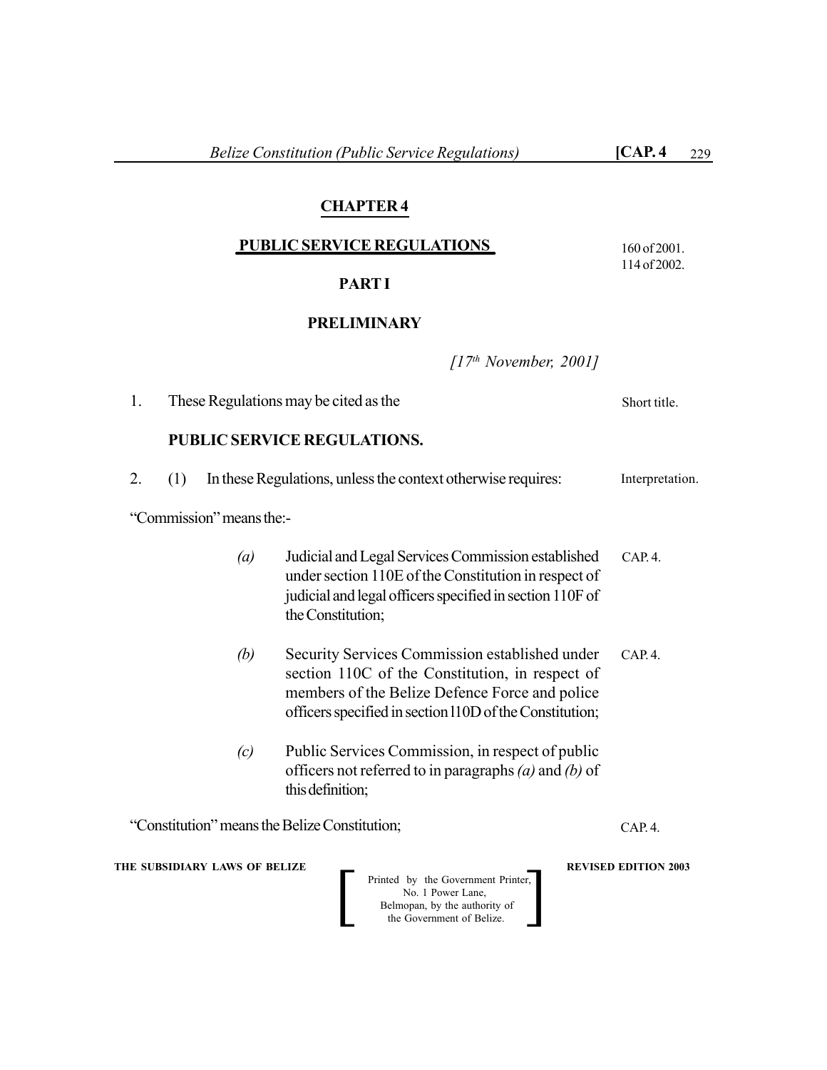# CHAPTER 4

## PUBLIC SERVICE REGULATIONS

160 of 2001.
114 of 2002.

## PART I

## PRELIMINARY

*[17th November, 2001]*

1. These Regulations may be cited as the

**PUBLIC SERVICE REGULATIONS.**

Short title.

2. (1) In these Regulations, unless the context otherwise requires:

Interpretation.

"Commission" means the:-

*(a)* Judicial and Legal Services Commission established under section 110E of the Constitution in respect of judicial and legal officers specified in section 110F of the Constitution;

CAP. 4.

*(b)* Security Services Commission established under section 110C of the Constitution, in respect of members of the Belize Defence Force and police officers specified in section l10D of the Constitution;

CAP. 4.

*(c)* Public Services Commission, in respect of public officers not referred to in paragraphs *(a)* and *(b)* of this definition;

"Constitution" means the Belize Constitution;

CAP. 4.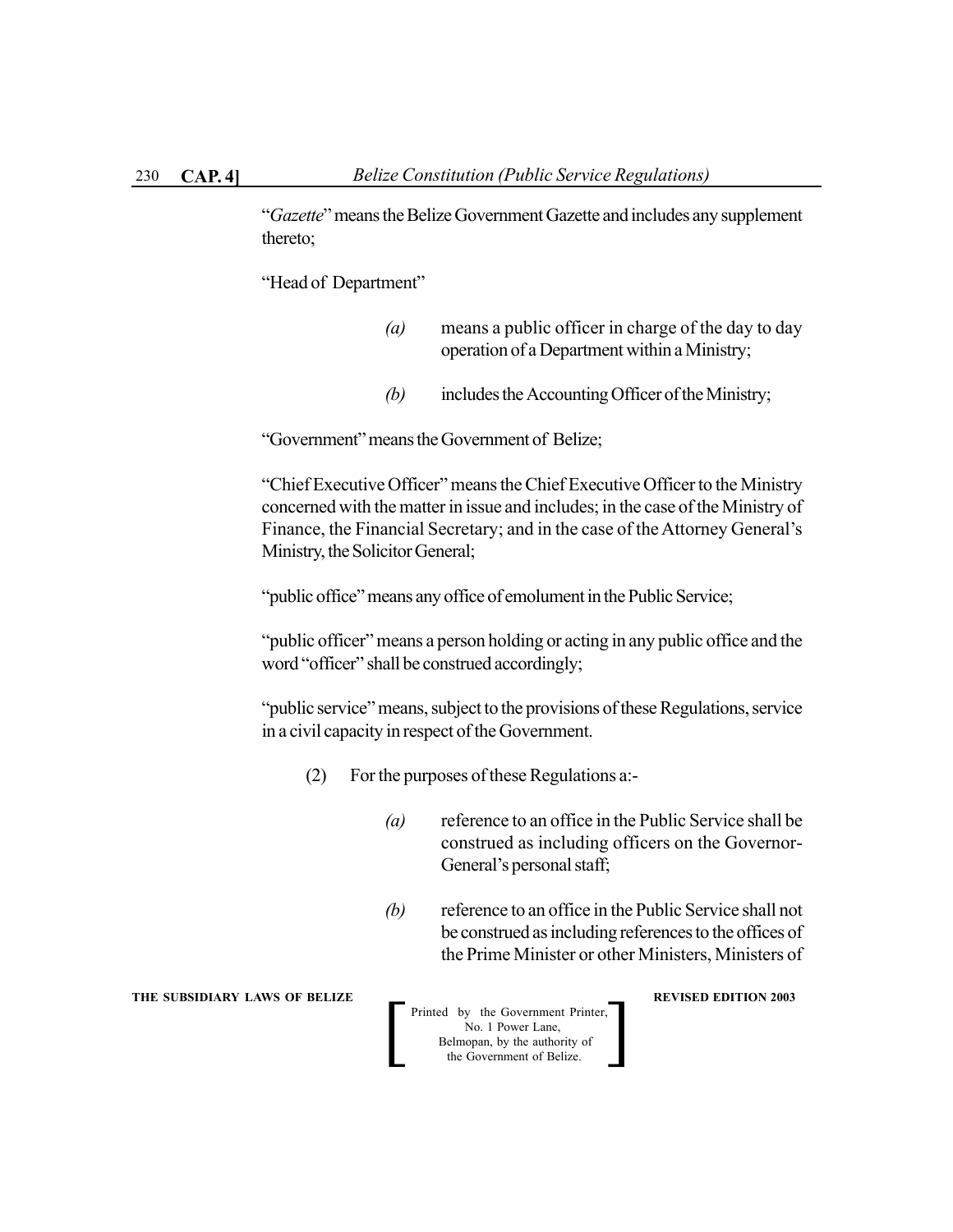"*Gazette*" means the Belize Government Gazette and includes any supplement thereto;

"Head of Department"

*(a)* means a public officer in charge of the day to day operation of a Department within a Ministry;

*(b)* includes the Accounting Officer of the Ministry;

"Government" means the Government of Belize;

"Chief Executive Officer" means the Chief Executive Officer to the Ministry concerned with the matter in issue and includes; in the case of the Ministry of Finance, the Financial Secretary; and in the case of the Attorney General's Ministry, the Solicitor General;

"public office" means any office of emolument in the Public Service;

"public officer" means a person holding or acting in any public office and the word "officer" shall be construed accordingly;

"public service" means, subject to the provisions of these Regulations, service in a civil capacity in respect of the Government.

(2) For the purposes of these Regulations a:-

*(a)* reference to an office in the Public Service shall be construed as including officers on the Governor-General's personal staff;

*(b)* reference to an office in the Public Service shall not be construed as including references to the offices of the Prime Minister or other Ministers, Ministers of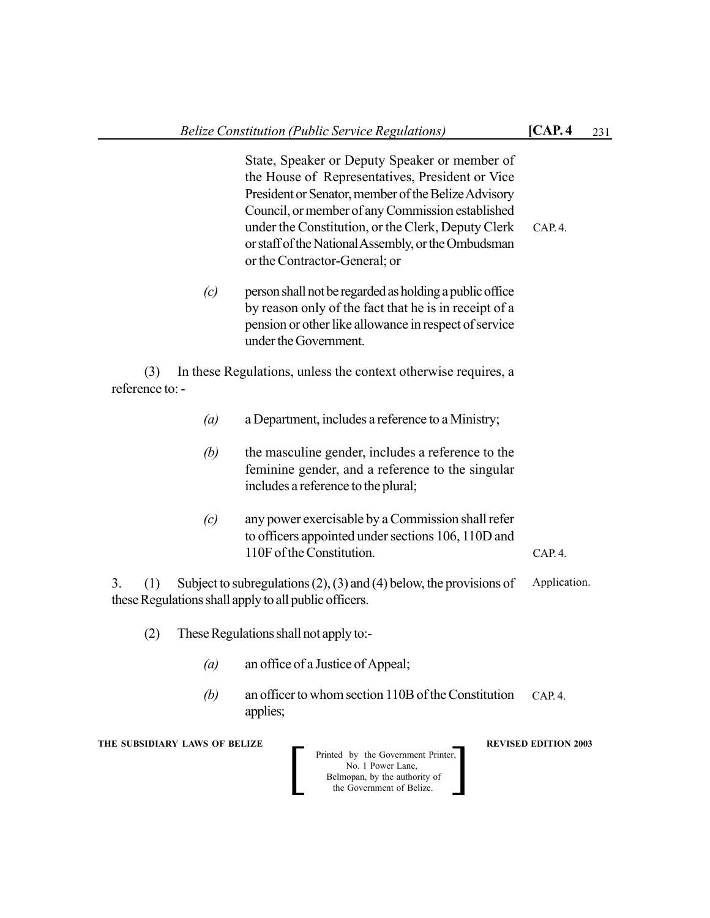State, Speaker or Deputy Speaker or member of the House of Representatives, President or Vice President or Senator, member of the Belize Advisory Council, or member of any Commission established under the Constitution, or the Clerk, Deputy Clerk or staff of the National Assembly, or the Ombudsman or the Contractor-General; or

CAP. 4.

*(c)* person shall not be regarded as holding a public office by reason only of the fact that he is in receipt of a pension or other like allowance in respect of service under the Government.

(3) In these Regulations, unless the context otherwise requires, a reference to: -

*(a)* a Department, includes a reference to a Ministry;

*(b)* the masculine gender, includes a reference to the feminine gender, and a reference to the singular includes a reference to the plural;

*(c)* any power exercisable by a Commission shall refer to officers appointed under sections 106, 110D and 110F of the Constitution.

CAP. 4.

Application.

3. (1) Subject to subregulations (2), (3) and (4) below, the provisions of these Regulations shall apply to all public officers.

(2) These Regulations shall not apply to:-

*(a)* an office of a Justice of Appeal;

*(b)* an officer to whom section 110B of the Constitution applies;

CAP. 4.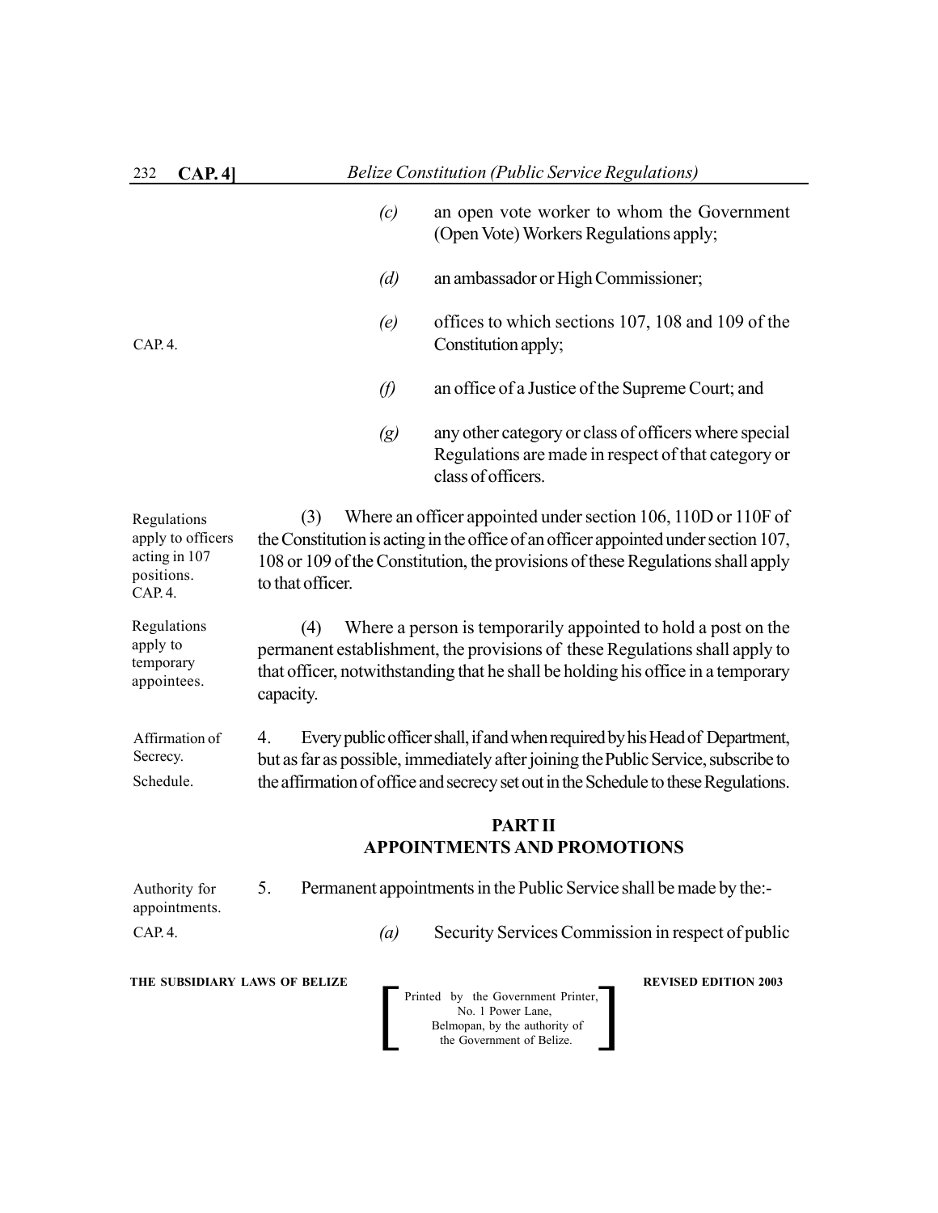*(c)* an open vote worker to whom the Government (Open Vote) Workers Regulations apply;

*(d)* an ambassador or High Commissioner;

CAP. 4.

*(e)* offices to which sections 107, 108 and 109 of the Constitution apply;

*(f)* an office of a Justice of the Supreme Court; and

*(g)* any other category or class of officers where special Regulations are made in respect of that category or class of officers.

Regulations apply to officers acting in 107 positions. CAP. 4.

(3) Where an officer appointed under section 106, 110D or 110F of the Constitution is acting in the office of an officer appointed under section 107, 108 or 109 of the Constitution, the provisions of these Regulations shall apply to that officer.

Regulations apply to temporary appointees.

(4) Where a person is temporarily appointed to hold a post on the permanent establishment, the provisions of these Regulations shall apply to that officer, notwithstanding that he shall be holding his office in a temporary capacity.

Affirmation of Secrecy. Schedule.

4. Every public officer shall, if and when required by his Head of Department, but as far as possible, immediately after joining the Public Service, subscribe to the affirmation of office and secrecy set out in the Schedule to these Regulations.

## PART II
## APPOINTMENTS AND PROMOTIONS

Authority for appointments. CAP. 4.

5. Permanent appointments in the Public Service shall be made by the:-

*(a)* Security Services Commission in respect of public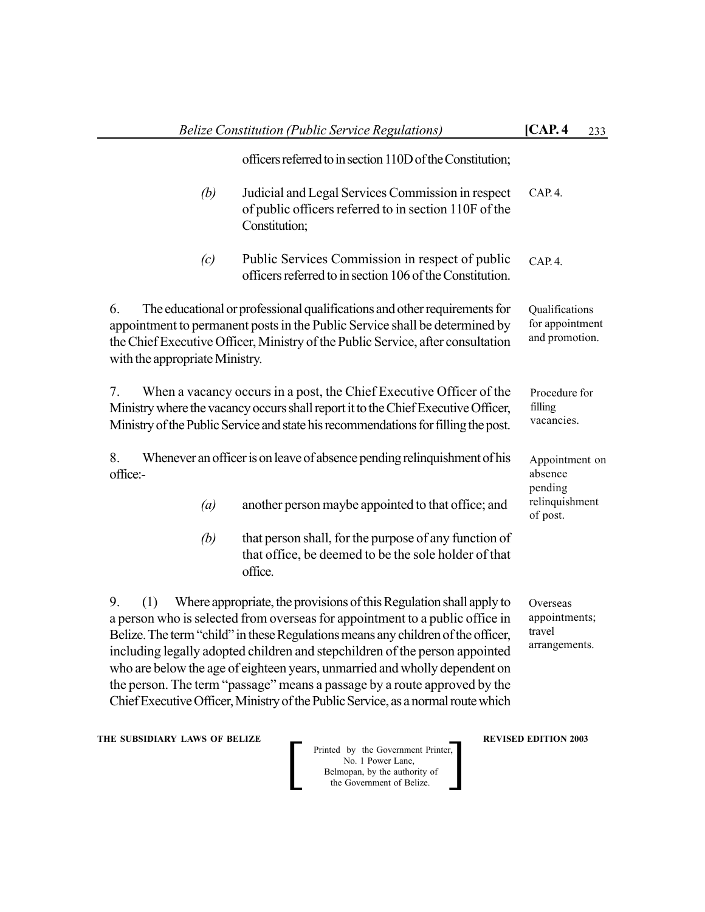officers referred to in section 110D of the Constitution;

*(b)* Judicial and Legal Services Commission in respect of public officers referred to in section 110F of the Constitution; CAP. 4.

*(c)* Public Services Commission in respect of public officers referred to in section 106 of the Constitution. CAP. 4.

Qualifications for appointment and promotion.

6. The educational or professional qualifications and other requirements for appointment to permanent posts in the Public Service shall be determined by the Chief Executive Officer, Ministry of the Public Service, after consultation with the appropriate Ministry.

Procedure for filling vacancies.

7. When a vacancy occurs in a post, the Chief Executive Officer of the Ministry where the vacancy occurs shall report it to the Chief Executive Officer, Ministry of the Public Service and state his recommendations for filling the post.

Appointment on absence pending relinquishment of post.

8. Whenever an officer is on leave of absence pending relinquishment of his office:-

*(a)* another person maybe appointed to that office; and

*(b)* that person shall, for the purpose of any function of that office, be deemed to be the sole holder of that office.

Overseas appointments; travel arrangements.

9. (1) Where appropriate, the provisions of this Regulation shall apply to a person who is selected from overseas for appointment to a public office in Belize. The term "child" in these Regulations means any children of the officer, including legally adopted children and stepchildren of the person appointed who are below the age of eighteen years, unmarried and wholly dependent on the person. The term "passage" means a passage by a route approved by the Chief Executive Officer, Ministry of the Public Service, as a normal route which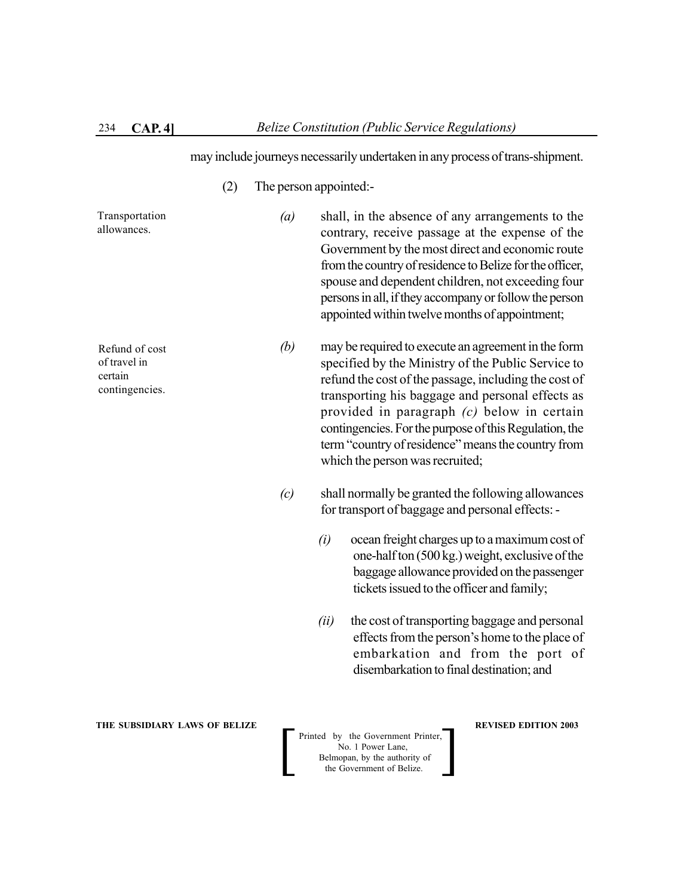may include journeys necessarily undertaken in any process of trans-shipment.

(2) The person appointed:-

Transportation allowances.

*(a)* shall, in the absence of any arrangements to the contrary, receive passage at the expense of the Government by the most direct and economic route from the country of residence to Belize for the officer, spouse and dependent children, not exceeding four persons in all, if they accompany or follow the person appointed within twelve months of appointment;

Refund of cost of travel in certain contingencies.

*(b)* may be required to execute an agreement in the form specified by the Ministry of the Public Service to refund the cost of the passage, including the cost of transporting his baggage and personal effects as provided in paragraph *(c)* below in certain contingencies. For the purpose of this Regulation, the term "country of residence" means the country from which the person was recruited;

*(c)* shall normally be granted the following allowances for transport of baggage and personal effects: -

*(i)* ocean freight charges up to a maximum cost of one-half ton (500 kg.) weight, exclusive of the baggage allowance provided on the passenger tickets issued to the officer and family;

*(ii)* the cost of transporting baggage and personal effects from the person's home to the place of embarkation and from the port of disembarkation to final destination; and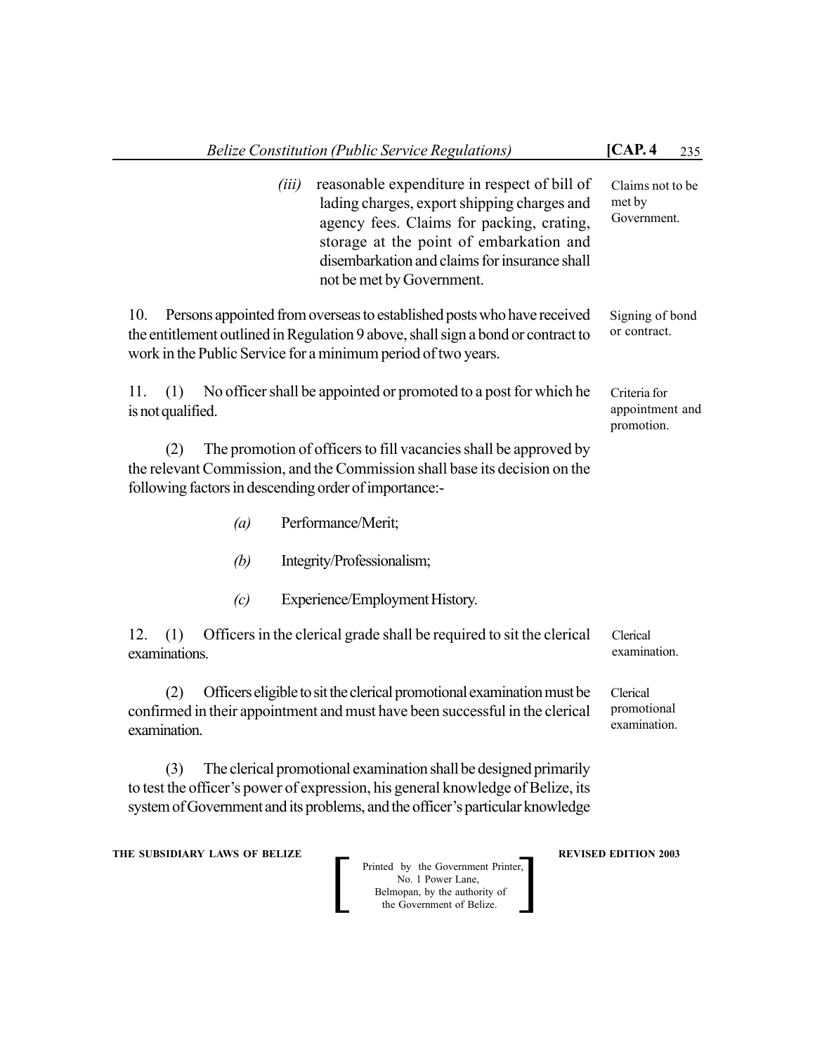*(iii)* reasonable expenditure in respect of bill of lading charges, export shipping charges and agency fees. Claims for packing, crating, storage at the point of embarkation and disembarkation and claims for insurance shall not be met by Government.

Claims not to be met by Government.

10. Persons appointed from overseas to established posts who have received the entitlement outlined in Regulation 9 above, shall sign a bond or contract to work in the Public Service for a minimum period of two years.

Signing of bond or contract.

11. (1) No officer shall be appointed or promoted to a post for which he is not qualified.

Criteria for appointment and promotion.

(2) The promotion of officers to fill vacancies shall be approved by the relevant Commission, and the Commission shall base its decision on the following factors in descending order of importance:-

*(a)* Performance/Merit;

*(b)* Integrity/Professionalism;

*(c)* Experience/Employment History.

12. (1) Officers in the clerical grade shall be required to sit the clerical examinations.

Clerical examination.

(2) Officers eligible to sit the clerical promotional examination must be confirmed in their appointment and must have been successful in the clerical examination.

Clerical promotional examination.

(3) The clerical promotional examination shall be designed primarily to test the officer's power of expression, his general knowledge of Belize, its system of Government and its problems, and the officer's particular knowledge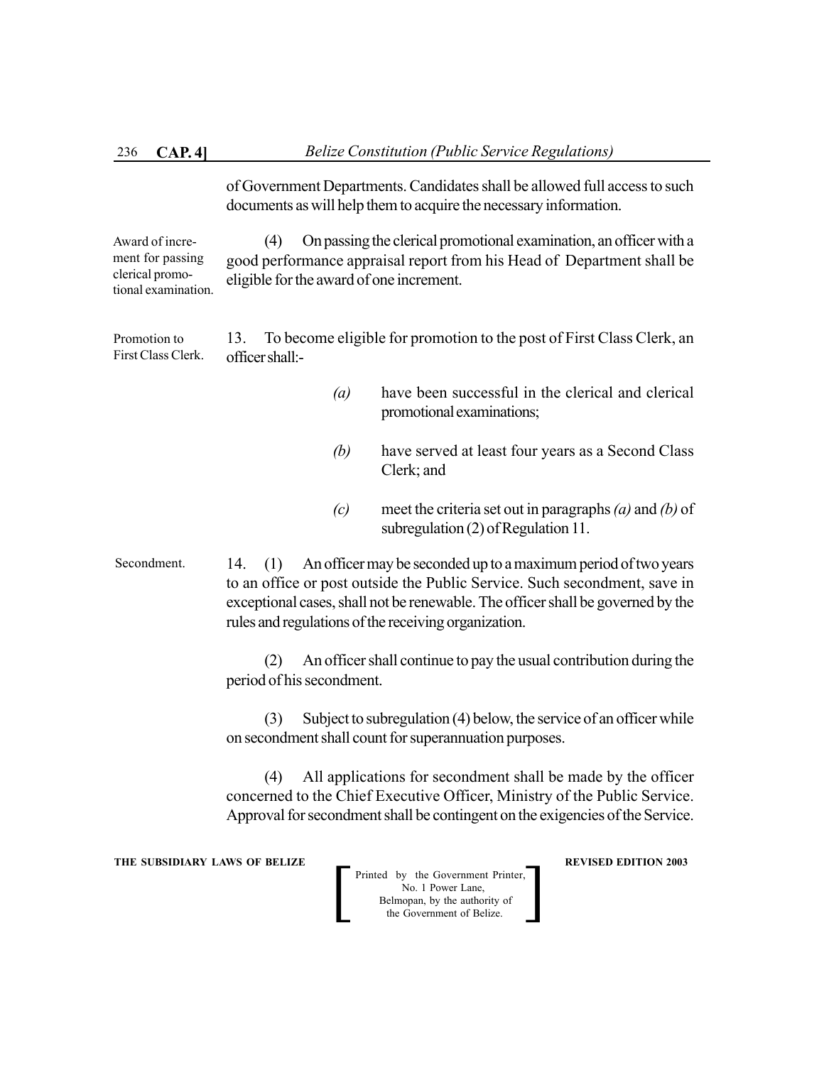of Government Departments. Candidates shall be allowed full access to such documents as will help them to acquire the necessary information.

Award of increment for passing clerical promotional examination.

(4) On passing the clerical promotional examination, an officer with a good performance appraisal report from his Head of Department shall be eligible for the award of one increment.

Promotion to First Class Clerk.

13. To become eligible for promotion to the post of First Class Clerk, an officer shall:-

*(a)* have been successful in the clerical and clerical promotional examinations;

*(b)* have served at least four years as a Second Class Clerk; and

*(c)* meet the criteria set out in paragraphs *(a)* and *(b)* of subregulation (2) of Regulation 11.

Secondment.

14. (1) An officer may be seconded up to a maximum period of two years to an office or post outside the Public Service. Such secondment, save in exceptional cases, shall not be renewable. The officer shall be governed by the rules and regulations of the receiving organization.

(2) An officer shall continue to pay the usual contribution during the period of his secondment.

(3) Subject to subregulation (4) below, the service of an officer while on secondment shall count for superannuation purposes.

(4) All applications for secondment shall be made by the officer concerned to the Chief Executive Officer, Ministry of the Public Service. Approval for secondment shall be contingent on the exigencies of the Service.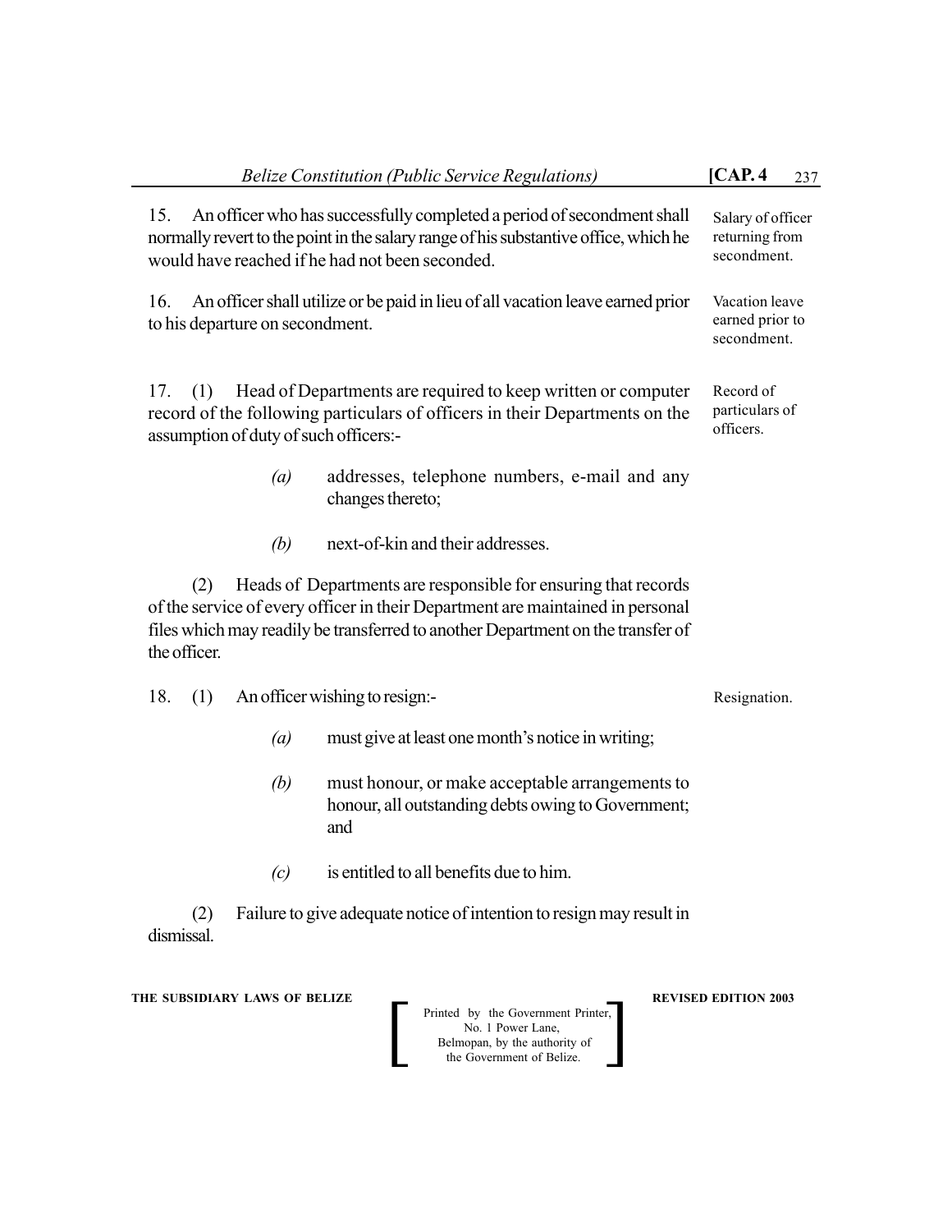15. An officer who has successfully completed a period of secondment shall normally revert to the point in the salary range of his substantive office, which he would have reached if he had not been seconded.

Salary of officer returning from secondment.

16. An officer shall utilize or be paid in lieu of all vacation leave earned prior to his departure on secondment.

Vacation leave earned prior to secondment.

17. (1) Head of Departments are required to keep written or computer record of the following particulars of officers in their Departments on the assumption of duty of such officers:-

Record of particulars of officers.

*(a)* addresses, telephone numbers, e-mail and any changes thereto;

*(b)* next-of-kin and their addresses.

(2) Heads of Departments are responsible for ensuring that records of the service of every officer in their Department are maintained in personal files which may readily be transferred to another Department on the transfer of the officer.

18. (1) An officer wishing to resign:-

Resignation.

*(a)* must give at least one month's notice in writing;

*(b)* must honour, or make acceptable arrangements to honour, all outstanding debts owing to Government; and

*(c)* is entitled to all benefits due to him.

(2) Failure to give adequate notice of intention to resign may result in dismissal.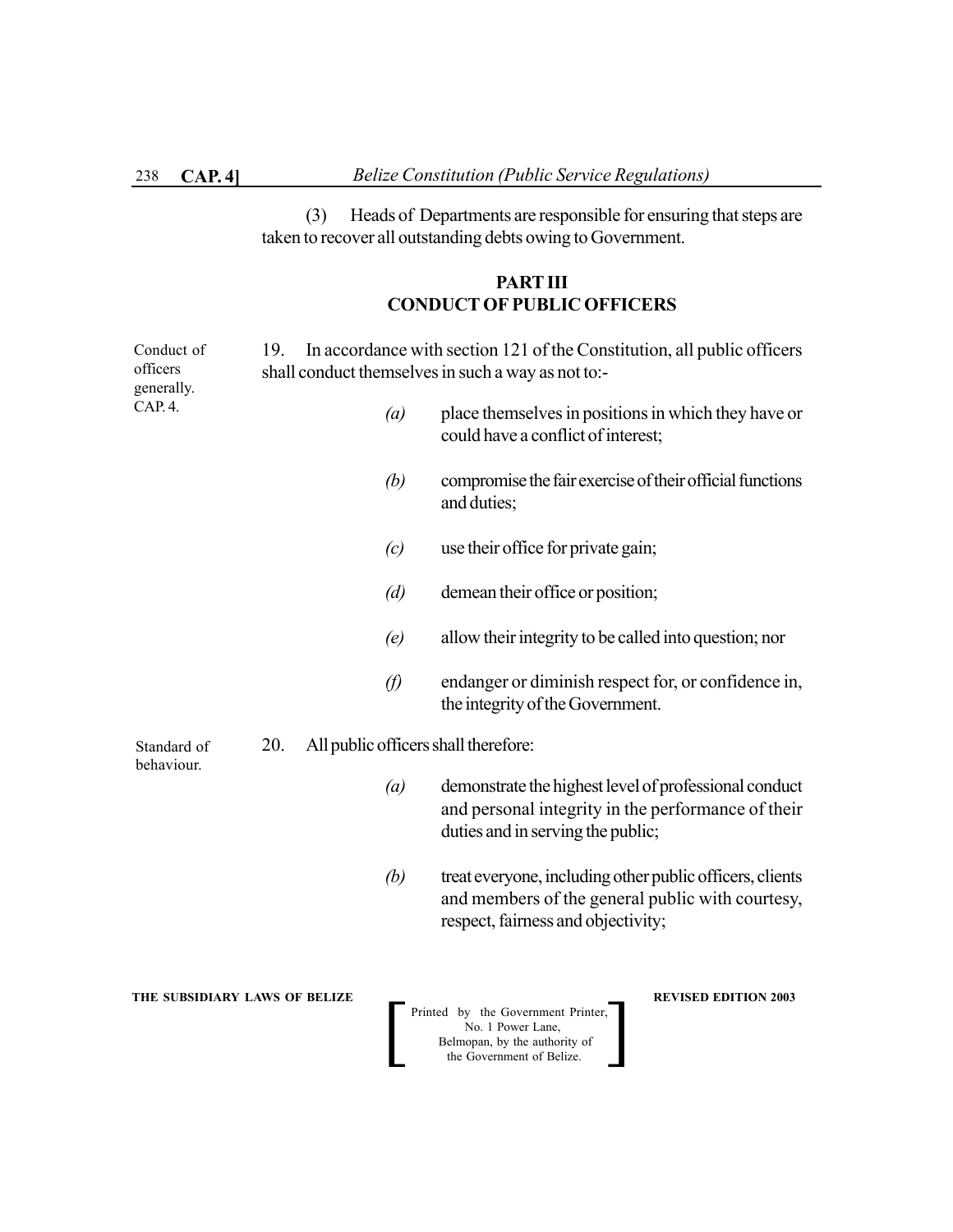(3) Heads of Departments are responsible for ensuring that steps are taken to recover all outstanding debts owing to Government.

## PART III
## CONDUCT OF PUBLIC OFFICERS

Conduct of officers generally. CAP. 4.

19. In accordance with section 121 of the Constitution, all public officers shall conduct themselves in such a way as not to:-

*(a)* place themselves in positions in which they have or could have a conflict of interest;

*(b)* compromise the fair exercise of their official functions and duties;

*(c)* use their office for private gain;

*(d)* demean their office or position;

*(e)* allow their integrity to be called into question; nor

*(f)* endanger or diminish respect for, or confidence in, the integrity of the Government.

Standard of behaviour.

20. All public officers shall therefore:

*(a)* demonstrate the highest level of professional conduct and personal integrity in the performance of their duties and in serving the public;

*(b)* treat everyone, including other public officers, clients and members of the general public with courtesy, respect, fairness and objectivity;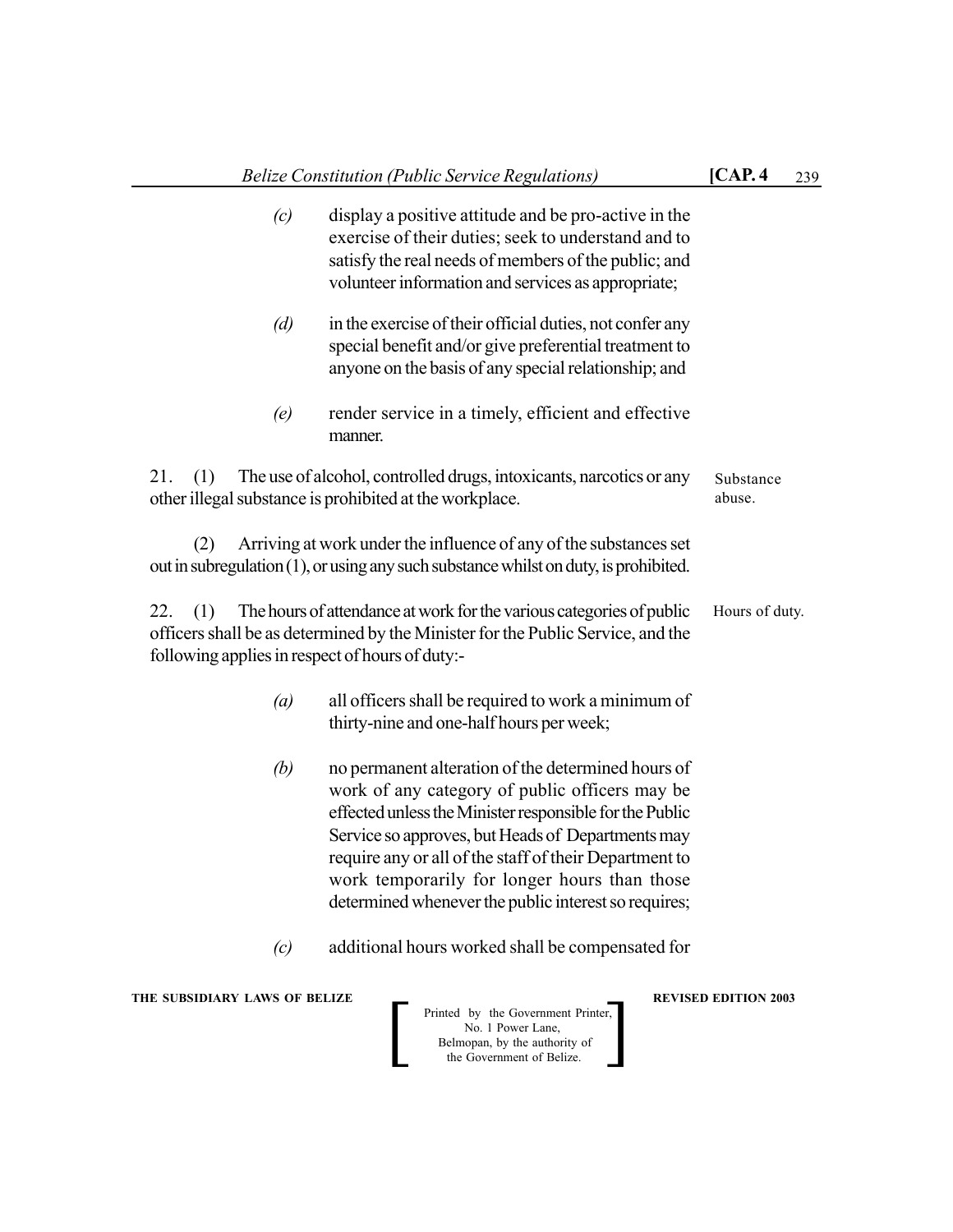(c) display a positive attitude and be pro-active in the exercise of their duties; seek to understand and to satisfy the real needs of members of the public; and volunteer information and services as appropriate;

(d) in the exercise of their official duties, not confer any special benefit and/or give preferential treatment to anyone on the basis of any special relationship; and

(e) render service in a timely, efficient and effective manner.

Substance abuse.

21. (1) The use of alcohol, controlled drugs, intoxicants, narcotics or any other illegal substance is prohibited at the workplace.

(2) Arriving at work under the influence of any of the substances set out in subregulation (1), or using any such substance whilst on duty, is prohibited.

Hours of duty.

22. (1) The hours of attendance at work for the various categories of public officers shall be as determined by the Minister for the Public Service, and the following applies in respect of hours of duty:-

(a) all officers shall be required to work a minimum of thirty-nine and one-half hours per week;

(b) no permanent alteration of the determined hours of work of any category of public officers may be effected unless the Minister responsible for the Public Service so approves, but Heads of Departments may require any or all of the staff of their Department to work temporarily for longer hours than those determined whenever the public interest so requires;

(c) additional hours worked shall be compensated for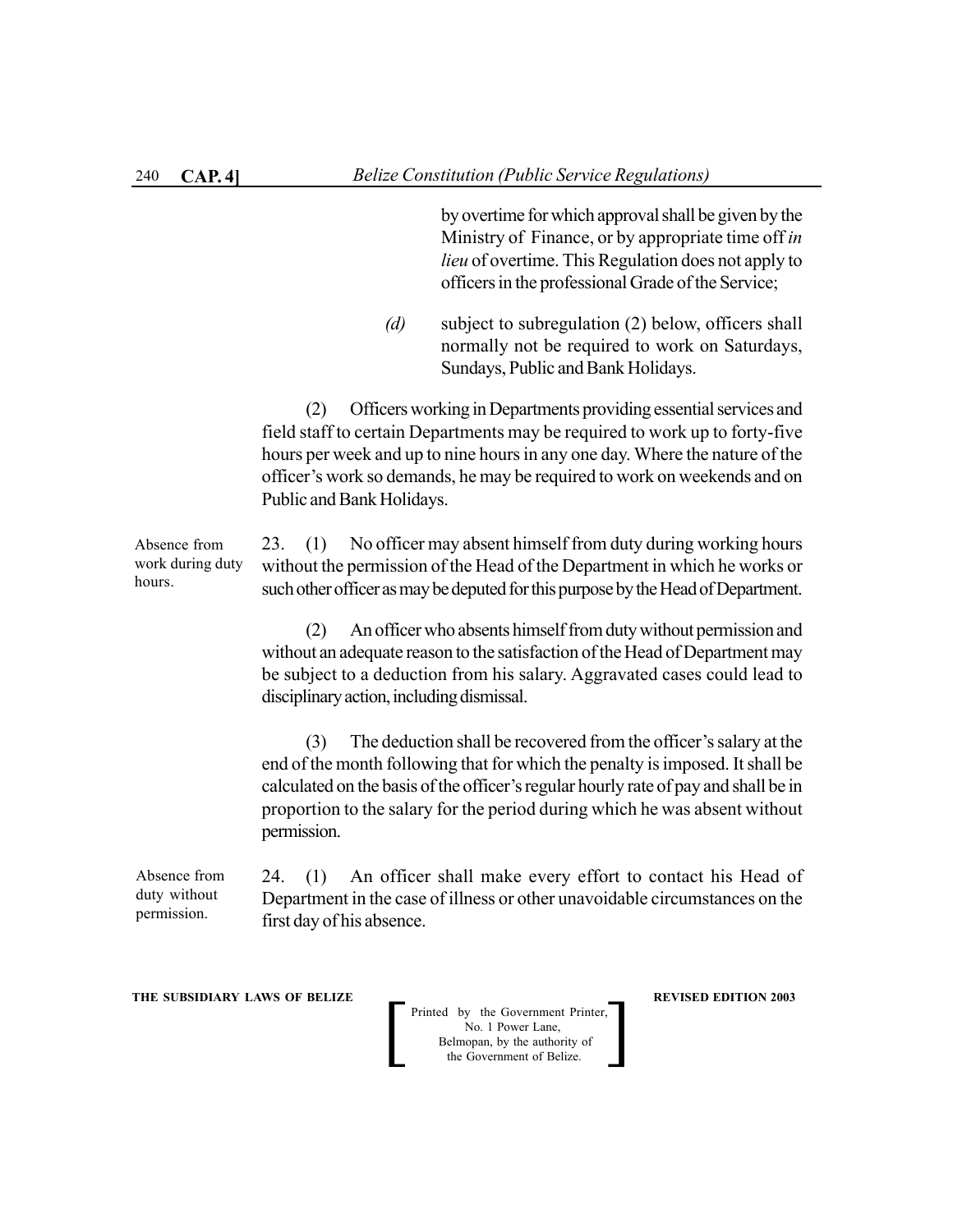by overtime for which approval shall be given by the Ministry of Finance, or by appropriate time off *in lieu* of overtime. This Regulation does not apply to officers in the professional Grade of the Service;

*(d)* subject to subregulation (2) below, officers shall normally not be required to work on Saturdays, Sundays, Public and Bank Holidays.

(2) Officers working in Departments providing essential services and field staff to certain Departments may be required to work up to forty-five hours per week and up to nine hours in any one day. Where the nature of the officer's work so demands, he may be required to work on weekends and on Public and Bank Holidays.

Absence from work during duty hours.

23. (1) No officer may absent himself from duty during working hours without the permission of the Head of the Department in which he works or such other officer as may be deputed for this purpose by the Head of Department.

(2) An officer who absents himself from duty without permission and without an adequate reason to the satisfaction of the Head of Department may be subject to a deduction from his salary. Aggravated cases could lead to disciplinary action, including dismissal.

(3) The deduction shall be recovered from the officer's salary at the end of the month following that for which the penalty is imposed. It shall be calculated on the basis of the officer's regular hourly rate of pay and shall be in proportion to the salary for the period during which he was absent without permission.

Absence from duty without permission.

24. (1) An officer shall make every effort to contact his Head of Department in the case of illness or other unavoidable circumstances on the first day of his absence.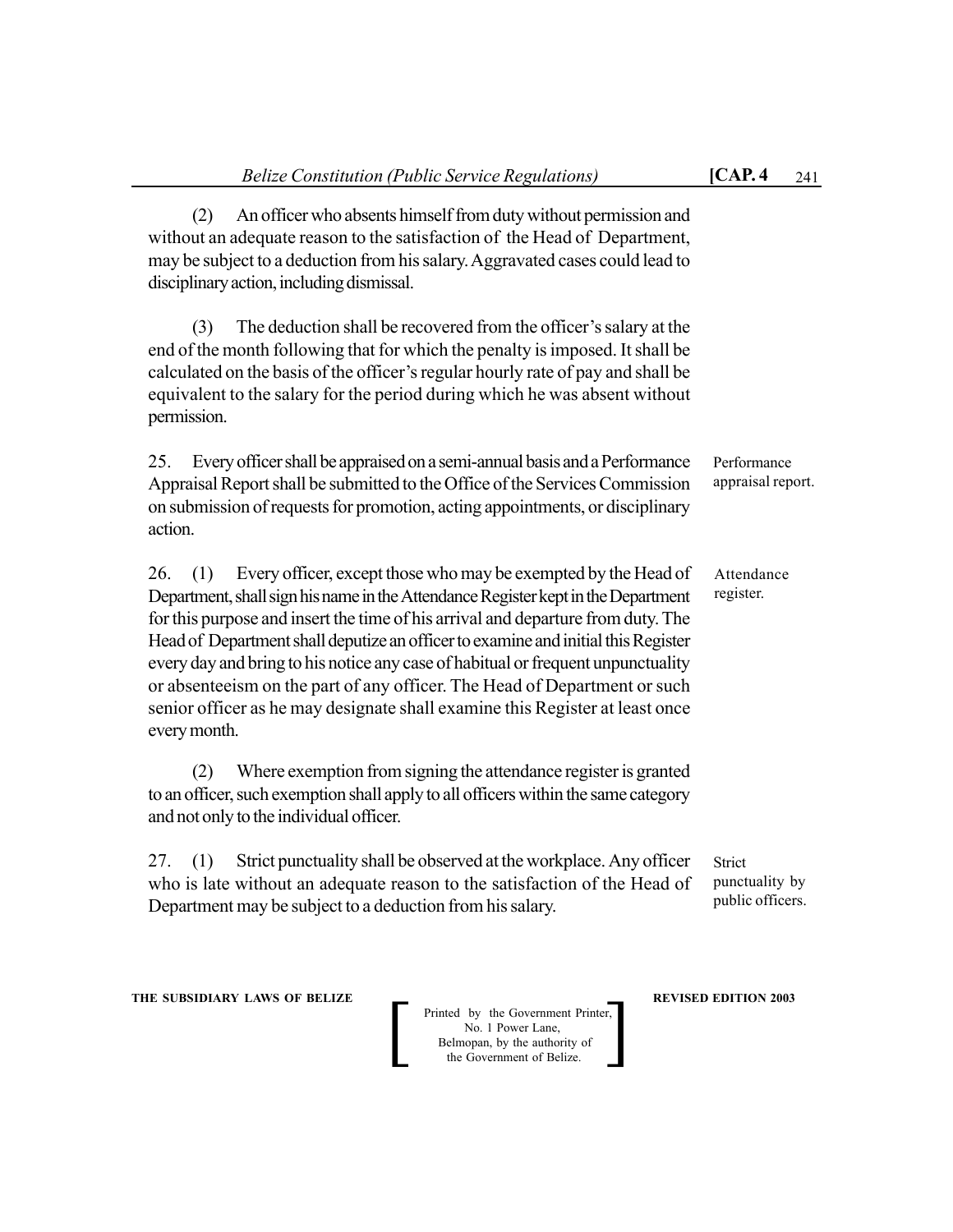(2) An officer who absents himself from duty without permission and without an adequate reason to the satisfaction of the Head of Department, may be subject to a deduction from his salary. Aggravated cases could lead to disciplinary action, including dismissal.

(3) The deduction shall be recovered from the officer's salary at the end of the month following that for which the penalty is imposed. It shall be calculated on the basis of the officer's regular hourly rate of pay and shall be equivalent to the salary for the period during which he was absent without permission.

Performance appraisal report.

25. Every officer shall be appraised on a semi-annual basis and a Performance Appraisal Report shall be submitted to the Office of the Services Commission on submission of requests for promotion, acting appointments, or disciplinary action.

Attendance register.

26. (1) Every officer, except those who may be exempted by the Head of Department, shall sign his name in the Attendance Register kept in the Department for this purpose and insert the time of his arrival and departure from duty. The Head of Department shall deputize an officer to examine and initial this Register every day and bring to his notice any case of habitual or frequent unpunctuality or absenteeism on the part of any officer. The Head of Department or such senior officer as he may designate shall examine this Register at least once every month.

(2) Where exemption from signing the attendance register is granted to an officer, such exemption shall apply to all officers within the same category and not only to the individual officer.

Strict punctuality by public officers.

27. (1) Strict punctuality shall be observed at the workplace. Any officer who is late without an adequate reason to the satisfaction of the Head of Department may be subject to a deduction from his salary.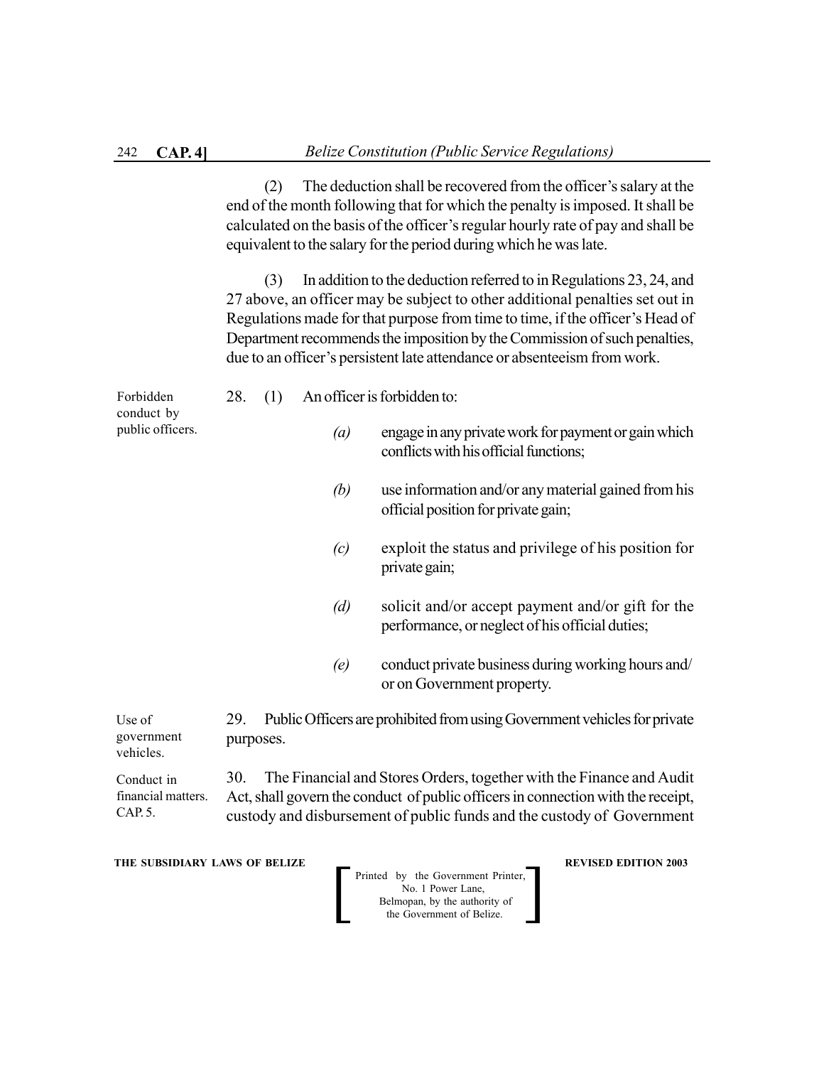(2) The deduction shall be recovered from the officer's salary at the end of the month following that for which the penalty is imposed. It shall be calculated on the basis of the officer's regular hourly rate of pay and shall be equivalent to the salary for the period during which he was late.

(3) In addition to the deduction referred to in Regulations 23, 24, and 27 above, an officer may be subject to other additional penalties set out in Regulations made for that purpose from time to time, if the officer's Head of Department recommends the imposition by the Commission of such penalties, due to an officer's persistent late attendance or absenteeism from work.

Forbidden conduct by public officers.

28. (1) An officer is forbidden to:

*(a)* engage in any private work for payment or gain which conflicts with his official functions;

*(b)* use information and/or any material gained from his official position for private gain;

*(c)* exploit the status and privilege of his position for private gain;

*(d)* solicit and/or accept payment and/or gift for the performance, or neglect of his official duties;

*(e)* conduct private business during working hours and/ or on Government property.

Use of government vehicles.

29. Public Officers are prohibited from using Government vehicles for private purposes.

Conduct in financial matters. CAP. 5.

30. The Financial and Stores Orders, together with the Finance and Audit Act, shall govern the conduct of public officers in connection with the receipt, custody and disbursement of public funds and the custody of Government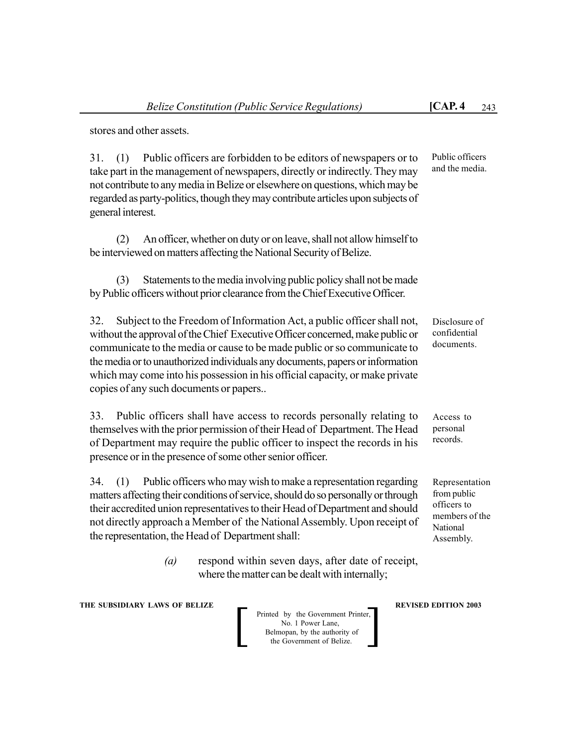stores and other assets.

31. (1) Public officers are forbidden to be editors of newspapers or to take part in the management of newspapers, directly or indirectly. They may not contribute to any media in Belize or elsewhere on questions, which may be regarded as party-politics, though they may contribute articles upon subjects of general interest.

*Public officers and the media.*

(2) An officer, whether on duty or on leave, shall not allow himself to be interviewed on matters affecting the National Security of Belize.

(3) Statements to the media involving public policy shall not be made by Public officers without prior clearance from the Chief Executive Officer.

32. Subject to the Freedom of Information Act, a public officer shall not, without the approval of the Chief Executive Officer concerned, make public or communicate to the media or cause to be made public or so communicate to the media or to unauthorized individuals any documents, papers or information which may come into his possession in his official capacity, or make private copies of any such documents or papers..

*Disclosure of confidential documents.*

33. Public officers shall have access to records personally relating to themselves with the prior permission of their Head of Department. The Head of Department may require the public officer to inspect the records in his presence or in the presence of some other senior officer.

*Access to personal records.*

34. (1) Public officers who may wish to make a representation regarding matters affecting their conditions of service, should do so personally or through their accredited union representatives to their Head of Department and should not directly approach a Member of the National Assembly. Upon receipt of the representation, the Head of Department shall:

*Representation from public officers to members of the National Assembly.*

*(a)* respond within seven days, after date of receipt, where the matter can be dealt with internally;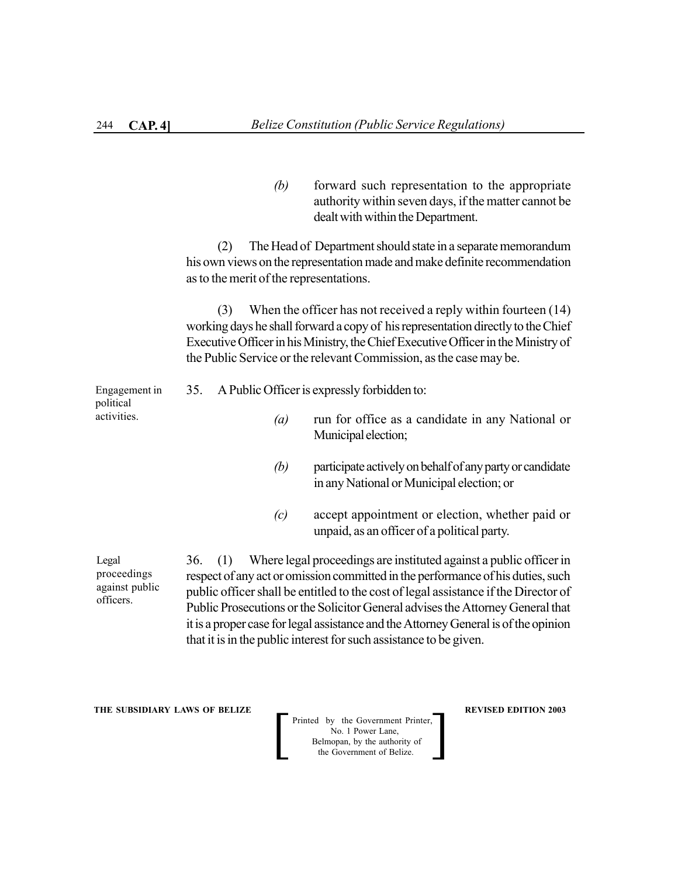*(b)* forward such representation to the appropriate authority within seven days, if the matter cannot be dealt with within the Department.

(2) The Head of Department should state in a separate memorandum his own views on the representation made and make definite recommendation as to the merit of the representations.

(3) When the officer has not received a reply within fourteen (14) working days he shall forward a copy of his representation directly to the Chief Executive Officer in his Ministry, the Chief Executive Officer in the Ministry of the Public Service or the relevant Commission, as the case may be.

Engagement in political activities.

35. A Public Officer is expressly forbidden to:

*(a)* run for office as a candidate in any National or Municipal election;

*(b)* participate actively on behalf of any party or candidate in any National or Municipal election; or

*(c)* accept appointment or election, whether paid or unpaid, as an officer of a political party.

Legal proceedings against public officers.

36. (1) Where legal proceedings are instituted against a public officer in respect of any act or omission committed in the performance of his duties, such public officer shall be entitled to the cost of legal assistance if the Director of Public Prosecutions or the Solicitor General advises the Attorney General that it is a proper case for legal assistance and the Attorney General is of the opinion that it is in the public interest for such assistance to be given.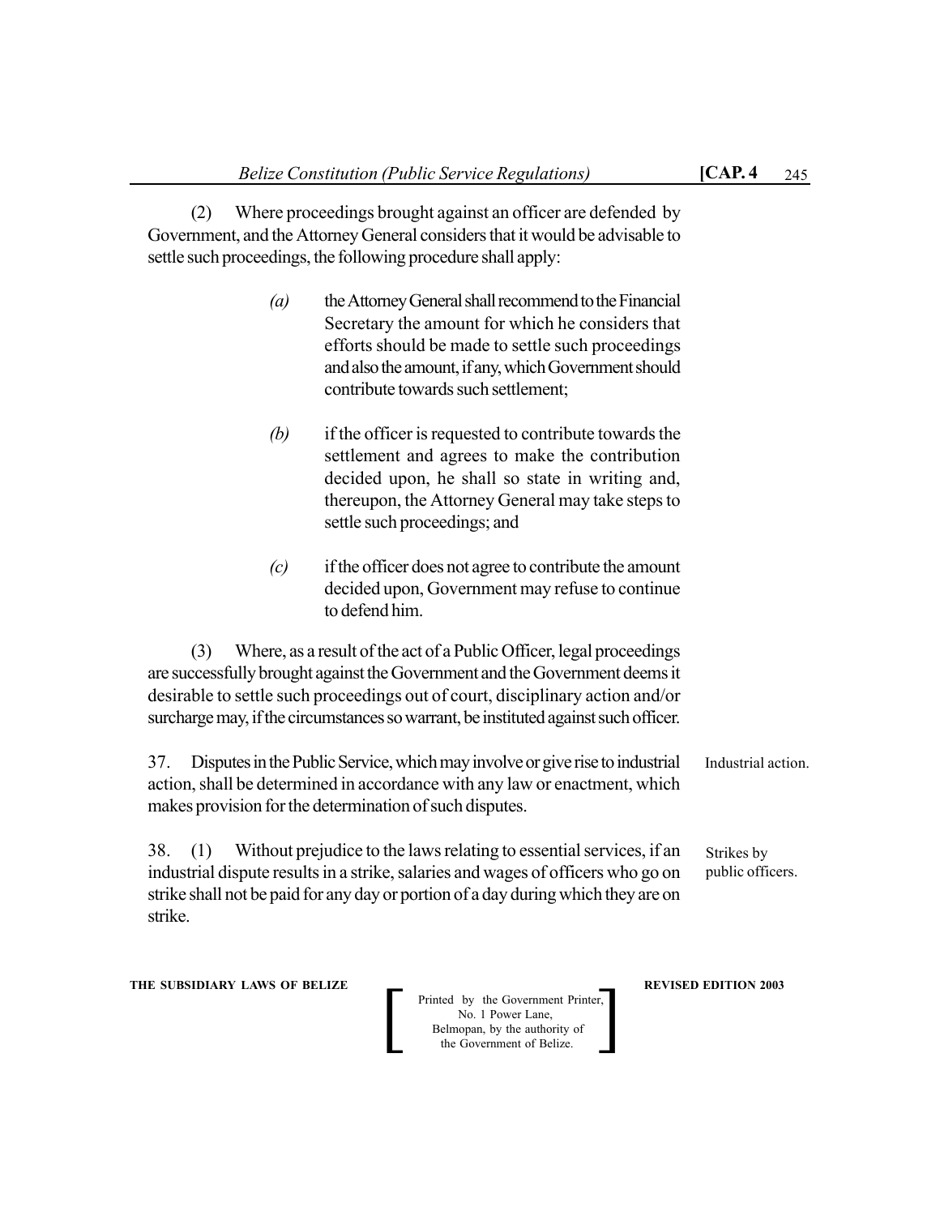(2) Where proceedings brought against an officer are defended by Government, and the Attorney General considers that it would be advisable to settle such proceedings, the following procedure shall apply:

*(a)* the Attorney General shall recommend to the Financial Secretary the amount for which he considers that efforts should be made to settle such proceedings and also the amount, if any, which Government should contribute towards such settlement;

*(b)* if the officer is requested to contribute towards the settlement and agrees to make the contribution decided upon, he shall so state in writing and, thereupon, the Attorney General may take steps to settle such proceedings; and

*(c)* if the officer does not agree to contribute the amount decided upon, Government may refuse to continue to defend him.

(3) Where, as a result of the act of a Public Officer, legal proceedings are successfully brought against the Government and the Government deems it desirable to settle such proceedings out of court, disciplinary action and/or surcharge may, if the circumstances so warrant, be instituted against such officer.

Industrial action.

37. Disputes in the Public Service, which may involve or give rise to industrial action, shall be determined in accordance with any law or enactment, which makes provision for the determination of such disputes.

Strikes by public officers.

38. (1) Without prejudice to the laws relating to essential services, if an industrial dispute results in a strike, salaries and wages of officers who go on strike shall not be paid for any day or portion of a day during which they are on strike.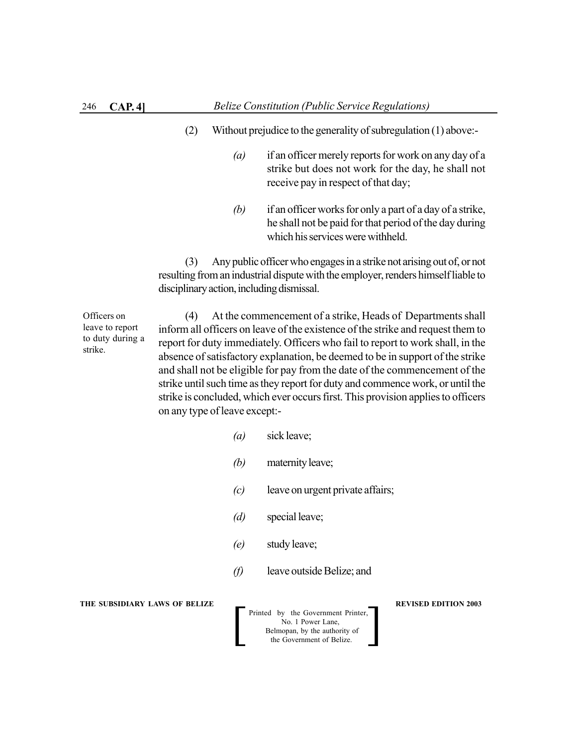(2) Without prejudice to the generality of subregulation (1) above:-

*(a)* if an officer merely reports for work on any day of a strike but does not work for the day, he shall not receive pay in respect of that day;

*(b)* if an officer works for only a part of a day of a strike, he shall not be paid for that period of the day during which his services were withheld.

(3) Any public officer who engages in a strike not arising out of, or not resulting from an industrial dispute with the employer, renders himself liable to disciplinary action, including dismissal.

Officers on leave to report to duty during a strike.

(4) At the commencement of a strike, Heads of Departments shall inform all officers on leave of the existence of the strike and request them to report for duty immediately. Officers who fail to report to work shall, in the absence of satisfactory explanation, be deemed to be in support of the strike and shall not be eligible for pay from the date of the commencement of the strike until such time as they report for duty and commence work, or until the strike is concluded, which ever occurs first. This provision applies to officers on any type of leave except:-

*(a)* sick leave;

*(b)* maternity leave;

*(c)* leave on urgent private affairs;

*(d)* special leave;

*(e)* study leave;

*(f)* leave outside Belize; and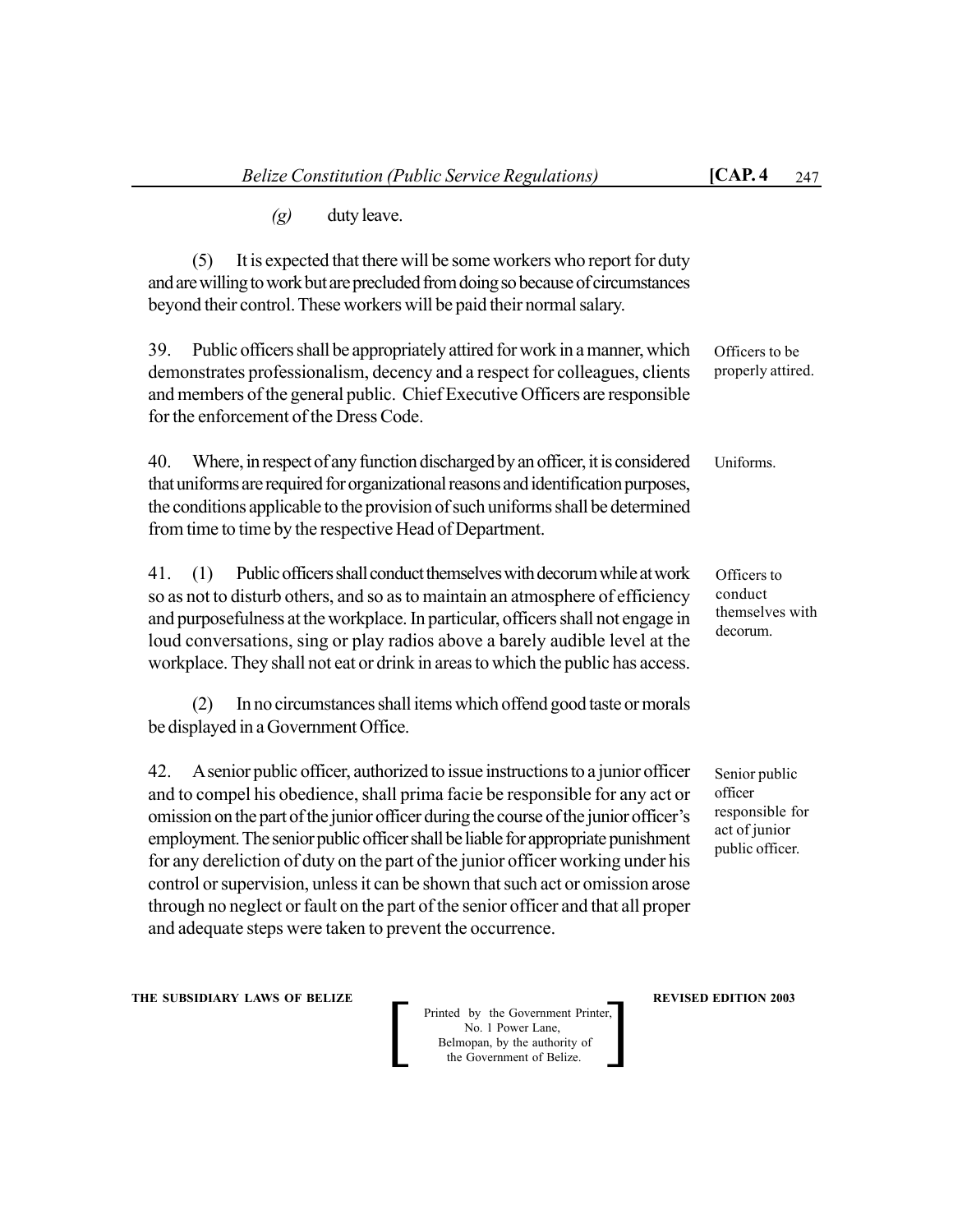*(g)* duty leave.

(5) It is expected that there will be some workers who report for duty and are willing to work but are precluded from doing so because of circumstances beyond their control. These workers will be paid their normal salary.

Officers to be properly attired.

39. Public officers shall be appropriately attired for work in a manner, which demonstrates professionalism, decency and a respect for colleagues, clients and members of the general public. Chief Executive Officers are responsible for the enforcement of the Dress Code.

Uniforms.

40. Where, in respect of any function discharged by an officer, it is considered that uniforms are required for organizational reasons and identification purposes, the conditions applicable to the provision of such uniforms shall be determined from time to time by the respective Head of Department.

Officers to conduct themselves with decorum.

41. (1) Public officers shall conduct themselves with decorum while at work so as not to disturb others, and so as to maintain an atmosphere of efficiency and purposefulness at the workplace. In particular, officers shall not engage in loud conversations, sing or play radios above a barely audible level at the workplace. They shall not eat or drink in areas to which the public has access.

(2) In no circumstances shall items which offend good taste or morals be displayed in a Government Office.

Senior public officer responsible for act of junior public officer.

42. A senior public officer, authorized to issue instructions to a junior officer and to compel his obedience, shall prima facie be responsible for any act or omission on the part of the junior officer during the course of the junior officer's employment. The senior public officer shall be liable for appropriate punishment for any dereliction of duty on the part of the junior officer working under his control or supervision, unless it can be shown that such act or omission arose through no neglect or fault on the part of the senior officer and that all proper and adequate steps were taken to prevent the occurrence.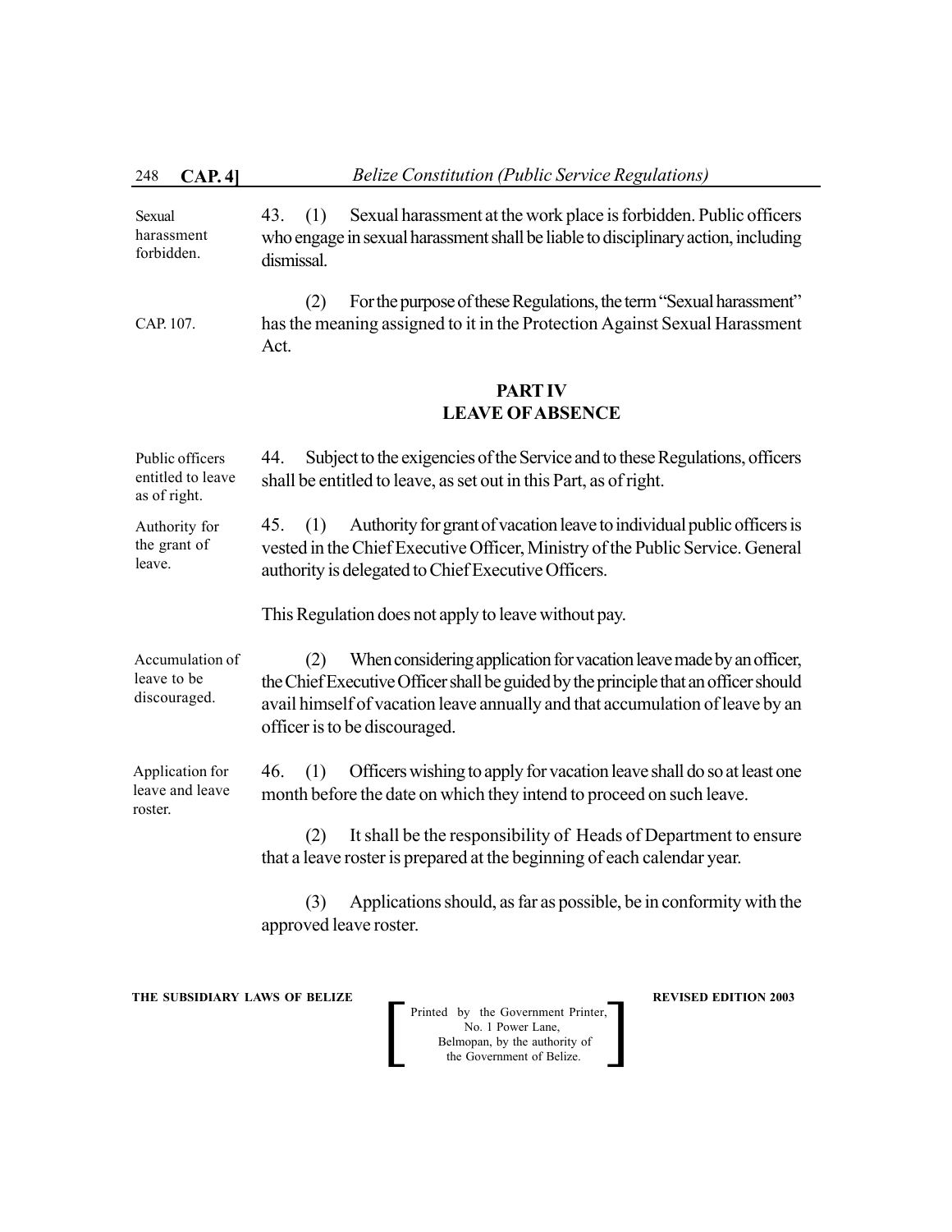Sexual harassment forbidden.

43. (1) Sexual harassment at the work place is forbidden. Public officers who engage in sexual harassment shall be liable to disciplinary action, including dismissal.

CAP. 107.

(2) For the purpose of these Regulations, the term "Sexual harassment" has the meaning assigned to it in the Protection Against Sexual Harassment Act.

## PART IV
## LEAVE OF ABSENCE

Public officers entitled to leave as of right.

44. Subject to the exigencies of the Service and to these Regulations, officers shall be entitled to leave, as set out in this Part, as of right.

Authority for the grant of leave.

45. (1) Authority for grant of vacation leave to individual public officers is vested in the Chief Executive Officer, Ministry of the Public Service. General authority is delegated to Chief Executive Officers.

This Regulation does not apply to leave without pay.

Accumulation of leave to be discouraged.

(2) When considering application for vacation leave made by an officer, the Chief Executive Officer shall be guided by the principle that an officer should avail himself of vacation leave annually and that accumulation of leave by an officer is to be discouraged.

Application for leave and leave roster.

46. (1) Officers wishing to apply for vacation leave shall do so at least one month before the date on which they intend to proceed on such leave.

(2) It shall be the responsibility of Heads of Department to ensure that a leave roster is prepared at the beginning of each calendar year.

(3) Applications should, as far as possible, be in conformity with the approved leave roster.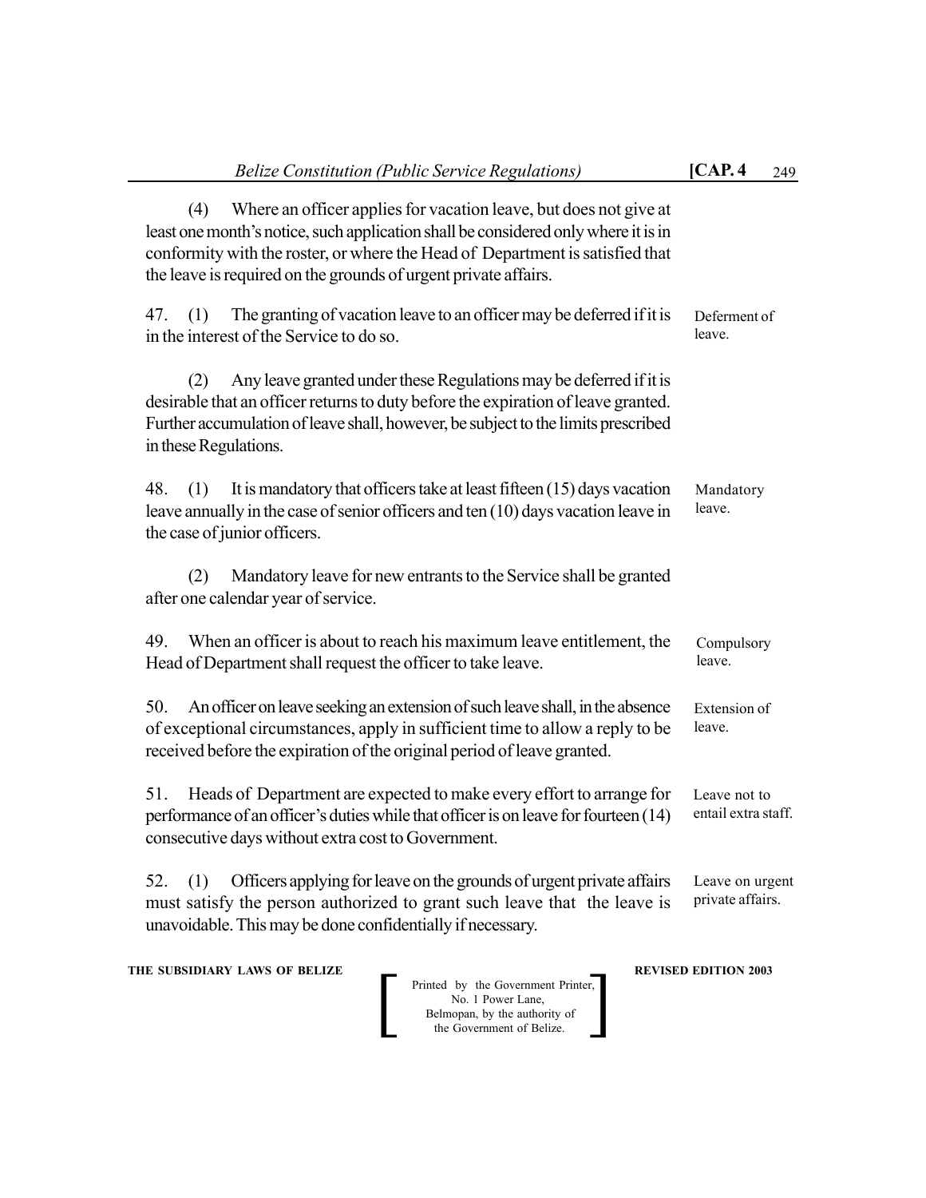(4) Where an officer applies for vacation leave, but does not give at least one month's notice, such application shall be considered only where it is in conformity with the roster, or where the Head of Department is satisfied that the leave is required on the grounds of urgent private affairs.

*Deferment of leave.*

47. (1) The granting of vacation leave to an officer may be deferred if it is in the interest of the Service to do so.

(2) Any leave granted under these Regulations may be deferred if it is desirable that an officer returns to duty before the expiration of leave granted. Further accumulation of leave shall, however, be subject to the limits prescribed in these Regulations.

*Mandatory leave.*

48. (1) It is mandatory that officers take at least fifteen (15) days vacation leave annually in the case of senior officers and ten (10) days vacation leave in the case of junior officers.

(2) Mandatory leave for new entrants to the Service shall be granted after one calendar year of service.

*Compulsory leave.*

49. When an officer is about to reach his maximum leave entitlement, the Head of Department shall request the officer to take leave.

*Extension of leave.*

50. An officer on leave seeking an extension of such leave shall, in the absence of exceptional circumstances, apply in sufficient time to allow a reply to be received before the expiration of the original period of leave granted.

*Leave not to entail extra staff.*

51. Heads of Department are expected to make every effort to arrange for performance of an officer's duties while that officer is on leave for fourteen (14) consecutive days without extra cost to Government.

*Leave on urgent private affairs.*

52. (1) Officers applying for leave on the grounds of urgent private affairs must satisfy the person authorized to grant such leave that the leave is unavoidable. This may be done confidentially if necessary.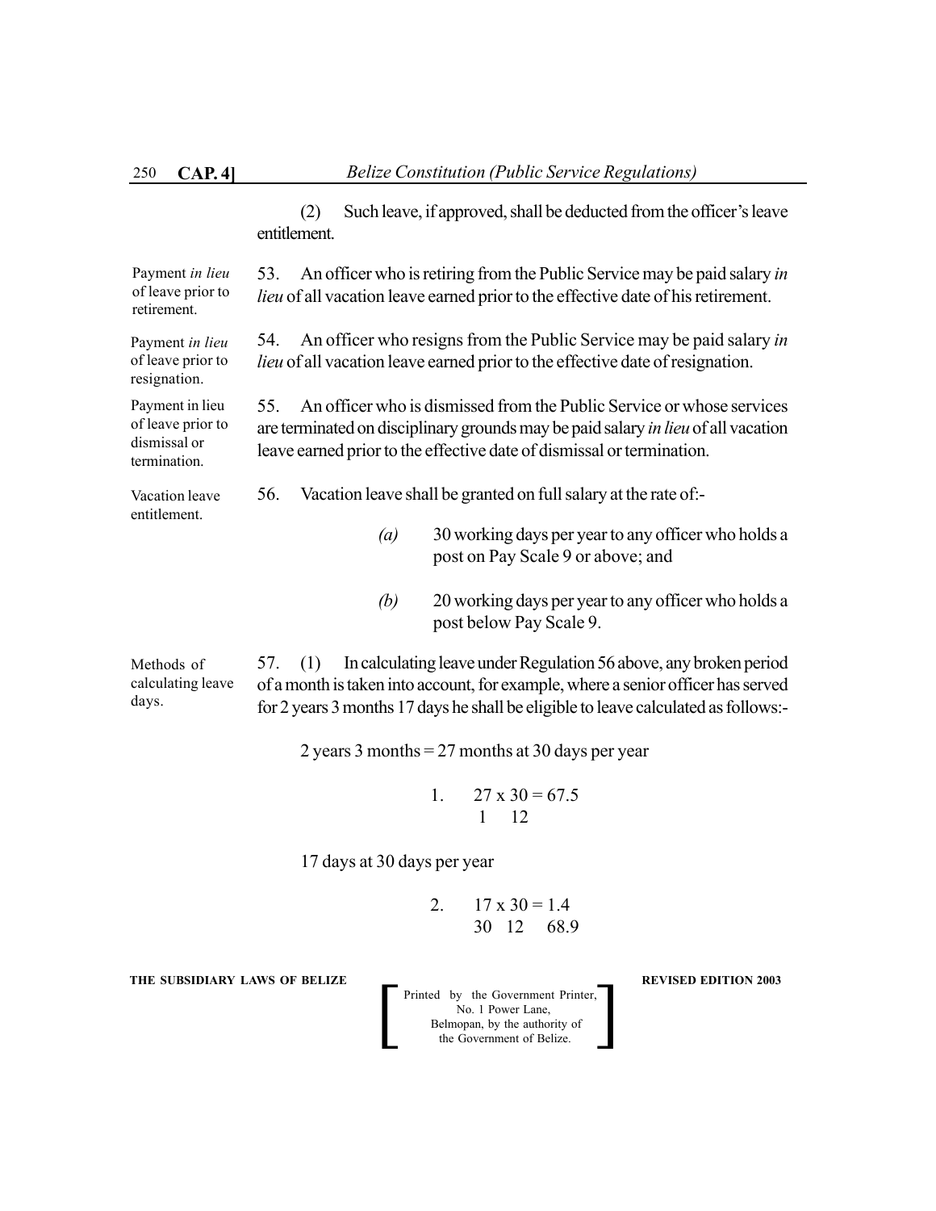(2) Such leave, if approved, shall be deducted from the officer's leave entitlement.

Payment *in lieu* of leave prior to retirement.

53. An officer who is retiring from the Public Service may be paid salary *in lieu* of all vacation leave earned prior to the effective date of his retirement.

Payment *in lieu* of leave prior to resignation.

54. An officer who resigns from the Public Service may be paid salary *in lieu* of all vacation leave earned prior to the effective date of resignation.

Payment in lieu of leave prior to dismissal or termination.

55. An officer who is dismissed from the Public Service or whose services are terminated on disciplinary grounds may be paid salary *in lieu* of all vacation leave earned prior to the effective date of dismissal or termination.

Vacation leave entitlement.

56. Vacation leave shall be granted on full salary at the rate of:-

*(a)* 30 working days per year to any officer who holds a post on Pay Scale 9 or above; and

*(b)* 20 working days per year to any officer who holds a post below Pay Scale 9.

Methods of calculating leave days.

57. (1) In calculating leave under Regulation 56 above, any broken period of a month is taken into account, for example, where a senior officer has served for 2 years 3 months 17 days he shall be eligible to leave calculated as follows:-

2 years 3 months = 27 months at 30 days per year

1. $\frac{27}{1} \times \frac{30}{12} = 67.5$

17 days at 30 days per year

2. $\frac{17}{30} \times \frac{30}{12} = 1.4$

68.9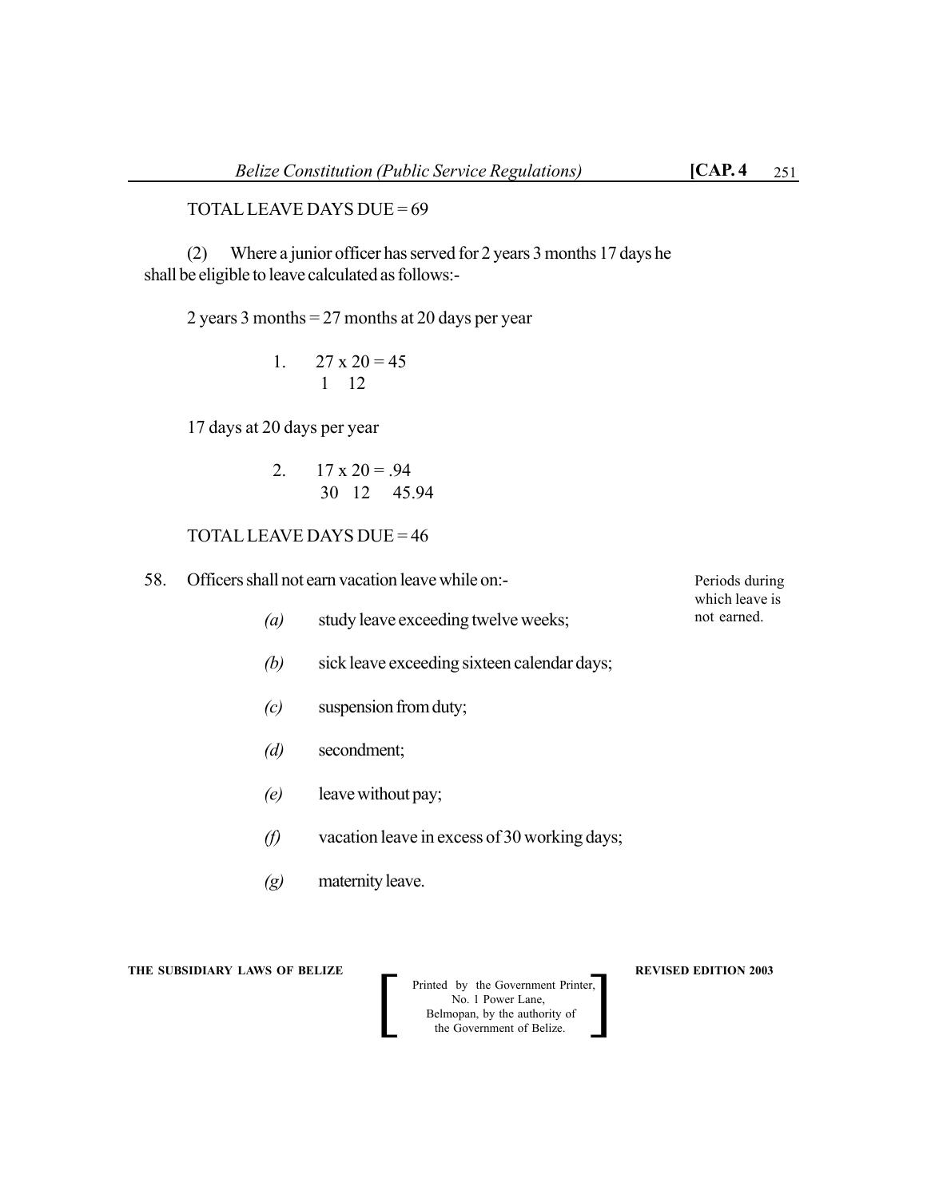TOTAL LEAVE DAYS DUE = 69

(2) Where a junior officer has served for 2 years 3 months 17 days he shall be eligible to leave calculated as follows:-

2 years 3 months = 27 months at 20 days per year

1. $\frac{27}{1} \times \frac{20}{12} = 45$

17 days at 20 days per year

2. $\frac{17}{30} \times \frac{20}{12} = .94$ &nbsp;&nbsp;&nbsp; 45.94

TOTAL LEAVE DAYS DUE = 46

Periods during which leave is not earned.

58. Officers shall not earn vacation leave while on:-

*(a)* study leave exceeding twelve weeks;

*(b)* sick leave exceeding sixteen calendar days;

*(c)* suspension from duty;

*(d)* secondment;

*(e)* leave without pay;

*(f)* vacation leave in excess of 30 working days;

*(g)* maternity leave.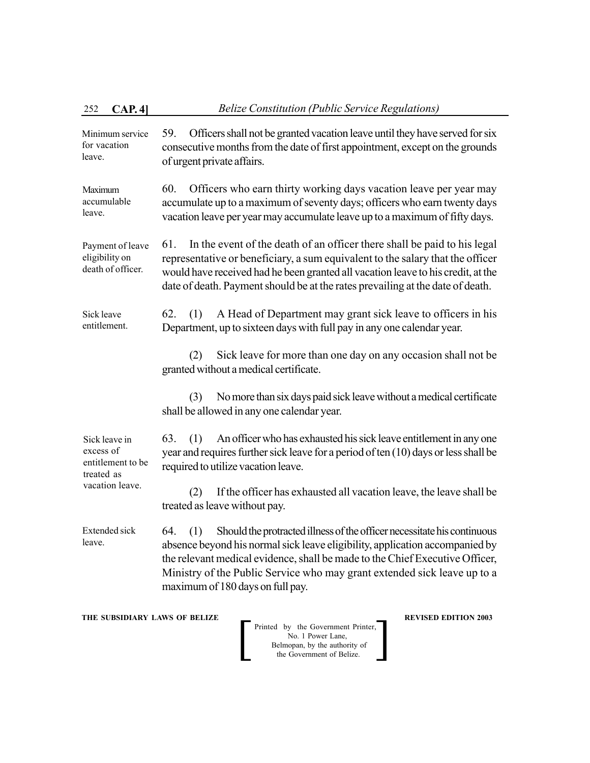Minimum service for vacation leave.

59. Officers shall not be granted vacation leave until they have served for six consecutive months from the date of first appointment, except on the grounds of urgent private affairs.

Maximum accumulable leave.

60. Officers who earn thirty working days vacation leave per year may accumulate up to a maximum of seventy days; officers who earn twenty days vacation leave per year may accumulate leave up to a maximum of fifty days.

Payment of leave eligibility on death of officer.

61. In the event of the death of an officer there shall be paid to his legal representative or beneficiary, a sum equivalent to the salary that the officer would have received had he been granted all vacation leave to his credit, at the date of death. Payment should be at the rates prevailing at the date of death.

Sick leave entitlement.

62. (1) A Head of Department may grant sick leave to officers in his Department, up to sixteen days with full pay in any one calendar year.

(2) Sick leave for more than one day on any occasion shall not be granted without a medical certificate.

(3) No more than six days paid sick leave without a medical certificate shall be allowed in any one calendar year.

Sick leave in excess of entitlement to be treated as vacation leave.

63. (1) An officer who has exhausted his sick leave entitlement in any one year and requires further sick leave for a period of ten (10) days or less shall be required to utilize vacation leave.

(2) If the officer has exhausted all vacation leave, the leave shall be treated as leave without pay.

Extended sick leave.

64. (1) Should the protracted illness of the officer necessitate his continuous absence beyond his normal sick leave eligibility, application accompanied by the relevant medical evidence, shall be made to the Chief Executive Officer, Ministry of the Public Service who may grant extended sick leave up to a maximum of 180 days on full pay.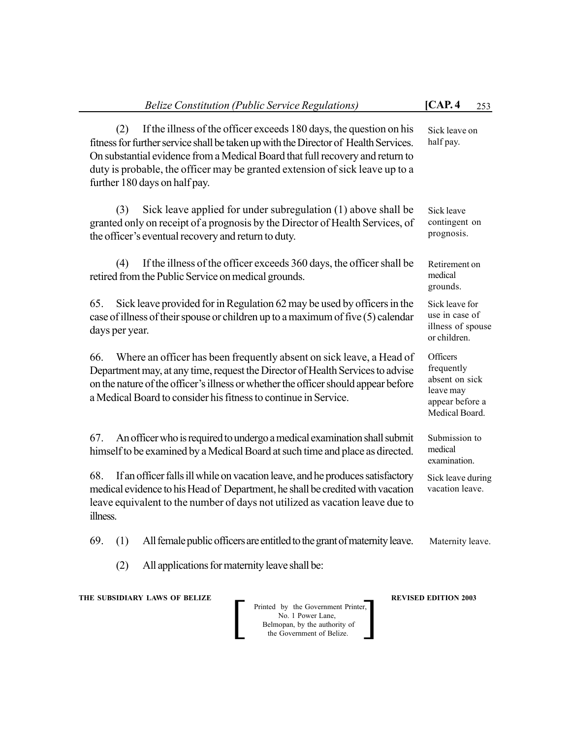(2) If the illness of the officer exceeds 180 days, the question on his fitness for further service shall be taken up with the Director of Health Services. On substantial evidence from a Medical Board that full recovery and return to duty is probable, the officer may be granted extension of sick leave up to a further 180 days on half pay.

Sick leave on half pay.

(3) Sick leave applied for under subregulation (1) above shall be granted only on receipt of a prognosis by the Director of Health Services, of the officer's eventual recovery and return to duty.

Sick leave contingent on prognosis.

(4) If the illness of the officer exceeds 360 days, the officer shall be retired from the Public Service on medical grounds.

Retirement on medical grounds.

65. Sick leave provided for in Regulation 62 may be used by officers in the case of illness of their spouse or children up to a maximum of five (5) calendar days per year.

Sick leave for use in case of illness of spouse or children.

66. Where an officer has been frequently absent on sick leave, a Head of Department may, at any time, request the Director of Health Services to advise on the nature of the officer's illness or whether the officer should appear before a Medical Board to consider his fitness to continue in Service.

Officers frequently absent on sick leave may appear before a Medical Board.

67. An officer who is required to undergo a medical examination shall submit himself to be examined by a Medical Board at such time and place as directed.

Submission to medical examination.

68. If an officer falls ill while on vacation leave, and he produces satisfactory medical evidence to his Head of Department, he shall be credited with vacation leave equivalent to the number of days not utilized as vacation leave due to illness.

Sick leave during vacation leave.

69. (1) All female public officers are entitled to the grant of maternity leave.

Maternity leave.

(2) All applications for maternity leave shall be: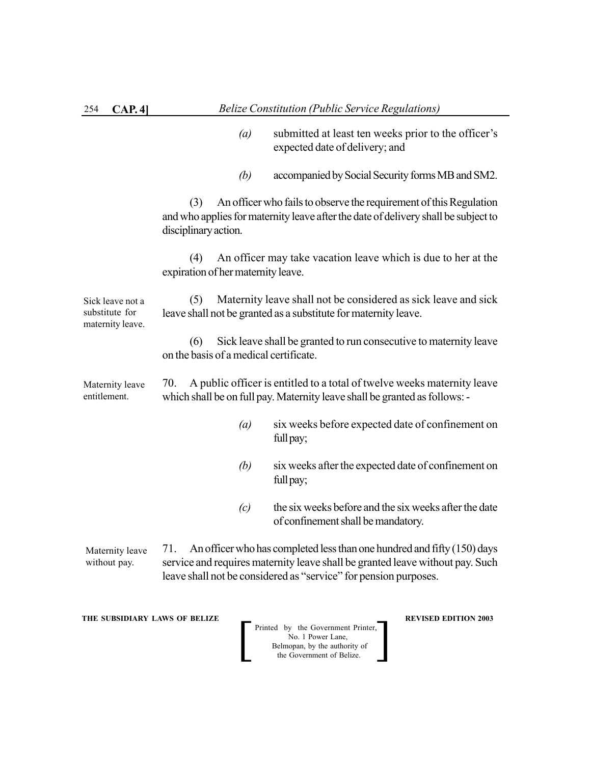(a) submitted at least ten weeks prior to the officer's expected date of delivery; and

(b) accompanied by Social Security forms MB and SM2.

(3) An officer who fails to observe the requirement of this Regulation and who applies for maternity leave after the date of delivery shall be subject to disciplinary action.

(4) An officer may take vacation leave which is due to her at the expiration of her maternity leave.

Sick leave not a substitute for maternity leave.

(5) Maternity leave shall not be considered as sick leave and sick leave shall not be granted as a substitute for maternity leave.

(6) Sick leave shall be granted to run consecutive to maternity leave on the basis of a medical certificate.

Maternity leave entitlement.

70. A public officer is entitled to a total of twelve weeks maternity leave which shall be on full pay. Maternity leave shall be granted as follows: -

(a) six weeks before expected date of confinement on full pay;

(b) six weeks after the expected date of confinement on full pay;

(c) the six weeks before and the six weeks after the date of confinement shall be mandatory.

Maternity leave without pay.

71. An officer who has completed less than one hundred and fifty (150) days service and requires maternity leave shall be granted leave without pay. Such leave shall not be considered as "service" for pension purposes.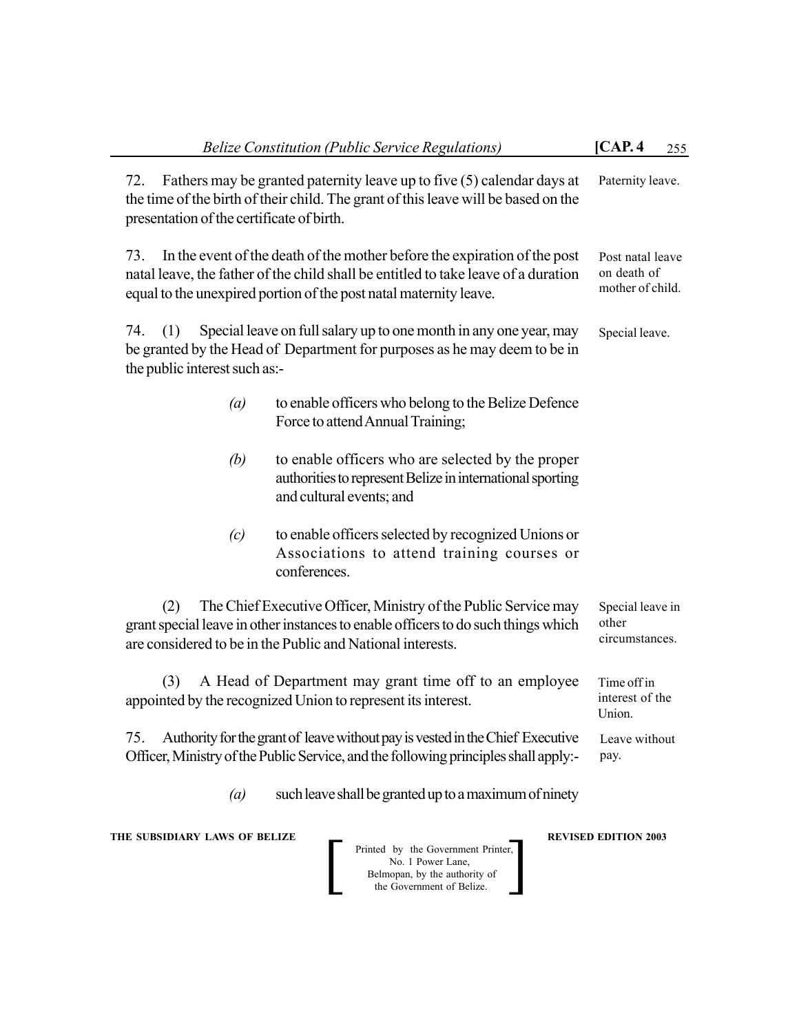72. Fathers may be granted paternity leave up to five (5) calendar days at the time of the birth of their child. The grant of this leave will be based on the presentation of the certificate of birth.

Paternity leave.

73. In the event of the death of the mother before the expiration of the post natal leave, the father of the child shall be entitled to take leave of a duration equal to the unexpired portion of the post natal maternity leave.

Post natal leave on death of mother of child.

74. (1) Special leave on full salary up to one month in any one year, may be granted by the Head of Department for purposes as he may deem to be in the public interest such as:-

Special leave.

*(a)* to enable officers who belong to the Belize Defence Force to attend Annual Training;

*(b)* to enable officers who are selected by the proper authorities to represent Belize in international sporting and cultural events; and

*(c)* to enable officers selected by recognized Unions or Associations to attend training courses or conferences.

(2) The Chief Executive Officer, Ministry of the Public Service may grant special leave in other instances to enable officers to do such things which are considered to be in the Public and National interests.

Special leave in other circumstances.

(3) A Head of Department may grant time off to an employee appointed by the recognized Union to represent its interest.

Time off in interest of the Union.

75. Authority for the grant of leave without pay is vested in the Chief Executive Officer, Ministry of the Public Service, and the following principles shall apply:-

Leave without pay.

*(a)* such leave shall be granted up to a maximum of ninety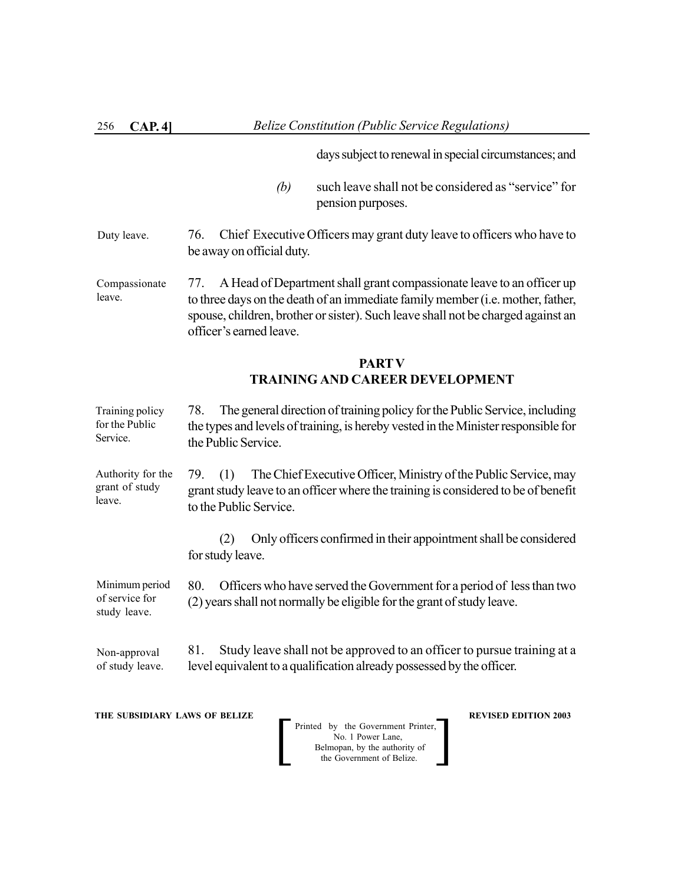days subject to renewal in special circumstances; and

*(b)* such leave shall not be considered as "service" for pension purposes.

Duty leave.

76. Chief Executive Officers may grant duty leave to officers who have to be away on official duty.

Compassionate leave.

77. A Head of Department shall grant compassionate leave to an officer up to three days on the death of an immediate family member (i.e. mother, father, spouse, children, brother or sister). Such leave shall not be charged against an officer's earned leave.

## PART V
## TRAINING AND CAREER DEVELOPMENT

Training policy for the Public Service.

78. The general direction of training policy for the Public Service, including the types and levels of training, is hereby vested in the Minister responsible for the Public Service.

Authority for the grant of study leave.

79. (1) The Chief Executive Officer, Ministry of the Public Service, may grant study leave to an officer where the training is considered to be of benefit to the Public Service.

(2) Only officers confirmed in their appointment shall be considered for study leave.

Minimum period of service for study leave.

80. Officers who have served the Government for a period of less than two (2) years shall not normally be eligible for the grant of study leave.

Non-approval of study leave.

81. Study leave shall not be approved to an officer to pursue training at a level equivalent to a qualification already possessed by the officer.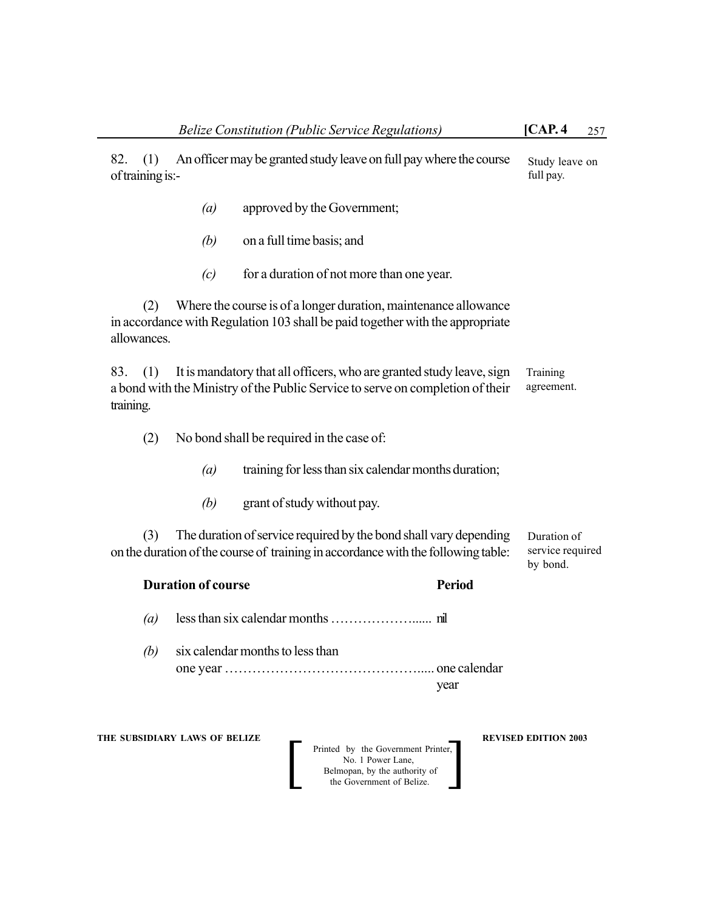82. (1) An officer may be granted study leave on full pay where the course of training is:-

Study leave on full pay.

*(a)* approved by the Government;

*(b)* on a full time basis; and

*(c)* for a duration of not more than one year.

(2) Where the course is of a longer duration, maintenance allowance in accordance with Regulation 103 shall be paid together with the appropriate allowances.

83. (1) It is mandatory that all officers, who are granted study leave, sign a bond with the Ministry of the Public Service to serve on completion of their training.

Training agreement.

(2) No bond shall be required in the case of:

*(a)* training for less than six calendar months duration;

*(b)* grant of study without pay.

(3) The duration of service required by the bond shall vary depending on the duration of the course of training in accordance with the following table:

Duration of service required by bond.

| | **Duration of course** | **Period** |
|---|---|---|
| *(a)* | less than six calendar months ……………….... | nil |
| *(b)* | six calendar months to less than one year ……………………………………..... | one calendar year |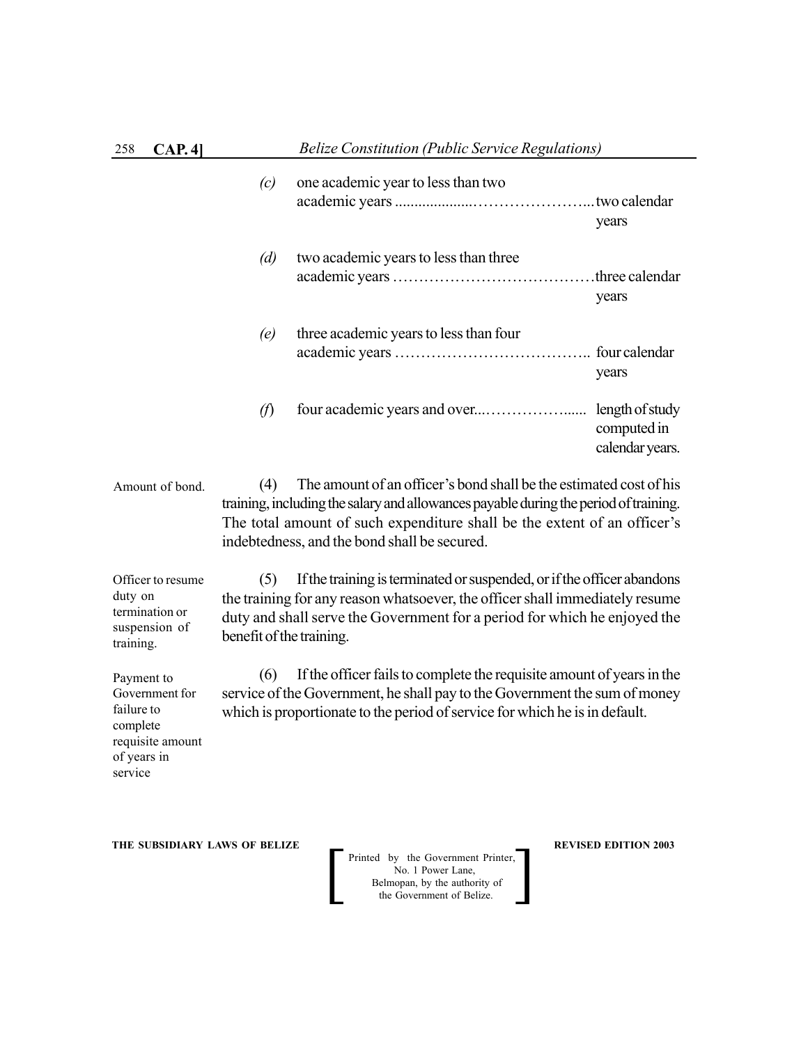*(c)* one academic year to less than two academic years ..........................................two calendar years

*(d)* two academic years to less than three academic years ……………………………………three calendar years

*(e)* three academic years to less than four academic years ……………………………….. four calendar years

*(f)* four academic years and over...……………...... length of study computed in calendar years.

Amount of bond.

(4) The amount of an officer's bond shall be the estimated cost of his training, including the salary and allowances payable during the period of training. The total amount of such expenditure shall be the extent of an officer's indebtedness, and the bond shall be secured.

Officer to resume duty on termination or suspension of training.

(5) If the training is terminated or suspended, or if the officer abandons the training for any reason whatsoever, the officer shall immediately resume duty and shall serve the Government for a period for which he enjoyed the benefit of the training.

Payment to Government for failure to complete requisite amount of years in service

(6) If the officer fails to complete the requisite amount of years in the service of the Government, he shall pay to the Government the sum of money which is proportionate to the period of service for which he is in default.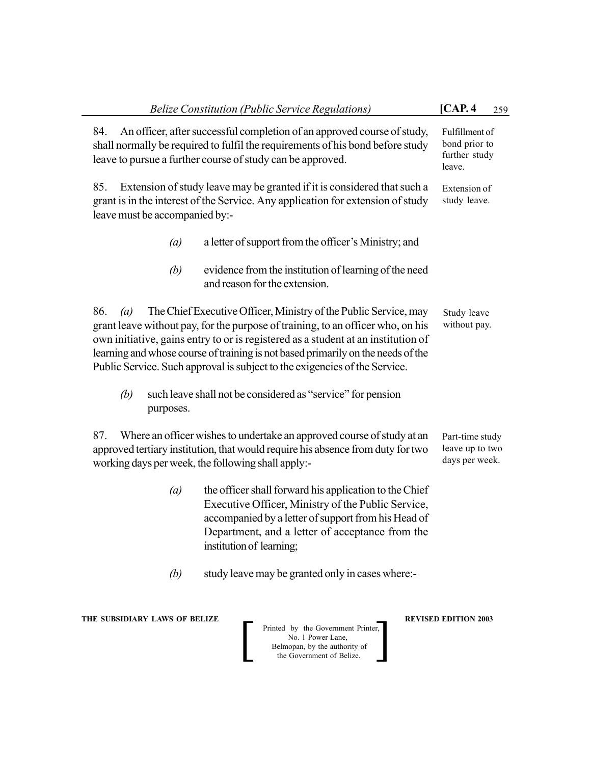84. An officer, after successful completion of an approved course of study, shall normally be required to fulfil the requirements of his bond before study leave to pursue a further course of study can be approved.

Fulfillment of bond prior to further study leave.

85. Extension of study leave may be granted if it is considered that such a grant is in the interest of the Service. Any application for extension of study leave must be accompanied by:-

Extension of study leave.

- *(a)* a letter of support from the officer's Ministry; and
- *(b)* evidence from the institution of learning of the need and reason for the extension.

86. *(a)* The Chief Executive Officer, Ministry of the Public Service, may grant leave without pay, for the purpose of training, to an officer who, on his own initiative, gains entry to or is registered as a student at an institution of learning and whose course of training is not based primarily on the needs of the Public Service. Such approval is subject to the exigencies of the Service.

Study leave without pay.

*(b)* such leave shall not be considered as "service" for pension purposes.

87. Where an officer wishes to undertake an approved course of study at an approved tertiary institution, that would require his absence from duty for two working days per week, the following shall apply:-

Part-time study leave up to two days per week.

- *(a)* the officer shall forward his application to the Chief Executive Officer, Ministry of the Public Service, accompanied by a letter of support from his Head of Department, and a letter of acceptance from the institution of learning;
- *(b)* study leave may be granted only in cases where:-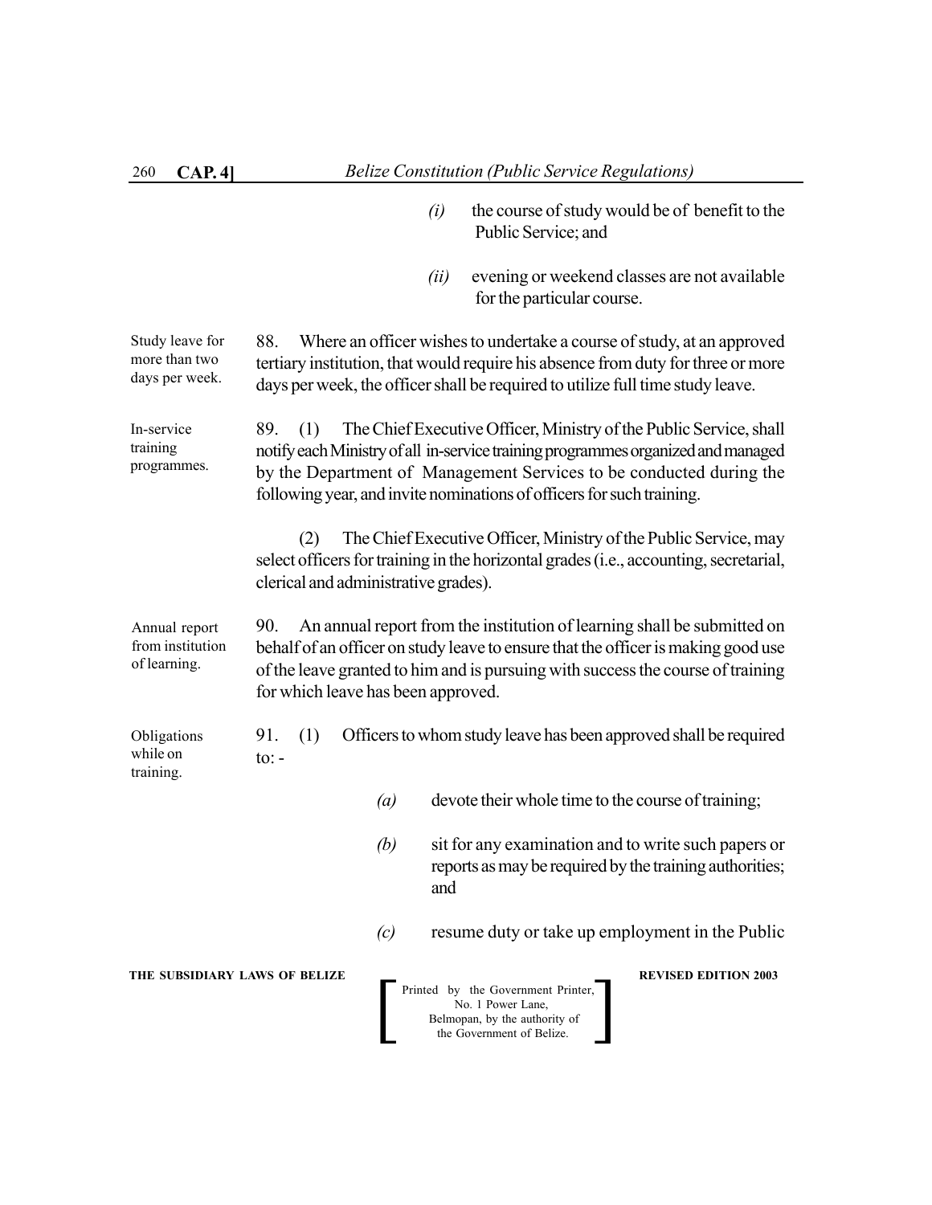(i) the course of study would be of benefit to the Public Service; and

(ii) evening or weekend classes are not available for the particular course.

Study leave for more than two days per week.

88. Where an officer wishes to undertake a course of study, at an approved tertiary institution, that would require his absence from duty for three or more days per week, the officer shall be required to utilize full time study leave.

In-service training programmes.

89. (1) The Chief Executive Officer, Ministry of the Public Service, shall notify each Ministry of all in-service training programmes organized and managed by the Department of Management Services to be conducted during the following year, and invite nominations of officers for such training.

(2) The Chief Executive Officer, Ministry of the Public Service, may select officers for training in the horizontal grades (i.e., accounting, secretarial, clerical and administrative grades).

Annual report from institution of learning.

90. An annual report from the institution of learning shall be submitted on behalf of an officer on study leave to ensure that the officer is making good use of the leave granted to him and is pursuing with success the course of training for which leave has been approved.

Obligations while on training.

91. (1) Officers to whom study leave has been approved shall be required to: -

*(a)* devote their whole time to the course of training;

*(b)* sit for any examination and to write such papers or reports as may be required by the training authorities; and

*(c)* resume duty or take up employment in the Public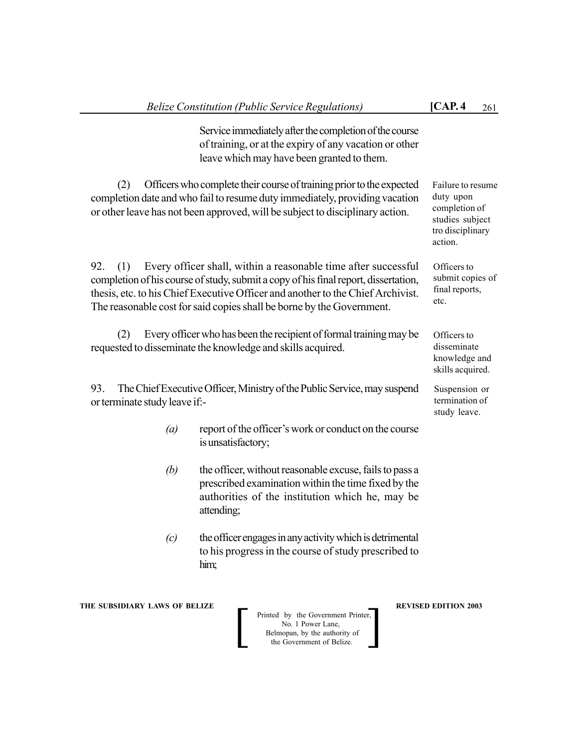Service immediately after the completion of the course of training, or at the expiry of any vacation or other leave which may have been granted to them.

(2) Officers who complete their course of training prior to the expected completion date and who fail to resume duty immediately, providing vacation or other leave has not been approved, will be subject to disciplinary action.

*Failure to resume duty upon completion of studies subject tro disciplinary action.*

92. (1) Every officer shall, within a reasonable time after successful completion of his course of study, submit a copy of his final report, dissertation, thesis, etc. to his Chief Executive Officer and another to the Chief Archivist. The reasonable cost for said copies shall be borne by the Government.

*Officers to submit copies of final reports, etc.*

(2) Every officer who has been the recipient of formal training may be requested to disseminate the knowledge and skills acquired.

*Officers to disseminate knowledge and skills acquired.*

93. The Chief Executive Officer, Ministry of the Public Service, may suspend or terminate study leave if:-

*Suspension or termination of study leave.*

*(a)* report of the officer's work or conduct on the course is unsatisfactory;

*(b)* the officer, without reasonable excuse, fails to pass a prescribed examination within the time fixed by the authorities of the institution which he, may be attending;

*(c)* the officer engages in any activity which is detrimental to his progress in the course of study prescribed to him;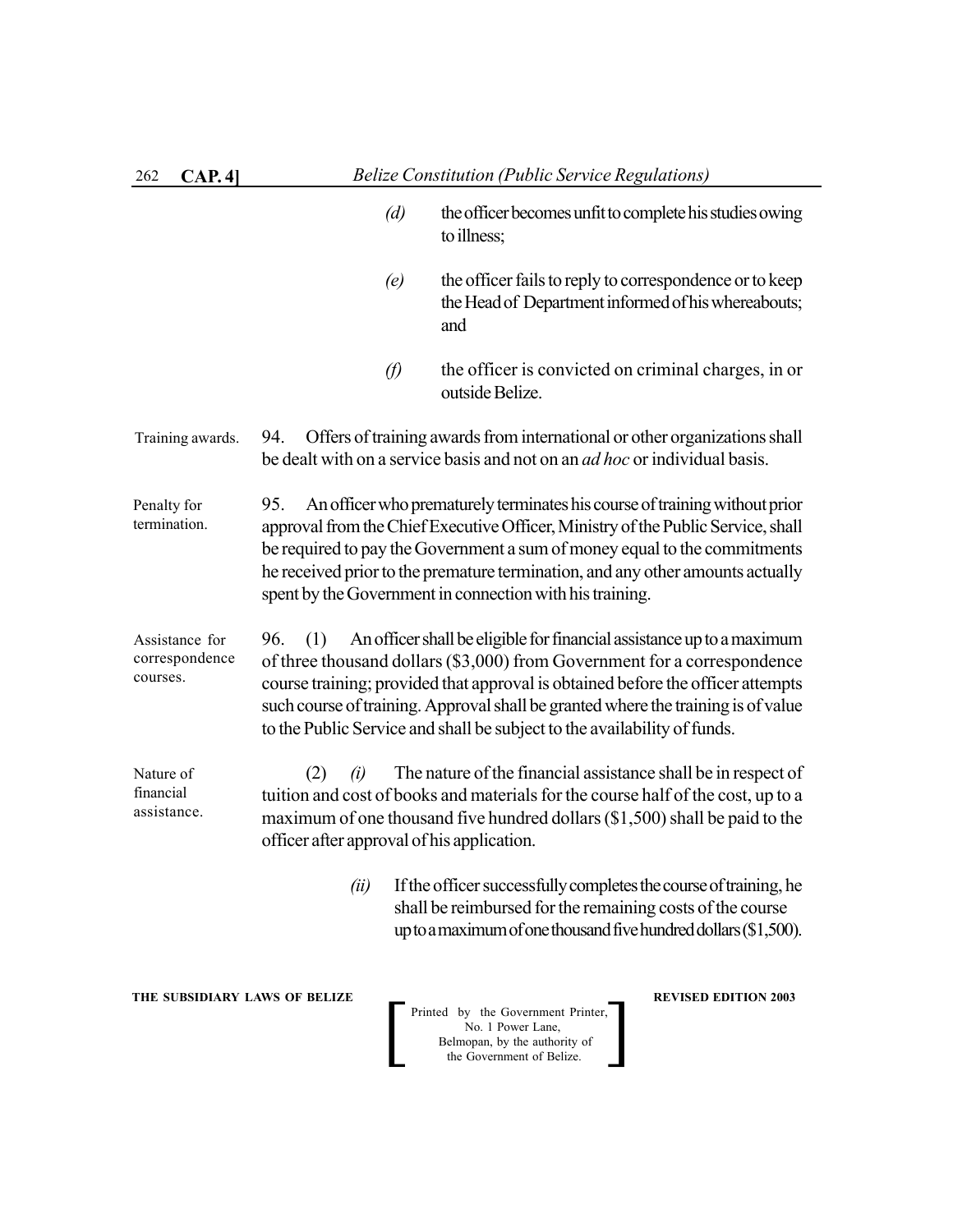(*d*) the officer becomes unfit to complete his studies owing to illness;

(*e*) the officer fails to reply to correspondence or to keep the Head of Department informed of his whereabouts; and

(*f*) the officer is convicted on criminal charges, in or outside Belize.

Training awards.

94. Offers of training awards from international or other organizations shall be dealt with on a service basis and not on an *ad hoc* or individual basis.

Penalty for termination.

95. An officer who prematurely terminates his course of training without prior approval from the Chief Executive Officer, Ministry of the Public Service, shall be required to pay the Government a sum of money equal to the commitments he received prior to the premature termination, and any other amounts actually spent by the Government in connection with his training.

Assistance for correspondence courses.

96. (1) An officer shall be eligible for financial assistance up to a maximum of three thousand dollars ($3,000) from Government for a correspondence course training; provided that approval is obtained before the officer attempts such course of training. Approval shall be granted where the training is of value to the Public Service and shall be subject to the availability of funds.

Nature of financial assistance.

(2) (*i*) The nature of the financial assistance shall be in respect of tuition and cost of books and materials for the course half of the cost, up to a maximum of one thousand five hundred dollars ($1,500) shall be paid to the officer after approval of his application.

(*ii*) If the officer successfully completes the course of training, he shall be reimbursed for the remaining costs of the course up to a maximum of one thousand five hundred dollars ($1,500).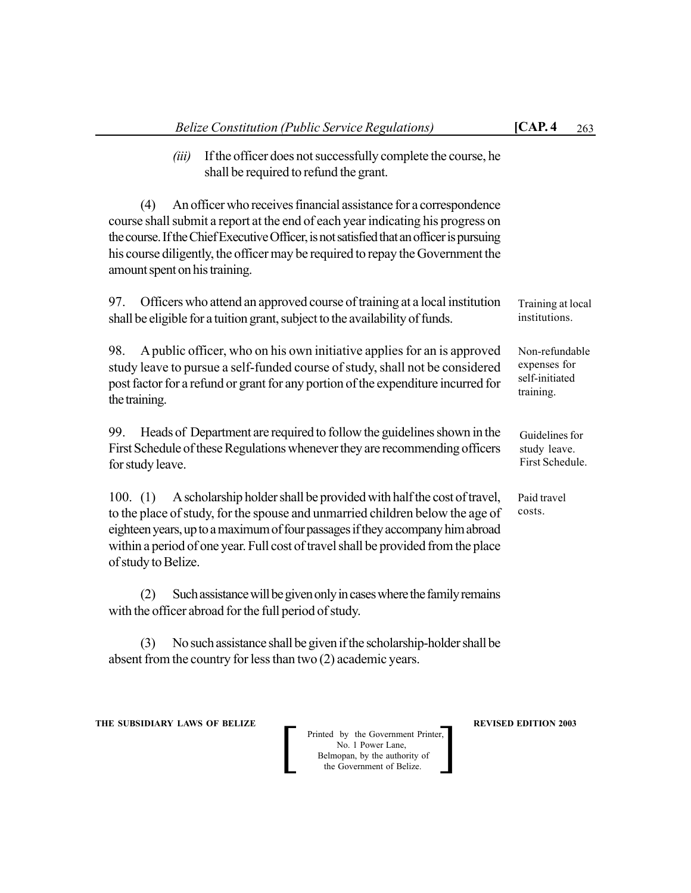*(iii)* If the officer does not successfully complete the course, he shall be required to refund the grant.

(4) An officer who receives financial assistance for a correspondence course shall submit a report at the end of each year indicating his progress on the course. If the Chief Executive Officer, is not satisfied that an officer is pursuing his course diligently, the officer may be required to repay the Government the amount spent on his training.

Training at local institutions.

97. Officers who attend an approved course of training at a local institution shall be eligible for a tuition grant, subject to the availability of funds.

Non-refundable expenses for self-initiated training.

98. A public officer, who on his own initiative applies for an is approved study leave to pursue a self-funded course of study, shall not be considered post factor for a refund or grant for any portion of the expenditure incurred for the training.

Guidelines for study leave. First Schedule.

99. Heads of Department are required to follow the guidelines shown in the First Schedule of these Regulations whenever they are recommending officers for study leave.

Paid travel costs.

100. (1) A scholarship holder shall be provided with half the cost of travel, to the place of study, for the spouse and unmarried children below the age of eighteen years, up to a maximum of four passages if they accompany him abroad within a period of one year. Full cost of travel shall be provided from the place of study to Belize.

(2) Such assistance will be given only in cases where the family remains with the officer abroad for the full period of study.

(3) No such assistance shall be given if the scholarship-holder shall be absent from the country for less than two (2) academic years.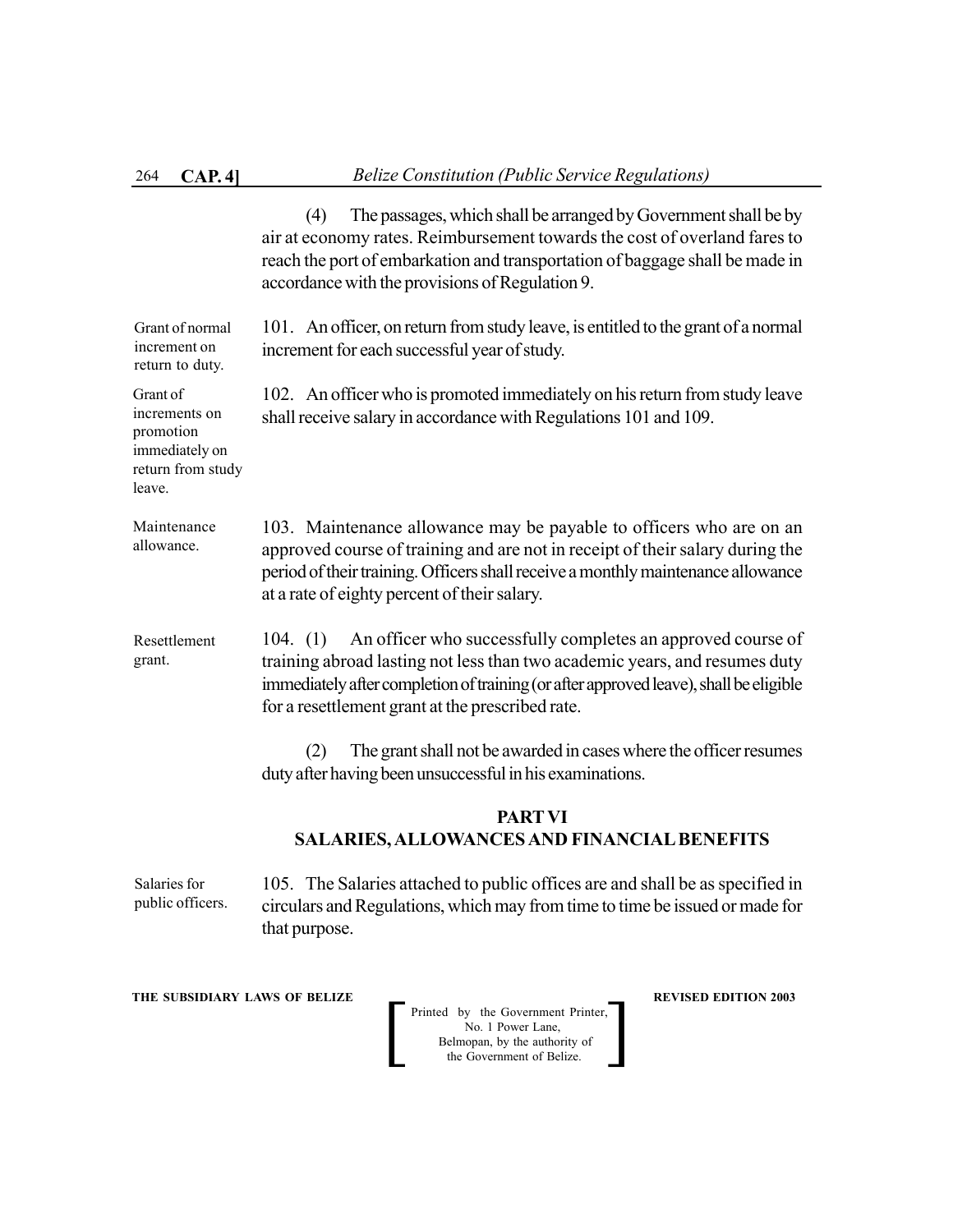(4) The passages, which shall be arranged by Government shall be by air at economy rates. Reimbursement towards the cost of overland fares to reach the port of embarkation and transportation of baggage shall be made in accordance with the provisions of Regulation 9.

*Grant of normal increment on return to duty.*

101. An officer, on return from study leave, is entitled to the grant of a normal increment for each successful year of study.

*Grant of increments on promotion immediately on return from study leave.*

102. An officer who is promoted immediately on his return from study leave shall receive salary in accordance with Regulations 101 and 109.

*Maintenance allowance.*

103. Maintenance allowance may be payable to officers who are on an approved course of training and are not in receipt of their salary during the period of their training. Officers shall receive a monthly maintenance allowance at a rate of eighty percent of their salary.

*Resettlement grant.*

104. (1) An officer who successfully completes an approved course of training abroad lasting not less than two academic years, and resumes duty immediately after completion of training (or after approved leave), shall be eligible for a resettlement grant at the prescribed rate.

(2) The grant shall not be awarded in cases where the officer resumes duty after having been unsuccessful in his examinations.

## PART VI
## SALARIES, ALLOWANCES AND FINANCIAL BENEFITS

*Salaries for public officers.*

105. The Salaries attached to public offices are and shall be as specified in circulars and Regulations, which may from time to time be issued or made for that purpose.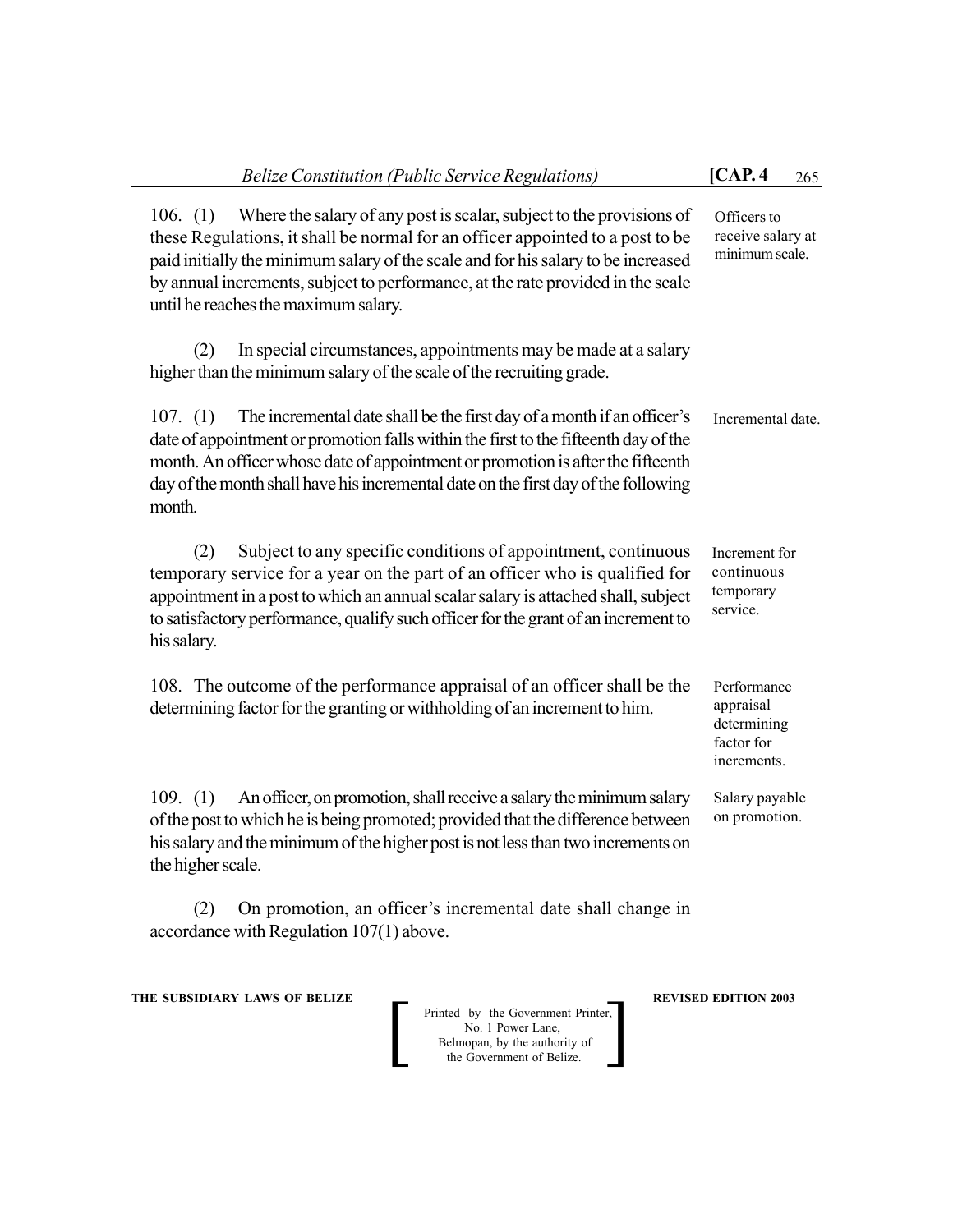106. (1) Where the salary of any post is scalar, subject to the provisions of these Regulations, it shall be normal for an officer appointed to a post to be paid initially the minimum salary of the scale and for his salary to be increased by annual increments, subject to performance, at the rate provided in the scale until he reaches the maximum salary.

Officers to receive salary at minimum scale.

(2) In special circumstances, appointments may be made at a salary higher than the minimum salary of the scale of the recruiting grade.

107. (1) The incremental date shall be the first day of a month if an officer's date of appointment or promotion falls within the first to the fifteenth day of the month. An officer whose date of appointment or promotion is after the fifteenth day of the month shall have his incremental date on the first day of the following month.

Incremental date.

(2) Subject to any specific conditions of appointment, continuous temporary service for a year on the part of an officer who is qualified for appointment in a post to which an annual scalar salary is attached shall, subject to satisfactory performance, qualify such officer for the grant of an increment to his salary.

Increment for continuous temporary service.

108. The outcome of the performance appraisal of an officer shall be the determining factor for the granting or withholding of an increment to him.

Performance appraisal determining factor for increments.

109. (1) An officer, on promotion, shall receive a salary the minimum salary of the post to which he is being promoted; provided that the difference between his salary and the minimum of the higher post is not less than two increments on the higher scale.

Salary payable on promotion.

(2) On promotion, an officer's incremental date shall change in accordance with Regulation 107(1) above.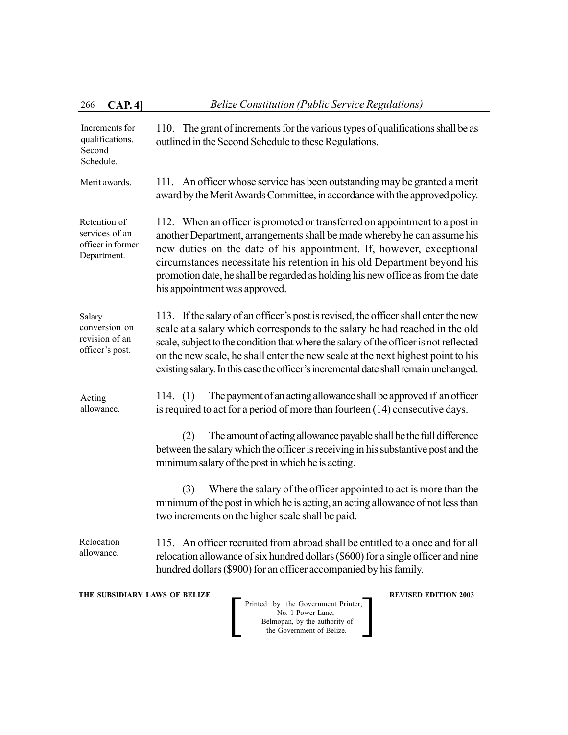Increments for qualifications. Second Schedule.

110. The grant of increments for the various types of qualifications shall be as outlined in the Second Schedule to these Regulations.

Merit awards.

111. An officer whose service has been outstanding may be granted a merit award by the Merit Awards Committee, in accordance with the approved policy.

Retention of services of an officer in former Department.

112. When an officer is promoted or transferred on appointment to a post in another Department, arrangements shall be made whereby he can assume his new duties on the date of his appointment. If, however, exceptional circumstances necessitate his retention in his old Department beyond his promotion date, he shall be regarded as holding his new office as from the date his appointment was approved.

Salary conversion on revision of an officer's post.

113. If the salary of an officer's post is revised, the officer shall enter the new scale at a salary which corresponds to the salary he had reached in the old scale, subject to the condition that where the salary of the officer is not reflected on the new scale, he shall enter the new scale at the next highest point to his existing salary. In this case the officer's incremental date shall remain unchanged.

Acting allowance.

114. (1) The payment of an acting allowance shall be approved if an officer is required to act for a period of more than fourteen (14) consecutive days.

(2) The amount of acting allowance payable shall be the full difference between the salary which the officer is receiving in his substantive post and the minimum salary of the post in which he is acting.

(3) Where the salary of the officer appointed to act is more than the minimum of the post in which he is acting, an acting allowance of not less than two increments on the higher scale shall be paid.

Relocation allowance.

115. An officer recruited from abroad shall be entitled to a once and for all relocation allowance of six hundred dollars ($600) for a single officer and nine hundred dollars ($900) for an officer accompanied by his family.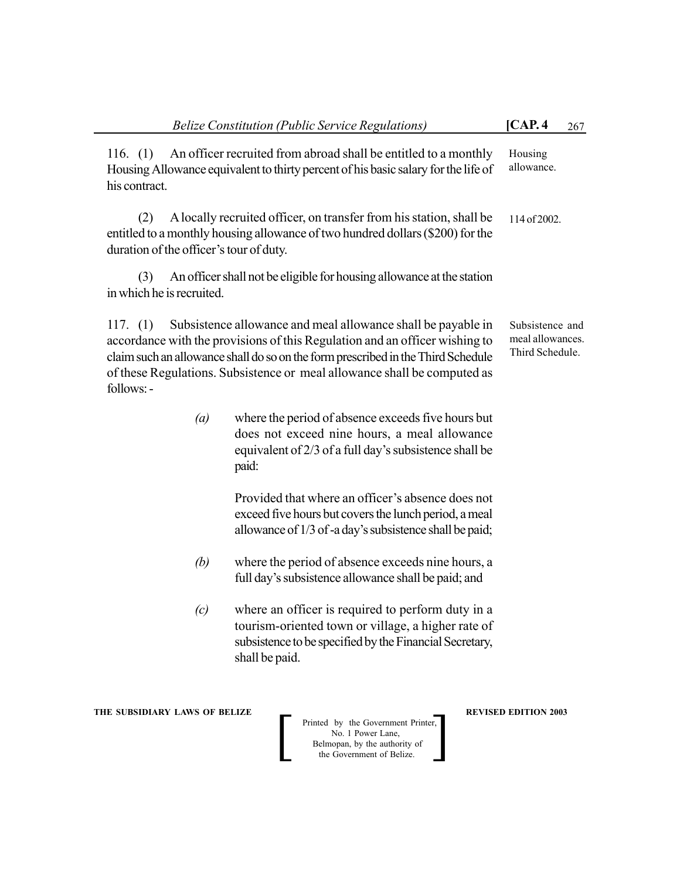116. (1) An officer recruited from abroad shall be entitled to a monthly Housing Allowance equivalent to thirty percent of his basic salary for the life of his contract.

Housing allowance.

(2) A locally recruited officer, on transfer from his station, shall be entitled to a monthly housing allowance of two hundred dollars ($200) for the duration of the officer's tour of duty.

114 of 2002.

(3) An officer shall not be eligible for housing allowance at the station in which he is recruited.

117. (1) Subsistence allowance and meal allowance shall be payable in accordance with the provisions of this Regulation and an officer wishing to claim such an allowance shall do so on the form prescribed in the Third Schedule of these Regulations. Subsistence or meal allowance shall be computed as follows: -

Subsistence and meal allowances. Third Schedule.

*(a)* where the period of absence exceeds five hours but does not exceed nine hours, a meal allowance equivalent of 2/3 of a full day's subsistence shall be paid:

Provided that where an officer's absence does not exceed five hours but covers the lunch period, a meal allowance of 1/3 of -a day's subsistence shall be paid;

*(b)* where the period of absence exceeds nine hours, a full day's subsistence allowance shall be paid; and

*(c)* where an officer is required to perform duty in a tourism-oriented town or village, a higher rate of subsistence to be specified by the Financial Secretary, shall be paid.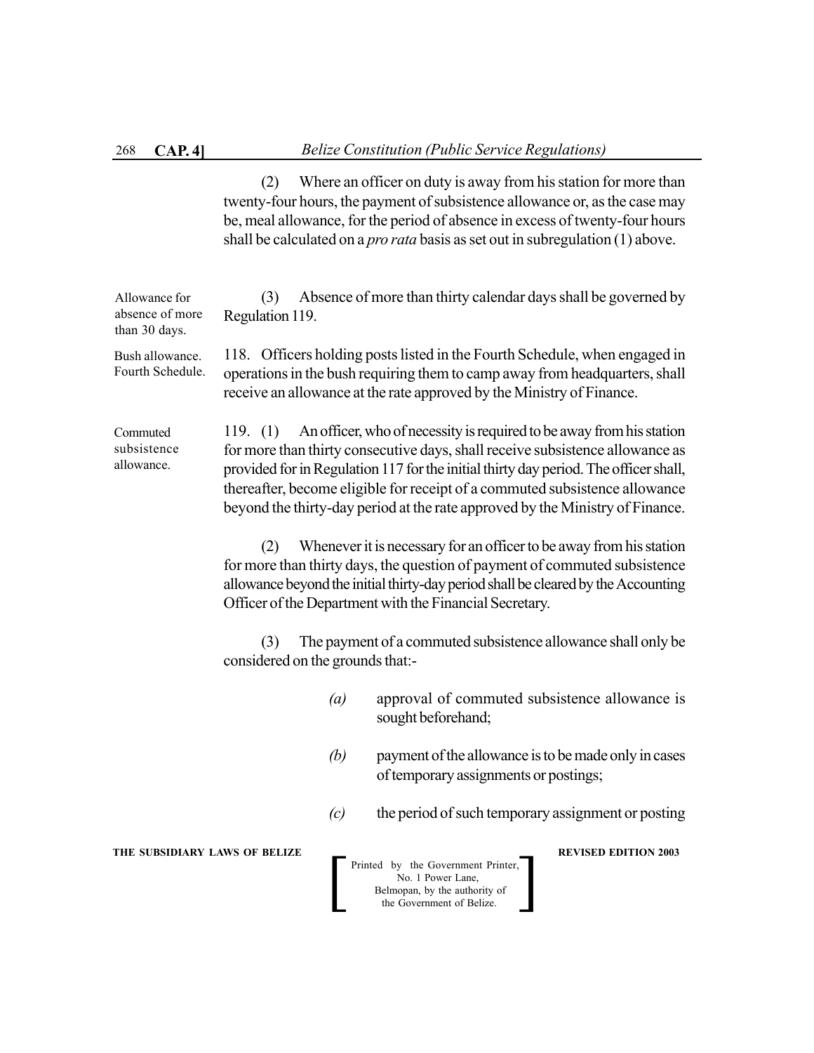(2) Where an officer on duty is away from his station for more than twenty-four hours, the payment of subsistence allowance or, as the case may be, meal allowance, for the period of absence in excess of twenty-four hours shall be calculated on a *pro rata* basis as set out in subregulation (1) above.

Allowance for absence of more than 30 days.

(3) Absence of more than thirty calendar days shall be governed by Regulation 119.

Bush allowance. Fourth Schedule.

118. Officers holding posts listed in the Fourth Schedule, when engaged in operations in the bush requiring them to camp away from headquarters, shall receive an allowance at the rate approved by the Ministry of Finance.

Commuted subsistence allowance.

119. (1) An officer, who of necessity is required to be away from his station for more than thirty consecutive days, shall receive subsistence allowance as provided for in Regulation 117 for the initial thirty day period. The officer shall, thereafter, become eligible for receipt of a commuted subsistence allowance beyond the thirty-day period at the rate approved by the Ministry of Finance.

(2) Whenever it is necessary for an officer to be away from his station for more than thirty days, the question of payment of commuted subsistence allowance beyond the initial thirty-day period shall be cleared by the Accounting Officer of the Department with the Financial Secretary.

(3) The payment of a commuted subsistence allowance shall only be considered on the grounds that:-

*(a)* approval of commuted subsistence allowance is sought beforehand;

*(b)* payment of the allowance is to be made only in cases of temporary assignments or postings;

*(c)* the period of such temporary assignment or posting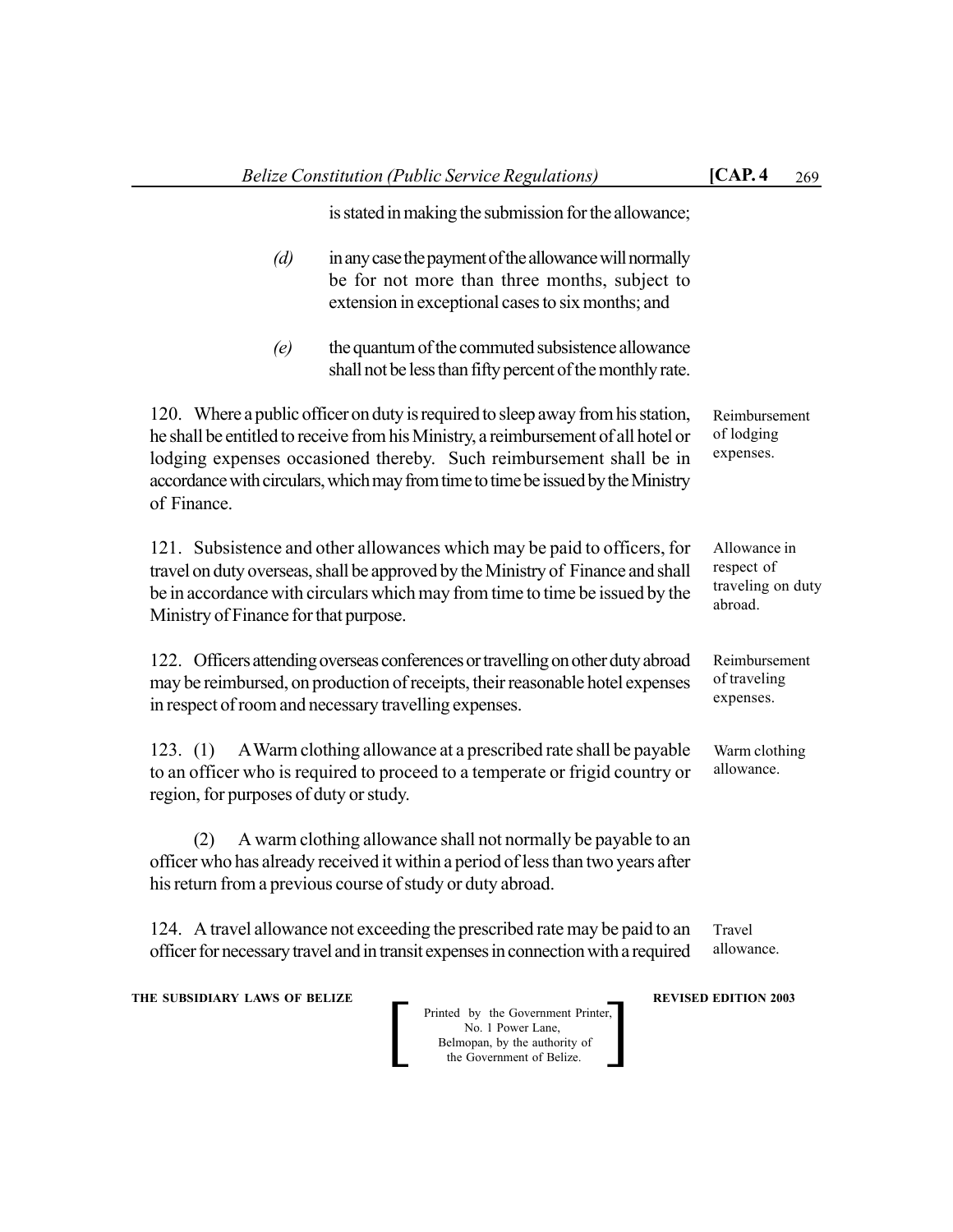is stated in making the submission for the allowance;

*(d)* in any case the payment of the allowance will normally be for not more than three months, subject to extension in exceptional cases to six months; and

*(e)* the quantum of the commuted subsistence allowance shall not be less than fifty percent of the monthly rate.

Reimbursement of lodging expenses.

120. Where a public officer on duty is required to sleep away from his station, he shall be entitled to receive from his Ministry, a reimbursement of all hotel or lodging expenses occasioned thereby. Such reimbursement shall be in accordance with circulars, which may from time to time be issued by the Ministry of Finance.

Allowance in respect of traveling on duty abroad.

121. Subsistence and other allowances which may be paid to officers, for travel on duty overseas, shall be approved by the Ministry of Finance and shall be in accordance with circulars which may from time to time be issued by the Ministry of Finance for that purpose.

Reimbursement of traveling expenses.

122. Officers attending overseas conferences or travelling on other duty abroad may be reimbursed, on production of receipts, their reasonable hotel expenses in respect of room and necessary travelling expenses.

Warm clothing allowance.

123. (1) A Warm clothing allowance at a prescribed rate shall be payable to an officer who is required to proceed to a temperate or frigid country or region, for purposes of duty or study.

(2) A warm clothing allowance shall not normally be payable to an officer who has already received it within a period of less than two years after his return from a previous course of study or duty abroad.

Travel allowance.

124. A travel allowance not exceeding the prescribed rate may be paid to an officer for necessary travel and in transit expenses in connection with a required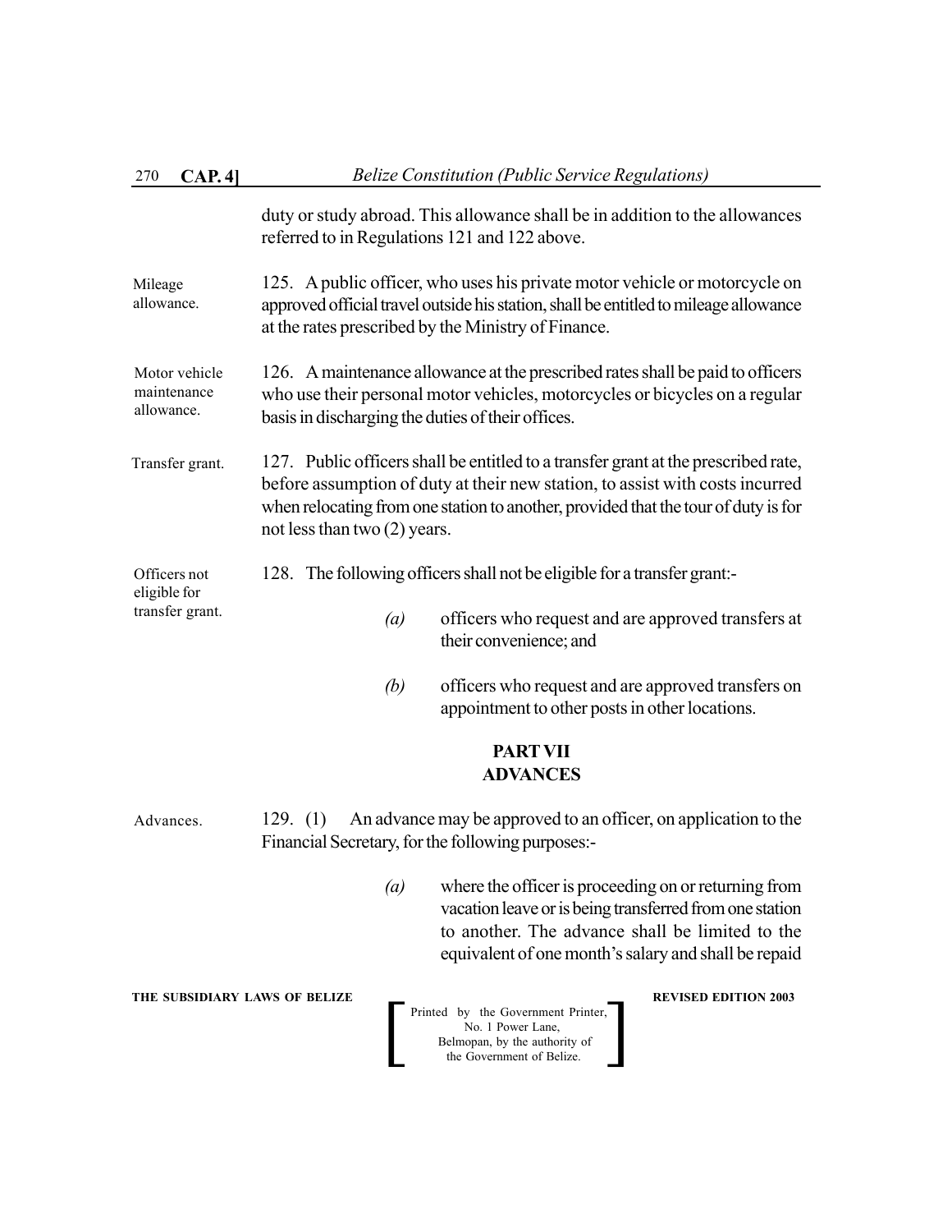duty or study abroad. This allowance shall be in addition to the allowances referred to in Regulations 121 and 122 above.

Mileage allowance.

125. A public officer, who uses his private motor vehicle or motorcycle on approved official travel outside his station, shall be entitled to mileage allowance at the rates prescribed by the Ministry of Finance.

Motor vehicle maintenance allowance.

126. A maintenance allowance at the prescribed rates shall be paid to officers who use their personal motor vehicles, motorcycles or bicycles on a regular basis in discharging the duties of their offices.

Transfer grant.

127. Public officers shall be entitled to a transfer grant at the prescribed rate, before assumption of duty at their new station, to assist with costs incurred when relocating from one station to another, provided that the tour of duty is for not less than two (2) years.

Officers not eligible for transfer grant.

128. The following officers shall not be eligible for a transfer grant:-

*(a)* officers who request and are approved transfers at their convenience; and

*(b)* officers who request and are approved transfers on appointment to other posts in other locations.

## PART VII
## ADVANCES

Advances.

129. (1) An advance may be approved to an officer, on application to the Financial Secretary, for the following purposes:-

*(a)* where the officer is proceeding on or returning from vacation leave or is being transferred from one station to another. The advance shall be limited to the equivalent of one month's salary and shall be repaid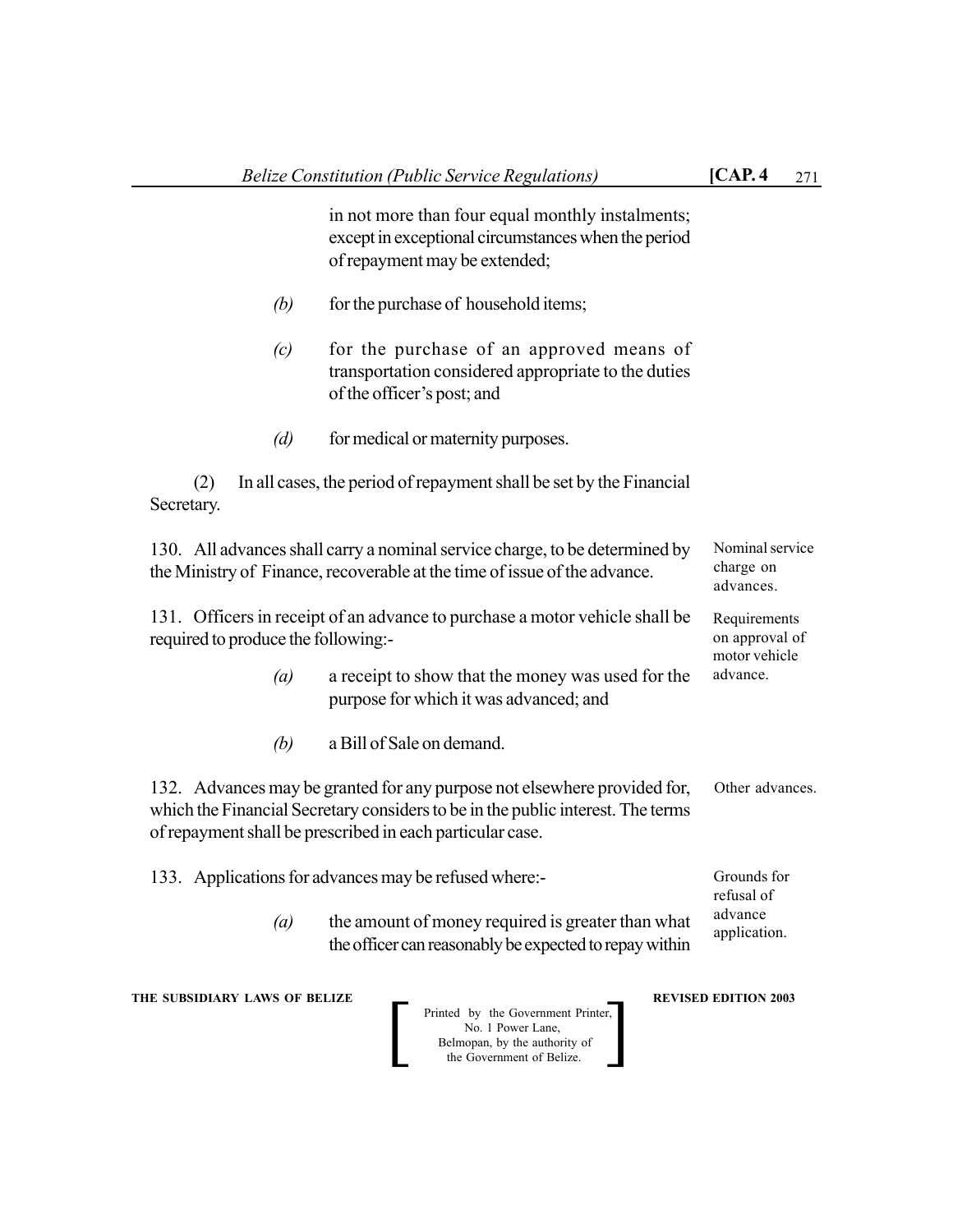in not more than four equal monthly instalments; except in exceptional circumstances when the period of repayment may be extended;

*(b)* for the purchase of household items;

*(c)* for the purchase of an approved means of transportation considered appropriate to the duties of the officer's post; and

*(d)* for medical or maternity purposes.

(2) In all cases, the period of repayment shall be set by the Financial Secretary.

Nominal service charge on advances.

130. All advances shall carry a nominal service charge, to be determined by the Ministry of Finance, recoverable at the time of issue of the advance.

Requirements on approval of motor vehicle advance.

131. Officers in receipt of an advance to purchase a motor vehicle shall be required to produce the following:-

*(a)* a receipt to show that the money was used for the purpose for which it was advanced; and

*(b)* a Bill of Sale on demand.

Other advances.

132. Advances may be granted for any purpose not elsewhere provided for, which the Financial Secretary considers to be in the public interest. The terms of repayment shall be prescribed in each particular case.

Grounds for refusal of advance application.

133. Applications for advances may be refused where:-

*(a)* the amount of money required is greater than what the officer can reasonably be expected to repay within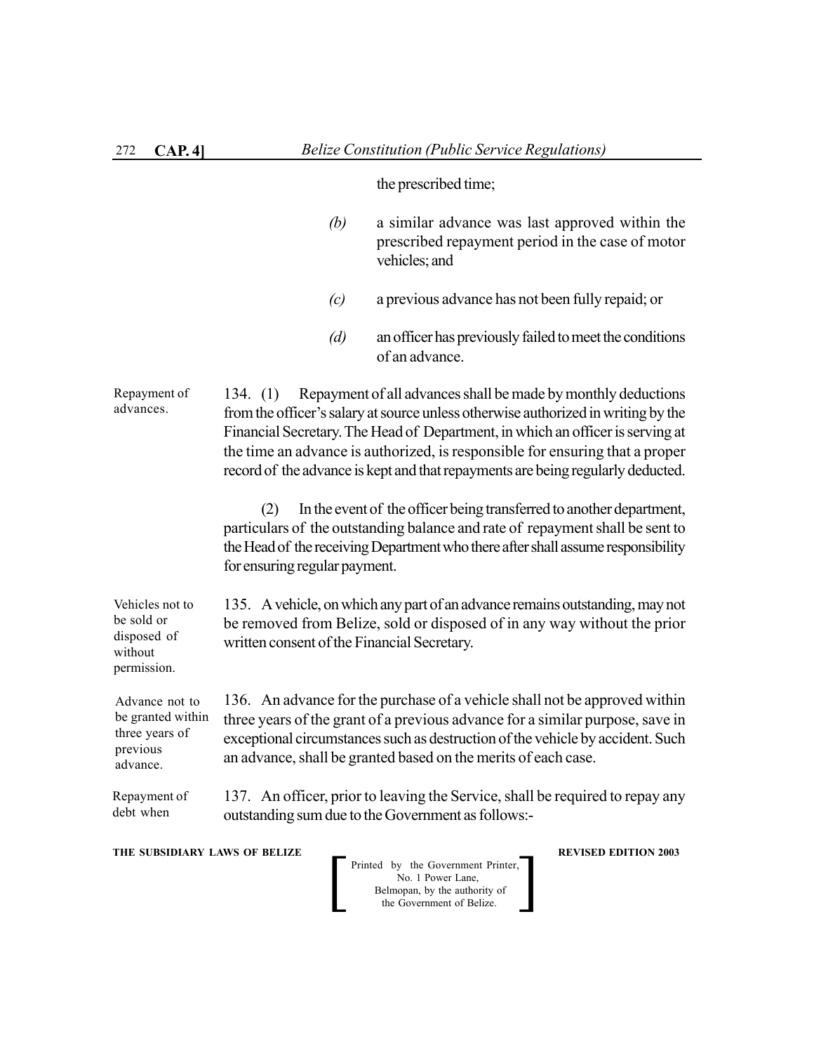the prescribed time;

*(b)* a similar advance was last approved within the prescribed repayment period in the case of motor vehicles; and

*(c)* a previous advance has not been fully repaid; or

*(d)* an officer has previously failed to meet the conditions of an advance.

Repayment of advances.

134. (1) Repayment of all advances shall be made by monthly deductions from the officer's salary at source unless otherwise authorized in writing by the Financial Secretary. The Head of Department, in which an officer is serving at the time an advance is authorized, is responsible for ensuring that a proper record of the advance is kept and that repayments are being regularly deducted.

(2) In the event of the officer being transferred to another department, particulars of the outstanding balance and rate of repayment shall be sent to the Head of the receiving Department who there after shall assume responsibility for ensuring regular payment.

Vehicles not to be sold or disposed of without permission.

135. A vehicle, on which any part of an advance remains outstanding, may not be removed from Belize, sold or disposed of in any way without the prior written consent of the Financial Secretary.

Advance not to be granted within three years of previous advance.

136. An advance for the purchase of a vehicle shall not be approved within three years of the grant of a previous advance for a similar purpose, save in exceptional circumstances such as destruction of the vehicle by accident. Such an advance, shall be granted based on the merits of each case.

Repayment of debt when

137. An officer, prior to leaving the Service, shall be required to repay any outstanding sum due to the Government as follows:-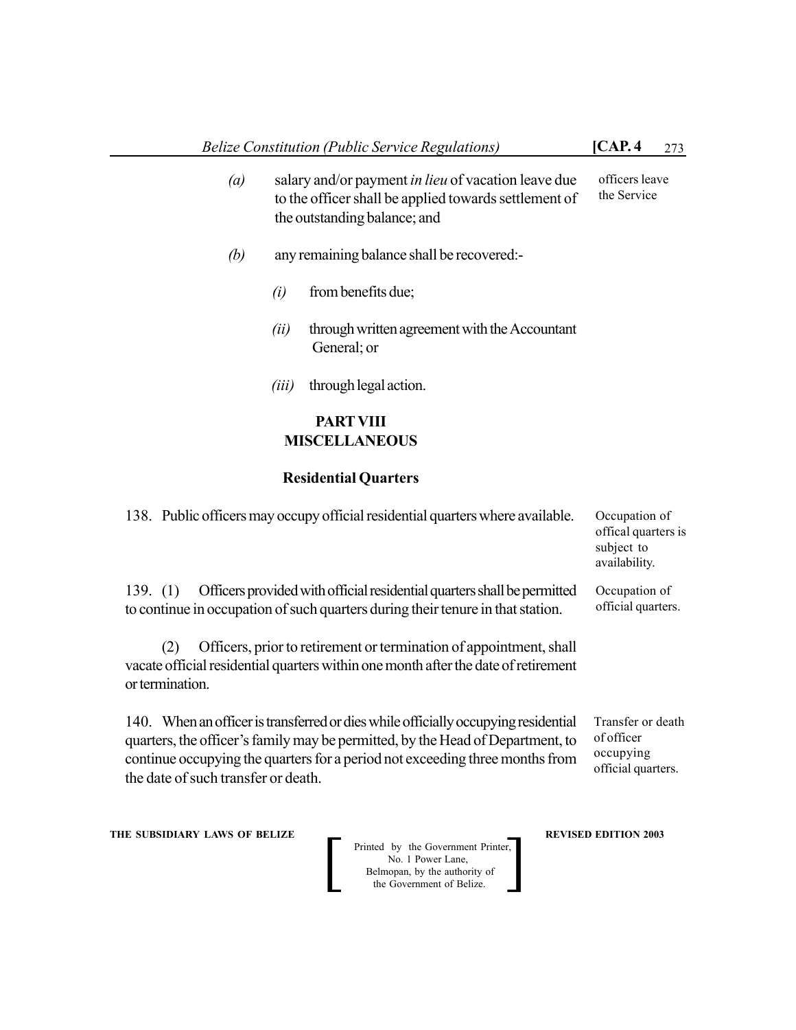(a) salary and/or payment *in lieu* of vacation leave due to the officer shall be applied towards settlement of the outstanding balance; and

officers leave the Service

(b) any remaining balance shall be recovered:-

(i) from benefits due;

(ii) through written agreement with the Accountant General; or

(iii) through legal action.

## PART VIII
## MISCELLANEOUS

### Residential Quarters

Occupation of offical quarters is subject to availability.

138. Public officers may occupy official residential quarters where available.

Occupation of official quarters.

139. (1) Officers provided with official residential quarters shall be permitted to continue in occupation of such quarters during their tenure in that station.

(2) Officers, prior to retirement or termination of appointment, shall vacate official residential quarters within one month after the date of retirement or termination.

Transfer or death of officer occupying official quarters.

140. When an officer is transferred or dies while officially occupying residential quarters, the officer's family may be permitted, by the Head of Department, to continue occupying the quarters for a period not exceeding three months from the date of such transfer or death.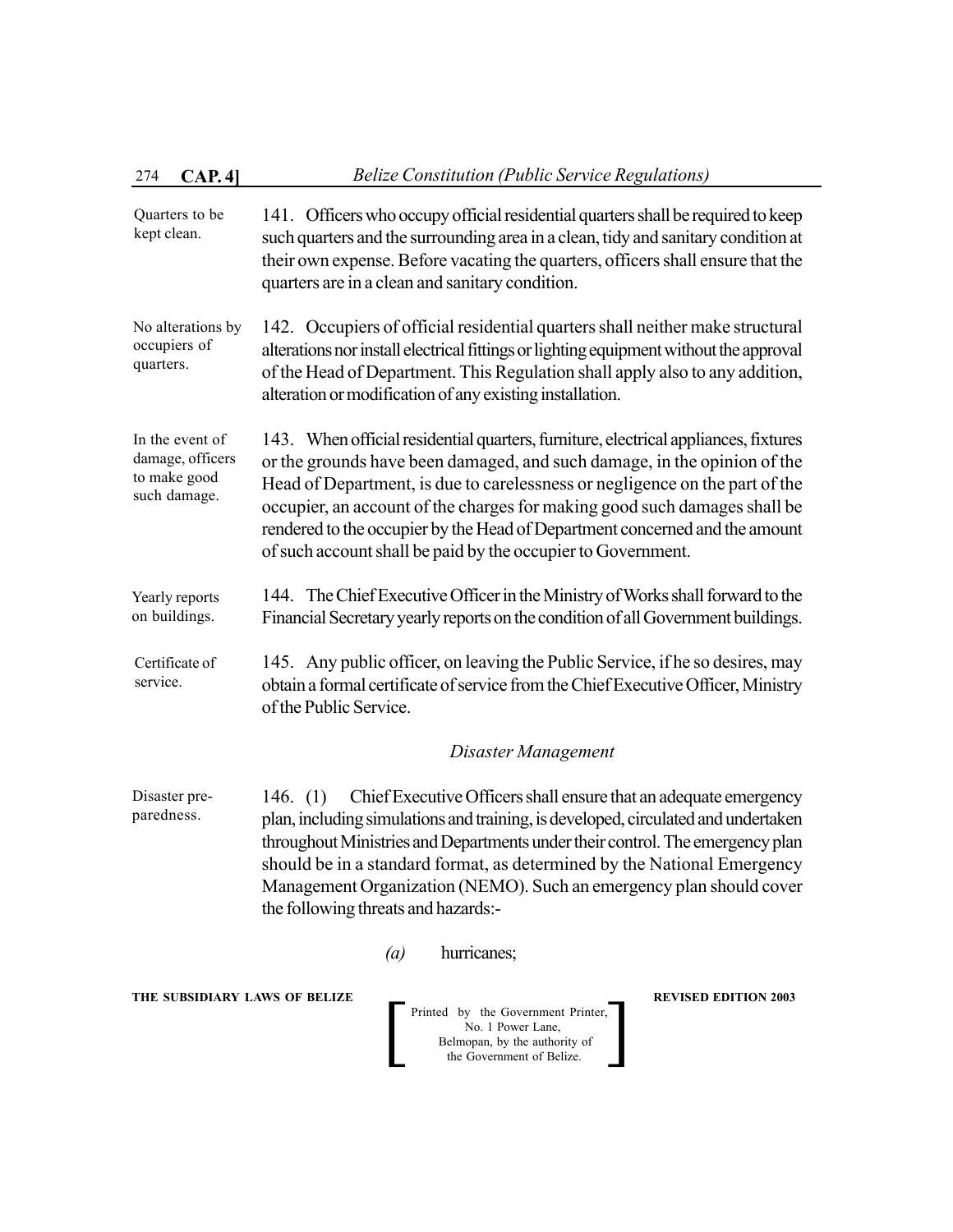Quarters to be kept clean.

141. Officers who occupy official residential quarters shall be required to keep such quarters and the surrounding area in a clean, tidy and sanitary condition at their own expense. Before vacating the quarters, officers shall ensure that the quarters are in a clean and sanitary condition.

No alterations by occupiers of quarters.

142. Occupiers of official residential quarters shall neither make structural alterations nor install electrical fittings or lighting equipment without the approval of the Head of Department. This Regulation shall apply also to any addition, alteration or modification of any existing installation.

In the event of damage, officers to make good such damage.

143. When official residential quarters, furniture, electrical appliances, fixtures or the grounds have been damaged, and such damage, in the opinion of the Head of Department, is due to carelessness or negligence on the part of the occupier, an account of the charges for making good such damages shall be rendered to the occupier by the Head of Department concerned and the amount of such account shall be paid by the occupier to Government.

Yearly reports on buildings.

144. The Chief Executive Officer in the Ministry of Works shall forward to the Financial Secretary yearly reports on the condition of all Government buildings.

Certificate of service.

145. Any public officer, on leaving the Public Service, if he so desires, may obtain a formal certificate of service from the Chief Executive Officer, Ministry of the Public Service.

*Disaster Management*

Disaster preparedness.

146. (1) Chief Executive Officers shall ensure that an adequate emergency plan, including simulations and training, is developed, circulated and undertaken throughout Ministries and Departments under their control. The emergency plan should be in a standard format, as determined by the National Emergency Management Organization (NEMO). Such an emergency plan should cover the following threats and hazards:-

*(a)* hurricanes;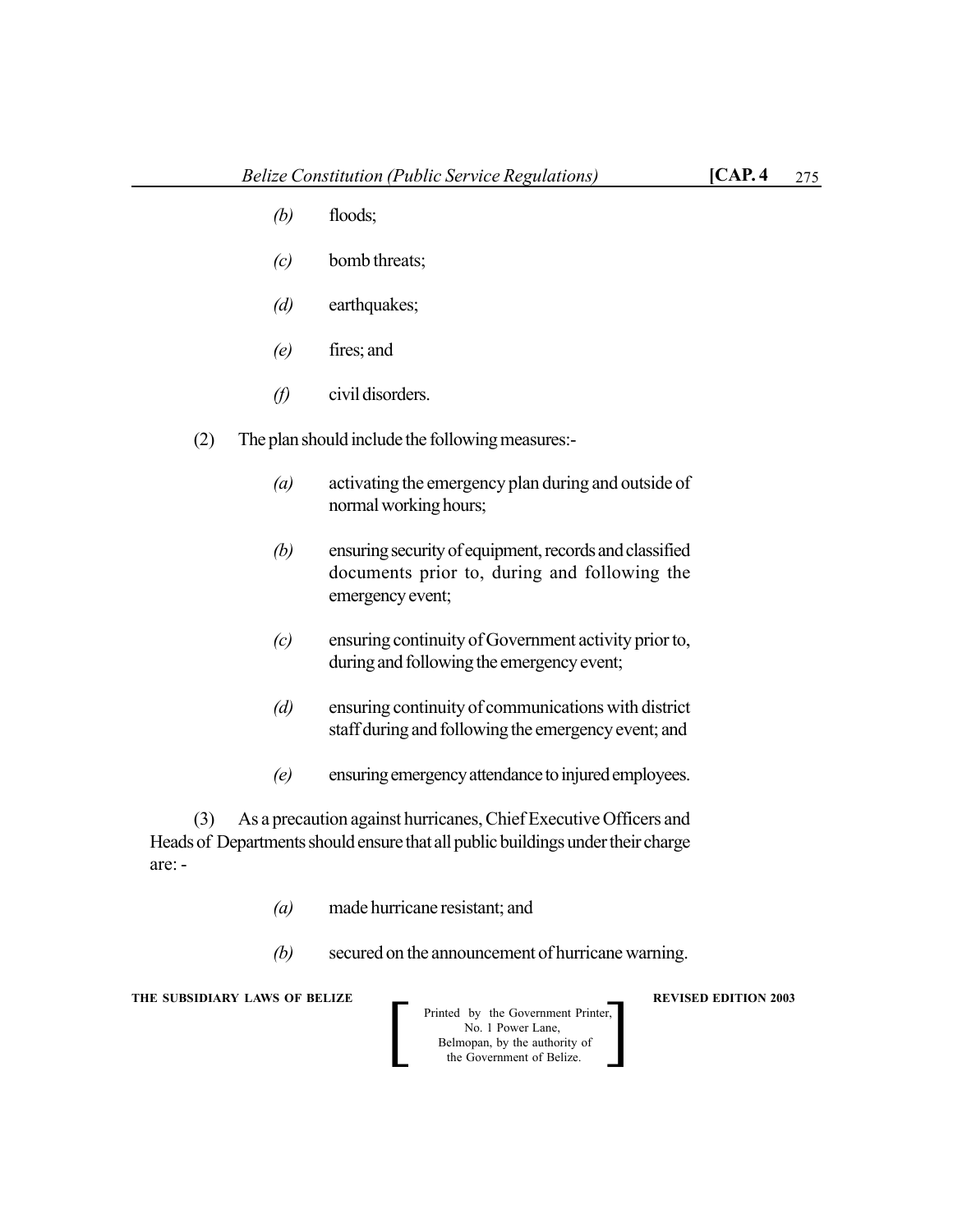- *(b)* floods;
- *(c)* bomb threats;
- *(d)* earthquakes;
- *(e)* fires; and
- *(f)* civil disorders.

(2) The plan should include the following measures:-

- *(a)* activating the emergency plan during and outside of normal working hours;
- *(b)* ensuring security of equipment, records and classified documents prior to, during and following the emergency event;
- *(c)* ensuring continuity of Government activity prior to, during and following the emergency event;
- *(d)* ensuring continuity of communications with district staff during and following the emergency event; and
- *(e)* ensuring emergency attendance to injured employees.

(3) As a precaution against hurricanes, Chief Executive Officers and Heads of Departments should ensure that all public buildings under their charge are: -

- *(a)* made hurricane resistant; and
- *(b)* secured on the announcement of hurricane warning.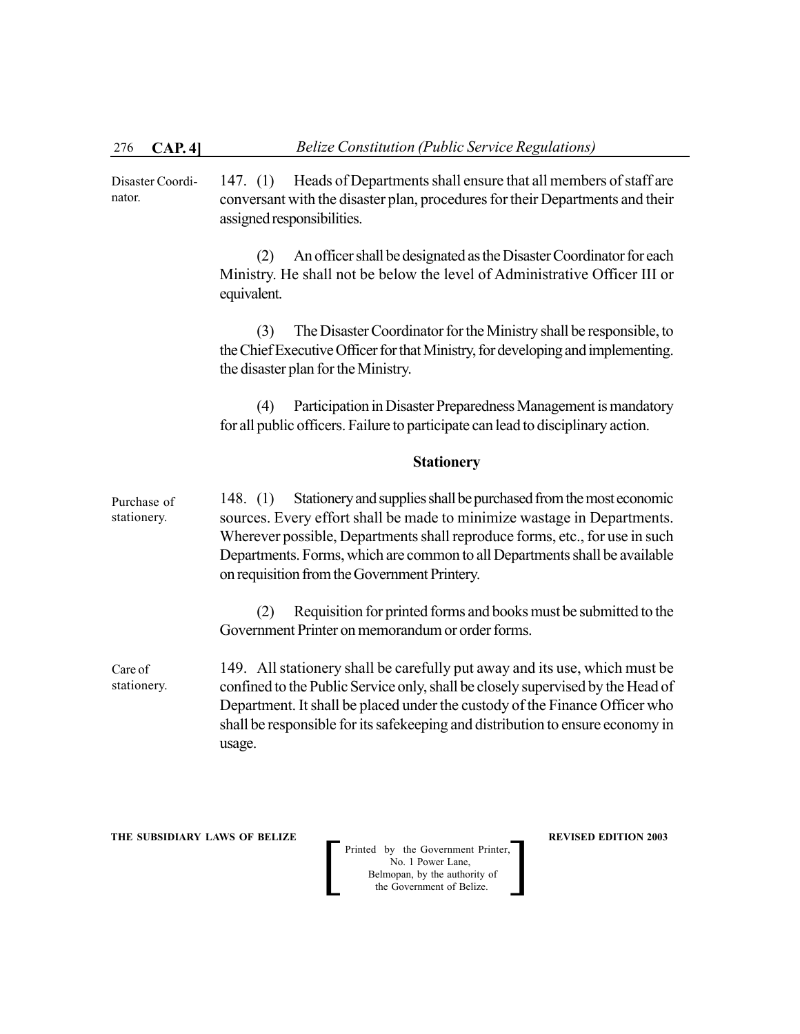Disaster Coordinator.

147. (1) Heads of Departments shall ensure that all members of staff are conversant with the disaster plan, procedures for their Departments and their assigned responsibilities.

(2) An officer shall be designated as the Disaster Coordinator for each Ministry. He shall not be below the level of Administrative Officer III or equivalent.

(3) The Disaster Coordinator for the Ministry shall be responsible, to the Chief Executive Officer for that Ministry, for developing and implementing. the disaster plan for the Ministry.

(4) Participation in Disaster Preparedness Management is mandatory for all public officers. Failure to participate can lead to disciplinary action.

### Stationery

Purchase of stationery.

148. (1) Stationery and supplies shall be purchased from the most economic sources. Every effort shall be made to minimize wastage in Departments. Wherever possible, Departments shall reproduce forms, etc., for use in such Departments. Forms, which are common to all Departments shall be available on requisition from the Government Printery.

(2) Requisition for printed forms and books must be submitted to the Government Printer on memorandum or order forms.

Care of stationery.

149. All stationery shall be carefully put away and its use, which must be confined to the Public Service only, shall be closely supervised by the Head of Department. It shall be placed under the custody of the Finance Officer who shall be responsible for its safekeeping and distribution to ensure economy in usage.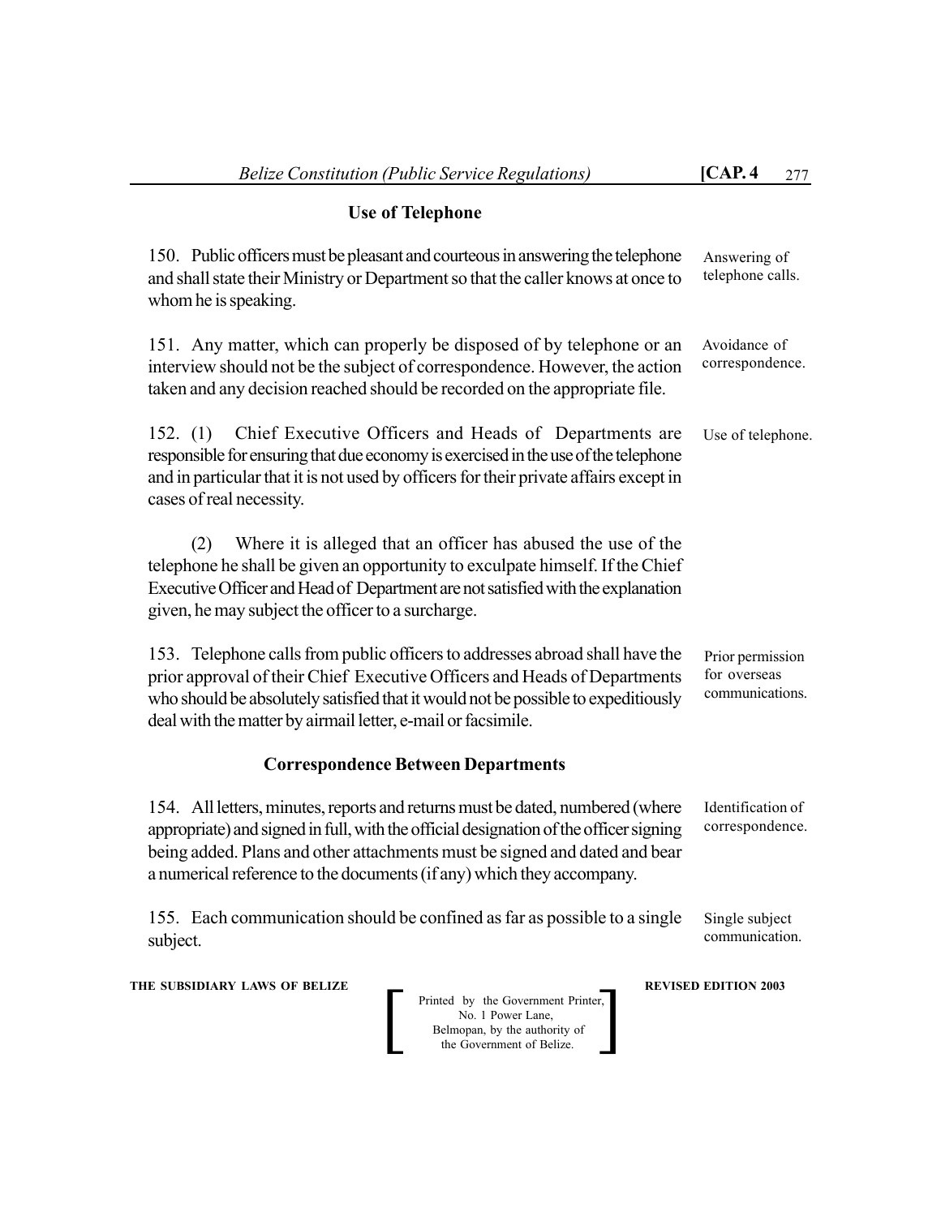## Use of Telephone

150. Public officers must be pleasant and courteous in answering the telephone and shall state their Ministry or Department so that the caller knows at once to whom he is speaking.

Answering of telephone calls.

151. Any matter, which can properly be disposed of by telephone or an interview should not be the subject of correspondence. However, the action taken and any decision reached should be recorded on the appropriate file.

Avoidance of correspondence.

152. (1) Chief Executive Officers and Heads of Departments are responsible for ensuring that due economy is exercised in the use of the telephone and in particular that it is not used by officers for their private affairs except in cases of real necessity.

Use of telephone.

(2) Where it is alleged that an officer has abused the use of the telephone he shall be given an opportunity to exculpate himself. If the Chief Executive Officer and Head of Department are not satisfied with the explanation given, he may subject the officer to a surcharge.

153. Telephone calls from public officers to addresses abroad shall have the prior approval of their Chief Executive Officers and Heads of Departments who should be absolutely satisfied that it would not be possible to expeditiously deal with the matter by airmail letter, e-mail or facsimile.

Prior permission for overseas communications.

## Correspondence Between Departments

154. All letters, minutes, reports and returns must be dated, numbered (where appropriate) and signed in full, with the official designation of the officer signing being added. Plans and other attachments must be signed and dated and bear a numerical reference to the documents (if any) which they accompany.

Identification of correspondence.

155. Each communication should be confined as far as possible to a single subject.

Single subject communication.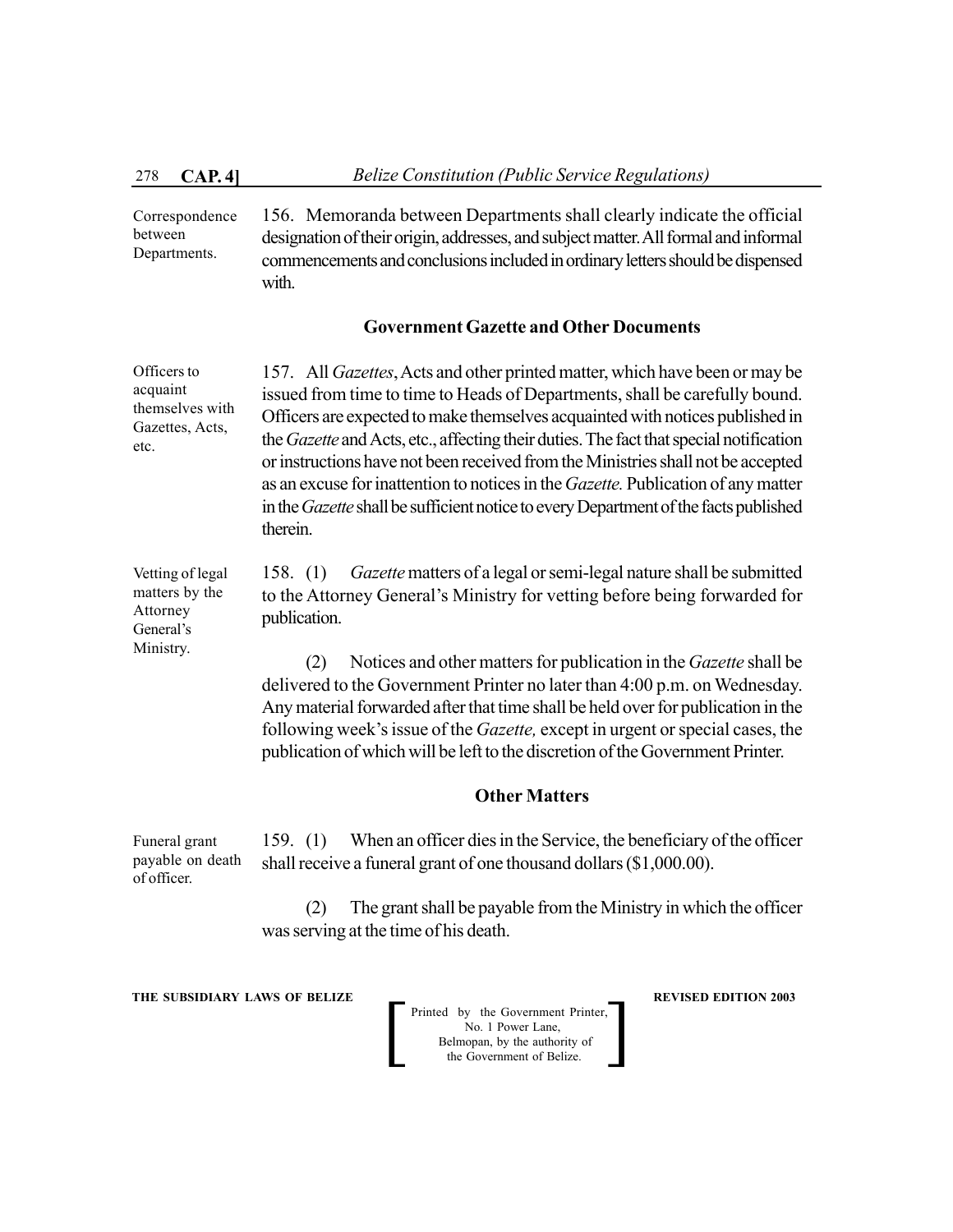Correspondence between Departments.

156. Memoranda between Departments shall clearly indicate the official designation of their origin, addresses, and subject matter. All formal and informal commencements and conclusions included in ordinary letters should be dispensed with.

## Government Gazette and Other Documents

Officers to acquaint themselves with Gazettes, Acts, etc.

157. All *Gazettes*, Acts and other printed matter, which have been or may be issued from time to time to Heads of Departments, shall be carefully bound. Officers are expected to make themselves acquainted with notices published in the *Gazette* and Acts, etc., affecting their duties. The fact that special notification or instructions have not been received from the Ministries shall not be accepted as an excuse for inattention to notices in the *Gazette.* Publication of any matter in the *Gazette* shall be sufficient notice to every Department of the facts published therein.

Vetting of legal matters by the Attorney General's Ministry.

158. (1) *Gazette* matters of a legal or semi-legal nature shall be submitted to the Attorney General's Ministry for vetting before being forwarded for publication.

(2) Notices and other matters for publication in the *Gazette* shall be delivered to the Government Printer no later than 4:00 p.m. on Wednesday. Any material forwarded after that time shall be held over for publication in the following week's issue of the *Gazette,* except in urgent or special cases, the publication of which will be left to the discretion of the Government Printer.

## Other Matters

Funeral grant payable on death of officer.

159. (1) When an officer dies in the Service, the beneficiary of the officer shall receive a funeral grant of one thousand dollars ($1,000.00).

(2) The grant shall be payable from the Ministry in which the officer was serving at the time of his death.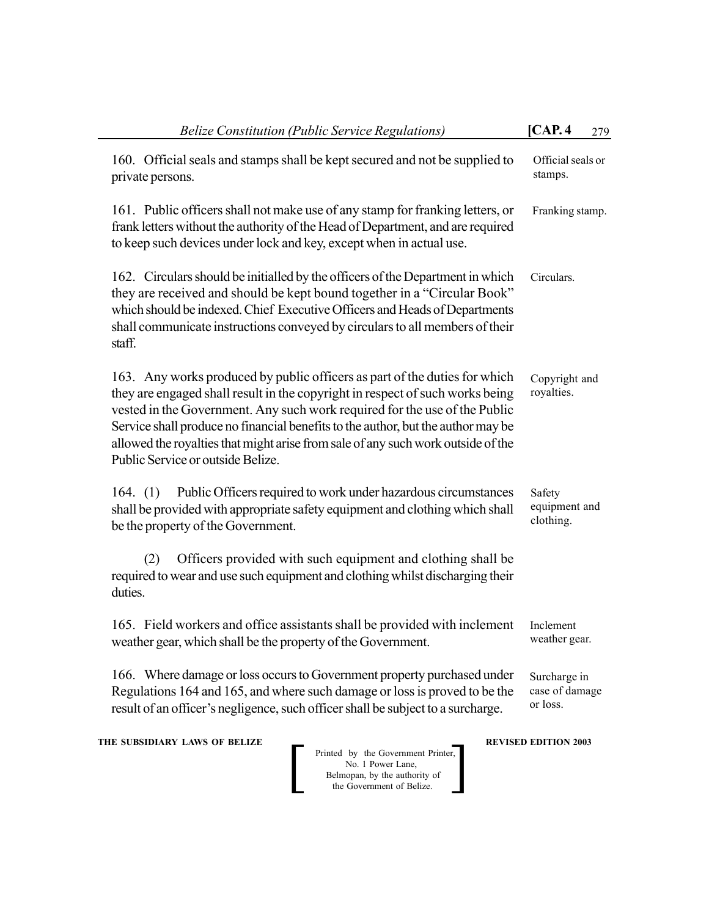160. Official seals and stamps shall be kept secured and not be supplied to private persons. Official seals or stamps.

161. Public officers shall not make use of any stamp for franking letters, or frank letters without the authority of the Head of Department, and are required to keep such devices under lock and key, except when in actual use. Franking stamp.

162. Circulars should be initialled by the officers of the Department in which they are received and should be kept bound together in a "Circular Book" which should be indexed. Chief Executive Officers and Heads of Departments shall communicate instructions conveyed by circulars to all members of their staff. Circulars.

163. Any works produced by public officers as part of the duties for which they are engaged shall result in the copyright in respect of such works being vested in the Government. Any such work required for the use of the Public Service shall produce no financial benefits to the author, but the author may be allowed the royalties that might arise from sale of any such work outside of the Public Service or outside Belize. Copyright and royalties.

164. (1) Public Officers required to work under hazardous circumstances shall be provided with appropriate safety equipment and clothing which shall be the property of the Government. Safety equipment and clothing.

(2) Officers provided with such equipment and clothing shall be required to wear and use such equipment and clothing whilst discharging their duties.

165. Field workers and office assistants shall be provided with inclement weather gear, which shall be the property of the Government. Inclement weather gear.

166. Where damage or loss occurs to Government property purchased under Regulations 164 and 165, and where such damage or loss is proved to be the result of an officer's negligence, such officer shall be subject to a surcharge. Surcharge in case of damage or loss.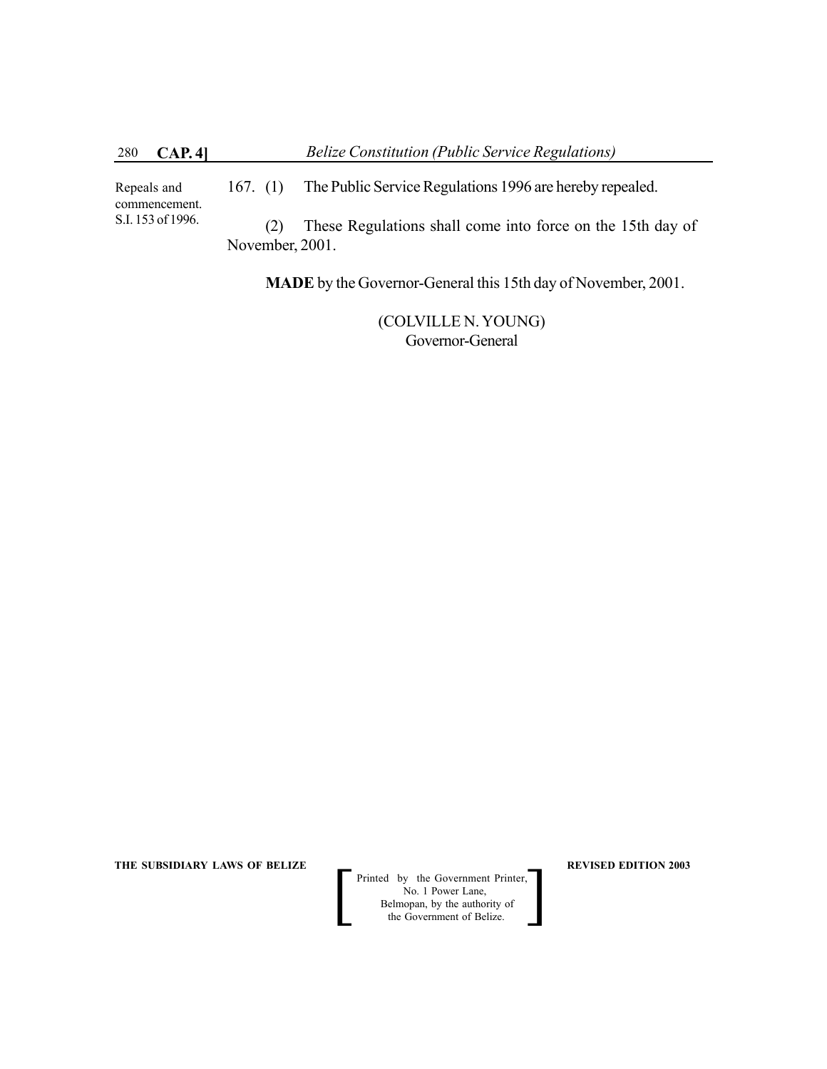Repeals and commencement. S.I. 153 of 1996.

167. (1) The Public Service Regulations 1996 are hereby repealed.

(2) These Regulations shall come into force on the 15th day of November, 2001.

**MADE** by the Governor-General this 15th day of November, 2001.

(COLVILLE N. YOUNG)
Governor-General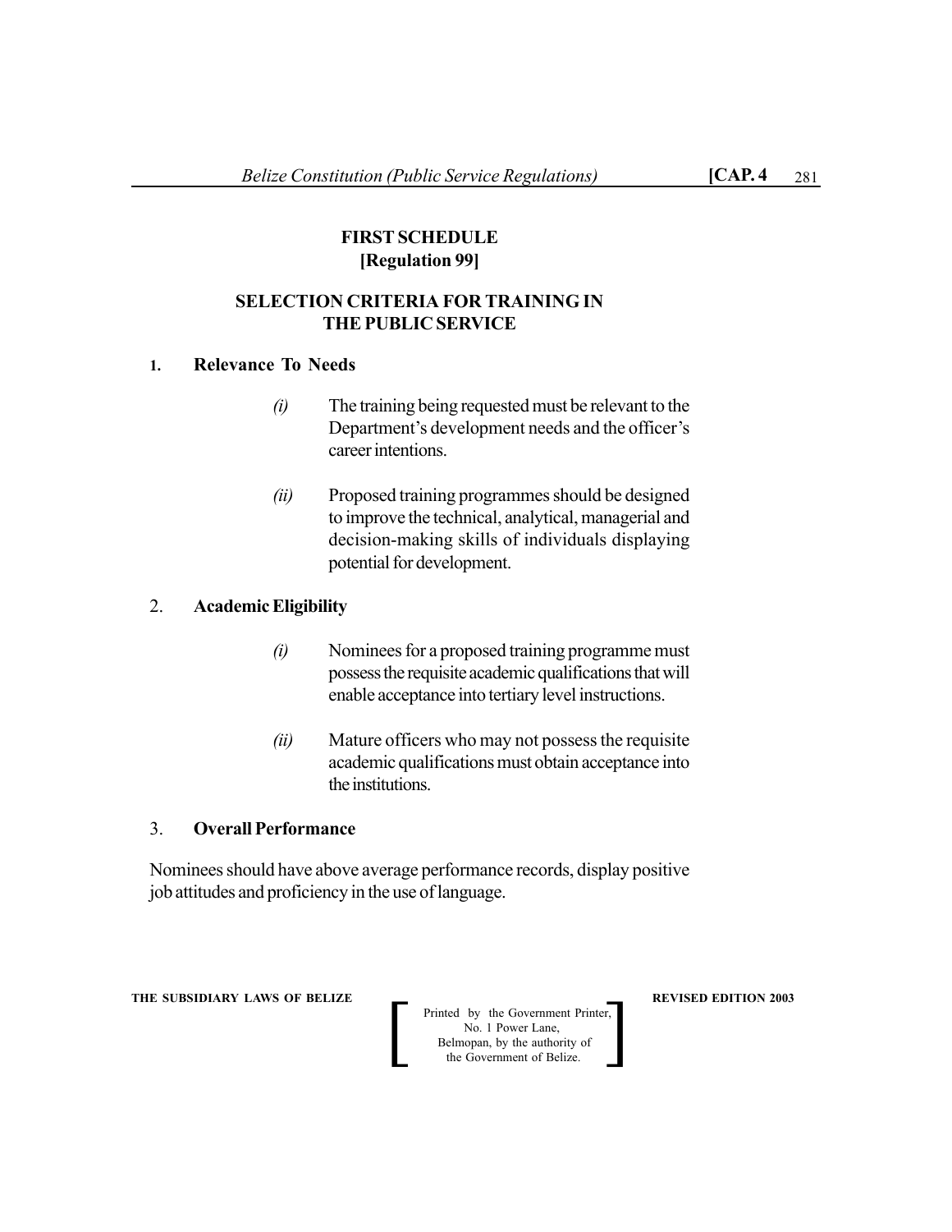# FIRST SCHEDULE
**[Regulation 99]**

## SELECTION CRITERIA FOR TRAINING IN THE PUBLIC SERVICE

**1. Relevance To Needs**

*(i)* The training being requested must be relevant to the Department's development needs and the officer's career intentions.

*(ii)* Proposed training programmes should be designed to improve the technical, analytical, managerial and decision-making skills of individuals displaying potential for development.

**2. Academic Eligibility**

*(i)* Nominees for a proposed training programme must possess the requisite academic qualifications that will enable acceptance into tertiary level instructions.

*(ii)* Mature officers who may not possess the requisite academic qualifications must obtain acceptance into the institutions.

**3. Overall Performance**

Nominees should have above average performance records, display positive job attitudes and proficiency in the use of language.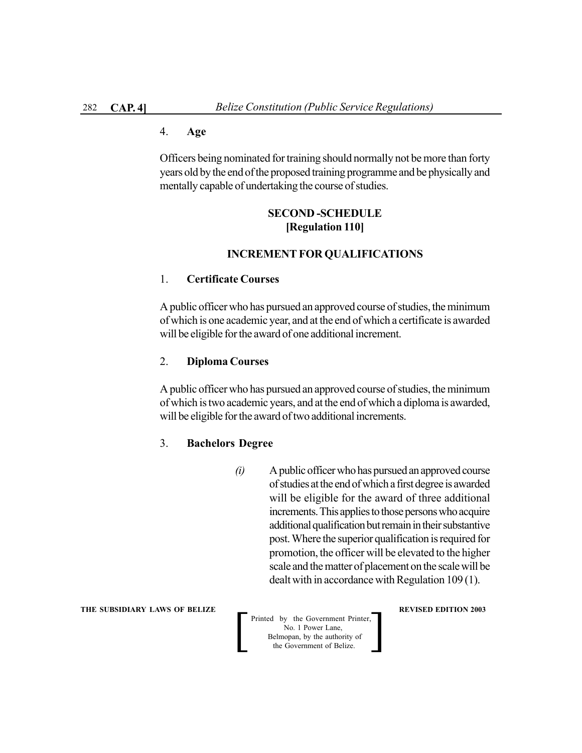4. **Age**

Officers being nominated for training should normally not be more than forty years old by the end of the proposed training programme and be physically and mentally capable of undertaking the course of studies.

## SECOND -SCHEDULE
**[Regulation 110]**

## INCREMENT FOR QUALIFICATIONS

1. **Certificate Courses**

A public officer who has pursued an approved course of studies, the minimum of which is one academic year, and at the end of which a certificate is awarded will be eligible for the award of one additional increment.

2. **Diploma Courses**

A public officer who has pursued an approved course of studies, the minimum of which is two academic years, and at the end of which a diploma is awarded, will be eligible for the award of two additional increments.

3. **Bachelors Degree**

*(i)* A public officer who has pursued an approved course of studies at the end of which a first degree is awarded will be eligible for the award of three additional increments. This applies to those persons who acquire additional qualification but remain in their substantive post. Where the superior qualification is required for promotion, the officer will be elevated to the higher scale and the matter of placement on the scale will be dealt with in accordance with Regulation 109 (1).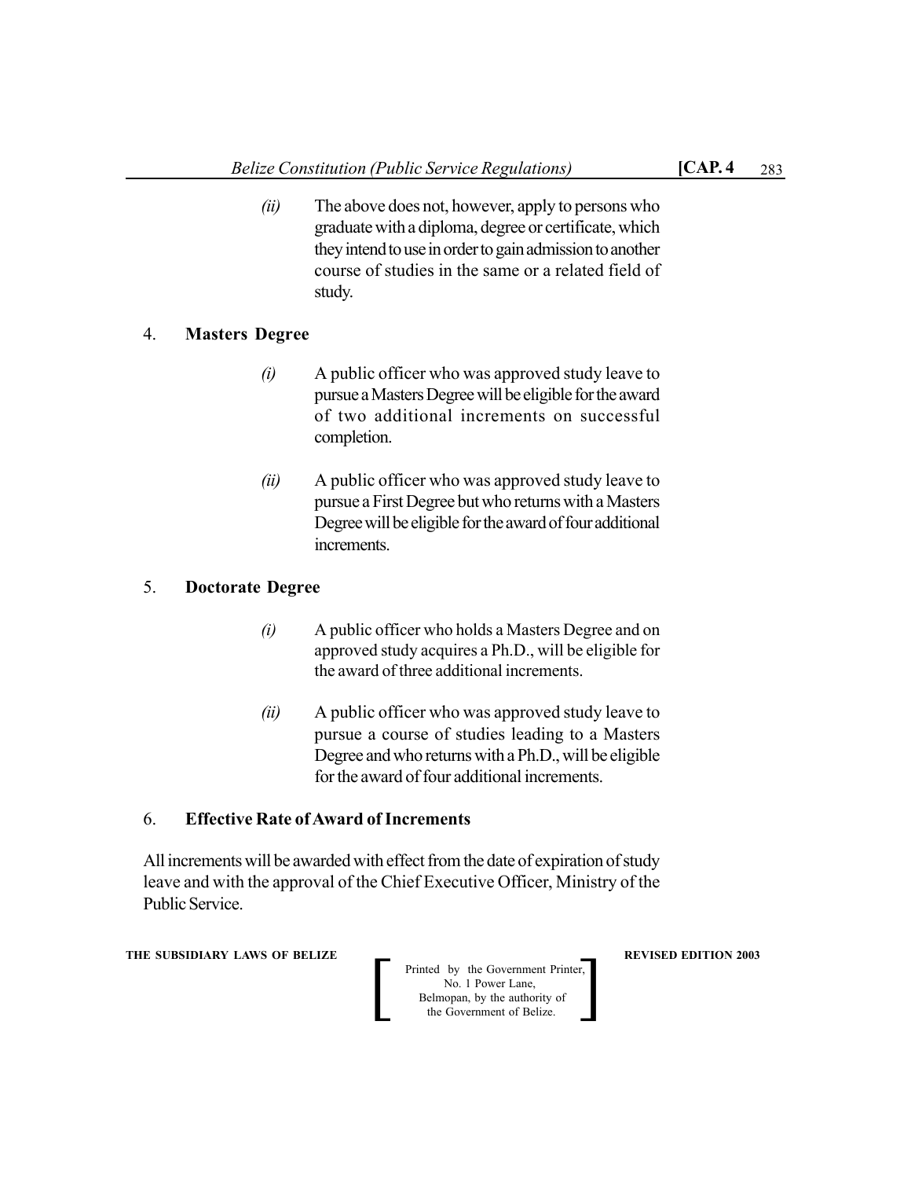*(ii)* The above does not, however, apply to persons who graduate with a diploma, degree or certificate, which they intend to use in order to gain admission to another course of studies in the same or a related field of study.

4. **Masters Degree**

*(i)* A public officer who was approved study leave to pursue a Masters Degree will be eligible for the award of two additional increments on successful completion.

*(ii)* A public officer who was approved study leave to pursue a First Degree but who returns with a Masters Degree will be eligible for the award of four additional increments.

5. **Doctorate Degree**

*(i)* A public officer who holds a Masters Degree and on approved study acquires a Ph.D., will be eligible for the award of three additional increments.

*(ii)* A public officer who was approved study leave to pursue a course of studies leading to a Masters Degree and who returns with a Ph.D., will be eligible for the award of four additional increments.

6. **Effective Rate of Award of Increments**

All increments will be awarded with effect from the date of expiration of study leave and with the approval of the Chief Executive Officer, Ministry of the Public Service.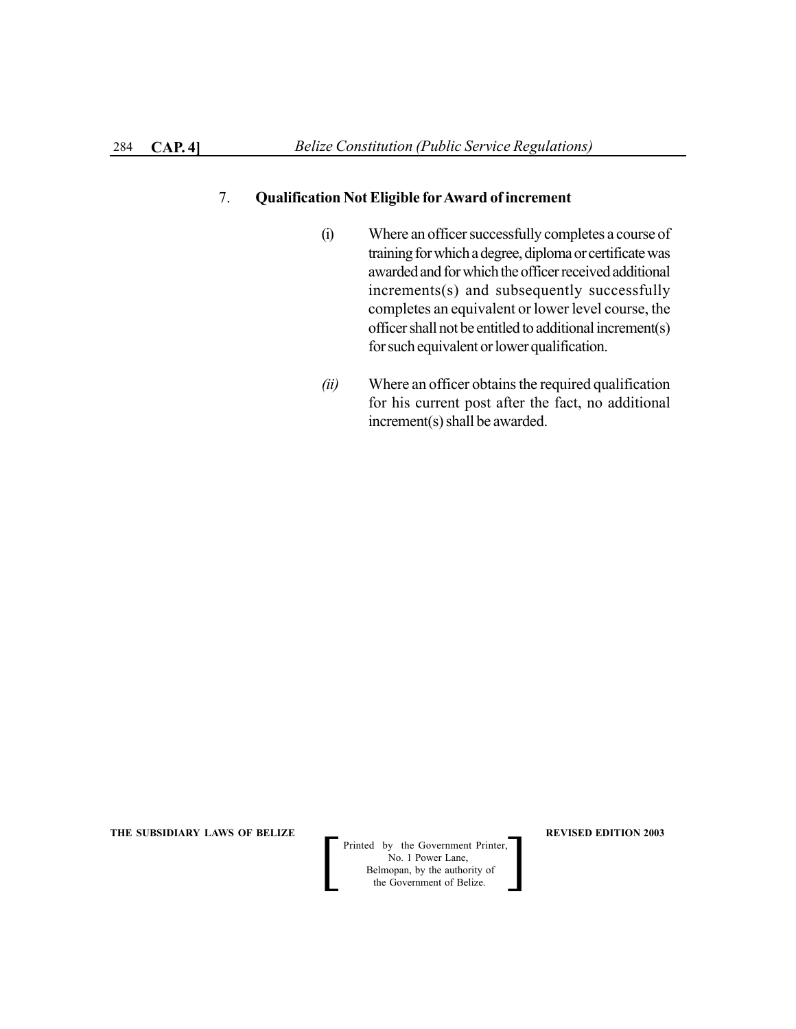7. **Qualification Not Eligible for Award of increment**

(i) Where an officer successfully completes a course of training for which a degree, diploma or certificate was awarded and for which the officer received additional increments(s) and subsequently successfully completes an equivalent or lower level course, the officer shall not be entitled to additional increment(s) for such equivalent or lower qualification.

*(ii)* Where an officer obtains the required qualification for his current post after the fact, no additional increment(s) shall be awarded.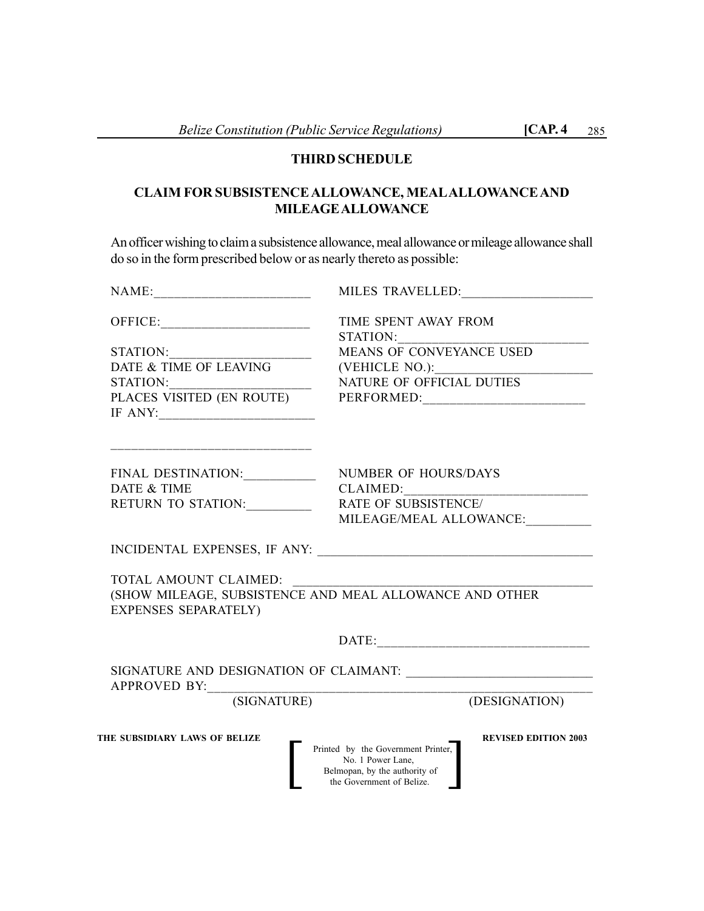## THIRD SCHEDULE

### CLAIM FOR SUBSISTENCE ALLOWANCE, MEAL ALLOWANCE AND MILEAGE ALLOWANCE

An officer wishing to claim a subsistence allowance, meal allowance or mileage allowance shall do so in the form prescribed below or as nearly thereto as possible:

NAME:_______________________

OFFICE:_____________________

STATION:____________________

DATE & TIME OF LEAVING STATION:____________________

PLACES VISITED (EN ROUTE) IF ANY:_______________________

_____________________________

FINAL DESTINATION:__________

DATE & TIME RETURN TO STATION:_________

MILES TRAVELLED:___________________

TIME SPENT AWAY FROM STATION:____________________________

MEANS OF CONVEYANCE USED (VEHICLE NO.):_______________________

NATURE OF OFFICIAL DUTIES PERFORMED:________________________

NUMBER OF HOURS/DAYS CLAIMED:___________________________

RATE OF SUBSISTENCE/ MILEAGE/MEAL ALLOWANCE:_________

INCIDENTAL EXPENSES, IF ANY: _________________________________________

TOTAL AMOUNT CLAIMED: _____________________________________________
(SHOW MILEAGE, SUBSISTENCE AND MEAL ALLOWANCE AND OTHER EXPENSES SEPARATELY)

DATE:_______________________________

SIGNATURE AND DESIGNATION OF CLAIMANT: ____________________________

APPROVED BY:___________________________________________________________
(SIGNATURE) (DESIGNATION)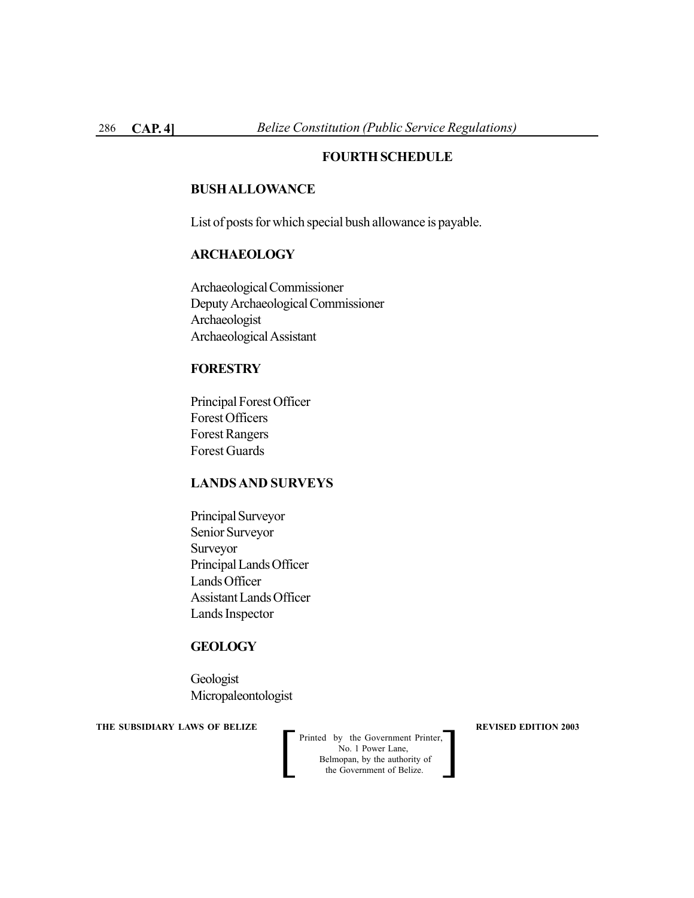## FOURTH SCHEDULE

### BUSH ALLOWANCE

List of posts for which special bush allowance is payable.

### ARCHAEOLOGY

Archaeological Commissioner
Deputy Archaeological Commissioner
Archaeologist
Archaeological Assistant

### FORESTRY

Principal Forest Officer
Forest Officers
Forest Rangers
Forest Guards

### LANDS AND SURVEYS

Principal Surveyor
Senior Surveyor
Surveyor
Principal Lands Officer
Lands Officer
Assistant Lands Officer
Lands Inspector

### GEOLOGY

Geologist
Micropaleontologist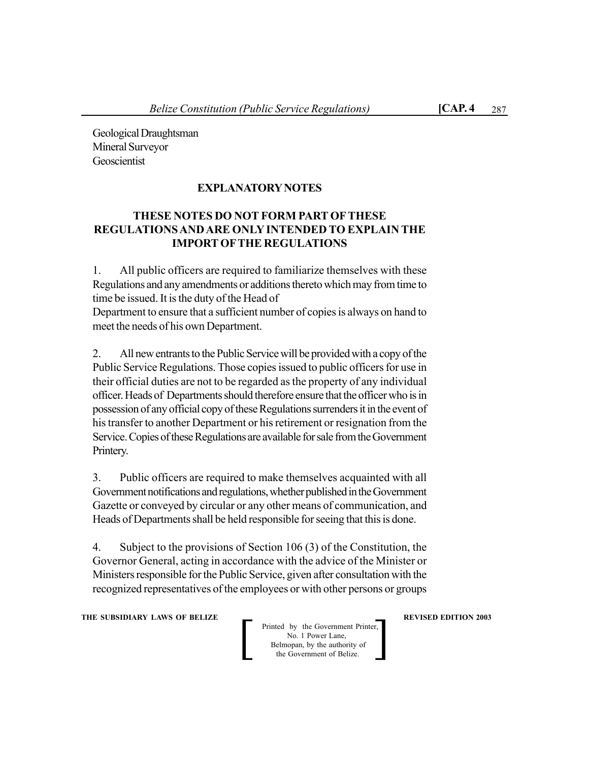Geological Draughtsman
Mineral Surveyor
Geoscientist

**EXPLANATORY NOTES**

**THESE NOTES DO NOT FORM PART OF THESE REGULATIONS AND ARE ONLY INTENDED TO EXPLAIN THE IMPORT OF THE REGULATIONS**

1. All public officers are required to familiarize themselves with these Regulations and any amendments or additions thereto which may from time to time be issued. It is the duty of the Head of Department to ensure that a sufficient number of copies is always on hand to meet the needs of his own Department.

2. All new entrants to the Public Service will be provided with a copy of the Public Service Regulations. Those copies issued to public officers for use in their official duties are not to be regarded as the property of any individual officer. Heads of Departments should therefore ensure that the officer who is in possession of any official copy of these Regulations surrenders it in the event of his transfer to another Department or his retirement or resignation from the Service. Copies of these Regulations are available for sale from the Government Printery.

3. Public officers are required to make themselves acquainted with all Government notifications and regulations, whether published in the Government Gazette or conveyed by circular or any other means of communication, and Heads of Departments shall be held responsible for seeing that this is done.

4. Subject to the provisions of Section 106 (3) of the Constitution, the Governor General, acting in accordance with the advice of the Minister or Ministers responsible for the Public Service, given after consultation with the recognized representatives of the employees or with other persons or groups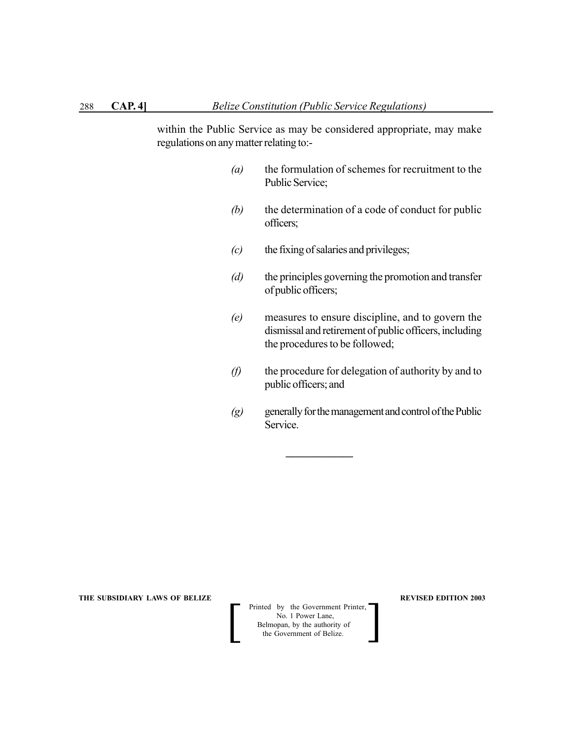within the Public Service as may be considered appropriate, may make regulations on any matter relating to:-

*(a)* the formulation of schemes for recruitment to the Public Service;

*(b)* the determination of a code of conduct for public officers;

*(c)* the fixing of salaries and privileges;

*(d)* the principles governing the promotion and transfer of public officers;

*(e)* measures to ensure discipline, and to govern the dismissal and retirement of public officers, including the procedures to be followed;

*(f)* the procedure for delegation of authority by and to public officers; and

*(g)* generally for the management and control of the Public Service.

---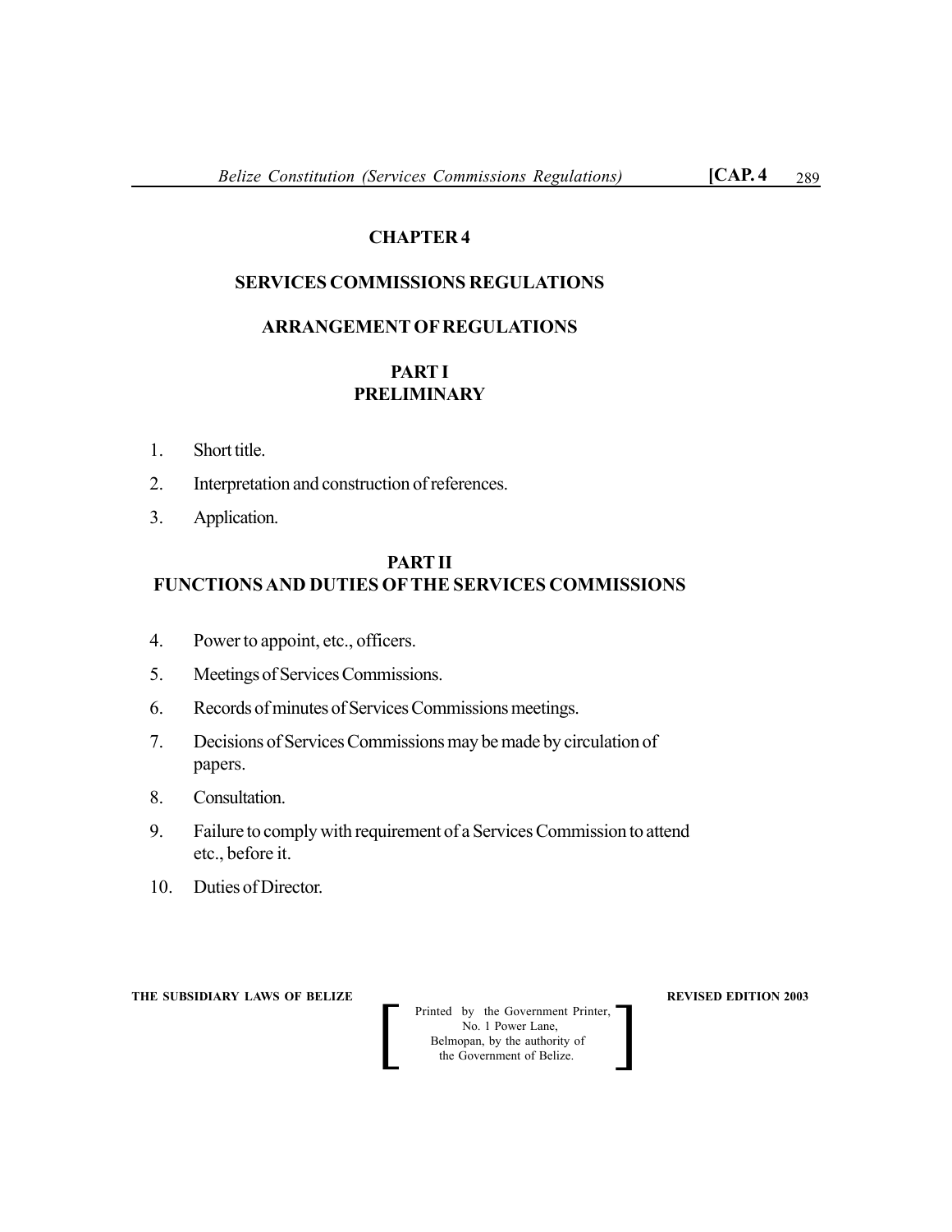# CHAPTER 4

## SERVICES COMMISSIONS REGULATIONS

### ARRANGEMENT OF REGULATIONS

### PART I
### PRELIMINARY

1. Short title.
2. Interpretation and construction of references.
3. Application.

### PART II
### FUNCTIONS AND DUTIES OF THE SERVICES COMMISSIONS

4. Power to appoint, etc., officers.
5. Meetings of Services Commissions.
6. Records of minutes of Services Commissions meetings.
7. Decisions of Services Commissions may be made by circulation of papers.
8. Consultation.
9. Failure to comply with requirement of a Services Commission to attend etc., before it.
10. Duties of Director.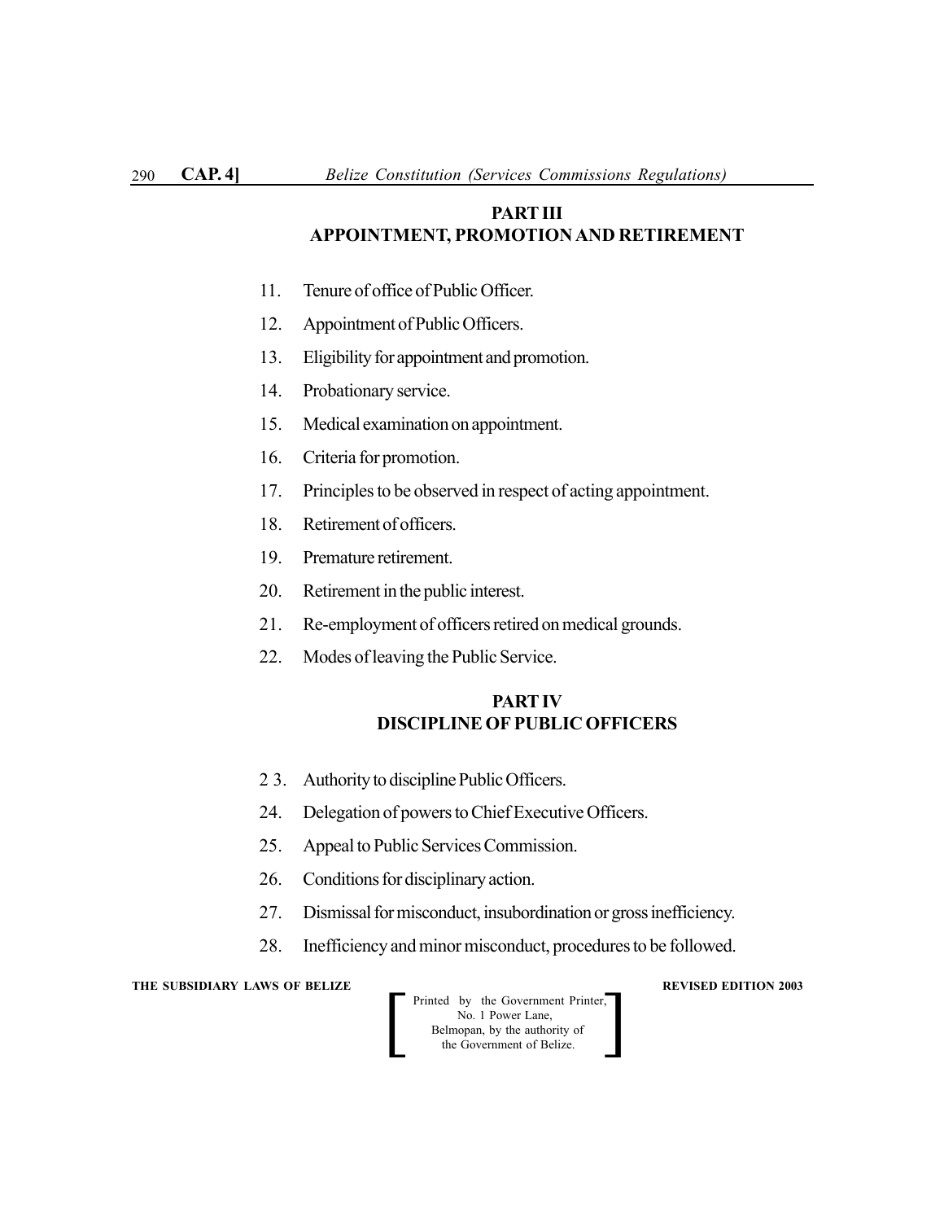## PART III
## APPOINTMENT, PROMOTION AND RETIREMENT

11. Tenure of office of Public Officer.
12. Appointment of Public Officers.
13. Eligibility for appointment and promotion.
14. Probationary service.
15. Medical examination on appointment.
16. Criteria for promotion.
17. Principles to be observed in respect of acting appointment.
18. Retirement of officers.
19. Premature retirement.
20. Retirement in the public interest.
21. Re-employment of officers retired on medical grounds.
22. Modes of leaving the Public Service.

## PART IV
## DISCIPLINE OF PUBLIC OFFICERS

23. Authority to discipline Public Officers.
24. Delegation of powers to Chief Executive Officers.
25. Appeal to Public Services Commission.
26. Conditions for disciplinary action.
27. Dismissal for misconduct, insubordination or gross inefficiency.
28. Inefficiency and minor misconduct, procedures to be followed.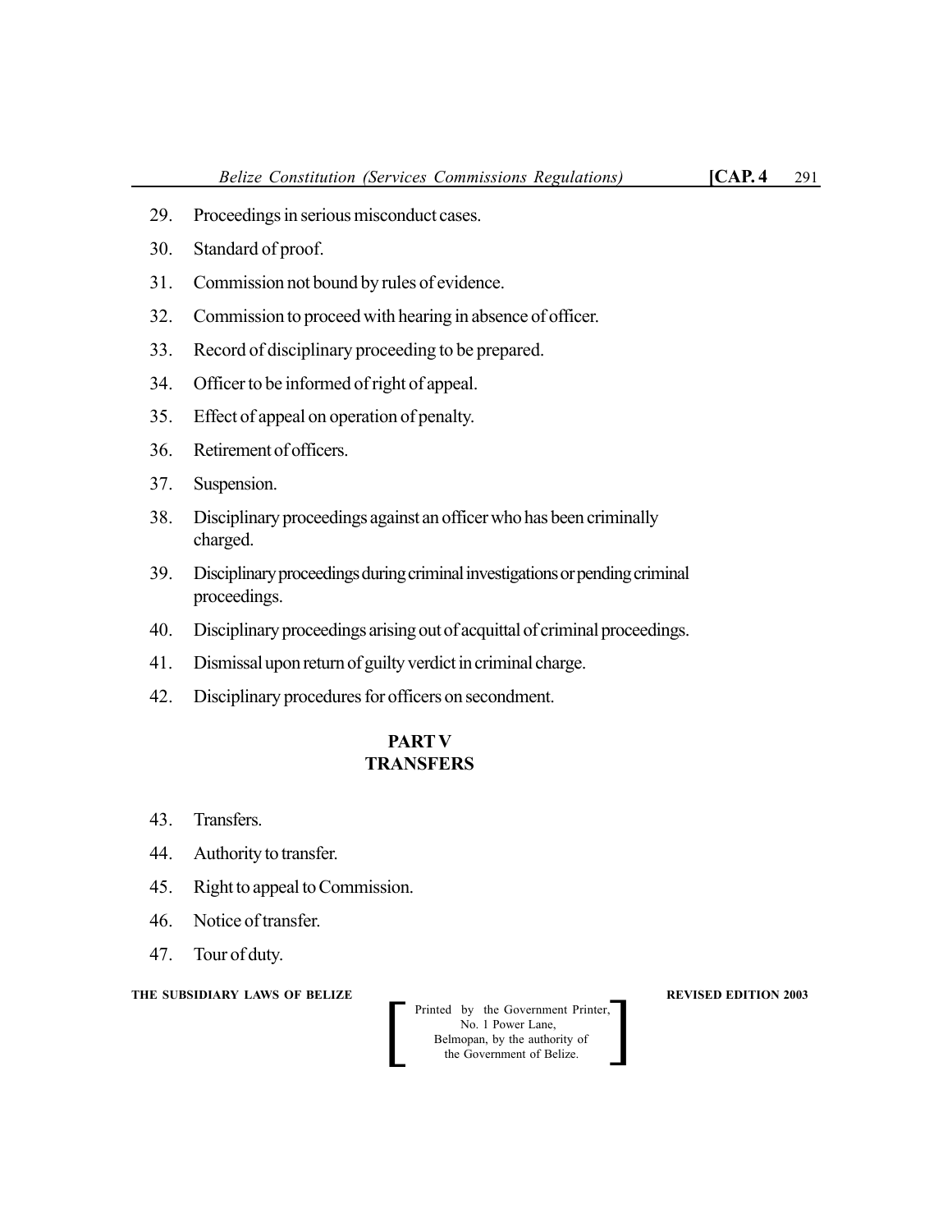29. Proceedings in serious misconduct cases.

30. Standard of proof.

31. Commission not bound by rules of evidence.

32. Commission to proceed with hearing in absence of officer.

33. Record of disciplinary proceeding to be prepared.

34. Officer to be informed of right of appeal.

35. Effect of appeal on operation of penalty.

36. Retirement of officers.

37. Suspension.

38. Disciplinary proceedings against an officer who has been criminally charged.

39. Disciplinary proceedings during criminal investigations or pending criminal proceedings.

40. Disciplinary proceedings arising out of acquittal of criminal proceedings.

41. Dismissal upon return of guilty verdict in criminal charge.

42. Disciplinary procedures for officers on secondment.

## PART V
## TRANSFERS

43. Transfers.

44. Authority to transfer.

45. Right to appeal to Commission.

46. Notice of transfer.

47. Tour of duty.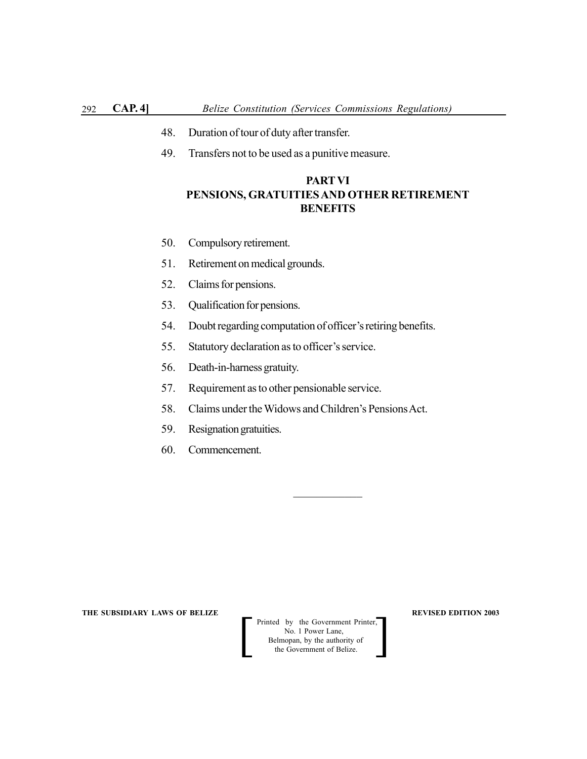48. Duration of tour of duty after transfer.

49. Transfers not to be used as a punitive measure.

## PART VI
## PENSIONS, GRATUITIES AND OTHER RETIREMENT BENEFITS

50. Compulsory retirement.

51. Retirement on medical grounds.

52. Claims for pensions.

53. Qualification for pensions.

54. Doubt regarding computation of officer's retiring benefits.

55. Statutory declaration as to officer's service.

56. Death-in-harness gratuity.

57. Requirement as to other pensionable service.

58. Claims under the Widows and Children's Pensions Act.

59. Resignation gratuities.

60. Commencement.

---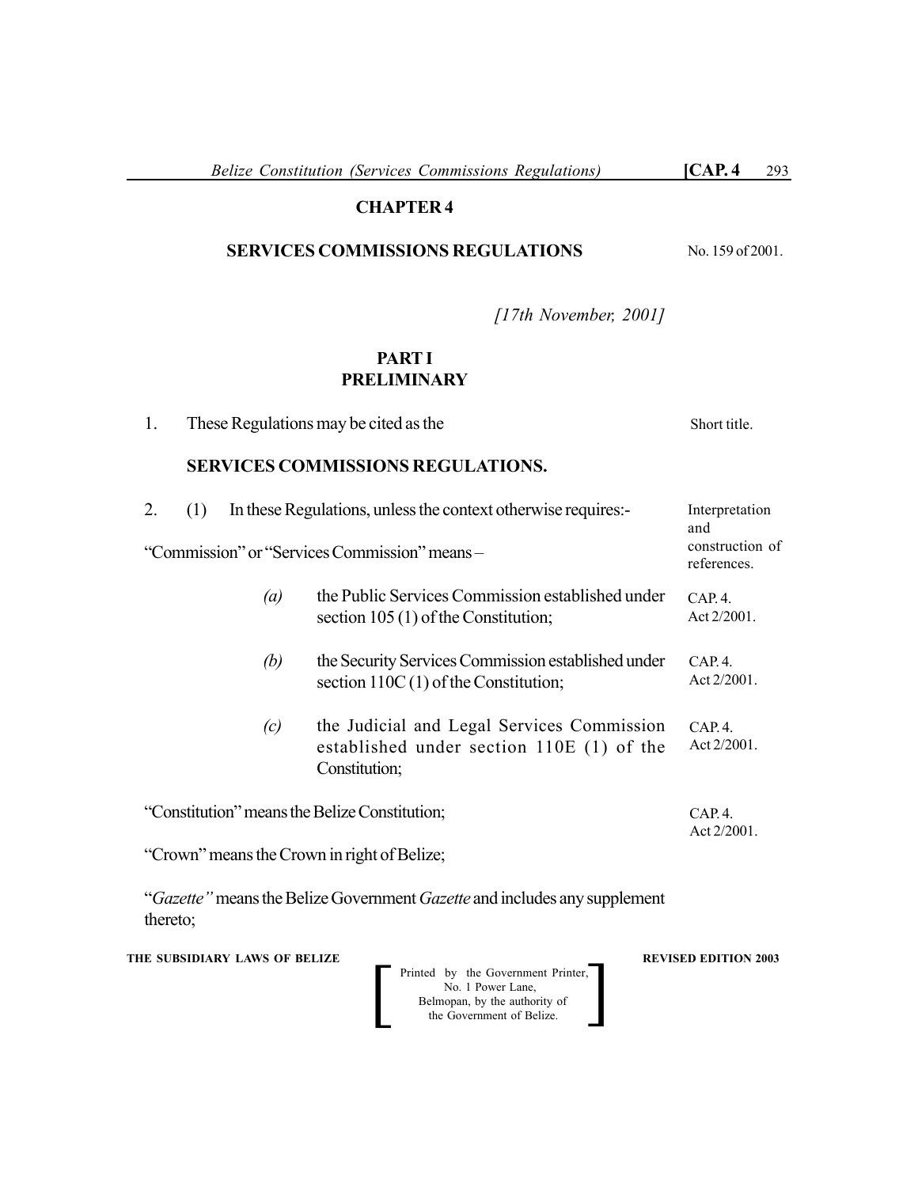# CHAPTER 4

## SERVICES COMMISSIONS REGULATIONS

No. 159 of 2001.

*[17th November, 2001]*

## PART I
## PRELIMINARY

1. These Regulations may be cited as the

**SERVICES COMMISSIONS REGULATIONS.**

Short title.

2. (1) In these Regulations, unless the context otherwise requires:-

Interpretation and construction of references.

"Commission" or "Services Commission" means –

*(a)* the Public Services Commission established under section 105 (1) of the Constitution;

CAP. 4. Act 2/2001.

*(b)* the Security Services Commission established under section 110C (1) of the Constitution;

CAP. 4. Act 2/2001.

*(c)* the Judicial and Legal Services Commission established under section 110E (1) of the Constitution;

CAP. 4. Act 2/2001.

"Constitution" means the Belize Constitution;

CAP. 4. Act 2/2001.

"Crown" means the Crown in right of Belize;

"*Gazette"* means the Belize Government *Gazette* and includes any supplement thereto;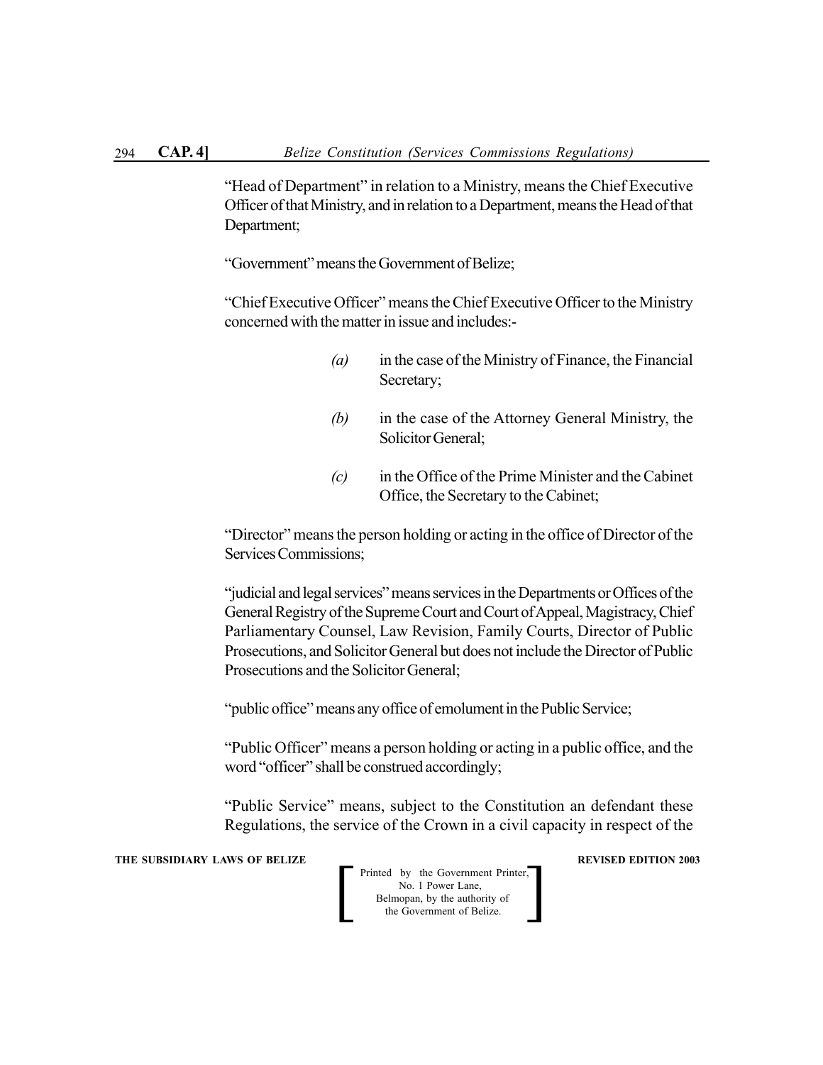"Head of Department" in relation to a Ministry, means the Chief Executive Officer of that Ministry, and in relation to a Department, means the Head of that Department;

"Government" means the Government of Belize;

"Chief Executive Officer" means the Chief Executive Officer to the Ministry concerned with the matter in issue and includes:-

*(a)* in the case of the Ministry of Finance, the Financial Secretary;

*(b)* in the case of the Attorney General Ministry, the Solicitor General;

*(c)* in the Office of the Prime Minister and the Cabinet Office, the Secretary to the Cabinet;

"Director" means the person holding or acting in the office of Director of the Services Commissions;

"judicial and legal services" means services in the Departments or Offices of the General Registry of the Supreme Court and Court of Appeal, Magistracy, Chief Parliamentary Counsel, Law Revision, Family Courts, Director of Public Prosecutions, and Solicitor General but does not include the Director of Public Prosecutions and the Solicitor General;

"public office" means any office of emolument in the Public Service;

"Public Officer" means a person holding or acting in a public office, and the word "officer" shall be construed accordingly;

"Public Service" means, subject to the Constitution an defendant these Regulations, the service of the Crown in a civil capacity in respect of the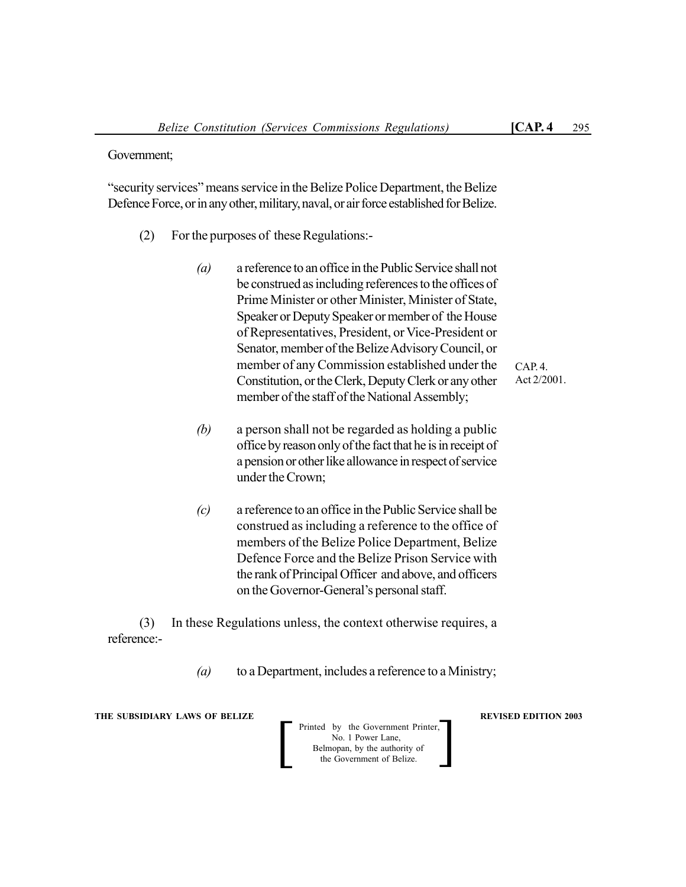Government;

"security services" means service in the Belize Police Department, the Belize Defence Force, or in any other, military, naval, or air force established for Belize.

(2) For the purposes of these Regulations:-

*(a)* a reference to an office in the Public Service shall not be construed as including references to the offices of Prime Minister or other Minister, Minister of State, Speaker or Deputy Speaker or member of the House of Representatives, President, or Vice-President or Senator, member of the Belize Advisory Council, or member of any Commission established under the Constitution, or the Clerk, Deputy Clerk or any other member of the staff of the National Assembly;

CAP. 4.
Act 2/2001.

*(b)* a person shall not be regarded as holding a public office by reason only of the fact that he is in receipt of a pension or other like allowance in respect of service under the Crown;

*(c)* a reference to an office in the Public Service shall be construed as including a reference to the office of members of the Belize Police Department, Belize Defence Force and the Belize Prison Service with the rank of Principal Officer and above, and officers on the Governor-General's personal staff.

(3) In these Regulations unless, the context otherwise requires, a reference:-

*(a)* to a Department, includes a reference to a Ministry;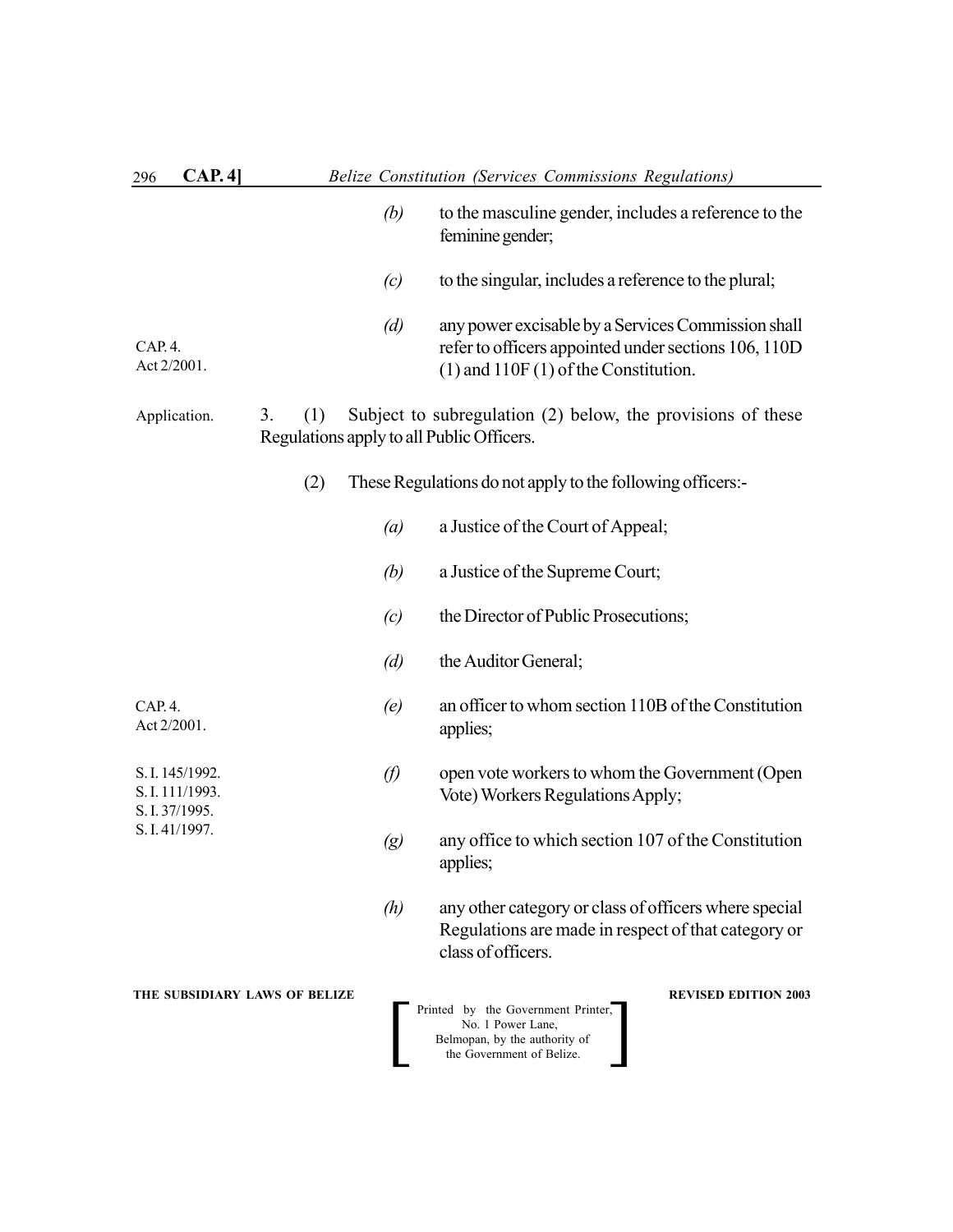*(b)* to the masculine gender, includes a reference to the feminine gender;

*(c)* to the singular, includes a reference to the plural;

CAP. 4.
Act 2/2001.

*(d)* any power excisable by a Services Commission shall refer to officers appointed under sections 106, 110D (1) and 110F (1) of the Constitution.

Application.

3. (1) Subject to subregulation (2) below, the provisions of these Regulations apply to all Public Officers.

(2) These Regulations do not apply to the following officers:-

*(a)* a Justice of the Court of Appeal;

*(b)* a Justice of the Supreme Court;

*(c)* the Director of Public Prosecutions;

*(d)* the Auditor General;

CAP. 4.
Act 2/2001.

*(e)* an officer to whom section 110B of the Constitution applies;

S. I. 145/1992.
S. I. 111/1993.
S. I. 37/1995.
S. I. 41/1997.

*(f)* open vote workers to whom the Government (Open Vote) Workers Regulations Apply;

*(g)* any office to which section 107 of the Constitution applies;

*(h)* any other category or class of officers where special Regulations are made in respect of that category or class of officers.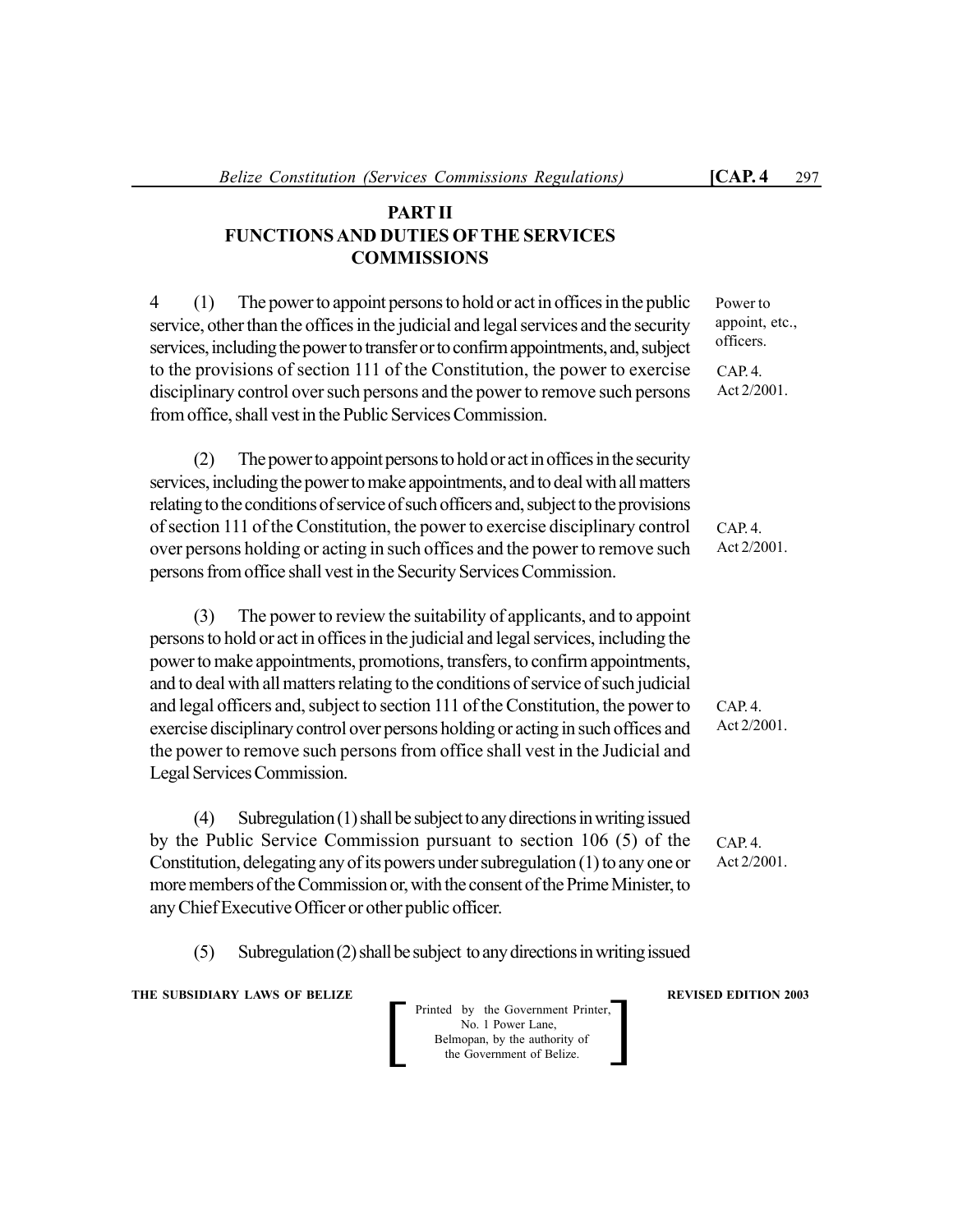## PART II
## FUNCTIONS AND DUTIES OF THE SERVICES COMMISSIONS

Power to appoint, etc., officers.
CAP. 4.
Act 2/2001.

4 (1) The power to appoint persons to hold or act in offices in the public service, other than the offices in the judicial and legal services and the security services, including the power to transfer or to confirm appointments, and, subject to the provisions of section 111 of the Constitution, the power to exercise disciplinary control over such persons and the power to remove such persons from office, shall vest in the Public Services Commission.

CAP. 4.
Act 2/2001.

(2) The power to appoint persons to hold or act in offices in the security services, including the power to make appointments, and to deal with all matters relating to the conditions of service of such officers and, subject to the provisions of section 111 of the Constitution, the power to exercise disciplinary control over persons holding or acting in such offices and the power to remove such persons from office shall vest in the Security Services Commission.

CAP. 4.
Act 2/2001.

(3) The power to review the suitability of applicants, and to appoint persons to hold or act in offices in the judicial and legal services, including the power to make appointments, promotions, transfers, to confirm appointments, and to deal with all matters relating to the conditions of service of such judicial and legal officers and, subject to section 111 of the Constitution, the power to exercise disciplinary control over persons holding or acting in such offices and the power to remove such persons from office shall vest in the Judicial and Legal Services Commission.

CAP. 4.
Act 2/2001.

(4) Subregulation (1) shall be subject to any directions in writing issued by the Public Service Commission pursuant to section 106 (5) of the Constitution, delegating any of its powers under subregulation (1) to any one or more members of the Commission or, with the consent of the Prime Minister, to any Chief Executive Officer or other public officer.

(5) Subregulation (2) shall be subject to any directions in writing issued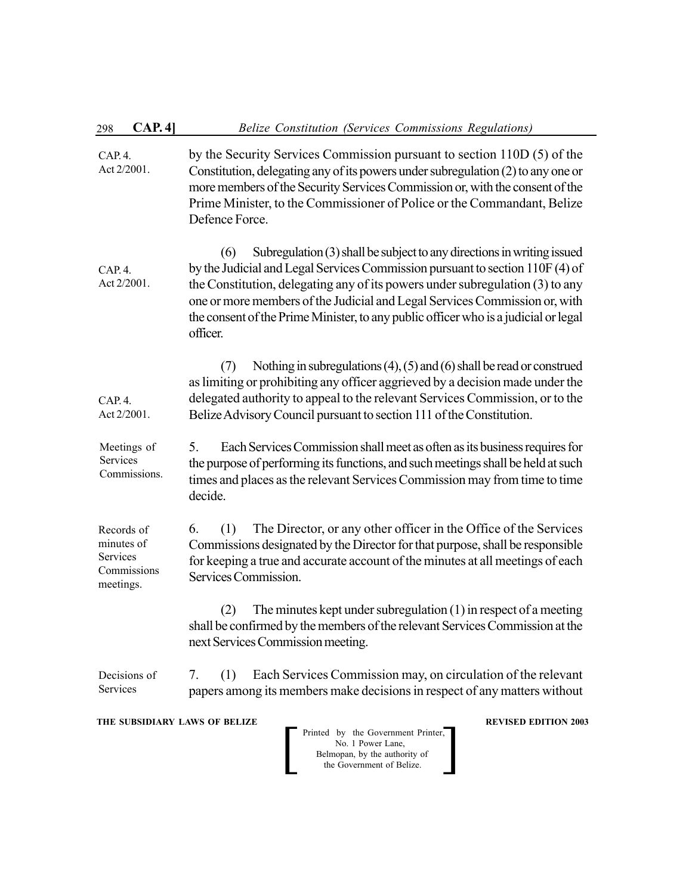by the Security Services Commission pursuant to section 110D (5) of the Constitution, delegating any of its powers under subregulation (2) to any one or more members of the Security Services Commission or, with the consent of the Prime Minister, to the Commissioner of Police or the Commandant, Belize Defence Force.

CAP. 4. Act 2/2001.

(6) Subregulation (3) shall be subject to any directions in writing issued by the Judicial and Legal Services Commission pursuant to section 110F (4) of the Constitution, delegating any of its powers under subregulation (3) to any one or more members of the Judicial and Legal Services Commission or, with the consent of the Prime Minister, to any public officer who is a judicial or legal officer.

CAP. 4. Act 2/2001.

(7) Nothing in subregulations (4), (5) and (6) shall be read or construed as limiting or prohibiting any officer aggrieved by a decision made under the delegated authority to appeal to the relevant Services Commission, or to the Belize Advisory Council pursuant to section 111 of the Constitution.

CAP. 4. Act 2/2001.

*Meetings of Services Commissions.*

5. Each Services Commission shall meet as often as its business requires for the purpose of performing its functions, and such meetings shall be held at such times and places as the relevant Services Commission may from time to time decide.

*Records of minutes of Services Commissions meetings.*

6. (1) The Director, or any other officer in the Office of the Services Commissions designated by the Director for that purpose, shall be responsible for keeping a true and accurate account of the minutes at all meetings of each Services Commission.

(2) The minutes kept under subregulation (1) in respect of a meeting shall be confirmed by the members of the relevant Services Commission at the next Services Commission meeting.

*Decisions of Services*

7. (1) Each Services Commission may, on circulation of the relevant papers among its members make decisions in respect of any matters without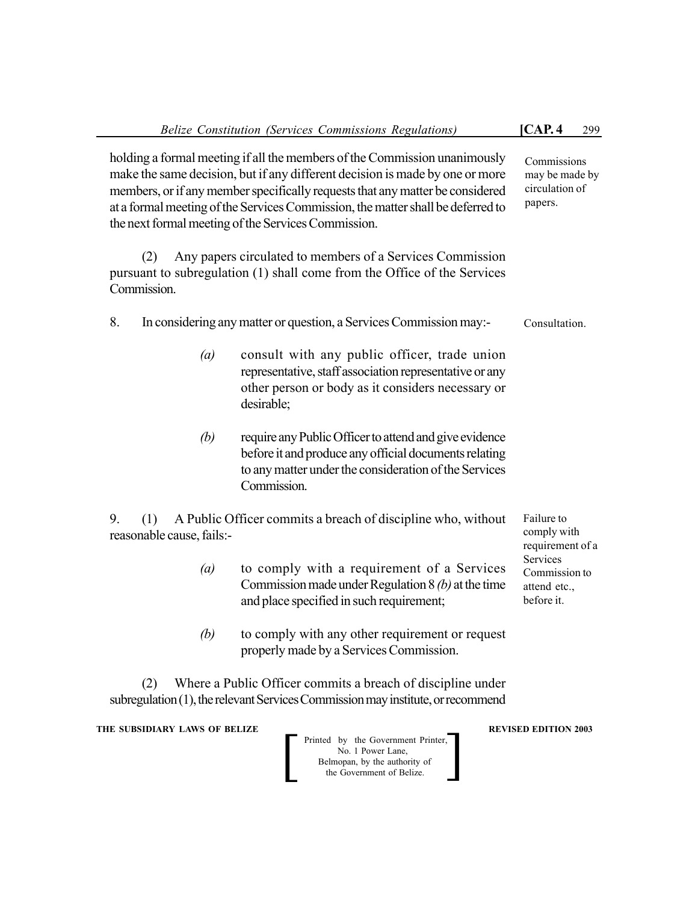holding a formal meeting if all the members of the Commission unanimously make the same decision, but if any different decision is made by one or more members, or if any member specifically requests that any matter be considered at a formal meeting of the Services Commission, the matter shall be deferred to the next formal meeting of the Services Commission.

Commissions may be made by circulation of papers.

(2) Any papers circulated to members of a Services Commission pursuant to subregulation (1) shall come from the Office of the Services Commission.

Consultation.

8. In considering any matter or question, a Services Commission may:-

*(a)* consult with any public officer, trade union representative, staff association representative or any other person or body as it considers necessary or desirable;

*(b)* require any Public Officer to attend and give evidence before it and produce any official documents relating to any matter under the consideration of the Services Commission.

Failure to comply with requirement of a Services Commission to attend etc., before it.

9. (1) A Public Officer commits a breach of discipline who, without reasonable cause, fails:-

*(a)* to comply with a requirement of a Services Commission made under Regulation 8 *(b)* at the time and place specified in such requirement;

*(b)* to comply with any other requirement or request properly made by a Services Commission.

(2) Where a Public Officer commits a breach of discipline under subregulation (1), the relevant Services Commission may institute, or recommend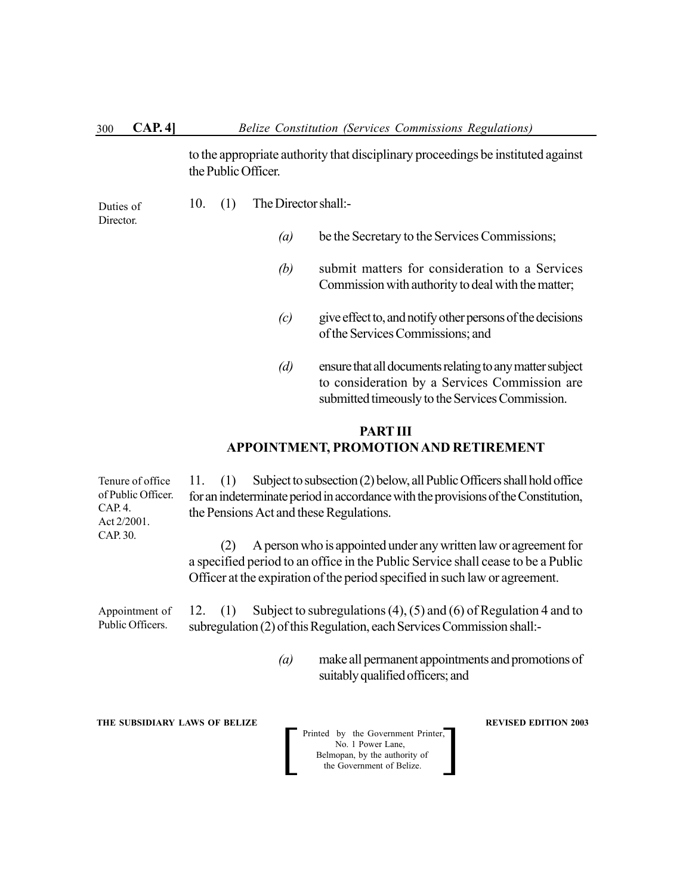to the appropriate authority that disciplinary proceedings be instituted against the Public Officer.

Duties of Director.

10. (1) The Director shall:-

> *(a)* be the Secretary to the Services Commissions;
>
> *(b)* submit matters for consideration to a Services Commission with authority to deal with the matter;
>
> *(c)* give effect to, and notify other persons of the decisions of the Services Commissions; and
>
> *(d)* ensure that all documents relating to any matter subject to consideration by a Services Commission are submitted timeously to the Services Commission.

## PART III
## APPOINTMENT, PROMOTION AND RETIREMENT

Tenure of office of Public Officer. CAP. 4. Act 2/2001. CAP. 30.

11. (1) Subject to subsection (2) below, all Public Officers shall hold office for an indeterminate period in accordance with the provisions of the Constitution, the Pensions Act and these Regulations.

(2) A person who is appointed under any written law or agreement for a specified period to an office in the Public Service shall cease to be a Public Officer at the expiration of the period specified in such law or agreement.

Appointment of Public Officers.

12. (1) Subject to subregulations (4), (5) and (6) of Regulation 4 and to subregulation (2) of this Regulation, each Services Commission shall:-

> *(a)* make all permanent appointments and promotions of suitably qualified officers; and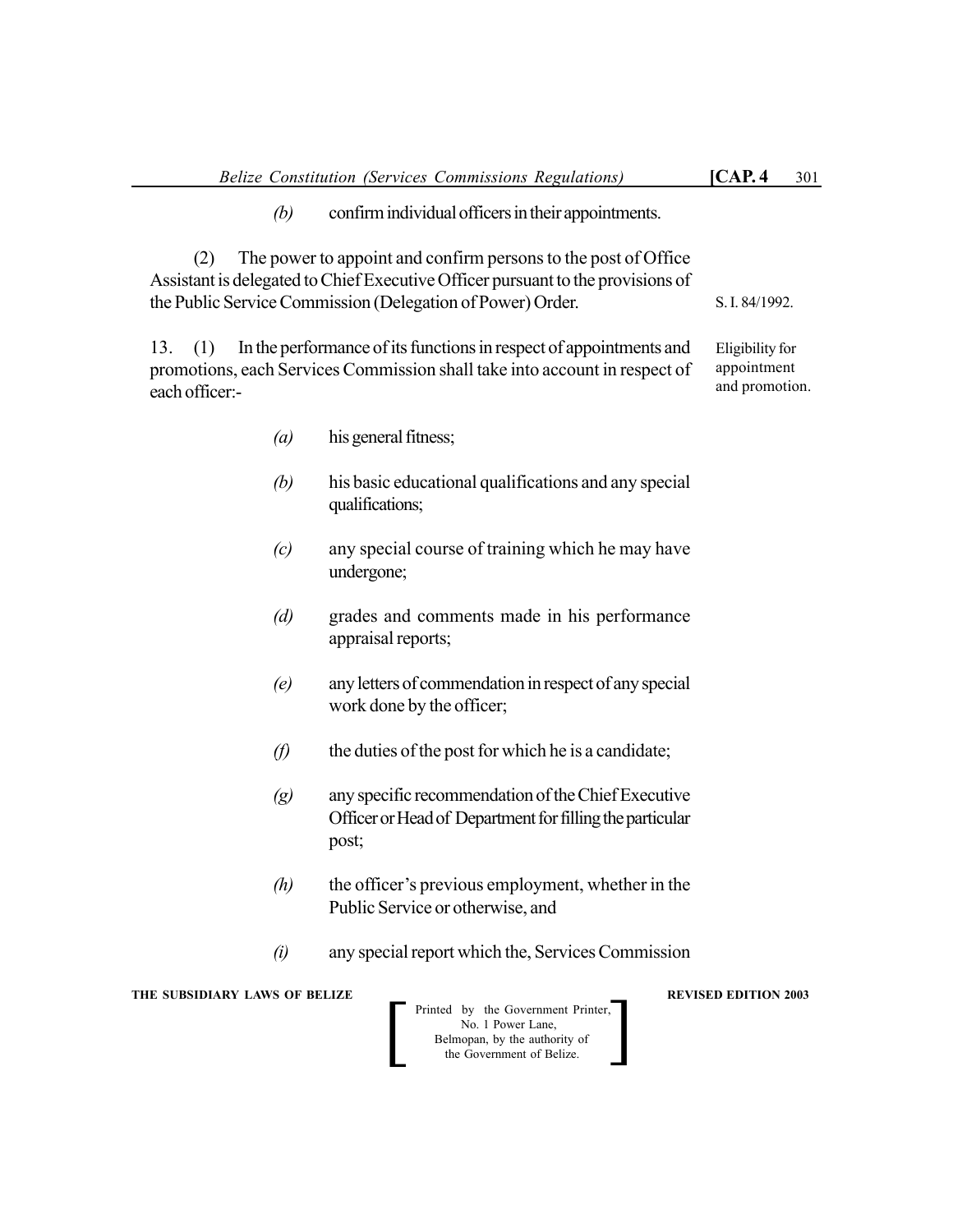*(b)* confirm individual officers in their appointments.

(2) The power to appoint and confirm persons to the post of Office Assistant is delegated to Chief Executive Officer pursuant to the provisions of the Public Service Commission (Delegation of Power) Order.

S. I. 84/1992.

Eligibility for appointment and promotion.

13. (1) In the performance of its functions in respect of appointments and promotions, each Services Commission shall take into account in respect of each officer:-

*(a)* his general fitness;

*(b)* his basic educational qualifications and any special qualifications;

*(c)* any special course of training which he may have undergone;

*(d)* grades and comments made in his performance appraisal reports;

*(e)* any letters of commendation in respect of any special work done by the officer;

*(f)* the duties of the post for which he is a candidate;

*(g)* any specific recommendation of the Chief Executive Officer or Head of Department for filling the particular post;

*(h)* the officer's previous employment, whether in the Public Service or otherwise, and

*(i)* any special report which the, Services Commission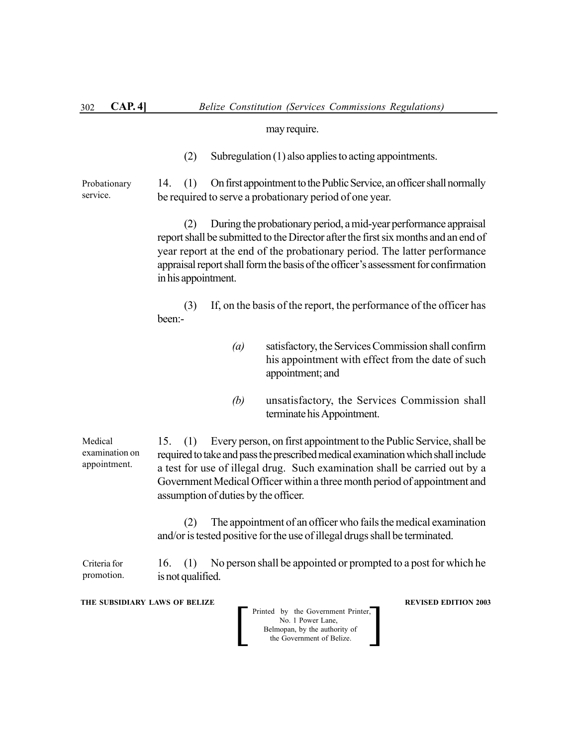may require.

(2) Subregulation (1) also applies to acting appointments.

Probationary service.

14. (1) On first appointment to the Public Service, an officer shall normally be required to serve a probationary period of one year.

(2) During the probationary period, a mid-year performance appraisal report shall be submitted to the Director after the first six months and an end of year report at the end of the probationary period. The latter performance appraisal report shall form the basis of the officer's assessment for confirmation in his appointment.

(3) If, on the basis of the report, the performance of the officer has been:-

*(a)* satisfactory, the Services Commission shall confirm his appointment with effect from the date of such appointment; and

*(b)* unsatisfactory, the Services Commission shall terminate his Appointment.

Medical examination on appointment.

15. (1) Every person, on first appointment to the Public Service, shall be required to take and pass the prescribed medical examination which shall include a test for use of illegal drug. Such examination shall be carried out by a Government Medical Officer within a three month period of appointment and assumption of duties by the officer.

(2) The appointment of an officer who fails the medical examination and/or is tested positive for the use of illegal drugs shall be terminated.

Criteria for promotion.

16. (1) No person shall be appointed or prompted to a post for which he is not qualified.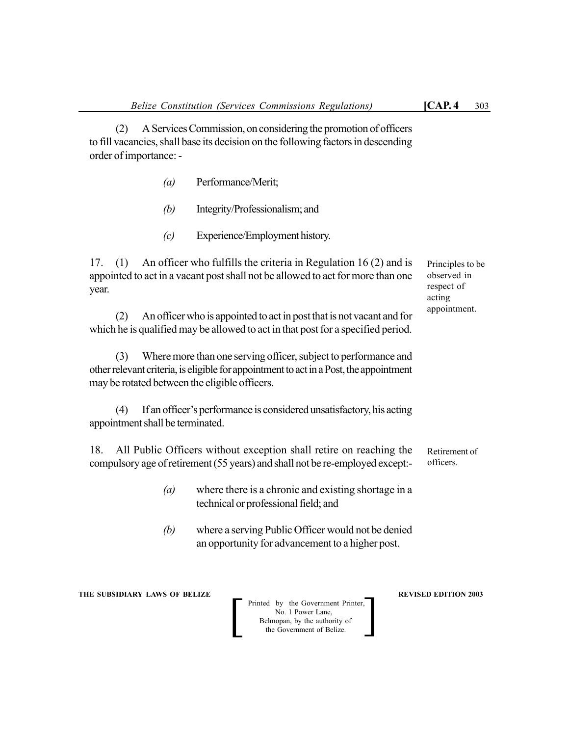(2) A Services Commission, on considering the promotion of officers to fill vacancies, shall base its decision on the following factors in descending order of importance: -

> *(a)* Performance/Merit;
>
> *(b)* Integrity/Professionalism; and
>
> *(c)* Experience/Employment history.

Principles to be observed in respect of acting appointment.

17. (1) An officer who fulfills the criteria in Regulation 16 (2) and is appointed to act in a vacant post shall not be allowed to act for more than one year.

(2) An officer who is appointed to act in post that is not vacant and for which he is qualified may be allowed to act in that post for a specified period.

(3) Where more than one serving officer, subject to performance and other relevant criteria, is eligible for appointment to act in a Post, the appointment may be rotated between the eligible officers.

(4) If an officer's performance is considered unsatisfactory, his acting appointment shall be terminated.

Retirement of officers.

18. All Public Officers without exception shall retire on reaching the compulsory age of retirement (55 years) and shall not be re-employed except:-

> *(a)* where there is a chronic and existing shortage in a technical or professional field; and
>
> *(b)* where a serving Public Officer would not be denied an opportunity for advancement to a higher post.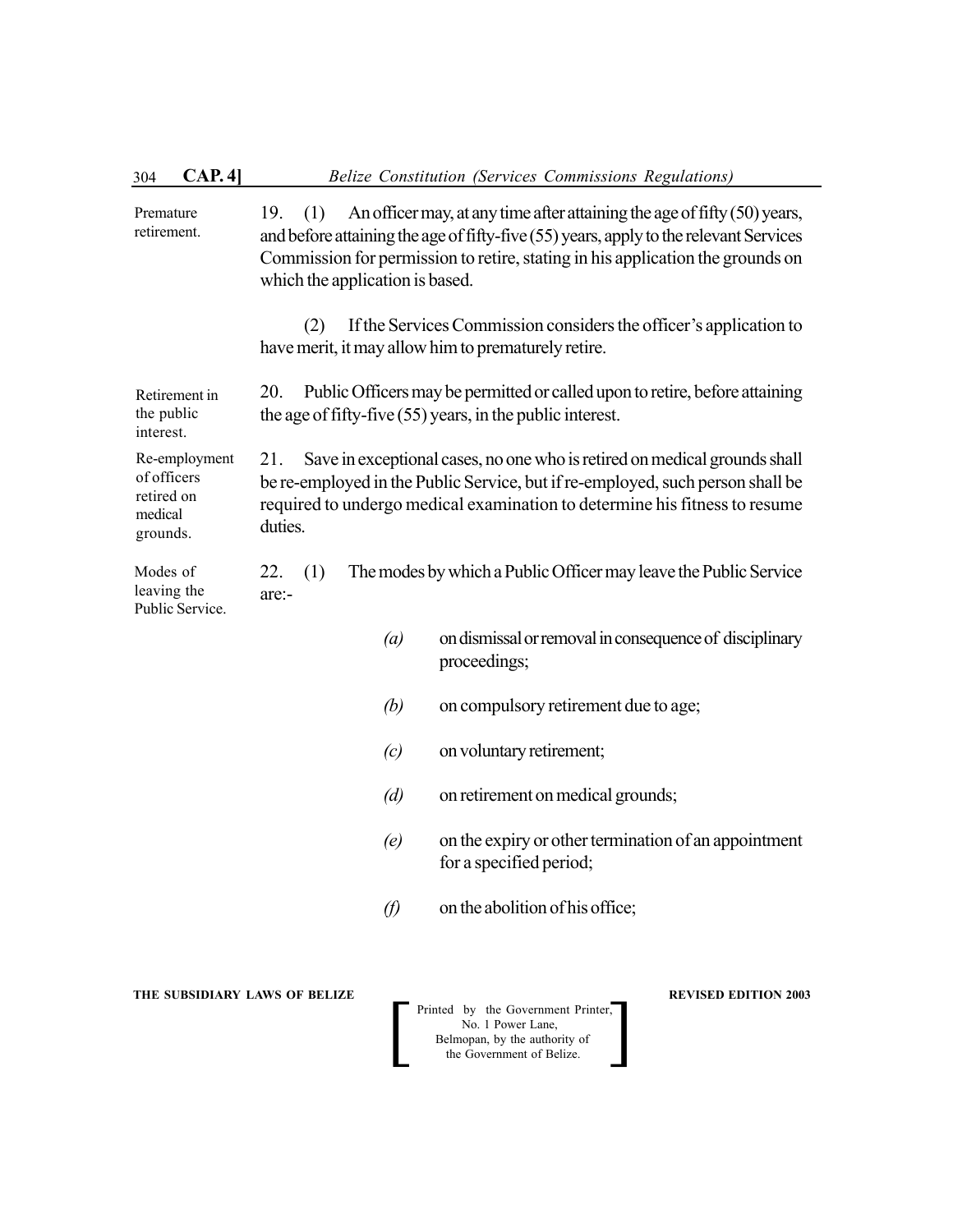Premature retirement.

19. (1) An officer may, at any time after attaining the age of fifty (50) years, and before attaining the age of fifty-five (55) years, apply to the relevant Services Commission for permission to retire, stating in his application the grounds on which the application is based.

(2) If the Services Commission considers the officer's application to have merit, it may allow him to prematurely retire.

Retirement in the public interest.

20. Public Officers may be permitted or called upon to retire, before attaining the age of fifty-five (55) years, in the public interest.

Re-employment of officers retired on medical grounds.

21. Save in exceptional cases, no one who is retired on medical grounds shall be re-employed in the Public Service, but if re-employed, such person shall be required to undergo medical examination to determine his fitness to resume duties.

Modes of leaving the Public Service.

22. (1) The modes by which a Public Officer may leave the Public Service are:-

*(a)* on dismissal or removal in consequence of disciplinary proceedings;

*(b)* on compulsory retirement due to age;

*(c)* on voluntary retirement;

*(d)* on retirement on medical grounds;

*(e)* on the expiry or other termination of an appointment for a specified period;

*(f)* on the abolition of his office;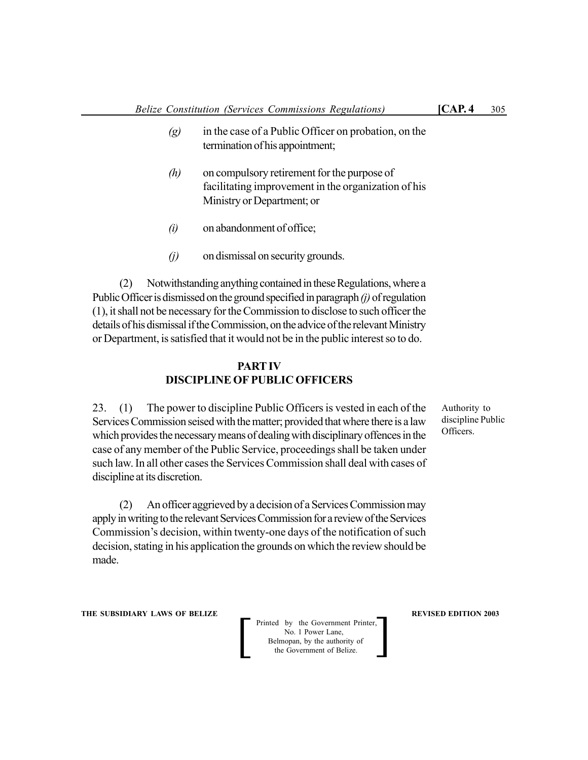*(g)* in the case of a Public Officer on probation, on the termination of his appointment;

*(h)* on compulsory retirement for the purpose of facilitating improvement in the organization of his Ministry or Department; or

*(i)* on abandonment of office;

*(j)* on dismissal on security grounds.

(2) Notwithstanding anything contained in these Regulations, where a Public Officer is dismissed on the ground specified in paragraph *(j)* of regulation (1), it shall not be necessary for the Commission to disclose to such officer the details of his dismissal if the Commission, on the advice of the relevant Ministry or Department, is satisfied that it would not be in the public interest so to do.

## PART IV
## DISCIPLINE OF PUBLIC OFFICERS

Authority to discipline Public Officers.

23. (1) The power to discipline Public Officers is vested in each of the Services Commission seised with the matter; provided that where there is a law which provides the necessary means of dealing with disciplinary offences in the case of any member of the Public Service, proceedings shall be taken under such law. In all other cases the Services Commission shall deal with cases of discipline at its discretion.

(2) An officer aggrieved by a decision of a Services Commission may apply in writing to the relevant Services Commission for a review of the Services Commission's decision, within twenty-one days of the notification of such decision, stating in his application the grounds on which the review should be made.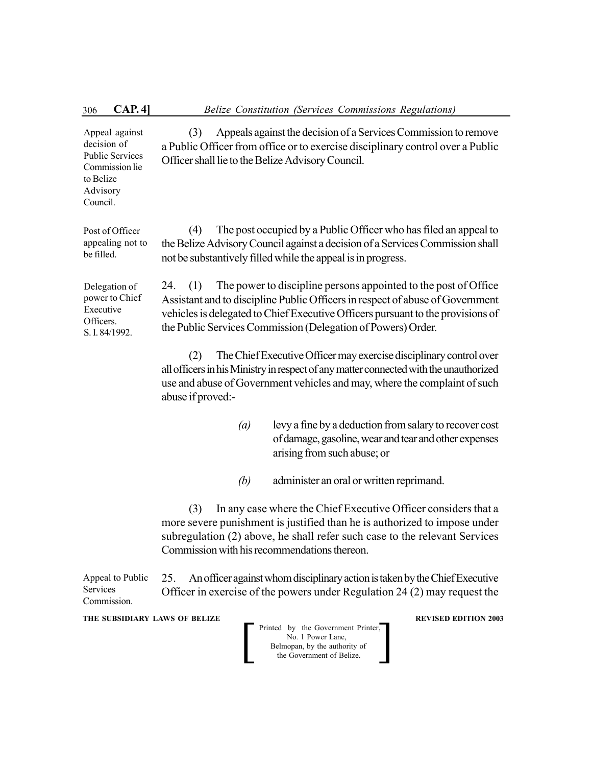Appeal against decision of Public Services Commission lie to Belize Advisory Council.

(3) Appeals against the decision of a Services Commission to remove a Public Officer from office or to exercise disciplinary control over a Public Officer shall lie to the Belize Advisory Council.

Post of Officer appealing not to be filled.

(4) The post occupied by a Public Officer who has filed an appeal to the Belize Advisory Council against a decision of a Services Commission shall not be substantively filled while the appeal is in progress.

Delegation of power to Chief Executive Officers. S. I. 84/1992.

24. (1) The power to discipline persons appointed to the post of Office Assistant and to discipline Public Officers in respect of abuse of Government vehicles is delegated to Chief Executive Officers pursuant to the provisions of the Public Services Commission (Delegation of Powers) Order.

(2) The Chief Executive Officer may exercise disciplinary control over all officers in his Ministry in respect of any matter connected with the unauthorized use and abuse of Government vehicles and may, where the complaint of such abuse if proved:-

*(a)* levy a fine by a deduction from salary to recover cost of damage, gasoline, wear and tear and other expenses arising from such abuse; or

*(b)* administer an oral or written reprimand.

(3) In any case where the Chief Executive Officer considers that a more severe punishment is justified than he is authorized to impose under subregulation (2) above, he shall refer such case to the relevant Services Commission with his recommendations thereon.

Appeal to Public Services Commission.

25. An officer against whom disciplinary action is taken by the Chief Executive Officer in exercise of the powers under Regulation 24 (2) may request the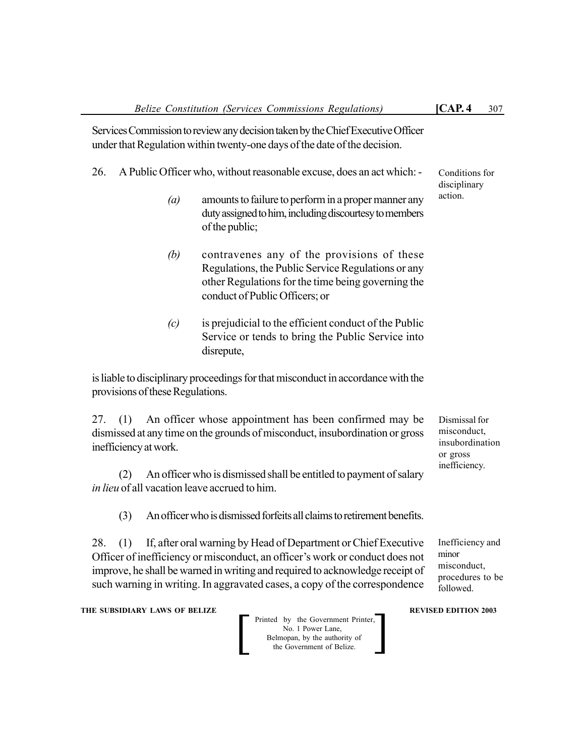Services Commission to review any decision taken by the Chief Executive Officer under that Regulation within twenty-one days of the date of the decision.

Conditions for disciplinary action.

26. A Public Officer who, without reasonable excuse, does an act which: -

*(a)* amounts to failure to perform in a proper manner any duty assigned to him, including discourtesy to members of the public;

*(b)* contravenes any of the provisions of these Regulations, the Public Service Regulations or any other Regulations for the time being governing the conduct of Public Officers; or

*(c)* is prejudicial to the efficient conduct of the Public Service or tends to bring the Public Service into disrepute,

is liable to disciplinary proceedings for that misconduct in accordance with the provisions of these Regulations.

Dismissal for misconduct, insubordination or gross inefficiency.

27. (1) An officer whose appointment has been confirmed may be dismissed at any time on the grounds of misconduct, insubordination or gross inefficiency at work.

(2) An officer who is dismissed shall be entitled to payment of salary *in lieu* of all vacation leave accrued to him.

(3) An officer who is dismissed forfeits all claims to retirement benefits.

Inefficiency and minor misconduct, procedures to be followed.

28. (1) If, after oral warning by Head of Department or Chief Executive Officer of inefficiency or misconduct, an officer's work or conduct does not improve, he shall be warned in writing and required to acknowledge receipt of such warning in writing. In aggravated cases, a copy of the correspondence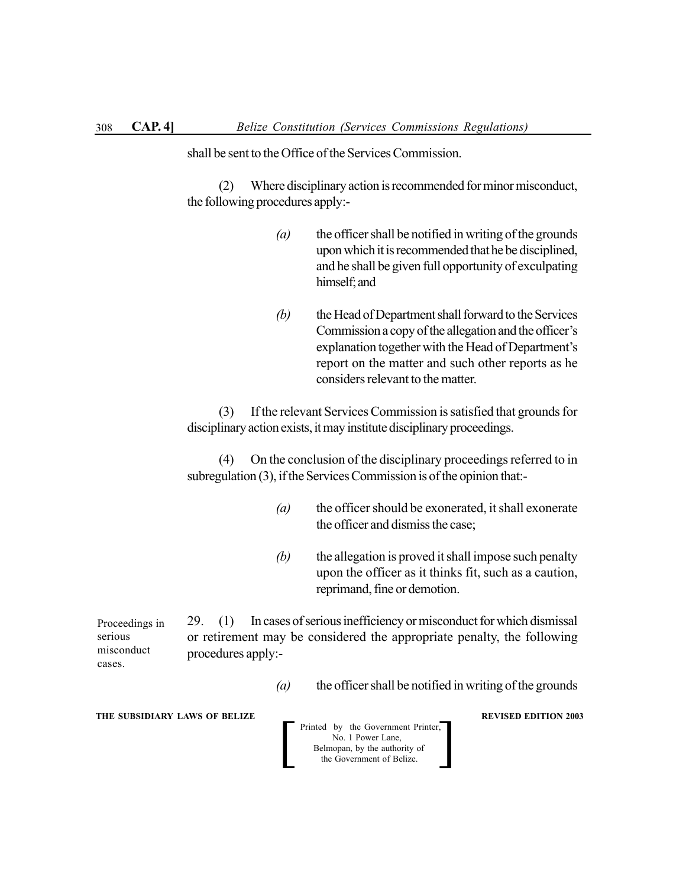shall be sent to the Office of the Services Commission.

(2) Where disciplinary action is recommended for minor misconduct, the following procedures apply:-

*(a)* the officer shall be notified in writing of the grounds upon which it is recommended that he be disciplined, and he shall be given full opportunity of exculpating himself; and

*(b)* the Head of Department shall forward to the Services Commission a copy of the allegation and the officer's explanation together with the Head of Department's report on the matter and such other reports as he considers relevant to the matter.

(3) If the relevant Services Commission is satisfied that grounds for disciplinary action exists, it may institute disciplinary proceedings.

(4) On the conclusion of the disciplinary proceedings referred to in subregulation (3), if the Services Commission is of the opinion that:-

*(a)* the officer should be exonerated, it shall exonerate the officer and dismiss the case;

*(b)* the allegation is proved it shall impose such penalty upon the officer as it thinks fit, such as a caution, reprimand, fine or demotion.

Proceedings in serious misconduct cases.

29. (1) In cases of serious inefficiency or misconduct for which dismissal or retirement may be considered the appropriate penalty, the following procedures apply:-

*(a)* the officer shall be notified in writing of the grounds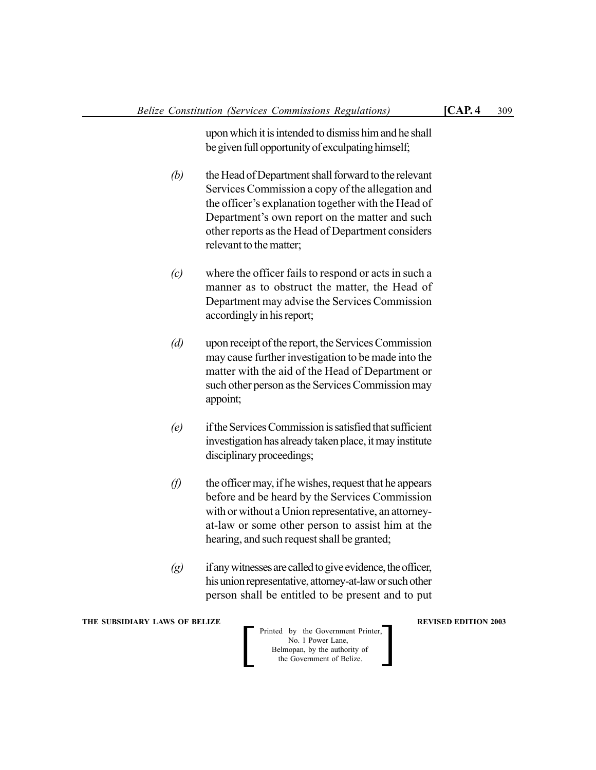upon which it is intended to dismiss him and he shall be given full opportunity of exculpating himself;

*(b)* the Head of Department shall forward to the relevant Services Commission a copy of the allegation and the officer's explanation together with the Head of Department's own report on the matter and such other reports as the Head of Department considers relevant to the matter;

*(c)* where the officer fails to respond or acts in such a manner as to obstruct the matter, the Head of Department may advise the Services Commission accordingly in his report;

*(d)* upon receipt of the report, the Services Commission may cause further investigation to be made into the matter with the aid of the Head of Department or such other person as the Services Commission may appoint;

*(e)* if the Services Commission is satisfied that sufficient investigation has already taken place, it may institute disciplinary proceedings;

*(f)* the officer may, if he wishes, request that he appears before and be heard by the Services Commission with or without a Union representative, an attorney-at-law or some other person to assist him at the hearing, and such request shall be granted;

*(g)* if any witnesses are called to give evidence, the officer, his union representative, attorney-at-law or such other person shall be entitled to be present and to put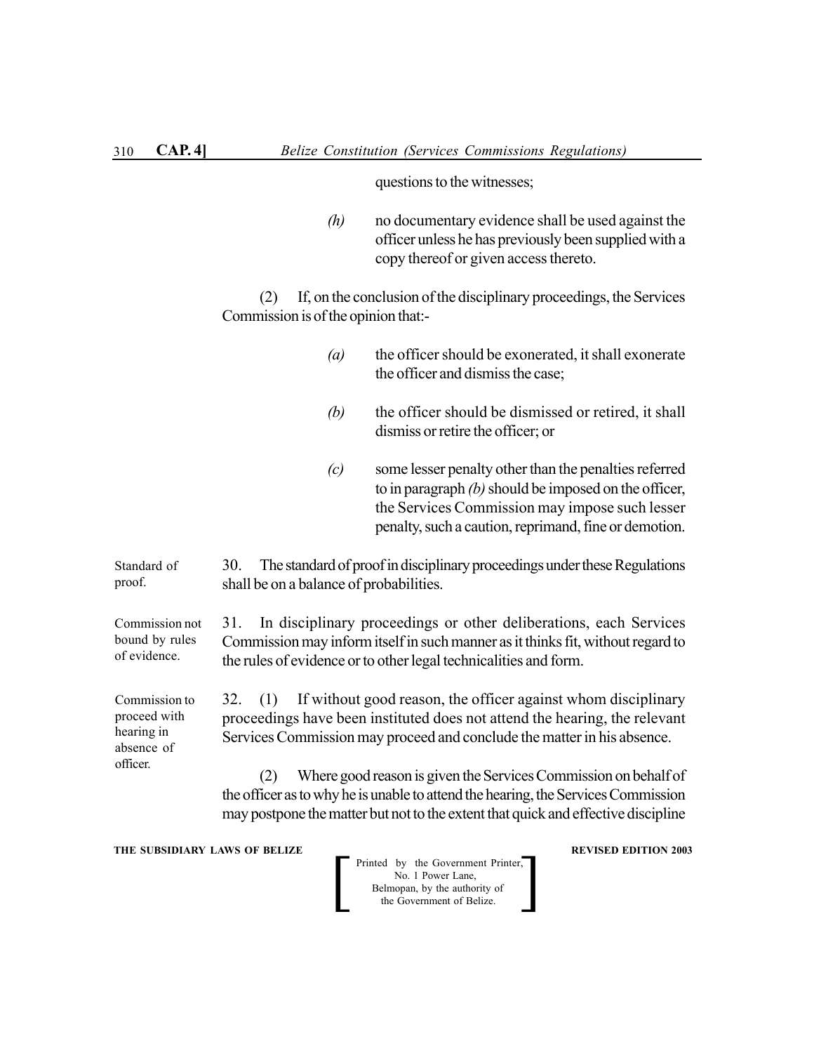questions to the witnesses;

*(h)* no documentary evidence shall be used against the officer unless he has previously been supplied with a copy thereof or given access thereto.

(2) If, on the conclusion of the disciplinary proceedings, the Services Commission is of the opinion that:-

*(a)* the officer should be exonerated, it shall exonerate the officer and dismiss the case;

*(b)* the officer should be dismissed or retired, it shall dismiss or retire the officer; or

*(c)* some lesser penalty other than the penalties referred to in paragraph *(b)* should be imposed on the officer, the Services Commission may impose such lesser penalty, such a caution, reprimand, fine or demotion.

Standard of proof.

30. The standard of proof in disciplinary proceedings under these Regulations shall be on a balance of probabilities.

Commission not bound by rules of evidence.

31. In disciplinary proceedings or other deliberations, each Services Commission may inform itself in such manner as it thinks fit, without regard to the rules of evidence or to other legal technicalities and form.

Commission to proceed with hearing in absence of officer.

32. (1) If without good reason, the officer against whom disciplinary proceedings have been instituted does not attend the hearing, the relevant Services Commission may proceed and conclude the matter in his absence.

(2) Where good reason is given the Services Commission on behalf of the officer as to why he is unable to attend the hearing, the Services Commission may postpone the matter but not to the extent that quick and effective discipline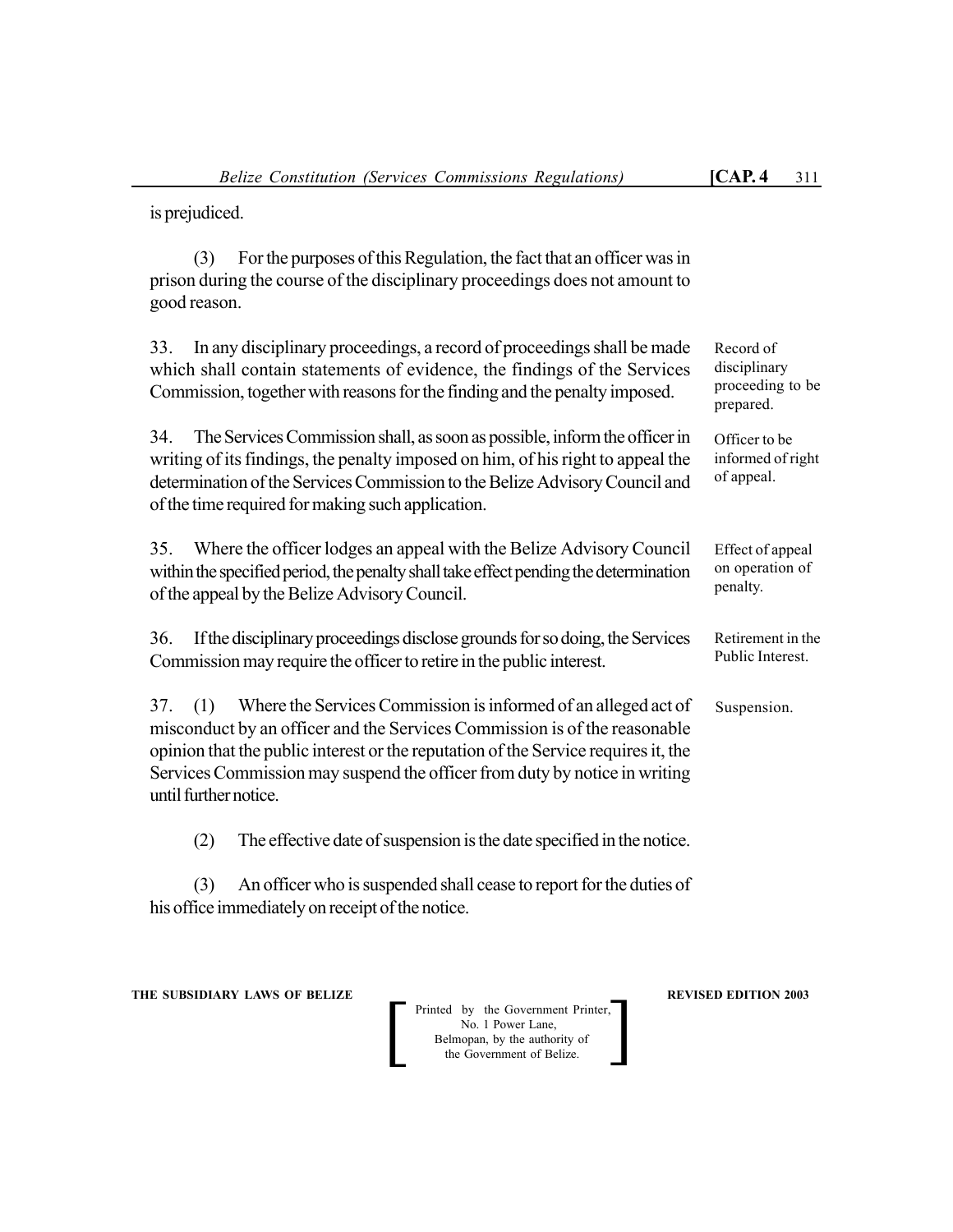is prejudiced.

(3) For the purposes of this Regulation, the fact that an officer was in prison during the course of the disciplinary proceedings does not amount to good reason.

*Record of disciplinary proceeding to be prepared.*

33. In any disciplinary proceedings, a record of proceedings shall be made which shall contain statements of evidence, the findings of the Services Commission, together with reasons for the finding and the penalty imposed.

*Officer to be informed of right of appeal.*

34. The Services Commission shall, as soon as possible, inform the officer in writing of its findings, the penalty imposed on him, of his right to appeal the determination of the Services Commission to the Belize Advisory Council and of the time required for making such application.

*Effect of appeal on operation of penalty.*

35. Where the officer lodges an appeal with the Belize Advisory Council within the specified period, the penalty shall take effect pending the determination of the appeal by the Belize Advisory Council.

*Retirement in the Public Interest.*

36. If the disciplinary proceedings disclose grounds for so doing, the Services Commission may require the officer to retire in the public interest.

*Suspension.*

37. (1) Where the Services Commission is informed of an alleged act of misconduct by an officer and the Services Commission is of the reasonable opinion that the public interest or the reputation of the Service requires it, the Services Commission may suspend the officer from duty by notice in writing until further notice.

(2) The effective date of suspension is the date specified in the notice.

(3) An officer who is suspended shall cease to report for the duties of his office immediately on receipt of the notice.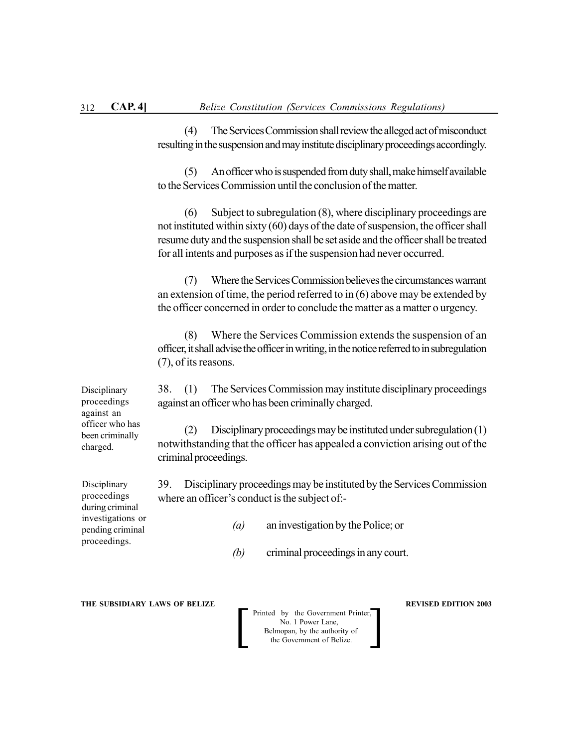(4) The Services Commission shall review the alleged act of misconduct resulting in the suspension and may institute disciplinary proceedings accordingly.

(5) An officer who is suspended from duty shall, make himself available to the Services Commission until the conclusion of the matter.

(6) Subject to subregulation (8), where disciplinary proceedings are not instituted within sixty (60) days of the date of suspension, the officer shall resume duty and the suspension shall be set aside and the officer shall be treated for all intents and purposes as if the suspension had never occurred.

(7) Where the Services Commission believes the circumstances warrant an extension of time, the period referred to in (6) above may be extended by the officer concerned in order to conclude the matter as a matter o urgency.

(8) Where the Services Commission extends the suspension of an officer, it shall advise the officer in writing, in the notice referred to in subregulation (7), of its reasons.

Disciplinary proceedings against an officer who has been criminally charged.

38. (1) The Services Commission may institute disciplinary proceedings against an officer who has been criminally charged.

(2) Disciplinary proceedings may be instituted under subregulation (1) notwithstanding that the officer has appealed a conviction arising out of the criminal proceedings.

Disciplinary proceedings during criminal investigations or pending criminal proceedings.

39. Disciplinary proceedings may be instituted by the Services Commission where an officer's conduct is the subject of:-

*(a)* an investigation by the Police; or

*(b)* criminal proceedings in any court.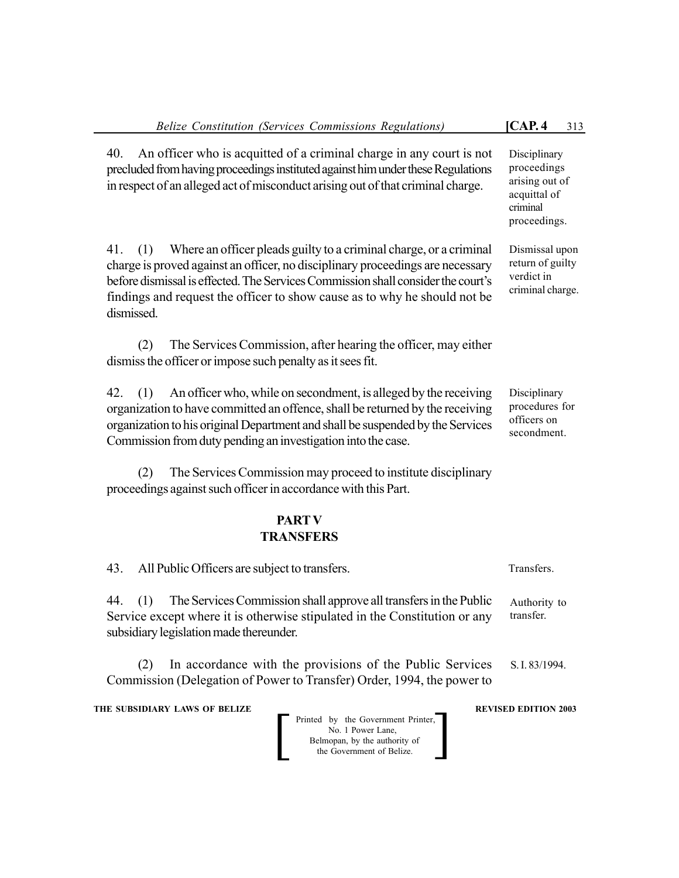40. An officer who is acquitted of a criminal charge in any court is not precluded from having proceedings instituted against him under these Regulations in respect of an alleged act of misconduct arising out of that criminal charge.

Disciplinary proceedings arising out of acquittal of criminal proceedings.

41. (1) Where an officer pleads guilty to a criminal charge, or a criminal charge is proved against an officer, no disciplinary proceedings are necessary before dismissal is effected. The Services Commission shall consider the court's findings and request the officer to show cause as to why he should not be dismissed.

Dismissal upon return of guilty verdict in criminal charge.

(2) The Services Commission, after hearing the officer, may either dismiss the officer or impose such penalty as it sees fit.

42. (1) An officer who, while on secondment, is alleged by the receiving organization to have committed an offence, shall be returned by the receiving organization to his original Department and shall be suspended by the Services Commission from duty pending an investigation into the case.

Disciplinary procedures for officers on secondment.

(2) The Services Commission may proceed to institute disciplinary proceedings against such officer in accordance with this Part.

## PART V
## TRANSFERS

43. All Public Officers are subject to transfers.

Transfers.

44. (1) The Services Commission shall approve all transfers in the Public Service except where it is otherwise stipulated in the Constitution or any subsidiary legislation made thereunder.

Authority to transfer.

(2) In accordance with the provisions of the Public Services Commission (Delegation of Power to Transfer) Order, 1994, the power to

S. I. 83/1994.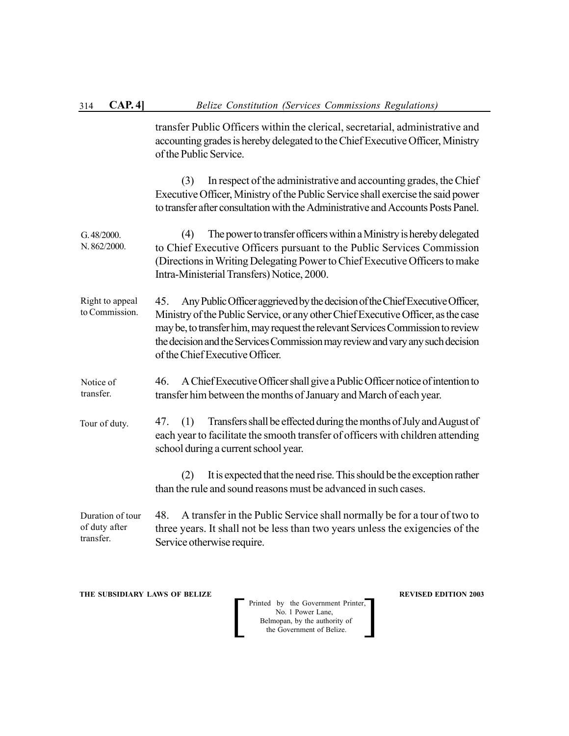transfer Public Officers within the clerical, secretarial, administrative and accounting grades is hereby delegated to the Chief Executive Officer, Ministry of the Public Service.

(3) In respect of the administrative and accounting grades, the Chief Executive Officer, Ministry of the Public Service shall exercise the said power to transfer after consultation with the Administrative and Accounts Posts Panel.

G. 48/2000.
N. 862/2000.

(4) The power to transfer officers within a Ministry is hereby delegated to Chief Executive Officers pursuant to the Public Services Commission (Directions in Writing Delegating Power to Chief Executive Officers to make Intra-Ministerial Transfers) Notice, 2000.

Right to appeal to Commission.

45. Any Public Officer aggrieved by the decision of the Chief Executive Officer, Ministry of the Public Service, or any other Chief Executive Officer, as the case may be, to transfer him, may request the relevant Services Commission to review the decision and the Services Commission may review and vary any such decision of the Chief Executive Officer.

Notice of transfer.

46. A Chief Executive Officer shall give a Public Officer notice of intention to transfer him between the months of January and March of each year.

Tour of duty.

47. (1) Transfers shall be effected during the months of July and August of each year to facilitate the smooth transfer of officers with children attending school during a current school year.

(2) It is expected that the need rise. This should be the exception rather than the rule and sound reasons must be advanced in such cases.

Duration of tour of duty after transfer.

48. A transfer in the Public Service shall normally be for a tour of two to three years. It shall not be less than two years unless the exigencies of the Service otherwise require.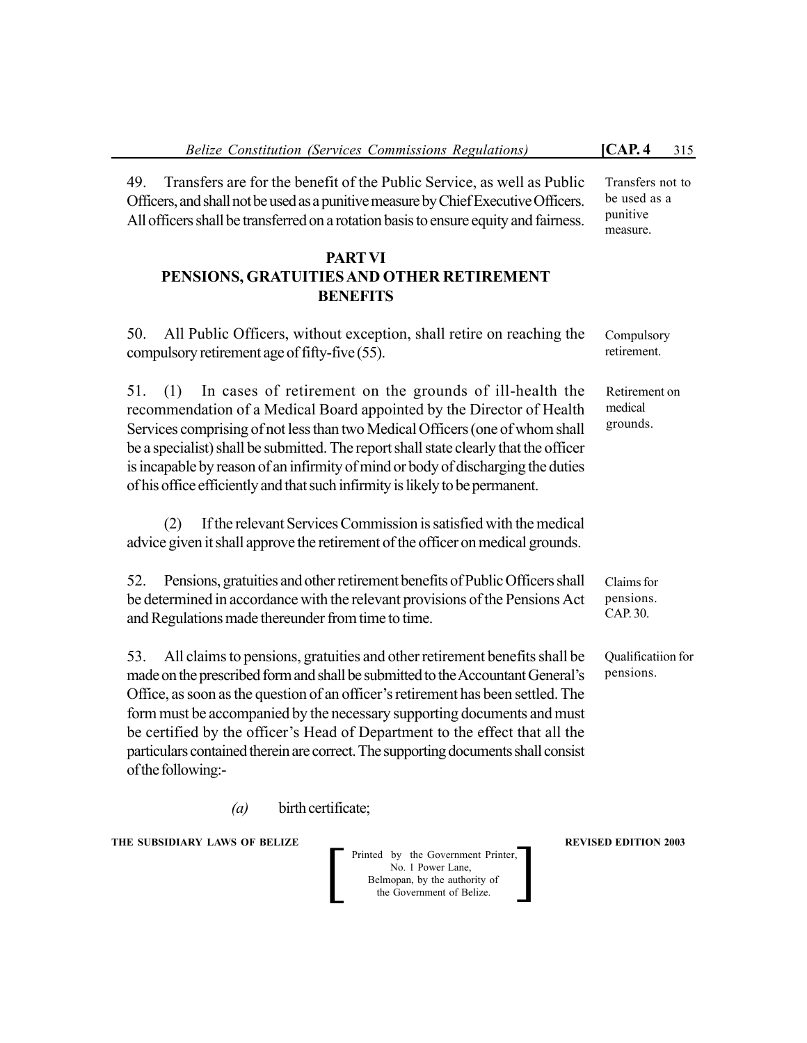49. Transfers are for the benefit of the Public Service, as well as Public Officers, and shall not be used as a punitive measure by Chief Executive Officers. All officers shall be transferred on a rotation basis to ensure equity and fairness.

Transfers not to be used as a punitive measure.

## PART VI
## PENSIONS, GRATUITIES AND OTHER RETIREMENT BENEFITS

50. All Public Officers, without exception, shall retire on reaching the compulsory retirement age of fifty-five (55).

Compulsory retirement.

51. (1) In cases of retirement on the grounds of ill-health the recommendation of a Medical Board appointed by the Director of Health Services comprising of not less than two Medical Officers (one of whom shall be a specialist) shall be submitted. The report shall state clearly that the officer is incapable by reason of an infirmity of mind or body of discharging the duties of his office efficiently and that such infirmity is likely to be permanent.

Retirement on medical grounds.

(2) If the relevant Services Commission is satisfied with the medical advice given it shall approve the retirement of the officer on medical grounds.

52. Pensions, gratuities and other retirement benefits of Public Officers shall be determined in accordance with the relevant provisions of the Pensions Act and Regulations made thereunder from time to time.

Claims for pensions. CAP. 30.

53. All claims to pensions, gratuities and other retirement benefits shall be made on the prescribed form and shall be submitted to the Accountant General's Office, as soon as the question of an officer's retirement has been settled. The form must be accompanied by the necessary supporting documents and must be certified by the officer's Head of Department to the effect that all the particulars contained therein are correct. The supporting documents shall consist of the following:-

Qualificatiion for pensions.

*(a)* birth certificate;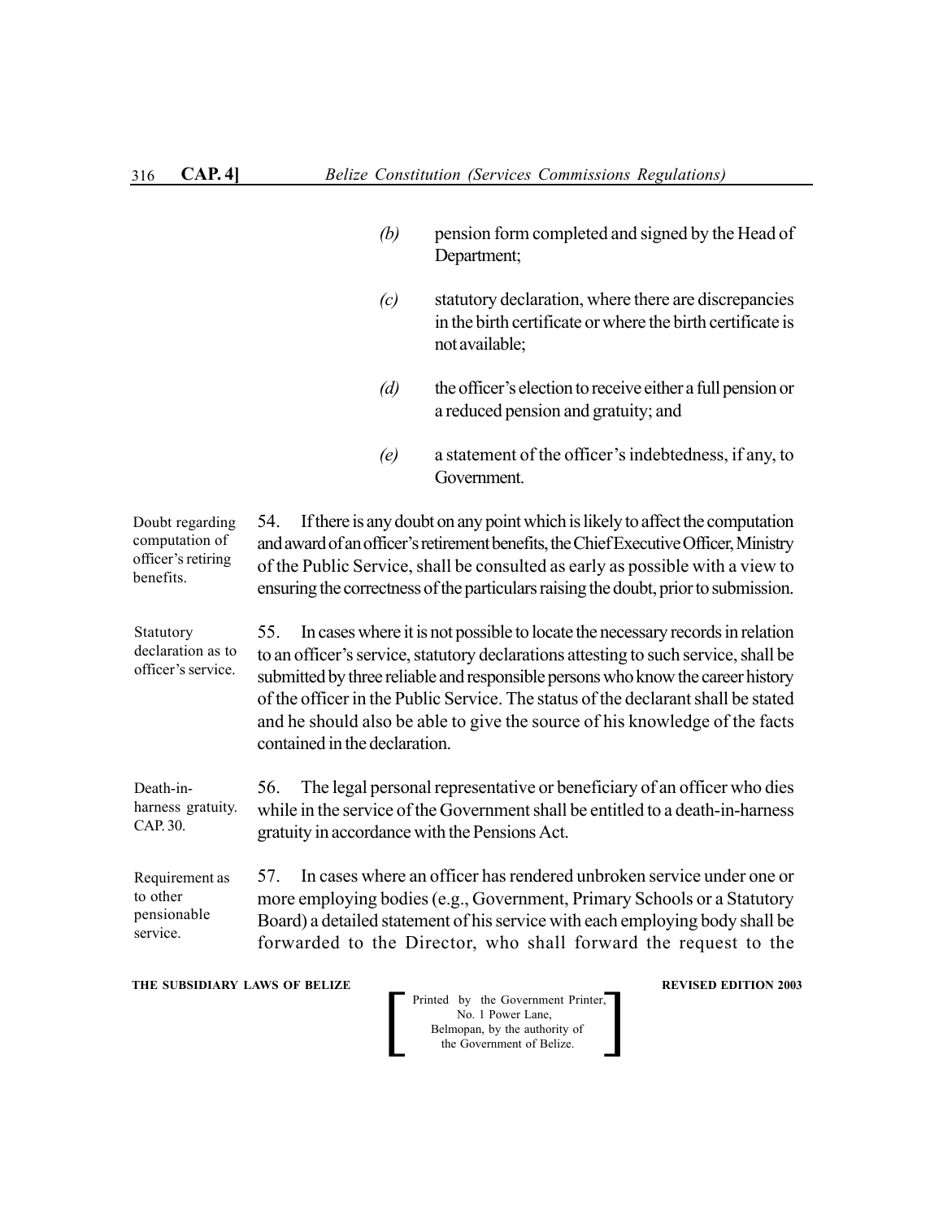(b) pension form completed and signed by the Head of Department;

(c) statutory declaration, where there are discrepancies in the birth certificate or where the birth certificate is not available;

(d) the officer's election to receive either a full pension or a reduced pension and gratuity; and

(e) a statement of the officer's indebtedness, if any, to Government.

Doubt regarding computation of officer's retiring benefits.

54. If there is any doubt on any point which is likely to affect the computation and award of an officer's retirement benefits, the Chief Executive Officer, Ministry of the Public Service, shall be consulted as early as possible with a view to ensuring the correctness of the particulars raising the doubt, prior to submission.

Statutory declaration as to officer's service.

55. In cases where it is not possible to locate the necessary records in relation to an officer's service, statutory declarations attesting to such service, shall be submitted by three reliable and responsible persons who know the career history of the officer in the Public Service. The status of the declarant shall be stated and he should also be able to give the source of his knowledge of the facts contained in the declaration.

Death-in-harness gratuity. CAP. 30.

56. The legal personal representative or beneficiary of an officer who dies while in the service of the Government shall be entitled to a death-in-harness gratuity in accordance with the Pensions Act.

Requirement as to other pensionable service.

57. In cases where an officer has rendered unbroken service under one or more employing bodies (e.g., Government, Primary Schools or a Statutory Board) a detailed statement of his service with each employing body shall be forwarded to the Director, who shall forward the request to the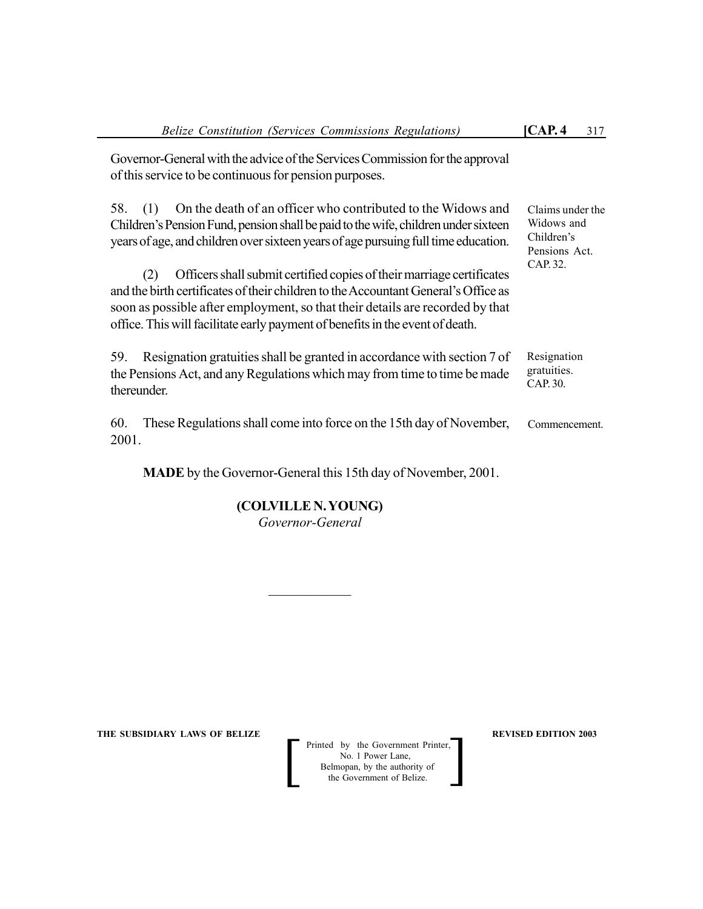Governor-General with the advice of the Services Commission for the approval of this service to be continuous for pension purposes.

Claims under the Widows and Children's Pensions Act. CAP. 32.

58. (1) On the death of an officer who contributed to the Widows and Children's Pension Fund, pension shall be paid to the wife, children under sixteen years of age, and children over sixteen years of age pursuing full time education.

(2) Officers shall submit certified copies of their marriage certificates and the birth certificates of their children to the Accountant General's Office as soon as possible after employment, so that their details are recorded by that office. This will facilitate early payment of benefits in the event of death.

Resignation gratuities. CAP. 30.

59. Resignation gratuities shall be granted in accordance with section 7 of the Pensions Act, and any Regulations which may from time to time be made thereunder.

Commencement.

60. These Regulations shall come into force on the 15th day of November, 2001.

**MADE** by the Governor-General this 15th day of November, 2001.

**(COLVILLE N. YOUNG)**
*Governor-General*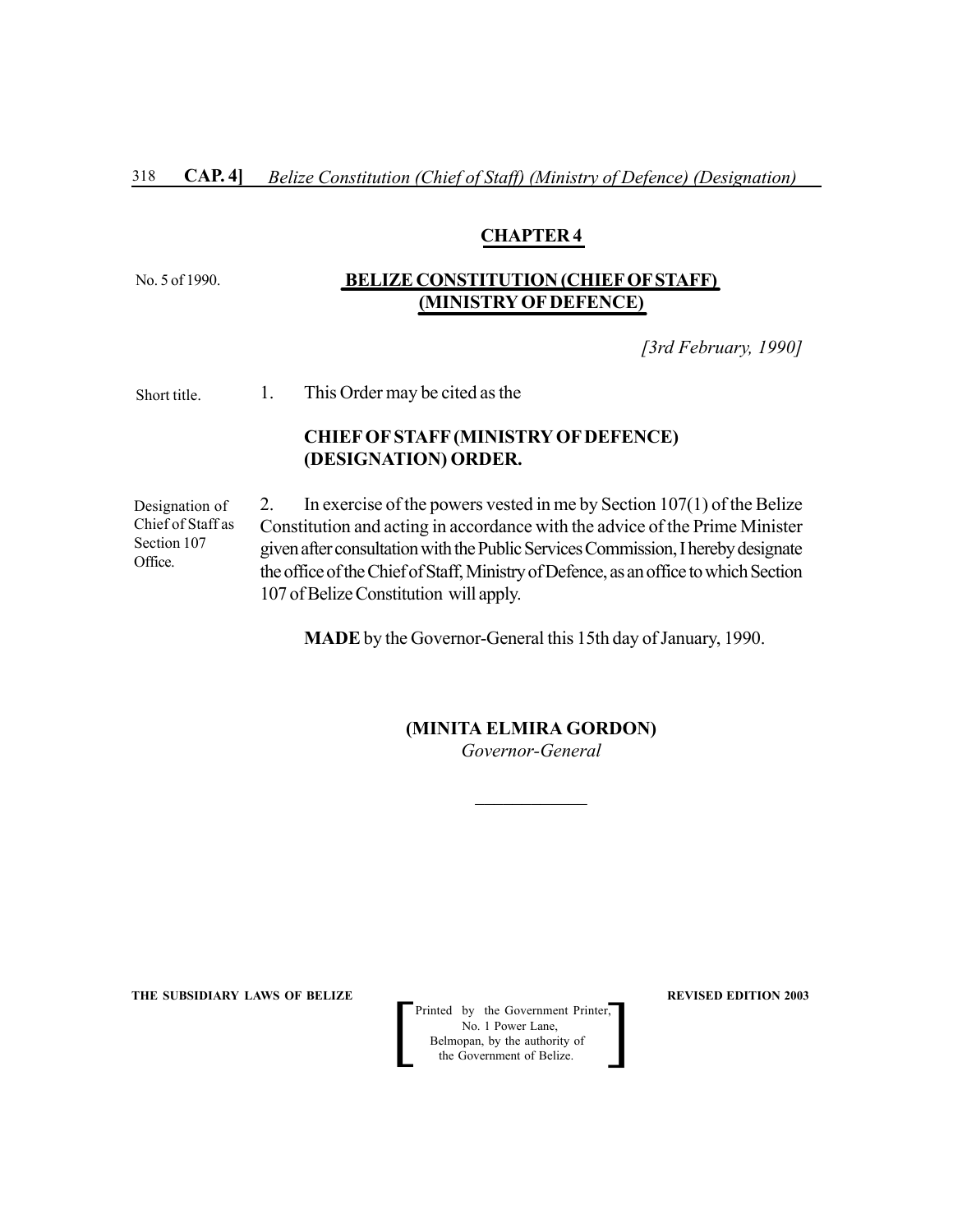## CHAPTER 4

No. 5 of 1990.

## BELIZE CONSTITUTION (CHIEF OF STAFF) (MINISTRY OF DEFENCE)

*[3rd February, 1990]*

Short title.

1. This Order may be cited as the

**CHIEF OF STAFF (MINISTRY OF DEFENCE) (DESIGNATION) ORDER.**

Designation of Chief of Staff as Section 107 Office.

2. In exercise of the powers vested in me by Section 107(1) of the Belize Constitution and acting in accordance with the advice of the Prime Minister given after consultation with the Public Services Commission, I hereby designate the office of the Chief of Staff, Ministry of Defence, as an office to which Section 107 of Belize Constitution will apply.

**MADE** by the Governor-General this 15th day of January, 1990.

**(MINITA ELMIRA GORDON)**
*Governor-General*